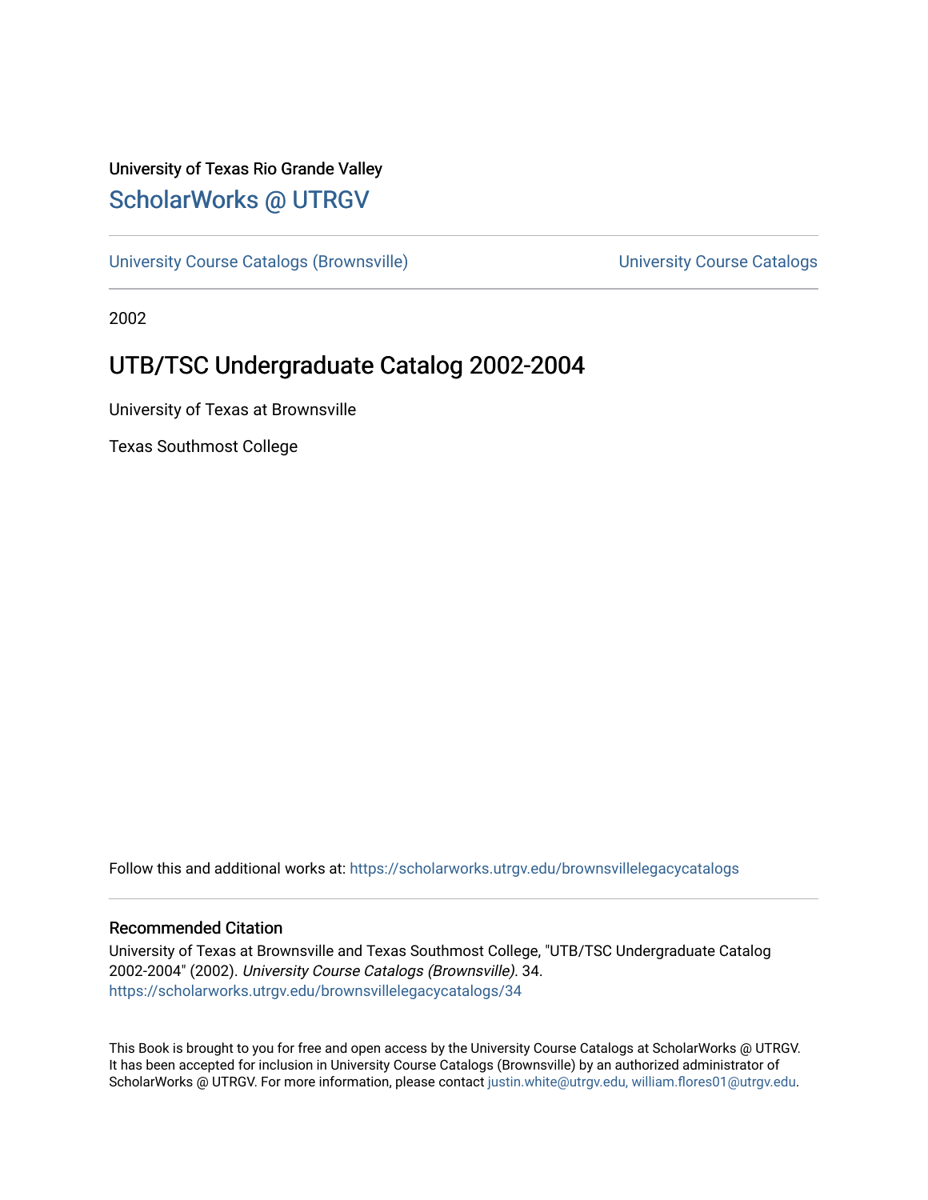University of Texas Rio Grande Valley

# ScholarWorks @ UTRGV

University Course Catalogs (Brownsville) University Course Catalogs

2002

## UTB/TSC Undergraduate Catalog 2002-2004

University of Texas at Brownsville

Texas Southmost College

Follow this and additional works at: https://scholarworks.utrgv.edu/brownsvillelegacycatalogs

### Recommended Citation

University of Texas at Brownsville and Texas Southmost College, "UTB/TSC Undergraduate Catalog 2002-2004" (2002). *University Course Catalogs (Brownsville)*. 34.
https://scholarworks.utrgv.edu/brownsvillelegacycatalogs/34

This Book is brought to you for free and open access by the University Course Catalogs at ScholarWorks @ UTRGV. It has been accepted for inclusion in University Course Catalogs (Brownsville) by an authorized administrator of ScholarWorks @ UTRGV. For more information, please contact justin.white@utrgv.edu, william.flores01@utrgv.edu.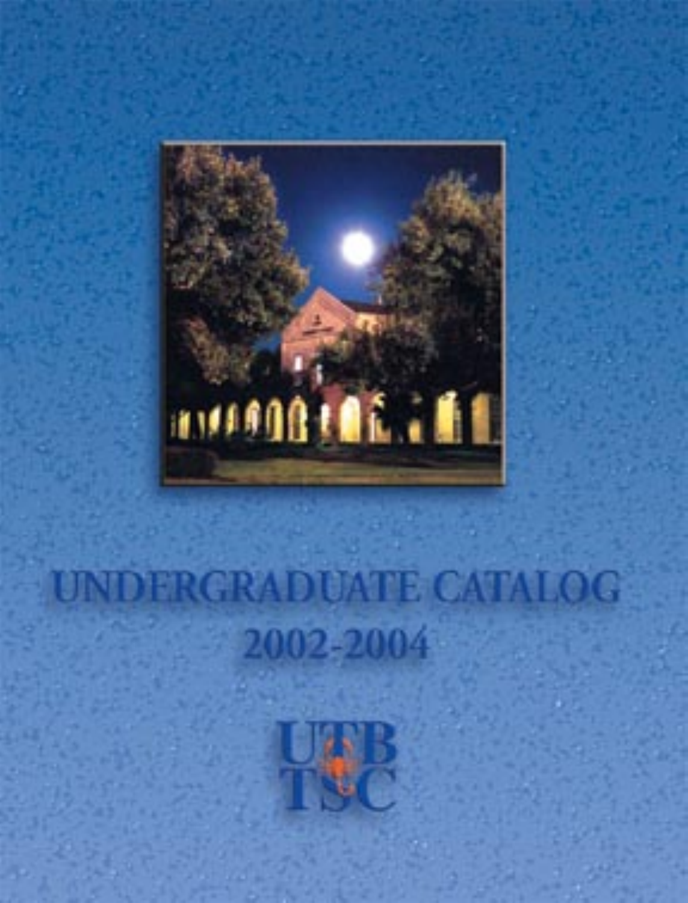# UNDERGRADUATE CATALOG

## 2002-2004

UTB
TSC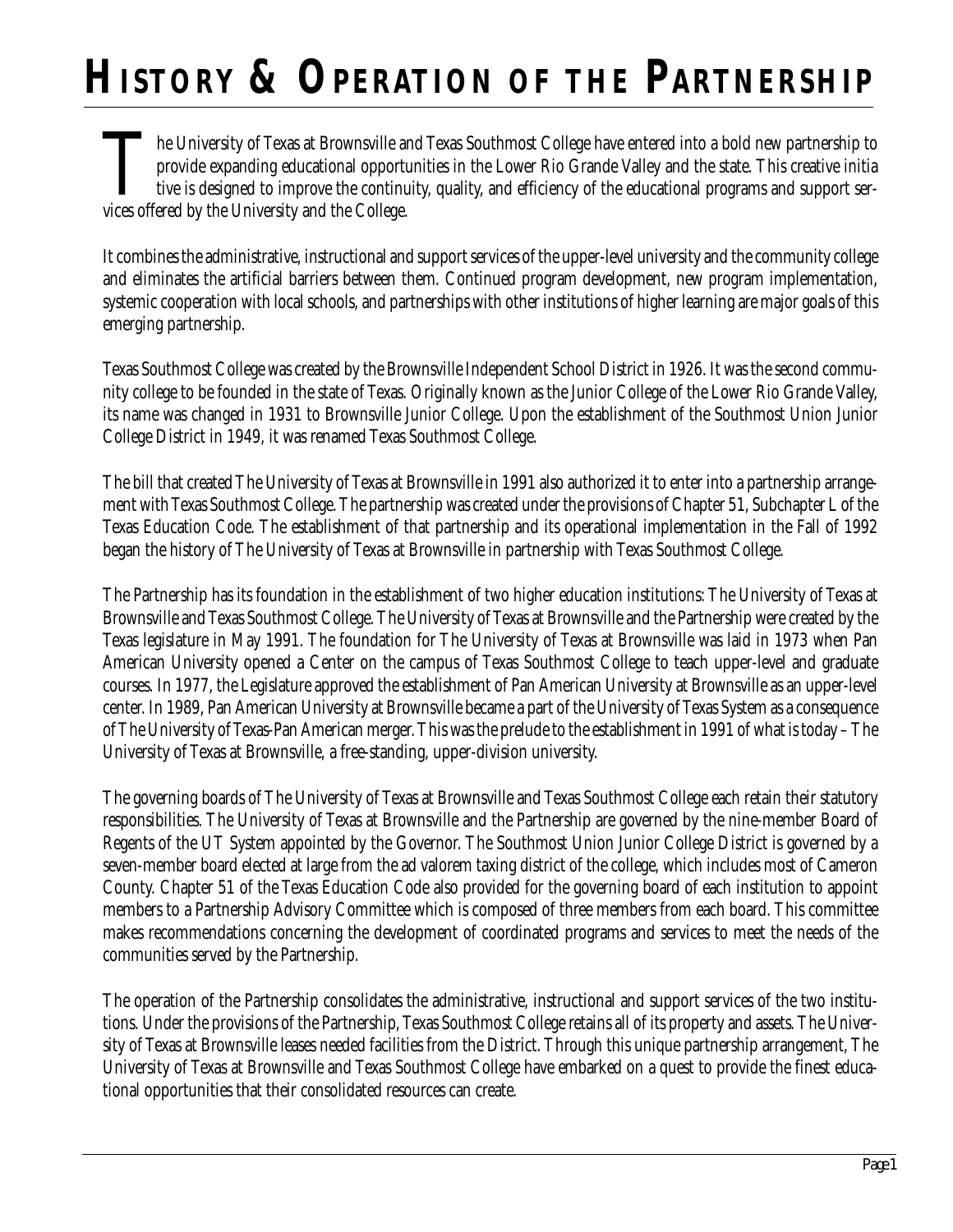# HISTORY & OPERATION OF THE PARTNERSHIP

The University of Texas at Brownsville and Texas Southmost College have entered into a bold new partnership to provide expanding educational opportunities in the Lower Rio Grande Valley and the state. This creative initiative is designed to improve the continuity, quality, and efficiency of the educational programs and support services offered by the University and the College.

It combines the administrative, instructional and support services of the upper-level university and the community college and eliminates the artificial barriers between them. Continued program development, new program implementation, systemic cooperation with local schools, and partnerships with other institutions of higher learning are major goals of this emerging partnership.

Texas Southmost College was created by the Brownsville Independent School District in 1926. It was the second community college to be founded in the state of Texas. Originally known as the Junior College of the Lower Rio Grande Valley, its name was changed in 1931 to Brownsville Junior College. Upon the establishment of the Southmost Union Junior College District in 1949, it was renamed Texas Southmost College.

The bill that created The University of Texas at Brownsville in 1991 also authorized it to enter into a partnership arrangement with Texas Southmost College. The partnership was created under the provisions of Chapter 51, Subchapter L of the Texas Education Code. The establishment of that partnership and its operational implementation in the Fall of 1992 began the history of The University of Texas at Brownsville in partnership with Texas Southmost College.

The Partnership has its foundation in the establishment of two higher education institutions: The University of Texas at Brownsville and Texas Southmost College. The University of Texas at Brownsville and the Partnership were created by the Texas legislature in May 1991. The foundation for The University of Texas at Brownsville was laid in 1973 when Pan American University opened a Center on the campus of Texas Southmost College to teach upper-level and graduate courses. In 1977, the Legislature approved the establishment of Pan American University at Brownsville as an upper-level center. In 1989, Pan American University at Brownsville became a part of the University of Texas System as a consequence of The University of Texas-Pan American merger. This was the prelude to the establishment in 1991 of what is today – The University of Texas at Brownsville, a free-standing, upper-division university.

The governing boards of The University of Texas at Brownsville and Texas Southmost College each retain their statutory responsibilities. The University of Texas at Brownsville and the Partnership are governed by the nine-member Board of Regents of the UT System appointed by the Governor. The Southmost Union Junior College District is governed by a seven-member board elected at large from the ad valorem taxing district of the college, which includes most of Cameron County. Chapter 51 of the Texas Education Code also provided for the governing board of each institution to appoint members to a Partnership Advisory Committee which is composed of three members from each board. This committee makes recommendations concerning the development of coordinated programs and services to meet the needs of the communities served by the Partnership.

The operation of the Partnership consolidates the administrative, instructional and support services of the two institutions. Under the provisions of the Partnership, Texas Southmost College retains all of its property and assets. The University of Texas at Brownsville leases needed facilities from the District. Through this unique partnership arrangement, The University of Texas at Brownsville and Texas Southmost College have embarked on a quest to provide the finest educational opportunities that their consolidated resources can create.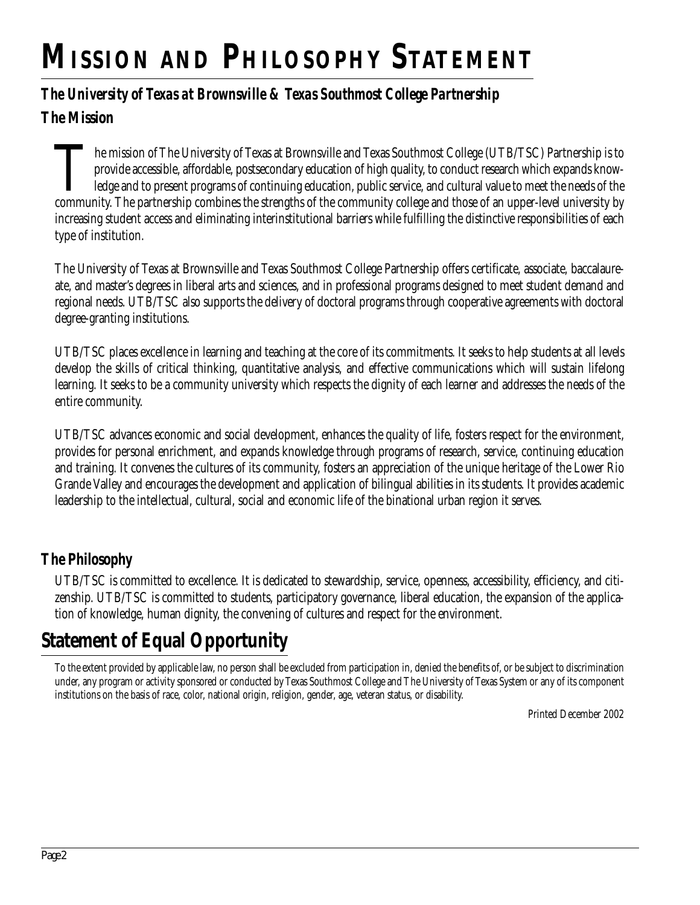# MISSION AND PHILOSOPHY STATEMENT

### *The University of Texas at Brownsville & Texas Southmost College Partnership*

### *The Mission*

The mission of The University of Texas at Brownsville and Texas Southmost College (UTB/TSC) Partnership is to provide accessible, affordable, postsecondary education of high quality, to conduct research which expands knowledge and to present programs of continuing education, public service, and cultural value to meet the needs of the community. The partnership combines the strengths of the community college and those of an upper-level university by increasing student access and eliminating interinstitutional barriers while fulfilling the distinctive responsibilities of each type of institution.

The University of Texas at Brownsville and Texas Southmost College Partnership offers certificate, associate, baccalaureate, and master's degrees in liberal arts and sciences, and in professional programs designed to meet student demand and regional needs. UTB/TSC also supports the delivery of doctoral programs through cooperative agreements with doctoral degree-granting institutions.

UTB/TSC places excellence in learning and teaching at the core of its commitments. It seeks to help students at all levels develop the skills of critical thinking, quantitative analysis, and effective communications which will sustain lifelong learning. It seeks to be a community university which respects the dignity of each learner and addresses the needs of the entire community.

UTB/TSC advances economic and social development, enhances the quality of life, fosters respect for the environment, provides for personal enrichment, and expands knowledge through programs of research, service, continuing education and training. It convenes the cultures of its community, fosters an appreciation of the unique heritage of the Lower Rio Grande Valley and encourages the development and application of bilingual abilities in its students. It provides academic leadership to the intellectual, cultural, social and economic life of the binational urban region it serves.

### The Philosophy

UTB/TSC is committed to excellence. It is dedicated to stewardship, service, openness, accessibility, efficiency, and citizenship. UTB/TSC is committed to students, participatory governance, liberal education, the expansion of the application of knowledge, human dignity, the convening of cultures and respect for the environment.

## Statement of Equal Opportunity

To the extent provided by applicable law, no person shall be excluded from participation in, denied the benefits of, or be subject to discrimination under, any program or activity sponsored or conducted by Texas Southmost College and The University of Texas System or any of its component institutions on the basis of race, color, national origin, religion, gender, age, veteran status, or disability.

*Printed December 2002*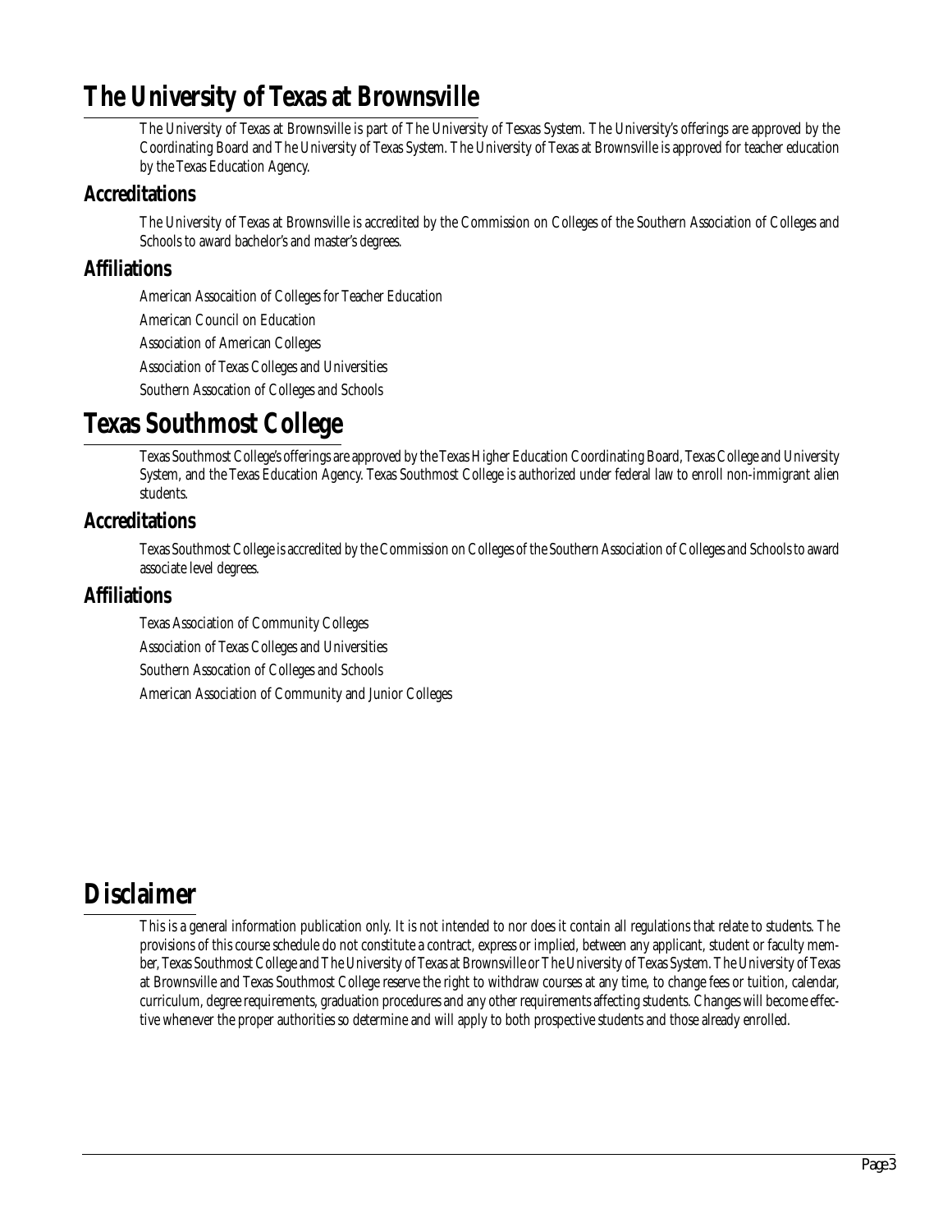# The University of Texas at Brownsville

The University of Texas at Brownsville is part of The University of Tesxas System. The University's offerings are approved by the Coordinating Board and The University of Texas System. The University of Texas at Brownsville is approved for teacher education by the Texas Education Agency.

## Accreditations

The University of Texas at Brownsville is accredited by the Commission on Colleges of the Southern Association of Colleges and Schools to award bachelor's and master's degrees.

## Affiliations

American Assocaition of Colleges for Teacher Education

American Council on Education

Association of American Colleges

Association of Texas Colleges and Universities

Southern Assocation of Colleges and Schools

# Texas Southmost College

Texas Southmost College's offerings are approved by the Texas Higher Education Coordinating Board, Texas College and University System, and the Texas Education Agency. Texas Southmost College is authorized under federal law to enroll non-immigrant alien students.

## Accreditations

Texas Southmost College is accredited by the Commission on Colleges of the Southern Association of Colleges and Schools to award associate level degrees.

## Affiliations

Texas Association of Community Colleges

Association of Texas Colleges and Universities

Southern Assocation of Colleges and Schools

American Association of Community and Junior Colleges

# Disclaimer

This is a general information publication only. It is not intended to nor does it contain all regulations that relate to students. The provisions of this course schedule do not constitute a contract, express or implied, between any applicant, student or faculty member, Texas Southmost College and The University of Texas at Brownsville or The University of Texas System. The University of Texas at Brownsville and Texas Southmost College reserve the right to withdraw courses at any time, to change fees or tuition, calendar, curriculum, degree requirements, graduation procedures and any other requirements affecting students. Changes will become effective whenever the proper authorities so determine and will apply to both prospective students and those already enrolled.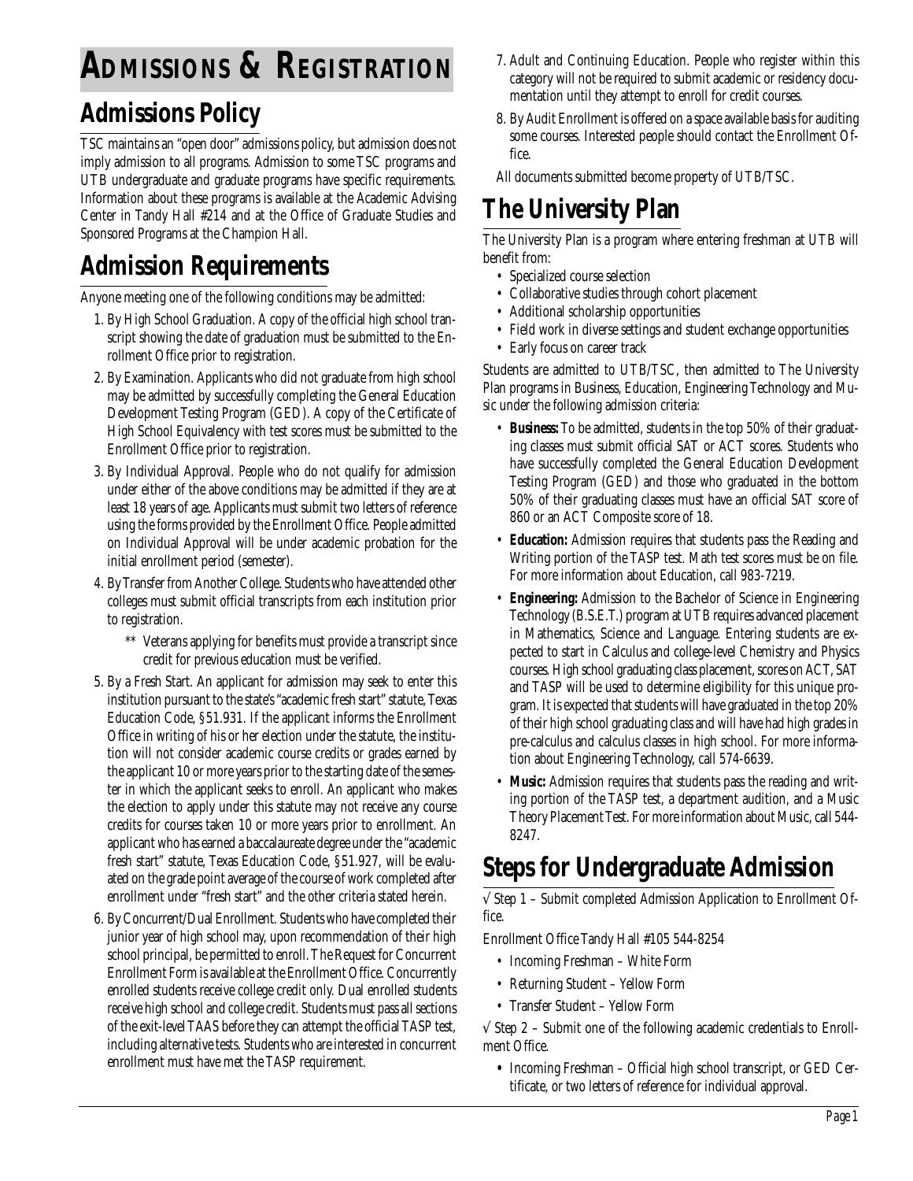# ADMISSIONS & REGISTRATION

## Admissions Policy

TSC maintains an "open door" admissions policy, but admission does not imply admission to all programs. Admission to some TSC programs and UTB undergraduate and graduate programs have specific requirements. Information about these programs is available at the Academic Advising Center in Tandy Hall #214 and at the Office of Graduate Studies and Sponsored Programs at the Champion Hall.

## Admission Requirements

Anyone meeting one of the following conditions may be admitted:

1. By High School Graduation. A copy of the official high school transcript showing the date of graduation must be submitted to the Enrollment Office prior to registration.
2. By Examination. Applicants who did not graduate from high school may be admitted by successfully completing the General Education Development Testing Program (GED). A copy of the Certificate of High School Equivalency with test scores must be submitted to the Enrollment Office prior to registration.
3. By Individual Approval. People who do not qualify for admission under either of the above conditions may be admitted if they are at least 18 years of age. Applicants must submit two letters of reference using the forms provided by the Enrollment Office. People admitted on Individual Approval will be under academic probation for the initial enrollment period (semester).
4. By Transfer from Another College. Students who have attended other colleges must submit official transcripts from each institution prior to registration.
   - ** Veterans applying for benefits must provide a transcript since credit for previous education must be verified.
5. By a Fresh Start. An applicant for admission may seek to enter this institution pursuant to the state's "academic fresh start" statute, Texas Education Code, §51.931. If the applicant informs the Enrollment Office in writing of his or her election under the statute, the institution will not consider academic course credits or grades earned by the applicant 10 or more years prior to the starting date of the semester in which the applicant seeks to enroll. An applicant who makes the election to apply under this statute may not receive any course credits for courses taken 10 or more years prior to enrollment. An applicant who has earned a baccalaureate degree under the "academic fresh start" statute, Texas Education Code, §51.927, will be evaluated on the grade point average of the course of work completed after enrollment under "fresh start" and the other criteria stated herein.
6. By Concurrent/Dual Enrollment. Students who have completed their junior year of high school may, upon recommendation of their high school principal, be permitted to enroll. The Request for Concurrent Enrollment Form is available at the Enrollment Office. Concurrently enrolled students receive college credit only. Dual enrolled students receive high school and college credit. Students must pass all sections of the exit-level TAAS before they can attempt the official TASP test, including alternative tests. Students who are interested in concurrent enrollment must have met the TASP requirement.
7. Adult and Continuing Education. People who register within this category will not be required to submit academic or residency documentation until they attempt to enroll for credit courses.
8. By Audit Enrollment is offered on a space available basis for auditing some courses. Interested people should contact the Enrollment Office.

All documents submitted become property of UTB/TSC.

## The University Plan

The University Plan is a program where entering freshman at UTB will benefit from:

- Specialized course selection
- Collaborative studies through cohort placement
- Additional scholarship opportunities
- Field work in diverse settings and student exchange opportunities
- Early focus on career track

Students are admitted to UTB/TSC, then admitted to The University Plan programs in Business, Education, Engineering Technology and Music under the following admission criteria:

- **Business:** To be admitted, students in the top 50% of their graduating classes must submit official SAT or ACT scores. Students who have successfully completed the General Education Development Testing Program (GED) and those who graduated in the bottom 50% of their graduating classes must have an official SAT score of 860 or an ACT Composite score of 18.
- **Education:** Admission requires that students pass the Reading and Writing portion of the TASP test. Math test scores must be on file. For more information about Education, call 983-7219.
- **Engineering:** Admission to the Bachelor of Science in Engineering Technology (B.S.E.T.) program at UTB requires advanced placement in Mathematics, Science and Language. Entering students are expected to start in Calculus and college-level Chemistry and Physics courses. High school graduating class placement, scores on ACT, SAT and TASP will be used to determine eligibility for this unique program. It is expected that students will have graduated in the top 20% of their high school graduating class and will have had high grades in pre-calculus and calculus classes in high school. For more information about Engineering Technology, call 574-6639.
- **Music:** Admission requires that students pass the reading and writing portion of the TASP test, a department audition, and a Music Theory Placement Test. For more information about Music, call 544-8247.

## Steps for Undergraduate Admission

√ Step 1 – Submit completed Admission Application to Enrollment Office.

Enrollment Office Tandy Hall #105 544-8254

- Incoming Freshman – White Form
- Returning Student – Yellow Form
- Transfer Student – Yellow Form

√ Step 2 – Submit one of the following academic credentials to Enrollment Office.

- Incoming Freshman – Official high school transcript, or GED Certificate, or two letters of reference for individual approval.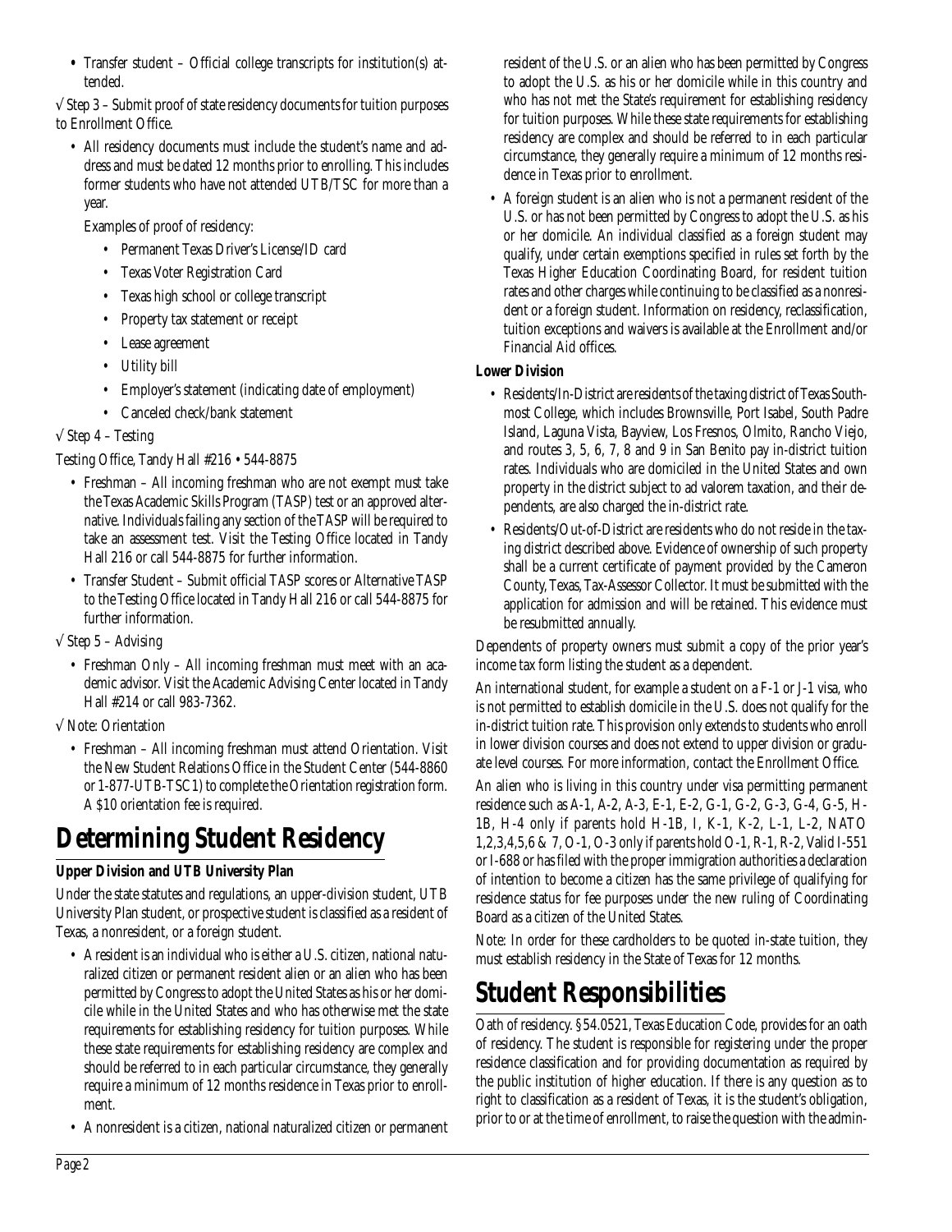- Transfer student – Official college transcripts for institution(s) attended.

√ Step 3 – Submit proof of state residency documents for tuition purposes to Enrollment Office.

- All residency documents must include the student's name and address and must be dated 12 months prior to enrolling. This includes former students who have not attended UTB/TSC for more than a year.

  Examples of proof of residency:

  - Permanent Texas Driver's License/ID card
  - Texas Voter Registration Card
  - Texas high school or college transcript
  - Property tax statement or receipt
  - Lease agreement
  - Utility bill
  - Employer's statement (indicating date of employment)
  - Canceled check/bank statement

√ Step 4 – Testing

Testing Office, Tandy Hall #216 • 544-8875

- Freshman – All incoming freshman who are not exempt must take the Texas Academic Skills Program (TASP) test or an approved alternative. Individuals failing any section of the TASP will be required to take an assessment test. Visit the Testing Office located in Tandy Hall 216 or call 544-8875 for further information.
- Transfer Student – Submit official TASP scores or Alternative TASP to the Testing Office located in Tandy Hall 216 or call 544-8875 for further information.

√ Step 5 – Advising

- Freshman Only – All incoming freshman must meet with an academic advisor. Visit the Academic Advising Center located in Tandy Hall #214 or call 983-7362.

√ Note: Orientation

- Freshman – All incoming freshman must attend Orientation. Visit the New Student Relations Office in the Student Center (544-8860 or 1-877-UTB-TSC1) to complete the Orientation registration form. A $10 orientation fee is required.

# Determining Student Residency

**Upper Division and UTB University Plan**

Under the state statutes and regulations, an upper-division student, UTB University Plan student, or prospective student is classified as a resident of Texas, a nonresident, or a foreign student.

- A resident is an individual who is either a U.S. citizen, national naturalized citizen or permanent resident alien or an alien who has been permitted by Congress to adopt the United States as his or her domicile while in the United States and who has otherwise met the state requirements for establishing residency for tuition purposes. While these state requirements for establishing residency are complex and should be referred to in each particular circumstance, they generally require a minimum of 12 months residence in Texas prior to enrollment.
- A nonresident is a citizen, national naturalized citizen or permanent resident of the U.S. or an alien who has been permitted by Congress to adopt the U.S. as his or her domicile while in this country and who has not met the State's requirement for establishing residency for tuition purposes. While these state requirements for establishing residency are complex and should be referred to in each particular circumstance, they generally require a minimum of 12 months residence in Texas prior to enrollment.
- A foreign student is an alien who is not a permanent resident of the U.S. or has not been permitted by Congress to adopt the U.S. as his or her domicile. An individual classified as a foreign student may qualify, under certain exemptions specified in rules set forth by the Texas Higher Education Coordinating Board, for resident tuition rates and other charges while continuing to be classified as a nonresident or a foreign student. Information on residency, reclassification, tuition exceptions and waivers is available at the Enrollment and/or Financial Aid offices.

**Lower Division**

- Residents/In-District are residents of the taxing district of Texas Southmost College, which includes Brownsville, Port Isabel, South Padre Island, Laguna Vista, Bayview, Los Fresnos, Olmito, Rancho Viejo, and routes 3, 5, 6, 7, 8 and 9 in San Benito pay in-district tuition rates. Individuals who are domiciled in the United States and own property in the district subject to ad valorem taxation, and their dependents, are also charged the in-district rate.
- Residents/Out-of-District are residents who do not reside in the taxing district described above. Evidence of ownership of such property shall be a current certificate of payment provided by the Cameron County, Texas, Tax-Assessor Collector. It must be submitted with the application for admission and will be retained. This evidence must be resubmitted annually.

Dependents of property owners must submit a copy of the prior year's income tax form listing the student as a dependent.

An international student, for example a student on a F-1 or J-1 visa, who is not permitted to establish domicile in the U.S. does not qualify for the in-district tuition rate. This provision only extends to students who enroll in lower division courses and does not extend to upper division or graduate level courses. For more information, contact the Enrollment Office.

An alien who is living in this country under visa permitting permanent residence such as A-1, A-2, A-3, E-1, E-2, G-1, G-2, G-3, G-4, G-5, H-1B, H-4 only if parents hold H-1B, I, K-1, K-2, L-1, L-2, NATO 1,2,3,4,5,6 & 7, O-1, O-3 only if parents hold O-1, R-1, R-2, Valid I-551 or I-688 or has filed with the proper immigration authorities a declaration of intention to become a citizen has the same privilege of qualifying for residence status for fee purposes under the new ruling of Coordinating Board as a citizen of the United States.

Note: In order for these cardholders to be quoted in-state tuition, they must establish residency in the State of Texas for 12 months.

# Student Responsibilities

Oath of residency. §54.0521, Texas Education Code, provides for an oath of residency. The student is responsible for registering under the proper residence classification and for providing documentation as required by the public institution of higher education. If there is any question as to right to classification as a resident of Texas, it is the student's obligation, prior to or at the time of enrollment, to raise the question with the admin-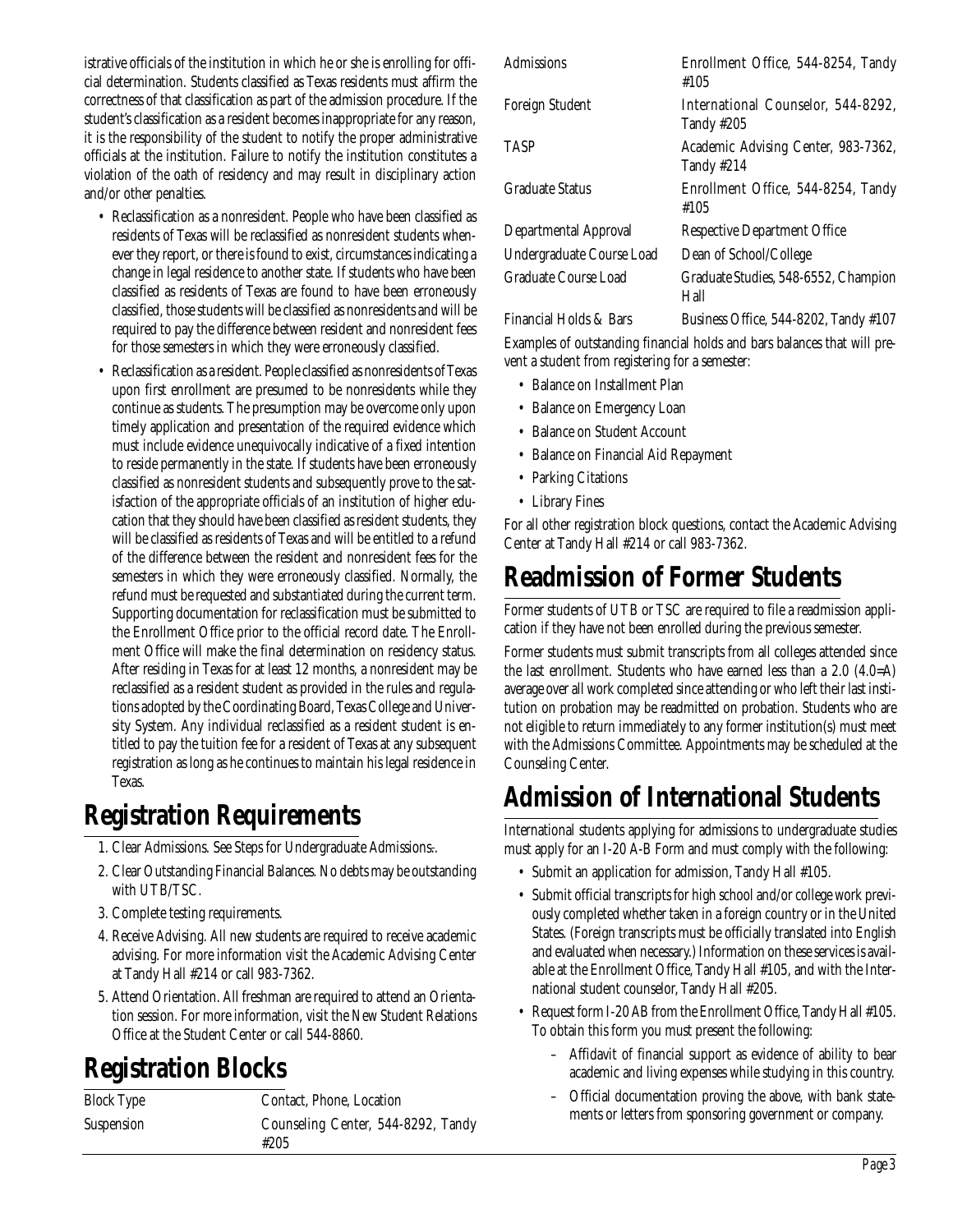istrative officials of the institution in which he or she is enrolling for official determination. Students classified as Texas residents must affirm the correctness of that classification as part of the admission procedure. If the student's classification as a resident becomes inappropriate for any reason, it is the responsibility of the student to notify the proper administrative officials at the institution. Failure to notify the institution constitutes a violation of the oath of residency and may result in disciplinary action and/or other penalties.

- Reclassification as a nonresident. People who have been classified as residents of Texas will be reclassified as nonresident students whenever they report, or there is found to exist, circumstances indicating a change in legal residence to another state. If students who have been classified as residents of Texas are found to have been erroneously classified, those students will be classified as nonresidents and will be required to pay the difference between resident and nonresident fees for those semesters in which they were erroneously classified.
- Reclassification as a resident. People classified as nonresidents of Texas upon first enrollment are presumed to be nonresidents while they continue as students. The presumption may be overcome only upon timely application and presentation of the required evidence which must include evidence unequivocally indicative of a fixed intention to reside permanently in the state. If students have been erroneously classified as nonresident students and subsequently prove to the satisfaction of the appropriate officials of an institution of higher education that they should have been classified as resident students, they will be classified as residents of Texas and will be entitled to a refund of the difference between the resident and nonresident fees for the semesters in which they were erroneously classified. Normally, the refund must be requested and substantiated during the current term. Supporting documentation for reclassification must be submitted to the Enrollment Office prior to the official record date. The Enrollment Office will make the final determination on residency status. After residing in Texas for at least 12 months, a nonresident may be reclassified as a resident student as provided in the rules and regulations adopted by the Coordinating Board, Texas College and University System. Any individual reclassified as a resident student is entitled to pay the tuition fee for a resident of Texas at any subsequent registration as long as he continues to maintain his legal residence in Texas.

## Registration Requirements

1. Clear Admissions. See Steps for Undergraduate Admissions:.
2. Clear Outstanding Financial Balances. No debts may be outstanding with UTB/TSC.
3. Complete testing requirements.
4. Receive Advising. All new students are required to receive academic advising. For more information visit the Academic Advising Center at Tandy Hall #214 or call 983-7362.
5. Attend Orientation. All freshman are required to attend an Orientation session. For more information, visit the New Student Relations Office at the Student Center or call 544-8860.

## Registration Blocks

| Block Type | Contact, Phone, Location |
|---|---|
| Suspension | Counseling Center, 544-8292, Tandy #205 |
| Admissions | Enrollment Office, 544-8254, Tandy #105 |
| Foreign Student | International Counselor, 544-8292, Tandy #205 |
| TASP | Academic Advising Center, 983-7362, Tandy #214 |
| Graduate Status | Enrollment Office, 544-8254, Tandy #105 |
| Departmental Approval | Respective Department Office |
| Undergraduate Course Load | Dean of School/College |
| Graduate Course Load | Graduate Studies, 548-6552, Champion Hall |
| Financial Holds & Bars | Business Office, 544-8202, Tandy #107 |

Examples of outstanding financial holds and bars balances that will prevent a student from registering for a semester:

- Balance on Installment Plan
- Balance on Emergency Loan
- Balance on Student Account
- Balance on Financial Aid Repayment
- Parking Citations
- Library Fines

For all other registration block questions, contact the Academic Advising Center at Tandy Hall #214 or call 983-7362.

## Readmission of Former Students

Former students of UTB or TSC are required to file a readmission application if they have not been enrolled during the previous semester.

Former students must submit transcripts from all colleges attended since the last enrollment. Students who have earned less than a 2.0 (4.0=A) average over all work completed since attending or who left their last institution on probation may be readmitted on probation. Students who are not eligible to return immediately to any former institution(s) must meet with the Admissions Committee. Appointments may be scheduled at the Counseling Center.

## Admission of International Students

International students applying for admissions to undergraduate studies must apply for an I-20 A-B Form and must comply with the following:

- Submit an application for admission, Tandy Hall #105.
- Submit official transcripts for high school and/or college work previously completed whether taken in a foreign country or in the United States. (Foreign transcripts must be officially translated into English and evaluated when necessary.) Information on these services is available at the Enrollment Office, Tandy Hall #105, and with the International student counselor, Tandy Hall #205.
- Request form I-20 AB from the Enrollment Office, Tandy Hall #105. To obtain this form you must present the following:
  - Affidavit of financial support as evidence of ability to bear academic and living expenses while studying in this country.
  - Official documentation proving the above, with bank statements or letters from sponsoring government or company.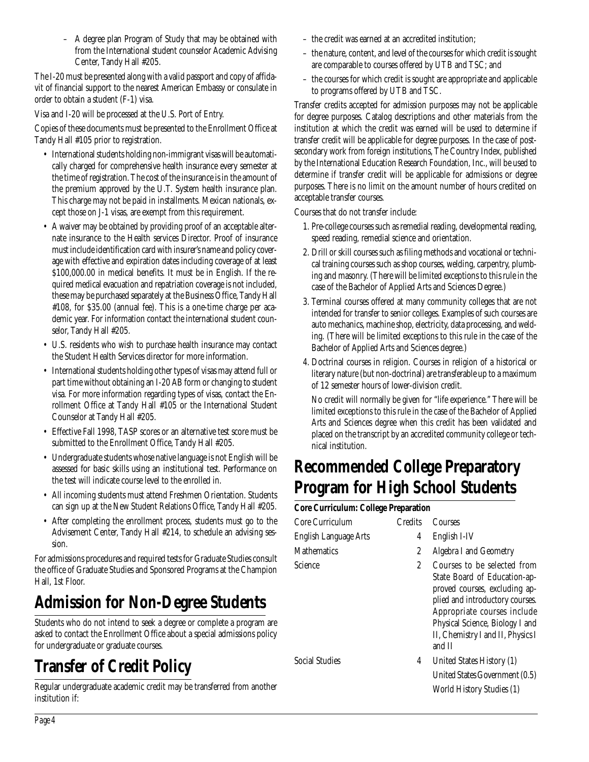– A degree plan Program of Study that may be obtained with from the International student counselor Academic Advising Center, Tandy Hall #205.

The I-20 must be presented along with a valid passport and copy of affidavit of financial support to the nearest American Embassy or consulate in order to obtain a student (F-1) visa.

Visa and I-20 will be processed at the U.S. Port of Entry.

Copies of these documents must be presented to the Enrollment Office at Tandy Hall #105 prior to registration.

- International students holding non-immigrant visas will be automatically charged for comprehensive health insurance every semester at the time of registration. The cost of the insurance is in the amount of the premium approved by the U.T. System health insurance plan. This charge may not be paid in installments. Mexican nationals, except those on J-1 visas, are exempt from this requirement.
- A waiver may be obtained by providing proof of an acceptable alternate insurance to the Health services Director. Proof of insurance must include identification card with insurer's name and policy coverage with effective and expiration dates including coverage of at least $100,000.00 in medical benefits. It must be in English. If the required medical evacuation and repatriation coverage is not included, these may be purchased separately at the Business Office, Tandy Hall #108, for $35.00 (annual fee). This is a one-time charge per academic year. For information contact the international student counselor, Tandy Hall #205.
- U.S. residents who wish to purchase health insurance may contact the Student Health Services director for more information.
- International students holding other types of visas may attend full or part time without obtaining an I-20 AB form or changing to student visa. For more information regarding types of visas, contact the Enrollment Office at Tandy Hall #105 or the International Student Counselor at Tandy Hall #205.
- Effective Fall 1998, TASP scores or an alternative test score must be submitted to the Enrollment Office, Tandy Hall #205.
- Undergraduate students whose native language is not English will be assessed for basic skills using an institutional test. Performance on the test will indicate course level to the enrolled in.
- All incoming students must attend Freshmen Orientation. Students can sign up at the New Student Relations Office, Tandy Hall #205.
- After completing the enrollment process, students must go to the Advisement Center, Tandy Hall #214, to schedule an advising session.

For admissions procedures and required tests for Graduate Studies consult the office of Graduate Studies and Sponsored Programs at the Champion Hall, 1st Floor.

## Admission for Non-Degree Students

Students who do not intend to seek a degree or complete a program are asked to contact the Enrollment Office about a special admissions policy for undergraduate or graduate courses.

## Transfer of Credit Policy

Regular undergraduate academic credit may be transferred from another institution if:

– the credit was earned at an accredited institution;

– the nature, content, and level of the courses for which credit is sought are comparable to courses offered by UTB and TSC; and

– the courses for which credit is sought are appropriate and applicable to programs offered by UTB and TSC.

Transfer credits accepted for admission purposes may not be applicable for degree purposes. Catalog descriptions and other materials from the institution at which the credit was earned will be used to determine if transfer credit will be applicable for degree purposes. In the case of post-secondary work from foreign institutions, The Country Index, published by the International Education Research Foundation, Inc., will be used to determine if transfer credit will be applicable for admissions or degree purposes. There is no limit on the amount number of hours credited on acceptable transfer courses.

Courses that do not transfer include:

1. Pre-college courses such as remedial reading, developmental reading, speed reading, remedial science and orientation.
2. Drill or skill courses such as filing methods and vocational or technical training courses such as shop courses, welding, carpentry, plumbing and masonry. (There will be limited exceptions to this rule in the case of the Bachelor of Applied Arts and Sciences Degree.)
3. Terminal courses offered at many community colleges that are not intended for transfer to senior colleges. Examples of such courses are auto mechanics, machine shop, electricity, data processing, and welding. (There will be limited exceptions to this rule in the case of the Bachelor of Applied Arts and Sciences degree.)
4. Doctrinal courses in religion. Courses in religion of a historical or literary nature (but non-doctrinal) are transferable up to a maximum of 12 semester hours of lower-division credit.

   No credit will normally be given for "life experience." There will be limited exceptions to this rule in the case of the Bachelor of Applied Arts and Sciences degree when this credit has been validated and placed on the transcript by an accredited community college or technical institution.

## Recommended College Preparatory Program for High School Students

**Core Curriculum: College Preparation**

| Core Curriculum | Credits | Courses |
|---|---|---|
| English Language Arts | 4 | English I-IV |
| Mathematics | 2 | Algebra I and Geometry |
| Science | 2 | Courses to be selected from State Board of Education-approved courses, excluding applied and introductory courses. Appropriate courses include Physical Science, Biology I and II, Chemistry I and II, Physics I and II |
| Social Studies | 4 | United States History (1) |
| | | United States Government (0.5) |
| | | World History Studies (1) |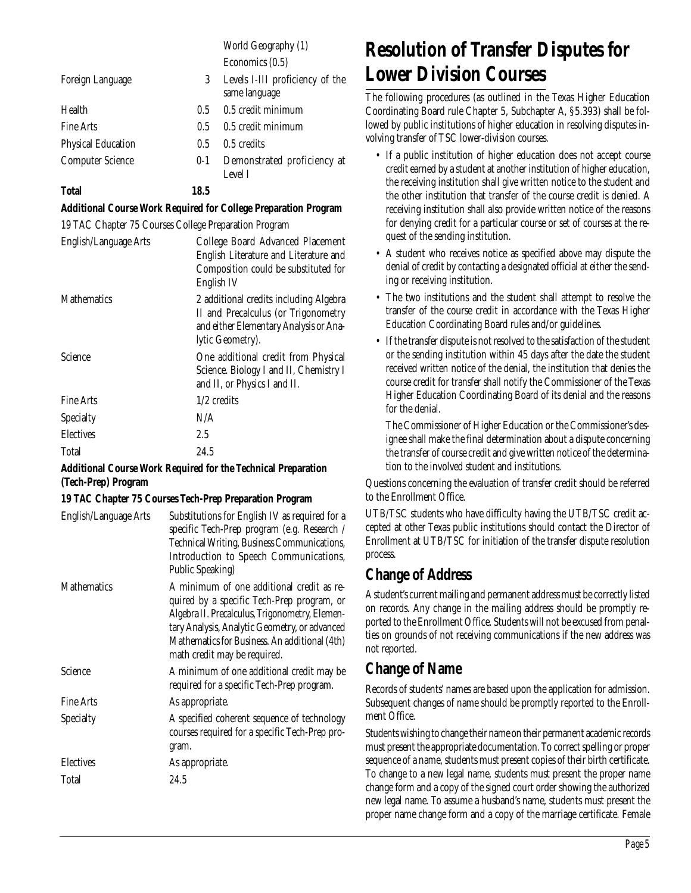| | | |
|---|---|---|
| | | World Geography (1) |
| | | Economics (0.5) |
| Foreign Language | 3 | Levels I-III proficiency of the same language |
| Health | 0.5 | 0.5 credit minimum |
| Fine Arts | 0.5 | 0.5 credit minimum |
| Physical Education | 0.5 | 0.5 credits |
| Computer Science | 0-1 | Demonstrated proficiency at Level I |
| **Total** | **18.5** | |

**Additional Course Work Required for College Preparation Program**

19 TAC Chapter 75 Courses College Preparation Program

| | |
|---|---|
| English/Language Arts | College Board Advanced Placement English Literature and Literature and Composition could be substituted for English IV |
| Mathematics | 2 additional credits including Algebra II and Precalculus (or Trigonometry and either Elementary Analysis or Analytic Geometry). |
| Science | One additional credit from Physical Science. Biology I and II, Chemistry I and II, or Physics I and II. |
| Fine Arts | 1/2 credits |
| Specialty | N/A |
| Electives | 2.5 |
| Total | 24.5 |

**Additional Course Work Required for the Technical Preparation (Tech-Prep) Program**

**19 TAC Chapter 75 Courses Tech-Prep Preparation Program**

| | |
|---|---|
| English/Language Arts | Substitutions for English IV as required for a specific Tech-Prep program (e.g. Research / Technical Writing, Business Communications, Introduction to Speech Communications, Public Speaking) |
| Mathematics | A minimum of one additional credit as required by a specific Tech-Prep program, or Algebra II. Precalculus, Trigonometry, Elementary Analysis, Analytic Geometry, or advanced Mathematics for Business. An additional (4th) math credit may be required. |
| Science | A minimum of one additional credit may be required for a specific Tech-Prep program. |
| Fine Arts | As appropriate. |
| Specialty | A specified coherent sequence of technology courses required for a specific Tech-Prep program. |
| Electives | As appropriate. |
| Total | 24.5 |

# Resolution of Transfer Disputes for Lower Division Courses

The following procedures (as outlined in the Texas Higher Education Coordinating Board rule Chapter 5, Subchapter A, §5.393) shall be followed by public institutions of higher education in resolving disputes involving transfer of TSC lower-division courses.

- If a public institution of higher education does not accept course credit earned by a student at another institution of higher education, the receiving institution shall give written notice to the student and the other institution that transfer of the course credit is denied. A receiving institution shall also provide written notice of the reasons for denying credit for a particular course or set of courses at the request of the sending institution.
- A student who receives notice as specified above may dispute the denial of credit by contacting a designated official at either the sending or receiving institution.
- The two institutions and the student shall attempt to resolve the transfer of the course credit in accordance with the Texas Higher Education Coordinating Board rules and/or guidelines.
- If the transfer dispute is not resolved to the satisfaction of the student or the sending institution within 45 days after the date the student received written notice of the denial, the institution that denies the course credit for transfer shall notify the Commissioner of the Texas Higher Education Coordinating Board of its denial and the reasons for the denial.

  The Commissioner of Higher Education or the Commissioner's designee shall make the final determination about a dispute concerning the transfer of course credit and give written notice of the determination to the involved student and institutions.

Questions concerning the evaluation of transfer credit should be referred to the Enrollment Office.

UTB/TSC students who have difficulty having the UTB/TSC credit accepted at other Texas public institutions should contact the Director of Enrollment at UTB/TSC for initiation of the transfer dispute resolution process.

## Change of Address

A student's current mailing and permanent address must be correctly listed on records. Any change in the mailing address should be promptly reported to the Enrollment Office. Students will not be excused from penalties on grounds of not receiving communications if the new address was not reported.

## Change of Name

Records of students' names are based upon the application for admission. Subsequent changes of name should be promptly reported to the Enrollment Office.

Students wishing to change their name on their permanent academic records must present the appropriate documentation. To correct spelling or proper sequence of a name, students must present copies of their birth certificate. To change to a new legal name, students must present the proper name change form and a copy of the signed court order showing the authorized new legal name. To assume a husband's name, students must present the proper name change form and a copy of the marriage certificate. Female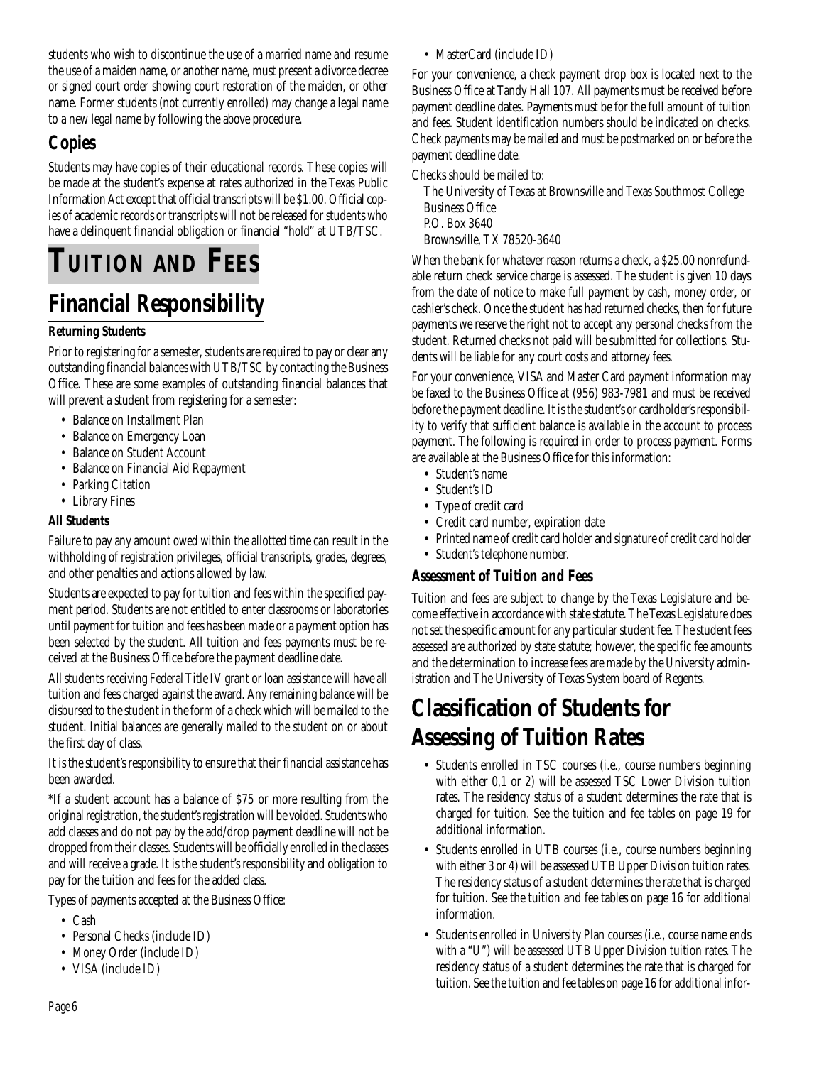students who wish to discontinue the use of a married name and resume the use of a maiden name, or another name, must present a divorce decree or signed court order showing court restoration of the maiden, or other name. Former students (not currently enrolled) may change a legal name to a new legal name by following the above procedure.

## Copies

Students may have copies of their educational records. These copies will be made at the student's expense at rates authorized in the Texas Public Information Act except that official transcripts will be $1.00. Official copies of academic records or transcripts will not be released for students who have a delinquent financial obligation or financial "hold" at UTB/TSC.

# TUITION AND FEES

## Financial Responsibility

**Returning Students**

Prior to registering for a semester, students are required to pay or clear any outstanding financial balances with UTB/TSC by contacting the Business Office. These are some examples of outstanding financial balances that will prevent a student from registering for a semester:

- Balance on Installment Plan
- Balance on Emergency Loan
- Balance on Student Account
- Balance on Financial Aid Repayment
- Parking Citation
- Library Fines

**All Students**

Failure to pay any amount owed within the allotted time can result in the withholding of registration privileges, official transcripts, grades, degrees, and other penalties and actions allowed by law.

Students are expected to pay for tuition and fees within the specified payment period. Students are not entitled to enter classrooms or laboratories until payment for tuition and fees has been made or a payment option has been selected by the student. All tuition and fees payments must be received at the Business Office before the payment deadline date.

All students receiving Federal Title IV grant or loan assistance will have all tuition and fees charged against the award. Any remaining balance will be disbursed to the student in the form of a check which will be mailed to the student. Initial balances are generally mailed to the student on or about the first day of class.

It is the student's responsibility to ensure that their financial assistance has been awarded.

*If a student account has a balance of $75 or more resulting from the original registration, the student's registration will be voided. Students who add classes and do not pay by the add/drop payment deadline will not be dropped from their classes. Students will be officially enrolled in the classes and will receive a grade. It is the student's responsibility and obligation to pay for the tuition and fees for the added class.

Types of payments accepted at the Business Office:

- Cash
- Personal Checks (include ID)
- Money Order (include ID)
- VISA (include ID)
- MasterCard (include ID)

For your convenience, a check payment drop box is located next to the Business Office at Tandy Hall 107. All payments must be received before payment deadline dates. Payments must be for the full amount of tuition and fees. Student identification numbers should be indicated on checks. Check payments may be mailed and must be postmarked on or before the payment deadline date.

Checks should be mailed to:

The University of Texas at Brownsville and Texas Southmost College
Business Office
P.O. Box 3640
Brownsville, TX 78520-3640

When the bank for whatever reason returns a check, a $25.00 nonrefundable return check service charge is assessed. The student is given 10 days from the date of notice to make full payment by cash, money order, or cashier's check. Once the student has had returned checks, then for future payments we reserve the right not to accept any personal checks from the student. Returned checks not paid will be submitted for collections. Students will be liable for any court costs and attorney fees.

For your convenience, VISA and Master Card payment information may be faxed to the Business Office at (956) 983-7981 and must be received before the payment deadline. It is the student's or cardholder's responsibility to verify that sufficient balance is available in the account to process payment. The following is required in order to process payment. Forms are available at the Business Office for this information:

- Student's name
- Student's ID
- Type of credit card
- Credit card number, expiration date
- Printed name of credit card holder and signature of credit card holder
- Student's telephone number.

### *Assessment of Tuition and Fees*

Tuition and fees are subject to change by the Texas Legislature and become effective in accordance with state statute. The Texas Legislature does not set the specific amount for any particular student fee. The student fees assessed are authorized by state statute; however, the specific fee amounts and the determination to increase fees are made by the University administration and The University of Texas System board of Regents.

## Classification of Students for Assessing of Tuition Rates

- Students enrolled in TSC courses (i.e., course numbers beginning with either 0,1 or 2) will be assessed TSC Lower Division tuition rates. The residency status of a student determines the rate that is charged for tuition. See the tuition and fee tables on page 19 for additional information.
- Students enrolled in UTB courses (i.e., course numbers beginning with either 3 or 4) will be assessed UTB Upper Division tuition rates. The residency status of a student determines the rate that is charged for tuition. See the tuition and fee tables on page 16 for additional information.
- Students enrolled in University Plan courses (i.e., course name ends with a "U") will be assessed UTB Upper Division tuition rates. The residency status of a student determines the rate that is charged for tuition. See the tuition and fee tables on page 16 for additional infor-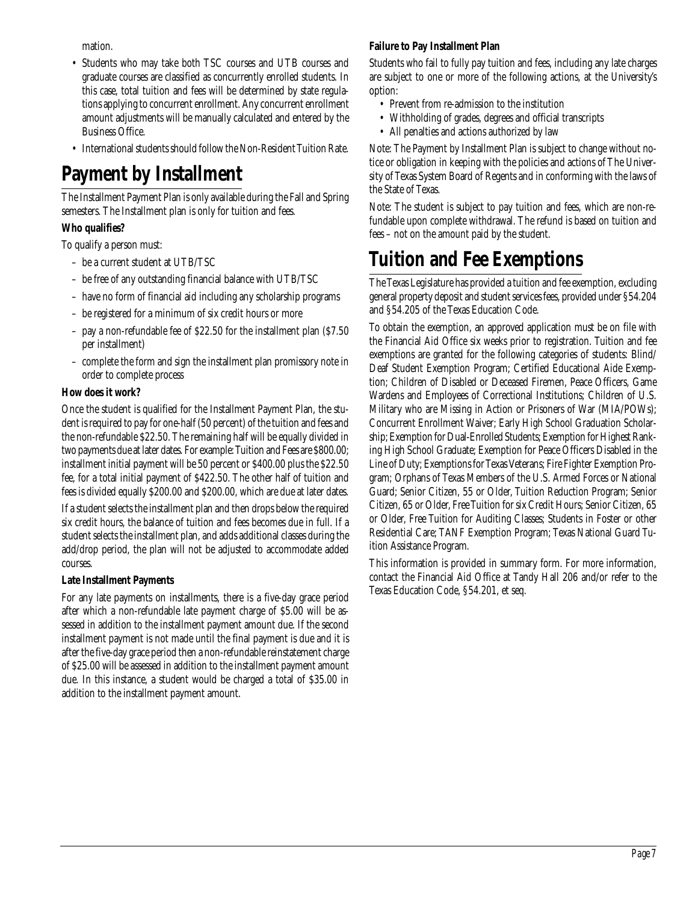mation.

- Students who may take both TSC courses and UTB courses and graduate courses are classified as concurrently enrolled students. In this case, total tuition and fees will be determined by state regulations applying to concurrent enrollment. Any concurrent enrollment amount adjustments will be manually calculated and entered by the Business Office.
- International students should follow the Non-Resident Tuition Rate.

# Payment by Installment

The Installment Payment Plan is only available during the Fall and Spring semesters. The Installment plan is only for tuition and fees.

**Who qualifies?**

To qualify a person must:

- be a current student at UTB/TSC
- be free of any outstanding financial balance with UTB/TSC
- have no form of financial aid including any scholarship programs
- be registered for a minimum of six credit hours or more
- pay a non-refundable fee of $22.50 for the installment plan ($7.50 per installment)
- complete the form and sign the installment plan promissory note in order to complete process

**How does it work?**

Once the student is qualified for the Installment Payment Plan, the student is required to pay for one-half (50 percent) of the tuition and fees and the non-refundable $22.50. The remaining half will be equally divided in two payments due at later dates. For example: Tuition and Fees are $800.00; installment initial payment will be 50 percent or $400.00 plus the $22.50 fee, for a total initial payment of $422.50. The other half of tuition and fees is divided equally $200.00 and $200.00, which are due at later dates.

If a student selects the installment plan and then drops below the required six credit hours, the balance of tuition and fees becomes due in full. If a student selects the installment plan, and adds additional classes during the add/drop period, the plan will not be adjusted to accommodate added courses.

**Late Installment Payments**

For any late payments on installments, there is a five-day grace period after which a non-refundable late payment charge of $5.00 will be assessed in addition to the installment payment amount due. If the second installment payment is not made until the final payment is due and it is after the five-day grace period then a non-refundable reinstatement charge of $25.00 will be assessed in addition to the installment payment amount due. In this instance, a student would be charged a total of $35.00 in addition to the installment payment amount.

**Failure to Pay Installment Plan**

Students who fail to fully pay tuition and fees, including any late charges are subject to one or more of the following actions, at the University's option:

- Prevent from re-admission to the institution
- Withholding of grades, degrees and official transcripts
- All penalties and actions authorized by law

Note: The Payment by Installment Plan is subject to change without notice or obligation in keeping with the policies and actions of The University of Texas System Board of Regents and in conforming with the laws of the State of Texas.

Note: The student is subject to pay tuition and fees, which are non-refundable upon complete withdrawal. The refund is based on tuition and fees – not on the amount paid by the student.

# Tuition and Fee Exemptions

The Texas Legislature has provided a tuition and fee exemption, excluding general property deposit and student services fees, provided under §54.204 and §54.205 of the Texas Education Code.

To obtain the exemption, an approved application must be on file with the Financial Aid Office six weeks prior to registration. Tuition and fee exemptions are granted for the following categories of students: Blind/Deaf Student Exemption Program; Certified Educational Aide Exemption; Children of Disabled or Deceased Firemen, Peace Officers, Game Wardens and Employees of Correctional Institutions; Children of U.S. Military who are Missing in Action or Prisoners of War (MIA/POWs); Concurrent Enrollment Waiver; Early High School Graduation Scholarship; Exemption for Dual-Enrolled Students; Exemption for Highest Ranking High School Graduate; Exemption for Peace Officers Disabled in the Line of Duty; Exemptions for Texas Veterans; Fire Fighter Exemption Program; Orphans of Texas Members of the U.S. Armed Forces or National Guard; Senior Citizen, 55 or Older, Tuition Reduction Program; Senior Citizen, 65 or Older, Free Tuition for six Credit Hours; Senior Citizen, 65 or Older, Free Tuition for Auditing Classes; Students in Foster or other Residential Care; TANF Exemption Program; Texas National Guard Tuition Assistance Program.

This information is provided in summary form. For more information, contact the Financial Aid Office at Tandy Hall 206 and/or refer to the Texas Education Code, §54.201, et seq.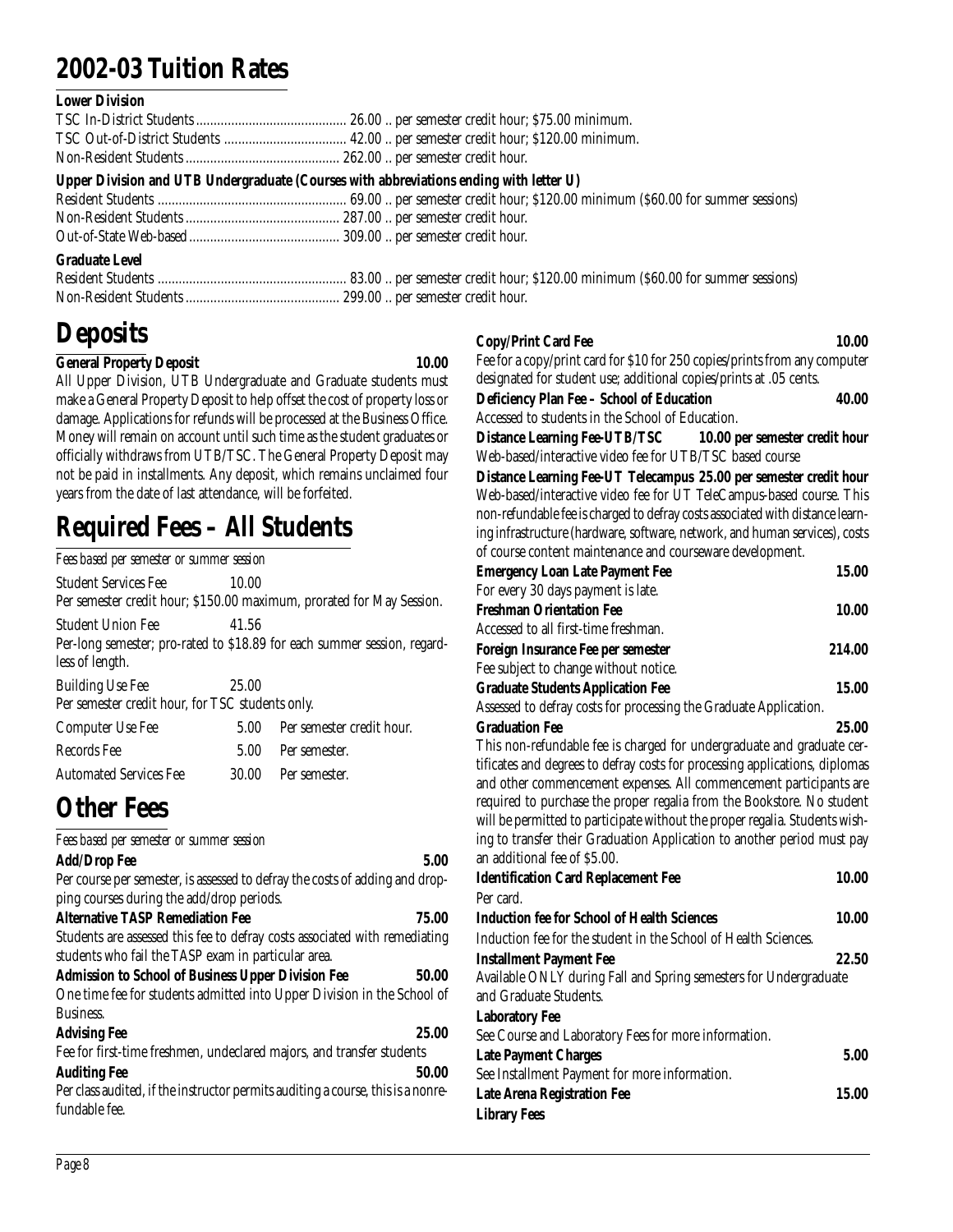# 2002-03 Tuition Rates

**Lower Division**

TSC In-District Students ........................................... 26.00 .. per semester credit hour; $75.00 minimum.
TSC Out-of-District Students ................................... 42.00 .. per semester credit hour; $120.00 minimum.
Non-Resident Students ............................................ 262.00 .. per semester credit hour.

**Upper Division and UTB Undergraduate (Courses with abbreviations ending with letter U)**

Resident Students ...................................................... 69.00 .. per semester credit hour; $120.00 minimum ($60.00 for summer sessions)
Non-Resident Students ............................................ 287.00 .. per semester credit hour.
Out-of-State Web-based ........................................... 309.00 .. per semester credit hour.

**Graduate Level**

Resident Students ...................................................... 83.00 .. per semester credit hour; $120.00 minimum ($60.00 for summer sessions)
Non-Resident Students ............................................ 299.00 .. per semester credit hour.

# Deposits

**General Property Deposit** **10.00**

All Upper Division, UTB Undergraduate and Graduate students must make a General Property Deposit to help offset the cost of property loss or damage. Applications for refunds will be processed at the Business Office. Money will remain on account until such time as the student graduates or officially withdraws from UTB/TSC. The General Property Deposit may not be paid in installments. Any deposit, which remains unclaimed four years from the date of last attendance, will be forfeited.

# Required Fees – All Students

*Fees based per semester or summer session*

Student Services Fee 10.00
Per semester credit hour; $150.00 maximum, prorated for May Session.

Student Union Fee 41.56
Per-long semester; pro-rated to $18.89 for each summer session, regardless of length.

Building Use Fee 25.00
Per semester credit hour, for TSC students only.

| | | |
|---|---|---|
| Computer Use Fee | 5.00 | Per semester credit hour. |
| Records Fee | 5.00 | Per semester. |
| Automated Services Fee | 30.00 | Per semester. |

# Other Fees

*Fees based per semester or summer session*

**Add/Drop Fee** **5.00**
Per course per semester, is assessed to defray the costs of adding and dropping courses during the add/drop periods.

**Alternative TASP Remediation Fee** **75.00**
Students are assessed this fee to defray costs associated with remediating students who fail the TASP exam in particular area.

**Admission to School of Business Upper Division Fee** **50.00**
One time fee for students admitted into Upper Division in the School of Business.

**Advising Fee** **25.00**
Fee for first-time freshmen, undeclared majors, and transfer students

**Auditing Fee** **50.00**
Per class audited, if the instructor permits auditing a course, this is a nonrefundable fee.

**Copy/Print Card Fee** **10.00**
Fee for a copy/print card for $10 for 250 copies/prints from any computer designated for student use; additional copies/prints at .05 cents.

**Deficiency Plan Fee – School of Education** **40.00**
Accessed to students in the School of Education.

**Distance Learning Fee-UTB/TSC** **10.00 per semester credit hour**
Web-based/interactive video fee for UTB/TSC based course

**Distance Learning Fee-UT Telecampus** **25.00 per semester credit hour**
Web-based/interactive video fee for UT TeleCampus-based course. This non-refundable fee is charged to defray costs associated with distance learning infrastructure (hardware, software, network, and human services), costs of course content maintenance and courseware development.

**Emergency Loan Late Payment Fee** **15.00**
For every 30 days payment is late.

**Freshman Orientation Fee** **10.00**
Accessed to all first-time freshman.

**Foreign Insurance Fee per semester** **214.00**
Fee subject to change without notice.

**Graduate Students Application Fee** **15.00**
Assessed to defray costs for processing the Graduate Application.

**Graduation Fee** **25.00**
This non-refundable fee is charged for undergraduate and graduate certificates and degrees to defray costs for processing applications, diplomas and other commencement expenses. All commencement participants are required to purchase the proper regalia from the Bookstore. No student will be permitted to participate without the proper regalia. Students wishing to transfer their Graduation Application to another period must pay an additional fee of $5.00.

**Identification Card Replacement Fee** **10.00**
Per card.

**Induction fee for School of Health Sciences** **10.00**
Induction fee for the student in the School of Health Sciences.

**Installment Payment Fee** **22.50**
Available ONLY during Fall and Spring semesters for Undergraduate and Graduate Students.

**Laboratory Fee**
See Course and Laboratory Fees for more information.

**Late Payment Charges** **5.00**
See Installment Payment for more information.

**Late Arena Registration Fee** **15.00**

**Library Fees**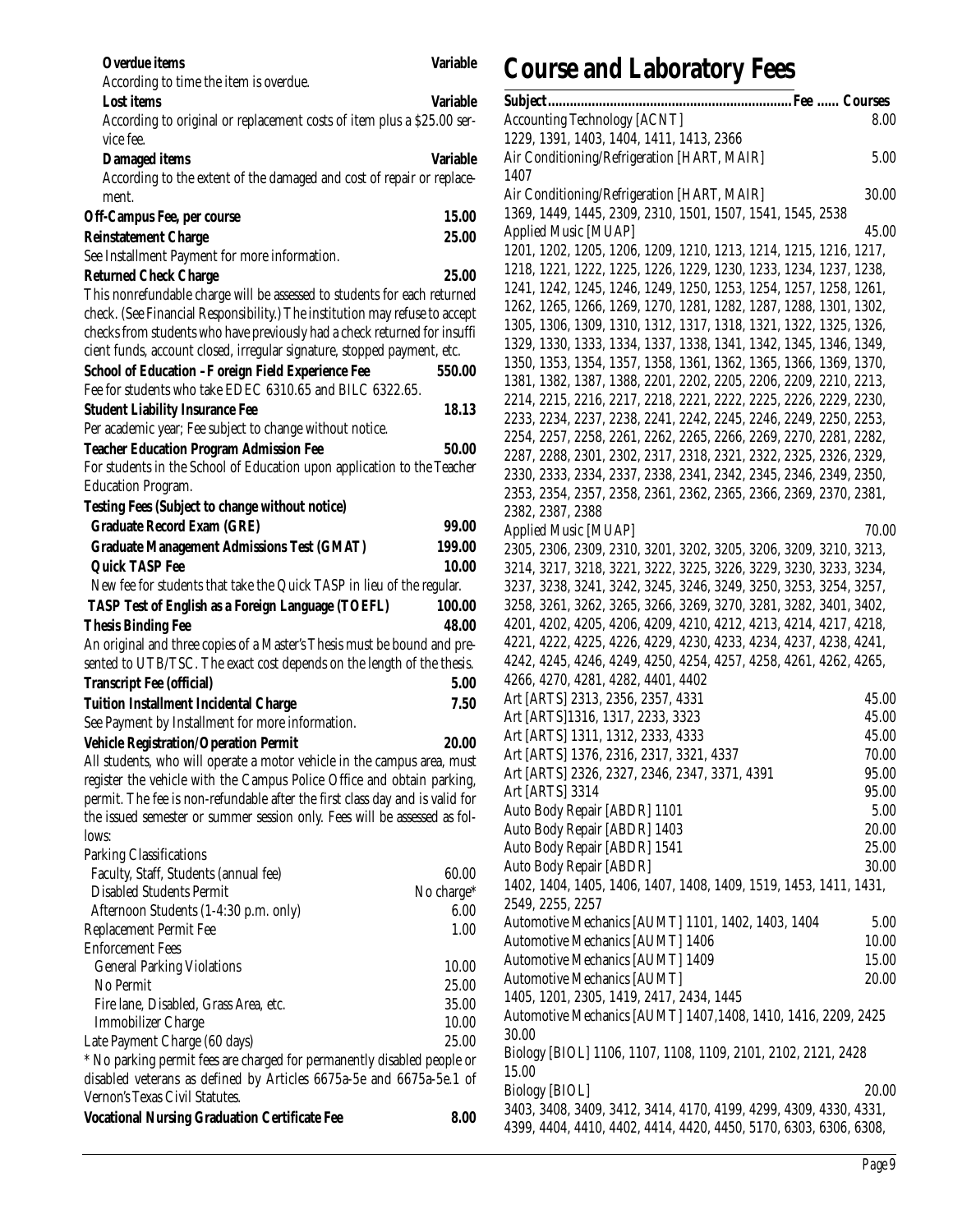**Overdue items** — Variable

According to time the item is overdue.

**Lost items** — Variable

According to original or replacement costs of item plus a $25.00 service fee.

**Damaged items** — Variable

According to the extent of the damaged and cost of repair or replacement.

**Off-Campus Fee, per course** — **15.00**

**Reinstatement Charge** — **25.00**

See Installment Payment for more information.

**Returned Check Charge** — **25.00**

This nonrefundable charge will be assessed to students for each returned check. (See Financial Responsibility.) The institution may refuse to accept checks from students who have previously had a check returned for insufficient funds, account closed, irregular signature, stopped payment, etc.

**School of Education - Foreign Field Experience Fee** — **550.00**

Fee for students who take EDEC 6310.65 and BILC 6322.65.

**Student Liability Insurance Fee** — **18.13**

Per academic year; Fee subject to change without notice.

**Teacher Education Program Admission Fee** — **50.00**

For students in the School of Education upon application to the Teacher Education Program.

**Testing Fees (Subject to change without notice)**

| Test | Fee |
|---|---|
| **Graduate Record Exam (GRE)** | **99.00** |
| **Graduate Management Admissions Test (GMAT)** | **199.00** |
| **Quick TASP Fee** | **10.00** |

New fee for students that take the Quick TASP in lieu of the regular.

| Test | Fee |
|---|---|
| **TASP Test of English as a Foreign Language (TOEFL)** | **100.00** |

**Thesis Binding Fee** — **48.00**

An original and three copies of a Master's Thesis must be bound and presented to UTB/TSC. The exact cost depends on the length of the thesis.

**Transcript Fee (official)** — **5.00**

**Tuition Installment Incidental Charge** — **7.50**

See Payment by Installment for more information.

**Vehicle Registration/Operation Permit** — **20.00**

All students, who will operate a motor vehicle in the campus area, must register the vehicle with the Campus Police Office and obtain parking, permit. The fee is non-refundable after the first class day and is valid for the issued semester or summer session only. Fees will be assessed as follows:

| Parking Classifications | |
|---|---|
| Faculty, Staff, Students (annual fee) | 60.00 |
| Disabled Students Permit | No charge* |
| Afternoon Students (1-4:30 p.m. only) | 6.00 |
| Replacement Permit Fee | 1.00 |
| **Enforcement Fees** | |
| General Parking Violations | 10.00 |
| No Permit | 25.00 |
| Fire lane, Disabled, Grass Area, etc. | 35.00 |
| Immobilizer Charge | 10.00 |
| Late Payment Charge (60 days) | 25.00 |

\* No parking permit fees are charged for permanently disabled people or disabled veterans as defined by Articles 6675a-5e and 6675a-5e.1 of Vernon's Texas Civil Statutes.

**Vocational Nursing Graduation Certificate Fee** — **8.00**

# Course and Laboratory Fees

| Subject | Fee | Courses |
|---|---|---|
| Accounting Technology [ACNT] | 8.00 | 1229, 1391, 1403, 1404, 1411, 1413, 2366 |
| Air Conditioning/Refrigeration [HART, MAIR] | 5.00 | 1407 |
| Air Conditioning/Refrigeration [HART, MAIR] | 30.00 | 1369, 1449, 1445, 2309, 2310, 1501, 1507, 1541, 1545, 2538 |
| Applied Music [MUAP] | 45.00 | 1201, 1202, 1205, 1206, 1209, 1210, 1213, 1214, 1215, 1216, 1217, 1218, 1221, 1222, 1225, 1226, 1229, 1230, 1233, 1234, 1237, 1238, 1241, 1242, 1245, 1246, 1249, 1250, 1253, 1254, 1257, 1258, 1261, 1262, 1265, 1266, 1269, 1270, 1281, 1282, 1287, 1288, 1301, 1302, 1305, 1306, 1309, 1310, 1312, 1317, 1318, 1321, 1322, 1325, 1326, 1329, 1330, 1333, 1334, 1337, 1338, 1341, 1342, 1345, 1346, 1349, 1350, 1353, 1354, 1357, 1358, 1361, 1362, 1365, 1366, 1369, 1370, 1381, 1382, 1387, 1388, 2201, 2202, 2205, 2206, 2209, 2210, 2213, 2214, 2215, 2216, 2217, 2218, 2221, 2222, 2225, 2226, 2229, 2230, 2233, 2234, 2237, 2238, 2241, 2242, 2245, 2246, 2249, 2250, 2253, 2254, 2257, 2258, 2261, 2262, 2265, 2266, 2269, 2270, 2281, 2282, 2287, 2288, 2301, 2302, 2317, 2318, 2321, 2322, 2325, 2326, 2329, 2330, 2333, 2334, 2337, 2338, 2341, 2342, 2345, 2346, 2349, 2350, 2353, 2354, 2357, 2358, 2361, 2362, 2365, 2366, 2369, 2370, 2381, 2382, 2387, 2388 |
| Applied Music [MUAP] | 70.00 | 2305, 2306, 2309, 2310, 3201, 3202, 3205, 3206, 3209, 3210, 3213, 3214, 3217, 3218, 3221, 3222, 3225, 3226, 3229, 3230, 3233, 3234, 3237, 3238, 3241, 3242, 3245, 3246, 3249, 3250, 3253, 3254, 3257, 3258, 3261, 3262, 3265, 3266, 3269, 3270, 3281, 3282, 3401, 3402, 4201, 4202, 4205, 4206, 4209, 4210, 4212, 4213, 4214, 4217, 4218, 4221, 4222, 4225, 4226, 4229, 4230, 4233, 4234, 4237, 4238, 4241, 4242, 4245, 4246, 4249, 4250, 4254, 4257, 4258, 4261, 4262, 4265, 4266, 4270, 4281, 4282, 4401, 4402 |
| Art [ARTS] 2313, 2356, 2357, 4331 | 45.00 | |
| Art [ARTS]1316, 1317, 2233, 3323 | 45.00 | |
| Art [ARTS] 1311, 1312, 2333, 4333 | 45.00 | |
| Art [ARTS] 1376, 2316, 2317, 3321, 4337 | 70.00 | |
| Art [ARTS] 2326, 2327, 2346, 2347, 3371, 4391 | 95.00 | |
| Art [ARTS] 3314 | 95.00 | |
| Auto Body Repair [ABDR] 1101 | 5.00 | |
| Auto Body Repair [ABDR] 1403 | 20.00 | |
| Auto Body Repair [ABDR] 1541 | 25.00 | |
| Auto Body Repair [ABDR] | 30.00 | 1402, 1404, 1405, 1406, 1407, 1408, 1409, 1519, 1453, 1411, 1431, 2549, 2255, 2257 |
| Automotive Mechanics [AUMT] 1101, 1402, 1403, 1404 | 5.00 | |
| Automotive Mechanics [AUMT] 1406 | 10.00 | |
| Automotive Mechanics [AUMT] 1409 | 15.00 | |
| Automotive Mechanics [AUMT] | 20.00 | 1405, 1201, 2305, 1419, 2417, 2434, 1445 |
| Automotive Mechanics [AUMT] 1407,1408, 1410, 1416, 2209, 2425 | 30.00 | |
| Biology [BIOL] 1106, 1107, 1108, 1109, 2101, 2102, 2121, 2428 | 15.00 | |
| Biology [BIOL] | 20.00 | 3403, 3408, 3409, 3412, 3414, 4170, 4199, 4299, 4309, 4330, 4331, 4399, 4404, 4410, 4402, 4414, 4420, 4450, 5170, 6303, 6306, 6308, |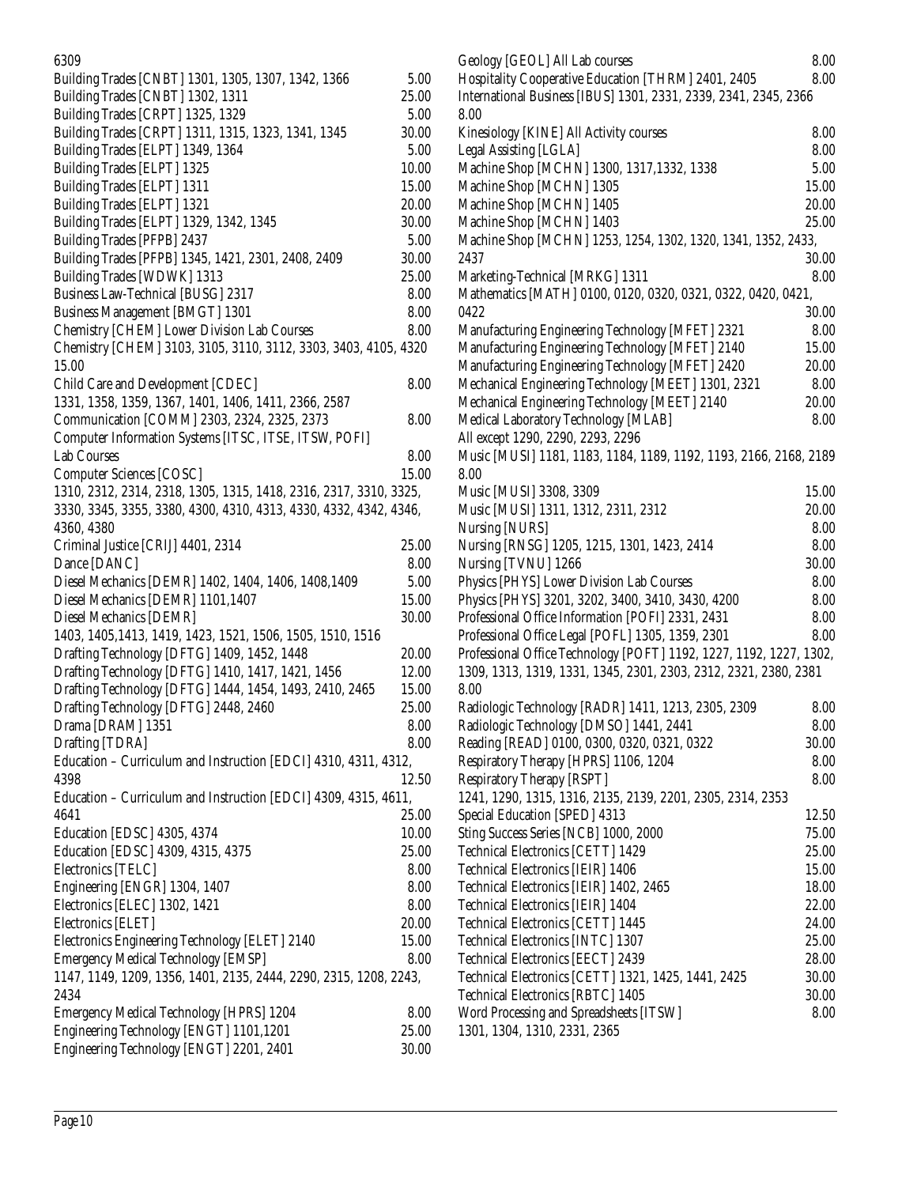6309

| Course | Fee |
|---|---|
| Building Trades [CNBT] 1301, 1305, 1307, 1342, 1366 | 5.00 |
| Building Trades [CNBT] 1302, 1311 | 25.00 |
| Building Trades [CRPT] 1325, 1329 | 5.00 |
| Building Trades [CRPT] 1311, 1315, 1323, 1341, 1345 | 30.00 |
| Building Trades [ELPT] 1349, 1364 | 5.00 |
| Building Trades [ELPT] 1325 | 10.00 |
| Building Trades [ELPT] 1311 | 15.00 |
| Building Trades [ELPT] 1321 | 20.00 |
| Building Trades [ELPT] 1329, 1342, 1345 | 30.00 |
| Building Trades [PFPB] 2437 | 5.00 |
| Building Trades [PFPB] 1345, 1421, 2301, 2408, 2409 | 30.00 |
| Building Trades [WDWK] 1313 | 25.00 |
| Business Law-Technical [BUSG] 2317 | 8.00 |
| Business Management [BMGT] 1301 | 8.00 |
| Chemistry [CHEM] Lower Division Lab Courses | 8.00 |
| Chemistry [CHEM] 3103, 3105, 3110, 3112, 3303, 3403, 4105, 4320 | 15.00 |
| Child Care and Development [CDEC] 1331, 1358, 1359, 1367, 1401, 1406, 1411, 2366, 2587 | 8.00 |
| Communication [COMM] 2303, 2324, 2325, 2373 | 8.00 |
| Computer Information Systems [ITSC, ITSE, ITSW, POFI] Lab Courses | 8.00 |
| Computer Sciences [COSC] 1310, 2312, 2314, 2318, 1305, 1315, 1418, 2316, 2317, 3310, 3325, 3330, 3345, 3355, 3380, 4300, 4310, 4313, 4330, 4332, 4342, 4346, 4360, 4380 | 15.00 |
| Criminal Justice [CRIJ] 4401, 2314 | 25.00 |
| Dance [DANC] | 8.00 |
| Diesel Mechanics [DEMR] 1402, 1404, 1406, 1408,1409 | 5.00 |
| Diesel Mechanics [DEMR] 1101,1407 | 15.00 |
| Diesel Mechanics [DEMR] 1403, 1405,1413, 1419, 1423, 1521, 1506, 1505, 1510, 1516 | 30.00 |
| Drafting Technology [DFTG] 1409, 1452, 1448 | 20.00 |
| Drafting Technology [DFTG] 1410, 1417, 1421, 1456 | 12.00 |
| Drafting Technology [DFTG] 1444, 1454, 1493, 2410, 2465 | 15.00 |
| Drafting Technology [DFTG] 2448, 2460 | 25.00 |
| Drama [DRAM] 1351 | 8.00 |
| Drafting [TDRA] | 8.00 |
| Education – Curriculum and Instruction [EDCI] 4310, 4311, 4312, 4398 | 12.50 |
| Education – Curriculum and Instruction [EDCI] 4309, 4315, 4611, 4641 | 25.00 |
| Education [EDSC] 4305, 4374 | 10.00 |
| Education [EDSC] 4309, 4315, 4375 | 25.00 |
| Electronics [TELC] | 8.00 |
| Engineering [ENGR] 1304, 1407 | 8.00 |
| Electronics [ELEC] 1302, 1421 | 8.00 |
| Electronics [ELET] | 20.00 |
| Electronics Engineering Technology [ELET] 2140 | 15.00 |
| Emergency Medical Technology [EMSP] 1147, 1149, 1209, 1356, 1401, 2135, 2444, 2290, 2315, 1208, 2243, 2434 | 8.00 |
| Emergency Medical Technology [HPRS] 1204 | 8.00 |
| Engineering Technology [ENGT] 1101,1201 | 25.00 |
| Engineering Technology [ENGT] 2201, 2401 | 30.00 |
| Geology [GEOL] All Lab courses | 8.00 |
| Hospitality Cooperative Education [THRM] 2401, 2405 | 8.00 |
| International Business [IBUS] 1301, 2331, 2339, 2341, 2345, 2366 | 8.00 |
| Kinesiology [KINE] All Activity courses | 8.00 |
| Legal Assisting [LGLA] | 8.00 |
| Machine Shop [MCHN] 1300, 1317,1332, 1338 | 5.00 |
| Machine Shop [MCHN] 1305 | 15.00 |
| Machine Shop [MCHN] 1405 | 20.00 |
| Machine Shop [MCHN] 1403 | 25.00 |
| Machine Shop [MCHN] 1253, 1254, 1302, 1320, 1341, 1352, 2433, 2437 | 30.00 |
| Marketing-Technical [MRKG] 1311 | 8.00 |
| Mathematics [MATH] 0100, 0120, 0320, 0321, 0322, 0420, 0421, 0422 | 30.00 |
| Manufacturing Engineering Technology [MFET] 2321 | 8.00 |
| Manufacturing Engineering Technology [MFET] 2140 | 15.00 |
| Manufacturing Engineering Technology [MFET] 2420 | 20.00 |
| Mechanical Engineering Technology [MEET] 1301, 2321 | 8.00 |
| Mechanical Engineering Technology [MEET] 2140 | 20.00 |
| Medical Laboratory Technology [MLAB] All except 1290, 2290, 2293, 2296 | 8.00 |
| Music [MUSI] 1181, 1183, 1184, 1189, 1192, 1193, 2166, 2168, 2189 | 8.00 |
| Music [MUSI] 3308, 3309 | 15.00 |
| Music [MUSI] 1311, 1312, 2311, 2312 | 20.00 |
| Nursing [NURS] | 8.00 |
| Nursing [RNSG] 1205, 1215, 1301, 1423, 2414 | 8.00 |
| Nursing [TVNU] 1266 | 30.00 |
| Physics [PHYS] Lower Division Lab Courses | 8.00 |
| Physics [PHYS] 3201, 3202, 3400, 3410, 3430, 4200 | 8.00 |
| Professional Office Information [POFI] 2331, 2431 | 8.00 |
| Professional Office Legal [POFL] 1305, 1359, 2301 | 8.00 |
| Professional Office Technology [POFT] 1192, 1227, 1192, 1227, 1302, 1309, 1313, 1319, 1331, 1345, 2301, 2303, 2312, 2321, 2380, 2381 | 8.00 |
| Radiologic Technology [RADR] 1411, 1213, 2305, 2309 | 8.00 |
| Radiologic Technology [DMSO] 1441, 2441 | 8.00 |
| Reading [READ] 0100, 0300, 0320, 0321, 0322 | 30.00 |
| Respiratory Therapy [HPRS] 1106, 1204 | 8.00 |
| Respiratory Therapy [RSPT] 1241, 1290, 1315, 1316, 2135, 2139, 2201, 2305, 2314, 2353 | 8.00 |
| Special Education [SPED] 4313 | 12.50 |
| Sting Success Series [NCB] 1000, 2000 | 75.00 |
| Technical Electronics [CETT] 1429 | 25.00 |
| Technical Electronics [IEIR] 1406 | 15.00 |
| Technical Electronics [IEIR] 1402, 2465 | 18.00 |
| Technical Electronics [IEIR] 1404 | 22.00 |
| Technical Electronics [CETT] 1445 | 24.00 |
| Technical Electronics [INTC] 1307 | 25.00 |
| Technical Electronics [EECT] 2439 | 28.00 |
| Technical Electronics [CETT] 1321, 1425, 1441, 2425 | 30.00 |
| Technical Electronics [RBTC] 1405 | 30.00 |
| Word Processing and Spreadsheets [ITSW] 1301, 1304, 1310, 2331, 2365 | 8.00 |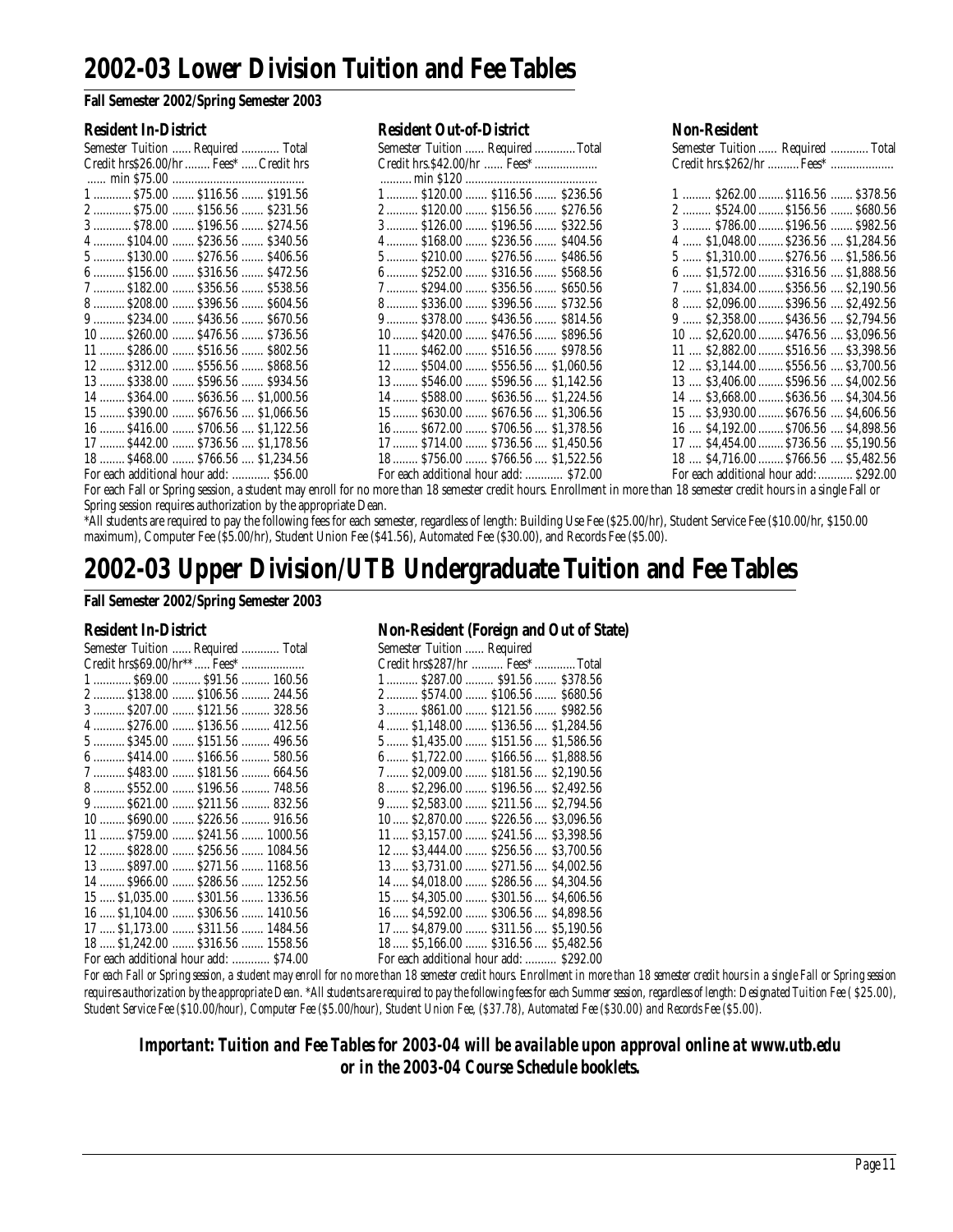# 2002-03 Lower Division Tuition and Fee Tables

**Fall Semester 2002/Spring Semester 2003**

### Resident In-District

| Semester Credit hrs | Tuition $26.00/hr min $75.00 | Required Fees* | Total |
|---|---|---|---|
| 1 | $75.00 | $116.56 | $191.56 |
| 2 | $75.00 | $156.56 | $231.56 |
| 3 | $78.00 | $196.56 | $274.56 |
| 4 | $104.00 | $236.56 | $340.56 |
| 5 | $130.00 | $276.56 | $406.56 |
| 6 | $156.00 | $316.56 | $472.56 |
| 7 | $182.00 | $356.56 | $538.56 |
| 8 | $208.00 | $396.56 | $604.56 |
| 9 | $234.00 | $436.56 | $670.56 |
| 10 | $260.00 | $476.56 | $736.56 |
| 11 | $286.00 | $516.56 | $802.56 |
| 12 | $312.00 | $556.56 | $868.56 |
| 13 | $338.00 | $596.56 | $934.56 |
| 14 | $364.00 | $636.56 | $1,000.56 |
| 15 | $390.00 | $676.56 | $1,066.56 |
| 16 | $416.00 | $706.56 | $1,122.56 |
| 17 | $442.00 | $736.56 | $1,178.56 |
| 18 | $468.00 | $766.56 | $1,234.56 |

For each additional hour add: $56.00

### Resident Out-of-District

| Semester Credit hrs. | Tuition $42.00/hr min $120 | Required Fees* | Total |
|---|---|---|---|
| 1 | $120.00 | $116.56 | $236.56 |
| 2 | $120.00 | $156.56 | $276.56 |
| 3 | $126.00 | $196.56 | $322.56 |
| 4 | $168.00 | $236.56 | $404.56 |
| 5 | $210.00 | $276.56 | $486.56 |
| 6 | $252.00 | $316.56 | $568.56 |
| 7 | $294.00 | $356.56 | $650.56 |
| 8 | $336.00 | $396.56 | $732.56 |
| 9 | $378.00 | $436.56 | $814.56 |
| 10 | $420.00 | $476.56 | $896.56 |
| 11 | $462.00 | $516.56 | $978.56 |
| 12 | $504.00 | $556.56 | $1,060.56 |
| 13 | $546.00 | $596.56 | $1,142.56 |
| 14 | $588.00 | $636.56 | $1,224.56 |
| 15 | $630.00 | $676.56 | $1,306.56 |
| 16 | $672.00 | $706.56 | $1,378.56 |
| 17 | $714.00 | $736.56 | $1,450.56 |
| 18 | $756.00 | $766.56 | $1,522.56 |

For each additional hour add: $72.00

### Non-Resident

| Semester Credit hrs. | Tuition $262/hr | Required Fees* | Total |
|---|---|---|---|
| 1 | $262.00 | $116.56 | $378.56 |
| 2 | $524.00 | $156.56 | $680.56 |
| 3 | $786.00 | $196.56 | $982.56 |
| 4 | $1,048.00 | $236.56 | $1,284.56 |
| 5 | $1,310.00 | $276.56 | $1,586.56 |
| 6 | $1,572.00 | $316.56 | $1,888.56 |
| 7 | $1,834.00 | $356.56 | $2,190.56 |
| 8 | $2,096.00 | $396.56 | $2,492.56 |
| 9 | $2,358.00 | $436.56 | $2,794.56 |
| 10 | $2,620.00 | $476.56 | $3,096.56 |
| 11 | $2,882.00 | $516.56 | $3,398.56 |
| 12 | $3,144.00 | $556.56 | $3,700.56 |
| 13 | $3,406.00 | $596.56 | $4,002.56 |
| 14 | $3,668.00 | $636.56 | $4,304.56 |
| 15 | $3,930.00 | $676.56 | $4,606.56 |
| 16 | $4,192.00 | $706.56 | $4,898.56 |
| 17 | $4,454.00 | $736.56 | $5,190.56 |
| 18 | $4,716.00 | $766.56 | $5,482.56 |

For each additional hour add: $292.00

For each Fall or Spring session, a student may enroll for no more than 18 semester credit hours. Enrollment in more than 18 semester credit hours in a single Fall or Spring session requires authorization by the appropriate Dean.

*All students are required to pay the following fees for each semester, regardless of length: Building Use Fee ($25.00/hr), Student Service Fee ($10.00/hr, $150.00 maximum), Computer Fee ($5.00/hr), Student Union Fee ($41.56), Automated Fee ($30.00), and Records Fee ($5.00).

# 2002-03 Upper Division/UTB Undergraduate Tuition and Fee Tables

**Fall Semester 2002/Spring Semester 2003**

### Resident In-District

| Semester Credit hrs | Tuition $69.00/hr** | Required Fees* | Total |
|---|---|---|---|
| 1 | $69.00 | $91.56 | 160.56 |
| 2 | $138.00 | $106.56 | 244.56 |
| 3 | $207.00 | $121.56 | 328.56 |
| 4 | $276.00 | $136.56 | 412.56 |
| 5 | $345.00 | $151.56 | 496.56 |
| 6 | $414.00 | $166.56 | 580.56 |
| 7 | $483.00 | $181.56 | 664.56 |
| 8 | $552.00 | $196.56 | 748.56 |
| 9 | $621.00 | $211.56 | 832.56 |
| 10 | $690.00 | $226.56 | 916.56 |
| 11 | $759.00 | $241.56 | 1000.56 |
| 12 | $828.00 | $256.56 | 1084.56 |
| 13 | $897.00 | $271.56 | 1168.56 |
| 14 | $966.00 | $286.56 | 1252.56 |
| 15 | $1,035.00 | $301.56 | 1336.56 |
| 16 | $1,104.00 | $306.56 | 1410.56 |
| 17 | $1,173.00 | $311.56 | 1484.56 |
| 18 | $1,242.00 | $316.56 | 1558.56 |

For each additional hour add: $74.00

### Non-Resident (Foreign and Out of State)

| Semester Credit hrs | Tuition $287/hr | Required Fees* | Total |
|---|---|---|---|
| 1 | $287.00 | $91.56 | $378.56 |
| 2 | $574.00 | $106.56 | $680.56 |
| 3 | $861.00 | $121.56 | $982.56 |
| 4 | $1,148.00 | $136.56 | $1,284.56 |
| 5 | $1,435.00 | $151.56 | $1,586.56 |
| 6 | $1,722.00 | $166.56 | $1,888.56 |
| 7 | $2,009.00 | $181.56 | $2,190.56 |
| 8 | $2,296.00 | $196.56 | $2,492.56 |
| 9 | $2,583.00 | $211.56 | $2,794.56 |
| 10 | $2,870.00 | $226.56 | $3,096.56 |
| 11 | $3,157.00 | $241.56 | $3,398.56 |
| 12 | $3,444.00 | $256.56 | $3,700.56 |
| 13 | $3,731.00 | $271.56 | $4,002.56 |
| 14 | $4,018.00 | $286.56 | $4,304.56 |
| 15 | $4,305.00 | $301.56 | $4,606.56 |
| 16 | $4,592.00 | $306.56 | $4,898.56 |
| 17 | $4,879.00 | $311.56 | $5,190.56 |
| 18 | $5,166.00 | $316.56 | $5,482.56 |

For each additional hour add: $292.00

*For each Fall or Spring session, a student may enroll for no more than 18 semester credit hours. Enrollment in more than 18 semester credit hours in a single Fall or Spring session requires authorization by the appropriate Dean. *All students are required to pay the following fees for each Summer session, regardless of length: Designated Tuition Fee ($25.00), Student Service Fee ($10.00/hour), Computer Fee ($5.00/hour), Student Union Fee, ($37.78), Automated Fee ($30.00) and Records Fee ($5.00).*

***Important: Tuition and Fee Tables for 2003-04 will be available upon approval online at www.utb.edu or in the 2003-04 Course Schedule booklets.***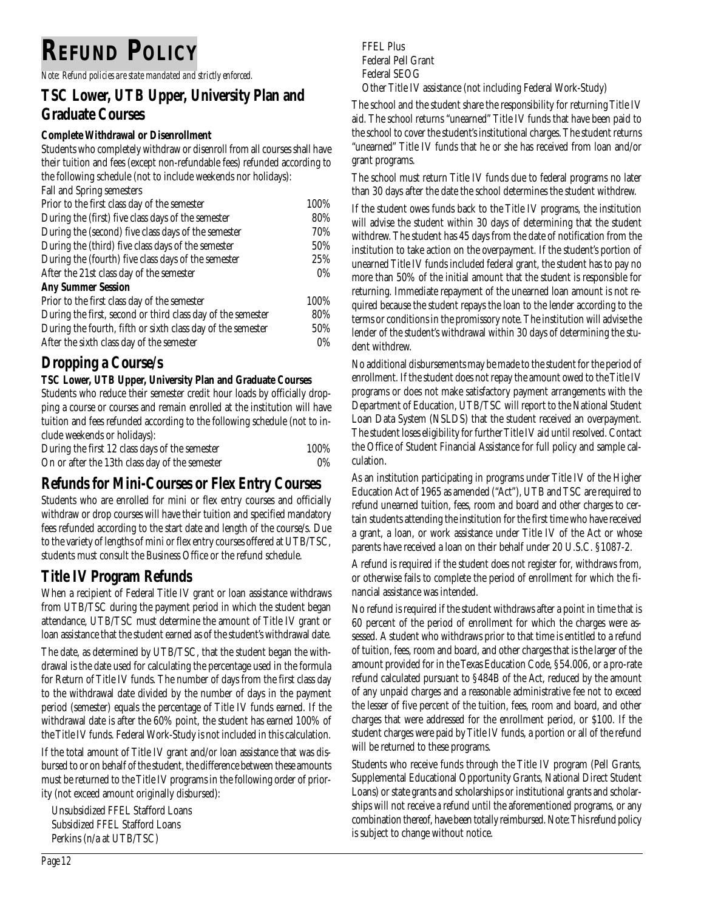# REFUND POLICY

*Note: Refund policies are state mandated and strictly enforced.*

## TSC Lower, UTB Upper, University Plan and Graduate Courses

**Complete Withdrawal or Disenrollment**

Students who completely withdraw or disenroll from all courses shall have their tuition and fees (except non-refundable fees) refunded according to the following schedule (not to include weekends nor holidays):

| Fall and Spring semesters | |
|---|---|
| Prior to the first class day of the semester | 100% |
| During the (first) five class days of the semester | 80% |
| During the (second) five class days of the semester | 70% |
| During the (third) five class days of the semester | 50% |
| During the (fourth) five class days of the semester | 25% |
| After the 21st class day of the semester | 0% |
| **Any Summer Session** | |
| Prior to the first class day of the semester | 100% |
| During the first, second or third class day of the semester | 80% |
| During the fourth, fifth or sixth class day of the semester | 50% |
| After the sixth class day of the semester | 0% |

## Dropping a Course/s

**TSC Lower, UTB Upper, University Plan and Graduate Courses**

Students who reduce their semester credit hour loads by officially dropping a course or courses and remain enrolled at the institution will have tuition and fees refunded according to the following schedule (not to include weekends or holidays):

| | |
|---|---|
| During the first 12 class days of the semester | 100% |
| On or after the 13th class day of the semester | 0% |

## Refunds for Mini-Courses or Flex Entry Courses

Students who are enrolled for mini or flex entry courses and officially withdraw or drop courses will have their tuition and specified mandatory fees refunded according to the start date and length of the course/s. Due to the variety of lengths of mini or flex entry courses offered at UTB/TSC, students must consult the Business Office or the refund schedule.

## Title IV Program Refunds

When a recipient of Federal Title IV grant or loan assistance withdraws from UTB/TSC during the payment period in which the student began attendance, UTB/TSC must determine the amount of Title IV grant or loan assistance that the student earned as of the student's withdrawal date.

The date, as determined by UTB/TSC, that the student began the withdrawal is the date used for calculating the percentage used in the formula for Return of Title IV funds. The number of days from the first class day to the withdrawal date divided by the number of days in the payment period (semester) equals the percentage of Title IV funds earned. If the withdrawal date is after the 60% point, the student has earned 100% of the Title IV funds. Federal Work-Study is not included in this calculation.

If the total amount of Title IV grant and/or loan assistance that was disbursed to or on behalf of the student, the difference between these amounts must be returned to the Title IV programs in the following order of priority (not exceed amount originally disbursed):

- Unsubsidized FFEL Stafford Loans
- Subsidized FFEL Stafford Loans
- Perkins (n/a at UTB/TSC)
- FFEL Plus
- Federal Pell Grant
- Federal SEOG
- Other Title IV assistance (not including Federal Work-Study)

The school and the student share the responsibility for returning Title IV aid. The school returns "unearned" Title IV funds that have been paid to the school to cover the student's institutional charges. The student returns "unearned" Title IV funds that he or she has received from loan and/or grant programs.

The school must return Title IV funds due to federal programs no later than 30 days after the date the school determines the student withdrew.

If the student owes funds back to the Title IV programs, the institution will advise the student within 30 days of determining that the student withdrew. The student has 45 days from the date of notification from the institution to take action on the overpayment. If the student's portion of unearned Title IV funds included federal grant, the student has to pay no more than 50% of the initial amount that the student is responsible for returning. Immediate repayment of the unearned loan amount is not required because the student repays the loan to the lender according to the terms or conditions in the promissory note. The institution will advise the lender of the student's withdrawal within 30 days of determining the student withdrew.

No additional disbursements may be made to the student for the period of enrollment. If the student does not repay the amount owed to the Title IV programs or does not make satisfactory payment arrangements with the Department of Education, UTB/TSC will report to the National Student Loan Data System (NSLDS) that the student received an overpayment. The student loses eligibility for further Title IV aid until resolved. Contact the Office of Student Financial Assistance for full policy and sample calculation.

As an institution participating in programs under Title IV of the Higher Education Act of 1965 as amended ("Act"), UTB and TSC are required to refund unearned tuition, fees, room and board and other charges to certain students attending the institution for the first time who have received a grant, a loan, or work assistance under Title IV of the Act or whose parents have received a loan on their behalf under 20 U.S.C. §1087-2.

A refund is required if the student does not register for, withdraws from, or otherwise fails to complete the period of enrollment for which the financial assistance was intended.

No refund is required if the student withdraws after a point in time that is 60 percent of the period of enrollment for which the charges were assessed. A student who withdraws prior to that time is entitled to a refund of tuition, fees, room and board, and other charges that is the larger of the amount provided for in the Texas Education Code, §54.006, or a pro-rate refund calculated pursuant to §484B of the Act, reduced by the amount of any unpaid charges and a reasonable administrative fee not to exceed the lesser of five percent of the tuition, fees, room and board, and other charges that were addressed for the enrollment period, or $100. If the student charges were paid by Title IV funds, a portion or all of the refund will be returned to these programs.

Students who receive funds through the Title IV program (Pell Grants, Supplemental Educational Opportunity Grants, National Direct Student Loans) or state grants and scholarships or institutional grants and scholarships will not receive a refund until the aforementioned programs, or any combination thereof, have been totally reimbursed. Note: This refund policy is subject to change without notice.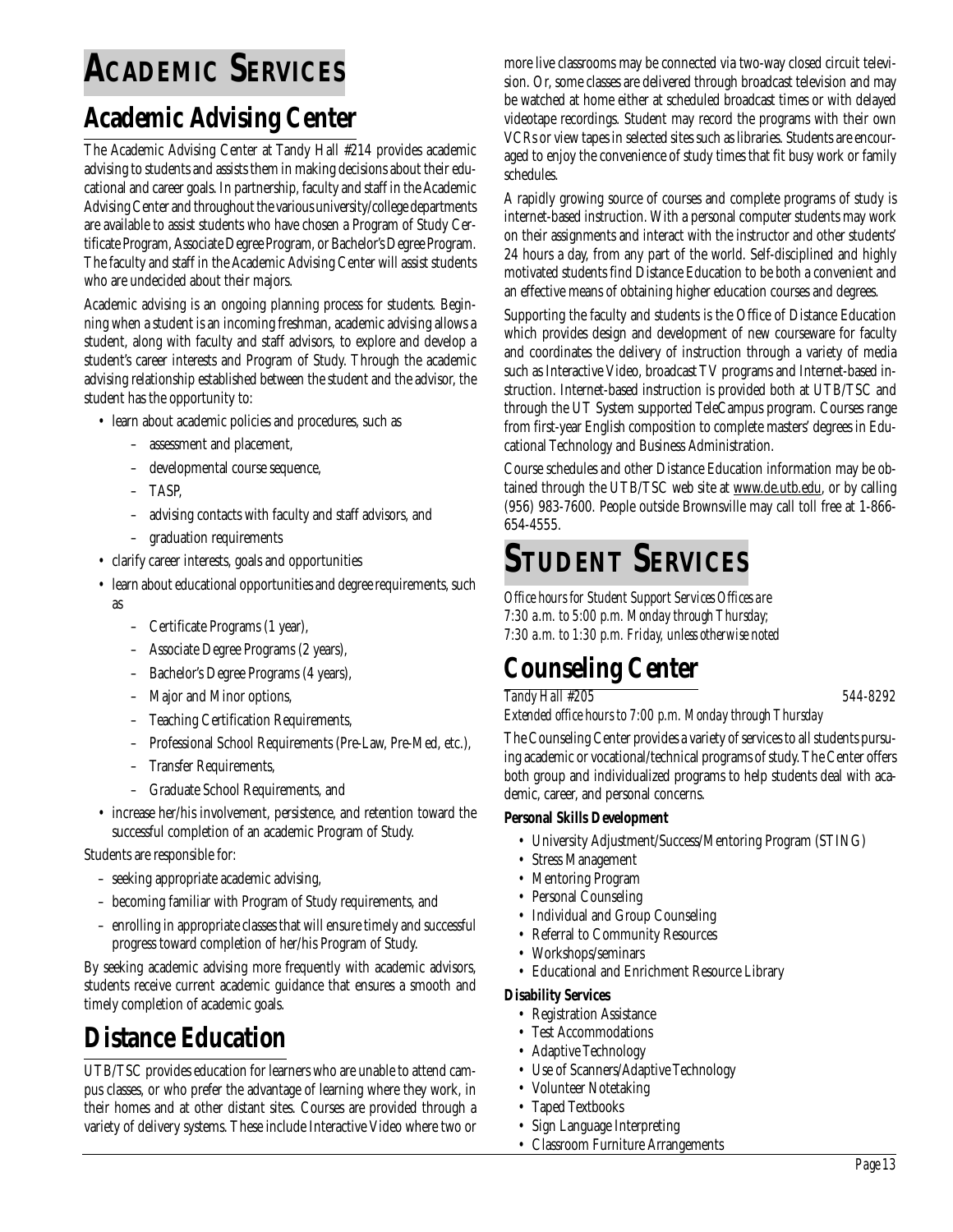# ACADEMIC SERVICES

## Academic Advising Center

The Academic Advising Center at Tandy Hall #214 provides academic advising to students and assists them in making decisions about their educational and career goals. In partnership, faculty and staff in the Academic Advising Center and throughout the various university/college departments are available to assist students who have chosen a Program of Study Certificate Program, Associate Degree Program, or Bachelor's Degree Program. The faculty and staff in the Academic Advising Center will assist students who are undecided about their majors.

Academic advising is an ongoing planning process for students. Beginning when a student is an incoming freshman, academic advising allows a student, along with faculty and staff advisors, to explore and develop a student's career interests and Program of Study. Through the academic advising relationship established between the student and the advisor, the student has the opportunity to:

- learn about academic policies and procedures, such as
  - assessment and placement,
  - developmental course sequence,
  - TASP,
  - advising contacts with faculty and staff advisors, and
  - graduation requirements
- clarify career interests, goals and opportunities
- learn about educational opportunities and degree requirements, such as
  - Certificate Programs (1 year),
  - Associate Degree Programs (2 years),
  - Bachelor's Degree Programs (4 years),
  - Major and Minor options,
  - Teaching Certification Requirements,
  - Professional School Requirements (Pre-Law, Pre-Med, etc.),
  - Transfer Requirements,
  - Graduate School Requirements, and
- increase her/his involvement, persistence, and retention toward the successful completion of an academic Program of Study.

Students are responsible for:

- seeking appropriate academic advising,
- becoming familiar with Program of Study requirements, and
- enrolling in appropriate classes that will ensure timely and successful progress toward completion of her/his Program of Study.

By seeking academic advising more frequently with academic advisors, students receive current academic guidance that ensures a smooth and timely completion of academic goals.

## Distance Education

UTB/TSC provides education for learners who are unable to attend campus classes, or who prefer the advantage of learning where they work, in their homes and at other distant sites. Courses are provided through a variety of delivery systems. These include Interactive Video where two or more live classrooms may be connected via two-way closed circuit television. Or, some classes are delivered through broadcast television and may be watched at home either at scheduled broadcast times or with delayed videotape recordings. Student may record the programs with their own VCRs or view tapes in selected sites such as libraries. Students are encouraged to enjoy the convenience of study times that fit busy work or family schedules.

A rapidly growing source of courses and complete programs of study is internet-based instruction. With a personal computer students may work on their assignments and interact with the instructor and other students' 24 hours a day, from any part of the world. Self-disciplined and highly motivated students find Distance Education to be both a convenient and an effective means of obtaining higher education courses and degrees.

Supporting the faculty and students is the Office of Distance Education which provides design and development of new courseware for faculty and coordinates the delivery of instruction through a variety of media such as Interactive Video, broadcast TV programs and Internet-based instruction. Internet-based instruction is provided both at UTB/TSC and through the UT System supported TeleCampus program. Courses range from first-year English composition to complete masters' degrees in Educational Technology and Business Administration.

Course schedules and other Distance Education information may be obtained through the UTB/TSC web site at www.de.utb.edu, or by calling (956) 983-7600. People outside Brownsville may call toll free at 1-866-654-4555.

# STUDENT SERVICES

*Office hours for Student Support Services Offices are 7:30 a.m. to 5:00 p.m. Monday through Thursday; 7:30 a.m. to 1:30 p.m. Friday, unless otherwise noted*

## Counseling Center

*Tandy Hall #205* — *544-8292*

*Extended office hours to 7:00 p.m. Monday through Thursday*

The Counseling Center provides a variety of services to all students pursuing academic or vocational/technical programs of study. The Center offers both group and individualized programs to help students deal with academic, career, and personal concerns.

**Personal Skills Development**

- University Adjustment/Success/Mentoring Program (STING)
- Stress Management
- Mentoring Program
- Personal Counseling
- Individual and Group Counseling
- Referral to Community Resources
- Workshops/seminars
- Educational and Enrichment Resource Library

**Disability Services**

- Registration Assistance
- Test Accommodations
- Adaptive Technology
- Use of Scanners/Adaptive Technology
- Volunteer Notetaking
- Taped Textbooks
- Sign Language Interpreting
- Classroom Furniture Arrangements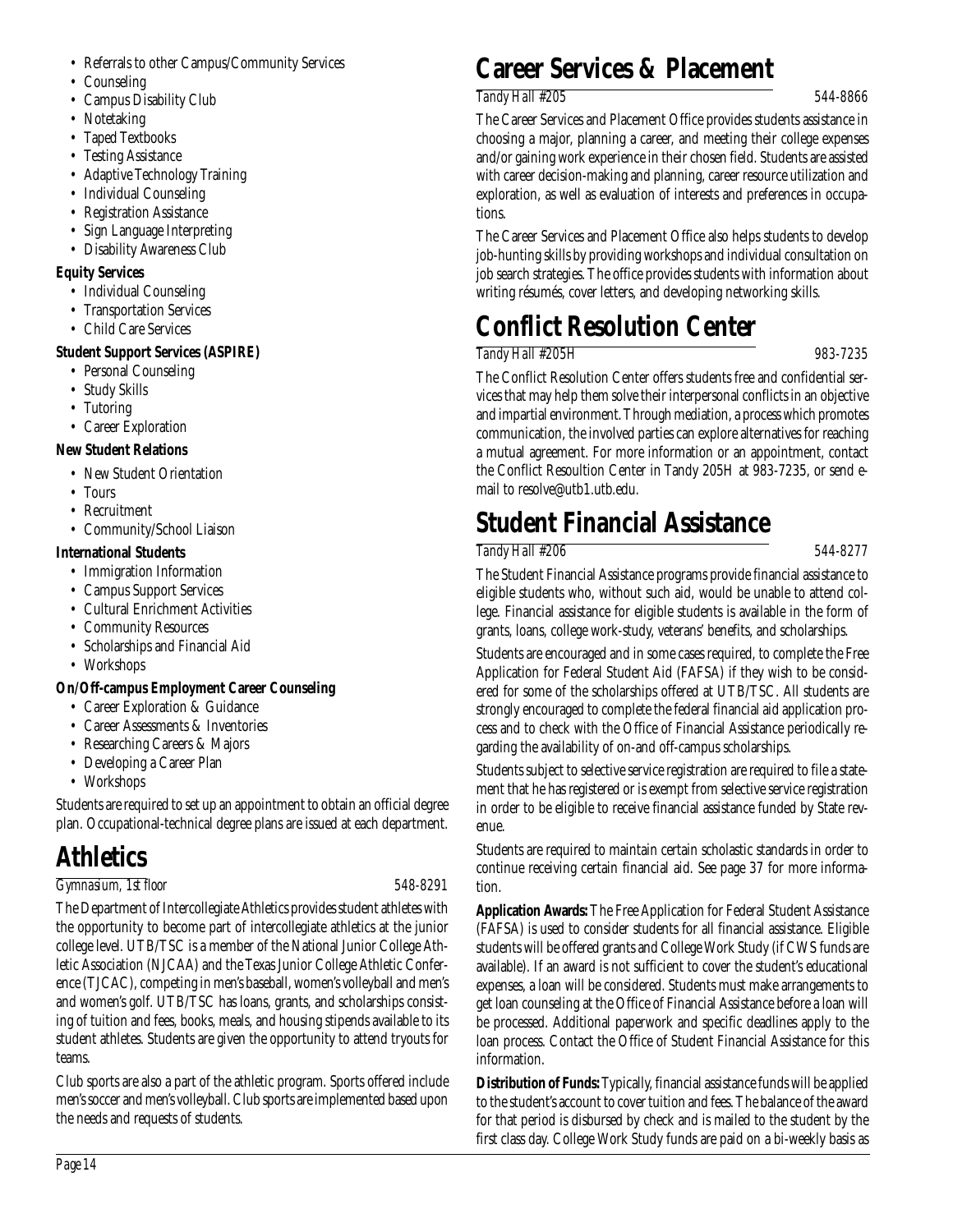- Referrals to other Campus/Community Services
- Counseling
- Campus Disability Club
- Notetaking
- Taped Textbooks
- Testing Assistance
- Adaptive Technology Training
- Individual Counseling
- Registration Assistance
- Sign Language Interpreting
- Disability Awareness Club

**Equity Services**

- Individual Counseling
- Transportation Services
- Child Care Services

**Student Support Services (ASPIRE)**

- Personal Counseling
- Study Skills
- Tutoring
- Career Exploration

**New Student Relations**

- New Student Orientation
- Tours
- Recruitment
- Community/School Liaison

**International Students**

- Immigration Information
- Campus Support Services
- Cultural Enrichment Activities
- Community Resources
- Scholarships and Financial Aid
- Workshops

**On/Off-campus Employment Career Counseling**

- Career Exploration & Guidance
- Career Assessments & Inventories
- Researching Careers & Majors
- Developing a Career Plan
- Workshops

Students are required to set up an appointment to obtain an official degree plan. Occupational-technical degree plans are issued at each department.

# Athletics

*Gymnasium, 1st floor* 548-8291

The Department of Intercollegiate Athletics provides student athletes with the opportunity to become part of intercollegiate athletics at the junior college level. UTB/TSC is a member of the National Junior College Athletic Association (NJCAA) and the Texas Junior College Athletic Conference (TJCAC), competing in men's baseball, women's volleyball and men's and women's golf. UTB/TSC has loans, grants, and scholarships consisting of tuition and fees, books, meals, and housing stipends available to its student athletes. Students are given the opportunity to attend tryouts for teams.

Club sports are also a part of the athletic program. Sports offered include men's soccer and men's volleyball. Club sports are implemented based upon the needs and requests of students.

# Career Services & Placement

*Tandy Hall #205* 544-8866

The Career Services and Placement Office provides students assistance in choosing a major, planning a career, and meeting their college expenses and/or gaining work experience in their chosen field. Students are assisted with career decision-making and planning, career resource utilization and exploration, as well as evaluation of interests and preferences in occupations.

The Career Services and Placement Office also helps students to develop job-hunting skills by providing workshops and individual consultation on job search strategies. The office provides students with information about writing résumés, cover letters, and developing networking skills.

# Conflict Resolution Center

*Tandy Hall #205H* 983-7235

The Conflict Resolution Center offers students free and confidential services that may help them solve their interpersonal conflicts in an objective and impartial environment. Through mediation, a process which promotes communication, the involved parties can explore alternatives for reaching a mutual agreement. For more information or an appointment, contact the Conflict Resoultion Center in Tandy 205H at 983-7235, or send e-mail to resolve@utb1.utb.edu.

# Student Financial Assistance

*Tandy Hall #206* 544-8277

The Student Financial Assistance programs provide financial assistance to eligible students who, without such aid, would be unable to attend college. Financial assistance for eligible students is available in the form of grants, loans, college work-study, veterans' benefits, and scholarships.

Students are encouraged and in some cases required, to complete the Free Application for Federal Student Aid (FAFSA) if they wish to be considered for some of the scholarships offered at UTB/TSC. All students are strongly encouraged to complete the federal financial aid application process and to check with the Office of Financial Assistance periodically regarding the availability of on-and off-campus scholarships.

Students subject to selective service registration are required to file a statement that he has registered or is exempt from selective service registration in order to be eligible to receive financial assistance funded by State revenue.

Students are required to maintain certain scholastic standards in order to continue receiving certain financial aid. See page 37 for more information.

**Application Awards:** The Free Application for Federal Student Assistance (FAFSA) is used to consider students for all financial assistance. Eligible students will be offered grants and College Work Study (if CWS funds are available). If an award is not sufficient to cover the student's educational expenses, a loan will be considered. Students must make arrangements to get loan counseling at the Office of Financial Assistance before a loan will be processed. Additional paperwork and specific deadlines apply to the loan process. Contact the Office of Student Financial Assistance for this information.

**Distribution of Funds:** Typically, financial assistance funds will be applied to the student's account to cover tuition and fees. The balance of the award for that period is disbursed by check and is mailed to the student by the first class day. College Work Study funds are paid on a bi-weekly basis as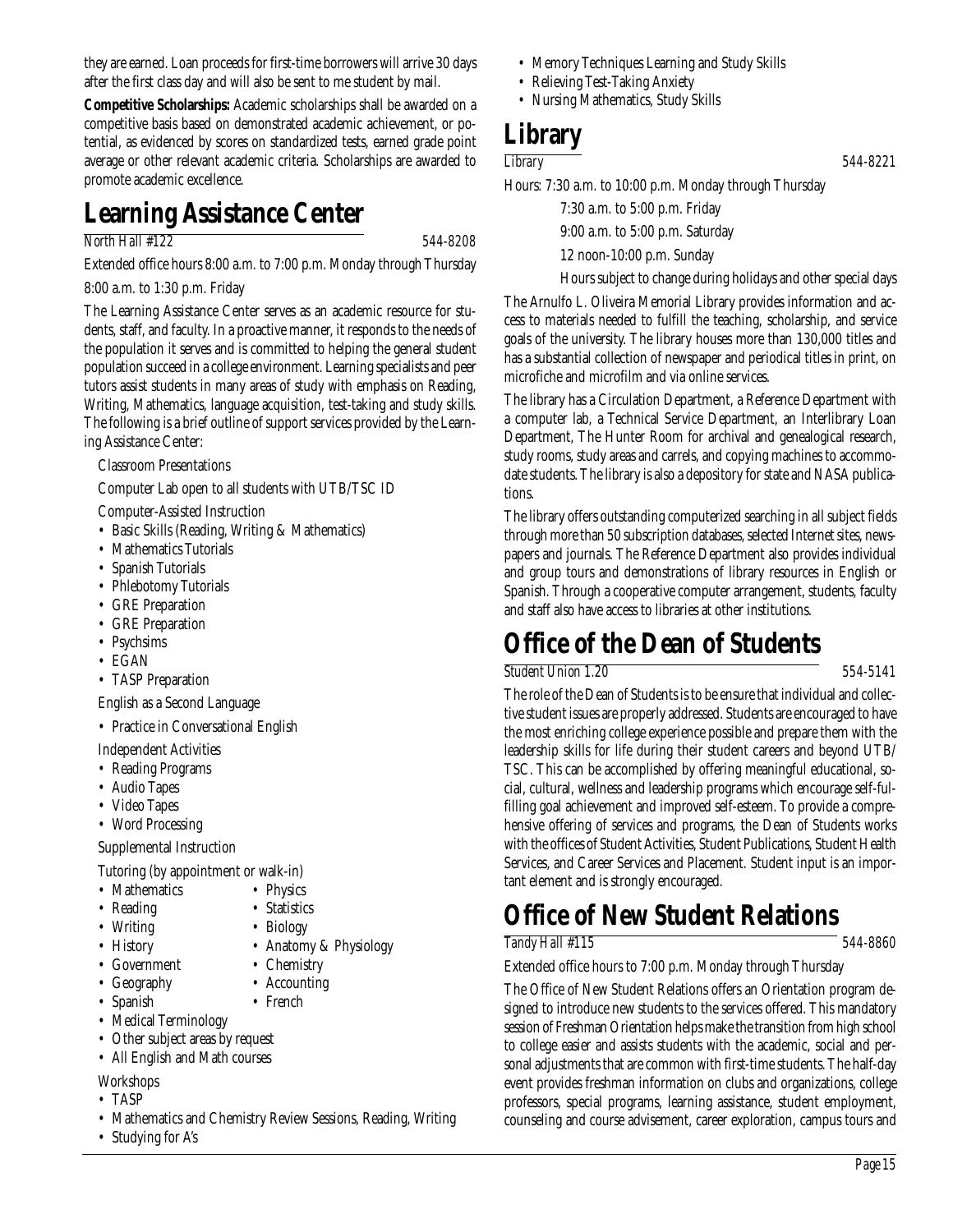they are earned. Loan proceeds for first-time borrowers will arrive 30 days after the first class day and will also be sent to me student by mail.

**Competitive Scholarships:** Academic scholarships shall be awarded on a competitive basis based on demonstrated academic achievement, or potential, as evidenced by scores on standardized tests, earned grade point average or other relevant academic criteria. Scholarships are awarded to promote academic excellence.

# Learning Assistance Center

*North Hall #122* 544-8208

Extended office hours 8:00 a.m. to 7:00 p.m. Monday through Thursday

8:00 a.m. to 1:30 p.m. Friday

The Learning Assistance Center serves as an academic resource for students, staff, and faculty. In a proactive manner, it responds to the needs of the population it serves and is committed to helping the general student population succeed in a college environment. Learning specialists and peer tutors assist students in many areas of study with emphasis on Reading, Writing, Mathematics, language acquisition, test-taking and study skills. The following is a brief outline of support services provided by the Learning Assistance Center:

Classroom Presentations

Computer Lab open to all students with UTB/TSC ID

Computer-Assisted Instruction

- Basic Skills (Reading, Writing & Mathematics)
- Mathematics Tutorials
- Spanish Tutorials
- Phlebotomy Tutorials
- GRE Preparation
- GRE Preparation
- Psychsims
- EGAN
- TASP Preparation

English as a Second Language

- Practice in Conversational English

Independent Activities

- Reading Programs
- Audio Tapes
- Video Tapes
- Word Processing

Supplemental Instruction

Tutoring (by appointment or walk-in)

- Mathematics
- Reading
- Writing
- History
- Government
- Geography
- Spanish
- Physics
- Statistics
- Biology
- Anatomy & Physiology
- Chemistry
- Accounting
- French
- Medical Terminology
- Other subject areas by request
- All English and Math courses

Workshops

- TASP
- Mathematics and Chemistry Review Sessions, Reading, Writing
- Studying for A's
- Memory Techniques Learning and Study Skills
- Relieving Test-Taking Anxiety
- Nursing Mathematics, Study Skills

# Library

*Library* 544-8221

Hours: 7:30 a.m. to 10:00 p.m. Monday through Thursday

7:30 a.m. to 5:00 p.m. Friday

9:00 a.m. to 5:00 p.m. Saturday

12 noon-10:00 p.m. Sunday

Hours subject to change during holidays and other special days

The Arnulfo L. Oliveira Memorial Library provides information and access to materials needed to fulfill the teaching, scholarship, and service goals of the university. The library houses more than 130,000 titles and has a substantial collection of newspaper and periodical titles in print, on microfiche and microfilm and via online services.

The library has a Circulation Department, a Reference Department with a computer lab, a Technical Service Department, an Interlibrary Loan Department, The Hunter Room for archival and genealogical research, study rooms, study areas and carrels, and copying machines to accommodate students. The library is also a depository for state and NASA publications.

The library offers outstanding computerized searching in all subject fields through more than 50 subscription databases, selected Internet sites, newspapers and journals. The Reference Department also provides individual and group tours and demonstrations of library resources in English or Spanish. Through a cooperative computer arrangement, students, faculty and staff also have access to libraries at other institutions.

# Office of the Dean of Students

*Student Union 1.20* 554-5141

The role of the Dean of Students is to be ensure that individual and collective student issues are properly addressed. Students are encouraged to have the most enriching college experience possible and prepare them with the leadership skills for life during their student careers and beyond UTB/TSC. This can be accomplished by offering meaningful educational, social, cultural, wellness and leadership programs which encourage self-fulfilling goal achievement and improved self-esteem. To provide a comprehensive offering of services and programs, the Dean of Students works with the offices of Student Activities, Student Publications, Student Health Services, and Career Services and Placement. Student input is an important element and is strongly encouraged.

# Office of New Student Relations

*Tandy Hall #115* 544-8860

Extended office hours to 7:00 p.m. Monday through Thursday

The Office of New Student Relations offers an Orientation program designed to introduce new students to the services offered. This mandatory session of Freshman Orientation helps make the transition from high school to college easier and assists students with the academic, social and personal adjustments that are common with first-time students. The half-day event provides freshman information on clubs and organizations, college professors, special programs, learning assistance, student employment, counseling and course advisement, career exploration, campus tours and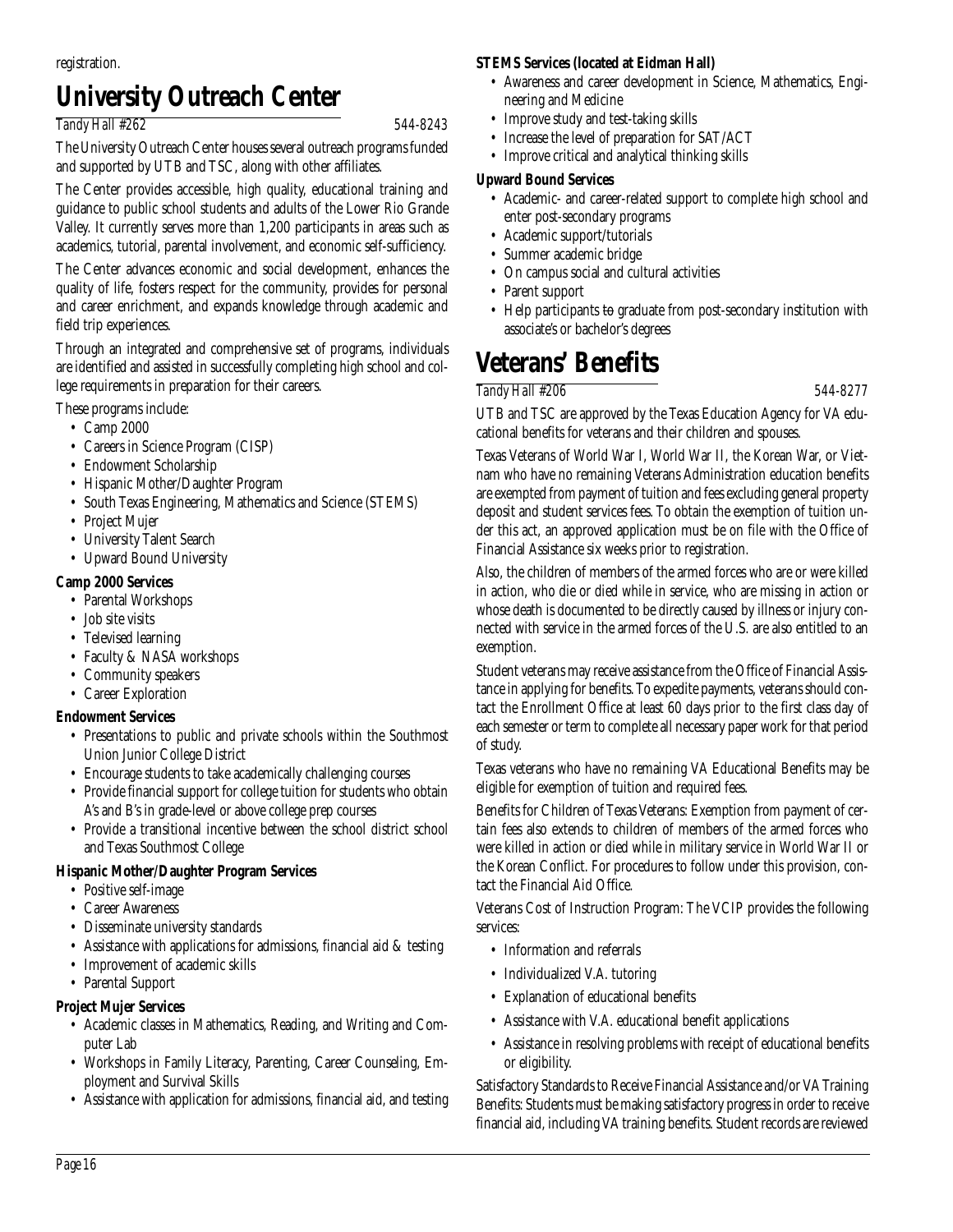registration.

# University Outreach Center

*Tandy Hall #262* *544-8243*

The University Outreach Center houses several outreach programs funded and supported by UTB and TSC, along with other affiliates.

The Center provides accessible, high quality, educational training and guidance to public school students and adults of the Lower Rio Grande Valley. It currently serves more than 1,200 participants in areas such as academics, tutorial, parental involvement, and economic self-sufficiency.

The Center advances economic and social development, enhances the quality of life, fosters respect for the community, provides for personal and career enrichment, and expands knowledge through academic and field trip experiences.

Through an integrated and comprehensive set of programs, individuals are identified and assisted in successfully completing high school and college requirements in preparation for their careers.

These programs include:

- Camp 2000
- Careers in Science Program (CISP)
- Endowment Scholarship
- Hispanic Mother/Daughter Program
- South Texas Engineering, Mathematics and Science (STEMS)
- Project Mujer
- University Talent Search
- Upward Bound University

**Camp 2000 Services**

- Parental Workshops
- Job site visits
- Televised learning
- Faculty & NASA workshops
- Community speakers
- Career Exploration

**Endowment Services**

- Presentations to public and private schools within the Southmost Union Junior College District
- Encourage students to take academically challenging courses
- Provide financial support for college tuition for students who obtain A's and B's in grade-level or above college prep courses
- Provide a transitional incentive between the school district school and Texas Southmost College

**Hispanic Mother/Daughter Program Services**

- Positive self-image
- Career Awareness
- Disseminate university standards
- Assistance with applications for admissions, financial aid & testing
- Improvement of academic skills
- Parental Support

**Project Mujer Services**

- Academic classes in Mathematics, Reading, and Writing and Computer Lab
- Workshops in Family Literacy, Parenting, Career Counseling, Employment and Survival Skills
- Assistance with application for admissions, financial aid, and testing

**STEMS Services (located at Eidman Hall)**

- Awareness and career development in Science, Mathematics, Engineering and Medicine
- Improve study and test-taking skills
- Increase the level of preparation for SAT/ACT
- Improve critical and analytical thinking skills

**Upward Bound Services**

- Academic- and career-related support to complete high school and enter post-secondary programs
- Academic support/tutorials
- Summer academic bridge
- On campus social and cultural activities
- Parent support
- Help participants ~~to~~ graduate from post-secondary institution with associate's or bachelor's degrees

# Veterans' Benefits

*Tandy Hall #206* *544-8277*

UTB and TSC are approved by the Texas Education Agency for VA educational benefits for veterans and their children and spouses.

Texas Veterans of World War I, World War II, the Korean War, or Vietnam who have no remaining Veterans Administration education benefits are exempted from payment of tuition and fees excluding general property deposit and student services fees. To obtain the exemption of tuition under this act, an approved application must be on file with the Office of Financial Assistance six weeks prior to registration.

Also, the children of members of the armed forces who are or were killed in action, who die or died while in service, who are missing in action or whose death is documented to be directly caused by illness or injury connected with service in the armed forces of the U.S. are also entitled to an exemption.

Student veterans may receive assistance from the Office of Financial Assistance in applying for benefits. To expedite payments, veterans should contact the Enrollment Office at least 60 days prior to the first class day of each semester or term to complete all necessary paper work for that period of study.

Texas veterans who have no remaining VA Educational Benefits may be eligible for exemption of tuition and required fees.

Benefits for Children of Texas Veterans: Exemption from payment of certain fees also extends to children of members of the armed forces who were killed in action or died while in military service in World War II or the Korean Conflict. For procedures to follow under this provision, contact the Financial Aid Office.

Veterans Cost of Instruction Program: The VCIP provides the following services:

- Information and referrals
- Individualized V.A. tutoring
- Explanation of educational benefits
- Assistance with V.A. educational benefit applications
- Assistance in resolving problems with receipt of educational benefits or eligibility.

Satisfactory Standards to Receive Financial Assistance and/or VA Training Benefits: Students must be making satisfactory progress in order to receive financial aid, including VA training benefits. Student records are reviewed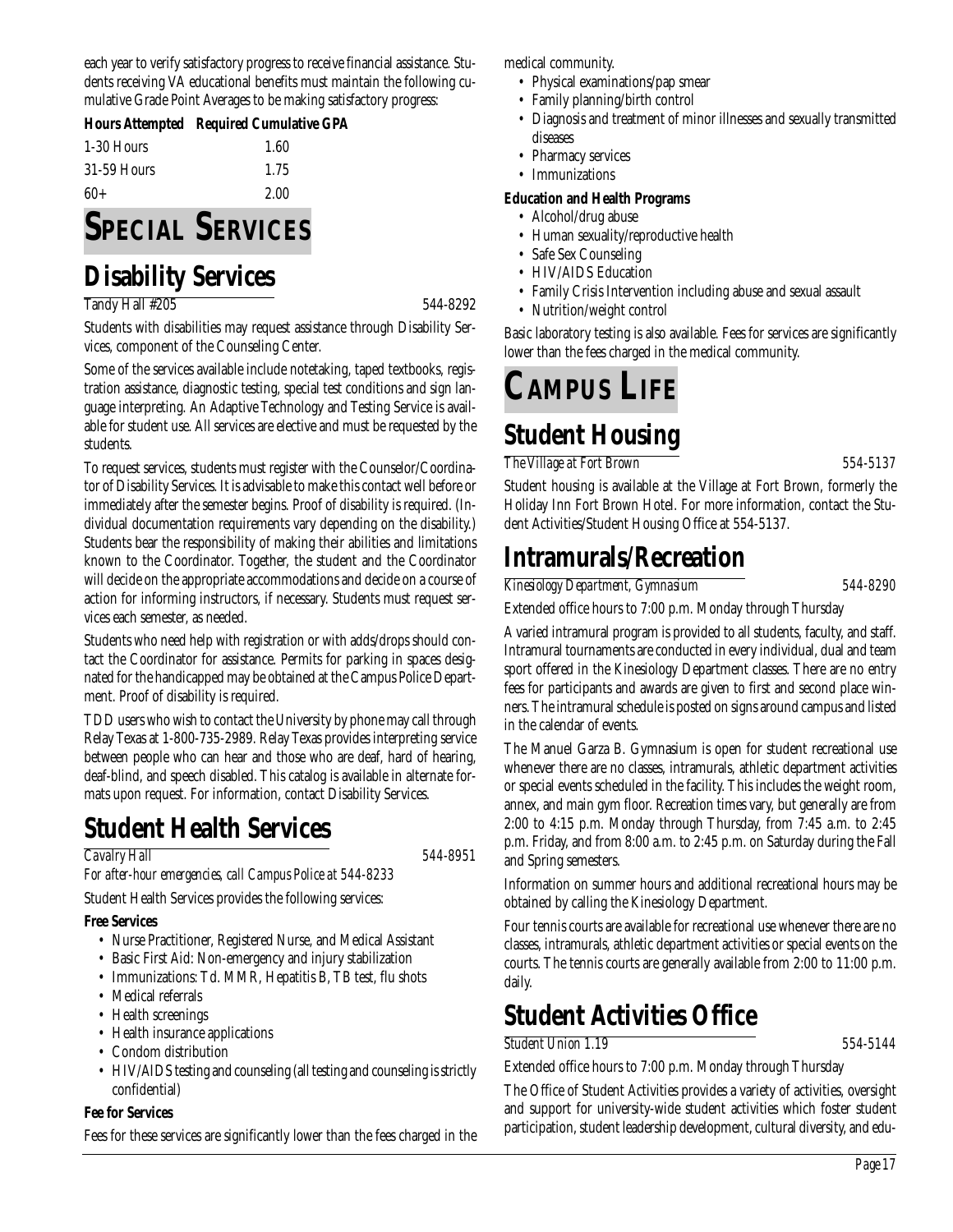each year to verify satisfactory progress to receive financial assistance. Students receiving VA educational benefits must maintain the following cumulative Grade Point Averages to be making satisfactory progress:

| Hours Attempted | Required Cumulative GPA |
|---|---|
| 1-30 Hours | 1.60 |
| 31-59 Hours | 1.75 |
| 60+ | 2.00 |

# SPECIAL SERVICES

## Disability Services

*Tandy Hall #205* 544-8292

Students with disabilities may request assistance through Disability Services, component of the Counseling Center.

Some of the services available include notetaking, taped textbooks, registration assistance, diagnostic testing, special test conditions and sign language interpreting. An Adaptive Technology and Testing Service is available for student use. All services are elective and must be requested by the students.

To request services, students must register with the Counselor/Coordinator of Disability Services. It is advisable to make this contact well before or immediately after the semester begins. Proof of disability is required. (Individual documentation requirements vary depending on the disability.) Students bear the responsibility of making their abilities and limitations known to the Coordinator. Together, the student and the Coordinator will decide on the appropriate accommodations and decide on a course of action for informing instructors, if necessary. Students must request services each semester, as needed.

Students who need help with registration or with adds/drops should contact the Coordinator for assistance. Permits for parking in spaces designated for the handicapped may be obtained at the Campus Police Department. Proof of disability is required.

TDD users who wish to contact the University by phone may call through Relay Texas at 1-800-735-2989. Relay Texas provides interpreting service between people who can hear and those who are deaf, hard of hearing, deaf-blind, and speech disabled. This catalog is available in alternate formats upon request. For information, contact Disability Services.

## Student Health Services

*Cavalry Hall* 544-8951

*For after-hour emergencies, call Campus Police at 544-8233*

Student Health Services provides the following services:

**Free Services**

- Nurse Practitioner, Registered Nurse, and Medical Assistant
- Basic First Aid: Non-emergency and injury stabilization
- Immunizations: Td. MMR, Hepatitis B, TB test, flu shots
- Medical referrals
- Health screenings
- Health insurance applications
- Condom distribution
- HIV/AIDS testing and counseling (all testing and counseling is strictly confidential)

**Fee for Services**

Fees for these services are significantly lower than the fees charged in the medical community.

- Physical examinations/pap smear
- Family planning/birth control
- Diagnosis and treatment of minor illnesses and sexually transmitted diseases
- Pharmacy services
- Immunizations

**Education and Health Programs**

- Alcohol/drug abuse
- Human sexuality/reproductive health
- Safe Sex Counseling
- HIV/AIDS Education
- Family Crisis Intervention including abuse and sexual assault
- Nutrition/weight control

Basic laboratory testing is also available. Fees for services are significantly lower than the fees charged in the medical community.

# CAMPUS LIFE

## Student Housing

*The Village at Fort Brown* 554-5137

Student housing is available at the Village at Fort Brown, formerly the Holiday Inn Fort Brown Hotel. For more information, contact the Student Activities/Student Housing Office at 554-5137.

## Intramurals/Recreation

*Kinesiology Department, Gymnasium* 544-8290

Extended office hours to 7:00 p.m. Monday through Thursday

A varied intramural program is provided to all students, faculty, and staff. Intramural tournaments are conducted in every individual, dual and team sport offered in the Kinesiology Department classes. There are no entry fees for participants and awards are given to first and second place winners. The intramural schedule is posted on signs around campus and listed in the calendar of events.

The Manuel Garza B. Gymnasium is open for student recreational use whenever there are no classes, intramurals, athletic department activities or special events scheduled in the facility. This includes the weight room, annex, and main gym floor. Recreation times vary, but generally are from 2:00 to 4:15 p.m. Monday through Thursday, from 7:45 a.m. to 2:45 p.m. Friday, and from 8:00 a.m. to 2:45 p.m. on Saturday during the Fall and Spring semesters.

Information on summer hours and additional recreational hours may be obtained by calling the Kinesiology Department.

Four tennis courts are available for recreational use whenever there are no classes, intramurals, athletic department activities or special events on the courts. The tennis courts are generally available from 2:00 to 11:00 p.m. daily.

## Student Activities Office

*Student Union 1.19* 554-5144

Extended office hours to 7:00 p.m. Monday through Thursday

The Office of Student Activities provides a variety of activities, oversight and support for university-wide student activities which foster student participation, student leadership development, cultural diversity, and edu-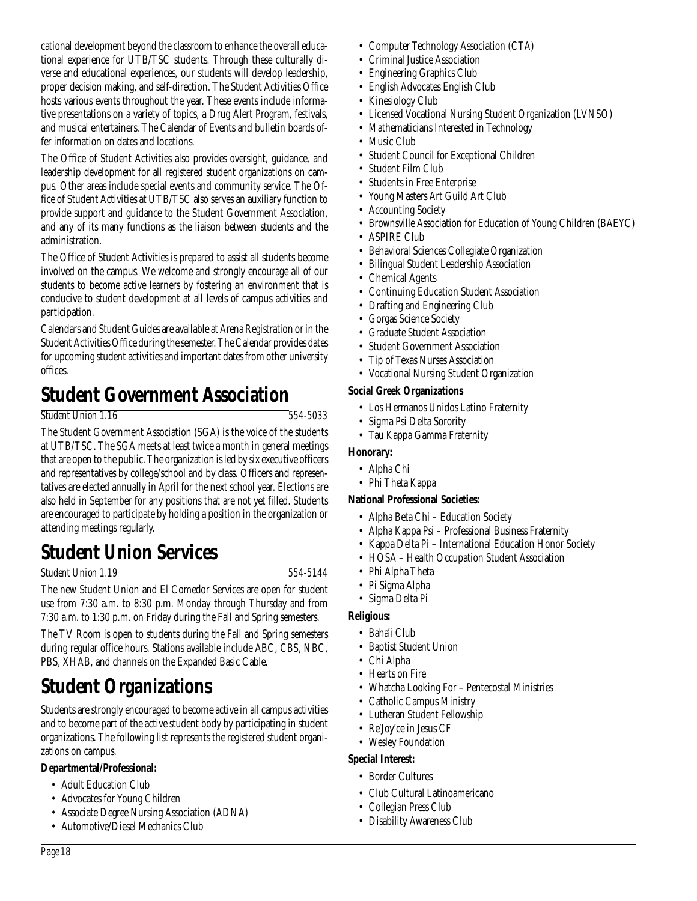cational development beyond the classroom to enhance the overall educational experience for UTB/TSC students. Through these culturally diverse and educational experiences, our students will develop leadership, proper decision making, and self-direction. The Student Activities Office hosts various events throughout the year. These events include informative presentations on a variety of topics, a Drug Alert Program, festivals, and musical entertainers. The Calendar of Events and bulletin boards offer information on dates and locations.

The Office of Student Activities also provides oversight, guidance, and leadership development for all registered student organizations on campus. Other areas include special events and community service. The Office of Student Activities at UTB/TSC also serves an auxiliary function to provide support and guidance to the Student Government Association, and any of its many functions as the liaison between students and the administration.

The Office of Student Activities is prepared to assist all students become involved on the campus. We welcome and strongly encourage all of our students to become active learners by fostering an environment that is conducive to student development at all levels of campus activities and participation.

Calendars and Student Guides are available at Arena Registration or in the Student Activities Office during the semester. The Calendar provides dates for upcoming student activities and important dates from other university offices.

# Student Government Association

*Student Union 1.16* *554-5033*

The Student Government Association (SGA) is the voice of the students at UTB/TSC. The SGA meets at least twice a month in general meetings that are open to the public. The organization is led by six executive officers and representatives by college/school and by class. Officers and representatives are elected annually in April for the next school year. Elections are also held in September for any positions that are not yet filled. Students are encouraged to participate by holding a position in the organization or attending meetings regularly.

# Student Union Services

*Student Union 1.19* *554-5144*

The new Student Union and El Comedor Services are open for student use from 7:30 a.m. to 8:30 p.m. Monday through Thursday and from 7:30 a.m. to 1:30 p.m. on Friday during the Fall and Spring semesters.

The TV Room is open to students during the Fall and Spring semesters during regular office hours. Stations available include ABC, CBS, NBC, PBS, XHAB, and channels on the Expanded Basic Cable.

# Student Organizations

Students are strongly encouraged to become active in all campus activities and to become part of the active student body by participating in student organizations. The following list represents the registered student organizations on campus.

**Departmental/Professional:**

- Adult Education Club
- Advocates for Young Children
- Associate Degree Nursing Association (ADNA)
- Automotive/Diesel Mechanics Club
- Computer Technology Association (CTA)
- Criminal Justice Association
- Engineering Graphics Club
- English Advocates English Club
- Kinesiology Club
- Licensed Vocational Nursing Student Organization (LVNSO)
- Mathematicians Interested in Technology
- Music Club
- Student Council for Exceptional Children
- Student Film Club
- Students in Free Enterprise
- Young Masters Art Guild Art Club
- Accounting Society
- Brownsville Association for Education of Young Children (BAEYC)
- ASPIRE Club
- Behavioral Sciences Collegiate Organization
- Bilingual Student Leadership Association
- Chemical Agents
- Continuing Education Student Association
- Drafting and Engineering Club
- Gorgas Science Society
- Graduate Student Association
- Student Government Association
- Tip of Texas Nurses Association
- Vocational Nursing Student Organization

**Social Greek Organizations**

- Los Hermanos Unidos Latino Fraternity
- Sigma Psi Delta Sorority
- Tau Kappa Gamma Fraternity

**Honorary:**

- Alpha Chi
- Phi Theta Kappa

**National Professional Societies:**

- Alpha Beta Chi – Education Society
- Alpha Kappa Psi – Professional Business Fraternity
- Kappa Delta Pi – International Education Honor Society
- HOSA – Health Occupation Student Association
- Phi Alpha Theta
- Pi Sigma Alpha
- Sigma Delta Pi

**Religious:**

- Baha'i Club
- Baptist Student Union
- Chi Alpha
- Hearts on Fire
- Whatcha Looking For – Pentecostal Ministries
- Catholic Campus Ministry
- Lutheran Student Fellowship
- Re'Joy'ce in Jesus CF
- Wesley Foundation

**Special Interest:**

- Border Cultures
- Club Cultural Latinoamericano
- Collegian Press Club
- Disability Awareness Club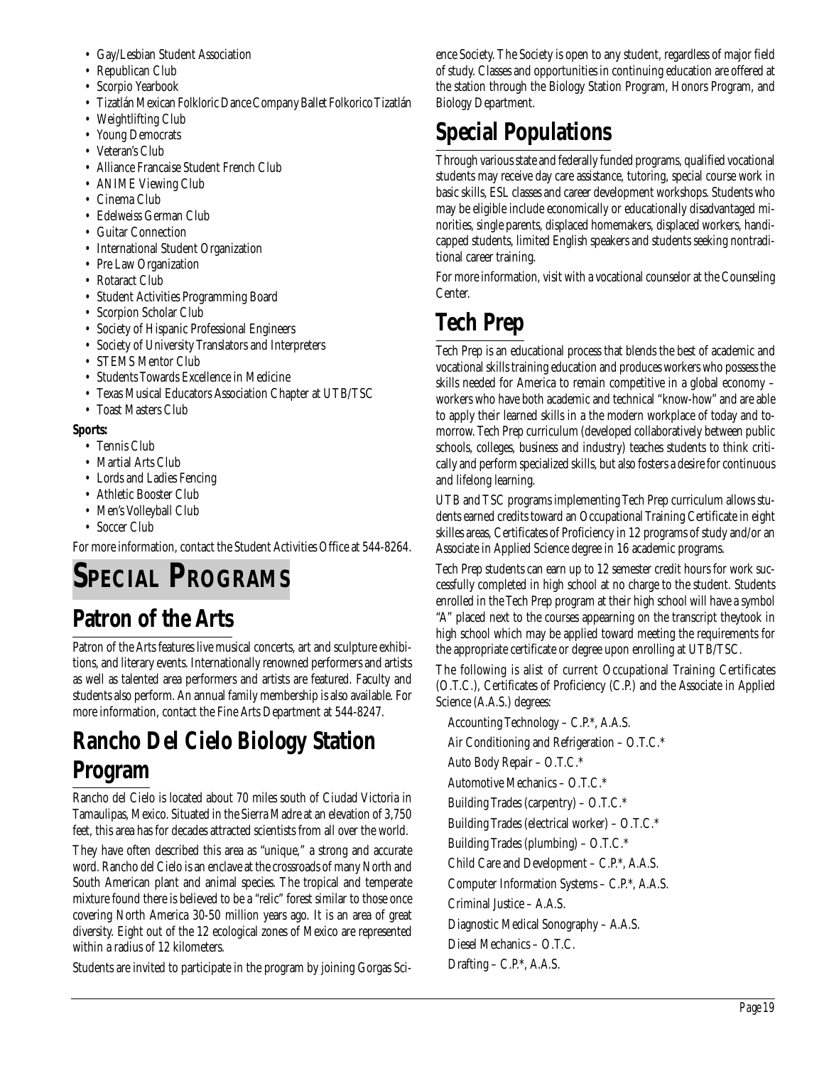- Gay/Lesbian Student Association
- Republican Club
- Scorpio Yearbook
- Tizatlán Mexican Folkloric Dance Company Ballet Folkorico Tizatlán
- Weightlifting Club
- Young Democrats
- Veteran's Club
- Alliance Francaise Student French Club
- ANIME Viewing Club
- Cinema Club
- Edelweiss German Club
- Guitar Connection
- International Student Organization
- Pre Law Organization
- Rotaract Club
- Student Activities Programming Board
- Scorpion Scholar Club
- Society of Hispanic Professional Engineers
- Society of University Translators and Interpreters
- STEMS Mentor Club
- Students Towards Excellence in Medicine
- Texas Musical Educators Association Chapter at UTB/TSC
- Toast Masters Club

**Sports:**

- Tennis Club
- Martial Arts Club
- Lords and Ladies Fencing
- Athletic Booster Club
- Men's Volleyball Club
- Soccer Club

For more information, contact the Student Activities Office at 544-8264.

# Special Programs

## Patron of the Arts

Patron of the Arts features live musical concerts, art and sculpture exhibitions, and literary events. Internationally renowned performers and artists as well as talented area performers and artists are featured. Faculty and students also perform. An annual family membership is also available. For more information, contact the Fine Arts Department at 544-8247.

## Rancho Del Cielo Biology Station Program

Rancho del Cielo is located about 70 miles south of Ciudad Victoria in Tamaulipas, Mexico. Situated in the Sierra Madre at an elevation of 3,750 feet, this area has for decades attracted scientists from all over the world.

They have often described this area as "unique," a strong and accurate word. Rancho del Cielo is an enclave at the crossroads of many North and South American plant and animal species. The tropical and temperate mixture found there is believed to be a "relic" forest similar to those once covering North America 30-50 million years ago. It is an area of great diversity. Eight out of the 12 ecological zones of Mexico are represented within a radius of 12 kilometers.

Students are invited to participate in the program by joining Gorgas Science Society. The Society is open to any student, regardless of major field of study. Classes and opportunities in continuing education are offered at the station through the Biology Station Program, Honors Program, and Biology Department.

## Special Populations

Through various state and federally funded programs, qualified vocational students may receive day care assistance, tutoring, special course work in basic skills, ESL classes and career development workshops. Students who may be eligible include economically or educationally disadvantaged minorities, single parents, displaced homemakers, displaced workers, handicapped students, limited English speakers and students seeking nontraditional career training.

For more information, visit with a vocational counselor at the Counseling Center.

## Tech Prep

Tech Prep is an educational process that blends the best of academic and vocational skills training education and produces workers who possess the skills needed for America to remain competitive in a global economy – workers who have both academic and technical "know-how" and are able to apply their learned skills in a the modern workplace of today and tomorrow. Tech Prep curriculum (developed collaboratively between public schools, colleges, business and industry) teaches students to think critically and perform specialized skills, but also fosters a desire for continuous and lifelong learning.

UTB and TSC programs implementing Tech Prep curriculum allows students earned credits toward an Occupational Training Certificate in eight skilles areas, Certificates of Proficiency in 12 programs of study and/or an Associate in Applied Science degree in 16 academic programs.

Tech Prep students can earn up to 12 semester credit hours for work successfully completed in high school at no charge to the student. Students enrolled in the Tech Prep program at their high school will have a symbol "A" placed next to the courses appearing on the transcript theytook in high school which may be applied toward meeting the requirements for the appropriate certificate or degree upon enrolling at UTB/TSC.

The following is alist of current Occupational Training Certificates (O.T.C.), Certificates of Proficiency (C.P.) and the Associate in Applied Science (A.A.S.) degrees:

Accounting Technology – C.P.*, A.A.S.

Air Conditioning and Refrigeration – O.T.C.*

Auto Body Repair – O.T.C.*

Automotive Mechanics – O.T.C.*

Building Trades (carpentry) – O.T.C.*

Building Trades (electrical worker) – O.T.C.*

Building Trades (plumbing) – O.T.C.*

Child Care and Development – C.P.*, A.A.S.

Computer Information Systems – C.P.*, A.A.S.

Criminal Justice – A.A.S.

Diagnostic Medical Sonography – A.A.S.

Diesel Mechanics – O.T.C.

Drafting – C.P.*, A.A.S.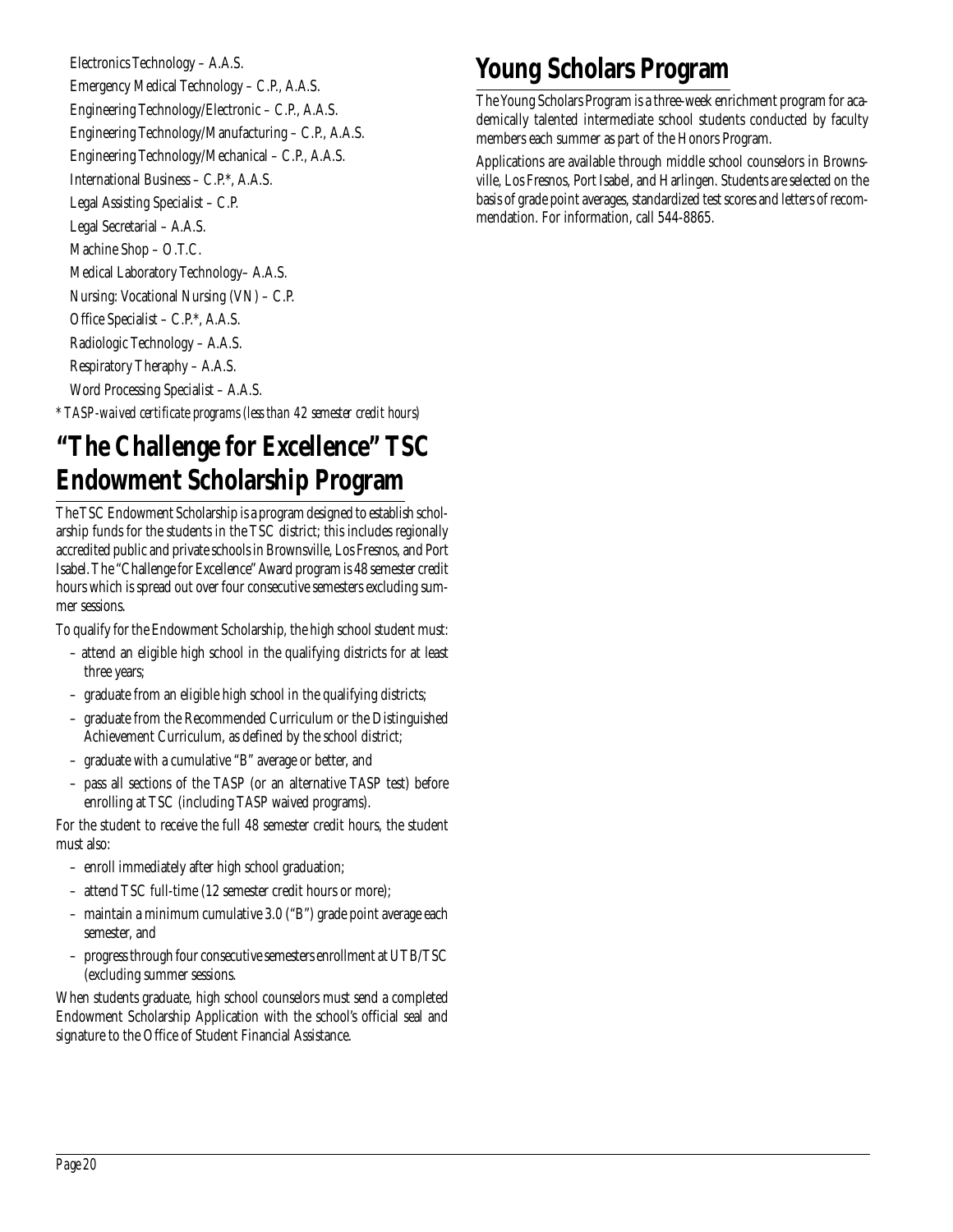Electronics Technology – A.A.S.

Emergency Medical Technology – C.P., A.A.S.

Engineering Technology/Electronic – C.P., A.A.S.

Engineering Technology/Manufacturing – C.P., A.A.S.

Engineering Technology/Mechanical – C.P., A.A.S.

International Business – C.P.*, A.A.S.

Legal Assisting Specialist – C.P.

Legal Secretarial – A.A.S.

Machine Shop – O.T.C.

Medical Laboratory Technology– A.A.S.

Nursing: Vocational Nursing (VN) – C.P.

Office Specialist – C.P.*, A.A.S.

Radiologic Technology – A.A.S.

Respiratory Theraphy – A.A.S.

Word Processing Specialist – A.A.S.

*\* TASP-waived certificate programs (less than 42 semester credit hours)*

# "The Challenge for Excellence" TSC Endowment Scholarship Program

The TSC Endowment Scholarship is a program designed to establish scholarship funds for the students in the TSC district; this includes regionally accredited public and private schools in Brownsville, Los Fresnos, and Port Isabel. The "Challenge for Excellence" Award program is 48 semester credit hours which is spread out over four consecutive semesters excluding summer sessions.

To qualify for the Endowment Scholarship, the high school student must:

- attend an eligible high school in the qualifying districts for at least three years;
- graduate from an eligible high school in the qualifying districts;
- graduate from the Recommended Curriculum or the Distinguished Achievement Curriculum, as defined by the school district;
- graduate with a cumulative "B" average or better, and
- pass all sections of the TASP (or an alternative TASP test) before enrolling at TSC (including TASP waived programs).

For the student to receive the full 48 semester credit hours, the student must also:

- enroll immediately after high school graduation;
- attend TSC full-time (12 semester credit hours or more);
- maintain a minimum cumulative 3.0 ("B") grade point average each semester, and
- progress through four consecutive semesters enrollment at UTB/TSC (excluding summer sessions.

When students graduate, high school counselors must send a completed Endowment Scholarship Application with the school's official seal and signature to the Office of Student Financial Assistance.

# Young Scholars Program

The Young Scholars Program is a three-week enrichment program for academically talented intermediate school students conducted by faculty members each summer as part of the Honors Program.

Applications are available through middle school counselors in Brownsville, Los Fresnos, Port Isabel, and Harlingen. Students are selected on the basis of grade point averages, standardized test scores and letters of recommendation. For information, call 544-8865.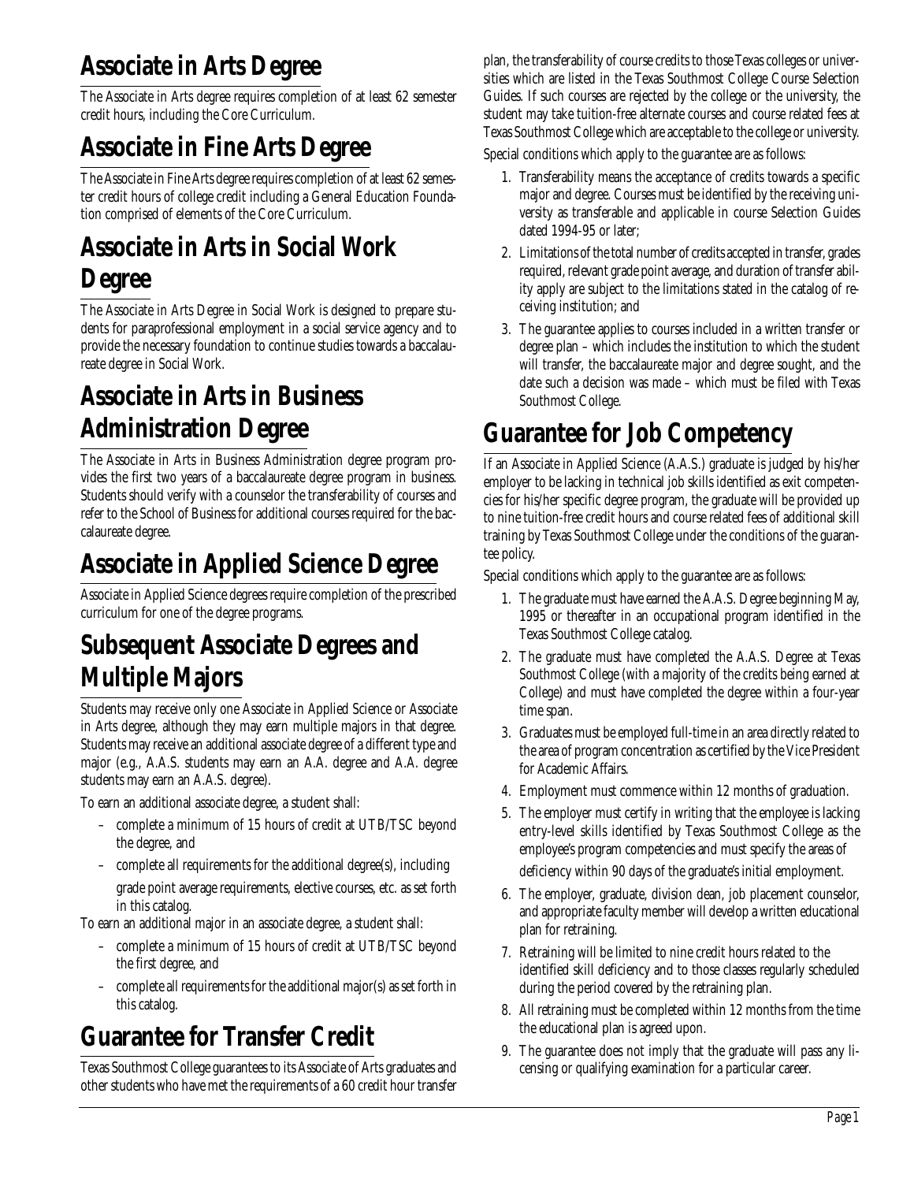## Associate in Arts Degree

The Associate in Arts degree requires completion of at least 62 semester credit hours, including the Core Curriculum.

## Associate in Fine Arts Degree

The Associate in Fine Arts degree requires completion of at least 62 semester credit hours of college credit including a General Education Foundation comprised of elements of the Core Curriculum.

## Associate in Arts in Social Work Degree

The Associate in Arts Degree in Social Work is designed to prepare students for paraprofessional employment in a social service agency and to provide the necessary foundation to continue studies towards a baccalaureate degree in Social Work.

## Associate in Arts in Business Administration Degree

The Associate in Arts in Business Administration degree program provides the first two years of a baccalaureate degree program in business. Students should verify with a counselor the transferability of courses and refer to the School of Business for additional courses required for the baccalaureate degree.

## Associate in Applied Science Degree

Associate in Applied Science degrees require completion of the prescribed curriculum for one of the degree programs.

## Subsequent Associate Degrees and Multiple Majors

Students may receive only one Associate in Applied Science or Associate in Arts degree, although they may earn multiple majors in that degree. Students may receive an additional associate degree of a different type and major (e.g., A.A.S. students may earn an A.A. degree and A.A. degree students may earn an A.A.S. degree).

To earn an additional associate degree, a student shall:

- complete a minimum of 15 hours of credit at UTB/TSC beyond the degree, and
- complete all requirements for the additional degree(s), including grade point average requirements, elective courses, etc. as set forth in this catalog.

To earn an additional major in an associate degree, a student shall:

- complete a minimum of 15 hours of credit at UTB/TSC beyond the first degree, and
- complete all requirements for the additional major(s) as set forth in this catalog.

## Guarantee for Transfer Credit

Texas Southmost College guarantees to its Associate of Arts graduates and other students who have met the requirements of a 60 credit hour transfer plan, the transferability of course credits to those Texas colleges or universities which are listed in the Texas Southmost College Course Selection Guides. If such courses are rejected by the college or the university, the student may take tuition-free alternate courses and course related fees at Texas Southmost College which are acceptable to the college or university.

Special conditions which apply to the guarantee are as follows:

1. Transferability means the acceptance of credits towards a specific major and degree. Courses must be identified by the receiving university as transferable and applicable in course Selection Guides dated 1994-95 or later;
2. Limitations of the total number of credits accepted in transfer, grades required, relevant grade point average, and duration of transfer ability apply are subject to the limitations stated in the catalog of receiving institution; and
3. The guarantee applies to courses included in a written transfer or degree plan – which includes the institution to which the student will transfer, the baccalaureate major and degree sought, and the date such a decision was made – which must be filed with Texas Southmost College.

## Guarantee for Job Competency

If an Associate in Applied Science (A.A.S.) graduate is judged by his/her employer to be lacking in technical job skills identified as exit competencies for his/her specific degree program, the graduate will be provided up to nine tuition-free credit hours and course related fees of additional skill training by Texas Southmost College under the conditions of the guarantee policy.

Special conditions which apply to the guarantee are as follows:

1. The graduate must have earned the A.A.S. Degree beginning May, 1995 or thereafter in an occupational program identified in the Texas Southmost College catalog.
2. The graduate must have completed the A.A.S. Degree at Texas Southmost College (with a majority of the credits being earned at College) and must have completed the degree within a four-year time span.
3. Graduates must be employed full-time in an area directly related to the area of program concentration as certified by the Vice President for Academic Affairs.
4. Employment must commence within 12 months of graduation.
5. The employer must certify in writing that the employee is lacking entry-level skills identified by Texas Southmost College as the employee's program competencies and must specify the areas of deficiency within 90 days of the graduate's initial employment.
6. The employer, graduate, division dean, job placement counselor, and appropriate faculty member will develop a written educational plan for retraining.
7. Retraining will be limited to nine credit hours related to the identified skill deficiency and to those classes regularly scheduled during the period covered by the retraining plan.
8. All retraining must be completed within 12 months from the time the educational plan is agreed upon.
9. The guarantee does not imply that the graduate will pass any licensing or qualifying examination for a particular career.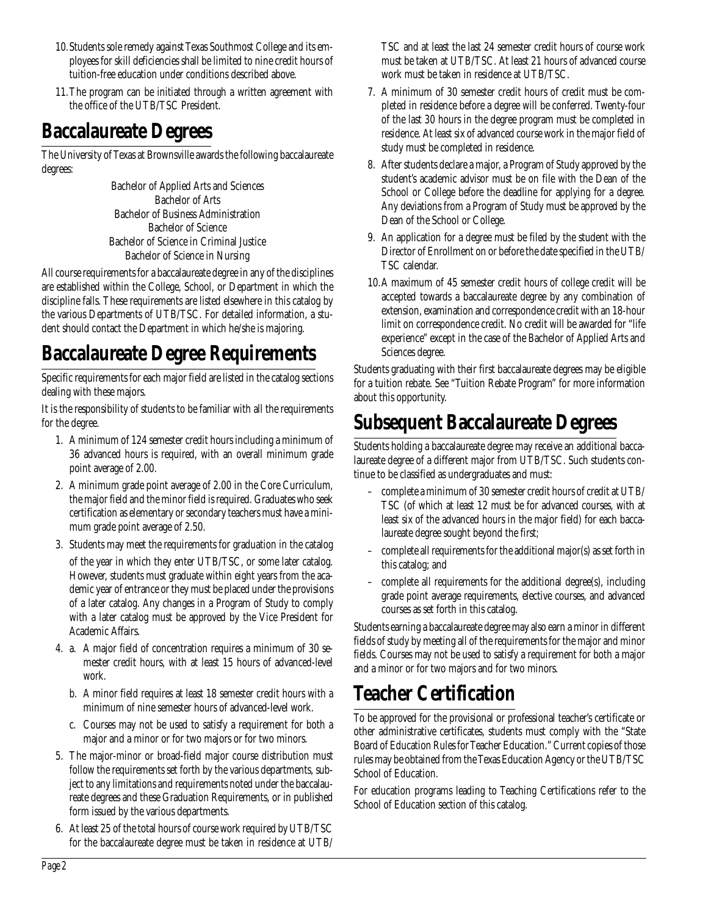10. Students sole remedy against Texas Southmost College and its employees for skill deficiencies shall be limited to nine credit hours of tuition-free education under conditions described above.

11. The program can be initiated through a written agreement with the office of the UTB/TSC President.

# Baccalaureate Degrees

The University of Texas at Brownsville awards the following baccalaureate degrees:

Bachelor of Applied Arts and Sciences
Bachelor of Arts
Bachelor of Business Administration
Bachelor of Science
Bachelor of Science in Criminal Justice
Bachelor of Science in Nursing

All course requirements for a baccalaureate degree in any of the disciplines are established within the College, School, or Department in which the discipline falls. These requirements are listed elsewhere in this catalog by the various Departments of UTB/TSC. For detailed information, a student should contact the Department in which he/she is majoring.

# Baccalaureate Degree Requirements

Specific requirements for each major field are listed in the catalog sections dealing with these majors.

It is the responsibility of students to be familiar with all the requirements for the degree.

1. A minimum of 124 semester credit hours including a minimum of 36 advanced hours is required, with an overall minimum grade point average of 2.00.
2. A minimum grade point average of 2.00 in the Core Curriculum, the major field and the minor field is required. Graduates who seek certification as elementary or secondary teachers must have a minimum grade point average of 2.50.
3. Students may meet the requirements for graduation in the catalog of the year in which they enter UTB/TSC, or some later catalog. However, students must graduate within eight years from the academic year of entrance or they must be placed under the provisions of a later catalog. Any changes in a Program of Study to comply with a later catalog must be approved by the Vice President for Academic Affairs.
4. a. A major field of concentration requires a minimum of 30 semester credit hours, with at least 15 hours of advanced-level work.

   b. A minor field requires at least 18 semester credit hours with a minimum of nine semester hours of advanced-level work.

   c. Courses may not be used to satisfy a requirement for both a major and a minor or for two majors or for two minors.
5. The major-minor or broad-field major course distribution must follow the requirements set forth by the various departments, subject to any limitations and requirements noted under the baccalaureate degrees and these Graduation Requirements, or in published form issued by the various departments.
6. At least 25 of the total hours of course work required by UTB/TSC for the baccalaureate degree must be taken in residence at UTB/TSC and at least the last 24 semester credit hours of course work must be taken at UTB/TSC. At least 21 hours of advanced course work must be taken in residence at UTB/TSC.
7. A minimum of 30 semester credit hours of credit must be completed in residence before a degree will be conferred. Twenty-four of the last 30 hours in the degree program must be completed in residence. At least six of advanced course work in the major field of study must be completed in residence.
8. After students declare a major, a Program of Study approved by the student's academic advisor must be on file with the Dean of the School or College before the deadline for applying for a degree. Any deviations from a Program of Study must be approved by the Dean of the School or College.
9. An application for a degree must be filed by the student with the Director of Enrollment on or before the date specified in the UTB/TSC calendar.
10. A maximum of 45 semester credit hours of college credit will be accepted towards a baccalaureate degree by any combination of extension, examination and correspondence credit with an 18-hour limit on correspondence credit. No credit will be awarded for "life experience" except in the case of the Bachelor of Applied Arts and Sciences degree.

Students graduating with their first baccalaureate degrees may be eligible for a tuition rebate. See "Tuition Rebate Program" for more information about this opportunity.

# Subsequent Baccalaureate Degrees

Students holding a baccalaureate degree may receive an additional baccalaureate degree of a different major from UTB/TSC. Such students continue to be classified as undergraduates and must:

- complete a minimum of 30 semester credit hours of credit at UTB/TSC (of which at least 12 must be for advanced courses, with at least six of the advanced hours in the major field) for each baccalaureate degree sought beyond the first;
- complete all requirements for the additional major(s) as set forth in this catalog; and
- complete all requirements for the additional degree(s), including grade point average requirements, elective courses, and advanced courses as set forth in this catalog.

Students earning a baccalaureate degree may also earn a minor in different fields of study by meeting all of the requirements for the major and minor fields. Courses may not be used to satisfy a requirement for both a major and a minor or for two majors and for two minors.

# Teacher Certification

To be approved for the provisional or professional teacher's certificate or other administrative certificates, students must comply with the "State Board of Education Rules for Teacher Education." Current copies of those rules may be obtained from the Texas Education Agency or the UTB/TSC School of Education.

For education programs leading to Teaching Certifications refer to the School of Education section of this catalog.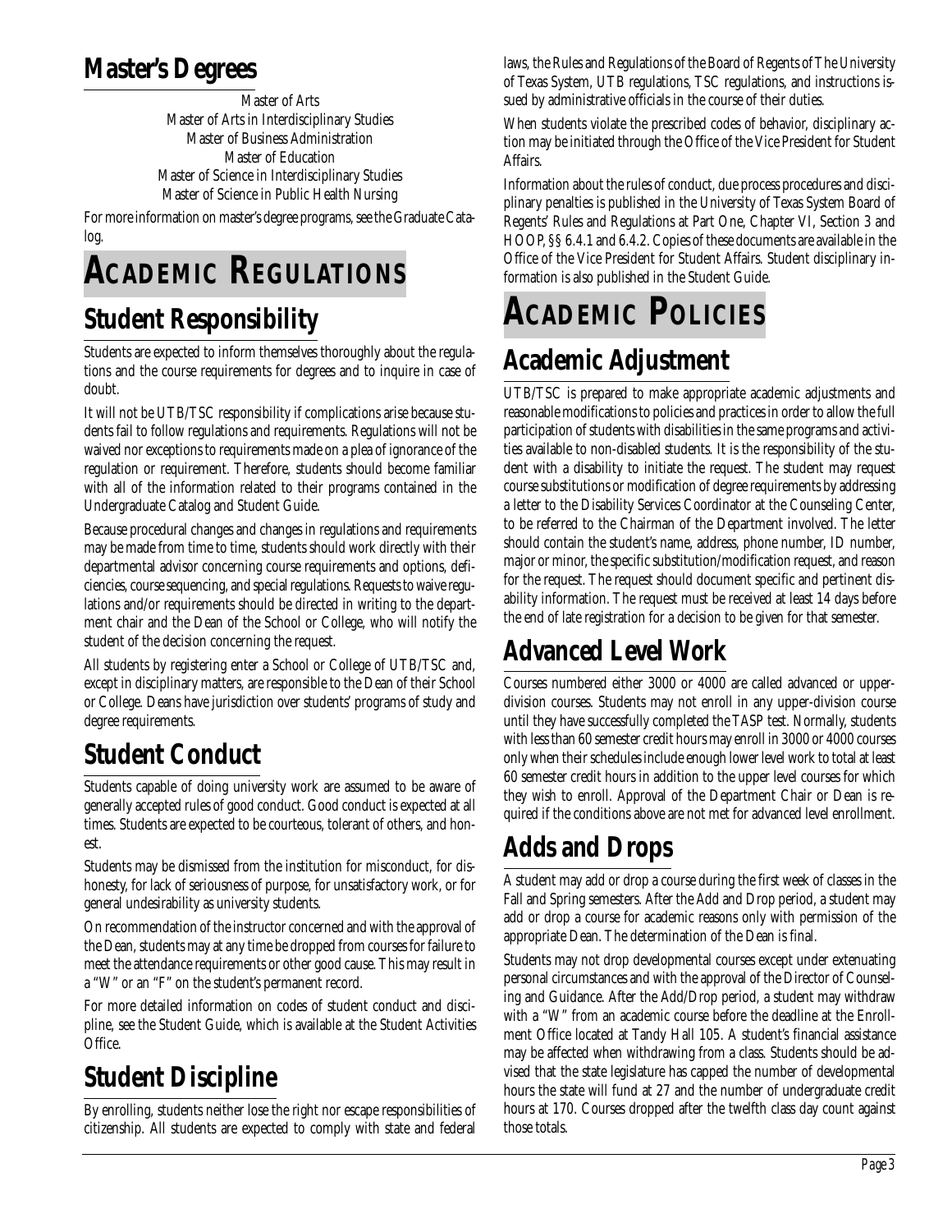## Master's Degrees

Master of Arts
Master of Arts in Interdisciplinary Studies
Master of Business Administration
Master of Education
Master of Science in Interdisciplinary Studies
Master of Science in Public Health Nursing

For more information on master's degree programs, see the Graduate Catalog.

# ACADEMIC REGULATIONS

## Student Responsibility

Students are expected to inform themselves thoroughly about the regulations and the course requirements for degrees and to inquire in case of doubt.

It will not be UTB/TSC responsibility if complications arise because students fail to follow regulations and requirements. Regulations will not be waived nor exceptions to requirements made on a plea of ignorance of the regulation or requirement. Therefore, students should become familiar with all of the information related to their programs contained in the Undergraduate Catalog and Student Guide.

Because procedural changes and changes in regulations and requirements may be made from time to time, students should work directly with their departmental advisor concerning course requirements and options, deficiencies, course sequencing, and special regulations. Requests to waive regulations and/or requirements should be directed in writing to the department chair and the Dean of the School or College, who will notify the student of the decision concerning the request.

All students by registering enter a School or College of UTB/TSC and, except in disciplinary matters, are responsible to the Dean of their School or College. Deans have jurisdiction over students' programs of study and degree requirements.

## Student Conduct

Students capable of doing university work are assumed to be aware of generally accepted rules of good conduct. Good conduct is expected at all times. Students are expected to be courteous, tolerant of others, and honest.

Students may be dismissed from the institution for misconduct, for dishonesty, for lack of seriousness of purpose, for unsatisfactory work, or for general undesirability as university students.

On recommendation of the instructor concerned and with the approval of the Dean, students may at any time be dropped from courses for failure to meet the attendance requirements or other good cause. This may result in a "W" or an "F" on the student's permanent record.

For more detailed information on codes of student conduct and discipline, see the Student Guide, which is available at the Student Activities Office.

## Student Discipline

By enrolling, students neither lose the right nor escape responsibilities of citizenship. All students are expected to comply with state and federal laws, the Rules and Regulations of the Board of Regents of The University of Texas System, UTB regulations, TSC regulations, and instructions issued by administrative officials in the course of their duties.

When students violate the prescribed codes of behavior, disciplinary action may be initiated through the Office of the Vice President for Student Affairs.

Information about the rules of conduct, due process procedures and disciplinary penalties is published in the University of Texas System Board of Regents' Rules and Regulations at Part One, Chapter VI, Section 3 and HOOP, §§ 6.4.1 and 6.4.2. Copies of these documents are available in the Office of the Vice President for Student Affairs. Student disciplinary information is also published in the Student Guide.

# ACADEMIC POLICIES

## Academic Adjustment

UTB/TSC is prepared to make appropriate academic adjustments and reasonable modifications to policies and practices in order to allow the full participation of students with disabilities in the same programs and activities available to non-disabled students. It is the responsibility of the student with a disability to initiate the request. The student may request course substitutions or modification of degree requirements by addressing a letter to the Disability Services Coordinator at the Counseling Center, to be referred to the Chairman of the Department involved. The letter should contain the student's name, address, phone number, ID number, major or minor, the specific substitution/modification request, and reason for the request. The request should document specific and pertinent disability information. The request must be received at least 14 days before the end of late registration for a decision to be given for that semester.

## Advanced Level Work

Courses numbered either 3000 or 4000 are called advanced or upper-division courses. Students may not enroll in any upper-division course until they have successfully completed the TASP test. Normally, students with less than 60 semester credit hours may enroll in 3000 or 4000 courses only when their schedules include enough lower level work to total at least 60 semester credit hours in addition to the upper level courses for which they wish to enroll. Approval of the Department Chair or Dean is required if the conditions above are not met for advanced level enrollment.

## Adds and Drops

A student may add or drop a course during the first week of classes in the Fall and Spring semesters. After the Add and Drop period, a student may add or drop a course for academic reasons only with permission of the appropriate Dean. The determination of the Dean is final.

Students may not drop developmental courses except under extenuating personal circumstances and with the approval of the Director of Counseling and Guidance. After the Add/Drop period, a student may withdraw with a "W" from an academic course before the deadline at the Enrollment Office located at Tandy Hall 105. A student's financial assistance may be affected when withdrawing from a class. Students should be advised that the state legislature has capped the number of developmental hours the state will fund at 27 and the number of undergraduate credit hours at 170. Courses dropped after the twelfth class day count against those totals.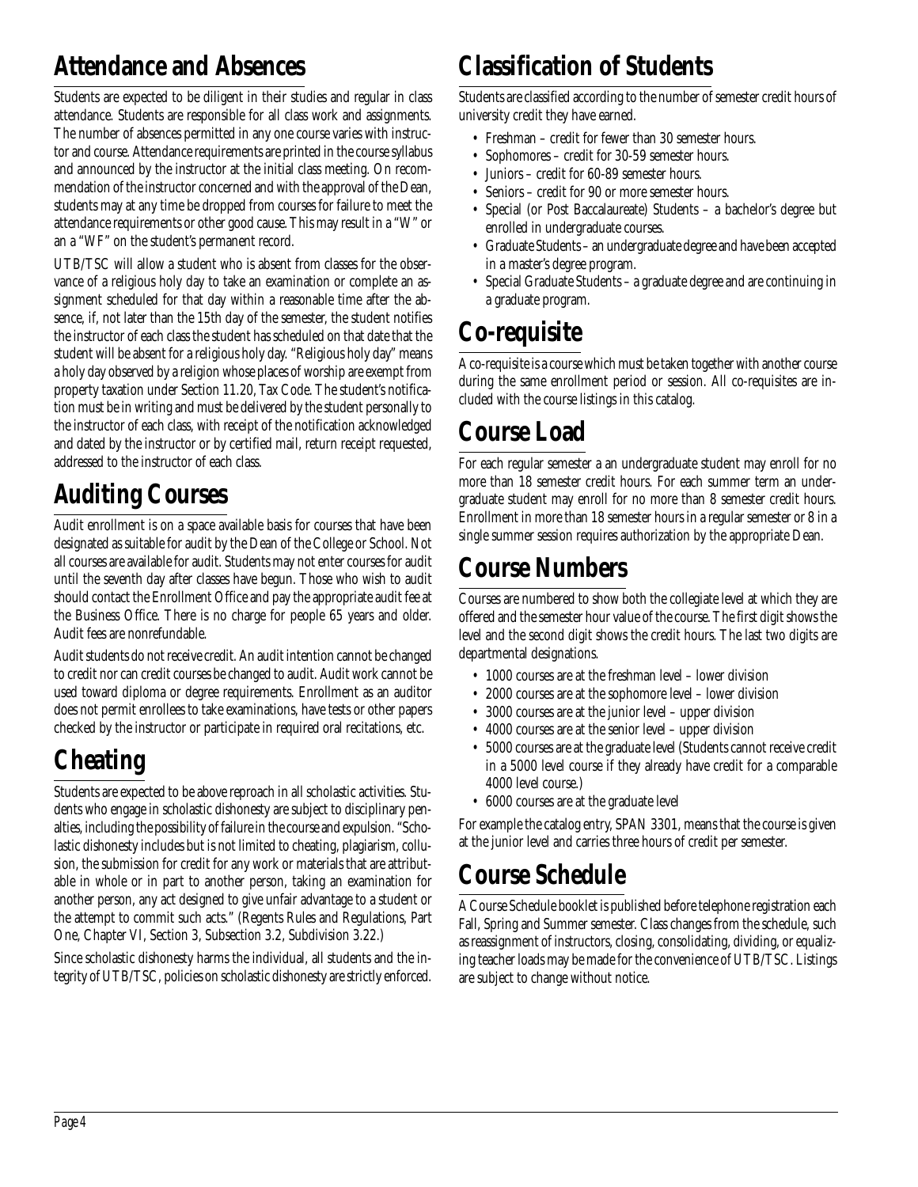## Attendance and Absences

Students are expected to be diligent in their studies and regular in class attendance. Students are responsible for all class work and assignments. The number of absences permitted in any one course varies with instructor and course. Attendance requirements are printed in the course syllabus and announced by the instructor at the initial class meeting. On recommendation of the instructor concerned and with the approval of the Dean, students may at any time be dropped from courses for failure to meet the attendance requirements or other good cause. This may result in a "W" or an a "WF" on the student's permanent record.

UTB/TSC will allow a student who is absent from classes for the observance of a religious holy day to take an examination or complete an assignment scheduled for that day within a reasonable time after the absence, if, not later than the 15th day of the semester, the student notifies the instructor of each class the student has scheduled on that date that the student will be absent for a religious holy day. "Religious holy day" means a holy day observed by a religion whose places of worship are exempt from property taxation under Section 11.20, Tax Code. The student's notification must be in writing and must be delivered by the student personally to the instructor of each class, with receipt of the notification acknowledged and dated by the instructor or by certified mail, return receipt requested, addressed to the instructor of each class.

## Auditing Courses

Audit enrollment is on a space available basis for courses that have been designated as suitable for audit by the Dean of the College or School. Not all courses are available for audit. Students may not enter courses for audit until the seventh day after classes have begun. Those who wish to audit should contact the Enrollment Office and pay the appropriate audit fee at the Business Office. There is no charge for people 65 years and older. Audit fees are nonrefundable.

Audit students do not receive credit. An audit intention cannot be changed to credit nor can credit courses be changed to audit. Audit work cannot be used toward diploma or degree requirements. Enrollment as an auditor does not permit enrollees to take examinations, have tests or other papers checked by the instructor or participate in required oral recitations, etc.

## Cheating

Students are expected to be above reproach in all scholastic activities. Students who engage in scholastic dishonesty are subject to disciplinary penalties, including the possibility of failure in the course and expulsion. "Scholastic dishonesty includes but is not limited to cheating, plagiarism, collusion, the submission for credit for any work or materials that are attributable in whole or in part to another person, taking an examination for another person, any act designed to give unfair advantage to a student or the attempt to commit such acts." (Regents Rules and Regulations, Part One, Chapter VI, Section 3, Subsection 3.2, Subdivision 3.22.)

Since scholastic dishonesty harms the individual, all students and the integrity of UTB/TSC, policies on scholastic dishonesty are strictly enforced.

## Classification of Students

Students are classified according to the number of semester credit hours of university credit they have earned.

- Freshman – credit for fewer than 30 semester hours.
- Sophomores – credit for 30-59 semester hours.
- Juniors – credit for 60-89 semester hours.
- Seniors – credit for 90 or more semester hours.
- Special (or Post Baccalaureate) Students – a bachelor's degree but enrolled in undergraduate courses.
- Graduate Students – an undergraduate degree and have been accepted in a master's degree program.
- Special Graduate Students – a graduate degree and are continuing in a graduate program.

## Co-requisite

A co-requisite is a course which must be taken together with another course during the same enrollment period or session. All co-requisites are included with the course listings in this catalog.

## Course Load

For each regular semester a an undergraduate student may enroll for no more than 18 semester credit hours. For each summer term an undergraduate student may enroll for no more than 8 semester credit hours. Enrollment in more than 18 semester hours in a regular semester or 8 in a single summer session requires authorization by the appropriate Dean.

## Course Numbers

Courses are numbered to show both the collegiate level at which they are offered and the semester hour value of the course. The first digit shows the level and the second digit shows the credit hours. The last two digits are departmental designations.

- 1000 courses are at the freshman level – lower division
- 2000 courses are at the sophomore level – lower division
- 3000 courses are at the junior level – upper division
- 4000 courses are at the senior level – upper division
- 5000 courses are at the graduate level (Students cannot receive credit in a 5000 level course if they already have credit for a comparable 4000 level course.)
- 6000 courses are at the graduate level

For example the catalog entry, SPAN 3301, means that the course is given at the junior level and carries three hours of credit per semester.

## Course Schedule

A Course Schedule booklet is published before telephone registration each Fall, Spring and Summer semester. Class changes from the schedule, such as reassignment of instructors, closing, consolidating, dividing, or equalizing teacher loads may be made for the convenience of UTB/TSC. Listings are subject to change without notice.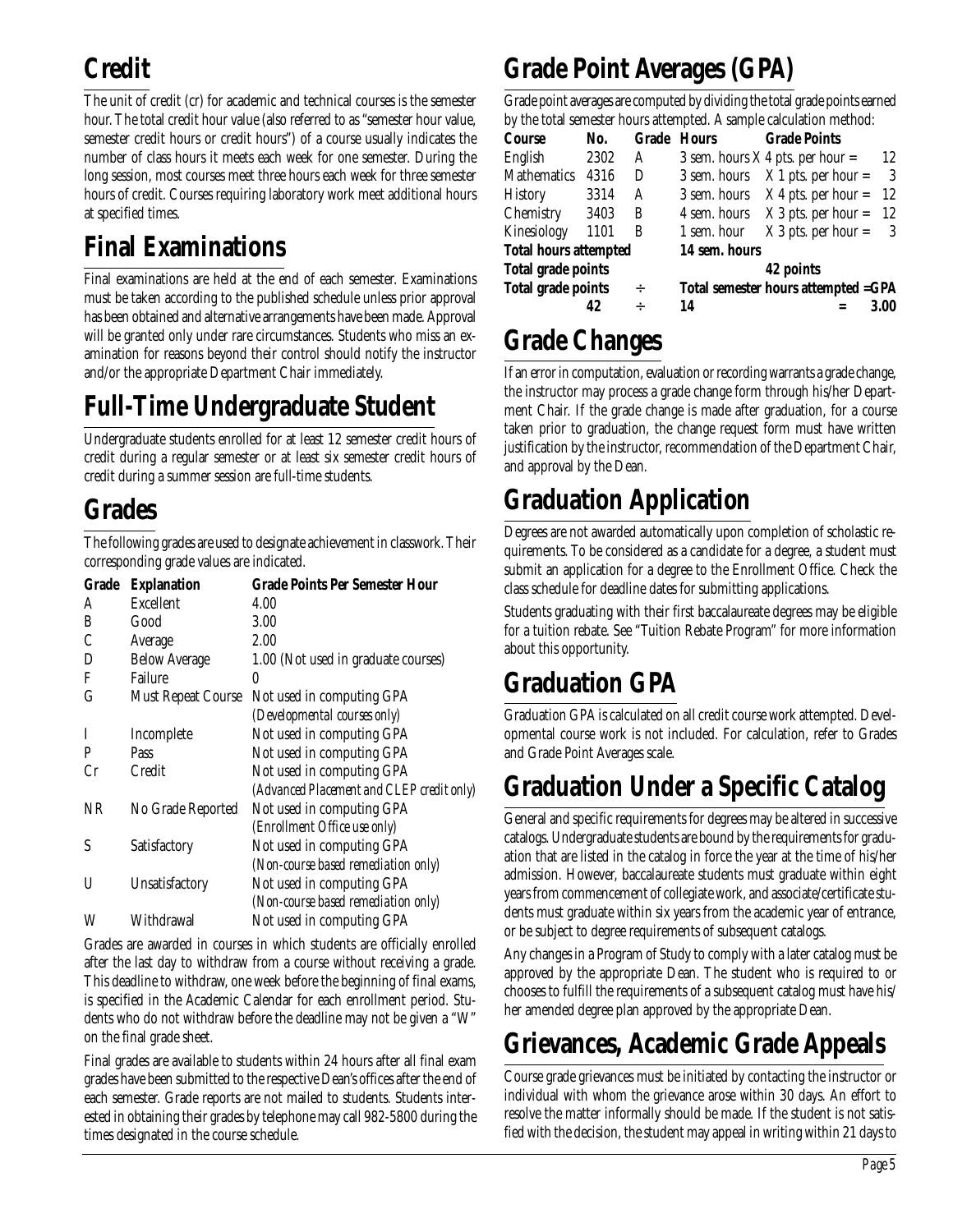## Credit

The unit of credit (cr) for academic and technical courses is the semester hour. The total credit hour value (also referred to as "semester hour value, semester credit hours or credit hours") of a course usually indicates the number of class hours it meets each week for one semester. During the long session, most courses meet three hours each week for three semester hours of credit. Courses requiring laboratory work meet additional hours at specified times.

## Final Examinations

Final examinations are held at the end of each semester. Examinations must be taken according to the published schedule unless prior approval has been obtained and alternative arrangements have been made. Approval will be granted only under rare circumstances. Students who miss an examination for reasons beyond their control should notify the instructor and/or the appropriate Department Chair immediately.

## Full-Time Undergraduate Student

Undergraduate students enrolled for at least 12 semester credit hours of credit during a regular semester or at least six semester credit hours of credit during a summer session are full-time students.

## Grades

The following grades are used to designate achievement in classwork. Their corresponding grade values are indicated.

| Grade | Explanation | Grade Points Per Semester Hour |
|---|---|---|
| A | Excellent | 4.00 |
| B | Good | 3.00 |
| C | Average | 2.00 |
| D | Below Average | 1.00 (Not used in graduate courses) |
| F | Failure | 0 |
| G | Must Repeat Course | Not used in computing GPA *(Developmental courses only)* |
| I | Incomplete | Not used in computing GPA |
| P | Pass | Not used in computing GPA |
| Cr | Credit | Not used in computing GPA *(Advanced Placement and CLEP credit only)* |
| NR | No Grade Reported | Not used in computing GPA *(Enrollment Office use only)* |
| S | Satisfactory | Not used in computing GPA *(Non-course based remediation only)* |
| U | Unsatisfactory | Not used in computing GPA *(Non-course based remediation only)* |
| W | Withdrawal | Not used in computing GPA |

Grades are awarded in courses in which students are officially enrolled after the last day to withdraw from a course without receiving a grade. This deadline to withdraw, one week before the beginning of final exams, is specified in the Academic Calendar for each enrollment period. Students who do not withdraw before the deadline may not be given a "W" on the final grade sheet.

Final grades are available to students within 24 hours after all final exam grades have been submitted to the respective Dean's offices after the end of each semester. Grade reports are not mailed to students. Students interested in obtaining their grades by telephone may call 982-5800 during the times designated in the course schedule.

## Grade Point Averages (GPA)

Grade point averages are computed by dividing the total grade points earned by the total semester hours attempted. A sample calculation method:

| Course | No. | Grade | Hours | Grade Points | |
|---|---|---|---|---|---|
| English | 2302 | A | 3 sem. hours | X 4 pts. per hour = | 12 |
| Mathematics | 4316 | D | 3 sem. hours | X 1 pts. per hour = | 3 |
| History | 3314 | A | 3 sem. hours | X 4 pts. per hour = | 12 |
| Chemistry | 3403 | B | 4 sem. hours | X 3 pts. per hour = | 12 |
| Kinesiology | 1101 | B | 1 sem. hour | X 3 pts. per hour = | 3 |
| **Total hours attempted** | | | **14 sem. hours** | | |
| **Total grade points** | | | | **42 points** | |
| **Total grade points** | | **÷** | **Total semester hours attempted =GPA** | | |
| | **42** | **÷** | **14** | **=** | **3.00** |

## Grade Changes

If an error in computation, evaluation or recording warrants a grade change, the instructor may process a grade change form through his/her Department Chair. If the grade change is made after graduation, for a course taken prior to graduation, the change request form must have written justification by the instructor, recommendation of the Department Chair, and approval by the Dean.

## Graduation Application

Degrees are not awarded automatically upon completion of scholastic requirements. To be considered as a candidate for a degree, a student must submit an application for a degree to the Enrollment Office. Check the class schedule for deadline dates for submitting applications.

Students graduating with their first baccalaureate degrees may be eligible for a tuition rebate. See "Tuition Rebate Program" for more information about this opportunity.

## Graduation GPA

Graduation GPA is calculated on all credit course work attempted. Developmental course work is not included. For calculation, refer to Grades and Grade Point Averages scale.

## Graduation Under a Specific Catalog

General and specific requirements for degrees may be altered in successive catalogs. Undergraduate students are bound by the requirements for graduation that are listed in the catalog in force the year at the time of his/her admission. However, baccalaureate students must graduate within eight years from commencement of collegiate work, and associate/certificate students must graduate within six years from the academic year of entrance, or be subject to degree requirements of subsequent catalogs.

Any changes in a Program of Study to comply with a later catalog must be approved by the appropriate Dean. The student who is required to or chooses to fulfill the requirements of a subsequent catalog must have his/her amended degree plan approved by the appropriate Dean.

## Grievances, Academic Grade Appeals

Course grade grievances must be initiated by contacting the instructor or individual with whom the grievance arose within 30 days. An effort to resolve the matter informally should be made. If the student is not satisfied with the decision, the student may appeal in writing within 21 days to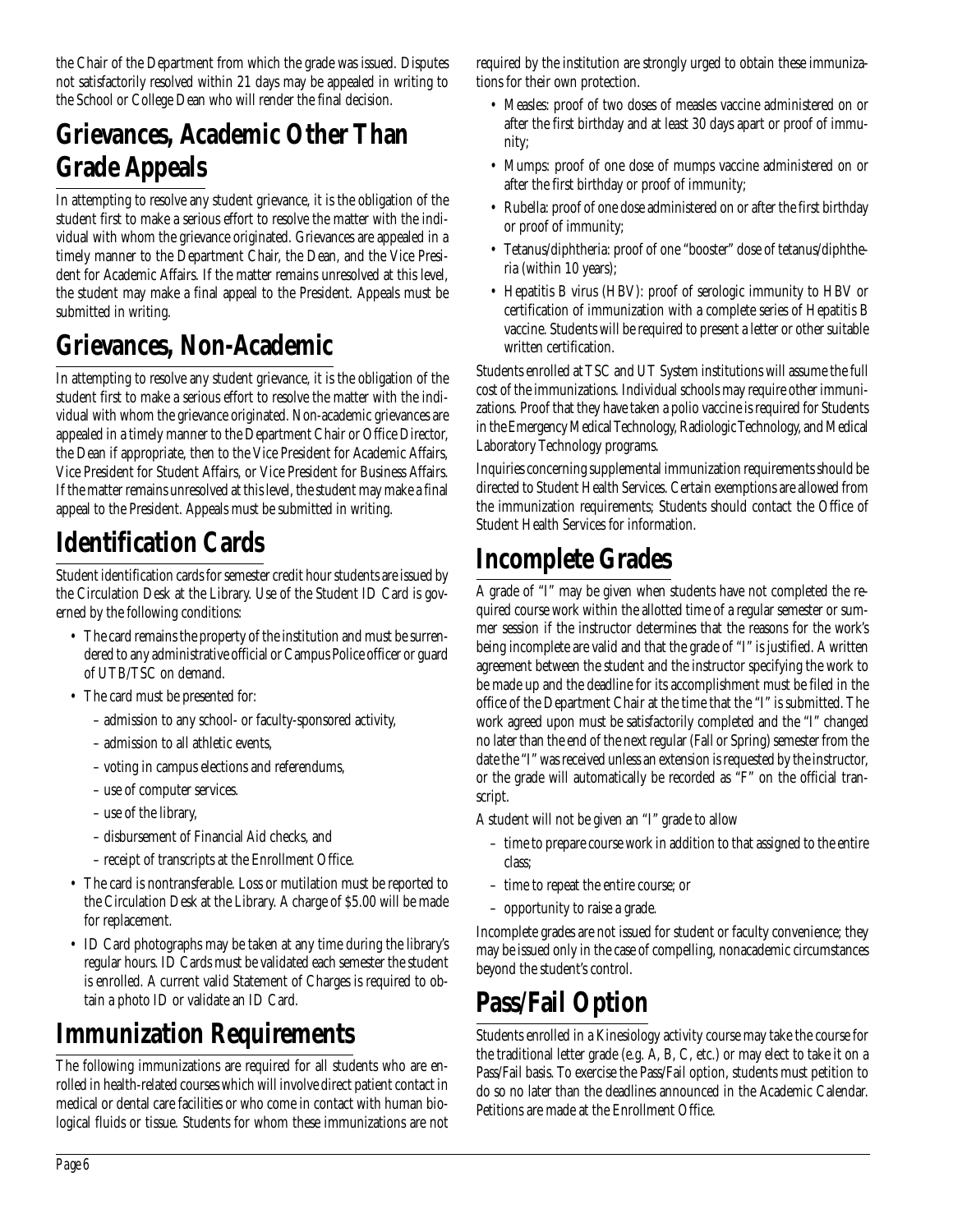the Chair of the Department from which the grade was issued. Disputes not satisfactorily resolved within 21 days may be appealed in writing to the School or College Dean who will render the final decision.

## Grievances, Academic Other Than Grade Appeals

In attempting to resolve any student grievance, it is the obligation of the student first to make a serious effort to resolve the matter with the individual with whom the grievance originated. Grievances are appealed in a timely manner to the Department Chair, the Dean, and the Vice President for Academic Affairs. If the matter remains unresolved at this level, the student may make a final appeal to the President. Appeals must be submitted in writing.

## Grievances, Non-Academic

In attempting to resolve any student grievance, it is the obligation of the student first to make a serious effort to resolve the matter with the individual with whom the grievance originated. Non-academic grievances are appealed in a timely manner to the Department Chair or Office Director, the Dean if appropriate, then to the Vice President for Academic Affairs, Vice President for Student Affairs, or Vice President for Business Affairs. If the matter remains unresolved at this level, the student may make a final appeal to the President. Appeals must be submitted in writing.

## Identification Cards

Student identification cards for semester credit hour students are issued by the Circulation Desk at the Library. Use of the Student ID Card is governed by the following conditions:

- The card remains the property of the institution and must be surrendered to any administrative official or Campus Police officer or guard of UTB/TSC on demand.
- The card must be presented for:
  - admission to any school- or faculty-sponsored activity,
  - admission to all athletic events,
  - voting in campus elections and referendums,
  - use of computer services.
  - use of the library,
  - disbursement of Financial Aid checks, and
  - receipt of transcripts at the Enrollment Office.
- The card is nontransferable. Loss or mutilation must be reported to the Circulation Desk at the Library. A charge of $5.00 will be made for replacement.
- ID Card photographs may be taken at any time during the library's regular hours. ID Cards must be validated each semester the student is enrolled. A current valid Statement of Charges is required to obtain a photo ID or validate an ID Card.

## Immunization Requirements

The following immunizations are required for all students who are enrolled in health-related courses which will involve direct patient contact in medical or dental care facilities or who come in contact with human biological fluids or tissue. Students for whom these immunizations are not required by the institution are strongly urged to obtain these immunizations for their own protection.

- Measles: proof of two doses of measles vaccine administered on or after the first birthday and at least 30 days apart or proof of immunity;
- Mumps: proof of one dose of mumps vaccine administered on or after the first birthday or proof of immunity;
- Rubella: proof of one dose administered on or after the first birthday or proof of immunity;
- Tetanus/diphtheria: proof of one "booster" dose of tetanus/diphtheria (within 10 years);
- Hepatitis B virus (HBV): proof of serologic immunity to HBV or certification of immunization with a complete series of Hepatitis B vaccine. Students will be required to present a letter or other suitable written certification.

Students enrolled at TSC and UT System institutions will assume the full cost of the immunizations. Individual schools may require other immunizations. Proof that they have taken a polio vaccine is required for Students in the Emergency Medical Technology, Radiologic Technology, and Medical Laboratory Technology programs.

Inquiries concerning supplemental immunization requirements should be directed to Student Health Services. Certain exemptions are allowed from the immunization requirements; Students should contact the Office of Student Health Services for information.

## Incomplete Grades

A grade of "I" may be given when students have not completed the required course work within the allotted time of a regular semester or summer session if the instructor determines that the reasons for the work's being incomplete are valid and that the grade of "I" is justified. A written agreement between the student and the instructor specifying the work to be made up and the deadline for its accomplishment must be filed in the office of the Department Chair at the time that the "I" is submitted. The work agreed upon must be satisfactorily completed and the "I" changed no later than the end of the next regular (Fall or Spring) semester from the date the "I" was received unless an extension is requested by the instructor, or the grade will automatically be recorded as "F" on the official transcript.

A student will not be given an "I" grade to allow

- time to prepare course work in addition to that assigned to the entire class;
- time to repeat the entire course; or
- opportunity to raise a grade.

Incomplete grades are not issued for student or faculty convenience; they may be issued only in the case of compelling, nonacademic circumstances beyond the student's control.

## Pass/Fail Option

Students enrolled in a Kinesiology activity course may take the course for the traditional letter grade (e.g. A, B, C, etc.) or may elect to take it on a Pass/Fail basis. To exercise the Pass/Fail option, students must petition to do so no later than the deadlines announced in the Academic Calendar. Petitions are made at the Enrollment Office.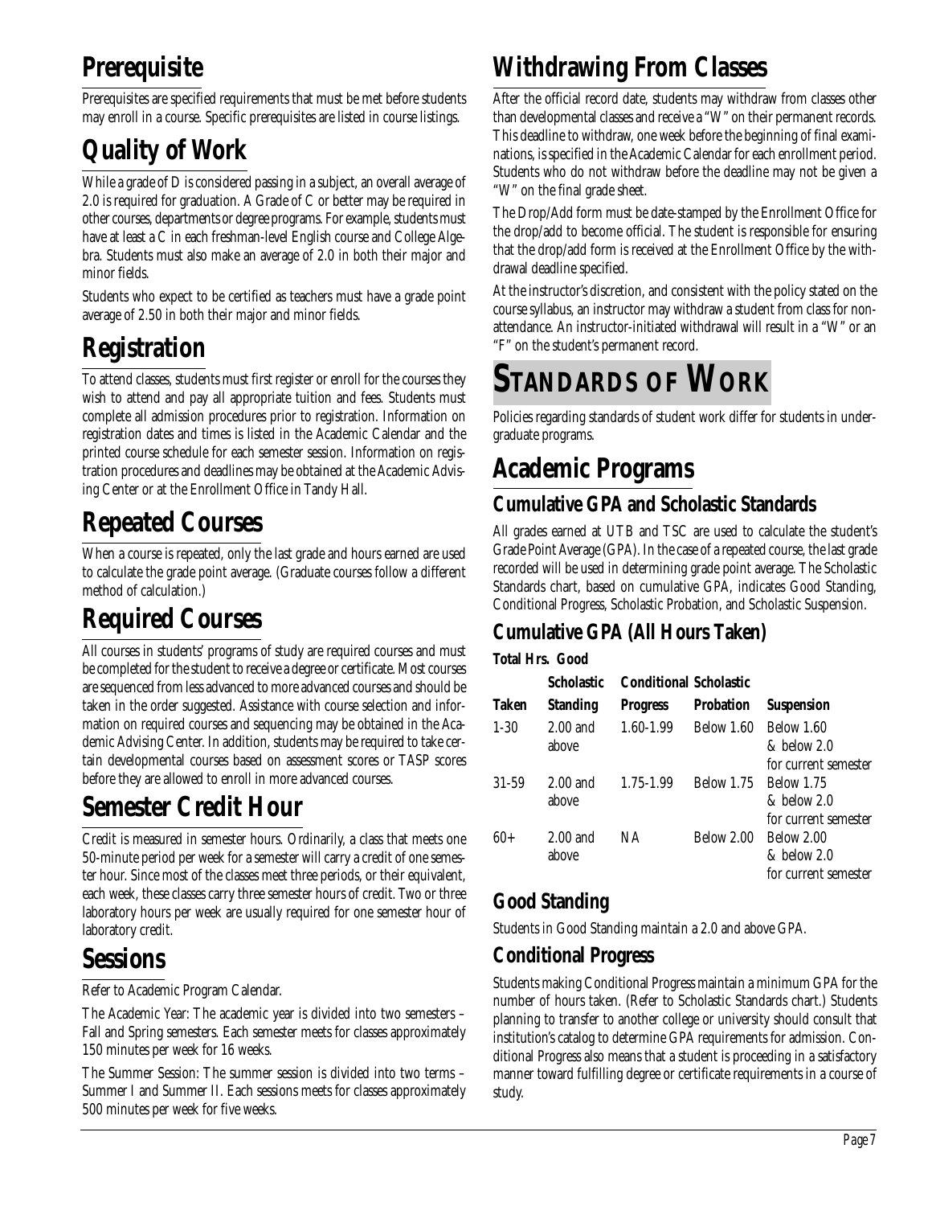## Prerequisite

Prerequisites are specified requirements that must be met before students may enroll in a course. Specific prerequisites are listed in course listings.

## Quality of Work

While a grade of D is considered passing in a subject, an overall average of 2.0 is required for graduation. A Grade of C or better may be required in other courses, departments or degree programs. For example, students must have at least a C in each freshman-level English course and College Algebra. Students must also make an average of 2.0 in both their major and minor fields.

Students who expect to be certified as teachers must have a grade point average of 2.50 in both their major and minor fields.

## Registration

To attend classes, students must first register or enroll for the courses they wish to attend and pay all appropriate tuition and fees. Students must complete all admission procedures prior to registration. Information on registration dates and times is listed in the Academic Calendar and the printed course schedule for each semester session. Information on registration procedures and deadlines may be obtained at the Academic Advising Center or at the Enrollment Office in Tandy Hall.

## Repeated Courses

When a course is repeated, only the last grade and hours earned are used to calculate the grade point average. (Graduate courses follow a different method of calculation.)

## Required Courses

All courses in students' programs of study are required courses and must be completed for the student to receive a degree or certificate. Most courses are sequenced from less advanced to more advanced courses and should be taken in the order suggested. Assistance with course selection and information on required courses and sequencing may be obtained in the Academic Advising Center. In addition, students may be required to take certain developmental courses based on assessment scores or TASP scores before they are allowed to enroll in more advanced courses.

## Semester Credit Hour

Credit is measured in semester hours. Ordinarily, a class that meets one 50-minute period per week for a semester will carry a credit of one semester hour. Since most of the classes meet three periods, or their equivalent, each week, these classes carry three semester hours of credit. Two or three laboratory hours per week are usually required for one semester hour of laboratory credit.

## Sessions

Refer to Academic Program Calendar.

The Academic Year: The academic year is divided into two semesters – Fall and Spring semesters. Each semester meets for classes approximately 150 minutes per week for 16 weeks.

The Summer Session: The summer session is divided into two terms – Summer I and Summer II. Each sessions meets for classes approximately 500 minutes per week for five weeks.

## Withdrawing From Classes

After the official record date, students may withdraw from classes other than developmental classes and receive a "W" on their permanent records. This deadline to withdraw, one week before the beginning of final examinations, is specified in the Academic Calendar for each enrollment period. Students who do not withdraw before the deadline may not be given a "W" on the final grade sheet.

The Drop/Add form must be date-stamped by the Enrollment Office for the drop/add to become official. The student is responsible for ensuring that the drop/add form is received at the Enrollment Office by the withdrawal deadline specified.

At the instructor's discretion, and consistent with the policy stated on the course syllabus, an instructor may withdraw a student from class for non-attendance. An instructor-initiated withdrawal will result in a "W" or an "F" on the student's permanent record.

# Standards of Work

Policies regarding standards of student work differ for students in undergraduate programs.

## Academic Programs

### Cumulative GPA and Scholastic Standards

All grades earned at UTB and TSC are used to calculate the student's Grade Point Average (GPA). In the case of a repeated course, the last grade recorded will be used in determining grade point average. The Scholastic Standards chart, based on cumulative GPA, indicates Good Standing, Conditional Progress, Scholastic Probation, and Scholastic Suspension.

### Cumulative GPA (All Hours Taken)

| Total Hrs. Taken | Good Scholastic Standing | Conditional Progress | Scholastic Probation | Suspension |
|---|---|---|---|---|
| 1-30 | 2.00 and above | 1.60-1.99 | Below 1.60 | Below 1.60 & below 2.0 for current semester |
| 31-59 | 2.00 and above | 1.75-1.99 | Below 1.75 | Below 1.75 & below 2.0 for current semester |
| 60+ | 2.00 and above | NA | Below 2.00 | Below 2.00 & below 2.0 for current semester |

### Good Standing

Students in Good Standing maintain a 2.0 and above GPA.

### Conditional Progress

Students making Conditional Progress maintain a minimum GPA for the number of hours taken. (Refer to Scholastic Standards chart.) Students planning to transfer to another college or university should consult that institution's catalog to determine GPA requirements for admission. Conditional Progress also means that a student is proceeding in a satisfactory manner toward fulfilling degree or certificate requirements in a course of study.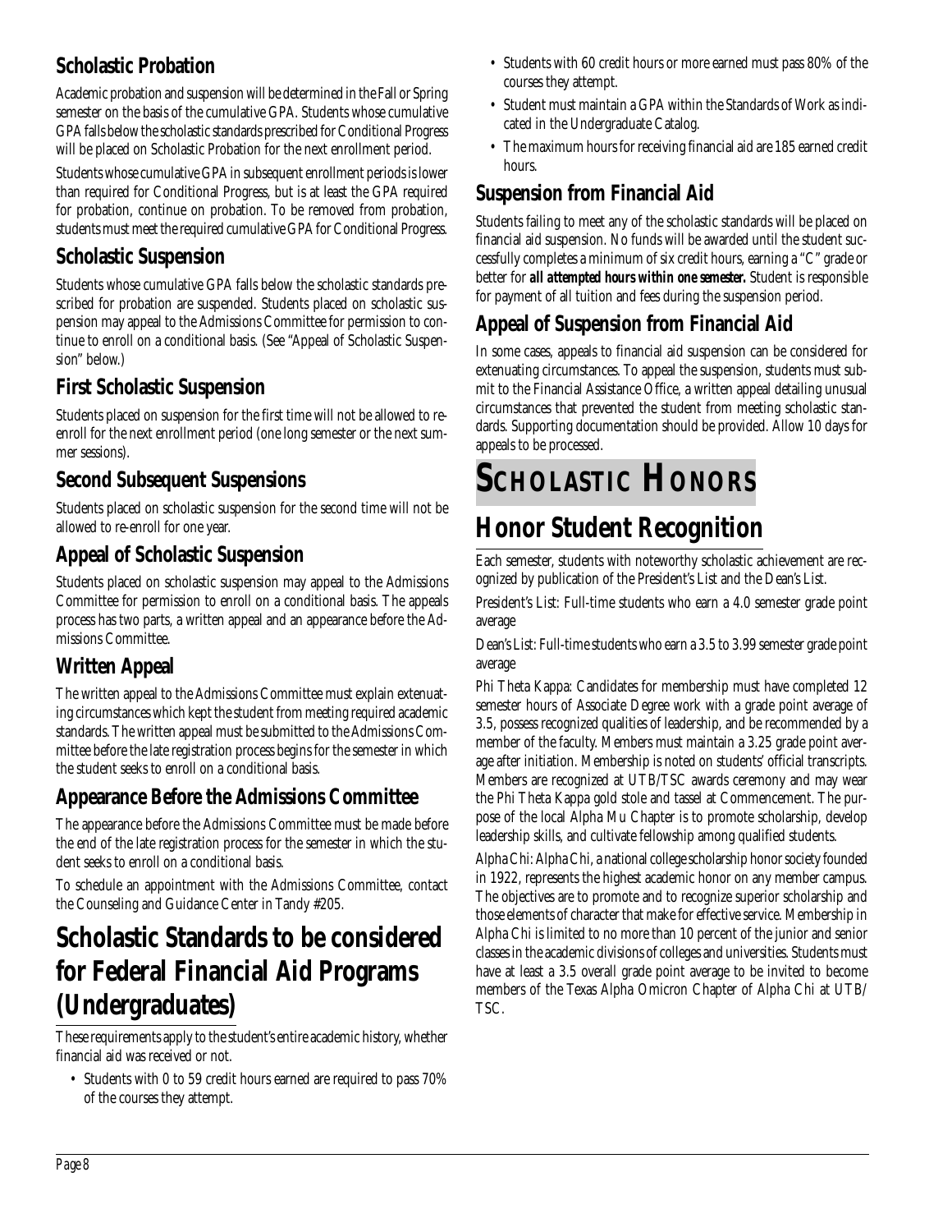## Scholastic Probation

Academic probation and suspension will be determined in the Fall or Spring semester on the basis of the cumulative GPA. Students whose cumulative GPA falls below the scholastic standards prescribed for Conditional Progress will be placed on Scholastic Probation for the next enrollment period.

Students whose cumulative GPA in subsequent enrollment periods is lower than required for Conditional Progress, but is at least the GPA required for probation, continue on probation. To be removed from probation, students must meet the required cumulative GPA for Conditional Progress.

## Scholastic Suspension

Students whose cumulative GPA falls below the scholastic standards prescribed for probation are suspended. Students placed on scholastic suspension may appeal to the Admissions Committee for permission to continue to enroll on a conditional basis. (See "Appeal of Scholastic Suspension" below.)

## First Scholastic Suspension

Students placed on suspension for the first time will not be allowed to re-enroll for the next enrollment period (one long semester or the next summer sessions).

## Second Subsequent Suspensions

Students placed on scholastic suspension for the second time will not be allowed to re-enroll for one year.

## Appeal of Scholastic Suspension

Students placed on scholastic suspension may appeal to the Admissions Committee for permission to enroll on a conditional basis. The appeals process has two parts, a written appeal and an appearance before the Admissions Committee.

## Written Appeal

The written appeal to the Admissions Committee must explain extenuating circumstances which kept the student from meeting required academic standards. The written appeal must be submitted to the Admissions Committee before the late registration process begins for the semester in which the student seeks to enroll on a conditional basis.

## Appearance Before the Admissions Committee

The appearance before the Admissions Committee must be made before the end of the late registration process for the semester in which the student seeks to enroll on a conditional basis.

To schedule an appointment with the Admissions Committee, contact the Counseling and Guidance Center in Tandy #205.

# Scholastic Standards to be considered for Federal Financial Aid Programs (Undergraduates)

These requirements apply to the student's entire academic history, whether financial aid was received or not.

- Students with 0 to 59 credit hours earned are required to pass 70% of the courses they attempt.
- Students with 60 credit hours or more earned must pass 80% of the courses they attempt.
- Student must maintain a GPA within the Standards of Work as indicated in the Undergraduate Catalog.
- The maximum hours for receiving financial aid are 185 earned credit hours.

## Suspension from Financial Aid

Students failing to meet any of the scholastic standards will be placed on financial aid suspension. No funds will be awarded until the student successfully completes a minimum of six credit hours, earning a "C" grade or better for **all attempted hours within one semester.** Student is responsible for payment of all tuition and fees during the suspension period.

## Appeal of Suspension from Financial Aid

In some cases, appeals to financial aid suspension can be considered for extenuating circumstances. To appeal the suspension, students must submit to the Financial Assistance Office, a written appeal detailing unusual circumstances that prevented the student from meeting scholastic standards. Supporting documentation should be provided. Allow 10 days for appeals to be processed.

# Scholastic Honors

# Honor Student Recognition

Each semester, students with noteworthy scholastic achievement are recognized by publication of the President's List and the Dean's List.

President's List: Full-time students who earn a 4.0 semester grade point average

Dean's List: Full-time students who earn a 3.5 to 3.99 semester grade point average

Phi Theta Kappa: Candidates for membership must have completed 12 semester hours of Associate Degree work with a grade point average of 3.5, possess recognized qualities of leadership, and be recommended by a member of the faculty. Members must maintain a 3.25 grade point average after initiation. Membership is noted on students' official transcripts. Members are recognized at UTB/TSC awards ceremony and may wear the Phi Theta Kappa gold stole and tassel at Commencement. The purpose of the local Alpha Mu Chapter is to promote scholarship, develop leadership skills, and cultivate fellowship among qualified students.

Alpha Chi: Alpha Chi, a national college scholarship honor society founded in 1922, represents the highest academic honor on any member campus. The objectives are to promote and to recognize superior scholarship and those elements of character that make for effective service. Membership in Alpha Chi is limited to no more than 10 percent of the junior and senior classes in the academic divisions of colleges and universities. Students must have at least a 3.5 overall grade point average to be invited to become members of the Texas Alpha Omicron Chapter of Alpha Chi at UTB/TSC.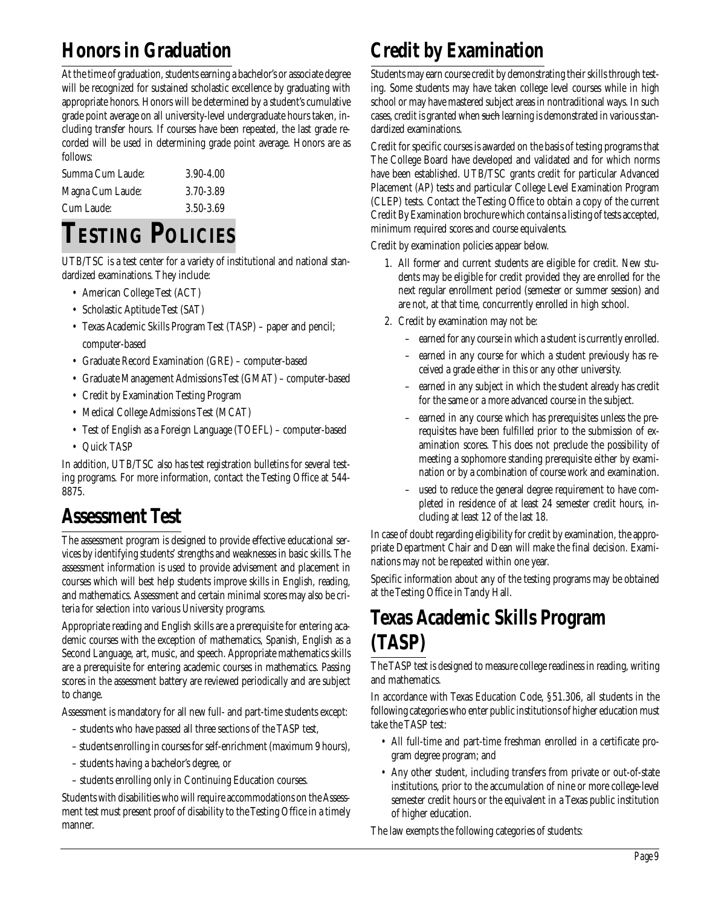## Honors in Graduation

At the time of graduation, students earning a bachelor's or associate degree will be recognized for sustained scholastic excellence by graduating with appropriate honors. Honors will be determined by a student's cumulative grade point average on all university-level undergraduate hours taken, including transfer hours. If courses have been repeated, the last grade recorded will be used in determining grade point average. Honors are as follows:

| | |
|---|---|
| Summa Cum Laude: | 3.90-4.00 |
| Magna Cum Laude: | 3.70-3.89 |
| Cum Laude: | 3.50-3.69 |

# TESTING POLICIES

UTB/TSC is a test center for a variety of institutional and national standardized examinations. They include:

- American College Test (ACT)
- Scholastic Aptitude Test (SAT)
- Texas Academic Skills Program Test (TASP) – paper and pencil; computer-based
- Graduate Record Examination (GRE) – computer-based
- Graduate Management Admissions Test (GMAT) – computer-based
- Credit by Examination Testing Program
- Medical College Admissions Test (MCAT)
- Test of English as a Foreign Language (TOEFL) – computer-based
- Quick TASP

In addition, UTB/TSC also has test registration bulletins for several testing programs. For more information, contact the Testing Office at 544-8875.

## Assessment Test

The assessment program is designed to provide effective educational services by identifying students' strengths and weaknesses in basic skills. The assessment information is used to provide advisement and placement in courses which will best help students improve skills in English, reading, and mathematics. Assessment and certain minimal scores may also be criteria for selection into various University programs.

Appropriate reading and English skills are a prerequisite for entering academic courses with the exception of mathematics, Spanish, English as a Second Language, art, music, and speech. Appropriate mathematics skills are a prerequisite for entering academic courses in mathematics. Passing scores in the assessment battery are reviewed periodically and are subject to change.

Assessment is mandatory for all new full- and part-time students except:

- students who have passed all three sections of the TASP test,
- students enrolling in courses for self-enrichment (maximum 9 hours),
- students having a bachelor's degree, or
- students enrolling only in Continuing Education courses.

Students with disabilities who will require accommodations on the Assessment test must present proof of disability to the Testing Office in a timely manner.

## Credit by Examination

Students may earn course credit by demonstrating their skills through testing. Some students may have taken college level courses while in high school or may have mastered subject areas in nontraditional ways. In such cases, credit is granted when ~~such~~ learning is demonstrated in various standardized examinations.

Credit for specific courses is awarded on the basis of testing programs that The College Board have developed and validated and for which norms have been established. UTB/TSC grants credit for particular Advanced Placement (AP) tests and particular College Level Examination Program (CLEP) tests. Contact the Testing Office to obtain a copy of the current Credit By Examination brochure which contains a listing of tests accepted, minimum required scores and course equivalents.

Credit by examination policies appear below.

1. All former and current students are eligible for credit. New students may be eligible for credit provided they are enrolled for the next regular enrollment period (semester or summer session) and are not, at that time, concurrently enrolled in high school.
2. Credit by examination may not be:
   - earned for any course in which a student is currently enrolled.
   - earned in any course for which a student previously has received a grade either in this or any other university.
   - earned in any subject in which the student already has credit for the same or a more advanced course in the subject.
   - earned in any course which has prerequisites unless the prerequisites have been fulfilled prior to the submission of examination scores. This does not preclude the possibility of meeting a sophomore standing prerequisite either by examination or by a combination of course work and examination.
   - used to reduce the general degree requirement to have completed in residence of at least 24 semester credit hours, including at least 12 of the last 18.

In case of doubt regarding eligibility for credit by examination, the appropriate Department Chair and Dean will make the final decision. Examinations may not be repeated within one year.

Specific information about any of the testing programs may be obtained at the Testing Office in Tandy Hall.

## Texas Academic Skills Program (TASP)

The TASP test is designed to measure college readiness in reading, writing and mathematics.

In accordance with Texas Education Code, §51.306, all students in the following categories who enter public institutions of higher education must take the TASP test:

- All full-time and part-time freshman enrolled in a certificate program degree program; and
- Any other student, including transfers from private or out-of-state institutions, prior to the accumulation of nine or more college-level semester credit hours or the equivalent in a Texas public institution of higher education.

The law exempts the following categories of students: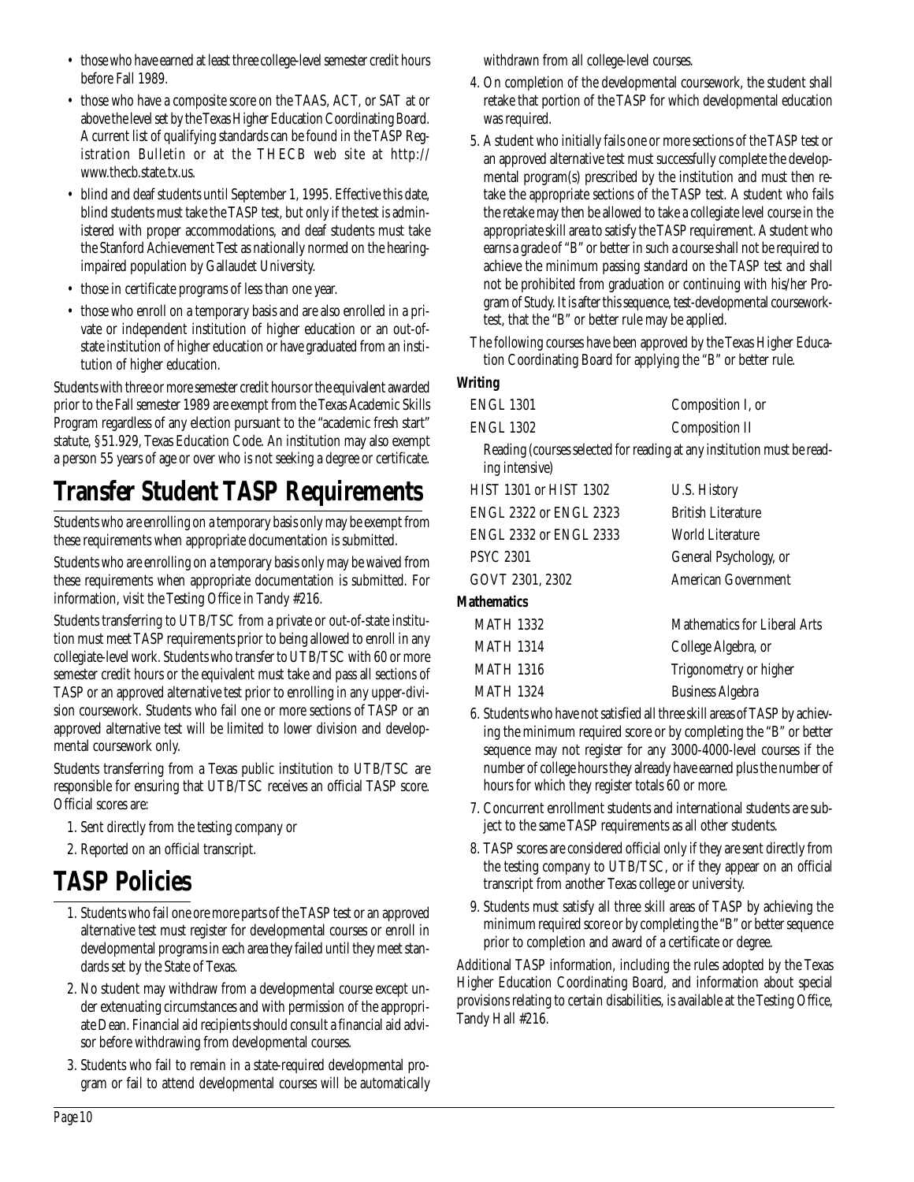- those who have earned at least three college-level semester credit hours before Fall 1989.
- those who have a composite score on the TAAS, ACT, or SAT at or above the level set by the Texas Higher Education Coordinating Board. A current list of qualifying standards can be found in the TASP Registration Bulletin or at the THECB web site at http://www.thecb.state.tx.us.
- blind and deaf students until September 1, 1995. Effective this date, blind students must take the TASP test, but only if the test is administered with proper accommodations, and deaf students must take the Stanford Achievement Test as nationally normed on the hearing-impaired population by Gallaudet University.
- those in certificate programs of less than one year.
- those who enroll on a temporary basis and are also enrolled in a private or independent institution of higher education or an out-of-state institution of higher education or have graduated from an institution of higher education.

Students with three or more semester credit hours or the equivalent awarded prior to the Fall semester 1989 are exempt from the Texas Academic Skills Program regardless of any election pursuant to the "academic fresh start" statute, §51.929, Texas Education Code. An institution may also exempt a person 55 years of age or over who is not seeking a degree or certificate.

# Transfer Student TASP Requirements

Students who are enrolling on a temporary basis only may be exempt from these requirements when appropriate documentation is submitted.

Students who are enrolling on a temporary basis only may be waived from these requirements when appropriate documentation is submitted. For information, visit the Testing Office in Tandy #216.

Students transferring to UTB/TSC from a private or out-of-state institution must meet TASP requirements prior to being allowed to enroll in any collegiate-level work. Students who transfer to UTB/TSC with 60 or more semester credit hours or the equivalent must take and pass all sections of TASP or an approved alternative test prior to enrolling in any upper-division coursework. Students who fail one or more sections of TASP or an approved alternative test will be limited to lower division and developmental coursework only.

Students transferring from a Texas public institution to UTB/TSC are responsible for ensuring that UTB/TSC receives an official TASP score. Official scores are:

1. Sent directly from the testing company or
2. Reported on an official transcript.

# TASP Policies

1. Students who fail one or more parts of the TASP test or an approved alternative test must register for developmental courses or enroll in developmental programs in each area they failed until they meet standards set by the State of Texas.
2. No student may withdraw from a developmental course except under extenuating circumstances and with permission of the appropriate Dean. Financial aid recipients should consult a financial aid advisor before withdrawing from developmental courses.
3. Students who fail to remain in a state-required developmental program or fail to attend developmental courses will be automatically withdrawn from all college-level courses.
4. On completion of the developmental coursework, the student shall retake that portion of the TASP for which developmental education was required.
5. A student who initially fails one or more sections of the TASP test or an approved alternative test must successfully complete the developmental program(s) prescribed by the institution and must then retake the appropriate sections of the TASP test. A student who fails the retake may then be allowed to take a collegiate level course in the appropriate skill area to satisfy the TASP requirement. A student who earns a grade of "B" or better in such a course shall not be required to achieve the minimum passing standard on the TASP test and shall not be prohibited from graduation or continuing with his/her Program of Study. It is after this sequence, test-developmental coursework-test, that the "B" or better rule may be applied.

The following courses have been approved by the Texas Higher Education Coordinating Board for applying the "B" or better rule.

**Writing**

| | |
|---|---|
| ENGL 1301 | Composition I, or |
| ENGL 1302 | Composition II |

Reading (courses selected for reading at any institution must be reading intensive)

| | |
|---|---|
| HIST 1301 or HIST 1302 | U.S. History |
| ENGL 2322 or ENGL 2323 | British Literature |
| ENGL 2332 or ENGL 2333 | World Literature |
| PSYC 2301 | General Psychology, or |
| GOVT 2301, 2302 | American Government |

**Mathematics**

| | |
|---|---|
| MATH 1332 | Mathematics for Liberal Arts |
| MATH 1314 | College Algebra, or |
| MATH 1316 | Trigonometry or higher |
| MATH 1324 | Business Algebra |

6. Students who have not satisfied all three skill areas of TASP by achieving the minimum required score or by completing the "B" or better sequence may not register for any 3000-4000-level courses if the number of college hours they already have earned plus the number of hours for which they register totals 60 or more.
7. Concurrent enrollment students and international students are subject to the same TASP requirements as all other students.
8. TASP scores are considered official only if they are sent directly from the testing company to UTB/TSC, or if they appear on an official transcript from another Texas college or university.
9. Students must satisfy all three skill areas of TASP by achieving the minimum required score or by completing the "B" or better sequence prior to completion and award of a certificate or degree.

Additional TASP information, including the rules adopted by the Texas Higher Education Coordinating Board, and information about special provisions relating to certain disabilities, is available at the Testing Office, Tandy Hall #216.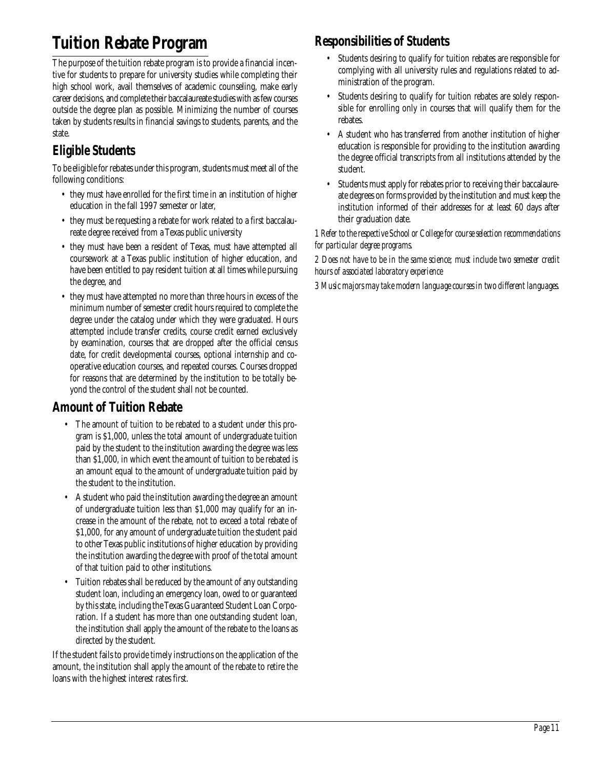# Tuition Rebate Program

The purpose of the tuition rebate program is to provide a financial incentive for students to prepare for university studies while completing their high school work, avail themselves of academic counseling, make early career decisions, and complete their baccalaureate studies with as few courses outside the degree plan as possible. Minimizing the number of courses taken by students results in financial savings to students, parents, and the state.

## Eligible Students

To be eligible for rebates under this program, students must meet all of the following conditions:

- they must have enrolled for the first time in an institution of higher education in the fall 1997 semester or later,
- they must be requesting a rebate for work related to a first baccalaureate degree received from a Texas public university
- they must have been a resident of Texas, must have attempted all coursework at a Texas public institution of higher education, and have been entitled to pay resident tuition at all times while pursuing the degree, and
- they must have attempted no more than three hours in excess of the minimum number of semester credit hours required to complete the degree under the catalog under which they were graduated. Hours attempted include transfer credits, course credit earned exclusively by examination, courses that are dropped after the official census date, for credit developmental courses, optional internship and cooperative education courses, and repeated courses. Courses dropped for reasons that are determined by the institution to be totally beyond the control of the student shall not be counted.

## Amount of Tuition Rebate

- The amount of tuition to be rebated to a student under this program is $1,000, unless the total amount of undergraduate tuition paid by the student to the institution awarding the degree was less than $1,000, in which event the amount of tuition to be rebated is an amount equal to the amount of undergraduate tuition paid by the student to the institution.
- A student who paid the institution awarding the degree an amount of undergraduate tuition less than $1,000 may qualify for an increase in the amount of the rebate, not to exceed a total rebate of $1,000, for any amount of undergraduate tuition the student paid to other Texas public institutions of higher education by providing the institution awarding the degree with proof of the total amount of that tuition paid to other institutions.
- Tuition rebates shall be reduced by the amount of any outstanding student loan, including an emergency loan, owed to or guaranteed by this state, including the Texas Guaranteed Student Loan Corporation. If a student has more than one outstanding student loan, the institution shall apply the amount of the rebate to the loans as directed by the student.

If the student fails to provide timely instructions on the application of the amount, the institution shall apply the amount of the rebate to retire the loans with the highest interest rates first.

## Responsibilities of Students

- Students desiring to qualify for tuition rebates are responsible for complying with all university rules and regulations related to administration of the program.
- Students desiring to qualify for tuition rebates are solely responsible for enrolling only in courses that will qualify them for the rebates.
- A student who has transferred from another institution of higher education is responsible for providing to the institution awarding the degree official transcripts from all institutions attended by the student.
- Students must apply for rebates prior to receiving their baccalaureate degrees on forms provided by the institution and must keep the institution informed of their addresses for at least 60 days after their graduation date.

*1 Refer to the respective School or College for course selection recommendations for particular degree programs.*

*2 Does not have to be in the same science; must include two semester credit hours of associated laboratory experience*

*3 Music majors may take modern language courses in two different languages.*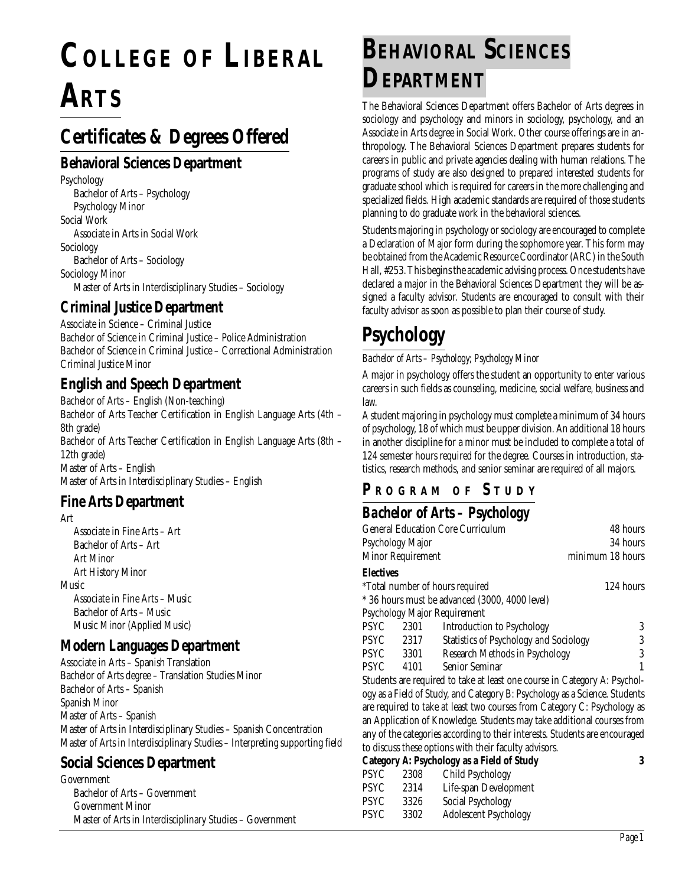# College of Liberal Arts

## Certificates & Degrees Offered

### Behavioral Sciences Department

Psychology
- Bachelor of Arts – Psychology
- Psychology Minor

Social Work
- Associate in Arts in Social Work

Sociology
- Bachelor of Arts – Sociology

Sociology Minor
- Master of Arts in Interdisciplinary Studies – Sociology

### Criminal Justice Department

Associate in Science – Criminal Justice
Bachelor of Science in Criminal Justice – Police Administration
Bachelor of Science in Criminal Justice – Correctional Administration
Criminal Justice Minor

### English and Speech Department

Bachelor of Arts – English (Non-teaching)
Bachelor of Arts Teacher Certification in English Language Arts (4th – 8th grade)
Bachelor of Arts Teacher Certification in English Language Arts (8th – 12th grade)
Master of Arts – English
Master of Arts in Interdisciplinary Studies – English

### Fine Arts Department

Art
- Associate in Fine Arts – Art
- Bachelor of Arts – Art
- Art Minor
- Art History Minor

Music
- Associate in Fine Arts – Music
- Bachelor of Arts – Music
- Music Minor (Applied Music)

### Modern Languages Department

Associate in Arts – Spanish Translation
Bachelor of Arts degree – Translation Studies Minor
Bachelor of Arts – Spanish
Spanish Minor
Master of Arts – Spanish
Master of Arts in Interdisciplinary Studies – Spanish Concentration
Master of Arts in Interdisciplinary Studies – Interpreting supporting field

### Social Sciences Department

Government
- Bachelor of Arts – Government
- Government Minor
- Master of Arts in Interdisciplinary Studies – Government

# Behavioral Sciences Department

The Behavioral Sciences Department offers Bachelor of Arts degrees in sociology and psychology and minors in sociology, psychology, and an Associate in Arts degree in Social Work. Other course offerings are in anthropology. The Behavioral Sciences Department prepares students for careers in public and private agencies dealing with human relations. The programs of study are also designed to prepared interested students for graduate school which is required for careers in the more challenging and specialized fields. High academic standards are required of those students planning to do graduate work in the behavioral sciences.

Students majoring in psychology or sociology are encouraged to complete a Declaration of Major form during the sophomore year. This form may be obtained from the Academic Resource Coordinator (ARC) in the South Hall, #253. This begins the academic advising process. Once students have declared a major in the Behavioral Sciences Department they will be assigned a faculty advisor. Students are encouraged to consult with their faculty advisor as soon as possible to plan their course of study.

## Psychology

*Bachelor of Arts – Psychology; Psychology Minor*

A major in psychology offers the student an opportunity to enter various careers in such fields as counseling, medicine, social welfare, business and law.

A student majoring in psychology must complete a minimum of 34 hours of psychology, 18 of which must be upper division. An additional 18 hours in another discipline for a minor must be included to complete a total of 124 semester hours required for the degree. Courses in introduction, statistics, research methods, and senior seminar are required of all majors.

### Program of Study

### Bachelor of Arts – Psychology

| | |
|---|---|
| General Education Core Curriculum | 48 hours |
| Psychology Major | 34 hours |
| Minor Requirement | minimum 18 hours |

**Electives**

| | |
|---|---|
| *Total number of hours required | 124 hours |

\* 36 hours must be advanced (3000, 4000 level)

Psychology Major Requirement

| | | | |
|---|---|---|---|
| PSYC | 2301 | Introduction to Psychology | 3 |
| PSYC | 2317 | Statistics of Psychology and Sociology | 3 |
| PSYC | 3301 | Research Methods in Psychology | 3 |
| PSYC | 4101 | Senior Seminar | 1 |

Students are required to take at least one course in Category A: Psychology as a Field of Study, and Category B: Psychology as a Science. Students are required to take at least two courses from Category C: Psychology as an Application of Knowledge. Students may take additional courses from any of the categories according to their interests. Students are encouraged to discuss these options with their faculty advisors.

**Category A: Psychology as a Field of Study** **3**

| | | |
|---|---|---|
| PSYC | 2308 | Child Psychology |
| PSYC | 2314 | Life-span Development |
| PSYC | 3326 | Social Psychology |
| PSYC | 3302 | Adolescent Psychology |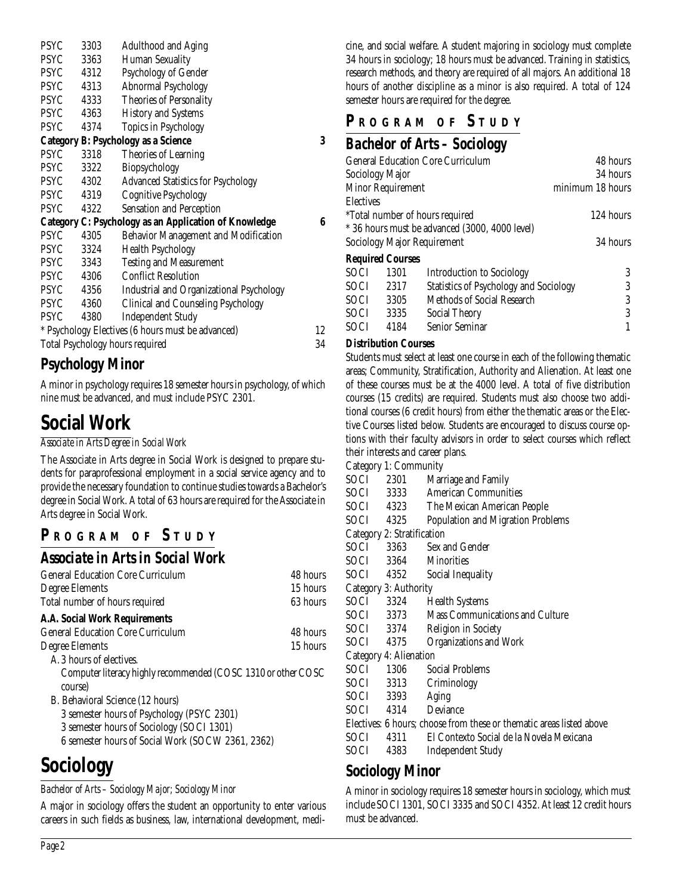| | | | |
|---|---|---|---|
| PSYC | 3303 | Adulthood and Aging | |
| PSYC | 3363 | Human Sexuality | |
| PSYC | 4312 | Psychology of Gender | |
| PSYC | 4313 | Abnormal Psychology | |
| PSYC | 4333 | Theories of Personality | |
| PSYC | 4363 | History and Systems | |
| PSYC | 4374 | Topics in Psychology | |
| **Category B: Psychology as a Science** | | | **3** |
| PSYC | 3318 | Theories of Learning | |
| PSYC | 3322 | Biopsychology | |
| PSYC | 4302 | Advanced Statistics for Psychology | |
| PSYC | 4319 | Cognitive Psychology | |
| PSYC | 4322 | Sensation and Perception | |
| **Category C: Psychology as an Application of Knowledge** | | | **6** |
| PSYC | 4305 | Behavior Management and Modification | |
| PSYC | 3324 | Health Psychology | |
| PSYC | 3343 | Testing and Measurement | |
| PSYC | 4306 | Conflict Resolution | |
| PSYC | 4356 | Industrial and Organizational Psychology | |
| PSYC | 4360 | Clinical and Counseling Psychology | |
| PSYC | 4380 | Independent Study | |
| * Psychology Electives (6 hours must be advanced) | | | 12 |
| Total Psychology hours required | | | 34 |

## Psychology Minor

A minor in psychology requires 18 semester hours in psychology, of which nine must be advanced, and must include PSYC 2301.

# Social Work

*Associate in Arts Degree in Social Work*

The Associate in Arts degree in Social Work is designed to prepare students for paraprofessional employment in a social service agency and to provide the necessary foundation to continue studies towards a Bachelor's degree in Social Work. A total of 63 hours are required for the Associate in Arts degree in Social Work.

## Program of Study

### Associate in Arts in Social Work

| | |
|---|---|
| General Education Core Curriculum | 48 hours |
| Degree Elements | 15 hours |
| Total number of hours required | 63 hours |

**A.A. Social Work Requirements**

| | |
|---|---|
| General Education Core Curriculum | 48 hours |
| Degree Elements | 15 hours |

A. 3 hours of electives.
   Computer literacy highly recommended (COSC 1310 or other COSC course)

B. Behavioral Science (12 hours)
   3 semester hours of Psychology (PSYC 2301)
   3 semester hours of Sociology (SOCI 1301)
   6 semester hours of Social Work (SOCW 2361, 2362)

# Sociology

*Bachelor of Arts – Sociology Major; Sociology Minor*

A major in sociology offers the student an opportunity to enter various careers in such fields as business, law, international development, medicine, and social welfare. A student majoring in sociology must complete 34 hours in sociology; 18 hours must be advanced. Training in statistics, research methods, and theory are required of all majors. An additional 18 hours of another discipline as a minor is also required. A total of 124 semester hours are required for the degree.

## Program of Study

### Bachelor of Arts – Sociology

| | |
|---|---|
| General Education Core Curriculum | 48 hours |
| Sociology Major | 34 hours |
| Minor Requirement | minimum 18 hours |
| Electives | |
| *Total number of hours required | 124 hours |
| * 36 hours must be advanced (3000, 4000 level) | |
| Sociology Major Requirement | 34 hours |

**Required Courses**

| | | | |
|---|---|---|---|
| SOCI | 1301 | Introduction to Sociology | 3 |
| SOCI | 2317 | Statistics of Psychology and Sociology | 3 |
| SOCI | 3305 | Methods of Social Research | 3 |
| SOCI | 3335 | Social Theory | 3 |
| SOCI | 4184 | Senior Seminar | 1 |

**Distribution Courses**

Students must select at least one course in each of the following thematic areas; Community, Stratification, Authority and Alienation. At least one of these courses must be at the 4000 level. A total of five distribution courses (15 credits) are required. Students must also choose two additional courses (6 credit hours) from either the thematic areas or the Elective Courses listed below. Students are encouraged to discuss course options with their faculty advisors in order to select courses which reflect their interests and career plans.

| | | |
|---|---|---|
| Category 1: Community | | |
| SOCI | 2301 | Marriage and Family |
| SOCI | 3333 | American Communities |
| SOCI | 4323 | The Mexican American People |
| SOCI | 4325 | Population and Migration Problems |
| Category 2: Stratification | | |
| SOCI | 3363 | Sex and Gender |
| SOCI | 3364 | Minorities |
| SOCI | 4352 | Social Inequality |
| Category 3: Authority | | |
| SOCI | 3324 | Health Systems |
| SOCI | 3373 | Mass Communications and Culture |
| SOCI | 3374 | Religion in Society |
| SOCI | 4375 | Organizations and Work |
| Category 4: Alienation | | |
| SOCI | 1306 | Social Problems |
| SOCI | 3313 | Criminology |
| SOCI | 3393 | Aging |
| SOCI | 4314 | Deviance |
| Electives: 6 hours; choose from these or thematic areas listed above | | |
| SOCI | 4311 | El Contexto Social de la Novela Mexicana |
| SOCI | 4383 | Independent Study |

## Sociology Minor

A minor in sociology requires 18 semester hours in sociology, which must include SOCI 1301, SOCI 3335 and SOCI 4352. At least 12 credit hours must be advanced.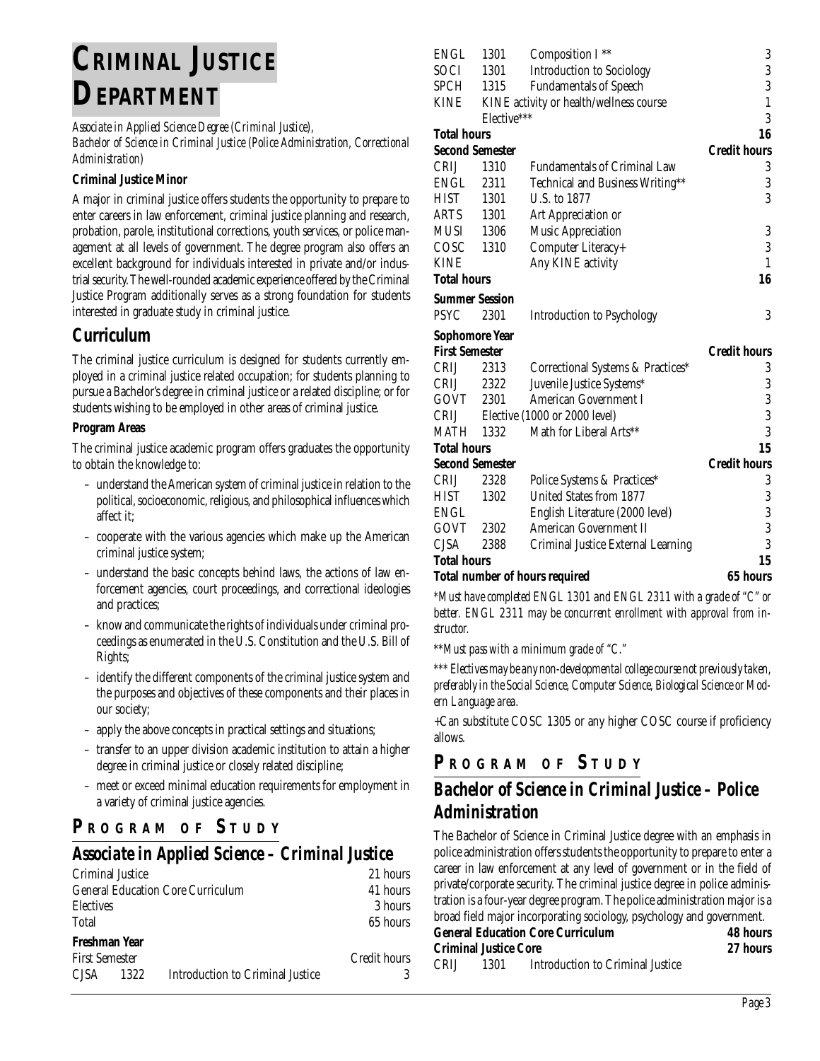# Criminal Justice Department

*Associate in Applied Science Degree (Criminal Justice),*
*Bachelor of Science in Criminal Justice (Police Administration, Correctional Administration)*

**Criminal Justice Minor**

A major in criminal justice offers students the opportunity to prepare to enter careers in law enforcement, criminal justice planning and research, probation, parole, institutional corrections, youth services, or police management at all levels of government. The degree program also offers an excellent background for individuals interested in private and/or industrial security. The well-rounded academic experience offered by the Criminal Justice Program additionally serves as a strong foundation for students interested in graduate study in criminal justice.

## Curriculum

The criminal justice curriculum is designed for students currently employed in a criminal justice related occupation; for students planning to pursue a Bachelor's degree in criminal justice or a related discipline; or for students wishing to be employed in other areas of criminal justice.

**Program Areas**

The criminal justice academic program offers graduates the opportunity to obtain the knowledge to:

- understand the American system of criminal justice in relation to the political, socioeconomic, religious, and philosophical influences which affect it;
- cooperate with the various agencies which make up the American criminal justice system;
- understand the basic concepts behind laws, the actions of law enforcement agencies, court proceedings, and correctional ideologies and practices;
- know and communicate the rights of individuals under criminal proceedings as enumerated in the U.S. Constitution and the U.S. Bill of Rights;
- identify the different components of the criminal justice system and the purposes and objectives of these components and their places in our society;
- apply the above concepts in practical settings and situations;
- transfer to an upper division academic institution to attain a higher degree in criminal justice or closely related discipline;
- meet or exceed minimal education requirements for employment in a variety of criminal justice agencies.

## Program of Study

### Associate in Applied Science – Criminal Justice

| | |
|---|---|
| Criminal Justice | 21 hours |
| General Education Core Curriculum | 41 hours |
| Electives | 3 hours |
| Total | 65 hours |

**Freshman Year**

| First Semester | | | Credit hours |
|---|---|---|---|
| CJSA | 1322 | Introduction to Criminal Justice | 3 |
| ENGL | 1301 | Composition I ** | 3 |
| SOCI | 1301 | Introduction to Sociology | 3 |
| SPCH | 1315 | Fundamentals of Speech | 3 |
| KINE | | KINE activity or health/wellness course | 1 |
| | | Elective*** | 3 |
| **Total hours** | | | **16** |

| **Second Semester** | | | **Credit hours** |
|---|---|---|---|
| CRIJ | 1310 | Fundamentals of Criminal Law | 3 |
| ENGL | 2311 | Technical and Business Writing** | 3 |
| HIST | 1301 | U.S. to 1877 | 3 |
| ARTS | 1301 | Art Appreciation or | |
| MUSI | 1306 | Music Appreciation | 3 |
| COSC | 1310 | Computer Literacy+ | 3 |
| KINE | | Any KINE activity | 1 |
| **Total hours** | | | **16** |

**Summer Session**

| | | | |
|---|---|---|---|
| PSYC | 2301 | Introduction to Psychology | 3 |

**Sophomore Year**

| **First Semester** | | | **Credit hours** |
|---|---|---|---|
| CRIJ | 2313 | Correctional Systems & Practices* | 3 |
| CRIJ | 2322 | Juvenile Justice Systems* | 3 |
| GOVT | 2301 | American Government I | 3 |
| CRIJ | | Elective (1000 or 2000 level) | 3 |
| MATH | 1332 | Math for Liberal Arts** | 3 |
| **Total hours** | | | **15** |

| **Second Semester** | | | **Credit hours** |
|---|---|---|---|
| CRIJ | 2328 | Police Systems & Practices* | 3 |
| HIST | 1302 | United States from 1877 | 3 |
| ENGL | | English Literature (2000 level) | 3 |
| GOVT | 2302 | American Government II | 3 |
| CJSA | 2388 | Criminal Justice External Learning | 3 |
| **Total hours** | | | **15** |
| **Total number of hours required** | | | **65 hours** |

*\*Must have completed ENGL 1301 and ENGL 2311 with a grade of "C" or better. ENGL 2311 may be concurrent enrollment with approval from instructor.*

*\*\*Must pass with a minimum grade of "C."*

*\*\*\* Electives may be any non-developmental college course not previously taken, preferably in the Social Science, Computer Science, Biological Science or Modern Language area.*

+Can substitute COSC 1305 or any higher COSC course if proficiency allows.

## Program of Study

### Bachelor of Science in Criminal Justice – Police Administration

The Bachelor of Science in Criminal Justice degree with an emphasis in police administration offers students the opportunity to prepare to enter a career in law enforcement at any level of government or in the field of private/corporate security. The criminal justice degree in police administration is a four-year degree program. The police administration major is a broad field major incorporating sociology, psychology and government.

| | | | |
|---|---|---|---|
| **General Education Core Curriculum** | | | **48 hours** |
| **Criminal Justice Core** | | | **27 hours** |
| CRIJ | 1301 | Introduction to Criminal Justice | |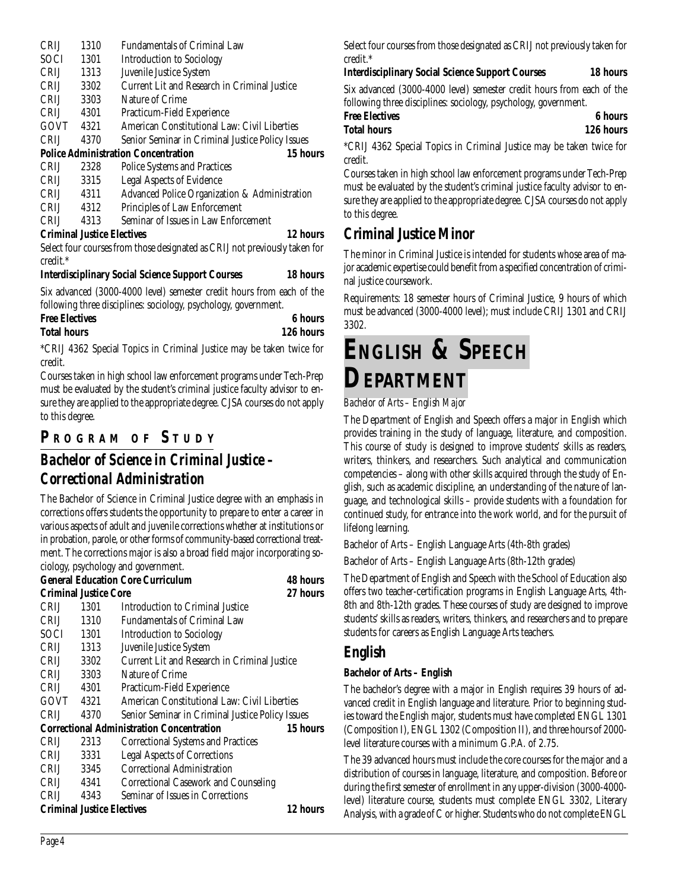| | | |
|---|---|---|
| CRIJ | 1310 | Fundamentals of Criminal Law |
| SOCI | 1301 | Introduction to Sociology |
| CRIJ | 1313 | Juvenile Justice System |
| CRIJ | 3302 | Current Lit and Research in Criminal Justice |
| CRIJ | 3303 | Nature of Crime |
| CRIJ | 4301 | Practicum-Field Experience |
| GOVT | 4321 | American Constitutional Law: Civil Liberties |
| CRIJ | 4370 | Senior Seminar in Criminal Justice Policy Issues |

**Police Administration Concentration** **15 hours**

| | | |
|---|---|---|
| CRIJ | 2328 | Police Systems and Practices |
| CRIJ | 3315 | Legal Aspects of Evidence |
| CRIJ | 4311 | Advanced Police Organization & Administration |
| CRIJ | 4312 | Principles of Law Enforcement |
| CRIJ | 4313 | Seminar of Issues in Law Enforcement |

**Criminal Justice Electives** **12 hours**

Select four courses from those designated as CRIJ not previously taken for credit.*

**Interdisciplinary Social Science Support Courses** **18 hours**

Six advanced (3000-4000 level) semester credit hours from each of the following three disciplines: sociology, psychology, government.

**Free Electives** **6 hours**

**Total hours** **126 hours**

*CRIJ 4362 Special Topics in Criminal Justice may be taken twice for credit.

Courses taken in high school law enforcement programs under Tech-Prep must be evaluated by the student's criminal justice faculty advisor to ensure they are applied to the appropriate degree. CJSA courses do not apply to this degree.

## PROGRAM OF STUDY

## Bachelor of Science in Criminal Justice – Correctional Administration

The Bachelor of Science in Criminal Justice degree with an emphasis in corrections offers students the opportunity to prepare to enter a career in various aspects of adult and juvenile corrections whether at institutions or in probation, parole, or other forms of community-based correctional treatment. The corrections major is also a broad field major incorporating sociology, psychology and government.

**General Education Core Curriculum** **48 hours**

**Criminal Justice Core** **27 hours**

| | | |
|---|---|---|
| CRIJ | 1301 | Introduction to Criminal Justice |
| CRIJ | 1310 | Fundamentals of Criminal Law |
| SOCI | 1301 | Introduction to Sociology |
| CRIJ | 1313 | Juvenile Justice System |
| CRIJ | 3302 | Current Lit and Research in Criminal Justice |
| CRIJ | 3303 | Nature of Crime |
| CRIJ | 4301 | Practicum-Field Experience |
| GOVT | 4321 | American Constitutional Law: Civil Liberties |
| CRIJ | 4370 | Senior Seminar in Criminal Justice Policy Issues |

**Correctional Administration Concentration** **15 hours**

| | | |
|---|---|---|
| CRIJ | 2313 | Correctional Systems and Practices |
| CRIJ | 3331 | Legal Aspects of Corrections |
| CRIJ | 3345 | Correctional Administration |
| CRIJ | 4341 | Correctional Casework and Counseling |
| CRIJ | 4343 | Seminar of Issues in Corrections |

**Criminal Justice Electives** **12 hours**

Select four courses from those designated as CRIJ not previously taken for credit.*

**Interdisciplinary Social Science Support Courses** **18 hours**

Six advanced (3000-4000 level) semester credit hours from each of the following three disciplines: sociology, psychology, government.

**Free Electives** **6 hours**

**Total hours** **126 hours**

*CRIJ 4362 Special Topics in Criminal Justice may be taken twice for credit.

Courses taken in high school law enforcement programs under Tech-Prep must be evaluated by the student's criminal justice faculty advisor to ensure they are applied to the appropriate degree. CJSA courses do not apply to this degree.

## Criminal Justice Minor

The minor in Criminal Justice is intended for students whose area of major academic expertise could benefit from a specified concentration of criminal justice coursework.

Requirements: 18 semester hours of Criminal Justice, 9 hours of which must be advanced (3000-4000 level); must include CRIJ 1301 and CRIJ 3302.

# ENGLISH & SPEECH DEPARTMENT

*Bachelor of Arts – English Major*

The Department of English and Speech offers a major in English which provides training in the study of language, literature, and composition. This course of study is designed to improve students' skills as readers, writers, thinkers, and researchers. Such analytical and communication competencies – along with other skills acquired through the study of English, such as academic discipline, an understanding of the nature of language, and technological skills – provide students with a foundation for continued study, for entrance into the work world, and for the pursuit of lifelong learning.

Bachelor of Arts – English Language Arts (4th-8th grades)

Bachelor of Arts – English Language Arts (8th-12th grades)

The Department of English and Speech with the School of Education also offers two teacher-certification programs in English Language Arts, 4th-8th and 8th-12th grades. These courses of study are designed to improve students' skills as readers, writers, thinkers, and researchers and to prepare students for careers as English Language Arts teachers.

## English

**Bachelor of Arts – English**

The bachelor's degree with a major in English requires 39 hours of advanced credit in English language and literature. Prior to beginning studies toward the English major, students must have completed ENGL 1301 (Composition I), ENGL 1302 (Composition II), and three hours of 2000-level literature courses with a minimum G.P.A. of 2.75.

The 39 advanced hours must include the core courses for the major and a distribution of courses in language, literature, and composition. Before or during the first semester of enrollment in any upper-division (3000-4000-level) literature course, students must complete ENGL 3302, Literary Analysis, with a grade of C or higher. Students who do not complete ENGL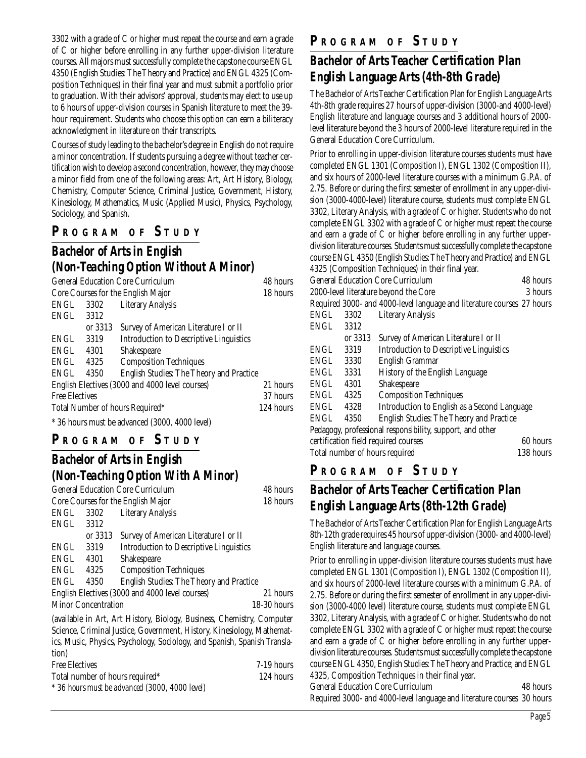3302 with a grade of C or higher must repeat the course and earn a grade of C or higher before enrolling in any further upper-division literature courses. All majors must successfully complete the capstone course ENGL 4350 (English Studies: The Theory and Practice) and ENGL 4325 (Composition Techniques) in their final year and must submit a portfolio prior to graduation. With their advisors' approval, students may elect to use up to 6 hours of upper-division courses in Spanish literature to meet the 39-hour requirement. Students who choose this option can earn a biliteracy acknowledgment in literature on their transcripts.

Courses of study leading to the bachelor's degree in English do not require a minor concentration. If students pursuing a degree without teacher certification wish to develop a second concentration, however, they may choose a minor field from one of the following areas: Art, Art History, Biology, Chemistry, Computer Science, Criminal Justice, Government, History, Kinesiology, Mathematics, Music (Applied Music), Physics, Psychology, Sociology, and Spanish.

## PROGRAM OF STUDY

### Bachelor of Arts in English (Non-Teaching Option Without A Minor)

| | | | |
|---|---|---|---|
| General Education Core Curriculum | | | 48 hours |
| Core Courses for the English Major | | | 18 hours |
| ENGL | 3302 | Literary Analysis | |
| ENGL | 3312 | | |
| | or 3313 | Survey of American Literature I or II | |
| ENGL | 3319 | Introduction to Descriptive Linguistics | |
| ENGL | 4301 | Shakespeare | |
| ENGL | 4325 | Composition Techniques | |
| ENGL | 4350 | English Studies: The Theory and Practice | |
| English Electives (3000 and 4000 level courses) | | | 21 hours |
| Free Electives | | | 37 hours |
| Total Number of hours Required* | | | 124 hours |

* 36 hours must be advanced (3000, 4000 level)

## PROGRAM OF STUDY

### Bachelor of Arts in English (Non-Teaching Option With A Minor)

| | | | |
|---|---|---|---|
| General Education Core Curriculum | | | 48 hours |
| Core Courses for the English Major | | | 18 hours |
| ENGL | 3302 | Literary Analysis | |
| ENGL | 3312 | | |
| | or 3313 | Survey of American Literature I or II | |
| ENGL | 3319 | Introduction to Descriptive Linguistics | |
| ENGL | 4301 | Shakespeare | |
| ENGL | 4325 | Composition Techniques | |
| ENGL | 4350 | English Studies: The Theory and Practice | |
| English Electives (3000 and 4000 level courses) | | | 21 hours |
| Minor Concentration | | | 18-30 hours |

(available in Art, Art History, Biology, Business, Chemistry, Computer Science, Criminal Justice, Government, History, Kinesiology, Mathematics, Music, Physics, Psychology, Sociology, and Spanish, Spanish Translation)

| | |
|---|---|
| Free Electives | 7-19 hours |
| Total number of hours required* | 124 hours |

*\* 36 hours must be advanced (3000, 4000 level)*

## PROGRAM OF STUDY

### Bachelor of Arts Teacher Certification Plan English Language Arts (4th-8th Grade)

The Bachelor of Arts Teacher Certification Plan for English Language Arts 4th-8th grade requires 27 hours of upper-division (3000-and 4000-level) English literature and language courses and 3 additional hours of 2000-level literature beyond the 3 hours of 2000-level literature required in the General Education Core Curriculum.

Prior to enrolling in upper-division literature courses students must have completed ENGL 1301 (Composition I), ENGL 1302 (Composition II), and six hours of 2000-level literature courses with a minimum G.P.A. of 2.75. Before or during the first semester of enrollment in any upper-division (3000-4000-level) literature course, students must complete ENGL 3302, Literary Analysis, with a grade of C or higher. Students who do not complete ENGL 3302 with a grade of C or higher must repeat the course and earn a grade of C or higher before enrolling in any further upper-division literature courses. Students must successfully complete the capstone course ENGL 4350 (English Studies: The Theory and Practice) and ENGL 4325 (Composition Techniques) in their final year.

| | | | |
|---|---|---|---|
| General Education Core Curriculum | | | 48 hours |
| 2000-level literature beyond the Core | | | 3 hours |
| Required 3000- and 4000-level language and literature courses | | | 27 hours |
| ENGL | 3302 | Literary Analysis | |
| ENGL | 3312 | | |
| | or 3313 | Survey of American Literature I or II | |
| ENGL | 3319 | Introduction to Descriptive Linguistics | |
| ENGL | 3330 | English Grammar | |
| ENGL | 3331 | History of the English Language | |
| ENGL | 4301 | Shakespeare | |
| ENGL | 4325 | Composition Techniques | |
| ENGL | 4328 | Introduction to English as a Second Language | |
| ENGL | 4350 | English Studies: The Theory and Practice | |
| Pedagogy, professional responsibility, support, and other certification field required courses | | | 60 hours |
| Total number of hours required | | | 138 hours |

## PROGRAM OF STUDY

### Bachelor of Arts Teacher Certification Plan English Language Arts (8th-12th Grade)

The Bachelor of Arts Teacher Certification Plan for English Language Arts 8th-12th grade requires 45 hours of upper-division (3000- and 4000-level) English literature and language courses.

Prior to enrolling in upper-division literature courses students must have completed ENGL 1301 (Composition I), ENGL 1302 (Composition II), and six hours of 2000-level literature courses with a minimum G.P.A. of 2.75. Before or during the first semester of enrollment in any upper-division (3000-4000 level) literature course, students must complete ENGL 3302, Literary Analysis, with a grade of C or higher. Students who do not complete ENGL 3302 with a grade of C or higher must repeat the course and earn a grade of C or higher before enrolling in any further upper-division literature courses. Students must successfully complete the capstone course ENGL 4350, English Studies: The Theory and Practice; and ENGL 4325, Composition Techniques in their final year.

| | |
|---|---|
| General Education Core Curriculum | 48 hours |
| Required 3000- and 4000-level language and literature courses | 30 hours |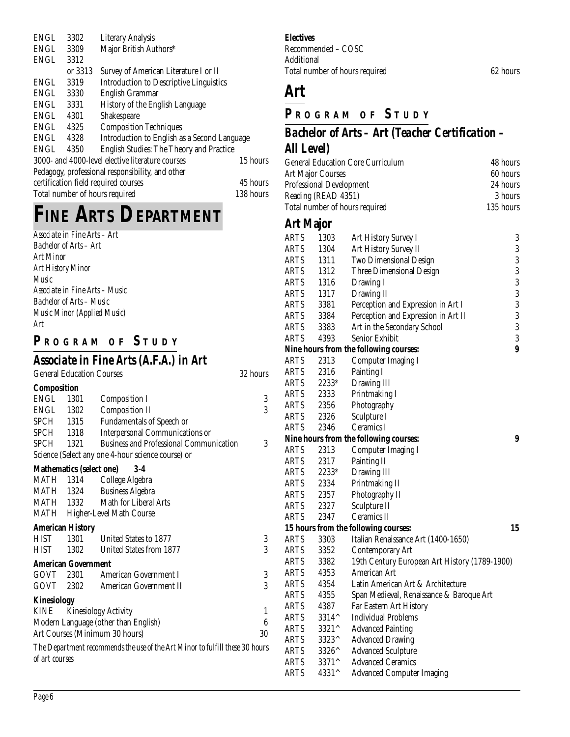| | | | |
|---|---|---|---|
| ENGL | 3302 | Literary Analysis | |
| ENGL | 3309 | Major British Authors* | |
| ENGL | 3312 or 3313 | Survey of American Literature I or II | |
| ENGL | 3319 | Introduction to Descriptive Linguistics | |
| ENGL | 3330 | English Grammar | |
| ENGL | 3331 | History of the English Language | |
| ENGL | 4301 | Shakespeare | |
| ENGL | 4325 | Composition Techniques | |
| ENGL | 4328 | Introduction to English as a Second Language | |
| ENGL | 4350 | English Studies: The Theory and Practice | |
| 3000- and 4000-level elective literature courses | | | 15 hours |
| Pedagogy, professional responsibility, and other certification field required courses | | | 45 hours |
| Total number of hours required | | | 138 hours |

# FINE ARTS DEPARTMENT

*Associate in Fine Arts – Art*
*Bachelor of Arts – Art*
*Art Minor*
*Art History Minor*
*Music*
*Associate in Fine Arts – Music*
*Bachelor of Arts – Music*
*Music Minor (Applied Music)*
*Art*

## PROGRAM OF STUDY

### Associate in Fine Arts (A.F.A.) in Art

| | | | |
|---|---|---|---|
| General Education Courses | | | 32 hours |
| **Composition** | | | |
| ENGL | 1301 | Composition I | 3 |
| ENGL | 1302 | Composition II | 3 |
| SPCH | 1315 | Fundamentals of Speech or | |
| SPCH | 1318 | Interpersonal Communications or | |
| SPCH | 1321 | Business and Professional Communication | 3 |
| Science (Select any one 4-hour science course) or | | | |
| **Mathematics (select one)** | | | **3-4** |
| MATH | 1314 | College Algebra | |
| MATH | 1324 | Business Algebra | |
| MATH | 1332 | Math for Liberal Arts | |
| MATH | | Higher-Level Math Course | |
| **American History** | | | |
| HIST | 1301 | United States to 1877 | 3 |
| HIST | 1302 | United States from 1877 | 3 |
| **American Government** | | | |
| GOVT | 2301 | American Government I | 3 |
| GOVT | 2302 | American Government II | 3 |
| **Kinesiology** | | | |
| KINE | | Kinesiology Activity | 1 |
| Modern Language (other than English) | | | 6 |
| Art Courses (Minimum 30 hours) | | | 30 |

*The Department recommends the use of the Art Minor to fulfill these 30 hours of art courses*

**Electives**
Recommended – COSC
Additional
Total number of hours required 62 hours

# Art

## PROGRAM OF STUDY

### Bachelor of Arts – Art (Teacher Certification – All Level)

| | |
|---|---|
| General Education Core Curriculum | 48 hours |
| Art Major Courses | 60 hours |
| Professional Development | 24 hours |
| Reading (READ 4351) | 3 hours |
| Total number of hours required | 135 hours |

### Art Major

| | | | |
|---|---|---|---|
| ARTS | 1303 | Art History Survey I | 3 |
| ARTS | 1304 | Art History Survey II | 3 |
| ARTS | 1311 | Two Dimensional Design | 3 |
| ARTS | 1312 | Three Dimensional Design | 3 |
| ARTS | 1316 | Drawing I | 3 |
| ARTS | 1317 | Drawing II | 3 |
| ARTS | 3381 | Perception and Expression in Art I | 3 |
| ARTS | 3384 | Perception and Expression in Art II | 3 |
| ARTS | 3383 | Art in the Secondary School | 3 |
| ARTS | 4393 | Senior Exhibit | 3 |
| **Nine hours from the following courses:** | | | **9** |
| ARTS | 2313 | Computer Imaging I | |
| ARTS | 2316 | Painting I | |
| ARTS | 2233* | Drawing III | |
| ARTS | 2333 | Printmaking I | |
| ARTS | 2356 | Photography | |
| ARTS | 2326 | Sculpture I | |
| ARTS | 2346 | Ceramics I | |
| **Nine hours from the following courses:** | | | **9** |
| ARTS | 2313 | Computer Imaging I | |
| ARTS | 2317 | Painting II | |
| ARTS | 2233* | Drawing III | |
| ARTS | 2334 | Printmaking II | |
| ARTS | 2357 | Photography II | |
| ARTS | 2327 | Sculpture II | |
| ARTS | 2347 | Ceramics II | |
| **15 hours from the following courses:** | | | **15** |
| ARTS | 3303 | Italian Renaissance Art (1400-1650) | |
| ARTS | 3352 | Contemporary Art | |
| ARTS | 3382 | 19th Century European Art History (1789-1900) | |
| ARTS | 4353 | American Art | |
| ARTS | 4354 | Latin American Art & Architecture | |
| ARTS | 4355 | Span Medieval, Renaissance & Baroque Art | |
| ARTS | 4387 | Far Eastern Art History | |
| ARTS | 3314^ | Individual Problems | |
| ARTS | 3321^ | Advanced Painting | |
| ARTS | 3323^ | Advanced Drawing | |
| ARTS | 3326^ | Advanced Sculpture | |
| ARTS | 3371^ | Advanced Ceramics | |
| ARTS | 4331^ | Advanced Computer Imaging | |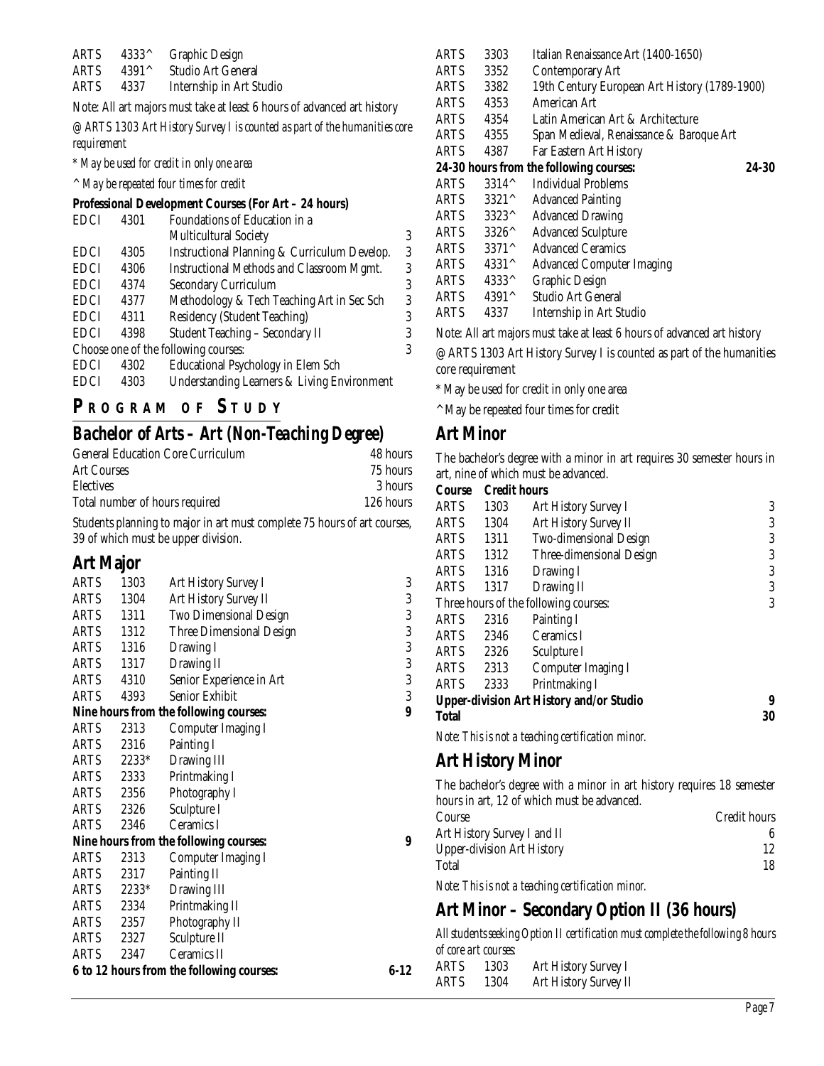| | | | |
|---|---|---|---|
| ARTS | 4333^ | Graphic Design | |
| ARTS | 4391^ | Studio Art General | |
| ARTS | 4337 | Internship in Art Studio | |

Note: All art majors must take at least 6 hours of advanced art history

*@ARTS 1303 Art History Survey I is counted as part of the humanities core requirement*

*\* May be used for credit in only one area*

*^ May be repeated four times for credit*

**Professional Development Courses (For Art – 24 hours)**

| | | | |
|---|---|---|---|
| EDCI | 4301 | Foundations of Education in a Multicultural Society | 3 |
| EDCI | 4305 | Instructional Planning & Curriculum Develop. | 3 |
| EDCI | 4306 | Instructional Methods and Classroom Mgmt. | 3 |
| EDCI | 4374 | Secondary Curriculum | 3 |
| EDCI | 4377 | Methodology & Tech Teaching Art in Sec Sch | 3 |
| EDCI | 4311 | Residency (Student Teaching) | 3 |
| EDCI | 4398 | Student Teaching – Secondary II | 3 |
| Choose one of the following courses: | | | 3 |
| EDCI | 4302 | Educational Psychology in Elem Sch | |
| EDCI | 4303 | Understanding Learners & Living Environment | |

## PROGRAM OF STUDY

## Bachelor of Arts – Art (Non-Teaching Degree)

| | |
|---|---|
| General Education Core Curriculum | 48 hours |
| Art Courses | 75 hours |
| Electives | 3 hours |
| Total number of hours required | 126 hours |

Students planning to major in art must complete 75 hours of art courses, 39 of which must be upper division.

## Art Major

| | | | |
|---|---|---|---|
| ARTS | 1303 | Art History Survey I | 3 |
| ARTS | 1304 | Art History Survey II | 3 |
| ARTS | 1311 | Two Dimensional Design | 3 |
| ARTS | 1312 | Three Dimensional Design | 3 |
| ARTS | 1316 | Drawing I | 3 |
| ARTS | 1317 | Drawing II | 3 |
| ARTS | 4310 | Senior Experience in Art | 3 |
| ARTS | 4393 | Senior Exhibit | 3 |
| **Nine hours from the following courses:** | | | **9** |
| ARTS | 2313 | Computer Imaging I | |
| ARTS | 2316 | Painting I | |
| ARTS | 2233* | Drawing III | |
| ARTS | 2333 | Printmaking I | |
| ARTS | 2356 | Photography I | |
| ARTS | 2326 | Sculpture I | |
| ARTS | 2346 | Ceramics I | |
| **Nine hours from the following courses:** | | | **9** |
| ARTS | 2313 | Computer Imaging I | |
| ARTS | 2317 | Painting II | |
| ARTS | 2233* | Drawing III | |
| ARTS | 2334 | Printmaking II | |
| ARTS | 2357 | Photography II | |
| ARTS | 2327 | Sculpture II | |
| ARTS | 2347 | Ceramics II | |
| **6 to 12 hours from the following courses:** | | | **6-12** |
| ARTS | 3303 | Italian Renaissance Art (1400-1650) | |
| ARTS | 3352 | Contemporary Art | |
| ARTS | 3382 | 19th Century European Art History (1789-1900) | |
| ARTS | 4353 | American Art | |
| ARTS | 4354 | Latin American Art & Architecture | |
| ARTS | 4355 | Span Medieval, Renaissance & Baroque Art | |
| ARTS | 4387 | Far Eastern Art History | |
| **24-30 hours from the following courses:** | | | **24-30** |
| ARTS | 3314^ | Individual Problems | |
| ARTS | 3321^ | Advanced Painting | |
| ARTS | 3323^ | Advanced Drawing | |
| ARTS | 3326^ | Advanced Sculpture | |
| ARTS | 3371^ | Advanced Ceramics | |
| ARTS | 4331^ | Advanced Computer Imaging | |
| ARTS | 4333^ | Graphic Design | |
| ARTS | 4391^ | Studio Art General | |
| ARTS | 4337 | Internship in Art Studio | |

Note: All art majors must take at least 6 hours of advanced art history

@ARTS 1303 Art History Survey I is counted as part of the humanities core requirement

\* May be used for credit in only one area

^ May be repeated four times for credit

## Art Minor

The bachelor's degree with a minor in art requires 30 semester hours in art, nine of which must be advanced.

| Course | Credit hours | | |
|---|---|---|---|
| ARTS | 1303 | Art History Survey I | 3 |
| ARTS | 1304 | Art History Survey II | 3 |
| ARTS | 1311 | Two-dimensional Design | 3 |
| ARTS | 1312 | Three-dimensional Design | 3 |
| ARTS | 1316 | Drawing I | 3 |
| ARTS | 1317 | Drawing II | 3 |
| Three hours of the following courses: | | | 3 |
| ARTS | 2316 | Painting I | |
| ARTS | 2346 | Ceramics I | |
| ARTS | 2326 | Sculpture I | |
| ARTS | 2313 | Computer Imaging I | |
| ARTS | 2333 | Printmaking I | |
| **Upper-division Art History and/or Studio** | | | **9** |
| **Total** | | | **30** |

*Note: This is not a teaching certification minor.*

## Art History Minor

The bachelor's degree with a minor in art history requires 18 semester hours in art, 12 of which must be advanced.

| Course | Credit hours |
|---|---|
| Art History Survey I and II | 6 |
| Upper-division Art History | 12 |
| Total | 18 |

*Note: This is not a teaching certification minor.*

## Art Minor – Secondary Option II (36 hours)

*All students seeking Option II certification must complete the following 8 hours of core art courses:*

| | | |
|---|---|---|
| ARTS | 1303 | Art History Survey I |
| ARTS | 1304 | Art History Survey II |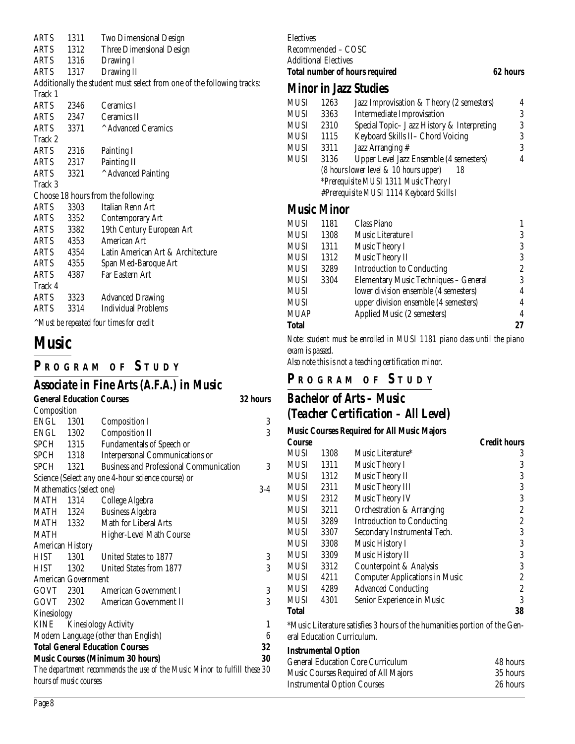| | | |
|---|---|---|
| ARTS | 1311 | Two Dimensional Design |
| ARTS | 1312 | Three Dimensional Design |
| ARTS | 1316 | Drawing I |
| ARTS | 1317 | Drawing II |

Additionally the student must select from one of the following tracks:

Track 1

| | | |
|---|---|---|
| ARTS | 2346 | Ceramics I |
| ARTS | 2347 | Ceramics II |
| ARTS | 3371 | ^ Advanced Ceramics |

Track 2

| | | |
|---|---|---|
| ARTS | 2316 | Painting I |
| ARTS | 2317 | Painting II |
| ARTS | 3321 | ^ Advanced Painting |

Track 3

Choose 18 hours from the following:

| | | |
|---|---|---|
| ARTS | 3303 | Italian Renn Art |
| ARTS | 3352 | Contemporary Art |
| ARTS | 3382 | 19th Century European Art |
| ARTS | 4353 | American Art |
| ARTS | 4354 | Latin American Art & Architecture |
| ARTS | 4355 | Span Med-Baroque Art |
| ARTS | 4387 | Far Eastern Art |

Track 4

| | | |
|---|---|---|
| ARTS | 3323 | Advanced Drawing |
| ARTS | 3314 | Individual Problems |

*^Must be repeated four times for credit*

# Music

## PROGRAM OF STUDY

## Associate in Fine Arts (A.F.A.) in Music

| | | | |
|---|---|---|---|
| **General Education Courses** | | | **32 hours** |
| Composition | | | |
| ENGL | 1301 | Composition I | 3 |
| ENGL | 1302 | Composition II | 3 |
| SPCH | 1315 | Fundamentals of Speech or | |
| SPCH | 1318 | Interpersonal Communications or | |
| SPCH | 1321 | Business and Professional Communication | 3 |
| Science (Select any one 4-hour science course) or | | | |
| Mathematics (select one) | | | 3-4 |
| MATH | 1314 | College Algebra | |
| MATH | 1324 | Business Algebra | |
| MATH | 1332 | Math for Liberal Arts | |
| MATH | | Higher-Level Math Course | |
| American History | | | |
| HIST | 1301 | United States to 1877 | 3 |
| HIST | 1302 | United States from 1877 | 3 |
| American Government | | | |
| GOVT | 2301 | American Government I | 3 |
| GOVT | 2302 | American Government II | 3 |
| Kinesiology | | | |
| KINE | | Kinesiology Activity | 1 |
| Modern Language (other than English) | | | 6 |
| **Total General Education Courses** | | | **32** |
| **Music Courses (Minimum 30 hours)** | | | **30** |

*The department recommends the use of the Music Minor to fulfill these 30 hours of music courses*

Electives

*Recommended – COSC*

Additional Electives

**Total number of hours required** **62 hours**

## Minor in Jazz Studies

| | | | |
|---|---|---|---|
| MUSI | 1263 | Jazz Improvisation & Theory (2 semesters) | 4 |
| MUSI | 3363 | Intermediate Improvisation | 3 |
| MUSI | 2310 | Special Topic– Jazz History & Interpreting | 3 |
| MUSI | 1115 | Keyboard Skills II– Chord Voicing | 3 |
| MUSI | 3311 | Jazz Arranging # | 3 |
| MUSI | 3136 | Upper Level Jazz Ensemble (4 semesters) | 4 |

*(8 hours lower level & 10 hours upper)* 18

*\*Prerequisite MUSI 1311 Music Theory I*

*#Prerequisite MUSI 1114 Keyboard Skills I*

## Music Minor

| | | | |
|---|---|---|---|
| MUSI | 1181 | Class Piano | 1 |
| MUSI | 1308 | Music Literature I | 3 |
| MUSI | 1311 | Music Theory I | 3 |
| MUSI | 1312 | Music Theory II | 3 |
| MUSI | 3289 | Introduction to Conducting | 2 |
| MUSI | 3304 | Elementary Music Techniques – General | 3 |
| MUSI | | lower division ensemble (4 semesters) | 4 |
| MUSI | | upper division ensemble (4 semesters) | 4 |
| MUAP | | Applied Music (2 semesters) | 4 |
| **Total** | | | **27** |

*Note: student must be enrolled in MUSI 1181 piano class until the piano exam is passed.*

*Also note this is not a teaching certification minor.*

## PROGRAM OF STUDY

## Bachelor of Arts – Music (Teacher Certification – All Level)

**Music Courses Required for All Music Majors**

| **Course** | | | **Credit hours** |
|---|---|---|---|
| MUSI | 1308 | Music Literature* | 3 |
| MUSI | 1311 | Music Theory I | 3 |
| MUSI | 1312 | Music Theory II | 3 |
| MUSI | 2311 | Music Theory III | 3 |
| MUSI | 2312 | Music Theory IV | 3 |
| MUSI | 3211 | Orchestration & Arranging | 2 |
| MUSI | 3289 | Introduction to Conducting | 2 |
| MUSI | 3307 | Secondary Instrumental Tech. | 3 |
| MUSI | 3308 | Music History I | 3 |
| MUSI | 3309 | Music History II | 3 |
| MUSI | 3312 | Counterpoint & Analysis | 3 |
| MUSI | 4211 | Computer Applications in Music | 2 |
| MUSI | 4289 | Advanced Conducting | 2 |
| MUSI | 4301 | Senior Experience in Music | 3 |
| **Total** | | | **38** |

*Music Literature satisfies 3 hours of the humanities portion of the General Education Curriculum.

**Instrumental Option**

| | |
|---|---|
| General Education Core Curriculum | 48 hours |
| Music Courses Required of All Majors | 35 hours |
| Instrumental Option Courses | 26 hours |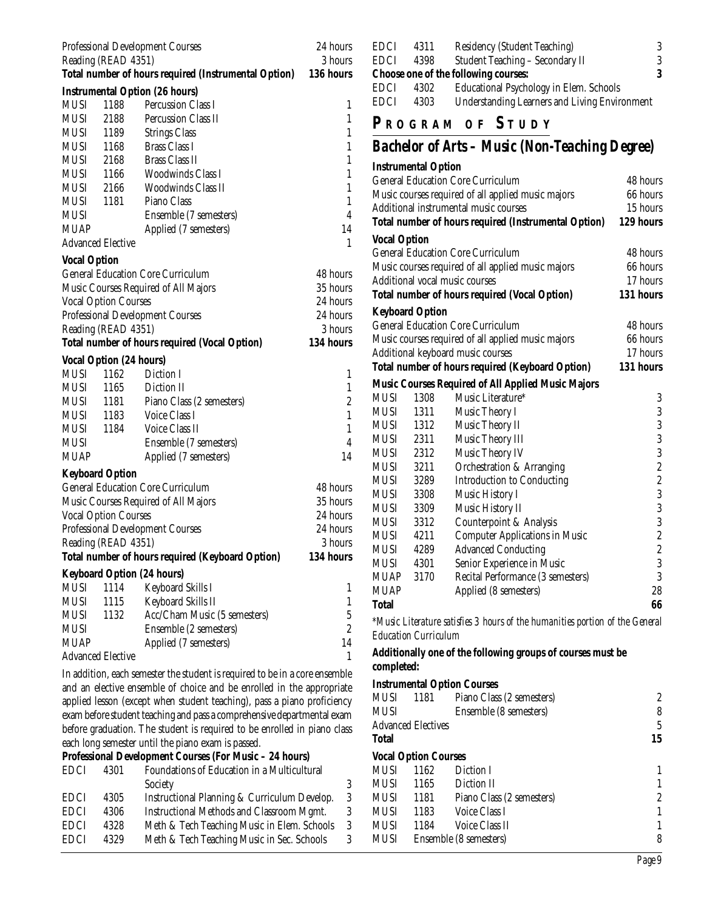| | |
|---|---|
| Professional Development Courses | 24 hours |
| Reading (READ 4351) | 3 hours |
| **Total number of hours required (Instrumental Option)** | **136 hours** |

**Instrumental Option (26 hours)**

| | | | |
|---|---|---|---|
| MUSI | 1188 | Percussion Class I | 1 |
| MUSI | 2188 | Percussion Class II | 1 |
| MUSI | 1189 | Strings Class | 1 |
| MUSI | 1168 | Brass Class I | 1 |
| MUSI | 2168 | Brass Class II | 1 |
| MUSI | 1166 | Woodwinds Class I | 1 |
| MUSI | 2166 | Woodwinds Class II | 1 |
| MUSI | 1181 | Piano Class | 1 |
| MUSI | | Ensemble (7 semesters) | 4 |
| MUAP | | Applied (7 semesters) | 14 |
| Advanced Elective | | | 1 |

**Vocal Option**

| | |
|---|---|
| General Education Core Curriculum | 48 hours |
| Music Courses Required of All Majors | 35 hours |
| Vocal Option Courses | 24 hours |
| Professional Development Courses | 24 hours |
| Reading (READ 4351) | 3 hours |
| **Total number of hours required (Vocal Option)** | **134 hours** |

**Vocal Option (24 hours)**

| | | | |
|---|---|---|---|
| MUSI | 1162 | Diction I | 1 |
| MUSI | 1165 | Diction II | 1 |
| MUSI | 1181 | Piano Class (2 semesters) | 2 |
| MUSI | 1183 | Voice Class I | 1 |
| MUSI | 1184 | Voice Class II | 1 |
| MUSI | | Ensemble (7 semesters) | 4 |
| MUAP | | Applied (7 semesters) | 14 |

**Keyboard Option**

| | |
|---|---|
| General Education Core Curriculum | 48 hours |
| Music Courses Required of All Majors | 35 hours |
| Vocal Option Courses | 24 hours |
| Professional Development Courses | 24 hours |
| Reading (READ 4351) | 3 hours |
| **Total number of hours required (Keyboard Option)** | **134 hours** |

**Keyboard Option (24 hours)**

| | | | |
|---|---|---|---|
| MUSI | 1114 | Keyboard Skills I | 1 |
| MUSI | 1115 | Keyboard Skills II | 1 |
| MUSI | 1132 | Acc/Cham Music (5 semesters) | 5 |
| MUSI | | Ensemble (2 semesters) | 2 |
| MUAP | | Applied (7 semesters) | 14 |
| Advanced Elective | | | 1 |

In addition, each semester the student is required to be in a core ensemble and an elective ensemble of choice and be enrolled in the appropriate applied lesson (except when student teaching), pass a piano proficiency exam before student teaching and pass a comprehensive departmental exam before graduation. The student is required to be enrolled in piano class each long semester until the piano exam is passed.

**Professional Development Courses (For Music – 24 hours)**

| | | | |
|---|---|---|---|
| EDCI | 4301 | Foundations of Education in a Multicultural Society | 3 |
| EDCI | 4305 | Instructional Planning & Curriculum Develop. | 3 |
| EDCI | 4306 | Instructional Methods and Classroom Mgmt. | 3 |
| EDCI | 4328 | Meth & Tech Teaching Music in Elem. Schools | 3 |
| EDCI | 4329 | Meth & Tech Teaching Music in Sec. Schools | 3 |
| EDCI | 4311 | Residency (Student Teaching) | 3 |
| EDCI | 4398 | Student Teaching – Secondary II | 3 |
| **Choose one of the following courses:** | | | **3** |
| EDCI | 4302 | Educational Psychology in Elem. Schools | |
| EDCI | 4303 | Understanding Learners and Living Environment | |

# PROGRAM OF STUDY

## Bachelor of Arts – Music (Non-Teaching Degree)

**Instrumental Option**

| | |
|---|---|
| General Education Core Curriculum | 48 hours |
| Music courses required of all applied music majors | 66 hours |
| Additional instrumental music courses | 15 hours |
| **Total number of hours required (Instrumental Option)** | **129 hours** |

**Vocal Option**

| | |
|---|---|
| General Education Core Curriculum | 48 hours |
| Music courses required of all applied music majors | 66 hours |
| Additional vocal music courses | 17 hours |
| **Total number of hours required (Vocal Option)** | **131 hours** |

**Keyboard Option**

| | |
|---|---|
| General Education Core Curriculum | 48 hours |
| Music courses required of all applied music majors | 66 hours |
| Additional keyboard music courses | 17 hours |
| **Total number of hours required (Keyboard Option)** | **131 hours** |

**Music Courses Required of All Applied Music Majors**

| | | | |
|---|---|---|---|
| MUSI | 1308 | Music Literature* | 3 |
| MUSI | 1311 | Music Theory I | 3 |
| MUSI | 1312 | Music Theory II | 3 |
| MUSI | 2311 | Music Theory III | 3 |
| MUSI | 2312 | Music Theory IV | 3 |
| MUSI | 3211 | Orchestration & Arranging | 2 |
| MUSI | 3289 | Introduction to Conducting | 2 |
| MUSI | 3308 | Music History I | 3 |
| MUSI | 3309 | Music History II | 3 |
| MUSI | 3312 | Counterpoint & Analysis | 3 |
| MUSI | 4211 | Computer Applications in Music | 2 |
| MUSI | 4289 | Advanced Conducting | 2 |
| MUSI | 4301 | Senior Experience in Music | 3 |
| MUAP | 3170 | Recital Performance (3 semesters) | 3 |
| MUAP | | Applied (8 semesters) | 28 |
| **Total** | | | **66** |

*\*Music Literature satisfies 3 hours of the humanities portion of the General Education Curriculum*

**Additionally one of the following groups of courses must be completed:**

**Instrumental Option Courses**

| | | | |
|---|---|---|---|
| MUSI | 1181 | Piano Class (2 semesters) | 2 |
| MUSI | | Ensemble (8 semesters) | 8 |
| Advanced Electives | | | 5 |
| **Total** | | | **15** |

**Vocal Option Courses**

| | | | |
|---|---|---|---|
| MUSI | 1162 | Diction I | 1 |
| MUSI | 1165 | Diction II | 1 |
| MUSI | 1181 | Piano Class (2 semesters) | 2 |
| MUSI | 1183 | Voice Class I | 1 |
| MUSI | 1184 | Voice Class II | 1 |
| MUSI | | Ensemble (8 semesters) | 8 |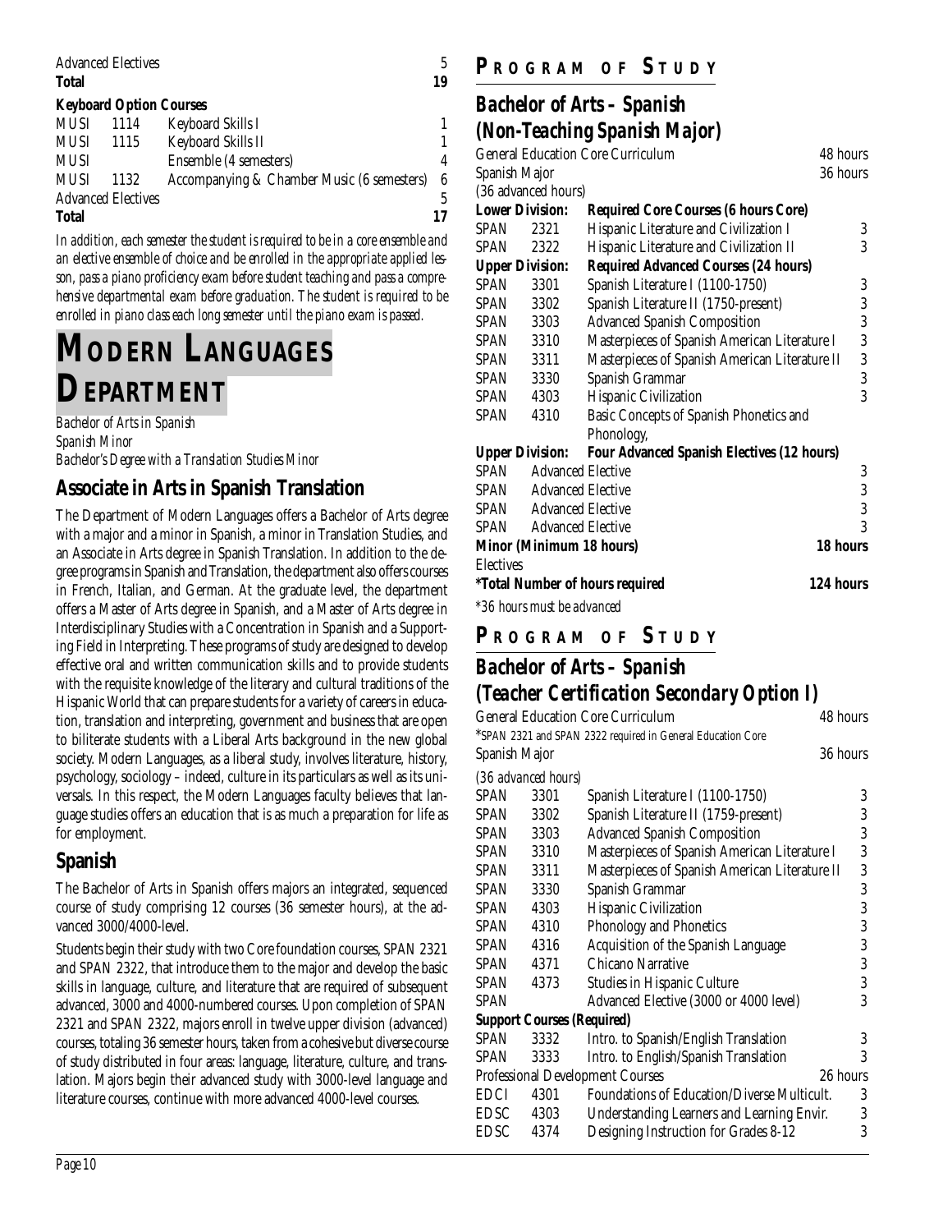| | | | |
|---|---|---|---|
| Advanced Electives | | | 5 |
| **Total** | | | **19** |

**Keyboard Option Courses**

| | | | |
|---|---|---|---|
| MUSI | 1114 | Keyboard Skills I | 1 |
| MUSI | 1115 | Keyboard Skills II | 1 |
| MUSI | | Ensemble (4 semesters) | 4 |
| MUSI | 1132 | Accompanying & Chamber Music (6 semesters) | 6 |
| Advanced Electives | | | 5 |
| **Total** | | | **17** |

*In addition, each semester the student is required to be in a core ensemble and an elective ensemble of choice and be enrolled in the appropriate applied lesson, pass a piano proficiency exam before student teaching and pass a comprehensive departmental exam before graduation. The student is required to be enrolled in piano class each long semester until the piano exam is passed.*

# MODERN LANGUAGES DEPARTMENT

*Bachelor of Arts in Spanish*
*Spanish Minor*
*Bachelor's Degree with a Translation Studies Minor*

## Associate in Arts in Spanish Translation

The Department of Modern Languages offers a Bachelor of Arts degree with a major and a minor in Spanish, a minor in Translation Studies, and an Associate in Arts degree in Spanish Translation. In addition to the degree programs in Spanish and Translation, the department also offers courses in French, Italian, and German. At the graduate level, the department offers a Master of Arts degree in Spanish, and a Master of Arts degree in Interdisciplinary Studies with a Concentration in Spanish and a Supporting Field in Interpreting. These programs of study are designed to develop effective oral and written communication skills and to provide students with the requisite knowledge of the literary and cultural traditions of the Hispanic World that can prepare students for a variety of careers in education, translation and interpreting, government and business that are open to biliterate students with a Liberal Arts background in the new global society. Modern Languages, as a liberal study, involves literature, history, psychology, sociology – indeed, culture in its particulars as well as its universals. In this respect, the Modern Languages faculty believes that language studies offers an education that is as much a preparation for life as for employment.

## Spanish

The Bachelor of Arts in Spanish offers majors an integrated, sequenced course of study comprising 12 courses (36 semester hours), at the advanced 3000/4000-level.

Students begin their study with two Core foundation courses, SPAN 2321 and SPAN 2322, that introduce them to the major and develop the basic skills in language, culture, and literature that are required of subsequent advanced, 3000 and 4000-numbered courses. Upon completion of SPAN 2321 and SPAN 2322, majors enroll in twelve upper division (advanced) courses, totaling 36 semester hours, taken from a cohesive but diverse course of study distributed in four areas: language, literature, culture, and translation. Majors begin their advanced study with 3000-level language and literature courses, continue with more advanced 4000-level courses.

### PROGRAM OF STUDY

## Bachelor of Arts – Spanish (Non-Teaching Spanish Major)

| | | | |
|---|---|---|---|
| General Education Core Curriculum | | | 48 hours |
| Spanish Major | | | 36 hours |
| (36 advanced hours) | | | |
| **Lower Division:** | | **Required Core Courses (6 hours Core)** | |
| SPAN | 2321 | Hispanic Literature and Civilization I | 3 |
| SPAN | 2322 | Hispanic Literature and Civilization II | 3 |
| **Upper Division:** | | **Required Advanced Courses (24 hours)** | |
| SPAN | 3301 | Spanish Literature I (1100-1750) | 3 |
| SPAN | 3302 | Spanish Literature II (1750-present) | 3 |
| SPAN | 3303 | Advanced Spanish Composition | 3 |
| SPAN | 3310 | Masterpieces of Spanish American Literature I | 3 |
| SPAN | 3311 | Masterpieces of Spanish American Literature II | 3 |
| SPAN | 3330 | Spanish Grammar | 3 |
| SPAN | 4303 | Hispanic Civilization | 3 |
| SPAN | 4310 | Basic Concepts of Spanish Phonetics and Phonology, | |
| **Upper Division:** | | **Four Advanced Spanish Electives (12 hours)** | |
| SPAN | Advanced Elective | | 3 |
| SPAN | Advanced Elective | | 3 |
| SPAN | Advanced Elective | | 3 |
| SPAN | Advanced Elective | | 3 |
| **Minor (Minimum 18 hours)** | | | **18 hours** |
| Electives | | | |
| ***Total Number of hours required** | | | **124 hours** |

*\*36 hours must be advanced*

### PROGRAM OF STUDY

## Bachelor of Arts – Spanish (Teacher Certification Secondary Option I)

| | | | |
|---|---|---|---|
| General Education Core Curriculum | | | 48 hours |
| *SPAN 2321 and SPAN 2322 required in General Education Core | | | |
| Spanish Major | | | 36 hours |
| *(36 advanced hours)* | | | |
| SPAN | 3301 | Spanish Literature I (1100-1750) | 3 |
| SPAN | 3302 | Spanish Literature II (1759-present) | 3 |
| SPAN | 3303 | Advanced Spanish Composition | 3 |
| SPAN | 3310 | Masterpieces of Spanish American Literature I | 3 |
| SPAN | 3311 | Masterpieces of Spanish American Literature II | 3 |
| SPAN | 3330 | Spanish Grammar | 3 |
| SPAN | 4303 | Hispanic Civilization | 3 |
| SPAN | 4310 | Phonology and Phonetics | 3 |
| SPAN | 4316 | Acquisition of the Spanish Language | 3 |
| SPAN | 4371 | Chicano Narrative | 3 |
| SPAN | 4373 | Studies in Hispanic Culture | 3 |
| SPAN | | Advanced Elective (3000 or 4000 level) | 3 |
| **Support Courses (Required)** | | | |
| SPAN | 3332 | Intro. to Spanish/English Translation | 3 |
| SPAN | 3333 | Intro. to English/Spanish Translation | 3 |
| Professional Development Courses | | | 26 hours |
| EDCI | 4301 | Foundations of Education/Diverse Multicult. | 3 |
| EDSC | 4303 | Understanding Learners and Learning Envir. | 3 |
| EDSC | 4374 | Designing Instruction for Grades 8-12 | 3 |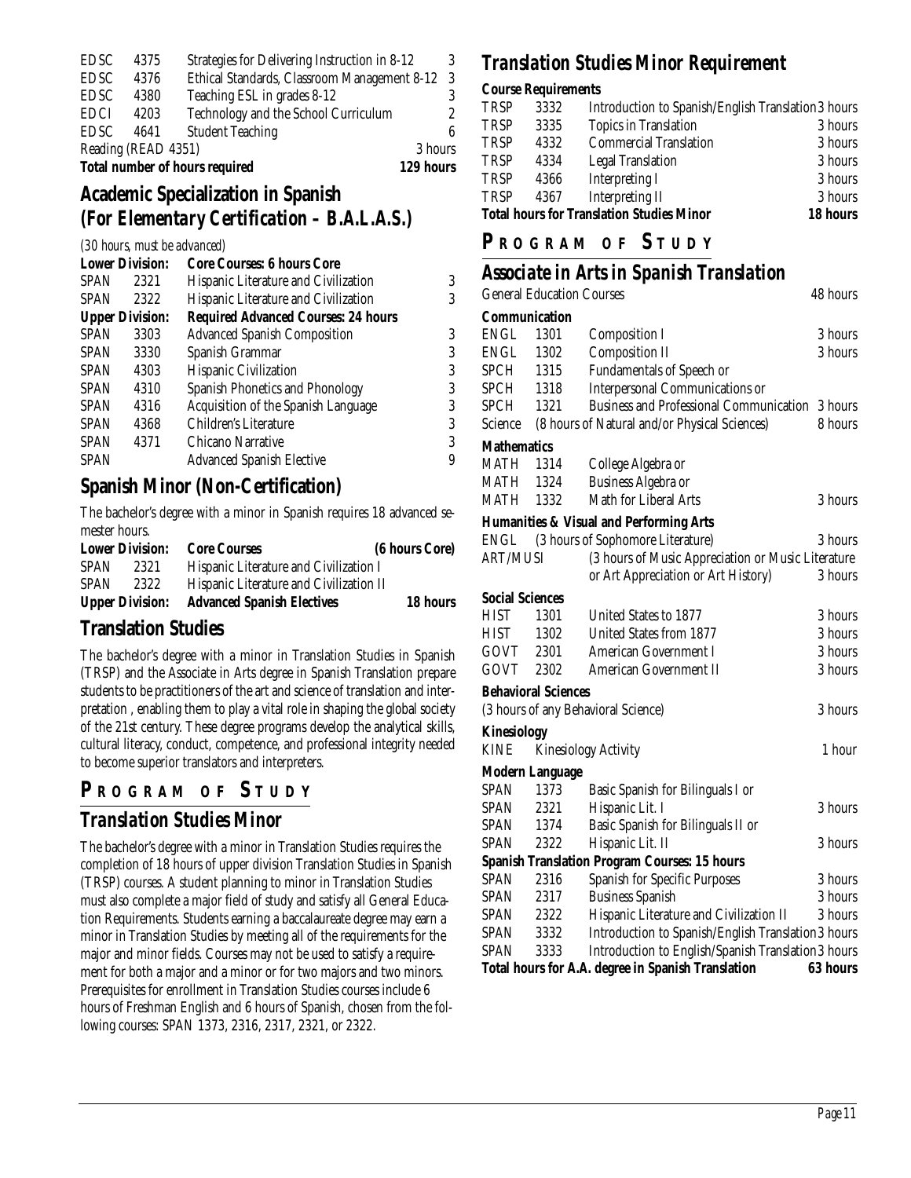| | | | |
|---|---|---|---|
| EDSC | 4375 | Strategies for Delivering Instruction in 8-12 | 3 |
| EDSC | 4376 | Ethical Standards, Classroom Management 8-12 | 3 |
| EDSC | 4380 | Teaching ESL in grades 8-12 | 3 |
| EDCI | 4203 | Technology and the School Curriculum | 2 |
| EDSC | 4641 | Student Teaching | 6 |
| Reading (READ 4351) | | | 3 hours |
| **Total number of hours required** | | | **129 hours** |

## Academic Specialization in Spanish (For Elementary Certification – B.A.L.A.S.)

*(30 hours, must be advanced)*

| | | | |
|---|---|---|---|
| **Lower Division:** | | **Core Courses: 6 hours Core** | |
| SPAN | 2321 | Hispanic Literature and Civilization | 3 |
| SPAN | 2322 | Hispanic Literature and Civilization | 3 |
| **Upper Division:** | | **Required Advanced Courses: 24 hours** | |
| SPAN | 3303 | Advanced Spanish Composition | 3 |
| SPAN | 3330 | Spanish Grammar | 3 |
| SPAN | 4303 | Hispanic Civilization | 3 |
| SPAN | 4310 | Spanish Phonetics and Phonology | 3 |
| SPAN | 4316 | Acquisition of the Spanish Language | 3 |
| SPAN | 4368 | Children's Literature | 3 |
| SPAN | 4371 | Chicano Narrative | 3 |
| SPAN | | Advanced Spanish Elective | 9 |

## Spanish Minor (Non-Certification)

The bachelor's degree with a minor in Spanish requires 18 advanced semester hours.

| | | | |
|---|---|---|---|
| **Lower Division:** | | **Core Courses** | **(6 hours Core)** |
| SPAN | 2321 | Hispanic Literature and Civilization I | |
| SPAN | 2322 | Hispanic Literature and Civilization II | |
| **Upper Division:** | | **Advanced Spanish Electives** | **18 hours** |

## Translation Studies

The bachelor's degree with a minor in Translation Studies in Spanish (TRSP) and the Associate in Arts degree in Spanish Translation prepare students to be practitioners of the art and science of translation and interpretation , enabling them to play a vital role in shaping the global society of the 21st century. These degree programs develop the analytical skills, cultural literacy, conduct, competence, and professional integrity needed to become superior translators and interpreters.

## PROGRAM OF STUDY

## Translation Studies Minor

The bachelor's degree with a minor in Translation Studies requires the completion of 18 hours of upper division Translation Studies in Spanish (TRSP) courses. A student planning to minor in Translation Studies must also complete a major field of study and satisfy all General Education Requirements. Students earning a baccalaureate degree may earn a minor in Translation Studies by meeting all of the requirements for the major and minor fields. Courses may not be used to satisfy a requirement for both a major and a minor or for two majors and two minors. Prerequisites for enrollment in Translation Studies courses include 6 hours of Freshman English and 6 hours of Spanish, chosen from the following courses: SPAN 1373, 2316, 2317, 2321, or 2322.

## Translation Studies Minor Requirement

**Course Requirements**

| | | | |
|---|---|---|---|
| TRSP | 3332 | Introduction to Spanish/English Translation | 3 hours |
| TRSP | 3335 | Topics in Translation | 3 hours |
| TRSP | 4332 | Commercial Translation | 3 hours |
| TRSP | 4334 | Legal Translation | 3 hours |
| TRSP | 4366 | Interpreting I | 3 hours |
| TRSP | 4367 | Interpreting II | 3 hours |
| **Total hours for Translation Studies Minor** | | | **18 hours** |

## PROGRAM OF STUDY

## Associate in Arts in Spanish Translation

| | | | |
|---|---|---|---|
| General Education Courses | | | 48 hours |
| **Communication** | | | |
| ENGL | 1301 | Composition I | 3 hours |
| ENGL | 1302 | Composition II | 3 hours |
| SPCH | 1315 | Fundamentals of Speech or | |
| SPCH | 1318 | Interpersonal Communications or | |
| SPCH | 1321 | Business and Professional Communication | 3 hours |
| Science | | (8 hours of Natural and/or Physical Sciences) | 8 hours |
| **Mathematics** | | | |
| MATH | 1314 | College Algebra or | |
| MATH | 1324 | Business Algebra or | |
| MATH | 1332 | Math for Liberal Arts | 3 hours |
| **Humanities & Visual and Performing Arts** | | | |
| ENGL | | (3 hours of Sophomore Literature) | 3 hours |
| ART/MUSI | | (3 hours of Music Appreciation or Music Literature or Art Appreciation or Art History) | 3 hours |
| **Social Sciences** | | | |
| HIST | 1301 | United States to 1877 | 3 hours |
| HIST | 1302 | United States from 1877 | 3 hours |
| GOVT | 2301 | American Government I | 3 hours |
| GOVT | 2302 | American Government II | 3 hours |
| **Behavioral Sciences** | | | |
| (3 hours of any Behavioral Science) | | | 3 hours |
| **Kinesiology** | | | |
| KINE | | Kinesiology Activity | 1 hour |
| **Modern Language** | | | |
| SPAN | 1373 | Basic Spanish for Bilinguals I or | |
| SPAN | 2321 | Hispanic Lit. I | 3 hours |
| SPAN | 1374 | Basic Spanish for Bilinguals II or | |
| SPAN | 2322 | Hispanic Lit. II | 3 hours |
| **Spanish Translation Program Courses: 15 hours** | | | |
| SPAN | 2316 | Spanish for Specific Purposes | 3 hours |
| SPAN | 2317 | Business Spanish | 3 hours |
| SPAN | 2322 | Hispanic Literature and Civilization II | 3 hours |
| SPAN | 3332 | Introduction to Spanish/English Translation | 3 hours |
| SPAN | 3333 | Introduction to English/Spanish Translation | 3 hours |
| **Total hours for A.A. degree in Spanish Translation** | | | **63 hours** |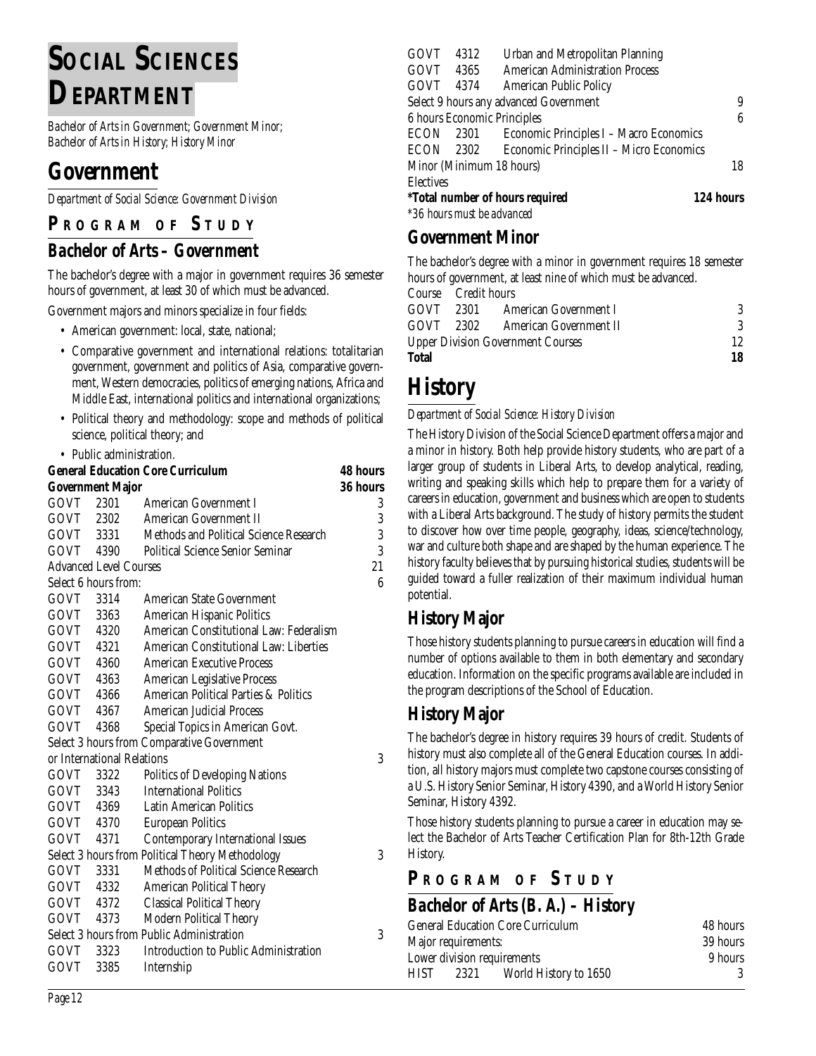# Social Sciences Department

*Bachelor of Arts in Government; Government Minor; Bachelor of Arts in History; History Minor*

## Government

*Department of Social Science: Government Division*

### Program of Study

### Bachelor of Arts – Government

The bachelor's degree with a major in government requires 36 semester hours of government, at least 30 of which must be advanced.

Government majors and minors specialize in four fields:

- American government: local, state, national;
- Comparative government and international relations: totalitarian government, government and politics of Asia, comparative government, Western democracies, politics of emerging nations, Africa and Middle East, international politics and international organizations;
- Political theory and methodology: scope and methods of political science, political theory; and
- Public administration.

| | | | |
|---|---|---|---|
| **General Education Core Curriculum** | | | **48 hours** |
| **Government Major** | | | **36 hours** |
| GOVT | 2301 | American Government I | 3 |
| GOVT | 2302 | American Government II | 3 |
| GOVT | 3331 | Methods and Political Science Research | 3 |
| GOVT | 4390 | Political Science Senior Seminar | 3 |
| Advanced Level Courses | | | 21 |
| Select 6 hours from: | | | 6 |
| GOVT | 3314 | American State Government | |
| GOVT | 3363 | American Hispanic Politics | |
| GOVT | 4320 | American Constitutional Law: Federalism | |
| GOVT | 4321 | American Constitutional Law: Liberties | |
| GOVT | 4360 | American Executive Process | |
| GOVT | 4363 | American Legislative Process | |
| GOVT | 4366 | American Political Parties & Politics | |
| GOVT | 4367 | American Judicial Process | |
| GOVT | 4368 | Special Topics in American Govt. | |
| Select 3 hours from Comparative Government or International Relations | | | 3 |
| GOVT | 3322 | Politics of Developing Nations | |
| GOVT | 3343 | International Politics | |
| GOVT | 4369 | Latin American Politics | |
| GOVT | 4370 | European Politics | |
| GOVT | 4371 | Contemporary International Issues | |
| Select 3 hours from Political Theory Methodology | | | 3 |
| GOVT | 3331 | Methods of Political Science Research | |
| GOVT | 4332 | American Political Theory | |
| GOVT | 4372 | Classical Political Theory | |
| GOVT | 4373 | Modern Political Theory | |
| Select 3 hours from Public Administration | | | 3 |
| GOVT | 3323 | Introduction to Public Administration | |
| GOVT | 3385 | Internship | |
| GOVT | 4312 | Urban and Metropolitan Planning | |
| GOVT | 4365 | American Administration Process | |
| GOVT | 4374 | American Public Policy | |
| Select 9 hours any advanced Government | | | 9 |
| 6 hours Economic Principles | | | 6 |
| ECON | 2301 | Economic Principles I – Macro Economics | |
| ECON | 2302 | Economic Principles II – Micro Economics | |
| Minor (Minimum 18 hours) | | | 18 |
| Electives | | | |
| **\*Total number of hours required** | | | **124 hours** |

*\*36 hours must be advanced*

### Government Minor

The bachelor's degree with a minor in government requires 18 semester hours of government, at least nine of which must be advanced.

| Course | | Credit hours | |
|---|---|---|---|
| GOVT | 2301 | American Government I | 3 |
| GOVT | 2302 | American Government II | 3 |
| Upper Division Government Courses | | | 12 |
| **Total** | | | **18** |

## History

*Department of Social Science: History Division*

The History Division of the Social Science Department offers a major and a minor in history. Both help provide history students, who are part of a larger group of students in Liberal Arts, to develop analytical, reading, writing and speaking skills which help to prepare them for a variety of careers in education, government and business which are open to students with a Liberal Arts background. The study of history permits the student to discover how over time people, geography, ideas, science/technology, war and culture both shape and are shaped by the human experience. The history faculty believes that by pursuing historical studies, students will be guided toward a fuller realization of their maximum individual human potential.

### History Major

Those history students planning to pursue careers in education will find a number of options available to them in both elementary and secondary education. Information on the specific programs available are included in the program descriptions of the School of Education.

### History Major

The bachelor's degree in history requires 39 hours of credit. Students of history must also complete all of the General Education courses. In addition, all history majors must complete two capstone courses consisting of a U.S. History Senior Seminar, History 4390, and a World History Senior Seminar, History 4392.

Those history students planning to pursue a career in education may select the Bachelor of Arts Teacher Certification Plan for 8th-12th Grade History.

### Program of Study

### Bachelor of Arts (B. A.) – History

| | | | |
|---|---|---|---|
| General Education Core Curriculum | | | 48 hours |
| Major requirements: | | | 39 hours |
| Lower division requirements | | | 9 hours |
| HIST | 2321 | World History to 1650 | 3 |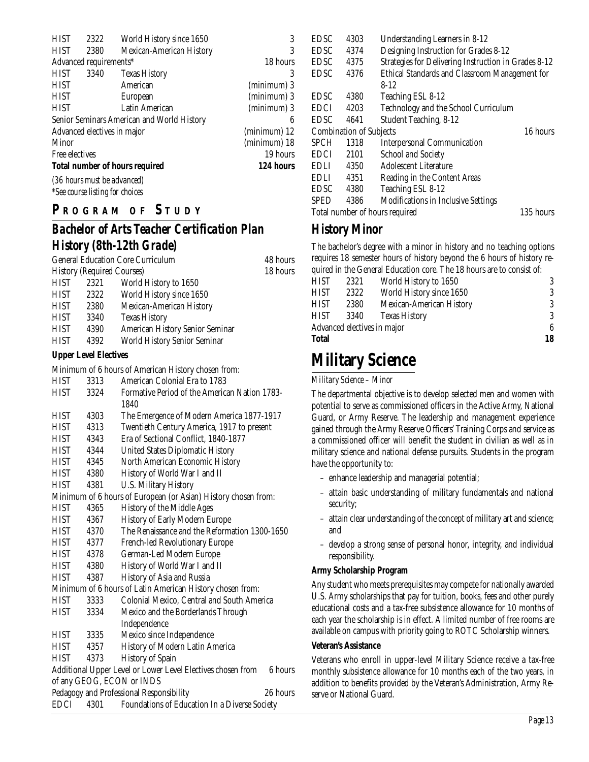| | | | |
|---|---|---|---|
| HIST | 2322 | World History since 1650 | 3 |
| HIST | 2380 | Mexican-American History | 3 |
| Advanced requirements* | | | 18 hours |
| HIST | 3340 | Texas History | 3 |
| HIST | | American | (minimum) 3 |
| HIST | | European | (minimum) 3 |
| HIST | | Latin American | (minimum) 3 |
| Senior Seminars American and World History | | | 6 |
| Advanced electives in major | | | (minimum) 12 |
| Minor | | | (minimum) 18 |
| Free electives | | | 19 hours |
| **Total number of hours required** | | | **124 hours** |

*(36 hours must be advanced)*

*\*See course listing for choices*

## PROGRAM OF STUDY

## Bachelor of Arts Teacher Certification Plan History (8th-12th Grade)

| | | | |
|---|---|---|---|
| General Education Core Curriculum | | | 48 hours |
| History (Required Courses) | | | 18 hours |
| HIST | 2321 | World History to 1650 | |
| HIST | 2322 | World History since 1650 | |
| HIST | 2380 | Mexican-American History | |
| HIST | 3340 | Texas History | |
| HIST | 4390 | American History Senior Seminar | |
| HIST | 4392 | World History Senior Seminar | |

**Upper Level Electives**

Minimum of 6 hours of American History chosen from:

| | | |
|---|---|---|
| HIST | 3313 | American Colonial Era to 1783 |
| HIST | 3324 | Formative Period of the American Nation 1783-1840 |
| HIST | 4303 | The Emergence of Modern America 1877-1917 |
| HIST | 4313 | Twentieth Century America, 1917 to present |
| HIST | 4343 | Era of Sectional Conflict, 1840-1877 |
| HIST | 4344 | United States Diplomatic History |
| HIST | 4345 | North American Economic History |
| HIST | 4380 | History of World War I and II |
| HIST | 4381 | U.S. Military History |

Minimum of 6 hours of European (or Asian) History chosen from:

| | | |
|---|---|---|
| HIST | 4365 | History of the Middle Ages |
| HIST | 4367 | History of Early Modern Europe |
| HIST | 4370 | The Renaissance and the Reformation 1300-1650 |
| HIST | 4377 | French-led Revolutionary Europe |
| HIST | 4378 | German-Led Modern Europe |
| HIST | 4380 | History of World War I and II |
| HIST | 4387 | History of Asia and Russia |

Minimum of 6 hours of Latin American History chosen from:

| | | |
|---|---|---|
| HIST | 3333 | Colonial Mexico, Central and South America |
| HIST | 3334 | Mexico and the Borderlands Through Independence |
| HIST | 3335 | Mexico since Independence |
| HIST | 4357 | History of Modern Latin America |
| HIST | 4373 | History of Spain |

| | | | |
|---|---|---|---|
| Additional Upper Level or Lower Level Electives chosen from of any GEOG, ECON or INDS | | | 6 hours |
| Pedagogy and Professional Responsibility | | | 26 hours |
| EDCI | 4301 | Foundations of Education In a Diverse Society | |
| EDSC | 4303 | Understanding Learners in 8-12 | |
| EDSC | 4374 | Designing Instruction for Grades 8-12 | |
| EDSC | 4375 | Strategies for Delivering Instruction in Grades 8-12 | |
| EDSC | 4376 | Ethical Standards and Classroom Management for 8-12 | |
| EDSC | 4380 | Teaching ESL 8-12 | |
| EDCI | 4203 | Technology and the School Curriculum | |
| EDSC | 4641 | Student Teaching, 8-12 | |
| Combination of Subjects | | | 16 hours |
| SPCH | 1318 | Interpersonal Communication | |
| EDCI | 2101 | School and Society | |
| EDLI | 4350 | Adolescent Literature | |
| EDLI | 4351 | Reading in the Content Areas | |
| EDSC | 4380 | Teaching ESL 8-12 | |
| SPED | 4386 | Modifications in Inclusive Settings | |
| Total number of hours required | | | 135 hours |

## History Minor

The bachelor's degree with a minor in history and no teaching options requires 18 semester hours of history beyond the 6 hours of history required in the General Education core. The 18 hours are to consist of:

| | | | |
|---|---|---|---|
| HIST | 2321 | World History to 1650 | 3 |
| HIST | 2322 | World History since 1650 | 3 |
| HIST | 2380 | Mexican-American History | 3 |
| HIST | 3340 | Texas History | 3 |
| Advanced electives in major | | | 6 |
| **Total** | | | **18** |

# Military Science

*Military Science – Minor*

The departmental objective is to develop selected men and women with potential to serve as commissioned officers in the Active Army, National Guard, or Army Reserve. The leadership and management experience gained through the Army Reserve Officers' Training Corps and service as a commissioned officer will benefit the student in civilian as well as in military science and national defense pursuits. Students in the program have the opportunity to:

- enhance leadership and managerial potential;
- attain basic understanding of military fundamentals and national security;
- attain clear understanding of the concept of military art and science; and
- develop a strong sense of personal honor, integrity, and individual responsibility.

**Army Scholarship Program**

Any student who meets prerequisites may compete for nationally awarded U.S. Army scholarships that pay for tuition, books, fees and other purely educational costs and a tax-free subsistence allowance for 10 months of each year the scholarship is in effect. A limited number of free rooms are available on campus with priority going to ROTC Scholarship winners.

**Veteran's Assistance**

Veterans who enroll in upper-level Military Science receive a tax-free monthly subsistence allowance for 10 months each of the two years, in addition to benefits provided by the Veteran's Administration, Army Reserve or National Guard.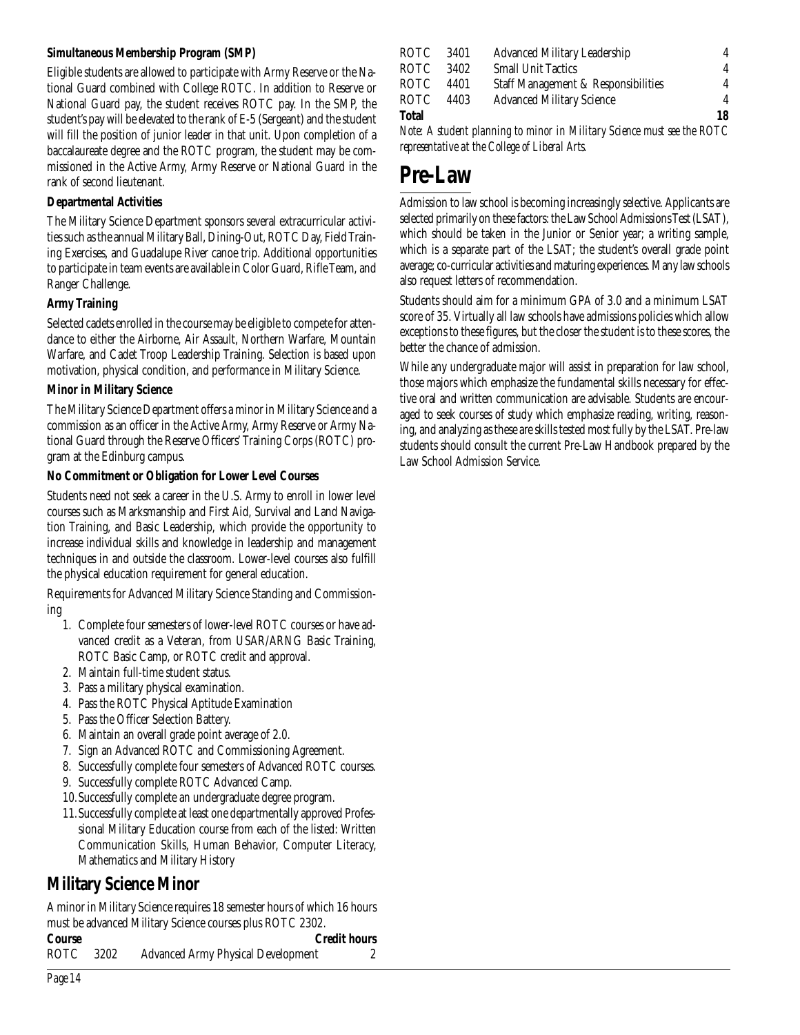**Simultaneous Membership Program (SMP)**

Eligible students are allowed to participate with Army Reserve or the National Guard combined with College ROTC. In addition to Reserve or National Guard pay, the student receives ROTC pay. In the SMP, the student's pay will be elevated to the rank of E-5 (Sergeant) and the student will fill the position of junior leader in that unit. Upon completion of a baccalaureate degree and the ROTC program, the student may be commissioned in the Active Army, Army Reserve or National Guard in the rank of second lieutenant.

**Departmental Activities**

The Military Science Department sponsors several extracurricular activities such as the annual Military Ball, Dining-Out, ROTC Day, Field Training Exercises, and Guadalupe River canoe trip. Additional opportunities to participate in team events are available in Color Guard, Rifle Team, and Ranger Challenge.

**Army Training**

Selected cadets enrolled in the course may be eligible to compete for attendance to either the Airborne, Air Assault, Northern Warfare, Mountain Warfare, and Cadet Troop Leadership Training. Selection is based upon motivation, physical condition, and performance in Military Science.

**Minor in Military Science**

The Military Science Department offers a minor in Military Science and a commission as an officer in the Active Army, Army Reserve or Army National Guard through the Reserve Officers' Training Corps (ROTC) program at the Edinburg campus.

**No Commitment or Obligation for Lower Level Courses**

Students need not seek a career in the U.S. Army to enroll in lower level courses such as Marksmanship and First Aid, Survival and Land Navigation Training, and Basic Leadership, which provide the opportunity to increase individual skills and knowledge in leadership and management techniques in and outside the classroom. Lower-level courses also fulfill the physical education requirement for general education.

Requirements for Advanced Military Science Standing and Commissioning

1. Complete four semesters of lower-level ROTC courses or have advanced credit as a Veteran, from USAR/ARNG Basic Training, ROTC Basic Camp, or ROTC credit and approval.
2. Maintain full-time student status.
3. Pass a military physical examination.
4. Pass the ROTC Physical Aptitude Examination
5. Pass the Officer Selection Battery.
6. Maintain an overall grade point average of 2.0.
7. Sign an Advanced ROTC and Commissioning Agreement.
8. Successfully complete four semesters of Advanced ROTC courses.
9. Successfully complete ROTC Advanced Camp.
10. Successfully complete an undergraduate degree program.
11. Successfully complete at least one departmentally approved Professional Military Education course from each of the listed: Written Communication Skills, Human Behavior, Computer Literacy, Mathematics and Military History

## Military Science Minor

A minor in Military Science requires 18 semester hours of which 16 hours must be advanced Military Science courses plus ROTC 2302.

| Course | | | Credit hours |
|---|---|---|---|
| ROTC | 3202 | Advanced Army Physical Development | 2 |
| ROTC | 3401 | Advanced Military Leadership | 4 |
| ROTC | 3402 | Small Unit Tactics | 4 |
| ROTC | 4401 | Staff Management & Responsibilities | 4 |
| ROTC | 4403 | Advanced Military Science | 4 |
| **Total** | | | **18** |

*Note: A student planning to minor in Military Science must see the ROTC representative at the College of Liberal Arts.*

# Pre-Law

Admission to law school is becoming increasingly selective. Applicants are selected primarily on these factors: the Law School Admissions Test (LSAT), which should be taken in the Junior or Senior year; a writing sample, which is a separate part of the LSAT; the student's overall grade point average; co-curricular activities and maturing experiences. Many law schools also request letters of recommendation.

Students should aim for a minimum GPA of 3.0 and a minimum LSAT score of 35. Virtually all law schools have admissions policies which allow exceptions to these figures, but the closer the student is to these scores, the better the chance of admission.

While any undergraduate major will assist in preparation for law school, those majors which emphasize the fundamental skills necessary for effective oral and written communication are advisable. Students are encouraged to seek courses of study which emphasize reading, writing, reasoning, and analyzing as these are skills tested most fully by the LSAT. Pre-law students should consult the current Pre-Law Handbook prepared by the Law School Admission Service.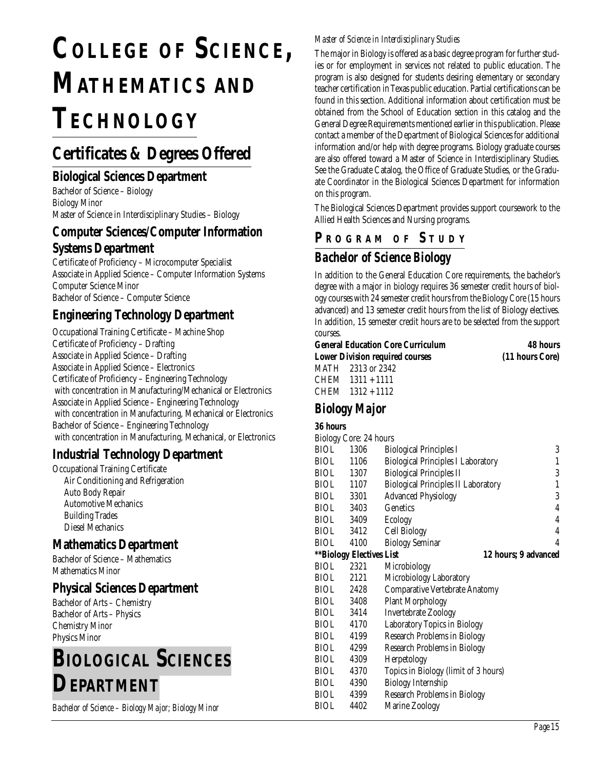# College of Science, Mathematics and Technology

## Certificates & Degrees Offered

### Biological Sciences Department

Bachelor of Science – Biology
Biology Minor
Master of Science in Interdisciplinary Studies – Biology

### Computer Sciences/Computer Information Systems Department

Certificate of Proficiency – Microcomputer Specialist
Associate in Applied Science – Computer Information Systems
Computer Science Minor
Bachelor of Science – Computer Science

### Engineering Technology Department

Occupational Training Certificate – Machine Shop
Certificate of Proficiency – Drafting
Associate in Applied Science – Drafting
Associate in Applied Science – Electronics
Certificate of Proficiency – Engineering Technology
with concentration in Manufacturing/Mechanical or Electronics
Associate in Applied Science – Engineering Technology
with concentration in Manufacturing, Mechanical or Electronics
Bachelor of Science – Engineering Technology
with concentration in Manufacturing, Mechanical, or Electronics

### Industrial Technology Department

Occupational Training Certificate
- Air Conditioning and Refrigeration
- Auto Body Repair
- Automotive Mechanics
- Building Trades
- Diesel Mechanics

### Mathematics Department

Bachelor of Science – Mathematics
Mathematics Minor

### Physical Sciences Department

Bachelor of Arts – Chemistry
Bachelor of Arts – Physics
Chemistry Minor
Physics Minor

# Biological Sciences Department

*Bachelor of Science – Biology Major; Biology Minor*

*Master of Science in Interdisciplinary Studies*

The major in Biology is offered as a basic degree program for further studies or for employment in services not related to public education. The program is also designed for students desiring elementary or secondary teacher certification in Texas public education. Partial certifications can be found in this section. Additional information about certification must be obtained from the School of Education section in this catalog and the General Degree Requirements mentioned earlier in this publication. Please contact a member of the Department of Biological Sciences for additional information and/or help with degree programs. Biology graduate courses are also offered toward a Master of Science in Interdisciplinary Studies. See the Graduate Catalog, the Office of Graduate Studies, or the Graduate Coordinator in the Biological Sciences Department for information on this program.

The Biological Sciences Department provides support coursework to the Allied Health Sciences and Nursing programs.

## Program of Study

### Bachelor of Science Biology

In addition to the General Education Core requirements, the bachelor's degree with a major in biology requires 36 semester credit hours of biology courses with 24 semester credit hours from the Biology Core (15 hours advanced) and 13 semester credit hours from the list of Biology electives. In addition, 15 semester credit hours are to be selected from the support courses.

| | | |
|---|---|---|
| **General Education Core Curriculum** | | **48 hours** |
| **Lower Division required courses** | | **(11 hours Core)** |
| MATH | 2313 or 2342 | |
| CHEM | 1311 + 1111 | |
| CHEM | 1312 + 1112 | |

### Biology Major

**36 hours**

Biology Core: 24 hours

| | | | |
|---|---|---|---|
| BIOL | 1306 | Biological Principles I | 3 |
| BIOL | 1106 | Biological Principles I Laboratory | 1 |
| BIOL | 1307 | Biological Principles II | 3 |
| BIOL | 1107 | Biological Principles II Laboratory | 1 |
| BIOL | 3301 | Advanced Physiology | 3 |
| BIOL | 3403 | Genetics | 4 |
| BIOL | 3409 | Ecology | 4 |
| BIOL | 3412 | Cell Biology | 4 |
| BIOL | 4100 | Biology Seminar | 4 |
| **\*\*Biology Electives List** | | | **12 hours; 9 advanced** |
| BIOL | 2321 | Microbiology | |
| BIOL | 2121 | Microbiology Laboratory | |
| BIOL | 2428 | Comparative Vertebrate Anatomy | |
| BIOL | 3408 | Plant Morphology | |
| BIOL | 3414 | Invertebrate Zoology | |
| BIOL | 4170 | Laboratory Topics in Biology | |
| BIOL | 4199 | Research Problems in Biology | |
| BIOL | 4299 | Research Problems in Biology | |
| BIOL | 4309 | Herpetology | |
| BIOL | 4370 | Topics in Biology (limit of 3 hours) | |
| BIOL | 4390 | Biology Internship | |
| BIOL | 4399 | Research Problems in Biology | |
| BIOL | 4402 | Marine Zoology | |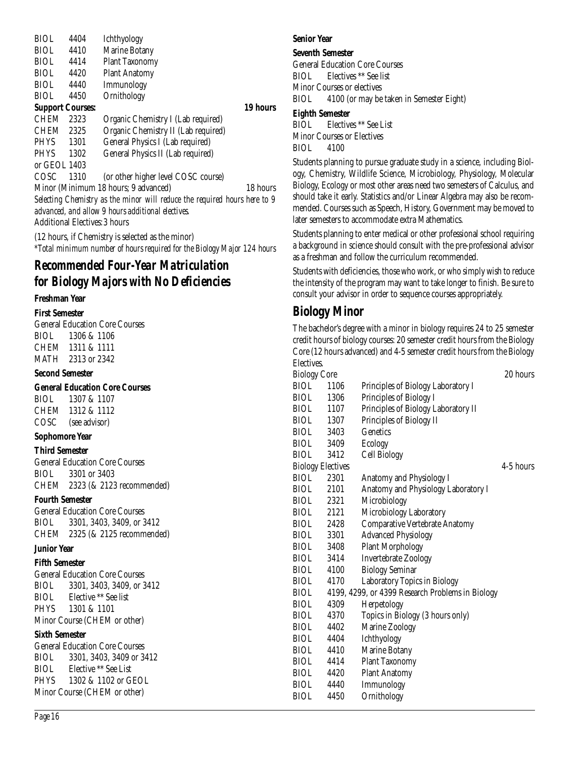| | | | |
|---|---|---|---|
| BIOL | 4404 | Ichthyology | |
| BIOL | 4410 | Marine Botany | |
| BIOL | 4414 | Plant Taxonomy | |
| BIOL | 4420 | Plant Anatomy | |
| BIOL | 4440 | Immunology | |
| BIOL | 4450 | Ornithology | |

**Support Courses: 19 hours**

| | | |
|---|---|---|
| CHEM | 2323 | Organic Chemistry I (Lab required) |
| CHEM | 2325 | Organic Chemistry II (Lab required) |
| PHYS | 1301 | General Physics I (Lab required) |
| PHYS | 1302 | General Physics II (Lab required) |
| or GEOL | 1403 | |
| COSC | 1310 | (or other higher level COSC course) |

Minor (Minimum 18 hours; 9 advanced) 18 hours

*Selecting Chemistry as the minor will reduce the required hours here to 9 advanced, and allow 9 hours additional electives.*

Additional Electives: 3 hours

(12 hours, if Chemistry is selected as the minor)

*\*Total minimum number of hours required for the Biology Major 124 hours*

## Recommended Four-Year Matriculation for Biology Majors with No Deficiencies

### Freshman Year

**First Semester**

General Education Core Courses
BIOL 1306 & 1106
CHEM 1311 & 1111
MATH 2313 or 2342

**Second Semester**

**General Education Core Courses**
BIOL 1307 & 1107
CHEM 1312 & 1112
COSC (see advisor)

### Sophomore Year

**Third Semester**

General Education Core Courses
BIOL 3301 or 3403
CHEM 2323 (& 2123 recommended)

**Fourth Semester**

General Education Core Courses
BIOL 3301, 3403, 3409, or 3412
CHEM 2325 (& 2125 recommended)

### Junior Year

**Fifth Semester**

General Education Core Courses
BIOL 3301, 3403, 3409, or 3412
BIOL Elective ** See list
PHYS 1301 & 1101
Minor Course (CHEM or other)

**Sixth Semester**

General Education Core Courses
BIOL 3301, 3403, 3409 or 3412
BIOL Elective ** See List
PHYS 1302 & 1102 or GEOL
Minor Course (CHEM or other)

### Senior Year

**Seventh Semester**

General Education Core Courses
BIOL Electives ** See list
Minor Courses or electives
BIOL 4100 (or may be taken in Semester Eight)

**Eighth Semester**

BIOL Electives ** See List
Minor Courses or Electives
BIOL 4100

Students planning to pursue graduate study in a science, including Biology, Chemistry, Wildlife Science, Microbiology, Physiology, Molecular Biology, Ecology or most other areas need two semesters of Calculus, and should take it early. Statistics and/or Linear Algebra may also be recommended. Courses such as Speech, History, Government may be moved to later semesters to accommodate extra Mathematics.

Students planning to enter medical or other professional school requiring a background in science should consult with the pre-professional advisor as a freshman and follow the curriculum recommended.

Students with deficiencies, those who work, or who simply wish to reduce the intensity of the program may want to take longer to finish. Be sure to consult your advisor in order to sequence courses appropriately.

## Biology Minor

The bachelor's degree with a minor in biology requires 24 to 25 semester credit hours of biology courses: 20 semester credit hours from the Biology Core (12 hours advanced) and 4-5 semester credit hours from the Biology Electives.

**Biology Core 20 hours**

| | | |
|---|---|---|
| BIOL | 1106 | Principles of Biology Laboratory I |
| BIOL | 1306 | Principles of Biology I |
| BIOL | 1107 | Principles of Biology Laboratory II |
| BIOL | 1307 | Principles of Biology II |
| BIOL | 3403 | Genetics |
| BIOL | 3409 | Ecology |
| BIOL | 3412 | Cell Biology |

**Biology Electives 4-5 hours**

| | | |
|---|---|---|
| BIOL | 2301 | Anatomy and Physiology I |
| BIOL | 2101 | Anatomy and Physiology Laboratory I |
| BIOL | 2321 | Microbiology |
| BIOL | 2121 | Microbiology Laboratory |
| BIOL | 2428 | Comparative Vertebrate Anatomy |
| BIOL | 3301 | Advanced Physiology |
| BIOL | 3408 | Plant Morphology |
| BIOL | 3414 | Invertebrate Zoology |
| BIOL | 4100 | Biology Seminar |
| BIOL | 4170 | Laboratory Topics in Biology |
| BIOL | 4199, 4299, or 4399 | Research Problems in Biology |
| BIOL | 4309 | Herpetology |
| BIOL | 4370 | Topics in Biology (3 hours only) |
| BIOL | 4402 | Marine Zoology |
| BIOL | 4404 | Ichthyology |
| BIOL | 4410 | Marine Botany |
| BIOL | 4414 | Plant Taxonomy |
| BIOL | 4420 | Plant Anatomy |
| BIOL | 4440 | Immunology |
| BIOL | 4450 | Ornithology |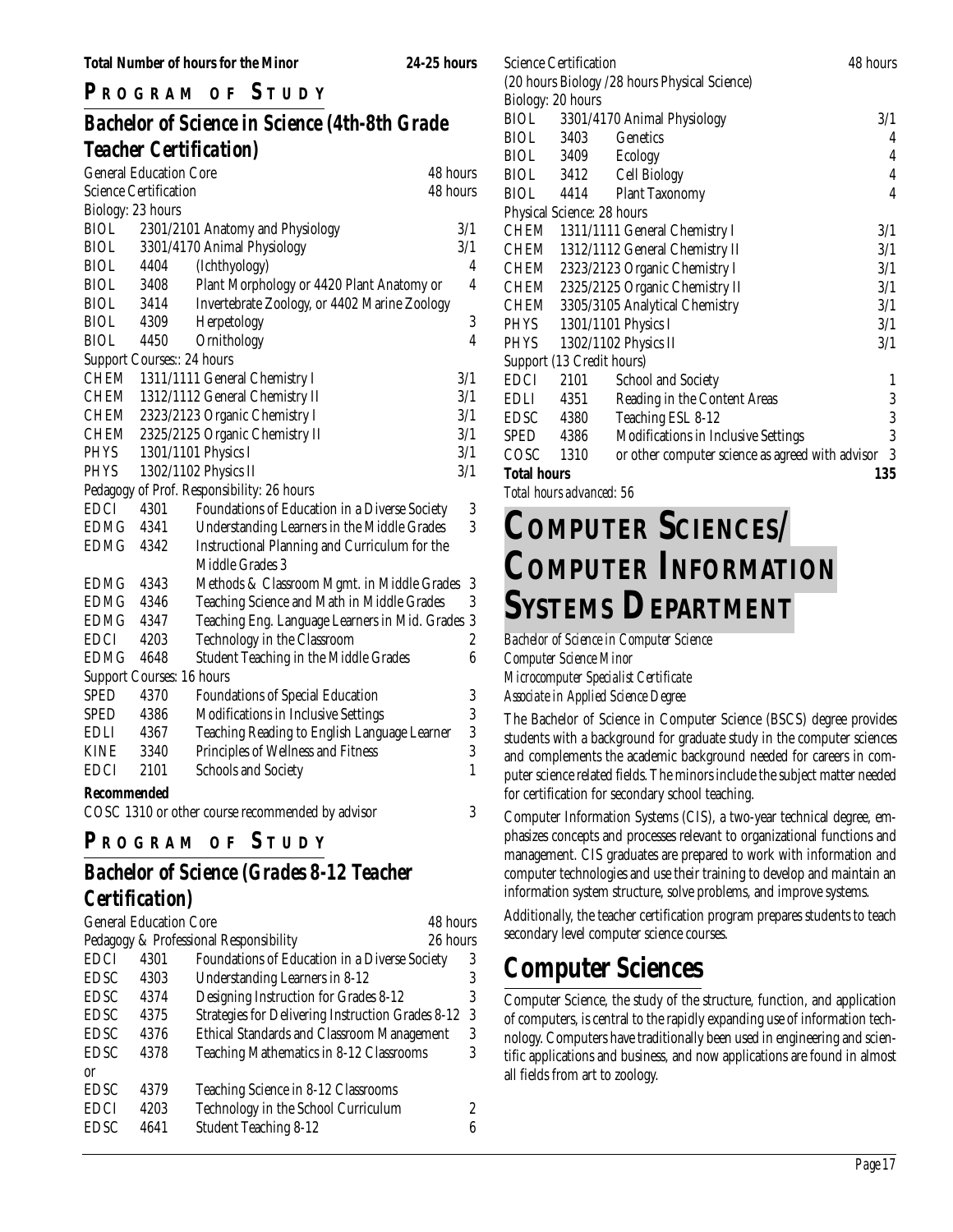**Total Number of hours for the Minor** **24-25 hours**

## PROGRAM OF STUDY

### Bachelor of Science in Science (4th-8th Grade Teacher Certification)

| | | | |
|---|---|---|---|
| General Education Core | | | 48 hours |
| Science Certification | | | 48 hours |
| Biology: 23 hours | | | |
| BIOL | 2301/2101 | Anatomy and Physiology | 3/1 |
| BIOL | 3301/4170 | Animal Physiology | 3/1 |
| BIOL | 4404 | (Ichthyology) | 4 |
| BIOL | 3408 | Plant Morphology or 4420 Plant Anatomy or | 4 |
| BIOL | 3414 | Invertebrate Zoology, or 4402 Marine Zoology | |
| BIOL | 4309 | Herpetology | 3 |
| BIOL | 4450 | Ornithology | 4 |
| Support Courses:: 24 hours | | | |
| CHEM | 1311/1111 | General Chemistry I | 3/1 |
| CHEM | 1312/1112 | General Chemistry II | 3/1 |
| CHEM | 2323/2123 | Organic Chemistry I | 3/1 |
| CHEM | 2325/2125 | Organic Chemistry II | 3/1 |
| PHYS | 1301/1101 | Physics I | 3/1 |
| PHYS | 1302/1102 | Physics II | 3/1 |
| Pedagogy of Prof. Responsibility: 26 hours | | | |
| EDCI | 4301 | Foundations of Education in a Diverse Society | 3 |
| EDMG | 4341 | Understanding Learners in the Middle Grades | 3 |
| EDMG | 4342 | Instructional Planning and Curriculum for the Middle Grades 3 | |
| EDMG | 4343 | Methods & Classroom Mgmt. in Middle Grades | 3 |
| EDMG | 4346 | Teaching Science and Math in Middle Grades | 3 |
| EDMG | 4347 | Teaching Eng. Language Learners in Mid. Grades | 3 |
| EDCI | 4203 | Technology in the Classroom | 2 |
| EDMG | 4648 | Student Teaching in the Middle Grades | 6 |
| Support Courses: 16 hours | | | |
| SPED | 4370 | Foundations of Special Education | 3 |
| SPED | 4386 | Modifications in Inclusive Settings | 3 |
| EDLI | 4367 | Teaching Reading to English Language Learner | 3 |
| KINE | 3340 | Principles of Wellness and Fitness | 3 |
| EDCI | 2101 | Schools and Society | 1 |

**Recommended**

COSC 1310 or other course recommended by advisor 3

## PROGRAM OF STUDY

### Bachelor of Science (Grades 8-12 Teacher Certification)

| | | | |
|---|---|---|---|
| General Education Core | | | 48 hours |
| Pedagogy & Professional Responsibility | | | 26 hours |
| EDCI | 4301 | Foundations of Education in a Diverse Society | 3 |
| EDSC | 4303 | Understanding Learners in 8-12 | 3 |
| EDSC | 4374 | Designing Instruction for Grades 8-12 | 3 |
| EDSC | 4375 | Strategies for Delivering Instruction Grades 8-12 | 3 |
| EDSC | 4376 | Ethical Standards and Classroom Management | 3 |
| EDSC | 4378 | Teaching Mathematics in 8-12 Classrooms | 3 |
| or | | | |
| EDSC | 4379 | Teaching Science in 8-12 Classrooms | |
| EDCI | 4203 | Technology in the School Curriculum | 2 |
| EDSC | 4641 | Student Teaching 8-12 | 6 |
| Science Certification | | | 48 hours |
| (20 hours Biology /28 hours Physical Science) | | | |
| Biology: 20 hours | | | |
| BIOL | 3301/4170 | Animal Physiology | 3/1 |
| BIOL | 3403 | Genetics | 4 |
| BIOL | 3409 | Ecology | 4 |
| BIOL | 3412 | Cell Biology | 4 |
| BIOL | 4414 | Plant Taxonomy | 4 |
| Physical Science: 28 hours | | | |
| CHEM | 1311/1111 | General Chemistry I | 3/1 |
| CHEM | 1312/1112 | General Chemistry II | 3/1 |
| CHEM | 2323/2123 | Organic Chemistry I | 3/1 |
| CHEM | 2325/2125 | Organic Chemistry II | 3/1 |
| CHEM | 3305/3105 | Analytical Chemistry | 3/1 |
| PHYS | 1301/1101 | Physics I | 3/1 |
| PHYS | 1302/1102 | Physics II | 3/1 |
| Support (13 Credit hours) | | | |
| EDCI | 2101 | School and Society | 1 |
| EDLI | 4351 | Reading in the Content Areas | 3 |
| EDSC | 4380 | Teaching ESL 8-12 | 3 |
| SPED | 4386 | Modifications in Inclusive Settings | 3 |
| COSC | 1310 | or other computer science as agreed with advisor | 3 |
| **Total hours** | | | **135** |

*Total hours advanced: 56*

# COMPUTER SCIENCES/ COMPUTER INFORMATION SYSTEMS DEPARTMENT

*Bachelor of Science in Computer Science*
*Computer Science Minor*
*Microcomputer Specialist Certificate*
*Associate in Applied Science Degree*

The Bachelor of Science in Computer Science (BSCS) degree provides students with a background for graduate study in the computer sciences and complements the academic background needed for careers in computer science related fields. The minors include the subject matter needed for certification for secondary school teaching.

Computer Information Systems (CIS), a two-year technical degree, emphasizes concepts and processes relevant to organizational functions and management. CIS graduates are prepared to work with information and computer technologies and use their training to develop and maintain an information system structure, solve problems, and improve systems.

Additionally, the teacher certification program prepares students to teach secondary level computer science courses.

## Computer Sciences

Computer Science, the study of the structure, function, and application of computers, is central to the rapidly expanding use of information technology. Computers have traditionally been used in engineering and scientific applications and business, and now applications are found in almost all fields from art to zoology.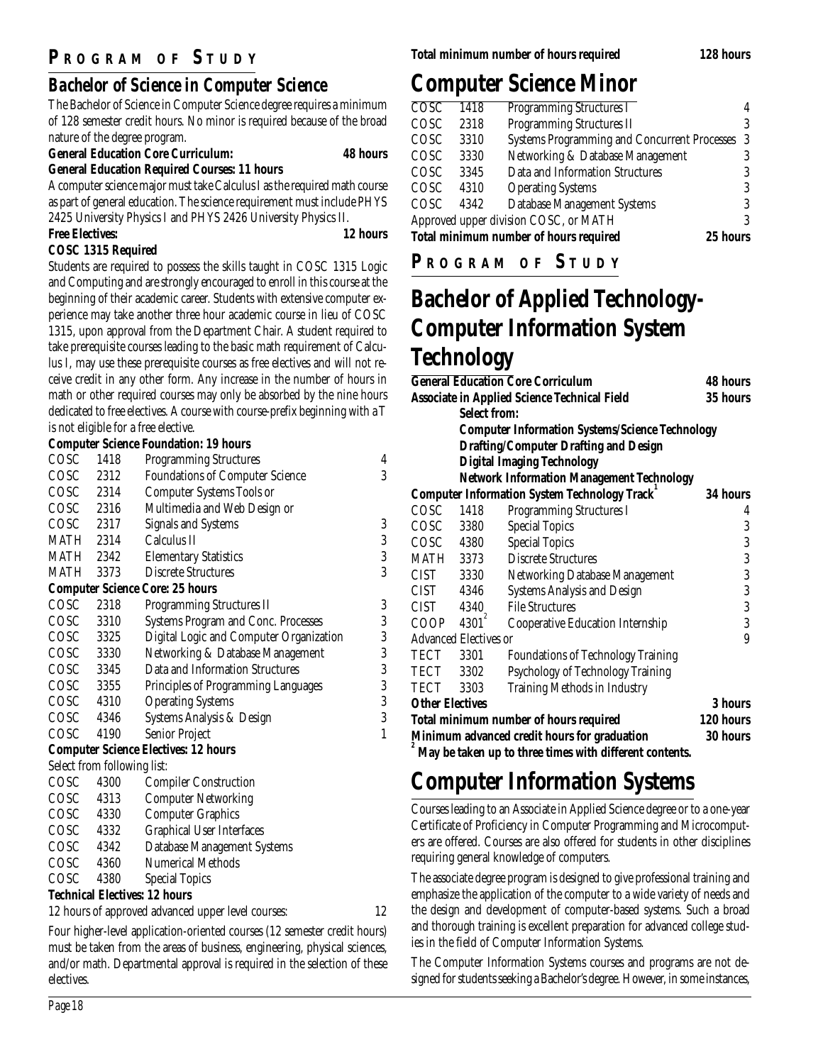## Program of Study

### Bachelor of Science in Computer Science

The Bachelor of Science in Computer Science degree requires a minimum of 128 semester credit hours. No minor is required because of the broad nature of the degree program.

**General Education Core Curriculum: 48 hours**

**General Education Required Courses: 11 hours**

A computer science major must take Calculus I as the required math course as part of general education. The science requirement must include PHYS 2425 University Physics I and PHYS 2426 University Physics II.

**Free Electives: 12 hours**

**COSC 1315 Required**

Students are required to possess the skills taught in COSC 1315 Logic and Computing and are strongly encouraged to enroll in this course at the beginning of their academic career. Students with extensive computer experience may take another three hour academic course in lieu of COSC 1315, upon approval from the Department Chair. A student required to take prerequisite courses leading to the basic math requirement of Calculus I, may use these prerequisite courses as free electives and will not receive credit in any other form. Any increase in the number of hours in math or other required courses may only be absorbed by the nine hours dedicated to free electives. A course with course-prefix beginning with a T is not eligible for a free elective.

**Computer Science Foundation: 19 hours**

| | | | |
|---|---|---|---|
| COSC | 1418 | Programming Structures | 4 |
| COSC | 2312 | Foundations of Computer Science | 3 |
| COSC | 2314 | Computer Systems Tools or | |
| COSC | 2316 | Multimedia and Web Design or | |
| COSC | 2317 | Signals and Systems | 3 |
| MATH | 2314 | Calculus II | 3 |
| MATH | 2342 | Elementary Statistics | 3 |
| MATH | 3373 | Discrete Structures | 3 |

**Computer Science Core: 25 hours**

| | | | |
|---|---|---|---|
| COSC | 2318 | Programming Structures II | 3 |
| COSC | 3310 | Systems Program and Conc. Processes | 3 |
| COSC | 3325 | Digital Logic and Computer Organization | 3 |
| COSC | 3330 | Networking & Database Management | 3 |
| COSC | 3345 | Data and Information Structures | 3 |
| COSC | 3355 | Principles of Programming Languages | 3 |
| COSC | 4310 | Operating Systems | 3 |
| COSC | 4346 | Systems Analysis & Design | 3 |
| COSC | 4190 | Senior Project | 1 |

**Computer Science Electives: 12 hours**

Select from following list:

| | | |
|---|---|---|
| COSC | 4300 | Compiler Construction |
| COSC | 4313 | Computer Networking |
| COSC | 4330 | Computer Graphics |
| COSC | 4332 | Graphical User Interfaces |
| COSC | 4342 | Database Management Systems |
| COSC | 4360 | Numerical Methods |
| COSC | 4380 | Special Topics |

**Technical Electives: 12 hours**

12 hours of approved advanced upper level courses: 12

Four higher-level application-oriented courses (12 semester credit hours) must be taken from the areas of business, engineering, physical sciences, and/or math. Departmental approval is required in the selection of these electives.

**Total minimum number of hours required 128 hours**

# Computer Science Minor

| | | | |
|---|---|---|---|
| COSC | 1418 | Programming Structures I | 4 |
| COSC | 2318 | Programming Structures II | 3 |
| COSC | 3310 | Systems Programming and Concurrent Processes | 3 |
| COSC | 3330 | Networking & Database Management | 3 |
| COSC | 3345 | Data and Information Structures | 3 |
| COSC | 4310 | Operating Systems | 3 |
| COSC | 4342 | Database Management Systems | 3 |
| Approved upper division COSC, or MATH | | | 3 |
| **Total minimum number of hours required** | | | **25 hours** |

## Program of Study

# Bachelor of Applied Technology-Computer Information System Technology

**General Education Core Curriculum 48 hours**

**Associate in Applied Science Technical Field 35 hours**

**Select from:**

- **Computer Information Systems/Science Technology**
- **Drafting/Computer Drafting and Design**
- **Digital Imaging Technology**
- **Network Information Management Technology**

**Computer Information System Technology Track[1] 34 hours**

| | | | |
|---|---|---|---|
| COSC | 1418 | Programming Structures I | 4 |
| COSC | 3380 | Special Topics | 3 |
| COSC | 4380 | Special Topics | 3 |
| MATH | 3373 | Discrete Structures | 3 |
| CIST | 3330 | Networking Database Management | 3 |
| CIST | 4346 | Systems Analysis and Design | 3 |
| CIST | 4340 | File Structures | 3 |
| COOP | 4301[2] | Cooperative Education Internship | 3 |
| Advanced Electives or | | | 9 |
| TECT | 3301 | Foundations of Technology Training | |
| TECT | 3302 | Psychology of Technology Training | |
| TECT | 3303 | Training Methods in Industry | |

**Other Electives 3 hours**

**Total minimum number of hours required 120 hours**

**Minimum advanced credit hours for graduation 30 hours**

[2] **May be taken up to three times with different contents.**

# Computer Information Systems

Courses leading to an Associate in Applied Science degree or to a one-year Certificate of Proficiency in Computer Programming and Microcomputers are offered. Courses are also offered for students in other disciplines requiring general knowledge of computers.

The associate degree program is designed to give professional training and emphasize the application of the computer to a wide variety of needs and the design and development of computer-based systems. Such a broad and thorough training is excellent preparation for advanced college studies in the field of Computer Information Systems.

The Computer Information Systems courses and programs are not designed for students seeking a Bachelor's degree. However, in some instances,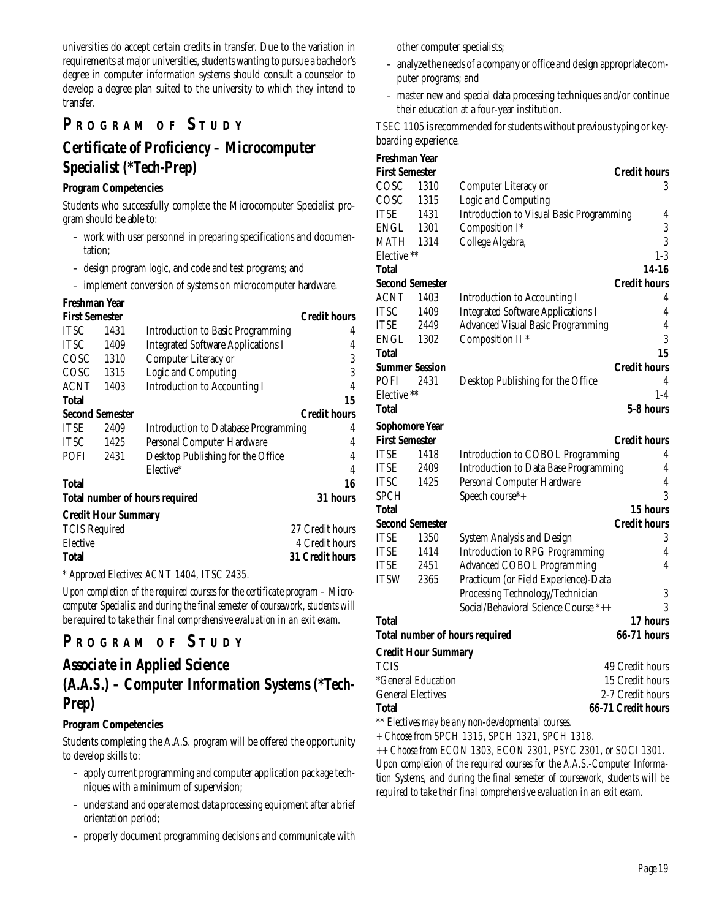universities do accept certain credits in transfer. Due to the variation in requirements at major universities, students wanting to pursue a bachelor's degree in computer information systems should consult a counselor to develop a degree plan suited to the university to which they intend to transfer.

## PROGRAM OF STUDY

## Certificate of Proficiency – Microcomputer Specialist (*Tech-Prep)

### Program Competencies

Students who successfully complete the Microcomputer Specialist program should be able to:

- work with user personnel in preparing specifications and documentation;
- design program logic, and code and test programs; and
- implement conversion of systems on microcomputer hardware.

**Freshman Year**

| First Semester | | | Credit hours |
|---|---|---|---|
| ITSC | 1431 | Introduction to Basic Programming | 4 |
| ITSC | 1409 | Integrated Software Applications I | 4 |
| COSC | 1310 | Computer Literacy or | 3 |
| COSC | 1315 | Logic and Computing | 3 |
| ACNT | 1403 | Introduction to Accounting I | 4 |
| **Total** | | | **15** |
| **Second Semester** | | | **Credit hours** |
| ITSE | 2409 | Introduction to Database Programming | 4 |
| ITSC | 1425 | Personal Computer Hardware | 4 |
| POFI | 2431 | Desktop Publishing for the Office | 4 |
| | | Elective* | 4 |
| **Total** | | | **16** |
| **Total number of hours required** | | | **31 hours** |

**Credit Hour Summary**

| | |
|---|---|
| TCIS Required | 27 Credit hours |
| Elective | 4 Credit hours |
| **Total** | **31 Credit hours** |

*\* Approved Electives: ACNT 1404, ITSC 2435.*

*Upon completion of the required courses for the certificate program – Microcomputer Specialist and during the final semester of coursework, students will be required to take their final comprehensive evaluation in an exit exam.*

## PROGRAM OF STUDY

## Associate in Applied Science (A.A.S.) – Computer Information Systems (*Tech-Prep)

### Program Competencies

Students completing the A.A.S. program will be offered the opportunity to develop skills to:

- apply current programming and computer application package techniques with a minimum of supervision;
- understand and operate most data processing equipment after a brief orientation period;
- properly document programming decisions and communicate with other computer specialists;
- analyze the needs of a company or office and design appropriate computer programs; and
- master new and special data processing techniques and/or continue their education at a four-year institution.

TSEC 1105 is recommended for students without previous typing or keyboarding experience.

**Freshman Year**

| First Semester | | | Credit hours |
|---|---|---|---|
| COSC | 1310 | Computer Literacy or | 3 |
| COSC | 1315 | Logic and Computing | |
| ITSE | 1431 | Introduction to Visual Basic Programming | 4 |
| ENGL | 1301 | Composition I* | 3 |
| MATH | 1314 | College Algebra, | 3 |
| Elective ** | | | 1-3 |
| **Total** | | | **14-16** |
| **Second Semester** | | | **Credit hours** |
| ACNT | 1403 | Introduction to Accounting I | 4 |
| ITSC | 1409 | Integrated Software Applications I | 4 |
| ITSE | 2449 | Advanced Visual Basic Programming | 4 |
| ENGL | 1302 | Composition II * | 3 |
| **Total** | | | **15** |
| **Summer Session** | | | **Credit hours** |
| POFI | 2431 | Desktop Publishing for the Office | 4 |
| Elective ** | | | 1-4 |
| **Total** | | | **5-8 hours** |

**Sophomore Year**

| First Semester | | | Credit hours |
|---|---|---|---|
| ITSE | 1418 | Introduction to COBOL Programming | 4 |
| ITSE | 2409 | Introduction to Data Base Programming | 4 |
| ITSC | 1425 | Personal Computer Hardware | 4 |
| SPCH | | Speech course*+ | 3 |
| **Total** | | | **15 hours** |
| **Second Semester** | | | **Credit hours** |
| ITSE | 1350 | System Analysis and Design | 3 |
| ITSE | 1414 | Introduction to RPG Programming | 4 |
| ITSE | 2451 | Advanced COBOL Programming | 4 |
| ITSW | 2365 | Practicum (or Field Experience)-Data Processing Technology/Technician | 3 |
| | | Social/Behavioral Science Course *++ | 3 |
| **Total** | | | **17 hours** |
| **Total number of hours required** | | | **66-71 hours** |

**Credit Hour Summary**

| | |
|---|---|
| TCIS | 49 Credit hours |
| *General Education | 15 Credit hours |
| General Electives | 2-7 Credit hours |
| **Total** | **66-71 Credit hours** |

*\*\* Electives may be any non-developmental courses.*

*+ Choose from SPCH 1315, SPCH 1321, SPCH 1318.*

*++ Choose from ECON 1303, ECON 2301, PSYC 2301, or SOCI 1301.*

*Upon completion of the required courses for the A.A.S.-Computer Information Systems, and during the final semester of coursework, students will be required to take their final comprehensive evaluation in an exit exam.*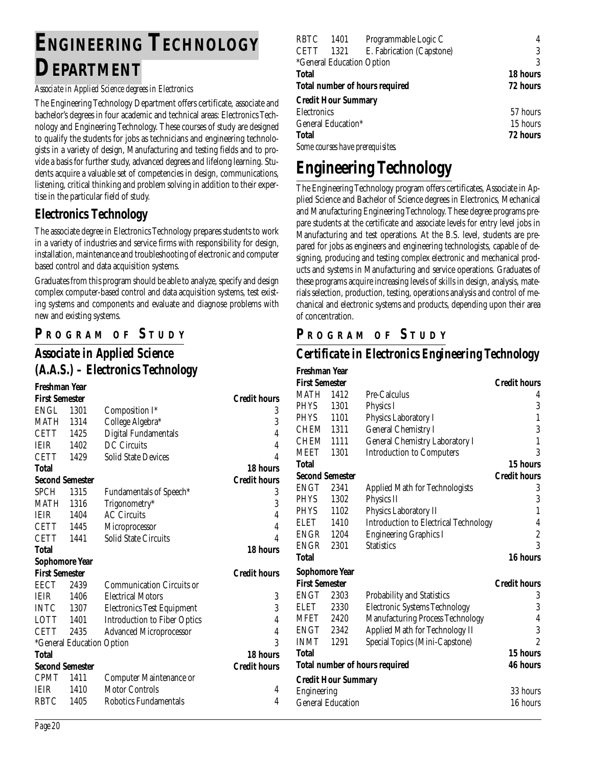# ENGINEERING TECHNOLOGY DEPARTMENT

*Associate in Applied Science degrees in Electronics*

The Engineering Technology Department offers certificate, associate and bachelor's degrees in four academic and technical areas: Electronics Technology and Engineering Technology. These courses of study are designed to qualify the students for jobs as technicians and engineering technologists in a variety of design, Manufacturing and testing fields and to provide a basis for further study, advanced degrees and lifelong learning. Students acquire a valuable set of competencies in design, communications, listening, critical thinking and problem solving in addition to their expertise in the particular field of study.

## Electronics Technology

The associate degree in Electronics Technology prepares students to work in a variety of industries and service firms with responsibility for design, installation, maintenance and troubleshooting of electronic and computer based control and data acquisition systems.

Graduates from this program should be able to analyze, specify and design complex computer-based control and data acquisition systems, test existing systems and components and evaluate and diagnose problems with new and existing systems.

### PROGRAM OF STUDY

### Associate in Applied Science (A.A.S.) – Electronics Technology

**Freshman Year**

| **First Semester** | | | **Credit hours** |
|---|---|---|---|
| ENGL | 1301 | Composition I* | 3 |
| MATH | 1314 | College Algebra* | 3 |
| CETT | 1425 | Digital Fundamentals | 4 |
| IEIR | 1402 | DC Circuits | 4 |
| CETT | 1429 | Solid State Devices | 4 |
| **Total** | | | **18 hours** |
| **Second Semester** | | | **Credit hours** |
| SPCH | 1315 | Fundamentals of Speech* | 3 |
| MATH | 1316 | Trigonometry* | 3 |
| IEIR | 1404 | AC Circuits | 4 |
| CETT | 1445 | Microprocessor | 4 |
| CETT | 1441 | Solid State Circuits | 4 |
| **Total** | | | **18 hours** |

**Sophomore Year**

| **First Semester** | | | **Credit hours** |
|---|---|---|---|
| EECT | 2439 | Communication Circuits or | |
| IEIR | 1406 | Electrical Motors | 3 |
| INTC | 1307 | Electronics Test Equipment | 3 |
| LOTT | 1401 | Introduction to Fiber Optics | 4 |
| CETT | 2435 | Advanced Microprocessor | 4 |
| *General Education Option | | | 3 |
| **Total** | | | **18 hours** |
| **Second Semester** | | | **Credit hours** |
| CPMT | 1411 | Computer Maintenance or | |
| IEIR | 1410 | Motor Controls | 4 |
| RBTC | 1405 | Robotics Fundamentals | 4 |
| RBTC | 1401 | Programmable Logic C | 4 |
| CETT | 1321 | E. Fabrication (Capstone) | 3 |
| *General Education Option | | | 3 |
| **Total** | | | **18 hours** |
| **Total number of hours required** | | | **72 hours** |

**Credit Hour Summary**

| | |
|---|---|
| Electronics | 57 hours |
| General Education* | 15 hours |
| **Total** | **72 hours** |

*Some courses have prerequisites.*

# Engineering Technology

The Engineering Technology program offers certificates, Associate in Applied Science and Bachelor of Science degrees in Electronics, Mechanical and Manufacturing Engineering Technology. These degree programs prepare students at the certificate and associate levels for entry level jobs in Manufacturing and test operations. At the B.S. level, students are prepared for jobs as engineers and engineering technologists, capable of designing, producing and testing complex electronic and mechanical products and systems in Manufacturing and service operations. Graduates of these programs acquire increasing levels of skills in design, analysis, materials selection, production, testing, operations analysis and control of mechanical and electronic systems and products, depending upon their area of concentration.

### PROGRAM OF STUDY

### Certificate in Electronics Engineering Technology

**Freshman Year**

| **First Semester** | | | **Credit hours** |
|---|---|---|---|
| MATH | 1412 | Pre-Calculus | 4 |
| PHYS | 1301 | Physics I | 3 |
| PHYS | 1101 | Physics Laboratory I | 1 |
| CHEM | 1311 | General Chemistry I | 3 |
| CHEM | 1111 | General Chemistry Laboratory I | 1 |
| MEET | 1301 | Introduction to Computers | 3 |
| **Total** | | | **15 hours** |
| **Second Semester** | | | **Credit hours** |
| ENGT | 2341 | Applied Math for Technologists | 3 |
| PHYS | 1302 | Physics II | 3 |
| PHYS | 1102 | Physics Laboratory II | 1 |
| ELET | 1410 | Introduction to Electrical Technology | 4 |
| ENGR | 1204 | Engineering Graphics I | 2 |
| ENGR | 2301 | Statistics | 3 |
| **Total** | | | **16 hours** |

**Sophomore Year**

| **First Semester** | | | **Credit hours** |
|---|---|---|---|
| ENGT | 2303 | Probability and Statistics | 3 |
| ELET | 2330 | Electronic Systems Technology | 3 |
| MFET | 2420 | Manufacturing Process Technology | 4 |
| ENGT | 2342 | Applied Math for Technology II | 3 |
| INMT | 1291 | Special Topics (Mini-Capstone) | 2 |
| **Total** | | | **15 hours** |
| **Total number of hours required** | | | **46 hours** |

**Credit Hour Summary**

| | |
|---|---|
| Engineering | 33 hours |
| General Education | 16 hours |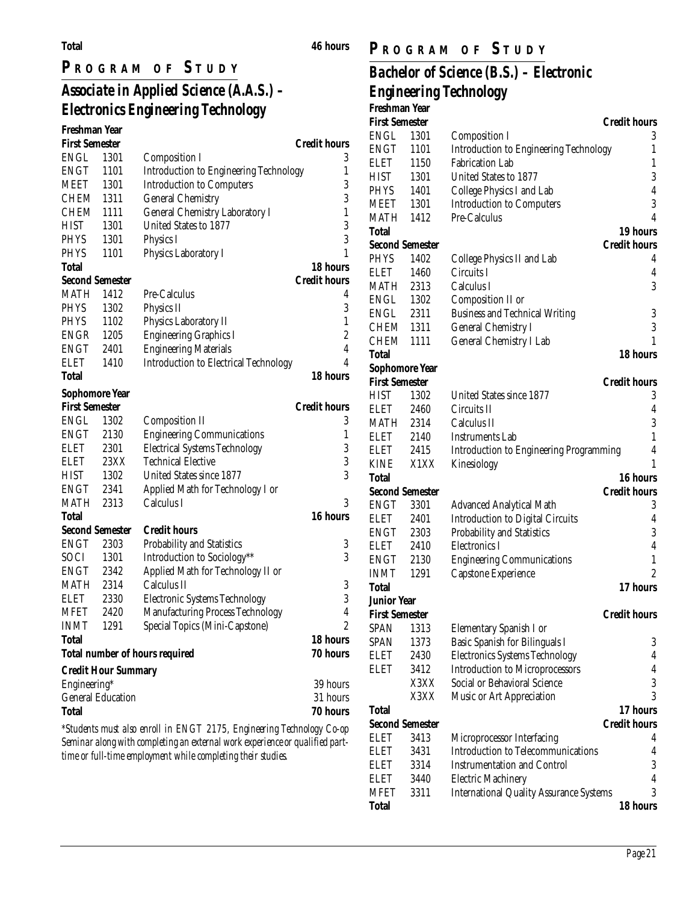| **Total** | **46 hours** |
|---|---|

## Program of Study

### Associate in Applied Science (A.A.S.) – Electronics Engineering Technology

**Freshman Year**

| **First Semester** | | | **Credit hours** |
|---|---|---|---|
| ENGL | 1301 | Composition I | 3 |
| ENGT | 1101 | Introduction to Engineering Technology | 1 |
| MEET | 1301 | Introduction to Computers | 3 |
| CHEM | 1311 | General Chemistry | 3 |
| CHEM | 1111 | General Chemistry Laboratory I | 1 |
| HIST | 1301 | United States to 1877 | 3 |
| PHYS | 1301 | Physics I | 3 |
| PHYS | 1101 | Physics Laboratory I | 1 |
| **Total** | | | **18 hours** |

| **Second Semester** | | | **Credit hours** |
|---|---|---|---|
| MATH | 1412 | Pre-Calculus | 4 |
| PHYS | 1302 | Physics II | 3 |
| PHYS | 1102 | Physics Laboratory II | 1 |
| ENGR | 1205 | Engineering Graphics I | 2 |
| ENGT | 2401 | Engineering Materials | 4 |
| ELET | 1410 | Introduction to Electrical Technology | 4 |
| **Total** | | | **18 hours** |

**Sophomore Year**

| **First Semester** | | | **Credit hours** |
|---|---|---|---|
| ENGL | 1302 | Composition II | 3 |
| ENGT | 2130 | Engineering Communications | 1 |
| ELET | 2301 | Electrical Systems Technology | 3 |
| ELET | 23XX | Technical Elective | 3 |
| HIST | 1302 | United States since 1877 | 3 |
| ENGT | 2341 | Applied Math for Technology I or | |
| MATH | 2313 | Calculus I | 3 |
| **Total** | | | **16 hours** |

| **Second Semester** | | **Credit hours** | |
|---|---|---|---|
| ENGT | 2303 | Probability and Statistics | 3 |
| SOCI | 1301 | Introduction to Sociology** | 3 |
| ENGT | 2342 | Applied Math for Technology II or | |
| MATH | 2314 | Calculus II | 3 |
| ELET | 2330 | Electronic Systems Technology | 3 |
| MFET | 2420 | Manufacturing Process Technology | 4 |
| INMT | 1291 | Special Topics (Mini-Capstone) | 2 |
| **Total** | | | **18 hours** |
| **Total number of hours required** | | | **70 hours** |

**Credit Hour Summary**

| | |
|---|---|
| Engineering* | 39 hours |
| General Education | 31 hours |
| **Total** | **70 hours** |

*\*Students must also enroll in ENGT 2175, Engineering Technology Co-op Seminar along with completing an external work experience or qualified part-time or full-time employment while completing their studies.*

## Program of Study

### Bachelor of Science (B.S.) – Electronic Engineering Technology

**Freshman Year**

| **First Semester** | | | **Credit hours** |
|---|---|---|---|
| ENGL | 1301 | Composition I | 3 |
| ENGT | 1101 | Introduction to Engineering Technology | 1 |
| ELET | 1150 | Fabrication Lab | 1 |
| HIST | 1301 | United States to 1877 | 3 |
| PHYS | 1401 | College Physics I and Lab | 4 |
| MEET | 1301 | Introduction to Computers | 3 |
| MATH | 1412 | Pre-Calculus | 4 |
| **Total** | | | **19 hours** |

| **Second Semester** | | | **Credit hours** |
|---|---|---|---|
| PHYS | 1402 | College Physics II and Lab | 4 |
| ELET | 1460 | Circuits I | 4 |
| MATH | 2313 | Calculus I | 3 |
| ENGL | 1302 | Composition II or | |
| ENGL | 2311 | Business and Technical Writing | 3 |
| CHEM | 1311 | General Chemistry I | 3 |
| CHEM | 1111 | General Chemistry I Lab | 1 |
| **Total** | | | **18 hours** |

**Sophomore Year**

| **First Semester** | | | **Credit hours** |
|---|---|---|---|
| HIST | 1302 | United States since 1877 | 3 |
| ELET | 2460 | Circuits II | 4 |
| MATH | 2314 | Calculus II | 3 |
| ELET | 2140 | Instruments Lab | 1 |
| ELET | 2415 | Introduction to Engineering Programming | 4 |
| KINE | X1XX | Kinesiology | 1 |
| **Total** | | | **16 hours** |

| **Second Semester** | | | **Credit hours** |
|---|---|---|---|
| ENGT | 3301 | Advanced Analytical Math | 3 |
| ELET | 2401 | Introduction to Digital Circuits | 4 |
| ENGT | 2303 | Probability and Statistics | 3 |
| ELET | 2410 | Electronics I | 4 |
| ENGT | 2130 | Engineering Communications | 1 |
| INMT | 1291 | Capstone Experience | 2 |
| **Total** | | | **17 hours** |

**Junior Year**

| **First Semester** | | | **Credit hours** |
|---|---|---|---|
| SPAN | 1313 | Elementary Spanish I or | |
| SPAN | 1373 | Basic Spanish for Bilinguals I | 3 |
| ELET | 2430 | Electronics Systems Technology | 4 |
| ELET | 3412 | Introduction to Microprocessors | 4 |
| | X3XX | Social or Behavioral Science | 3 |
| | X3XX | Music or Art Appreciation | 3 |
| **Total** | | | **17 hours** |

| **Second Semester** | | | **Credit hours** |
|---|---|---|---|
| ELET | 3413 | Microprocessor Interfacing | 4 |
| ELET | 3431 | Introduction to Telecommunications | 4 |
| ELET | 3314 | Instrumentation and Control | 3 |
| ELET | 3440 | Electric Machinery | 4 |
| MFET | 3311 | International Quality Assurance Systems | 3 |
| **Total** | | | **18 hours** |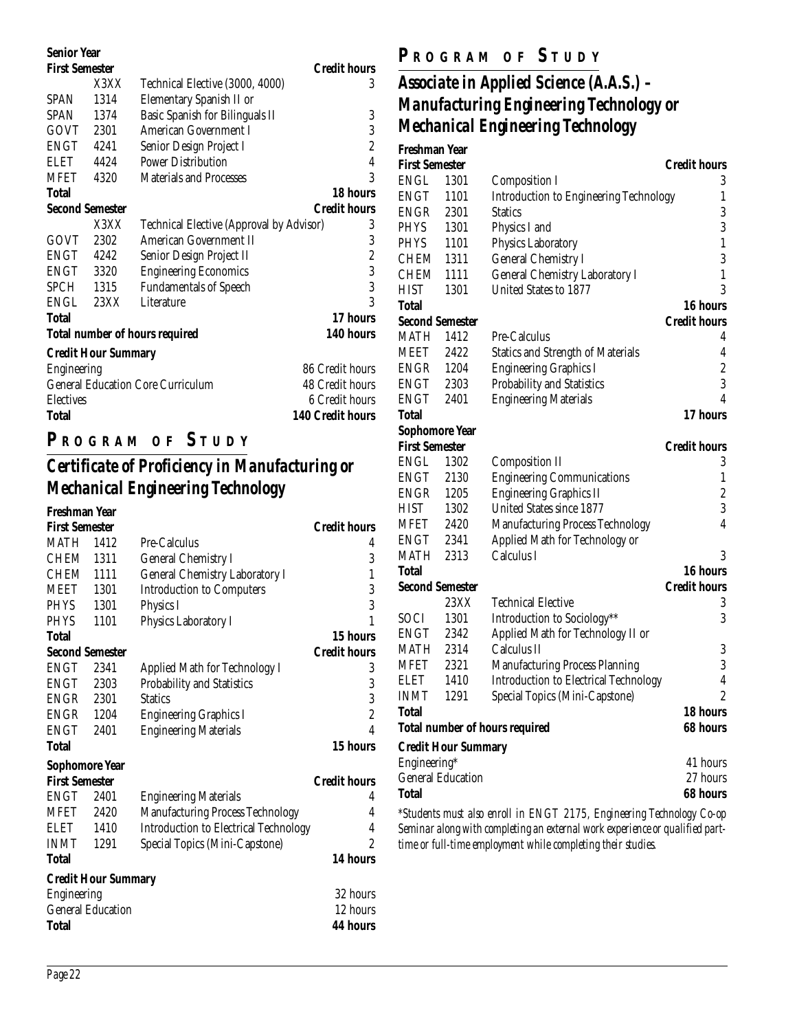**Senior Year**

| First Semester | | | Credit hours |
|---|---|---|---|
| | X3XX | Technical Elective (3000, 4000) | 3 |
| SPAN | 1314 | Elementary Spanish II or | |
| SPAN | 1374 | Basic Spanish for Bilinguals II | 3 |
| GOVT | 2301 | American Government I | 3 |
| ENGT | 4241 | Senior Design Project I | 2 |
| ELET | 4424 | Power Distribution | 4 |
| MFET | 4320 | Materials and Processes | 3 |
| **Total** | | | **18 hours** |
| **Second Semester** | | | **Credit hours** |
| | X3XX | Technical Elective (Approval by Advisor) | 3 |
| GOVT | 2302 | American Government II | 3 |
| ENGT | 4242 | Senior Design Project II | 2 |
| ENGT | 3320 | Engineering Economics | 3 |
| SPCH | 1315 | Fundamentals of Speech | 3 |
| ENGL | 23XX | Literature | 3 |
| **Total** | | | **17 hours** |
| **Total number of hours required** | | | **140 hours** |

**Credit Hour Summary**

| | |
|---|---|
| Engineering | 86 Credit hours |
| General Education Core Curriculum | 48 Credit hours |
| Electives | 6 Credit hours |
| **Total** | **140 Credit hours** |

## PROGRAM OF STUDY

## Certificate of Proficiency in Manufacturing or Mechanical Engineering Technology

**Freshman Year**

| First Semester | | | Credit hours |
|---|---|---|---|
| MATH | 1412 | Pre-Calculus | 4 |
| CHEM | 1311 | General Chemistry I | 3 |
| CHEM | 1111 | General Chemistry Laboratory I | 1 |
| MEET | 1301 | Introduction to Computers | 3 |
| PHYS | 1301 | Physics I | 3 |
| PHYS | 1101 | Physics Laboratory I | 1 |
| **Total** | | | **15 hours** |
| **Second Semester** | | | **Credit hours** |
| ENGT | 2341 | Applied Math for Technology I | 3 |
| ENGT | 2303 | Probability and Statistics | 3 |
| ENGR | 2301 | Statics | 3 |
| ENGR | 1204 | Engineering Graphics I | 2 |
| ENGT | 2401 | Engineering Materials | 4 |
| **Total** | | | **15 hours** |

**Sophomore Year**

| First Semester | | | Credit hours |
|---|---|---|---|
| ENGT | 2401 | Engineering Materials | 4 |
| MFET | 2420 | Manufacturing Process Technology | 4 |
| ELET | 1410 | Introduction to Electrical Technology | 4 |
| INMT | 1291 | Special Topics (Mini-Capstone) | 2 |
| **Total** | | | **14 hours** |

**Credit Hour Summary**

| | |
|---|---|
| Engineering | 32 hours |
| General Education | 12 hours |
| **Total** | **44 hours** |

## PROGRAM OF STUDY

## Associate in Applied Science (A.A.S.) – Manufacturing Engineering Technology or Mechanical Engineering Technology

**Freshman Year**

| First Semester | | | Credit hours |
|---|---|---|---|
| ENGL | 1301 | Composition I | 3 |
| ENGT | 1101 | Introduction to Engineering Technology | 1 |
| ENGR | 2301 | Statics | 3 |
| PHYS | 1301 | Physics I and | 3 |
| PHYS | 1101 | Physics Laboratory | 1 |
| CHEM | 1311 | General Chemistry I | 3 |
| CHEM | 1111 | General Chemistry Laboratory I | 1 |
| HIST | 1301 | United States to 1877 | 3 |
| **Total** | | | **16 hours** |
| **Second Semester** | | | **Credit hours** |
| MATH | 1412 | Pre-Calculus | 4 |
| MEET | 2422 | Statics and Strength of Materials | 4 |
| ENGR | 1204 | Engineering Graphics I | 2 |
| ENGT | 2303 | Probability and Statistics | 3 |
| ENGT | 2401 | Engineering Materials | 4 |
| **Total** | | | **17 hours** |

**Sophomore Year**

| First Semester | | | Credit hours |
|---|---|---|---|
| ENGL | 1302 | Composition II | 3 |
| ENGT | 2130 | Engineering Communications | 1 |
| ENGR | 1205 | Engineering Graphics II | 2 |
| HIST | 1302 | United States since 1877 | 3 |
| MFET | 2420 | Manufacturing Process Technology | 4 |
| ENGT | 2341 | Applied Math for Technology or | |
| MATH | 2313 | Calculus I | 3 |
| **Total** | | | **16 hours** |
| **Second Semester** | | | **Credit hours** |
| | 23XX | Technical Elective | 3 |
| SOCI | 1301 | Introduction to Sociology** | 3 |
| ENGT | 2342 | Applied Math for Technology II or | |
| MATH | 2314 | Calculus II | 3 |
| MFET | 2321 | Manufacturing Process Planning | 3 |
| ELET | 1410 | Introduction to Electrical Technology | 4 |
| INMT | 1291 | Special Topics (Mini-Capstone) | 2 |
| **Total** | | | **18 hours** |
| **Total number of hours required** | | | **68 hours** |

**Credit Hour Summary**

| | |
|---|---|
| Engineering* | 41 hours |
| General Education | 27 hours |
| **Total** | **68 hours** |

*\*Students must also enroll in ENGT 2175, Engineering Technology Co-op Seminar along with completing an external work experience or qualified part-time or full-time employment while completing their studies.*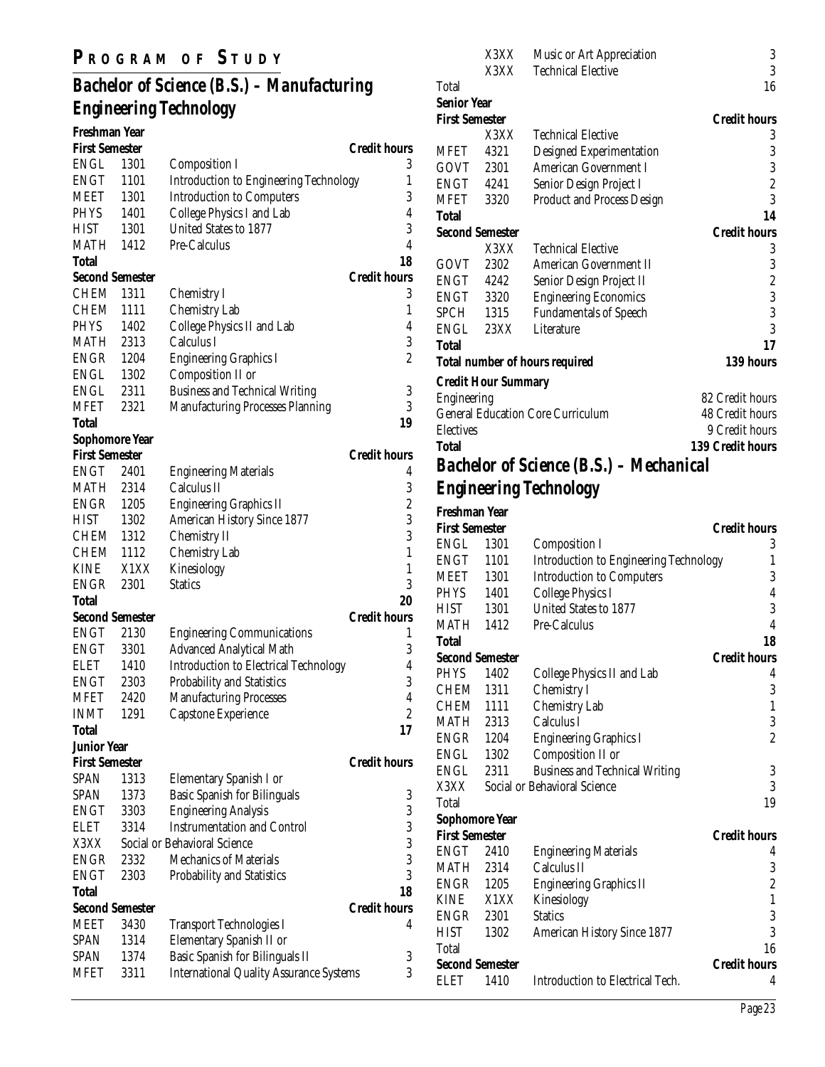## PROGRAM OF STUDY

## Bachelor of Science (B.S.) – Manufacturing Engineering Technology

### Freshman Year

| **First Semester** | | | **Credit hours** |
|---|---|---|---|
| ENGL | 1301 | Composition I | 3 |
| ENGT | 1101 | Introduction to Engineering Technology | 1 |
| MEET | 1301 | Introduction to Computers | 3 |
| PHYS | 1401 | College Physics I and Lab | 4 |
| HIST | 1301 | United States to 1877 | 3 |
| MATH | 1412 | Pre-Calculus | 4 |
| **Total** | | | **18** |

| **Second Semester** | | | **Credit hours** |
|---|---|---|---|
| CHEM | 1311 | Chemistry I | 3 |
| CHEM | 1111 | Chemistry Lab | 1 |
| PHYS | 1402 | College Physics II and Lab | 4 |
| MATH | 2313 | Calculus I | 3 |
| ENGR | 1204 | Engineering Graphics I | 2 |
| ENGL | 1302 | Composition II or | |
| ENGL | 2311 | Business and Technical Writing | 3 |
| MFET | 2321 | Manufacturing Processes Planning | 3 |
| **Total** | | | **19** |

### Sophomore Year

| **First Semester** | | | **Credit hours** |
|---|---|---|---|
| ENGT | 2401 | Engineering Materials | 4 |
| MATH | 2314 | Calculus II | 3 |
| ENGR | 1205 | Engineering Graphics II | 2 |
| HIST | 1302 | American History Since 1877 | 3 |
| CHEM | 1312 | Chemistry II | 3 |
| CHEM | 1112 | Chemistry Lab | 1 |
| KINE | X1XX | Kinesiology | 1 |
| ENGR | 2301 | Statics | 3 |
| **Total** | | | **20** |

| **Second Semester** | | | **Credit hours** |
|---|---|---|---|
| ENGT | 2130 | Engineering Communications | 1 |
| ENGT | 3301 | Advanced Analytical Math | 3 |
| ELET | 1410 | Introduction to Electrical Technology | 4 |
| ENGT | 2303 | Probability and Statistics | 3 |
| MFET | 2420 | Manufacturing Processes | 4 |
| INMT | 1291 | Capstone Experience | 2 |
| **Total** | | | **17** |

### Junior Year

| **First Semester** | | | **Credit hours** |
|---|---|---|---|
| SPAN | 1313 | Elementary Spanish I or | |
| SPAN | 1373 | Basic Spanish for Bilinguals | 3 |
| ENGT | 3303 | Engineering Analysis | 3 |
| ELET | 3314 | Instrumentation and Control | 3 |
| X3XX | | Social or Behavioral Science | 3 |
| ENGR | 2332 | Mechanics of Materials | 3 |
| ENGT | 2303 | Probability and Statistics | 3 |
| **Total** | | | **18** |

| **Second Semester** | | | **Credit hours** |
|---|---|---|---|
| MEET | 3430 | Transport Technologies I | 4 |
| SPAN | 1314 | Elementary Spanish II or | |
| SPAN | 1374 | Basic Spanish for Bilinguals II | 3 |
| MFET | 3311 | International Quality Assurance Systems | 3 |
| | X3XX | Music or Art Appreciation | 3 |
| | X3XX | Technical Elective | 3 |
| Total | | | 16 |

### Senior Year

| **First Semester** | | | **Credit hours** |
|---|---|---|---|
| | X3XX | Technical Elective | 3 |
| MFET | 4321 | Designed Experimentation | 3 |
| GOVT | 2301 | American Government I | 3 |
| ENGT | 4241 | Senior Design Project I | 2 |
| MFET | 3320 | Product and Process Design | 3 |
| **Total** | | | **14** |

| **Second Semester** | | | **Credit hours** |
|---|---|---|---|
| | X3XX | Technical Elective | 3 |
| GOVT | 2302 | American Government II | 3 |
| ENGT | 4242 | Senior Design Project II | 2 |
| ENGT | 3320 | Engineering Economics | 3 |
| SPCH | 1315 | Fundamentals of Speech | 3 |
| ENGL | 23XX | Literature | 3 |
| **Total** | | | **17** |

**Total number of hours required** — **139 hours**

### Credit Hour Summary

| | |
|---|---|
| Engineering | 82 Credit hours |
| General Education Core Curriculum | 48 Credit hours |
| Electives | 9 Credit hours |
| **Total** | **139 Credit hours** |

## Bachelor of Science (B.S.) – Mechanical Engineering Technology

### Freshman Year

| **First Semester** | | | **Credit hours** |
|---|---|---|---|
| ENGL | 1301 | Composition I | 3 |
| ENGT | 1101 | Introduction to Engineering Technology | 1 |
| MEET | 1301 | Introduction to Computers | 3 |
| PHYS | 1401 | College Physics I | 4 |
| HIST | 1301 | United States to 1877 | 3 |
| MATH | 1412 | Pre-Calculus | 4 |
| **Total** | | | **18** |

| **Second Semester** | | | **Credit hours** |
|---|---|---|---|
| PHYS | 1402 | College Physics II and Lab | 4 |
| CHEM | 1311 | Chemistry I | 3 |
| CHEM | 1111 | Chemistry Lab | 1 |
| MATH | 2313 | Calculus I | 3 |
| ENGR | 1204 | Engineering Graphics I | 2 |
| ENGL | 1302 | Composition II or | |
| ENGL | 2311 | Business and Technical Writing | 3 |
| X3XX | | Social or Behavioral Science | 3 |
| Total | | | 19 |

### Sophomore Year

| **First Semester** | | | **Credit hours** |
|---|---|---|---|
| ENGT | 2410 | Engineering Materials | 4 |
| MATH | 2314 | Calculus II | 3 |
| ENGR | 1205 | Engineering Graphics II | 2 |
| KINE | X1XX | Kinesiology | 1 |
| ENGR | 2301 | Statics | 3 |
| HIST | 1302 | American History Since 1877 | 3 |
| Total | | | 16 |

| **Second Semester** | | | **Credit hours** |
|---|---|---|---|
| ELET | 1410 | Introduction to Electrical Tech. | 4 |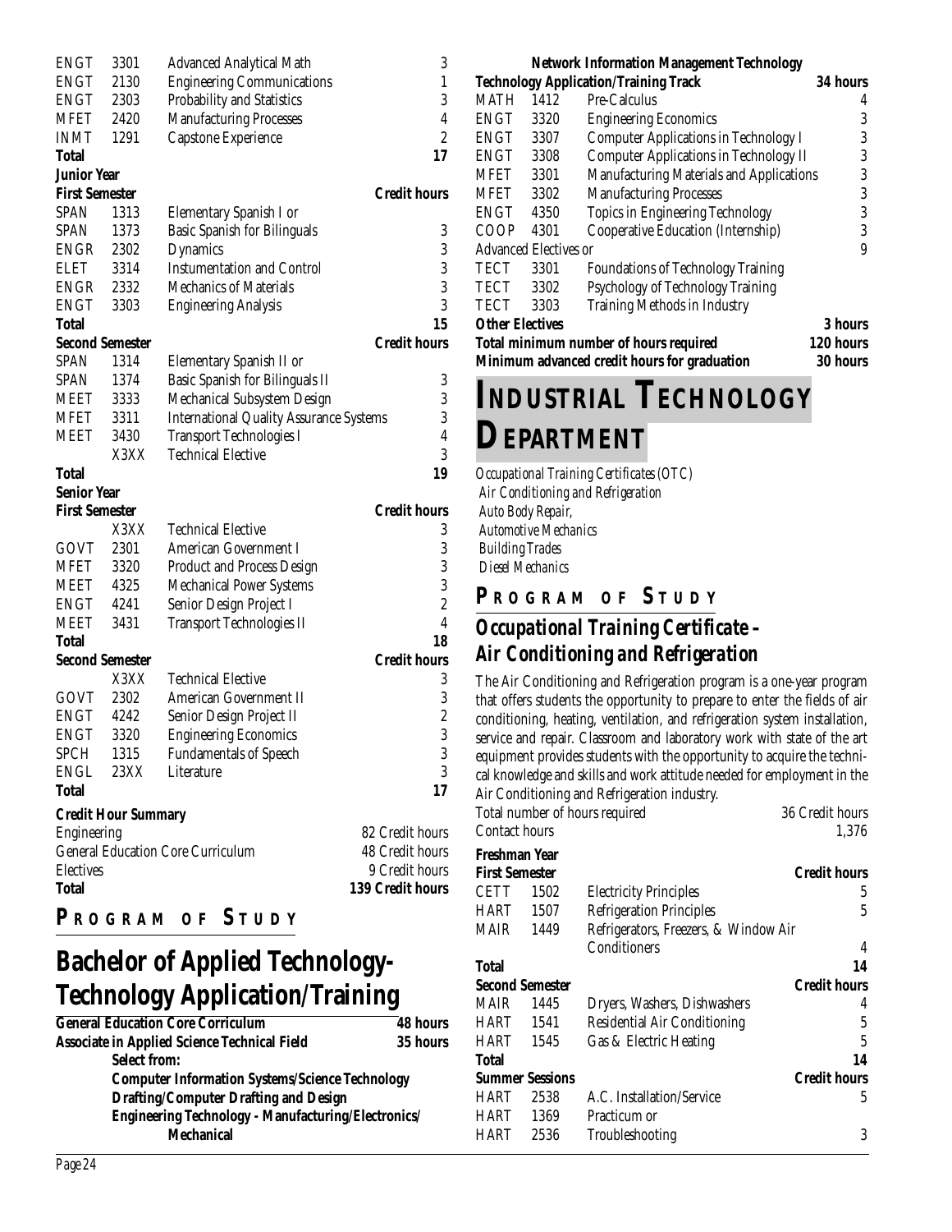| | | | |
|---|---|---|---|
| ENGT | 3301 | Advanced Analytical Math | 3 |
| ENGT | 2130 | Engineering Communications | 1 |
| ENGT | 2303 | Probability and Statistics | 3 |
| MFET | 2420 | Manufacturing Processes | 4 |
| INMT | 1291 | Capstone Experience | 2 |
| **Total** | | | **17** |

**Junior Year**

| **First Semester** | | | **Credit hours** |
|---|---|---|---|
| SPAN | 1313 | Elementary Spanish I or | |
| SPAN | 1373 | Basic Spanish for Bilinguals | 3 |
| ENGR | 2302 | Dynamics | 3 |
| ELET | 3314 | Instumentation and Control | 3 |
| ENGR | 2332 | Mechanics of Materials | 3 |
| ENGT | 3303 | Engineering Analysis | 3 |
| **Total** | | | **15** |

| **Second Semester** | | | **Credit hours** |
|---|---|---|---|
| SPAN | 1314 | Elementary Spanish II or | |
| SPAN | 1374 | Basic Spanish for Bilinguals II | 3 |
| MEET | 3333 | Mechanical Subsystem Design | 3 |
| MFET | 3311 | International Quality Assurance Systems | 3 |
| MEET | 3430 | Transport Technologies I | 4 |
| | X3XX | Technical Elective | 3 |
| **Total** | | | **19** |

**Senior Year**

| **First Semester** | | | **Credit hours** |
|---|---|---|---|
| | X3XX | Technical Elective | 3 |
| GOVT | 2301 | American Government I | 3 |
| MFET | 3320 | Product and Process Design | 3 |
| MEET | 4325 | Mechanical Power Systems | 3 |
| ENGT | 4241 | Senior Design Project I | 2 |
| MEET | 3431 | Transport Technologies II | 4 |
| **Total** | | | **18** |

| **Second Semester** | | | **Credit hours** |
|---|---|---|---|
| | X3XX | Technical Elective | 3 |
| GOVT | 2302 | American Government II | 3 |
| ENGT | 4242 | Senior Design Project II | 2 |
| ENGT | 3320 | Engineering Economics | 3 |
| SPCH | 1315 | Fundamentals of Speech | 3 |
| ENGL | 23XX | Literature | 3 |
| **Total** | | | **17** |

**Credit Hour Summary**

| | |
|---|---|
| Engineering | 82 Credit hours |
| General Education Core Curriculum | 48 Credit hours |
| Electives | 9 Credit hours |
| **Total** | **139 Credit hours** |

### PROGRAM OF STUDY

## Bachelor of Applied Technology-Technology Application/Training

| | |
|---|---|
| **General Education Core Curriculum** | **48 hours** |
| **Associate in Applied Science Technical Field** | **35 hours** |

**Select from:**
- **Computer Information Systems/Science Technology**
- **Drafting/Computer Drafting and Design**
- **Engineering Technology - Manufacturing/Electronics/ Mechanical**

**Network Information Management Technology**

| **Technology Application/Training Track** | | | **34 hours** |
|---|---|---|---|
| MATH | 1412 | Pre-Calculus | 4 |
| ENGT | 3320 | Engineering Economics | 3 |
| ENGT | 3307 | Computer Applications in Technology I | 3 |
| ENGT | 3308 | Computer Applications in Technology II | 3 |
| MFET | 3301 | Manufacturing Materials and Applications | 3 |
| MFET | 3302 | Manufacturing Processes | 3 |
| ENGT | 4350 | Topics in Engineering Technology | 3 |
| COOP | 4301 | Cooperative Education (Internship) | 3 |
| Advanced Electives or | | | 9 |
| TECT | 3301 | Foundations of Technology Training | |
| TECT | 3302 | Psychology of Technology Training | |
| TECT | 3303 | Training Methods in Industry | |
| **Other Electives** | | | **3 hours** |
| **Total minimum number of hours required** | | | **120 hours** |
| **Minimum advanced credit hours for graduation** | | | **30 hours** |

# INDUSTRIAL TECHNOLOGY DEPARTMENT

*Occupational Training Certificates (OTC)*
*Air Conditioning and Refrigeration*
*Auto Body Repair,*
*Automotive Mechanics*
*Building Trades*
*Diesel Mechanics*

### PROGRAM OF STUDY

## Occupational Training Certificate – Air Conditioning and Refrigeration

The Air Conditioning and Refrigeration program is a one-year program that offers students the opportunity to prepare to enter the fields of air conditioning, heating, ventilation, and refrigeration system installation, service and repair. Classroom and laboratory work with state of the art equipment provides students with the opportunity to acquire the technical knowledge and skills and work attitude needed for employment in the Air Conditioning and Refrigeration industry.

| | |
|---|---|
| Total number of hours required | 36 Credit hours |
| Contact hours | 1,376 |

**Freshman Year**

| **First Semester** | | | **Credit hours** |
|---|---|---|---|
| CETT | 1502 | Electricity Principles | 5 |
| HART | 1507 | Refrigeration Principles | 5 |
| MAIR | 1449 | Refrigerators, Freezers, & Window Air Conditioners | 4 |
| **Total** | | | **14** |

| **Second Semester** | | | **Credit hours** |
|---|---|---|---|
| MAIR | 1445 | Dryers, Washers, Dishwashers | 4 |
| HART | 1541 | Residential Air Conditioning | 5 |
| HART | 1545 | Gas & Electric Heating | 5 |
| **Total** | | | **14** |

| **Summer Sessions** | | | **Credit hours** |
|---|---|---|---|
| HART | 2538 | A.C. Installation/Service | 5 |
| HART | 1369 | Practicum or | |
| HART | 2536 | Troubleshooting | 3 |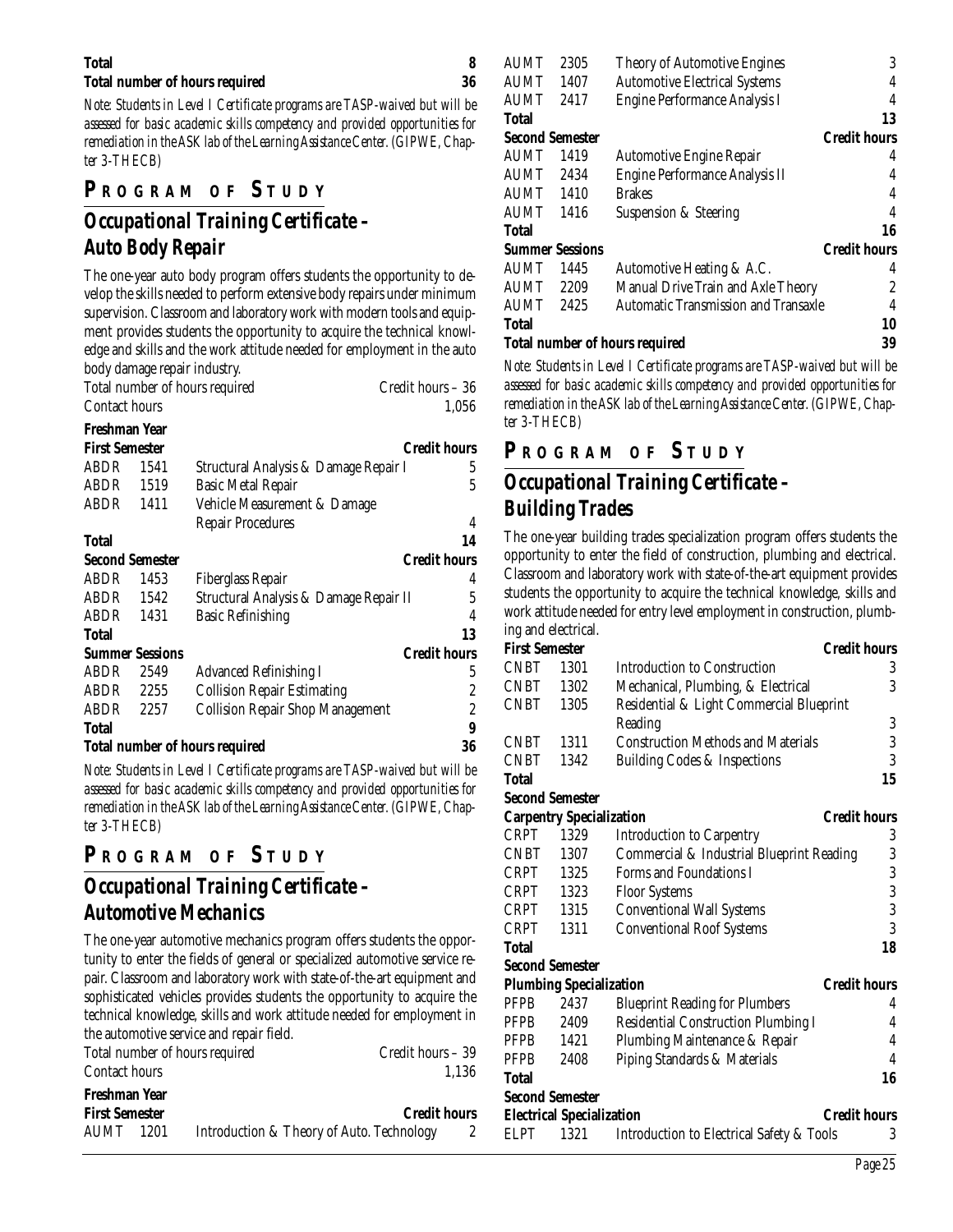| | | | |
|---|---|---|---|
| **Total** | | | **8** |
| **Total number of hours required** | | | **36** |

*Note: Students in Level I Certificate programs are TASP-waived but will be assessed for basic academic skills competency and provided opportunities for remediation in the ASK lab of the Learning Assistance Center. (GIPWE, Chapter 3-THECB)*

## PROGRAM OF STUDY

## Occupational Training Certificate – Auto Body Repair

The one-year auto body program offers students the opportunity to develop the skills needed to perform extensive body repairs under minimum supervision. Classroom and laboratory work with modern tools and equipment provides students the opportunity to acquire the technical knowledge and skills and the work attitude needed for employment in the auto body damage repair industry.

Total number of hours required — Credit hours – 36
Contact hours — 1,056

**Freshman Year**

| **First Semester** | | | **Credit hours** |
|---|---|---|---|
| ABDR | 1541 | Structural Analysis & Damage Repair I | 5 |
| ABDR | 1519 | Basic Metal Repair | 5 |
| ABDR | 1411 | Vehicle Measurement & Damage Repair Procedures | 4 |
| **Total** | | | **14** |
| **Second Semester** | | | **Credit hours** |
| ABDR | 1453 | Fiberglass Repair | 4 |
| ABDR | 1542 | Structural Analysis & Damage Repair II | 5 |
| ABDR | 1431 | Basic Refinishing | 4 |
| **Total** | | | **13** |
| **Summer Sessions** | | | **Credit hours** |
| ABDR | 2549 | Advanced Refinishing I | 5 |
| ABDR | 2255 | Collision Repair Estimating | 2 |
| ABDR | 2257 | Collision Repair Shop Management | 2 |
| **Total** | | | **9** |
| **Total number of hours required** | | | **36** |

*Note: Students in Level I Certificate programs are TASP-waived but will be assessed for basic academic skills competency and provided opportunities for remediation in the ASK lab of the Learning Assistance Center. (GIPWE, Chapter 3-THECB)*

## PROGRAM OF STUDY

## Occupational Training Certificate – Automotive Mechanics

The one-year automotive mechanics program offers students the opportunity to enter the fields of general or specialized automotive service repair. Classroom and laboratory work with state-of-the-art equipment and sophisticated vehicles provides students the opportunity to acquire the technical knowledge, skills and work attitude needed for employment in the automotive service and repair field.

Total number of hours required — Credit hours – 39
Contact hours — 1,136

**Freshman Year**

| **First Semester** | | | **Credit hours** |
|---|---|---|---|
| AUMT | 1201 | Introduction & Theory of Auto. Technology | 2 |
| AUMT | 2305 | Theory of Automotive Engines | 3 |
| AUMT | 1407 | Automotive Electrical Systems | 4 |
| AUMT | 2417 | Engine Performance Analysis I | 4 |
| **Total** | | | **13** |
| **Second Semester** | | | **Credit hours** |
| AUMT | 1419 | Automotive Engine Repair | 4 |
| AUMT | 2434 | Engine Performance Analysis II | 4 |
| AUMT | 1410 | Brakes | 4 |
| AUMT | 1416 | Suspension & Steering | 4 |
| **Total** | | | **16** |
| **Summer Sessions** | | | **Credit hours** |
| AUMT | 1445 | Automotive Heating & A.C. | 4 |
| AUMT | 2209 | Manual Drive Train and Axle Theory | 2 |
| AUMT | 2425 | Automatic Transmission and Transaxle | 4 |
| **Total** | | | **10** |
| **Total number of hours required** | | | **39** |

*Note: Students in Level I Certificate programs are TASP-waived but will be assessed for basic academic skills competency and provided opportunities for remediation in the ASK lab of the Learning Assistance Center. (GIPWE, Chapter 3-THECB)*

## PROGRAM OF STUDY

## Occupational Training Certificate – Building Trades

The one-year building trades specialization program offers students the opportunity to enter the field of construction, plumbing and electrical. Classroom and laboratory work with state-of-the-art equipment provides students the opportunity to acquire the technical knowledge, skills and work attitude needed for entry level employment in construction, plumbing and electrical.

| **First Semester** | | | **Credit hours** |
|---|---|---|---|
| CNBT | 1301 | Introduction to Construction | 3 |
| CNBT | 1302 | Mechanical, Plumbing, & Electrical | 3 |
| CNBT | 1305 | Residential & Light Commercial Blueprint Reading | 3 |
| CNBT | 1311 | Construction Methods and Materials | 3 |
| CNBT | 1342 | Building Codes & Inspections | 3 |
| **Total** | | | **15** |
| **Second Semester** | | | |
| **Carpentry Specialization** | | | **Credit hours** |
| CRPT | 1329 | Introduction to Carpentry | 3 |
| CNBT | 1307 | Commercial & Industrial Blueprint Reading | 3 |
| CRPT | 1325 | Forms and Foundations I | 3 |
| CRPT | 1323 | Floor Systems | 3 |
| CRPT | 1315 | Conventional Wall Systems | 3 |
| CRPT | 1311 | Conventional Roof Systems | 3 |
| **Total** | | | **18** |
| **Second Semester** | | | |
| **Plumbing Specialization** | | | **Credit hours** |
| PFPB | 2437 | Blueprint Reading for Plumbers | 4 |
| PFPB | 2409 | Residential Construction Plumbing I | 4 |
| PFPB | 1421 | Plumbing Maintenance & Repair | 4 |
| PFPB | 2408 | Piping Standards & Materials | 4 |
| **Total** | | | **16** |
| **Second Semester** | | | |
| **Electrical Specialization** | | | **Credit hours** |
| ELPT | 1321 | Introduction to Electrical Safety & Tools | 3 |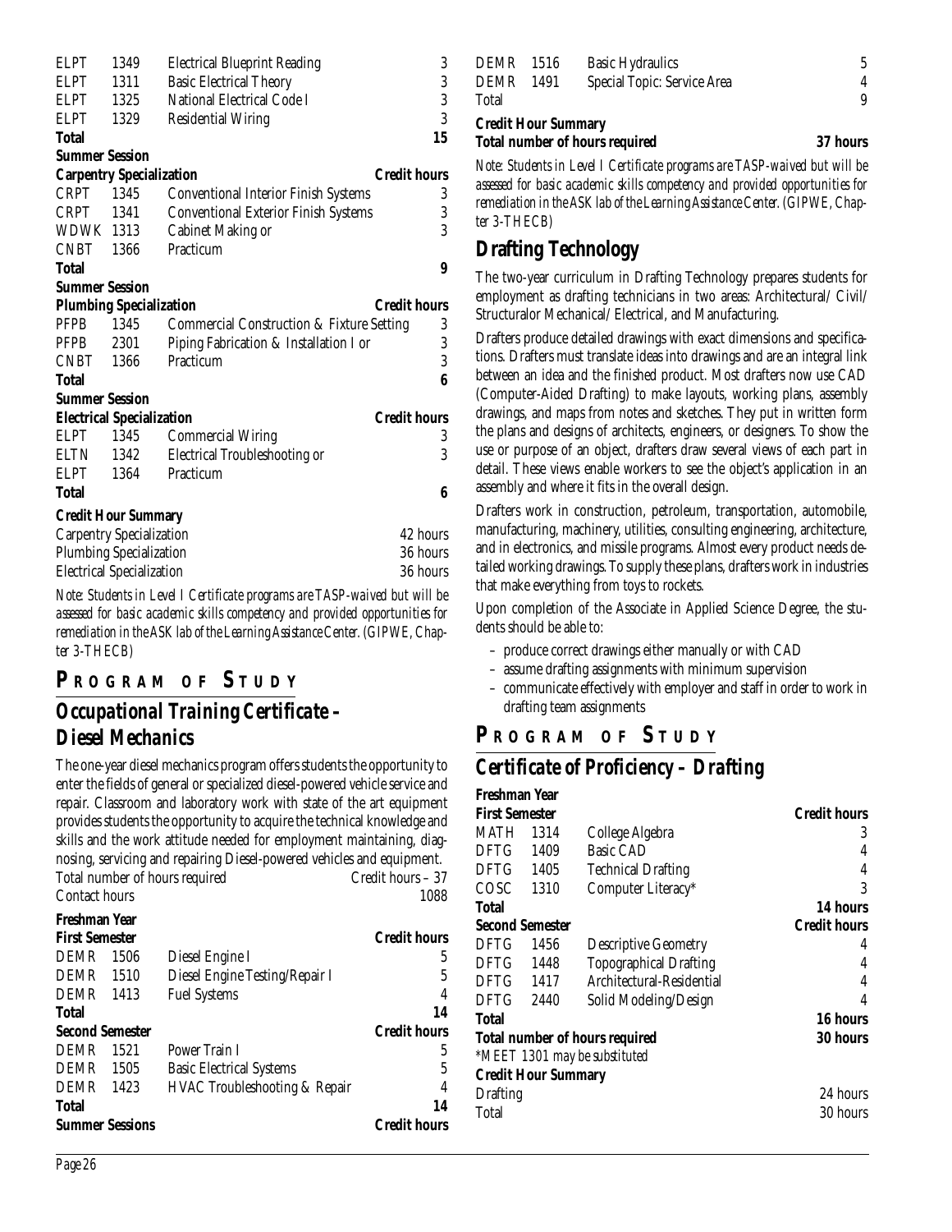| | | | |
|---|---|---|---|
| ELPT | 1349 | Electrical Blueprint Reading | 3 |
| ELPT | 1311 | Basic Electrical Theory | 3 |
| ELPT | 1325 | National Electrical Code I | 3 |
| ELPT | 1329 | Residential Wiring | 3 |
| **Total** | | | **15** |

**Summer Session**

| **Carpentry Specialization** | | | **Credit hours** |
|---|---|---|---|
| CRPT | 1345 | Conventional Interior Finish Systems | 3 |
| CRPT | 1341 | Conventional Exterior Finish Systems | 3 |
| WDWK | 1313 | Cabinet Making or | 3 |
| CNBT | 1366 | Practicum | |
| **Total** | | | **9** |

**Summer Session**

| **Plumbing Specialization** | | | **Credit hours** |
|---|---|---|---|
| PFPB | 1345 | Commercial Construction & Fixture Setting | 3 |
| PFPB | 2301 | Piping Fabrication & Installation I or | 3 |
| CNBT | 1366 | Practicum | 3 |
| **Total** | | | **6** |

**Summer Session**

| **Electrical Specialization** | | | **Credit hours** |
|---|---|---|---|
| ELPT | 1345 | Commercial Wiring | 3 |
| ELTN | 1342 | Electrical Troubleshooting or | 3 |
| ELPT | 1364 | Practicum | |
| **Total** | | | **6** |

**Credit Hour Summary**

| | |
|---|---|
| Carpentry Specialization | 42 hours |
| Plumbing Specialization | 36 hours |
| Electrical Specialization | 36 hours |

*Note: Students in Level I Certificate programs are TASP-waived but will be assessed for basic academic skills competency and provided opportunities for remediation in the ASK lab of the Learning Assistance Center. (GIPWE, Chapter 3-THECB)*

## Program of Study

## Occupational Training Certificate – Diesel Mechanics

The one-year diesel mechanics program offers students the opportunity to enter the fields of general or specialized diesel-powered vehicle service and repair. Classroom and laboratory work with state of the art equipment provides students the opportunity to acquire the technical knowledge and skills and the work attitude needed for employment maintaining, diagnosing, servicing and repairing Diesel-powered vehicles and equipment.

| | |
|---|---|
| Total number of hours required | Credit hours – 37 |
| Contact hours | 1088 |

**Freshman Year**

| **First Semester** | | | **Credit hours** |
|---|---|---|---|
| DEMR | 1506 | Diesel Engine I | 5 |
| DEMR | 1510 | Diesel Engine Testing/Repair I | 5 |
| DEMR | 1413 | Fuel Systems | 4 |
| **Total** | | | **14** |
| **Second Semester** | | | **Credit hours** |
| DEMR | 1521 | Power Train I | 5 |
| DEMR | 1505 | Basic Electrical Systems | 5 |
| DEMR | 1423 | HVAC Troubleshooting & Repair | 4 |
| **Total** | | | **14** |
| **Summer Sessions** | | | **Credit hours** |
| DEMR | 1516 | Basic Hydraulics | 5 |
| DEMR | 1491 | Special Topic: Service Area | 4 |
| Total | | | 9 |

**Credit Hour Summary**

**Total number of hours required** **37 hours**

*Note: Students in Level I Certificate programs are TASP-waived but will be assessed for basic academic skills competency and provided opportunities for remediation in the ASK lab of the Learning Assistance Center. (GIPWE, Chapter 3-THECB)*

## Drafting Technology

The two-year curriculum in Drafting Technology prepares students for employment as drafting technicians in two areas: Architectural/ Civil/ Structuralor Mechanical/ Electrical, and Manufacturing.

Drafters produce detailed drawings with exact dimensions and specifications. Drafters must translate ideas into drawings and are an integral link between an idea and the finished product. Most drafters now use CAD (Computer-Aided Drafting) to make layouts, working plans, assembly drawings, and maps from notes and sketches. They put in written form the plans and designs of architects, engineers, or designers. To show the use or purpose of an object, drafters draw several views of each part in detail. These views enable workers to see the object's application in an assembly and where it fits in the overall design.

Drafters work in construction, petroleum, transportation, automobile, manufacturing, machinery, utilities, consulting engineering, architecture, and in electronics, and missile programs. Almost every product needs detailed working drawings. To supply these plans, drafters work in industries that make everything from toys to rockets.

Upon completion of the Associate in Applied Science Degree, the students should be able to:

- produce correct drawings either manually or with CAD
- assume drafting assignments with minimum supervision
- communicate effectively with employer and staff in order to work in drafting team assignments

## Program of Study

## Certificate of Proficiency – Drafting

**Freshman Year**

| **First Semester** | | | **Credit hours** |
|---|---|---|---|
| MATH | 1314 | College Algebra | 3 |
| DFTG | 1409 | Basic CAD | 4 |
| DFTG | 1405 | Technical Drafting | 4 |
| COSC | 1310 | Computer Literacy* | 3 |
| **Total** | | | **14 hours** |
| **Second Semester** | | | **Credit hours** |
| DFTG | 1456 | Descriptive Geometry | 4 |
| DFTG | 1448 | Topographical Drafting | 4 |
| DFTG | 1417 | Architectural-Residential | 4 |
| DFTG | 2440 | Solid Modeling/Design | 4 |
| **Total** | | | **16 hours** |
| **Total number of hours required** | | | **30 hours** |

*\*MEET 1301 may be substituted*

**Credit Hour Summary**

| | |
|---|---|
| Drafting | 24 hours |
| Total | 30 hours |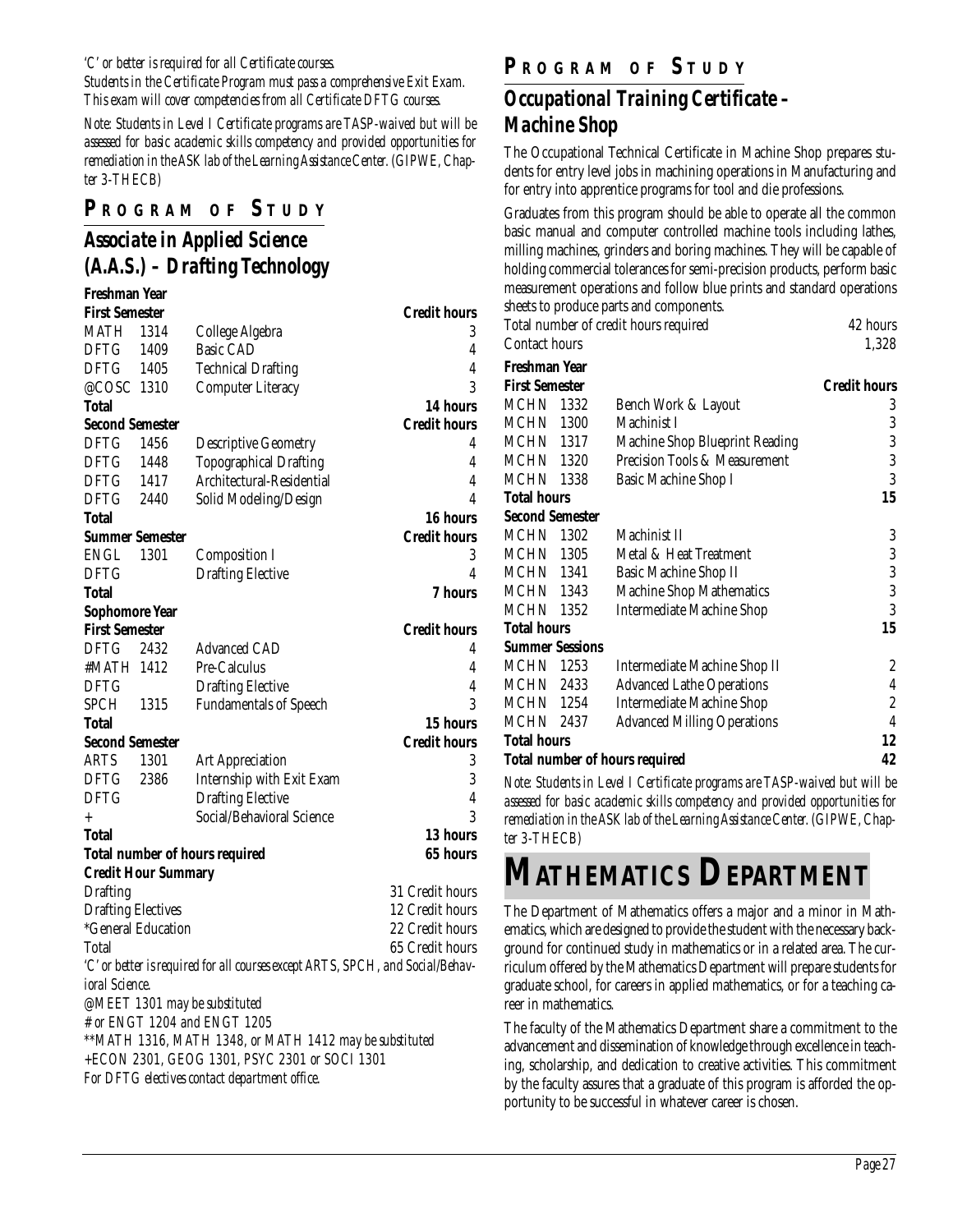*'C' or better is required for all Certificate courses.*

*Students in the Certificate Program must pass a comprehensive Exit Exam. This exam will cover competencies from all Certificate DFTG courses.*

*Note: Students in Level I Certificate programs are TASP-waived but will be assessed for basic academic skills competency and provided opportunities for remediation in the ASK lab of the Learning Assistance Center. (GIPWE, Chapter 3-THECB)*

## PROGRAM OF STUDY

### Associate in Applied Science (A.A.S.) – Drafting Technology

**Freshman Year**

| **First Semester** | | | **Credit hours** |
|---|---|---|---|
| MATH | 1314 | College Algebra | 3 |
| DFTG | 1409 | Basic CAD | 4 |
| DFTG | 1405 | Technical Drafting | 4 |
| @COSC | 1310 | Computer Literacy | 3 |
| **Total** | | | **14 hours** |
| **Second Semester** | | | **Credit hours** |
| DFTG | 1456 | Descriptive Geometry | 4 |
| DFTG | 1448 | Topographical Drafting | 4 |
| DFTG | 1417 | Architectural-Residential | 4 |
| DFTG | 2440 | Solid Modeling/Design | 4 |
| **Total** | | | **16 hours** |
| **Summer Semester** | | | **Credit hours** |
| ENGL | 1301 | Composition I | 3 |
| DFTG | | Drafting Elective | 4 |
| **Total** | | | **7 hours** |

**Sophomore Year**

| **First Semester** | | | **Credit hours** |
|---|---|---|---|
| DFTG | 2432 | Advanced CAD | 4 |
| #MATH | 1412 | Pre-Calculus | 4 |
| DFTG | | Drafting Elective | 4 |
| SPCH | 1315 | Fundamentals of Speech | 3 |
| **Total** | | | **15 hours** |
| **Second Semester** | | | **Credit hours** |
| ARTS | 1301 | Art Appreciation | 3 |
| DFTG | 2386 | Internship with Exit Exam | 3 |
| DFTG | | Drafting Elective | 4 |
| + | | Social/Behavioral Science | 3 |
| **Total** | | | **13 hours** |
| **Total number of hours required** | | | **65 hours** |

**Credit Hour Summary**

| | |
|---|---|
| Drafting | 31 Credit hours |
| Drafting Electives | 12 Credit hours |
| *General Education | 22 Credit hours |
| Total | 65 Credit hours |

*'C' or better is required for all courses except ARTS, SPCH, and Social/Behavioral Science.*

*@MEET 1301 may be substituted*

*# or ENGT 1204 and ENGT 1205*

*\*\*MATH 1316, MATH 1348, or MATH 1412 may be substituted*

*+ECON 2301, GEOG 1301, PSYC 2301 or SOCI 1301*

*For DFTG electives contact department office.*

## PROGRAM OF STUDY

### Occupational Training Certificate – Machine Shop

The Occupational Technical Certificate in Machine Shop prepares students for entry level jobs in machining operations in Manufacturing and for entry into apprentice programs for tool and die professions.

Graduates from this program should be able to operate all the common basic manual and computer controlled machine tools including lathes, milling machines, grinders and boring machines. They will be capable of holding commercial tolerances for semi-precision products, perform basic measurement operations and follow blue prints and standard operations sheets to produce parts and components.

| | |
|---|---|
| Total number of credit hours required | 42 hours |
| Contact hours | 1,328 |

**Freshman Year**

| **First Semester** | | | **Credit hours** |
|---|---|---|---|
| MCHN | 1332 | Bench Work & Layout | 3 |
| MCHN | 1300 | Machinist I | 3 |
| MCHN | 1317 | Machine Shop Blueprint Reading | 3 |
| MCHN | 1320 | Precision Tools & Measurement | 3 |
| MCHN | 1338 | Basic Machine Shop I | 3 |
| **Total hours** | | | **15** |
| **Second Semester** | | | |
| MCHN | 1302 | Machinist II | 3 |
| MCHN | 1305 | Metal & Heat Treatment | 3 |
| MCHN | 1341 | Basic Machine Shop II | 3 |
| MCHN | 1343 | Machine Shop Mathematics | 3 |
| MCHN | 1352 | Intermediate Machine Shop | 3 |
| **Total hours** | | | **15** |
| **Summer Sessions** | | | |
| MCHN | 1253 | Intermediate Machine Shop II | 2 |
| MCHN | 2433 | Advanced Lathe Operations | 4 |
| MCHN | 1254 | Intermediate Machine Shop | 2 |
| MCHN | 2437 | Advanced Milling Operations | 4 |
| **Total hours** | | | **12** |
| **Total number of hours required** | | | **42** |

*Note: Students in Level I Certificate programs are TASP-waived but will be assessed for basic academic skills competency and provided opportunities for remediation in the ASK lab of the Learning Assistance Center. (GIPWE, Chapter 3-THECB)*

# MATHEMATICS DEPARTMENT

The Department of Mathematics offers a major and a minor in Mathematics, which are designed to provide the student with the necessary background for continued study in mathematics or in a related area. The curriculum offered by the Mathematics Department will prepare students for graduate school, for careers in applied mathematics, or for a teaching career in mathematics.

The faculty of the Mathematics Department share a commitment to the advancement and dissemination of knowledge through excellence in teaching, scholarship, and dedication to creative activities. This commitment by the faculty assures that a graduate of this program is afforded the opportunity to be successful in whatever career is chosen.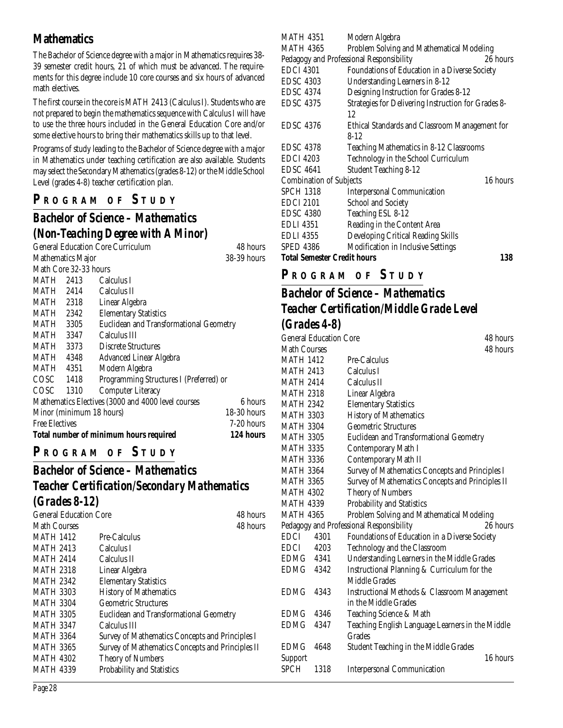## Mathematics

The Bachelor of Science degree with a major in Mathematics requires 38-39 semester credit hours, 21 of which must be advanced. The requirements for this degree include 10 core courses and six hours of advanced math electives.

The first course in the core is MATH 2413 (Calculus I). Students who are not prepared to begin the mathematics sequence with Calculus I will have to use the three hours included in the General Education Core and/or some elective hours to bring their mathematics skills up to that level.

Programs of study leading to the Bachelor of Science degree with a major in Mathematics under teaching certification are also available. Students may select the Secondary Mathematics (grades 8-12) or the Middle School Level (grades 4-8) teacher certification plan.

### PROGRAM OF STUDY

### Bachelor of Science – Mathematics (Non-Teaching Degree with A Minor)

| | | | |
|---|---|---|---|
| General Education Core Curriculum | | | 48 hours |
| Mathematics Major | | | 38-39 hours |
| Math Core 32-33 hours | | | |
| MATH | 2413 | Calculus I | |
| MATH | 2414 | Calculus II | |
| MATH | 2318 | Linear Algebra | |
| MATH | 2342 | Elementary Statistics | |
| MATH | 3305 | Euclidean and Transformational Geometry | |
| MATH | 3347 | Calculus III | |
| MATH | 3373 | Discrete Structures | |
| MATH | 4348 | Advanced Linear Algebra | |
| MATH | 4351 | Modern Algebra | |
| COSC | 1418 | Programming Structures I (Preferred) or | |
| COSC | 1310 | Computer Literacy | |
| Mathematics Electives (3000 and 4000 level courses | | | 6 hours |
| Minor (minimum 18 hours) | | | 18-30 hours |
| Free Electives | | | 7-20 hours |
| **Total number of minimum hours required** | | | **124 hours** |

### PROGRAM OF STUDY

### Bachelor of Science – Mathematics Teacher Certification/Secondary Mathematics (Grades 8-12)

| | | |
|---|---|---|
| General Education Core | | 48 hours |
| Math Courses | | 48 hours |
| MATH 1412 | Pre-Calculus | |
| MATH 2413 | Calculus I | |
| MATH 2414 | Calculus II | |
| MATH 2318 | Linear Algebra | |
| MATH 2342 | Elementary Statistics | |
| MATH 3303 | History of Mathematics | |
| MATH 3304 | Geometric Structures | |
| MATH 3305 | Euclidean and Transformational Geometry | |
| MATH 3347 | Calculus III | |
| MATH 3364 | Survey of Mathematics Concepts and Principles I | |
| MATH 3365 | Survey of Mathematics Concepts and Principles II | |
| MATH 4302 | Theory of Numbers | |
| MATH 4339 | Probability and Statistics | |
| MATH 4351 | Modern Algebra | |
| MATH 4365 | Problem Solving and Mathematical Modeling | |
| Pedagogy and Professional Responsibility | | 26 hours |
| EDCI 4301 | Foundations of Education in a Diverse Society | |
| EDSC 4303 | Understanding Learners in 8-12 | |
| EDSC 4374 | Designing Instruction for Grades 8-12 | |
| EDSC 4375 | Strategies for Delivering Instruction for Grades 8-12 | |
| EDSC 4376 | Ethical Standards and Classroom Management for 8-12 | |
| EDSC 4378 | Teaching Mathematics in 8-12 Classrooms | |
| EDCI 4203 | Technology in the School Curriculum | |
| EDSC 4641 | Student Teaching 8-12 | |
| Combination of Subjects | | 16 hours |
| SPCH 1318 | Interpersonal Communication | |
| EDCI 2101 | School and Society | |
| EDSC 4380 | Teaching ESL 8-12 | |
| EDLI 4351 | Reading in the Content Area | |
| EDLI 4355 | Developing Critical Reading Skills | |
| SPED 4386 | Modification in Inclusive Settings | |
| **Total Semester Credit hours** | | **138** |

### PROGRAM OF STUDY

### Bachelor of Science – Mathematics Teacher Certification/Middle Grade Level (Grades 4-8)

| | | | |
|---|---|---|---|
| General Education Core | | | 48 hours |
| Math Courses | | | 48 hours |
| MATH 1412 | | Pre-Calculus | |
| MATH 2413 | | Calculus I | |
| MATH 2414 | | Calculus II | |
| MATH 2318 | | Linear Algebra | |
| MATH 2342 | | Elementary Statistics | |
| MATH 3303 | | History of Mathematics | |
| MATH 3304 | | Geometric Structures | |
| MATH 3305 | | Euclidean and Transformational Geometry | |
| MATH 3335 | | Contemporary Math I | |
| MATH 3336 | | Contemporary Math II | |
| MATH 3364 | | Survey of Mathematics Concepts and Principles I | |
| MATH 3365 | | Survey of Mathematics Concepts and Principles II | |
| MATH 4302 | | Theory of Numbers | |
| MATH 4339 | | Probability and Statistics | |
| MATH 4365 | | Problem Solving and Mathematical Modeling | |
| Pedagogy and Professional Responsibility | | | 26 hours |
| EDCI | 4301 | Foundations of Education in a Diverse Society | |
| EDCI | 4203 | Technology and the Classroom | |
| EDMG | 4341 | Understanding Learners in the Middle Grades | |
| EDMG | 4342 | Instructional Planning & Curriculum for the Middle Grades | |
| EDMG | 4343 | Instructional Methods & Classroom Management in the Middle Grades | |
| EDMG | 4346 | Teaching Science & Math | |
| EDMG | 4347 | Teaching English Language Learners in the Middle Grades | |
| EDMG | 4648 | Student Teaching in the Middle Grades | |
| Support | | | 16 hours |
| SPCH | 1318 | Interpersonal Communication | |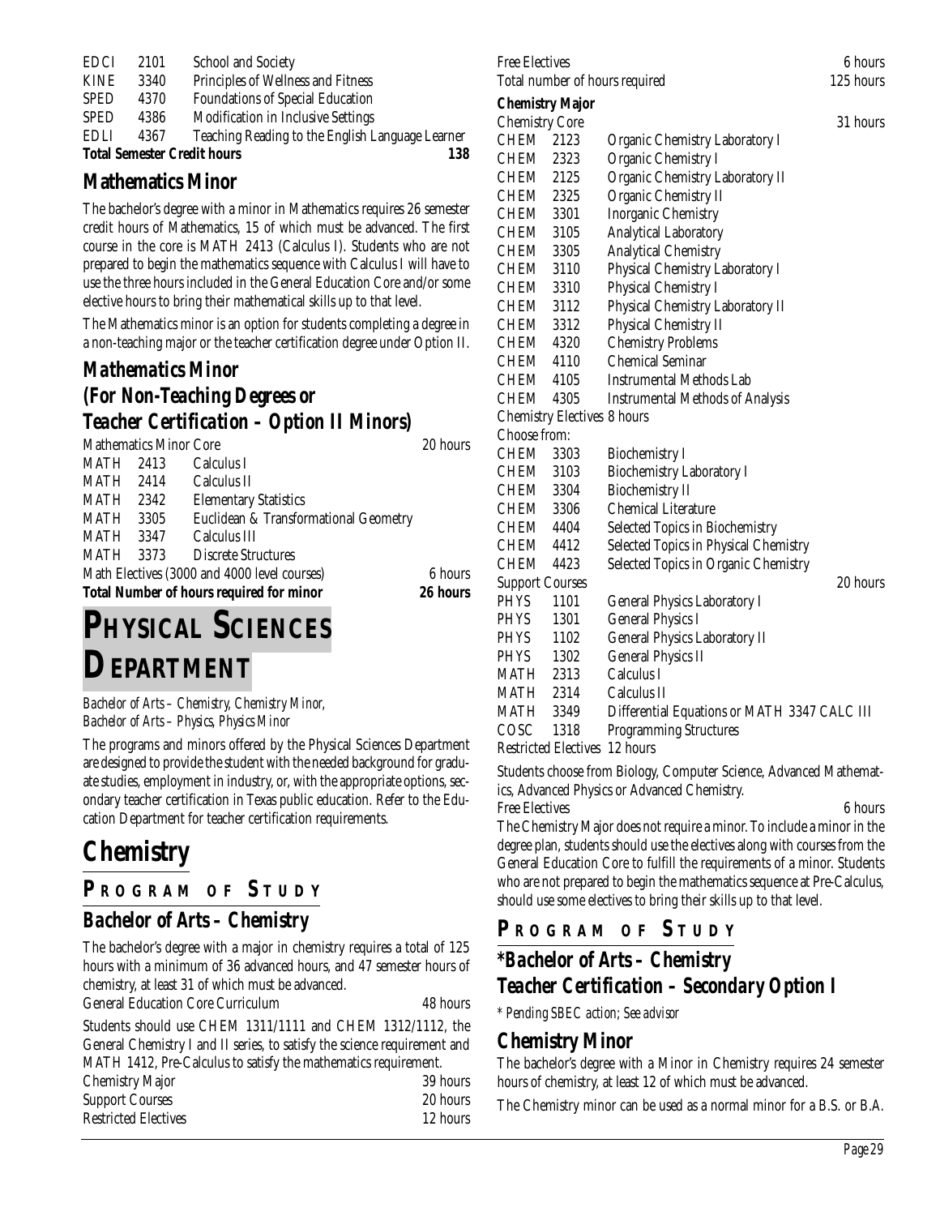| | | |
|---|---|---|
| EDCI | 2101 | School and Society |
| KINE | 3340 | Principles of Wellness and Fitness |
| SPED | 4370 | Foundations of Special Education |
| SPED | 4386 | Modification in Inclusive Settings |
| EDLI | 4367 | Teaching Reading to the English Language Learner |
| **Total Semester Credit hours** | | **138** |

## Mathematics Minor

The bachelor's degree with a minor in Mathematics requires 26 semester credit hours of Mathematics, 15 of which must be advanced. The first course in the core is MATH 2413 (Calculus I). Students who are not prepared to begin the mathematics sequence with Calculus I will have to use the three hours included in the General Education Core and/or some elective hours to bring their mathematical skills up to that level.

The Mathematics minor is an option for students completing a degree in a non-teaching major or the teacher certification degree under Option II.

### *Mathematics Minor (For Non-Teaching Degrees or Teacher Certification – Option II Minors)*

| | | | |
|---|---|---|---|
| Mathematics Minor Core | | | 20 hours |
| MATH | 2413 | Calculus I | |
| MATH | 2414 | Calculus II | |
| MATH | 2342 | Elementary Statistics | |
| MATH | 3305 | Euclidean & Transformational Geometry | |
| MATH | 3347 | Calculus III | |
| MATH | 3373 | Discrete Structures | |
| Math Electives (3000 and 4000 level courses) | | | 6 hours |
| **Total Number of hours required for minor** | | | **26 hours** |

# Physical Sciences Department

*Bachelor of Arts – Chemistry, Chemistry Minor,*
*Bachelor of Arts – Physics, Physics Minor*

The programs and minors offered by the Physical Sciences Department are designed to provide the student with the needed background for graduate studies, employment in industry, or, with the appropriate options, secondary teacher certification in Texas public education. Refer to the Education Department for teacher certification requirements.

## Chemistry

### Program of Study

### *Bachelor of Arts – Chemistry*

The bachelor's degree with a major in chemistry requires a total of 125 hours with a minimum of 36 advanced hours, and 47 semester hours of chemistry, at least 31 of which must be advanced.

General Education Core Curriculum — 48 hours

Students should use CHEM 1311/1111 and CHEM 1312/1112, the General Chemistry I and II series, to satisfy the science requirement and MATH 1412, Pre-Calculus to satisfy the mathematics requirement.

| | |
|---|---|
| Chemistry Major | 39 hours |
| Support Courses | 20 hours |
| Restricted Electives | 12 hours |
| Free Electives | 6 hours |
| Total number of hours required | 125 hours |

**Chemistry Major**

| | | | |
|---|---|---|---|
| Chemistry Core | | | 31 hours |
| CHEM | 2123 | Organic Chemistry Laboratory I | |
| CHEM | 2323 | Organic Chemistry I | |
| CHEM | 2125 | Organic Chemistry Laboratory II | |
| CHEM | 2325 | Organic Chemistry II | |
| CHEM | 3301 | Inorganic Chemistry | |
| CHEM | 3105 | Analytical Laboratory | |
| CHEM | 3305 | Analytical Chemistry | |
| CHEM | 3110 | Physical Chemistry Laboratory I | |
| CHEM | 3310 | Physical Chemistry I | |
| CHEM | 3112 | Physical Chemistry Laboratory II | |
| CHEM | 3312 | Physical Chemistry II | |
| CHEM | 4320 | Chemistry Problems | |
| CHEM | 4110 | Chemical Seminar | |
| CHEM | 4105 | Instrumental Methods Lab | |
| CHEM | 4305 | Instrumental Methods of Analysis | |
| Chemistry Electives 8 hours | | | |
| Choose from: | | | |
| CHEM | 3303 | Biochemistry I | |
| CHEM | 3103 | Biochemistry Laboratory I | |
| CHEM | 3304 | Biochemistry II | |
| CHEM | 3306 | Chemical Literature | |
| CHEM | 4404 | Selected Topics in Biochemistry | |
| CHEM | 4412 | Selected Topics in Physical Chemistry | |
| CHEM | 4423 | Selected Topics in Organic Chemistry | |
| Support Courses | | | 20 hours |
| PHYS | 1101 | General Physics Laboratory I | |
| PHYS | 1301 | General Physics I | |
| PHYS | 1102 | General Physics Laboratory II | |
| PHYS | 1302 | General Physics II | |
| MATH | 2313 | Calculus I | |
| MATH | 2314 | Calculus II | |
| MATH | 3349 | Differential Equations or MATH 3347 CALC III | |
| COSC | 1318 | Programming Structures | |
| Restricted Electives 12 hours | | | |

Students choose from Biology, Computer Science, Advanced Mathematics, Advanced Physics or Advanced Chemistry.

Free Electives — 6 hours

The Chemistry Major does not require a minor. To include a minor in the degree plan, students should use the electives along with courses from the General Education Core to fulfill the requirements of a minor. Students who are not prepared to begin the mathematics sequence at Pre-Calculus, should use some electives to bring their skills up to that level.

### Program of Study

### *\*Bachelor of Arts – Chemistry Teacher Certification – Secondary Option I*

*\* Pending SBEC action; See advisor*

### Chemistry Minor

The bachelor's degree with a Minor in Chemistry requires 24 semester hours of chemistry, at least 12 of which must be advanced.

The Chemistry minor can be used as a normal minor for a B.S. or B.A.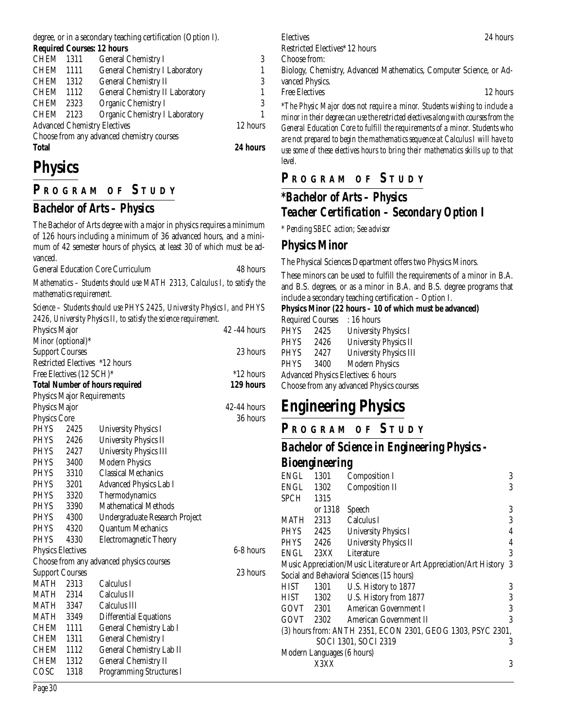degree, or in a secondary teaching certification (Option I).

**Required Courses: 12 hours**

| | | | |
|---|---|---|---|
| CHEM | 1311 | General Chemistry I | 3 |
| CHEM | 1111 | General Chemistry I Laboratory | 1 |
| CHEM | 1312 | General Chemistry II | 3 |
| CHEM | 1112 | General Chemistry II Laboratory | 1 |
| CHEM | 2323 | Organic Chemistry I | 3 |
| CHEM | 2123 | Organic Chemistry I Laboratory | 1 |

Advanced Chemistry Electives 12 hours

Choose from any advanced chemistry courses

**Total 24 hours**

# Physics

## Program of Study

### Bachelor of Arts – Physics

The Bachelor of Arts degree with a major in physics requires a minimum of 126 hours including a minimum of 36 advanced hours, and a minimum of 42 semester hours of physics, at least 30 of which must be advanced.

General Education Core Curriculum 48 hours

*Mathematics – Students should use MATH 2313, Calculus I, to satisfy the mathematics requirement.*

*Science – Students should use PHYS 2425, University Physics I, and PHYS 2426, University Physics II, to satisfy the science requirement.*

| | |
|---|---|
| Physics Major | 42 -44 hours |
| Minor (optional)* | |
| Support Courses | 23 hours |
| Restricted Electives *12 hours | |
| Free Electives (12 SCH)* | *12 hours |
| **Total Number of hours required** | **129 hours** |

Physics Major Requirements

Physics Major 42-44 hours

Physics Core 36 hours

| | | |
|---|---|---|
| PHYS | 2425 | University Physics I |
| PHYS | 2426 | University Physics II |
| PHYS | 2427 | University Physics III |
| PHYS | 3400 | Modern Physics |
| PHYS | 3310 | Classical Mechanics |
| PHYS | 3201 | Advanced Physics Lab I |
| PHYS | 3320 | Thermodynamics |
| PHYS | 3390 | Mathematical Methods |
| PHYS | 4300 | Undergraduate Research Project |
| PHYS | 4320 | Quantum Mechanics |
| PHYS | 4330 | Electromagnetic Theory |

Physics Electives 6-8 hours

Choose from any advanced physics courses

Support Courses 23 hours

| | | |
|---|---|---|
| MATH | 2313 | Calculus I |
| MATH | 2314 | Calculus II |
| MATH | 3347 | Calculus III |
| MATH | 3349 | Differential Equations |
| CHEM | 1111 | General Chemistry Lab I |
| CHEM | 1311 | General Chemistry I |
| CHEM | 1112 | General Chemistry Lab II |
| CHEM | 1312 | General Chemistry II |
| COSC | 1318 | Programming Structures I |

Electives 24 hours

Restricted Electives* 12 hours

Choose from:

Biology, Chemistry, Advanced Mathematics, Computer Science, or Advanced Physics.

Free Electives 12 hours

*\*The Physic Major does not require a minor. Students wishing to include a minor in their degree can use the restricted electives along with courses from the General Education Core to fulfill the requirements of a minor. Students who are not prepared to begin the mathematics sequence at Calculus I will have to use some of these electives hours to bring their mathematics skills up to that level.*

## Program of Study

### *Bachelor of Arts – Physics Teacher Certification – Secondary Option I

*\* Pending SBEC action; See advisor*

### Physics Minor

The Physical Sciences Department offers two Physics Minors.

These minors can be used to fulfill the requirements of a minor in B.A. and B.S. degrees, or as a minor in B.A. and B.S. degree programs that include a secondary teaching certification – Option I.

**Physics Minor (22 hours – 10 of which must be advanced)**

Required Courses : 16 hours

| | | |
|---|---|---|
| PHYS | 2425 | University Physics I |
| PHYS | 2426 | University Physics II |
| PHYS | 2427 | University Physics III |
| PHYS | 3400 | Modern Physics |

Advanced Physics Electives: 6 hours

Choose from any advanced Physics courses

# Engineering Physics

## Program of Study

### Bachelor of Science in Engineering Physics - Bioengineering

| | | | |
|---|---|---|---|
| ENGL | 1301 | Composition I | 3 |
| ENGL | 1302 | Composition II | 3 |
| SPCH | 1315 or 1318 | Speech | 3 |
| MATH | 2313 | Calculus I | 3 |
| PHYS | 2425 | University Physics I | 4 |
| PHYS | 2426 | University Physics II | 4 |
| ENGL | 23XX | Literature | 3 |

Music Appreciation/Music Literature or Art Appreciation/Art History 3

Social and Behavioral Sciences (15 hours)

| | | | |
|---|---|---|---|
| HIST | 1301 | U.S. History to 1877 | 3 |
| HIST | 1302 | U.S. History from 1877 | 3 |
| GOVT | 2301 | American Government I | 3 |
| GOVT | 2302 | American Government II | 3 |

(3) hours from: ANTH 2351, ECON 2301, GEOG 1303, PSYC 2301, SOCI 1301, SOCI 2319 3

Modern Languages (6 hours)

X3XX 3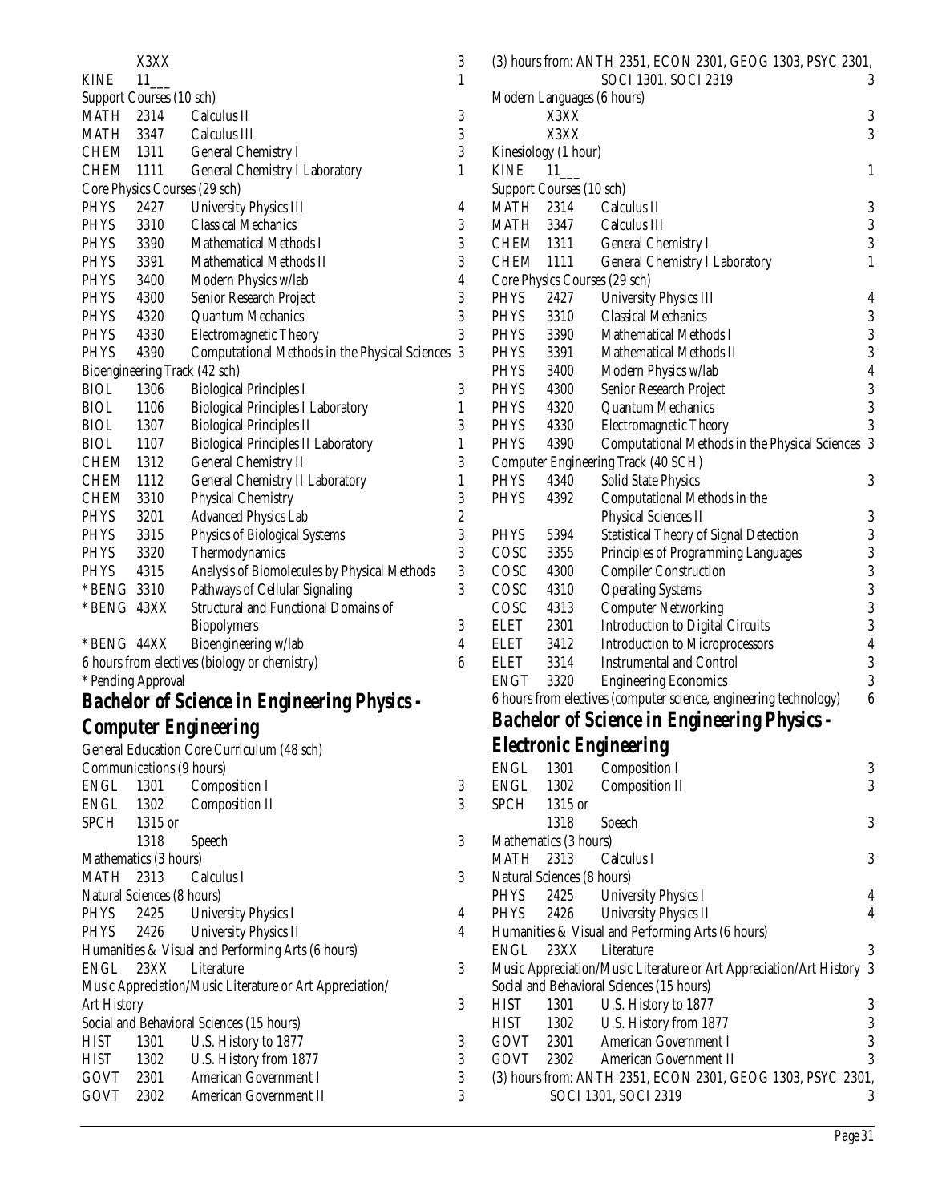| | | | |
|---|---|---|---|
| | X3XX | | 3 |
| KINE | 11___ | | 1 |

Support Courses (10 sch)

| | | | |
|---|---|---|---|
| MATH | 2314 | Calculus II | 3 |
| MATH | 3347 | Calculus III | 3 |
| CHEM | 1311 | General Chemistry I | 3 |
| CHEM | 1111 | General Chemistry I Laboratory | 1 |

Core Physics Courses (29 sch)

| | | | |
|---|---|---|---|
| PHYS | 2427 | University Physics III | 4 |
| PHYS | 3310 | Classical Mechanics | 3 |
| PHYS | 3390 | Mathematical Methods I | 3 |
| PHYS | 3391 | Mathematical Methods II | 3 |
| PHYS | 3400 | Modern Physics w/lab | 4 |
| PHYS | 4300 | Senior Research Project | 3 |
| PHYS | 4320 | Quantum Mechanics | 3 |
| PHYS | 4330 | Electromagnetic Theory | 3 |
| PHYS | 4390 | Computational Methods in the Physical Sciences | 3 |

Bioengineering Track (42 sch)

| | | | |
|---|---|---|---|
| BIOL | 1306 | Biological Principles I | 3 |
| BIOL | 1106 | Biological Principles I Laboratory | 1 |
| BIOL | 1307 | Biological Principles II | 3 |
| BIOL | 1107 | Biological Principles II Laboratory | 1 |
| CHEM | 1312 | General Chemistry II | 3 |
| CHEM | 1112 | General Chemistry II Laboratory | 1 |
| CHEM | 3310 | Physical Chemistry | 3 |
| PHYS | 3201 | Advanced Physics Lab | 2 |
| PHYS | 3315 | Physics of Biological Systems | 3 |
| PHYS | 3320 | Thermodynamics | 3 |
| PHYS | 4315 | Analysis of Biomolecules by Physical Methods | 3 |
| *BENG | 3310 | Pathways of Cellular Signaling | 3 |
| *BENG | 43XX | Structural and Functional Domains of Biopolymers | 3 |
| *BENG | 44XX | Bioengineering w/lab | 4 |

6 hours from electives (biology or chemistry) 6

* Pending Approval

## Bachelor of Science in Engineering Physics - Computer Engineering

General Education Core Curriculum (48 sch)

Communications (9 hours)

| | | | |
|---|---|---|---|
| ENGL | 1301 | Composition I | 3 |
| ENGL | 1302 | Composition II | 3 |
| SPCH | 1315 or 1318 | Speech | 3 |

Mathematics (3 hours)

| | | | |
|---|---|---|---|
| MATH | 2313 | Calculus I | 3 |

Natural Sciences (8 hours)

| | | | |
|---|---|---|---|
| PHYS | 2425 | University Physics I | 4 |
| PHYS | 2426 | University Physics II | 4 |

Humanities & Visual and Performing Arts (6 hours)

| | | | |
|---|---|---|---|
| ENGL | 23XX | Literature | 3 |

Music Appreciation/Music Literature or Art Appreciation/Art History 3

Social and Behavioral Sciences (15 hours)

| | | | |
|---|---|---|---|
| HIST | 1301 | U.S. History to 1877 | 3 |
| HIST | 1302 | U.S. History from 1877 | 3 |
| GOVT | 2301 | American Government I | 3 |
| GOVT | 2302 | American Government II | 3 |

(3) hours from: ANTH 2351, ECON 2301, GEOG 1303, PSYC 2301, SOCI 1301, SOCI 2319 3

Modern Languages (6 hours)

| | | | |
|---|---|---|---|
| | X3XX | | 3 |
| | X3XX | | 3 |

Kinesiology (1 hour)

| | | | |
|---|---|---|---|
| KINE | 11___ | | 1 |

Support Courses (10 sch)

| | | | |
|---|---|---|---|
| MATH | 2314 | Calculus II | 3 |
| MATH | 3347 | Calculus III | 3 |
| CHEM | 1311 | General Chemistry I | 3 |
| CHEM | 1111 | General Chemistry I Laboratory | 1 |

Core Physics Courses (29 sch)

| | | | |
|---|---|---|---|
| PHYS | 2427 | University Physics III | 4 |
| PHYS | 3310 | Classical Mechanics | 3 |
| PHYS | 3390 | Mathematical Methods I | 3 |
| PHYS | 3391 | Mathematical Methods II | 3 |
| PHYS | 3400 | Modern Physics w/lab | 4 |
| PHYS | 4300 | Senior Research Project | 3 |
| PHYS | 4320 | Quantum Mechanics | 3 |
| PHYS | 4330 | Electromagnetic Theory | 3 |
| PHYS | 4390 | Computational Methods in the Physical Sciences | 3 |

Computer Engineering Track (40 SCH)

| | | | |
|---|---|---|---|
| PHYS | 4340 | Solid State Physics | 3 |
| PHYS | 4392 | Computational Methods in the Physical Sciences II | 3 |
| PHYS | 5394 | Statistical Theory of Signal Detection | 3 |
| COSC | 3355 | Principles of Programming Languages | 3 |
| COSC | 4300 | Compiler Construction | 3 |
| COSC | 4310 | Operating Systems | 3 |
| COSC | 4313 | Computer Networking | 3 |
| ELET | 2301 | Introduction to Digital Circuits | 3 |
| ELET | 3412 | Introduction to Microprocessors | 4 |
| ELET | 3314 | Instrumental and Control | 3 |
| ENGT | 3320 | Engineering Economics | 3 |

6 hours from electives (computer science, engineering technology) 6

## Bachelor of Science in Engineering Physics - Electronic Engineering

| | | | |
|---|---|---|---|
| ENGL | 1301 | Composition I | 3 |
| ENGL | 1302 | Composition II | 3 |
| SPCH | 1315 or 1318 | Speech | 3 |

Mathematics (3 hours)

| | | | |
|---|---|---|---|
| MATH | 2313 | Calculus I | 3 |

Natural Sciences (8 hours)

| | | | |
|---|---|---|---|
| PHYS | 2425 | University Physics I | 4 |
| PHYS | 2426 | University Physics II | 4 |

Humanities & Visual and Performing Arts (6 hours)

| | | | |
|---|---|---|---|
| ENGL | 23XX | Literature | 3 |

Music Appreciation/Music Literature or Art Appreciation/Art History 3

Social and Behavioral Sciences (15 hours)

| | | | |
|---|---|---|---|
| HIST | 1301 | U.S. History to 1877 | 3 |
| HIST | 1302 | U.S. History from 1877 | 3 |
| GOVT | 2301 | American Government I | 3 |
| GOVT | 2302 | American Government II | 3 |

(3) hours from: ANTH 2351, ECON 2301, GEOG 1303, PSYC 2301, SOCI 1301, SOCI 2319 3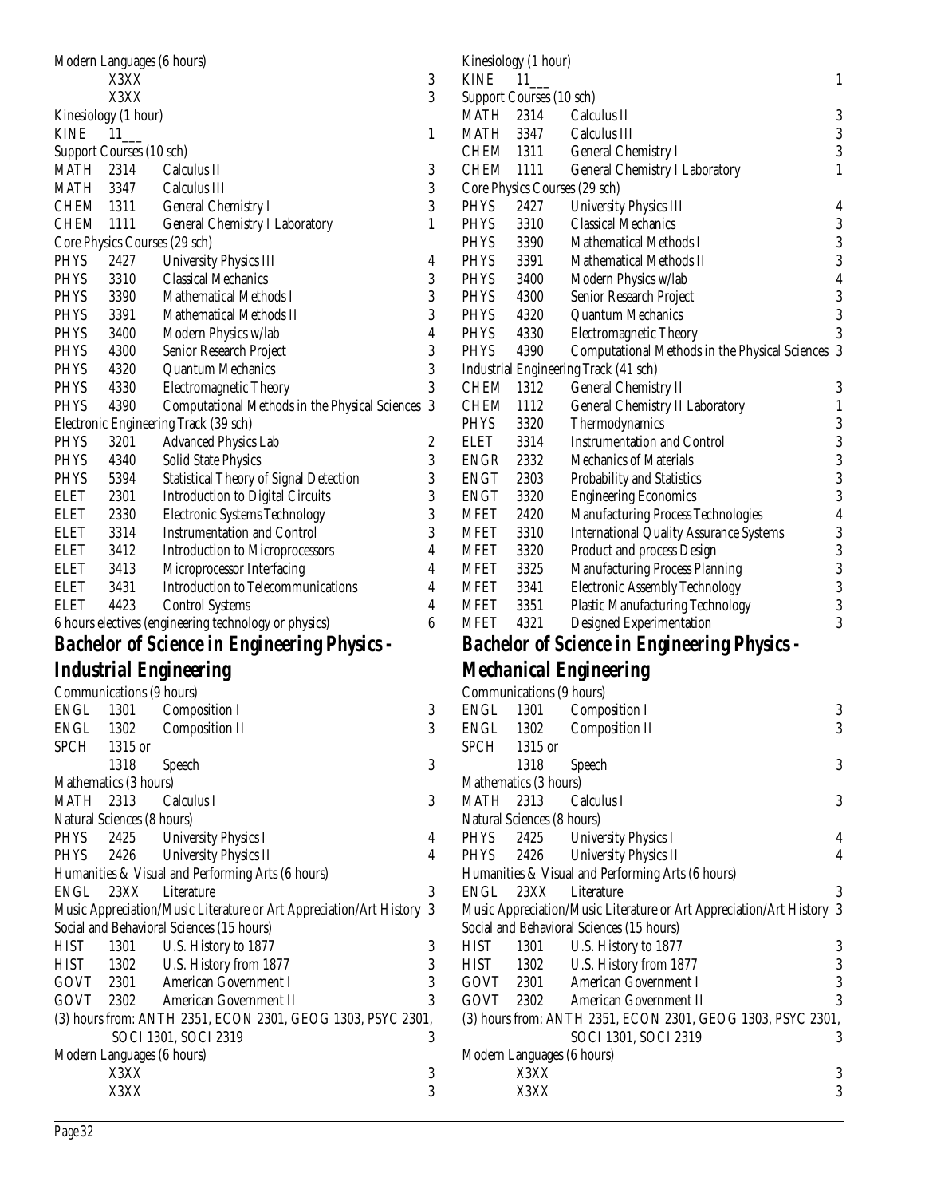Modern Languages (6 hours)

| | | | |
|---|---|---|---|
| | X3XX | | 3 |
| | X3XX | | 3 |

Kinesiology (1 hour)

| | | | |
|---|---|---|---|
| KINE | 11___ | | 1 |

Support Courses (10 sch)

| | | | |
|---|---|---|---|
| MATH | 2314 | Calculus II | 3 |
| MATH | 3347 | Calculus III | 3 |
| CHEM | 1311 | General Chemistry I | 3 |
| CHEM | 1111 | General Chemistry I Laboratory | 1 |

Core Physics Courses (29 sch)

| | | | |
|---|---|---|---|
| PHYS | 2427 | University Physics III | 4 |
| PHYS | 3310 | Classical Mechanics | 3 |
| PHYS | 3390 | Mathematical Methods I | 3 |
| PHYS | 3391 | Mathematical Methods II | 3 |
| PHYS | 3400 | Modern Physics w/lab | 4 |
| PHYS | 4300 | Senior Research Project | 3 |
| PHYS | 4320 | Quantum Mechanics | 3 |
| PHYS | 4330 | Electromagnetic Theory | 3 |
| PHYS | 4390 | Computational Methods in the Physical Sciences | 3 |

Electronic Engineering Track (39 sch)

| | | | |
|---|---|---|---|
| PHYS | 3201 | Advanced Physics Lab | 2 |
| PHYS | 4340 | Solid State Physics | 3 |
| PHYS | 5394 | Statistical Theory of Signal Detection | 3 |
| ELET | 2301 | Introduction to Digital Circuits | 3 |
| ELET | 2330 | Electronic Systems Technology | 3 |
| ELET | 3314 | Instrumentation and Control | 3 |
| ELET | 3412 | Introduction to Microprocessors | 4 |
| ELET | 3413 | Microprocessor Interfacing | 4 |
| ELET | 3431 | Introduction to Telecommunications | 4 |
| ELET | 4423 | Control Systems | 4 |

6 hours electives (engineering technology or physics) 6

## *Bachelor of Science in Engineering Physics - Industrial Engineering*

Communications (9 hours)

| | | | |
|---|---|---|---|
| ENGL | 1301 | Composition I | 3 |
| ENGL | 1302 | Composition II | 3 |
| SPCH | 1315 or 1318 | Speech | 3 |

Mathematics (3 hours)

| | | | |
|---|---|---|---|
| MATH | 2313 | Calculus I | 3 |

Natural Sciences (8 hours)

| | | | |
|---|---|---|---|
| PHYS | 2425 | University Physics I | 4 |
| PHYS | 2426 | University Physics II | 4 |

Humanities & Visual and Performing Arts (6 hours)

| | | | |
|---|---|---|---|
| ENGL | 23XX | Literature | 3 |

Music Appreciation/Music Literature or Art Appreciation/Art History 3

Social and Behavioral Sciences (15 hours)

| | | | |
|---|---|---|---|
| HIST | 1301 | U.S. History to 1877 | 3 |
| HIST | 1302 | U.S. History from 1877 | 3 |
| GOVT | 2301 | American Government I | 3 |
| GOVT | 2302 | American Government II | 3 |

(3) hours from: ANTH 2351, ECON 2301, GEOG 1303, PSYC 2301, SOCI 1301, SOCI 2319 3

Modern Languages (6 hours)

| | | | |
|---|---|---|---|
| | X3XX | | 3 |
| | X3XX | | 3 |

Kinesiology (1 hour)

| | | | |
|---|---|---|---|
| KINE | 11___ | | 1 |

Support Courses (10 sch)

| | | | |
|---|---|---|---|
| MATH | 2314 | Calculus II | 3 |
| MATH | 3347 | Calculus III | 3 |
| CHEM | 1311 | General Chemistry I | 3 |
| CHEM | 1111 | General Chemistry I Laboratory | 1 |

Core Physics Courses (29 sch)

| | | | |
|---|---|---|---|
| PHYS | 2427 | University Physics III | 4 |
| PHYS | 3310 | Classical Mechanics | 3 |
| PHYS | 3390 | Mathematical Methods I | 3 |
| PHYS | 3391 | Mathematical Methods II | 3 |
| PHYS | 3400 | Modern Physics w/lab | 4 |
| PHYS | 4300 | Senior Research Project | 3 |
| PHYS | 4320 | Quantum Mechanics | 3 |
| PHYS | 4330 | Electromagnetic Theory | 3 |
| PHYS | 4390 | Computational Methods in the Physical Sciences | 3 |

Industrial Engineering Track (41 sch)

| | | | |
|---|---|---|---|
| CHEM | 1312 | General Chemistry II | 3 |
| CHEM | 1112 | General Chemistry II Laboratory | 1 |
| PHYS | 3320 | Thermodynamics | 3 |
| ELET | 3314 | Instrumentation and Control | 3 |
| ENGR | 2332 | Mechanics of Materials | 3 |
| ENGT | 2303 | Probability and Statistics | 3 |
| ENGT | 3320 | Engineering Economics | 3 |
| MFET | 2420 | Manufacturing Process Technologies | 4 |
| MFET | 3310 | International Quality Assurance Systems | 3 |
| MFET | 3320 | Product and process Design | 3 |
| MFET | 3325 | Manufacturing Process Planning | 3 |
| MFET | 3341 | Electronic Assembly Technology | 3 |
| MFET | 3351 | Plastic Manufacturing Technology | 3 |
| MFET | 4321 | Designed Experimentation | 3 |

## *Bachelor of Science in Engineering Physics - Mechanical Engineering*

Communications (9 hours)

| | | | |
|---|---|---|---|
| ENGL | 1301 | Composition I | 3 |
| ENGL | 1302 | Composition II | 3 |
| SPCH | 1315 or 1318 | Speech | 3 |

Mathematics (3 hours)

| | | | |
|---|---|---|---|
| MATH | 2313 | Calculus I | 3 |

Natural Sciences (8 hours)

| | | | |
|---|---|---|---|
| PHYS | 2425 | University Physics I | 4 |
| PHYS | 2426 | University Physics II | 4 |

Humanities & Visual and Performing Arts (6 hours)

| | | | |
|---|---|---|---|
| ENGL | 23XX | Literature | 3 |

Music Appreciation/Music Literature or Art Appreciation/Art History 3

Social and Behavioral Sciences (15 hours)

| | | | |
|---|---|---|---|
| HIST | 1301 | U.S. History to 1877 | 3 |
| HIST | 1302 | U.S. History from 1877 | 3 |
| GOVT | 2301 | American Government I | 3 |
| GOVT | 2302 | American Government II | 3 |

(3) hours from: ANTH 2351, ECON 2301, GEOG 1303, PSYC 2301, SOCI 1301, SOCI 2319 3

Modern Languages (6 hours)

| | | | |
|---|---|---|---|
| | X3XX | | 3 |
| | X3XX | | 3 |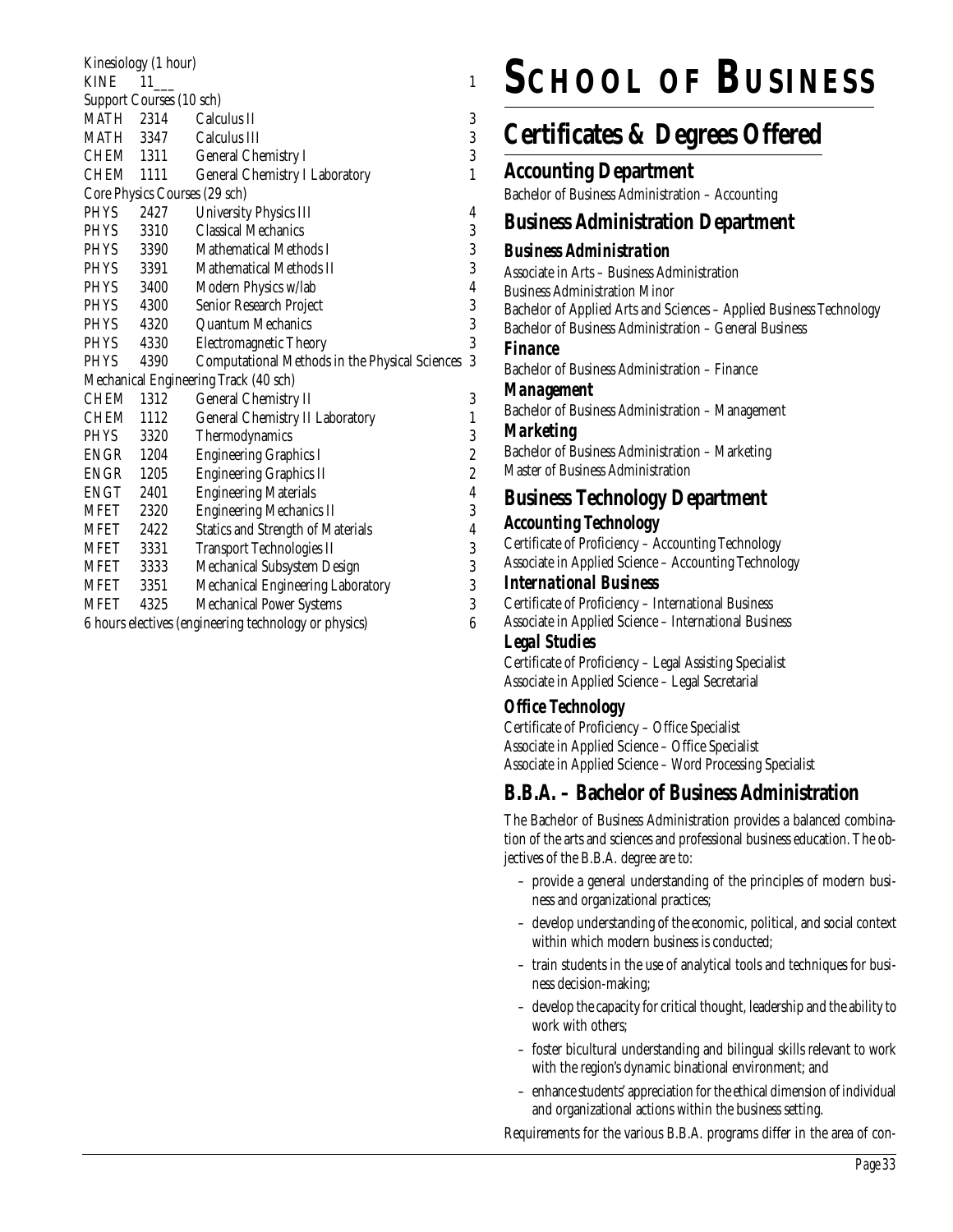| | | | |
|---|---|---|---|
| Kinesiology (1 hour) | | | |
| KINE | 11___ | | 1 |
| Support Courses (10 sch) | | | |
| MATH | 2314 | Calculus II | 3 |
| MATH | 3347 | Calculus III | 3 |
| CHEM | 1311 | General Chemistry I | 3 |
| CHEM | 1111 | General Chemistry I Laboratory | 1 |
| Core Physics Courses (29 sch) | | | |
| PHYS | 2427 | University Physics III | 4 |
| PHYS | 3310 | Classical Mechanics | 3 |
| PHYS | 3390 | Mathematical Methods I | 3 |
| PHYS | 3391 | Mathematical Methods II | 3 |
| PHYS | 3400 | Modern Physics w/lab | 4 |
| PHYS | 4300 | Senior Research Project | 3 |
| PHYS | 4320 | Quantum Mechanics | 3 |
| PHYS | 4330 | Electromagnetic Theory | 3 |
| PHYS | 4390 | Computational Methods in the Physical Sciences | 3 |
| Mechanical Engineering Track (40 sch) | | | |
| CHEM | 1312 | General Chemistry II | 3 |
| CHEM | 1112 | General Chemistry II Laboratory | 1 |
| PHYS | 3320 | Thermodynamics | 3 |
| ENGR | 1204 | Engineering Graphics I | 2 |
| ENGR | 1205 | Engineering Graphics II | 2 |
| ENGT | 2401 | Engineering Materials | 4 |
| MFET | 2320 | Engineering Mechanics II | 3 |
| MFET | 2422 | Statics and Strength of Materials | 4 |
| MFET | 3331 | Transport Technologies II | 3 |
| MFET | 3333 | Mechanical Subsystem Design | 3 |
| MFET | 3351 | Mechanical Engineering Laboratory | 3 |
| MFET | 4325 | Mechanical Power Systems | 3 |
| 6 hours electives (engineering technology or physics) | | | 6 |

# School of Business

## Certificates & Degrees Offered

### Accounting Department

Bachelor of Business Administration – Accounting

### Business Administration Department

#### *Business Administration*

Associate in Arts – Business Administration
Business Administration Minor
Bachelor of Applied Arts and Sciences – Applied Business Technology
Bachelor of Business Administration – General Business

#### *Finance*

Bachelor of Business Administration – Finance

#### *Management*

Bachelor of Business Administration – Management

#### *Marketing*

Bachelor of Business Administration – Marketing
Master of Business Administration

### Business Technology Department

#### *Accounting Technology*

Certificate of Proficiency – Accounting Technology
Associate in Applied Science – Accounting Technology

#### *International Business*

Certificate of Proficiency – International Business
Associate in Applied Science – International Business

#### *Legal Studies*

Certificate of Proficiency – Legal Assisting Specialist
Associate in Applied Science – Legal Secretarial

#### *Office Technology*

Certificate of Proficiency – Office Specialist
Associate in Applied Science – Office Specialist
Associate in Applied Science – Word Processing Specialist

## B.B.A. – Bachelor of Business Administration

The Bachelor of Business Administration provides a balanced combination of the arts and sciences and professional business education. The objectives of the B.B.A. degree are to:

- provide a general understanding of the principles of modern business and organizational practices;
- develop understanding of the economic, political, and social context within which modern business is conducted;
- train students in the use of analytical tools and techniques for business decision-making;
- develop the capacity for critical thought, leadership and the ability to work with others;
- foster bicultural understanding and bilingual skills relevant to work with the region's dynamic binational environment; and
- enhance students' appreciation for the ethical dimension of individual and organizational actions within the business setting.

Requirements for the various B.B.A. programs differ in the area of con-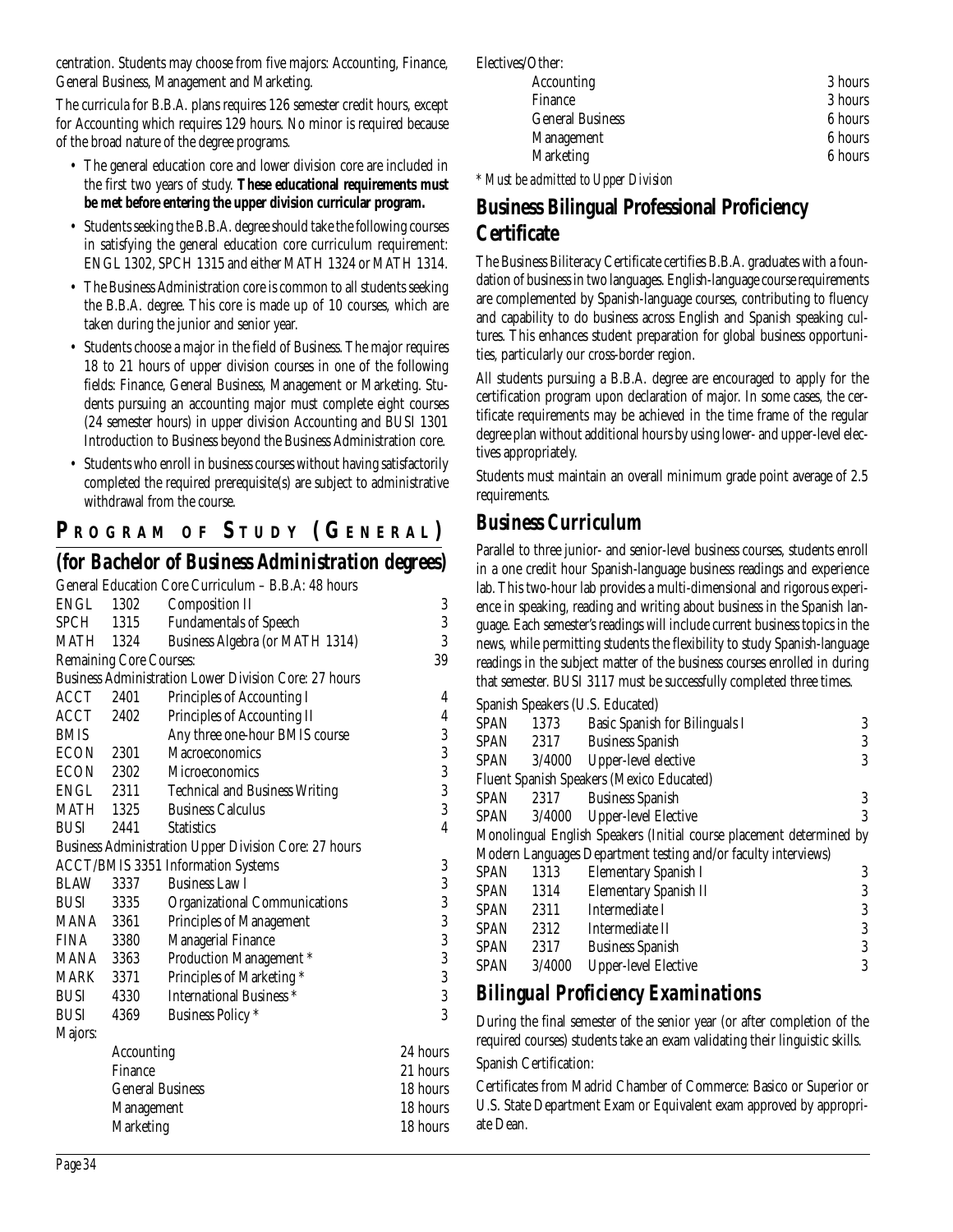centration. Students may choose from five majors: Accounting, Finance, General Business, Management and Marketing.

The curricula for B.B.A. plans requires 126 semester credit hours, except for Accounting which requires 129 hours. No minor is required because of the broad nature of the degree programs.

- The general education core and lower division core are included in the first two years of study. **These educational requirements must be met before entering the upper division curricular program.**
- Students seeking the B.B.A. degree should take the following courses in satisfying the general education core curriculum requirement: ENGL 1302, SPCH 1315 and either MATH 1324 or MATH 1314.
- The Business Administration core is common to all students seeking the B.B.A. degree. This core is made up of 10 courses, which are taken during the junior and senior year.
- Students choose a major in the field of Business. The major requires 18 to 21 hours of upper division courses in one of the following fields: Finance, General Business, Management or Marketing. Students pursuing an accounting major must complete eight courses (24 semester hours) in upper division Accounting and BUSI 1301 Introduction to Business beyond the Business Administration core.
- Students who enroll in business courses without having satisfactorily completed the required prerequisite(s) are subject to administrative withdrawal from the course.

## PROGRAM OF STUDY (GENERAL)

## (for Bachelor of Business Administration degrees)

General Education Core Curriculum – B.B.A: 48 hours

| | | | |
|---|---|---|---|
| ENGL | 1302 | Composition II | 3 |
| SPCH | 1315 | Fundamentals of Speech | 3 |
| MATH | 1324 | Business Algebra (or MATH 1314) | 3 |
| Remaining Core Courses: | | | 39 |

Business Administration Lower Division Core: 27 hours

| | | | |
|---|---|---|---|
| ACCT | 2401 | Principles of Accounting I | 4 |
| ACCT | 2402 | Principles of Accounting II | 4 |
| BMIS | | Any three one-hour BMIS course | 3 |
| ECON | 2301 | Macroeconomics | 3 |
| ECON | 2302 | Microeconomics | 3 |
| ENGL | 2311 | Technical and Business Writing | 3 |
| MATH | 1325 | Business Calculus | 3 |
| BUSI | 2441 | Statistics | 4 |

Business Administration Upper Division Core: 27 hours

| | | | |
|---|---|---|---|
| ACCT/BMIS | 3351 | Information Systems | 3 |
| BLAW | 3337 | Business Law I | 3 |
| BUSI | 3335 | Organizational Communications | 3 |
| MANA | 3361 | Principles of Management | 3 |
| FINA | 3380 | Managerial Finance | 3 |
| MANA | 3363 | Production Management * | 3 |
| MARK | 3371 | Principles of Marketing * | 3 |
| BUSI | 4330 | International Business * | 3 |
| BUSI | 4369 | Business Policy * | 3 |

Majors:

| | |
|---|---|
| Accounting | 24 hours |
| Finance | 21 hours |
| General Business | 18 hours |
| Management | 18 hours |
| Marketing | 18 hours |

Electives/Other:

| | |
|---|---|
| Accounting | 3 hours |
| Finance | 3 hours |
| General Business | 6 hours |
| Management | 6 hours |
| Marketing | 6 hours |

*\* Must be admitted to Upper Division*

## Business Bilingual Professional Proficiency Certificate

The Business Biliteracy Certificate certifies B.B.A. graduates with a foundation of business in two languages. English-language course requirements are complemented by Spanish-language courses, contributing to fluency and capability to do business across English and Spanish speaking cultures. This enhances student preparation for global business opportunities, particularly our cross-border region.

All students pursuing a B.B.A. degree are encouraged to apply for the certification program upon declaration of major. In some cases, the certificate requirements may be achieved in the time frame of the regular degree plan without additional hours by using lower- and upper-level electives appropriately.

Students must maintain an overall minimum grade point average of 2.5 requirements.

## Business Curriculum

Parallel to three junior- and senior-level business courses, students enroll in a one credit hour Spanish-language business readings and experience lab. This two-hour lab provides a multi-dimensional and rigorous experience in speaking, reading and writing about business in the Spanish language. Each semester's readings will include current business topics in the news, while permitting students the flexibility to study Spanish-language readings in the subject matter of the business courses enrolled in during that semester. BUSI 3117 must be successfully completed three times.

Spanish Speakers (U.S. Educated)

| | | | |
|---|---|---|---|
| SPAN | 1373 | Basic Spanish for Bilinguals I | 3 |
| SPAN | 2317 | Business Spanish | 3 |
| SPAN | 3/4000 | Upper-level elective | 3 |

Fluent Spanish Speakers (Mexico Educated)

| | | | |
|---|---|---|---|
| SPAN | 2317 | Business Spanish | 3 |
| SPAN | 3/4000 | Upper-level Elective | 3 |

Monolingual English Speakers (Initial course placement determined by Modern Languages Department testing and/or faculty interviews)

| | | | |
|---|---|---|---|
| SPAN | 1313 | Elementary Spanish I | 3 |
| SPAN | 1314 | Elementary Spanish II | 3 |
| SPAN | 2311 | Intermediate I | 3 |
| SPAN | 2312 | Intermediate II | 3 |
| SPAN | 2317 | Business Spanish | 3 |
| SPAN | 3/4000 | Upper-level Elective | 3 |

## Bilingual Proficiency Examinations

During the final semester of the senior year (or after completion of the required courses) students take an exam validating their linguistic skills.

Spanish Certification:

Certificates from Madrid Chamber of Commerce: Basico or Superior or U.S. State Department Exam or Equivalent exam approved by appropriate Dean.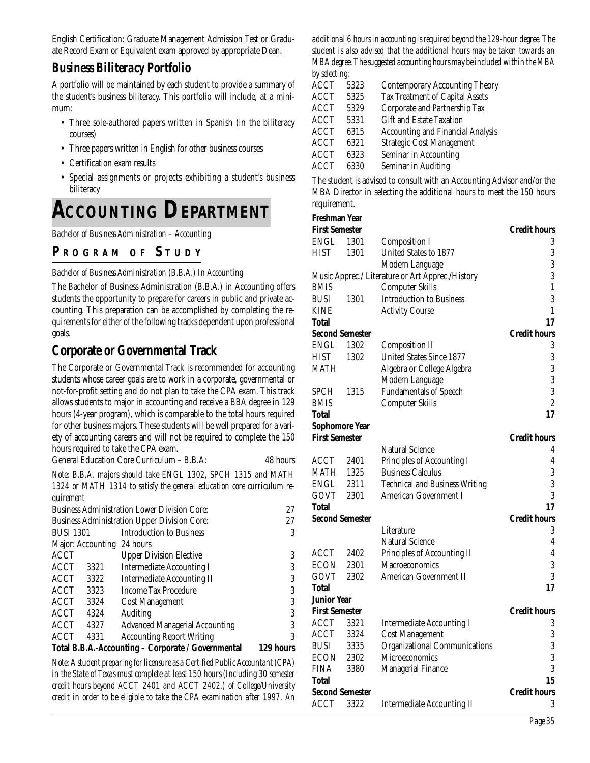English Certification: Graduate Management Admission Test or Graduate Record Exam or Equivalent exam approved by appropriate Dean.

### *Business Biliteracy Portfolio*

A portfolio will be maintained by each student to provide a summary of the student's business biliteracy. This portfolio will include, at a minimum:

- Three sole-authored papers written in Spanish (in the biliteracy courses)
- Three papers written in English for other business courses
- Certification exam results
- Special assignments or projects exhibiting a student's business biliteracy

# ACCOUNTING DEPARTMENT

*Bachelor of Business Administration – Accounting*

## PROGRAM OF STUDY

*Bachelor of Business Administration (B.B.A.) In Accounting*

The Bachelor of Business Administration (B.B.A.) in Accounting offers students the opportunity to prepare for careers in public and private accounting. This preparation can be accomplished by completing the requirements for either of the following tracks dependent upon professional goals.

### Corporate or Governmental Track

The Corporate or Governmental Track is recommended for accounting students whose career goals are to work in a corporate, governmental or not-for-profit setting and do not plan to take the CPA exam. This track allows students to major in accounting and receive a BBA degree in 129 hours (4-year program), which is comparable to the total hours required for other business majors. These students will be well prepared for a variety of accounting careers and will not be required to complete the 150 hours required to take the CPA exam.

General Education Core Curriculum – B.B.A: 48 hours

*Note: B.B.A. majors should take ENGL 1302, SPCH 1315 and MATH 1324 or MATH 1314 to satisfy the general education core curriculum requirement*

| | | | |
|---|---|---|---|
| Business Administration Lower Division Core: | | | 27 |
| Business Administration Upper Division Core: | | | 27 |
| BUSI 1301 | | Introduction to Business | 3 |
| Major: Accounting | | 24 hours | |
| ACCT | | Upper Division Elective | 3 |
| ACCT | 3321 | Intermediate Accounting I | 3 |
| ACCT | 3322 | Intermediate Accounting II | 3 |
| ACCT | 3323 | Income Tax Procedure | 3 |
| ACCT | 3324 | Cost Management | 3 |
| ACCT | 4324 | Auditing | 3 |
| ACCT | 4327 | Advanced Managerial Accounting | 3 |
| ACCT | 4331 | Accounting Report Writing | 3 |
| **Total B.B.A.-Accounting – Corporate / Governmental** | | | **129 hours** |

*Note: A student preparing for licensure as a Certified Public Accountant (CPA) in the State of Texas must complete at least 150 hours (Including 30 semester credit hours beyond ACCT 2401 and ACCT 2402.) of College/University credit in order to be eligible to take the CPA examination after 1997. An additional 6 hours in accounting is required beyond the 129-hour degree. The student is also advised that the additional hours may be taken towards an MBA degree. The suggested accounting hours may be included within the MBA by selecting:*

| | | |
|---|---|---|
| ACCT | 5323 | Contemporary Accounting Theory |
| ACCT | 5325 | Tax Treatment of Capital Assets |
| ACCT | 5329 | Corporate and Partnership Tax |
| ACCT | 5331 | Gift and Estate Taxation |
| ACCT | 6315 | Accounting and Financial Analysis |
| ACCT | 6321 | Strategic Cost Management |
| ACCT | 6323 | Seminar in Accounting |
| ACCT | 6330 | Seminar in Auditing |

The student is advised to consult with an Accounting Advisor and/or the MBA Director in selecting the additional hours to meet the 150 hours requirement.

**Freshman Year**

| **First Semester** | | | **Credit hours** |
|---|---|---|---|
| ENGL | 1301 | Composition I | 3 |
| HIST | 1301 | United States to 1877 | 3 |
| | | Modern Language | 3 |
| Music Apprec./Literature or Art Apprec./History | | | 3 |
| BMIS | | Computer Skills | 1 |
| BUSI | 1301 | Introduction to Business | 3 |
| KINE | | Activity Course | 1 |
| **Total** | | | **17** |

| **Second Semester** | | | **Credit hours** |
|---|---|---|---|
| ENGL | 1302 | Composition II | 3 |
| HIST | 1302 | United States Since 1877 | 3 |
| MATH | | Algebra or College Algebra | 3 |
| | | Modern Language | 3 |
| SPCH | 1315 | Fundamentals of Speech | 3 |
| BMIS | | Computer Skills | 2 |
| **Total** | | | **17** |

**Sophomore Year**

| **First Semester** | | | **Credit hours** |
|---|---|---|---|
| | | Natural Science | 4 |
| ACCT | 2401 | Principles of Accounting I | 4 |
| MATH | 1325 | Business Calculus | 3 |
| ENGL | 2311 | Technical and Business Writing | 3 |
| GOVT | 2301 | American Government I | 3 |
| **Total** | | | **17** |

| **Second Semester** | | | **Credit hours** |
|---|---|---|---|
| | | Literature | 3 |
| | | Natural Science | 4 |
| ACCT | 2402 | Principles of Accounting II | 4 |
| ECON | 2301 | Macroeconomics | 3 |
| GOVT | 2302 | American Government II | 3 |
| **Total** | | | **17** |

**Junior Year**

| **First Semester** | | | **Credit hours** |
|---|---|---|---|
| ACCT | 3321 | Intermediate Accounting I | 3 |
| ACCT | 3324 | Cost Management | 3 |
| BUSI | 3335 | Organizational Communications | 3 |
| ECON | 2302 | Microeconomics | 3 |
| FINA | 3380 | Managerial Finance | 3 |
| **Total** | | | **15** |

| **Second Semester** | | | **Credit hours** |
|---|---|---|---|
| ACCT | 3322 | Intermediate Accounting II | 3 |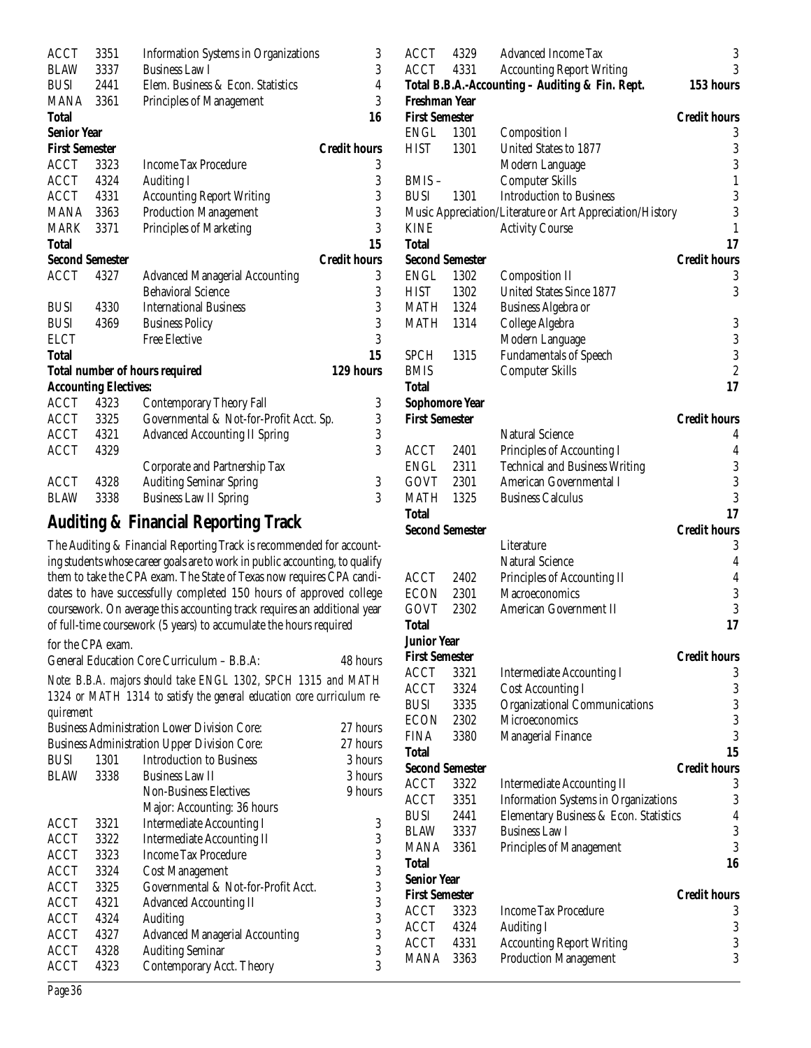| | | | |
|---|---|---|---|
| ACCT | 3351 | Information Systems in Organizations | 3 |
| BLAW | 3337 | Business Law I | 3 |
| BUSI | 2441 | Elem. Business & Econ. Statistics | 4 |
| MANA | 3361 | Principles of Management | 3 |
| **Total** | | | **16** |

**Senior Year**

| **First Semester** | | | **Credit hours** |
|---|---|---|---|
| ACCT | 3323 | Income Tax Procedure | 3 |
| ACCT | 4324 | Auditing I | 3 |
| ACCT | 4331 | Accounting Report Writing | 3 |
| MANA | 3363 | Production Management | 3 |
| MARK | 3371 | Principles of Marketing | 3 |
| **Total** | | | **15** |

| **Second Semester** | | | **Credit hours** |
|---|---|---|---|
| ACCT | 4327 | Advanced Managerial Accounting | 3 |
| | | Behavioral Science | 3 |
| BUSI | 4330 | International Business | 3 |
| BUSI | 4369 | Business Policy | 3 |
| ELCT | | Free Elective | 3 |
| **Total** | | | **15** |

**Total number of hours required** **129 hours**

**Accounting Electives:**

| | | | |
|---|---|---|---|
| ACCT | 4323 | Contemporary Theory Fall | 3 |
| ACCT | 3325 | Governmental & Not-for-Profit Acct. Sp. | 3 |
| ACCT | 4321 | Advanced Accounting II Spring | 3 |
| ACCT | 4329 | Corporate and Partnership Tax | 3 |
| ACCT | 4328 | Auditing Seminar Spring | 3 |
| BLAW | 3338 | Business Law II Spring | 3 |

## Auditing & Financial Reporting Track

The Auditing & Financial Reporting Track is recommended for accounting students whose career goals are to work in public accounting, to qualify them to take the CPA exam. The State of Texas now requires CPA candidates to have successfully completed 150 hours of approved college coursework. On average this accounting track requires an additional year of full-time coursework (5 years) to accumulate the hours required for the CPA exam.

General Education Core Curriculum – B.B.A.: 48 hours

*Note: B.B.A. majors should take ENGL 1302, SPCH 1315 and MATH 1324 or MATH 1314 to satisfy the general education core curriculum requirement*

| | | | |
|---|---|---|---|
| Business Administration Lower Division Core: | | | 27 hours |
| Business Administration Upper Division Core: | | | 27 hours |
| BUSI | 1301 | Introduction to Business | 3 hours |
| BLAW | 3338 | Business Law II | 3 hours |
| | | Non-Business Electives | 9 hours |
| | | Major: Accounting: 36 hours | |
| ACCT | 3321 | Intermediate Accounting I | 3 |
| ACCT | 3322 | Intermediate Accounting II | 3 |
| ACCT | 3323 | Income Tax Procedure | 3 |
| ACCT | 3324 | Cost Management | 3 |
| ACCT | 3325 | Governmental & Not-for-Profit Acct. | 3 |
| ACCT | 4321 | Advanced Accounting II | 3 |
| ACCT | 4324 | Auditing | 3 |
| ACCT | 4327 | Advanced Managerial Accounting | 3 |
| ACCT | 4328 | Auditing Seminar | 3 |
| ACCT | 4323 | Contemporary Acct. Theory | 3 |
| ACCT | 4329 | Advanced Income Tax | 3 |
| ACCT | 4331 | Accounting Report Writing | 3 |

**Total B.B.A.-Accounting – Auditing & Fin. Rept.** **153 hours**

**Freshman Year**

| **First Semester** | | | **Credit hours** |
|---|---|---|---|
| ENGL | 1301 | Composition I | 3 |
| HIST | 1301 | United States to 1877 | 3 |
| | | Modern Language | 3 |
| BMIS – | | Computer Skills | 1 |
| BUSI | 1301 | Introduction to Business | 3 |
| Music Appreciation/Literature or Art Appreciation/History | | | 3 |
| KINE | | Activity Course | 1 |
| **Total** | | | **17** |

| **Second Semester** | | | **Credit hours** |
|---|---|---|---|
| ENGL | 1302 | Composition II | 3 |
| HIST | 1302 | United States Since 1877 | 3 |
| MATH | 1324 | Business Algebra or | |
| MATH | 1314 | College Algebra | 3 |
| | | Modern Language | 3 |
| SPCH | 1315 | Fundamentals of Speech | 3 |
| BMIS | | Computer Skills | 2 |
| **Total** | | | **17** |

**Sophomore Year**

| **First Semester** | | | **Credit hours** |
|---|---|---|---|
| | | Natural Science | 4 |
| ACCT | 2401 | Principles of Accounting I | 4 |
| ENGL | 2311 | Technical and Business Writing | 3 |
| GOVT | 2301 | American Governmental I | 3 |
| MATH | 1325 | Business Calculus | 3 |
| **Total** | | | **17** |

| **Second Semester** | | | **Credit hours** |
|---|---|---|---|
| | | Literature | 3 |
| | | Natural Science | 4 |
| ACCT | 2402 | Principles of Accounting II | 4 |
| ECON | 2301 | Macroeconomics | 3 |
| GOVT | 2302 | American Government II | 3 |
| **Total** | | | **17** |

**Junior Year**

| **First Semester** | | | **Credit hours** |
|---|---|---|---|
| ACCT | 3321 | Intermediate Accounting I | 3 |
| ACCT | 3324 | Cost Accounting I | 3 |
| BUSI | 3335 | Organizational Communications | 3 |
| ECON | 2302 | Microeconomics | 3 |
| FINA | 3380 | Managerial Finance | 3 |
| **Total** | | | **15** |

| **Second Semester** | | | **Credit hours** |
|---|---|---|---|
| ACCT | 3322 | Intermediate Accounting II | 3 |
| ACCT | 3351 | Information Systems in Organizations | 3 |
| BUSI | 2441 | Elementary Business & Econ. Statistics | 4 |
| BLAW | 3337 | Business Law I | 3 |
| MANA | 3361 | Principles of Management | 3 |
| **Total** | | | **16** |

**Senior Year**

| **First Semester** | | | **Credit hours** |
|---|---|---|---|
| ACCT | 3323 | Income Tax Procedure | 3 |
| ACCT | 4324 | Auditing I | 3 |
| ACCT | 4331 | Accounting Report Writing | 3 |
| MANA | 3363 | Production Management | 3 |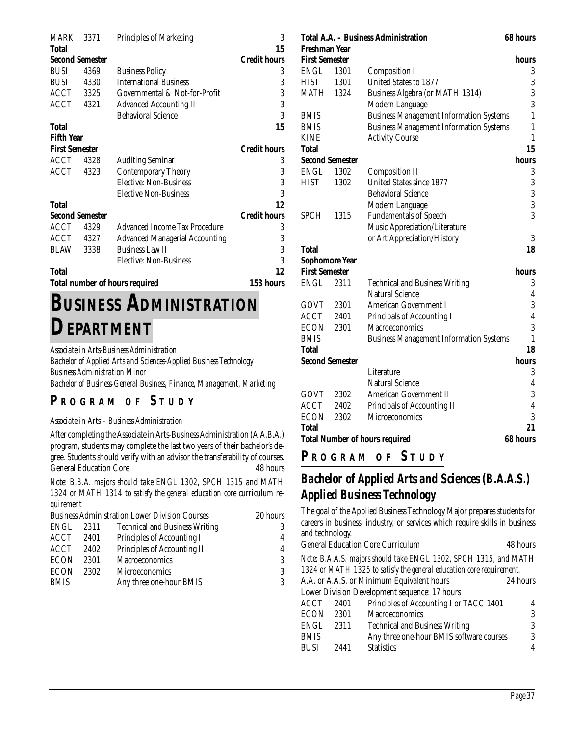| | | | |
|---|---|---|---|
| MARK | 3371 | Principles of Marketing | 3 |
| **Total** | | | **15** |
| **Second Semester** | | | **Credit hours** |
| BUSI | 4369 | Business Policy | 3 |
| BUSI | 4330 | International Business | 3 |
| ACCT | 3325 | Governmental & Not-for-Profit | 3 |
| ACCT | 4321 | Advanced Accounting II | 3 |
| | | Behavioral Science | 3 |
| **Total** | | | **15** |
| **Fifth Year** | | | |
| **First Semester** | | | **Credit hours** |
| ACCT | 4328 | Auditing Seminar | 3 |
| ACCT | 4323 | Contemporary Theory | 3 |
| | | Elective: Non-Business | 3 |
| | | Elective Non-Business | 3 |
| **Total** | | | **12** |
| **Second Semester** | | | **Credit hours** |
| ACCT | 4329 | Advanced Income Tax Procedure | 3 |
| ACCT | 4327 | Advanced Managerial Accounting | 3 |
| BLAW | 3338 | Business Law II | 3 |
| | | Elective: Non-Business | 3 |
| **Total** | | | **12** |
| **Total number of hours required** | | | **153 hours** |

# BUSINESS ADMINISTRATION DEPARTMENT

*Associate in Arts-Business Administration*
*Bachelor of Applied Arts and Sciences-Applied Business Technology*
*Business Administration Minor*
*Bachelor of Business-General Business, Finance, Management, Marketing*

## PROGRAM OF STUDY

*Associate in Arts – Business Administration*

After completing the Associate in Arts-Business Administration (A.A.B.A.) program, students may complete the last two years of their bachelor's degree. Students should verify with an advisor the transferability of courses.

General Education Core 48 hours

*Note: B.B.A. majors should take ENGL 1302, SPCH 1315 and MATH 1324 or MATH 1314 to satisfy the general education core curriculum requirement*

| Business Administration Lower Division Courses | | | 20 hours |
|---|---|---|---|
| ENGL | 2311 | Technical and Business Writing | 3 |
| ACCT | 2401 | Principles of Accounting I | 4 |
| ACCT | 2402 | Principles of Accounting II | 4 |
| ECON | 2301 | Macroeconomics | 3 |
| ECON | 2302 | Microeconomics | 3 |
| BMIS | | Any three one-hour BMIS | 3 |

| **Total A.A. – Business Administration** | | | **68 hours** |
|---|---|---|---|
| **Freshman Year** | | | |
| **First Semester** | | | **hours** |
| ENGL | 1301 | Composition I | 3 |
| HIST | 1301 | United States to 1877 | 3 |
| MATH | 1324 | Business Algebra (or MATH 1314) | 3 |
| | | Modern Language | 3 |
| BMIS | | Business Management Information Systems | 1 |
| BMIS | | Business Management Information Systems | 1 |
| KINE | | Activity Course | 1 |
| **Total** | | | **15** |
| **Second Semester** | | | **hours** |
| ENGL | 1302 | Composition II | 3 |
| HIST | 1302 | United States since 1877 | 3 |
| | | Behavioral Science | 3 |
| | | Modern Language | 3 |
| SPCH | 1315 | Fundamentals of Speech | 3 |
| | | Music Appreciation/Literature or Art Appreciation/History | 3 |
| **Total** | | | **18** |
| **Sophomore Year** | | | |
| **First Semester** | | | **hours** |
| ENGL | 2311 | Technical and Business Writing | 3 |
| | | Natural Science | 4 |
| GOVT | 2301 | American Government I | 3 |
| ACCT | 2401 | Principals of Accounting I | 4 |
| ECON | 2301 | Macroeconomics | 3 |
| BMIS | | Business Management Information Systems | 1 |
| **Total** | | | **18** |
| **Second Semester** | | | **hours** |
| | | Literature | 3 |
| | | Natural Science | 4 |
| GOVT | 2302 | American Government II | 3 |
| ACCT | 2402 | Principals of Accounting II | 4 |
| ECON | 2302 | Microeconomics | 3 |
| **Total** | | | **21** |
| **Total Number of hours required** | | | **68 hours** |

## PROGRAM OF STUDY

### Bachelor of Applied Arts and Sciences (B.A.A.S.) Applied Business Technology

The goal of the Applied Business Technology Major prepares students for careers in business, industry, or services which require skills in business and technology.

General Education Core Curriculum 48 hours

*Note: B.A.A.S. majors should take ENGL 1302, SPCH 1315, and MATH 1324 or MATH 1325 to satisfy the general education core requirement.*

A.A. or A.A.S. or Minimum Equivalent hours 24 hours

Lower Division Development sequence: 17 hours

| | | | |
|---|---|---|---|
| ACCT | 2401 | Principles of Accounting I or TACC 1401 | 4 |
| ECON | 2301 | Macroeconomics | 3 |
| ENGL | 2311 | Technical and Business Writing | 3 |
| BMIS | | Any three one-hour BMIS software courses | 3 |
| BUSI | 2441 | Statistics | 4 |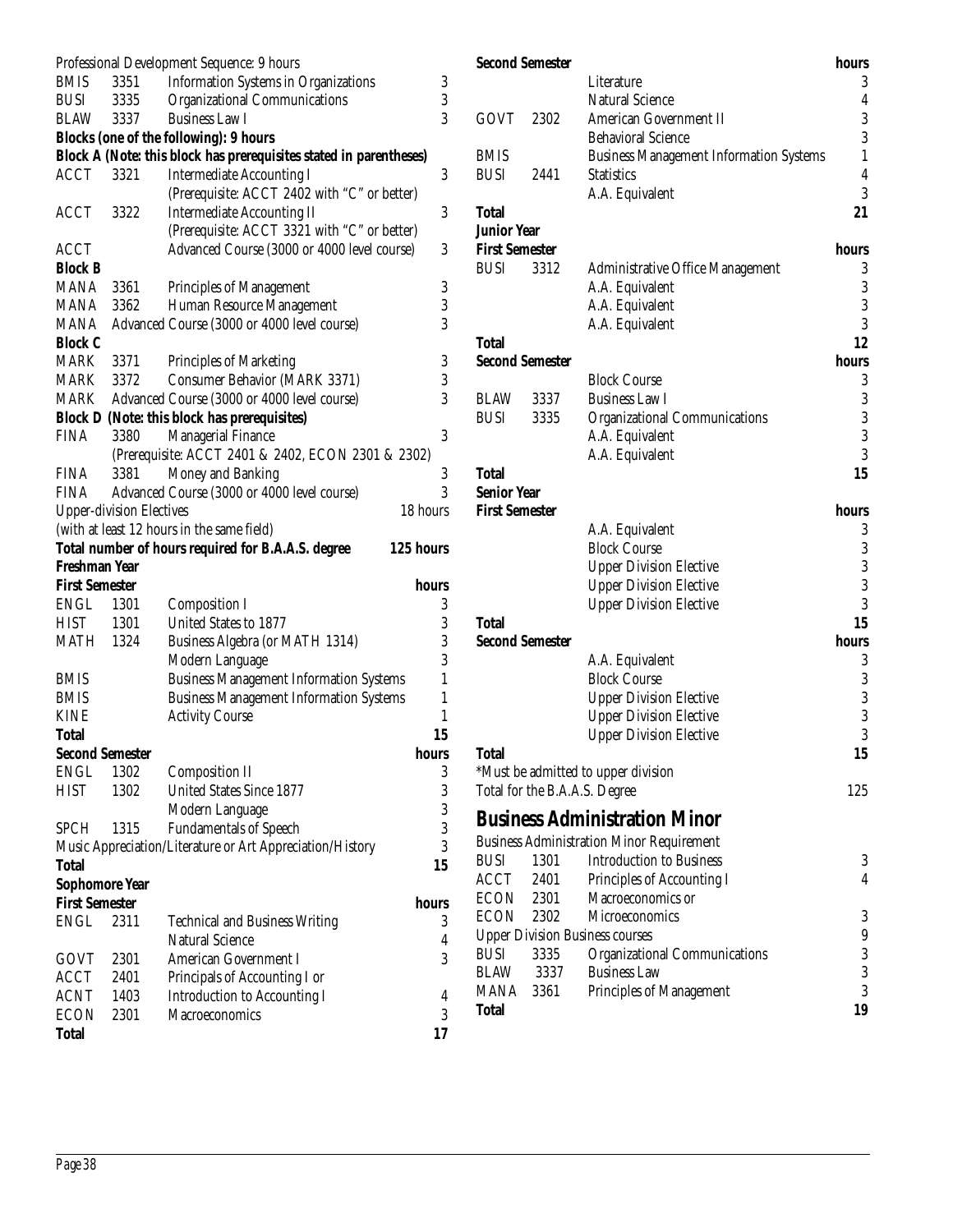Professional Development Sequence: 9 hours

| | | | |
|---|---|---|---|
| BMIS | 3351 | Information Systems in Organizations | 3 |
| BUSI | 3335 | Organizational Communications | 3 |
| BLAW | 3337 | Business Law I | 3 |

**Blocks (one of the following): 9 hours**

**Block A (Note: this block has prerequisites stated in parentheses)**

| | | | |
|---|---|---|---|
| ACCT | 3321 | Intermediate Accounting I (Prerequisite: ACCT 2402 with "C" or better) | 3 |
| ACCT | 3322 | Intermediate Accounting II (Prerequisite: ACCT 3321 with "C" or better) | 3 |
| ACCT | | Advanced Course (3000 or 4000 level course) | 3 |

**Block B**

| | | | |
|---|---|---|---|
| MANA | 3361 | Principles of Management | 3 |
| MANA | 3362 | Human Resource Management | 3 |
| MANA | | Advanced Course (3000 or 4000 level course) | 3 |

**Block C**

| | | | |
|---|---|---|---|
| MARK | 3371 | Principles of Marketing | 3 |
| MARK | 3372 | Consumer Behavior (MARK 3371) | 3 |
| MARK | | Advanced Course (3000 or 4000 level course) | 3 |

**Block D (Note: this block has prerequisites)**

| | | | |
|---|---|---|---|
| FINA | 3380 | Managerial Finance (Prerequisite: ACCT 2401 & 2402, ECON 2301 & 2302) | 3 |
| FINA | 3381 | Money and Banking | 3 |
| FINA | | Advanced Course (3000 or 4000 level course) | 3 |

Upper-division Electives 18 hours
(with at least 12 hours in the same field)

**Total number of hours required for B.A.A.S. degree 125 hours**

**Freshman Year**

| **First Semester** | | | **hours** |
|---|---|---|---|
| ENGL | 1301 | Composition I | 3 |
| HIST | 1301 | United States to 1877 | 3 |
| MATH | 1324 | Business Algebra (or MATH 1314) | 3 |
| | | Modern Language | 3 |
| BMIS | | Business Management Information Systems | 1 |
| BMIS | | Business Management Information Systems | 1 |
| KINE | | Activity Course | 1 |
| **Total** | | | **15** |

| **Second Semester** | | | **hours** |
|---|---|---|---|
| ENGL | 1302 | Composition II | 3 |
| HIST | 1302 | United States Since 1877 | 3 |
| | | Modern Language | 3 |
| SPCH | 1315 | Fundamentals of Speech | 3 |
| | | Music Appreciation/Literature or Art Appreciation/History | 3 |
| **Total** | | | **15** |

**Sophomore Year**

| **First Semester** | | | **hours** |
|---|---|---|---|
| ENGL | 2311 | Technical and Business Writing | 3 |
| | | Natural Science | 4 |
| GOVT | 2301 | American Government I | 3 |
| ACCT | 2401 | Principals of Accounting I or | |
| ACNT | 1403 | Introduction to Accounting I | 4 |
| ECON | 2301 | Macroeconomics | 3 |
| **Total** | | | **17** |

| **Second Semester** | | | **hours** |
|---|---|---|---|
| | | Literature | 3 |
| | | Natural Science | 4 |
| GOVT | 2302 | American Government II | 3 |
| | | Behavioral Science | 3 |
| BMIS | | Business Management Information Systems | 1 |
| BUSI | 2441 | Statistics | 4 |
| | | A.A. Equivalent | 3 |
| **Total** | | | **21** |

**Junior Year**

| **First Semester** | | | **hours** |
|---|---|---|---|
| BUSI | 3312 | Administrative Office Management | 3 |
| | | A.A. Equivalent | 3 |
| | | A.A. Equivalent | 3 |
| | | A.A. Equivalent | 3 |
| **Total** | | | **12** |

| **Second Semester** | | | **hours** |
|---|---|---|---|
| | | Block Course | 3 |
| BLAW | 3337 | Business Law I | 3 |
| BUSI | 3335 | Organizational Communications | 3 |
| | | A.A. Equivalent | 3 |
| | | A.A. Equivalent | 3 |
| **Total** | | | **15** |

**Senior Year**

| **First Semester** | | | **hours** |
|---|---|---|---|
| | | A.A. Equivalent | 3 |
| | | Block Course | 3 |
| | | Upper Division Elective | 3 |
| | | Upper Division Elective | 3 |
| | | Upper Division Elective | 3 |
| **Total** | | | **15** |

| **Second Semester** | | | **hours** |
|---|---|---|---|
| | | A.A. Equivalent | 3 |
| | | Block Course | 3 |
| | | Upper Division Elective | 3 |
| | | Upper Division Elective | 3 |
| | | Upper Division Elective | 3 |
| **Total** | | | **15** |

*Must be admitted to upper division

Total for the B.A.A.S. Degree 125

## Business Administration Minor

Business Administration Minor Requirement

| | | | |
|---|---|---|---|
| BUSI | 1301 | Introduction to Business | 3 |
| ACCT | 2401 | Principles of Accounting I | 4 |
| ECON | 2301 | Macroeconomics or | |
| ECON | 2302 | Microeconomics | 3 |
| Upper Division Business courses | | | 9 |
| BUSI | 3335 | Organizational Communications | 3 |
| BLAW | 3337 | Business Law | 3 |
| MANA | 3361 | Principles of Management | 3 |
| **Total** | | | **19** |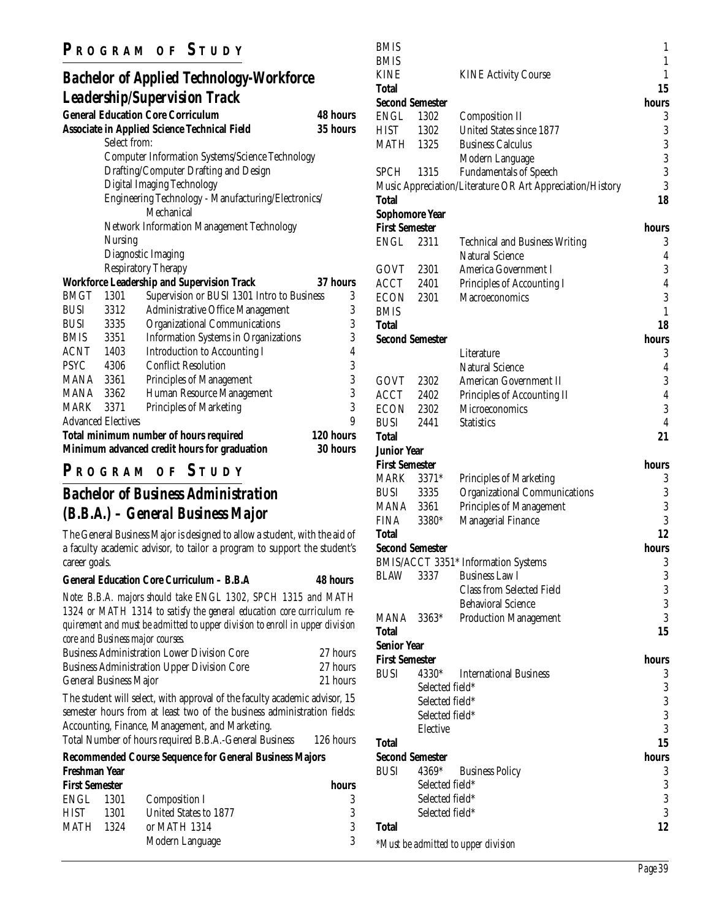# PROGRAM OF STUDY

## Bachelor of Applied Technology-Workforce Leadership/Supervision Track

| | | | |
|---|---|---|---|
| **General Education Core Curriculum** | | | **48 hours** |
| **Associate in Applied Science Technical Field** | | | **35 hours** |

Select from:

- Computer Information Systems/Science Technology
- Drafting/Computer Drafting and Design
- Digital Imaging Technology
- Engineering Technology - Manufacturing/Electronics/ Mechanical
- Network Information Management Technology
- Nursing
- Diagnostic Imaging
- Respiratory Therapy

| | | | |
|---|---|---|---|
| **Workforce Leadership and Supervision Track** | | | **37 hours** |
| BMGT | 1301 | Supervision or BUSI 1301 Intro to Business | 3 |
| BUSI | 3312 | Administrative Office Management | 3 |
| BUSI | 3335 | Organizational Communications | 3 |
| BMIS | 3351 | Information Systems in Organizations | 3 |
| ACNT | 1403 | Introduction to Accounting I | 4 |
| PSYC | 4306 | Conflict Resolution | 3 |
| MANA | 3361 | Principles of Management | 3 |
| MANA | 3362 | Human Resource Management | 3 |
| MARK | 3371 | Principles of Marketing | 3 |
| Advanced Electives | | | 9 |
| **Total minimum number of hours required** | | | **120 hours** |
| **Minimum advanced credit hours for graduation** | | | **30 hours** |

# PROGRAM OF STUDY

## Bachelor of Business Administration (B.B.A.) – General Business Major

The General Business Major is designed to allow a student, with the aid of a faculty academic advisor, to tailor a program to support the student's career goals.

**General Education Core Curriculum – B.B.A** **48 hours**

*Note: B.B.A. majors should take ENGL 1302, SPCH 1315 and MATH 1324 or MATH 1314 to satisfy the general education core curriculum requirement and must be admitted to upper division to enroll in upper division core and Business major courses.*

| | |
|---|---|
| Business Administration Lower Division Core | 27 hours |
| Business Administration Upper Division Core | 27 hours |
| General Business Major | 21 hours |

The student will select, with approval of the faculty academic advisor, 15 semester hours from at least two of the business administration fields: Accounting, Finance, Management, and Marketing.

Total Number of hours required B.B.A.-General Business 126 hours

**Recommended Course Sequence for General Business Majors**

**Freshman Year**

| **First Semester** | | | **hours** |
|---|---|---|---|
| ENGL | 1301 | Composition I | 3 |
| HIST | 1301 | United States to 1877 | 3 |
| MATH | 1324 | or MATH 1314 | 3 |
| | | Modern Language | 3 |
| BMIS | | | 1 |
| BMIS | | | 1 |
| KINE | | KINE Activity Course | 1 |
| **Total** | | | **15** |

| **Second Semester** | | | **hours** |
|---|---|---|---|
| ENGL | 1302 | Composition II | 3 |
| HIST | 1302 | United States since 1877 | 3 |
| MATH | 1325 | Business Calculus | 3 |
| | | Modern Language | 3 |
| SPCH | 1315 | Fundamentals of Speech | 3 |
| Music Appreciation/Literature OR Art Appreciation/History | | | 3 |
| **Total** | | | **18** |

**Sophomore Year**

| **First Semester** | | | **hours** |
|---|---|---|---|
| ENGL | 2311 | Technical and Business Writing | 3 |
| | | Natural Science | 4 |
| GOVT | 2301 | America Government I | 3 |
| ACCT | 2401 | Principles of Accounting I | 4 |
| ECON | 2301 | Macroeconomics | 3 |
| BMIS | | | 1 |
| **Total** | | | **18** |

| **Second Semester** | | | **hours** |
|---|---|---|---|
| | | Literature | 3 |
| | | Natural Science | 4 |
| GOVT | 2302 | American Government II | 3 |
| ACCT | 2402 | Principles of Accounting II | 4 |
| ECON | 2302 | Microeconomics | 3 |
| BUSI | 2441 | Statistics | 4 |
| **Total** | | | **21** |

**Junior Year**

| **First Semester** | | | **hours** |
|---|---|---|---|
| MARK | 3371* | Principles of Marketing | 3 |
| BUSI | 3335 | Organizational Communications | 3 |
| MANA | 3361 | Principles of Management | 3 |
| FINA | 3380* | Managerial Finance | 3 |
| **Total** | | | **12** |

| **Second Semester** | | | **hours** |
|---|---|---|---|
| BMIS/ACCT | 3351* | Information Systems | 3 |
| BLAW | 3337 | Business Law I | 3 |
| | | Class from Selected Field | 3 |
| | | Behavioral Science | 3 |
| MANA | 3363* | Production Management | 3 |
| **Total** | | | **15** |

**Senior Year**

| **First Semester** | | | **hours** |
|---|---|---|---|
| BUSI | 4330* | International Business | 3 |
| | Selected field* | | 3 |
| | Selected field* | | 3 |
| | Selected field* | | 3 |
| | Elective | | 3 |
| **Total** | | | **15** |

| **Second Semester** | | | **hours** |
|---|---|---|---|
| BUSI | 4369* | Business Policy | 3 |
| | Selected field* | | 3 |
| | Selected field* | | 3 |
| | Selected field* | | 3 |
| **Total** | | | **12** |

*\*Must be admitted to upper division*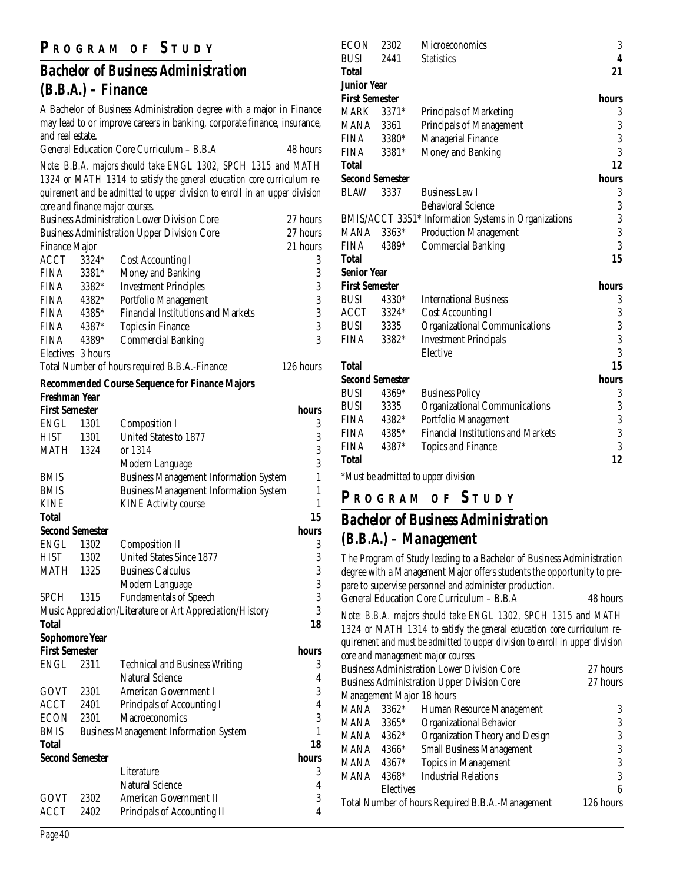## PROGRAM OF STUDY

### Bachelor of Business Administration (B.B.A.) – Finance

A Bachelor of Business Administration degree with a major in Finance may lead to or improve careers in banking, corporate finance, insurance, and real estate.

| | | | |
|---|---|---|---|
| General Education Core Curriculum – B.B.A | | | 48 hours |

*Note: B.B.A. majors should take ENGL 1302, SPCH 1315 and MATH 1324 or MATH 1314 to satisfy the general education core curriculum requirement and be admitted to upper division to enroll in an upper division core and finance major courses.*

| | | | |
|---|---|---|---|
| Business Administration Lower Division Core | | | 27 hours |
| Business Administration Upper Division Core | | | 27 hours |
| Finance Major | | | 21 hours |
| ACCT | 3324* | Cost Accounting I | 3 |
| FINA | 3381* | Money and Banking | 3 |
| FINA | 3382* | Investment Principles | 3 |
| FINA | 4382* | Portfolio Management | 3 |
| FINA | 4385* | Financial Institutions and Markets | 3 |
| FINA | 4387* | Topics in Finance | 3 |
| FINA | 4389* | Commercial Banking | 3 |
| Electives | 3 hours | | |
| Total Number of hours required B.B.A.-Finance | | | 126 hours |

**Recommended Course Sequence for Finance Majors**

**Freshman Year**

| **First Semester** | | | **hours** |
|---|---|---|---|
| ENGL | 1301 | Composition I | 3 |
| HIST | 1301 | United States to 1877 | 3 |
| MATH | 1324 | or 1314 | 3 |
| | | Modern Language | 3 |
| BMIS | | Business Management Information System | 1 |
| BMIS | | Business Management Information System | 1 |
| KINE | | KINE Activity course | 1 |
| **Total** | | | **15** |

| **Second Semester** | | | **hours** |
|---|---|---|---|
| ENGL | 1302 | Composition II | 3 |
| HIST | 1302 | United States Since 1877 | 3 |
| MATH | 1325 | Business Calculus | 3 |
| | | Modern Language | 3 |
| SPCH | 1315 | Fundamentals of Speech | 3 |
| Music Appreciation/Literature or Art Appreciation/History | | | 3 |
| **Total** | | | **18** |

**Sophomore Year**

| **First Semester** | | | **hours** |
|---|---|---|---|
| ENGL | 2311 | Technical and Business Writing | 3 |
| | | Natural Science | 4 |
| GOVT | 2301 | American Government I | 3 |
| ACCT | 2401 | Principals of Accounting I | 4 |
| ECON | 2301 | Macroeconomics | 3 |
| BMIS | | Business Management Information System | 1 |
| **Total** | | | **18** |

| **Second Semester** | | | **hours** |
|---|---|---|---|
| | | Literature | 3 |
| | | Natural Science | 4 |
| GOVT | 2302 | American Government II | 3 |
| ACCT | 2402 | Principals of Accounting II | 4 |
| ECON | 2302 | Microeconomics | 3 |
| BUSI | 2441 | Statistics | **4** |
| **Total** | | | **21** |

**Junior Year**

| **First Semester** | | | **hours** |
|---|---|---|---|
| MARK | 3371* | Principals of Marketing | 3 |
| MANA | 3361 | Principals of Management | 3 |
| FINA | 3380* | Managerial Finance | 3 |
| FINA | 3381* | Money and Banking | 3 |
| **Total** | | | **12** |

| **Second Semester** | | | **hours** |
|---|---|---|---|
| BLAW | 3337 | Business Law I | 3 |
| | | Behavioral Science | 3 |
| BMIS/ACCT | 3351* | Information Systems in Organizations | 3 |
| MANA | 3363* | Production Management | 3 |
| FINA | 4389* | Commercial Banking | 3 |
| **Total** | | | **15** |

**Senior Year**

| **First Semester** | | | **hours** |
|---|---|---|---|
| BUSI | 4330* | International Business | 3 |
| ACCT | 3324* | Cost Accounting I | 3 |
| BUSI | 3335 | Organizational Communications | 3 |
| FINA | 3382* | Investment Principals | 3 |
| | | Elective | 3 |
| **Total** | | | **15** |

| **Second Semester** | | | **hours** |
|---|---|---|---|
| BUSI | 4369* | Business Policy | 3 |
| BUSI | 3335 | Organizational Communications | 3 |
| FINA | 4382* | Portfolio Management | 3 |
| FINA | 4385* | Financial Institutions and Markets | 3 |
| FINA | 4387* | Topics and Finance | 3 |
| **Total** | | | **12** |

*\*Must be admitted to upper division*

## PROGRAM OF STUDY

### Bachelor of Business Administration (B.B.A.) – Management

The Program of Study leading to a Bachelor of Business Administration degree with a Management Major offers students the opportunity to prepare to supervise personnel and administer production.

| | | | |
|---|---|---|---|
| General Education Core Curriculum – B.B.A | | | 48 hours |

*Note: B.B.A. majors should take ENGL 1302, SPCH 1315 and MATH 1324 or MATH 1314 to satisfy the general education core curriculum requirement and must be admitted to upper division to enroll in upper division core and management major courses.*

| | | | |
|---|---|---|---|
| Business Administration Lower Division Core | | | 27 hours |
| Business Administration Upper Division Core | | | 27 hours |
| Management Major 18 hours | | | |
| MANA | 3362* | Human Resource Management | 3 |
| MANA | 3365* | Organizational Behavior | 3 |
| MANA | 4362* | Organization Theory and Design | 3 |
| MANA | 4366* | Small Business Management | 3 |
| MANA | 4367* | Topics in Management | 3 |
| MANA | 4368* | Industrial Relations | 3 |
| | Electives | | 6 |
| Total Number of hours Required B.B.A.-Management | | | 126 hours |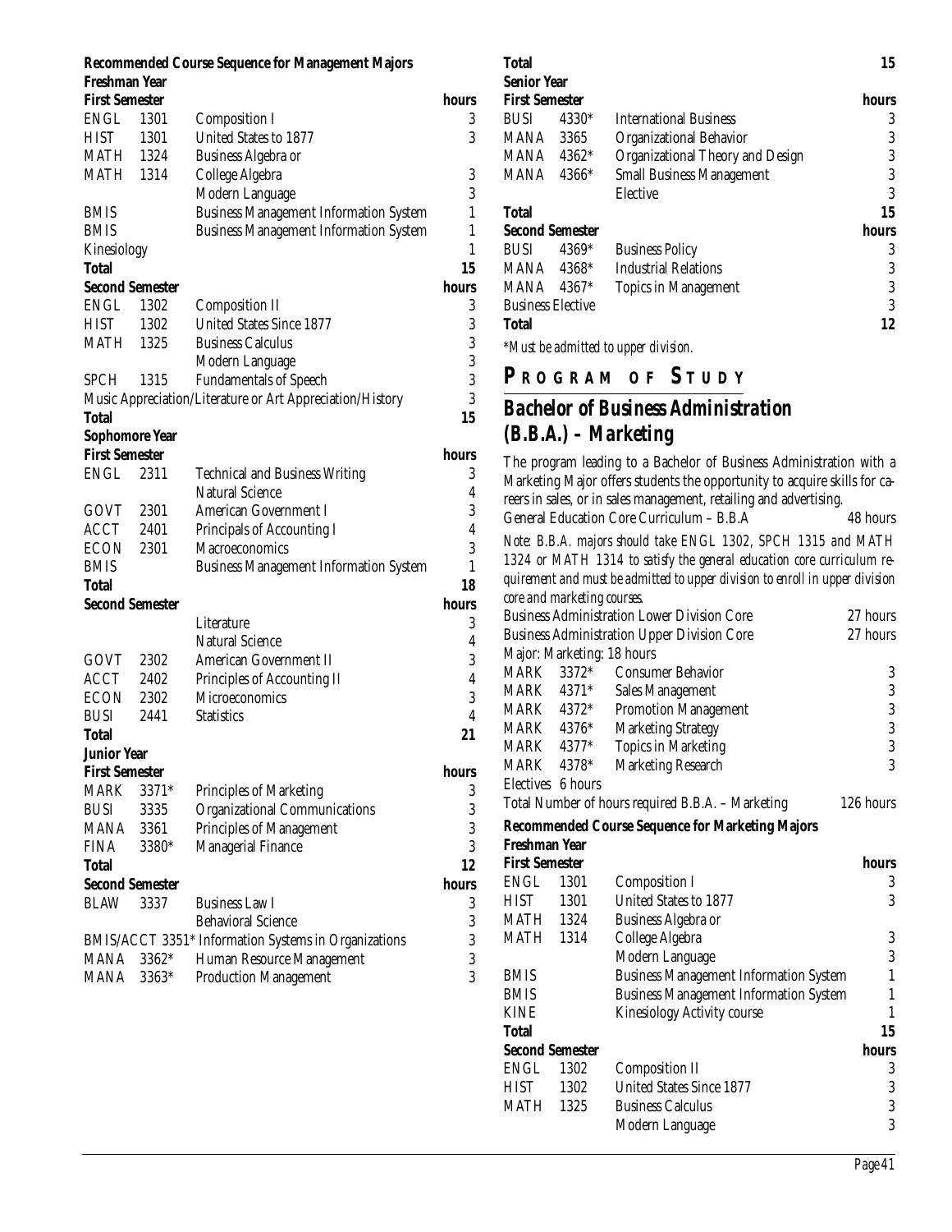**Recommended Course Sequence for Management Majors**

**Freshman Year**

| **First Semester** | | | **hours** |
|---|---|---|---|
| ENGL | 1301 | Composition I | 3 |
| HIST | 1301 | United States to 1877 | 3 |
| MATH | 1324 | Business Algebra or | |
| MATH | 1314 | College Algebra | 3 |
| | | Modern Language | 3 |
| BMIS | | Business Management Information System | 1 |
| BMIS | | Business Management Information System | 1 |
| Kinesiology | | | 1 |
| **Total** | | | **15** |

| **Second Semester** | | | **hours** |
|---|---|---|---|
| ENGL | 1302 | Composition II | 3 |
| HIST | 1302 | United States Since 1877 | 3 |
| MATH | 1325 | Business Calculus | 3 |
| | | Modern Language | 3 |
| SPCH | 1315 | Fundamentals of Speech | 3 |
| Music Appreciation/Literature or Art Appreciation/History | | | 3 |
| **Total** | | | **15** |

**Sophomore Year**

| **First Semester** | | | **hours** |
|---|---|---|---|
| ENGL | 2311 | Technical and Business Writing | 3 |
| | | Natural Science | 4 |
| GOVT | 2301 | American Government I | 3 |
| ACCT | 2401 | Principals of Accounting I | 4 |
| ECON | 2301 | Macroeconomics | 3 |
| BMIS | | Business Management Information System | 1 |
| **Total** | | | **18** |

| **Second Semester** | | | **hours** |
|---|---|---|---|
| | | Literature | 3 |
| | | Natural Science | 4 |
| GOVT | 2302 | American Government II | 3 |
| ACCT | 2402 | Principles of Accounting II | 4 |
| ECON | 2302 | Microeconomics | 3 |
| BUSI | 2441 | Statistics | 4 |
| **Total** | | | **21** |

**Junior Year**

| **First Semester** | | | **hours** |
|---|---|---|---|
| MARK | 3371* | Principles of Marketing | 3 |
| BUSI | 3335 | Organizational Communications | 3 |
| MANA | 3361 | Principles of Management | 3 |
| FINA | 3380* | Managerial Finance | 3 |
| **Total** | | | **12** |

| **Second Semester** | | | **hours** |
|---|---|---|---|
| BLAW | 3337 | Business Law I | 3 |
| | | Behavioral Science | 3 |
| BMIS/ACCT 3351* | | Information Systems in Organizations | 3 |
| MANA | 3362* | Human Resource Management | 3 |
| MANA | 3363* | Production Management | 3 |
| **Total** | | | **15** |

**Senior Year**

| **First Semester** | | | **hours** |
|---|---|---|---|
| BUSI | 4330* | International Business | 3 |
| MANA | 3365 | Organizational Behavior | 3 |
| MANA | 4362* | Organizational Theory and Design | 3 |
| MANA | 4366* | Small Business Management | 3 |
| | | Elective | 3 |
| **Total** | | | **15** |

| **Second Semester** | | | **hours** |
|---|---|---|---|
| BUSI | 4369* | Business Policy | 3 |
| MANA | 4368* | Industrial Relations | 3 |
| MANA | 4367* | Topics in Management | 3 |
| Business Elective | | | 3 |
| **Total** | | | **12** |

*\*Must be admitted to upper division.*

## PROGRAM OF STUDY

## Bachelor of Business Administration (B.B.A.) – Marketing

The program leading to a Bachelor of Business Administration with a Marketing Major offers students the opportunity to acquire skills for careers in sales, or in sales management, retailing and advertising.

General Education Core Curriculum – B.B.A — 48 hours

*Note: B.B.A. majors should take ENGL 1302, SPCH 1315 and MATH 1324 or MATH 1314 to satisfy the general education core curriculum requirement and must be admitted to upper division to enroll in upper division core and marketing courses.*

Business Administration Lower Division Core — 27 hours

Business Administration Upper Division Core — 27 hours

Major: Marketing: 18 hours

| | | | |
|---|---|---|---|
| MARK | 3372* | Consumer Behavior | 3 |
| MARK | 4371* | Sales Management | 3 |
| MARK | 4372* | Promotion Management | 3 |
| MARK | 4376* | Marketing Strategy | 3 |
| MARK | 4377* | Topics in Marketing | 3 |
| MARK | 4378* | Marketing Research | 3 |

Electives 6 hours

Total Number of hours required B.B.A. – Marketing — 126 hours

**Recommended Course Sequence for Marketing Majors**

**Freshman Year**

| **First Semester** | | | **hours** |
|---|---|---|---|
| ENGL | 1301 | Composition I | 3 |
| HIST | 1301 | United States to 1877 | 3 |
| MATH | 1324 | Business Algebra or | |
| MATH | 1314 | College Algebra | 3 |
| | | Modern Language | 3 |
| BMIS | | Business Management Information System | 1 |
| BMIS | | Business Management Information System | 1 |
| KINE | | Kinesiology Activity course | 1 |
| **Total** | | | **15** |

| **Second Semester** | | | **hours** |
|---|---|---|---|
| ENGL | 1302 | Composition II | 3 |
| HIST | 1302 | United States Since 1877 | 3 |
| MATH | 1325 | Business Calculus | 3 |
| | | Modern Language | 3 |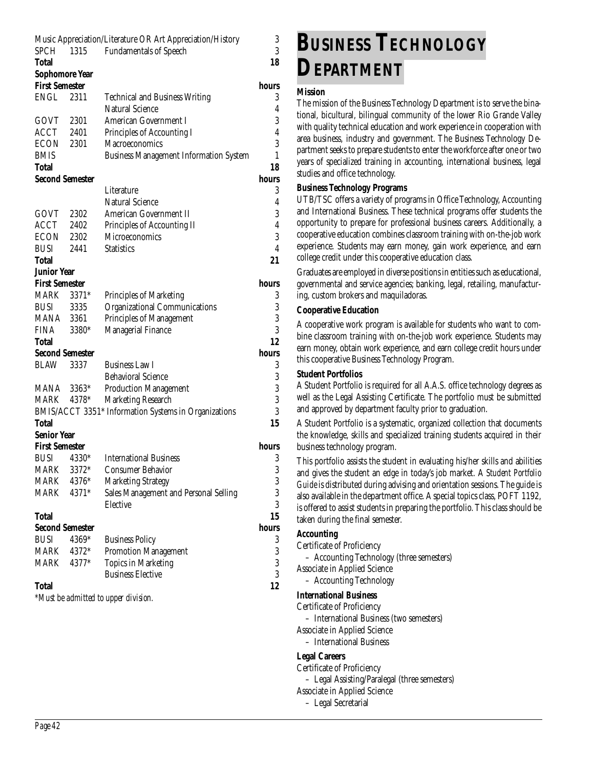| | | | |
|---|---|---|---|
| Music Appreciation/Literature OR Art Appreciation/History | | | 3 |
| SPCH | 1315 | Fundamentals of Speech | 3 |
| **Total** | | | **18** |

**Sophomore Year**

| **First Semester** | | | **hours** |
|---|---|---|---|
| ENGL | 2311 | Technical and Business Writing | 3 |
| | | Natural Science | 4 |
| GOVT | 2301 | American Government I | 3 |
| ACCT | 2401 | Principles of Accounting I | 4 |
| ECON | 2301 | Macroeconomics | 3 |
| BMIS | | Business Management Information System | 1 |
| **Total** | | | **18** |

| **Second Semester** | | | **hours** |
|---|---|---|---|
| | | Literature | 3 |
| | | Natural Science | 4 |
| GOVT | 2302 | American Government II | 3 |
| ACCT | 2402 | Principles of Accounting II | 4 |
| ECON | 2302 | Microeconomics | 3 |
| BUSI | 2441 | Statistics | 4 |
| **Total** | | | **21** |

**Junior Year**

| **First Semester** | | | **hours** |
|---|---|---|---|
| MARK | 3371* | Principles of Marketing | 3 |
| BUSI | 3335 | Organizational Communications | 3 |
| MANA | 3361 | Principles of Management | 3 |
| FINA | 3380* | Managerial Finance | 3 |
| **Total** | | | **12** |

| **Second Semester** | | | **hours** |
|---|---|---|---|
| BLAW | 3337 | Business Law I | 3 |
| | | Behavioral Science | 3 |
| MANA | 3363* | Production Management | 3 |
| MARK | 4378* | Marketing Research | 3 |
| BMIS/ACCT | 3351* | Information Systems in Organizations | 3 |
| **Total** | | | **15** |

**Senior Year**

| **First Semester** | | | **hours** |
|---|---|---|---|
| BUSI | 4330* | International Business | 3 |
| MARK | 3372* | Consumer Behavior | 3 |
| MARK | 4376* | Marketing Strategy | 3 |
| MARK | 4371* | Sales Management and Personal Selling | 3 |
| | | Elective | 3 |
| **Total** | | | **15** |

| **Second Semester** | | | **hours** |
|---|---|---|---|
| BUSI | 4369* | Business Policy | 3 |
| MARK | 4372* | Promotion Management | 3 |
| MARK | 4377* | Topics in Marketing | 3 |
| | | Business Elective | 3 |
| **Total** | | | **12** |

*\*Must be admitted to upper division.*

# BUSINESS TECHNOLOGY DEPARTMENT

**Mission**

The mission of the Business Technology Department is to serve the binational, bicultural, bilingual community of the lower Rio Grande Valley with quality technical education and work experience in cooperation with area business, industry and government. The Business Technology Department seeks to prepare students to enter the workforce after one or two years of specialized training in accounting, international business, legal studies and office technology.

**Business Technology Programs**

UTB/TSC offers a variety of programs in Office Technology, Accounting and International Business. These technical programs offer students the opportunity to prepare for professional business careers. Additionally, a cooperative education combines classroom training with on-the-job work experience. Students may earn money, gain work experience, and earn college credit under this cooperative education class.

Graduates are employed in diverse positions in entities such as educational, governmental and service agencies; banking, legal, retailing, manufacturing, custom brokers and maquiladoras.

**Cooperative Education**

A cooperative work program is available for students who want to combine classroom training with on-the-job work experience. Students may earn money, obtain work experience, and earn college credit hours under this cooperative Business Technology Program.

**Student Portfolios**

A Student Portfolio is required for all A.A.S. office technology degrees as well as the Legal Assisting Certificate. The portfolio must be submitted and approved by department faculty prior to graduation.

A Student Portfolio is a systematic, organized collection that documents the knowledge, skills and specialized training students acquired in their business technology program.

This portfolio assists the student in evaluating his/her skills and abilities and gives the student an edge in today's job market. A *Student Portfolio Guide* is distributed during advising and orientation sessions. The guide is also available in the department office. A special topics class, POFT 1192, is offered to assist students in preparing the portfolio. This class should be taken during the final semester.

**Accounting**

Certificate of Proficiency
- Accounting Technology (three semesters)

Associate in Applied Science
- Accounting Technology

**International Business**

Certificate of Proficiency
- International Business (two semesters)

Associate in Applied Science
- International Business

**Legal Careers**

Certificate of Proficiency
- Legal Assisting/Paralegal (three semesters)

Associate in Applied Science
- Legal Secretarial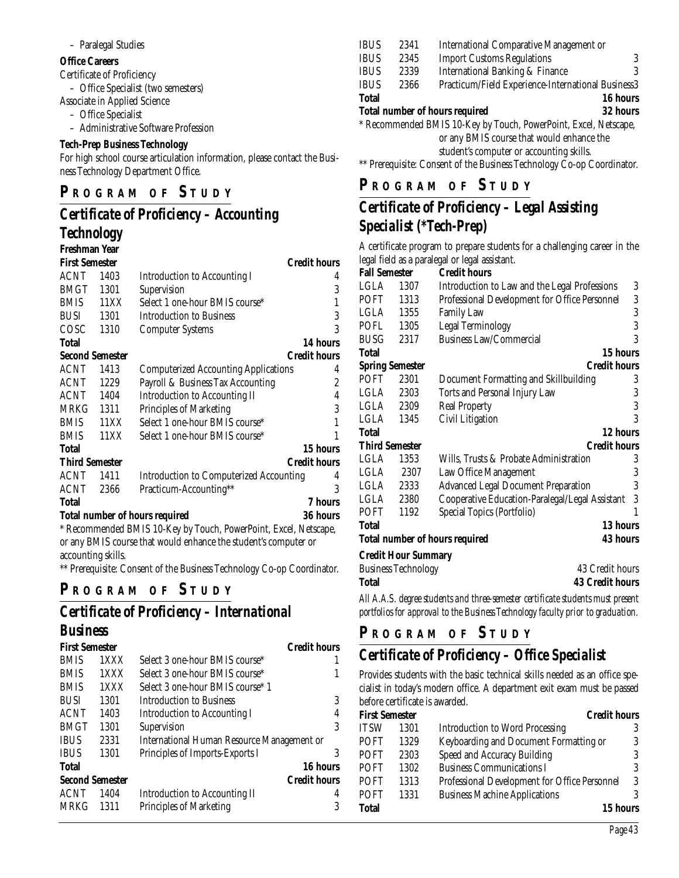– Paralegal Studies

**Office Careers**

Certificate of Proficiency

– Office Specialist (two semesters)

Associate in Applied Science

– Office Specialist

– Administrative Software Profession

**Tech-Prep Business Technology**

For high school course articulation information, please contact the Business Technology Department Office.

## PROGRAM OF STUDY

## *Certificate of Proficiency – Accounting Technology*

**Freshman Year**

| **First Semester** | | | **Credit hours** |
|---|---|---|---|
| ACNT | 1403 | Introduction to Accounting I | 4 |
| BMGT | 1301 | Supervision | 3 |
| BMIS | 11XX | Select 1 one-hour BMIS course* | 1 |
| BUSI | 1301 | Introduction to Business | 3 |
| COSC | 1310 | Computer Systems | 3 |
| **Total** | | | **14 hours** |
| **Second Semester** | | | **Credit hours** |
| ACNT | 1413 | Computerized Accounting Applications | 4 |
| ACNT | 1229 | Payroll & Business Tax Accounting | 2 |
| ACNT | 1404 | Introduction to Accounting II | 4 |
| MRKG | 1311 | Principles of Marketing | 3 |
| BMIS | 11XX | Select 1 one-hour BMIS course* | 1 |
| BMIS | 11XX | Select 1 one-hour BMIS course* | 1 |
| **Total** | | | **15 hours** |
| **Third Semester** | | | **Credit hours** |
| ACNT | 1411 | Introduction to Computerized Accounting | 4 |
| ACNT | 2366 | Practicum-Accounting** | 3 |
| **Total** | | | **7 hours** |
| **Total number of hours required** | | | **36 hours** |

\* Recommended BMIS 10-Key by Touch, PowerPoint, Excel, Netscape, or any BMIS course that would enhance the student's computer or accounting skills.

\*\* Prerequisite: Consent of the Business Technology Co-op Coordinator.

## PROGRAM OF STUDY

## *Certificate of Proficiency – International Business*

| **First Semester** | | | **Credit hours** |
|---|---|---|---|
| BMIS | 1XXX | Select 3 one-hour BMIS course* | 1 |
| BMIS | 1XXX | Select 3 one-hour BMIS course* | 1 |
| BMIS | 1XXX | Select 3 one-hour BMIS course* 1 | |
| BUSI | 1301 | Introduction to Business | 3 |
| ACNT | 1403 | Introduction to Accounting I | 4 |
| BMGT | 1301 | Supervision | 3 |
| IBUS | 2331 | International Human Resource Management or | |
| IBUS | 1301 | Principles of Imports-Exports I | 3 |
| **Total** | | | **16 hours** |
| **Second Semester** | | | **Credit hours** |
| ACNT | 1404 | Introduction to Accounting II | 4 |
| MRKG | 1311 | Principles of Marketing | 3 |
| IBUS | 2341 | International Comparative Management or | |
| IBUS | 2345 | Import Customs Regulations | 3 |
| IBUS | 2339 | International Banking & Finance | 3 |
| IBUS | 2366 | Practicum/Field Experience-International Business | 3 |
| **Total** | | | **16 hours** |
| **Total number of hours required** | | | **32 hours** |

\* Recommended BMIS 10-Key by Touch, PowerPoint, Excel, Netscape, or any BMIS course that would enhance the student's computer or accounting skills.

\*\* Prerequisite: Consent of the Business Technology Co-op Coordinator.

## PROGRAM OF STUDY

## *Certificate of Proficiency – Legal Assisting Specialist (\*Tech-Prep)*

A certificate program to prepare students for a challenging career in the legal field as a paralegal or legal assistant.

| **Fall Semester** | | **Credit hours** | |
|---|---|---|---|
| LGLA | 1307 | Introduction to Law and the Legal Professions | 3 |
| POFT | 1313 | Professional Development for Office Personnel | 3 |
| LGLA | 1355 | Family Law | 3 |
| POFL | 1305 | Legal Terminology | 3 |
| BUSG | 2317 | Business Law/Commercial | 3 |
| **Total** | | | **15 hours** |
| **Spring Semester** | | | **Credit hours** |
| POFT | 2301 | Document Formatting and Skillbuilding | 3 |
| LGLA | 2303 | Torts and Personal Injury Law | 3 |
| LGLA | 2309 | Real Property | 3 |
| LGLA | 1345 | Civil Litigation | 3 |
| **Total** | | | **12 hours** |
| **Third Semester** | | | **Credit hours** |
| LGLA | 1353 | Wills, Trusts & Probate Administration | 3 |
| LGLA | 2307 | Law Office Management | 3 |
| LGLA | 2333 | Advanced Legal Document Preparation | 3 |
| LGLA | 2380 | Cooperative Education-Paralegal/Legal Assistant | 3 |
| POFT | 1192 | Special Topics (Portfolio) | 1 |
| **Total** | | | **13 hours** |
| **Total number of hours required** | | | **43 hours** |

**Credit Hour Summary**

| | |
|---|---|
| Business Technology | 43 Credit hours |
| **Total** | **43 Credit hours** |

*All A.A.S. degree students and three-semester certificate students must present portfolios for approval to the Business Technology faculty prior to graduation.*

## PROGRAM OF STUDY

## *Certificate of Proficiency – Office Specialist*

Provides students with the basic technical skills needed as an office specialist in today's modern office. A department exit exam must be passed before certificate is awarded.

| **First Semester** | | | **Credit hours** |
|---|---|---|---|
| ITSW | 1301 | Introduction to Word Processing | 3 |
| POFT | 1329 | Keyboarding and Document Formatting or | 3 |
| POFT | 2303 | Speed and Accuracy Building | 3 |
| POFT | 1302 | Business Communications I | 3 |
| POFT | 1313 | Professional Development for Office Personnel | 3 |
| POFT | 1331 | Business Machine Applications | 3 |
| **Total** | | | **15 hours** |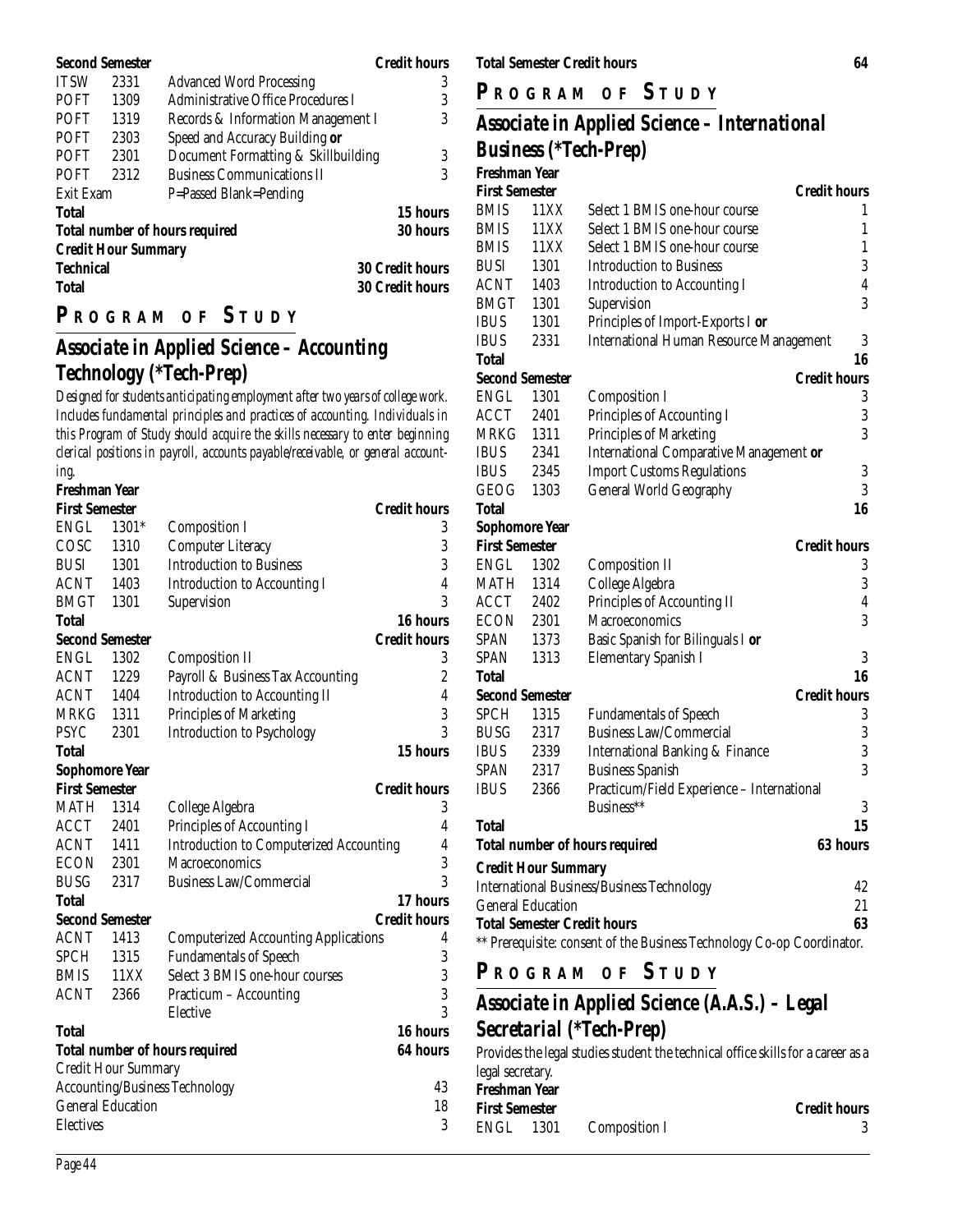**Second Semester**

| | | | Credit hours |
|---|---|---|---|
| ITSW | 2331 | Advanced Word Processing | 3 |
| POFT | 1309 | Administrative Office Procedures I | 3 |
| POFT | 1319 | Records & Information Management I | 3 |
| POFT | 2303 | Speed and Accuracy Building **or** | |
| POFT | 2301 | Document Formatting & Skillbuilding | 3 |
| POFT | 2312 | Business Communications II | 3 |
| Exit Exam | | P=Passed Blank=Pending | |
| **Total** | | | **15 hours** |
| **Total number of hours required** | | | **30 hours** |

**Credit Hour Summary**

| | |
|---|---|
| **Technical** | **30 Credit hours** |
| **Total** | **30 Credit hours** |

## PROGRAM OF STUDY

### Associate in Applied Science – Accounting Technology (*Tech-Prep)

*Designed for students anticipating employment after two years of college work. Includes fundamental principles and practices of accounting. Individuals in this Program of Study should acquire the skills necessary to enter beginning clerical positions in payroll, accounts payable/receivable, or general accounting.*

**Freshman Year**

**First Semester**

| | | | Credit hours |
|---|---|---|---|
| ENGL | 1301* | Composition I | 3 |
| COSC | 1310 | Computer Literacy | 3 |
| BUSI | 1301 | Introduction to Business | 3 |
| ACNT | 1403 | Introduction to Accounting I | 4 |
| BMGT | 1301 | Supervision | 3 |
| **Total** | | | **16 hours** |

**Second Semester**

| | | | Credit hours |
|---|---|---|---|
| ENGL | 1302 | Composition II | 3 |
| ACNT | 1229 | Payroll & Business Tax Accounting | 2 |
| ACNT | 1404 | Introduction to Accounting II | 4 |
| MRKG | 1311 | Principles of Marketing | 3 |
| PSYC | 2301 | Introduction to Psychology | 3 |
| **Total** | | | **15 hours** |

**Sophomore Year**

**First Semester**

| | | | Credit hours |
|---|---|---|---|
| MATH | 1314 | College Algebra | 3 |
| ACCT | 2401 | Principles of Accounting I | 4 |
| ACNT | 1411 | Introduction to Computerized Accounting | 4 |
| ECON | 2301 | Macroeconomics | 3 |
| BUSG | 2317 | Business Law/Commercial | 3 |
| **Total** | | | **17 hours** |

**Second Semester**

| | | | Credit hours |
|---|---|---|---|
| ACNT | 1413 | Computerized Accounting Applications | 4 |
| SPCH | 1315 | Fundamentals of Speech | 3 |
| BMIS | 11XX | Select 3 BMIS one-hour courses | 3 |
| ACNT | 2366 | Practicum – Accounting | 3 |
| | | Elective | 3 |
| **Total** | | | **16 hours** |
| **Total number of hours required** | | | **64 hours** |

Credit Hour Summary

| | |
|---|---|
| Accounting/Business Technology | 43 |
| General Education | 18 |
| Electives | 3 |
| **Total Semester Credit hours** | **64** |

## PROGRAM OF STUDY

### Associate in Applied Science – International Business (*Tech-Prep)

**Freshman Year**

**First Semester**

| | | | Credit hours |
|---|---|---|---|
| BMIS | 11XX | Select 1 BMIS one-hour course | 1 |
| BMIS | 11XX | Select 1 BMIS one-hour course | 1 |
| BMIS | 11XX | Select 1 BMIS one-hour course | 1 |
| BUSI | 1301 | Introduction to Business | 3 |
| ACNT | 1403 | Introduction to Accounting I | 4 |
| BMGT | 1301 | Supervision | 3 |
| IBUS | 1301 | Principles of Import-Exports I **or** | |
| IBUS | 2331 | International Human Resource Management | 3 |
| **Total** | | | **16** |

**Second Semester**

| | | | Credit hours |
|---|---|---|---|
| ENGL | 1301 | Composition I | 3 |
| ACCT | 2401 | Principles of Accounting I | 3 |
| MRKG | 1311 | Principles of Marketing | 3 |
| IBUS | 2341 | International Comparative Management **or** | |
| IBUS | 2345 | Import Customs Regulations | 3 |
| GEOG | 1303 | General World Geography | 3 |
| **Total** | | | **16** |

**Sophomore Year**

**First Semester**

| | | | Credit hours |
|---|---|---|---|
| ENGL | 1302 | Composition II | 3 |
| MATH | 1314 | College Algebra | 3 |
| ACCT | 2402 | Principles of Accounting II | 4 |
| ECON | 2301 | Macroeconomics | 3 |
| SPAN | 1373 | Basic Spanish for Bilinguals I **or** | |
| SPAN | 1313 | Elementary Spanish I | 3 |
| **Total** | | | **16** |

**Second Semester**

| | | | Credit hours |
|---|---|---|---|
| SPCH | 1315 | Fundamentals of Speech | 3 |
| BUSG | 2317 | Business Law/Commercial | 3 |
| IBUS | 2339 | International Banking & Finance | 3 |
| SPAN | 2317 | Business Spanish | 3 |
| IBUS | 2366 | Practicum/Field Experience – International Business** | 3 |
| **Total** | | | **15** |
| **Total number of hours required** | | | **63 hours** |

**Credit Hour Summary**

| | |
|---|---|
| International Business/Business Technology | 42 |
| General Education | 21 |
| **Total Semester Credit hours** | **63** |

** Prerequisite: consent of the Business Technology Co-op Coordinator.

## PROGRAM OF STUDY

### Associate in Applied Science (A.A.S.) – Legal Secretarial (*Tech-Prep)

Provides the legal studies student the technical office skills for a career as a legal secretary.

**Freshman Year**

**First Semester**

| | | | Credit hours |
|---|---|---|---|
| ENGL | 1301 | Composition I | 3 |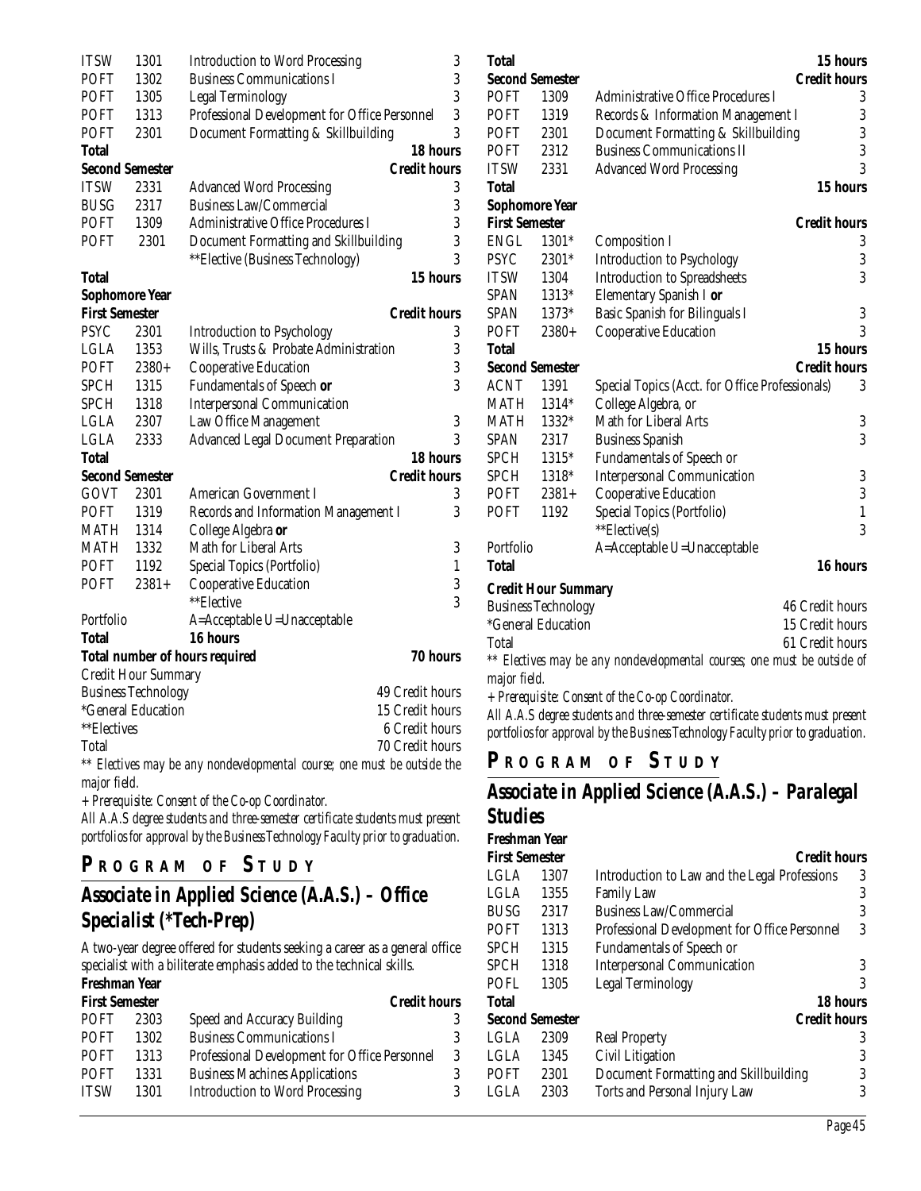| | | | |
|---|---|---|---|
| ITSW | 1301 | Introduction to Word Processing | 3 |
| POFT | 1302 | Business Communications I | 3 |
| POFT | 1305 | Legal Terminology | 3 |
| POFT | 1313 | Professional Development for Office Personnel | 3 |
| POFT | 2301 | Document Formatting & Skillbuilding | 3 |
| **Total** | | | **18 hours** |
| **Second Semester** | | | **Credit hours** |
| ITSW | 2331 | Advanced Word Processing | 3 |
| BUSG | 2317 | Business Law/Commercial | 3 |
| POFT | 1309 | Administrative Office Procedures I | 3 |
| POFT | 2301 | Document Formatting and Skillbuilding | 3 |
| | | **Elective (Business Technology) | 3 |
| **Total** | | | **15 hours** |
| **Sophomore Year** | | | |
| **First Semester** | | | **Credit hours** |
| PSYC | 2301 | Introduction to Psychology | 3 |
| LGLA | 1353 | Wills, Trusts & Probate Administration | 3 |
| POFT | 2380+ | Cooperative Education | 3 |
| SPCH | 1315 | Fundamentals of Speech **or** | 3 |
| SPCH | 1318 | Interpersonal Communication | |
| LGLA | 2307 | Law Office Management | 3 |
| LGLA | 2333 | Advanced Legal Document Preparation | 3 |
| **Total** | | | **18 hours** |
| **Second Semester** | | | **Credit hours** |
| GOVT | 2301 | American Government I | 3 |
| POFT | 1319 | Records and Information Management I | 3 |
| MATH | 1314 | College Algebra **or** | |
| MATH | 1332 | Math for Liberal Arts | 3 |
| POFT | 1192 | Special Topics (Portfolio) | 1 |
| POFT | 2381+ | Cooperative Education | 3 |
| | | **Elective | 3 |
| Portfolio | | A=Acceptable U=Unacceptable | |
| **Total** | | **16 hours** | |
| **Total number of hours required** | | | **70 hours** |

Credit Hour Summary

| | |
|---|---|
| Business Technology | 49 Credit hours |
| *General Education | 15 Credit hours |
| **Electives | 6 Credit hours |
| Total | 70 Credit hours |

*** Electives may be any nondevelopmental course; one must be outside the major field.*

*+ Prerequisite: Consent of the Co-op Coordinator.*

*All A.A.S degree students and three-semester certificate students must present portfolios for approval by the Business Technology Faculty prior to graduation.*

## PROGRAM OF STUDY

## Associate in Applied Science (A.A.S.) – Office Specialist (*Tech-Prep)

A two-year degree offered for students seeking a career as a general office specialist with a biliterate emphasis added to the technical skills.

**Freshman Year**

| **First Semester** | | | **Credit hours** |
|---|---|---|---|
| POFT | 2303 | Speed and Accuracy Building | 3 |
| POFT | 1302 | Business Communications I | 3 |
| POFT | 1313 | Professional Development for Office Personnel | 3 |
| POFT | 1331 | Business Machines Applications | 3 |
| ITSW | 1301 | Introduction to Word Processing | 3 |
| **Total** | | | **15 hours** |
| **Second Semester** | | | **Credit hours** |
| POFT | 1309 | Administrative Office Procedures I | 3 |
| POFT | 1319 | Records & Information Management I | 3 |
| POFT | 2301 | Document Formatting & Skillbuilding | 3 |
| POFT | 2312 | Business Communications II | 3 |
| ITSW | 2331 | Advanced Word Processing | 3 |
| **Total** | | | **15 hours** |
| **Sophomore Year** | | | |
| **First Semester** | | | **Credit hours** |
| ENGL | 1301* | Composition I | 3 |
| PSYC | 2301* | Introduction to Psychology | 3 |
| ITSW | 1304 | Introduction to Spreadsheets | 3 |
| SPAN | 1313* | Elementary Spanish I **or** | |
| SPAN | 1373* | Basic Spanish for Bilinguals I | 3 |
| POFT | 2380+ | Cooperative Education | 3 |
| **Total** | | | **15 hours** |
| **Second Semester** | | | **Credit hours** |
| ACNT | 1391 | Special Topics (Acct. for Office Professionals) | 3 |
| MATH | 1314* | College Algebra, or | |
| MATH | 1332* | Math for Liberal Arts | 3 |
| SPAN | 2317 | Business Spanish | 3 |
| SPCH | 1315* | Fundamentals of Speech or | |
| SPCH | 1318* | Interpersonal Communication | 3 |
| POFT | 2381+ | Cooperative Education | 3 |
| POFT | 1192 | Special Topics (Portfolio) | 1 |
| | | **Elective(s) | 3 |
| Portfolio | | A=Acceptable U=Unacceptable | |
| **Total** | | | **16 hours** |

**Credit Hour Summary**

| | |
|---|---|
| Business Technology | 46 Credit hours |
| *General Education | 15 Credit hours |
| Total | 61 Credit hours |

*** Electives may be any nondevelopmental courses; one must be outside of major field.*

*+ Prerequisite: Consent of the Co-op Coordinator.*

*All A.A.S degree students and three-semester certificate students must present portfolios for approval by the Business Technology Faculty prior to graduation.*

## PROGRAM OF STUDY

## Associate in Applied Science (A.A.S.) – Paralegal Studies

**Freshman Year**

| **First Semester** | | | **Credit hours** |
|---|---|---|---|
| LGLA | 1307 | Introduction to Law and the Legal Professions | 3 |
| LGLA | 1355 | Family Law | 3 |
| BUSG | 2317 | Business Law/Commercial | 3 |
| POFT | 1313 | Professional Development for Office Personnel | 3 |
| SPCH | 1315 | Fundamentals of Speech or | |
| SPCH | 1318 | Interpersonal Communication | 3 |
| POFL | 1305 | Legal Terminology | 3 |
| **Total** | | | **18 hours** |
| **Second Semester** | | | **Credit hours** |
| LGLA | 2309 | Real Property | 3 |
| LGLA | 1345 | Civil Litigation | 3 |
| POFT | 2301 | Document Formatting and Skillbuilding | 3 |
| LGLA | 2303 | Torts and Personal Injury Law | 3 |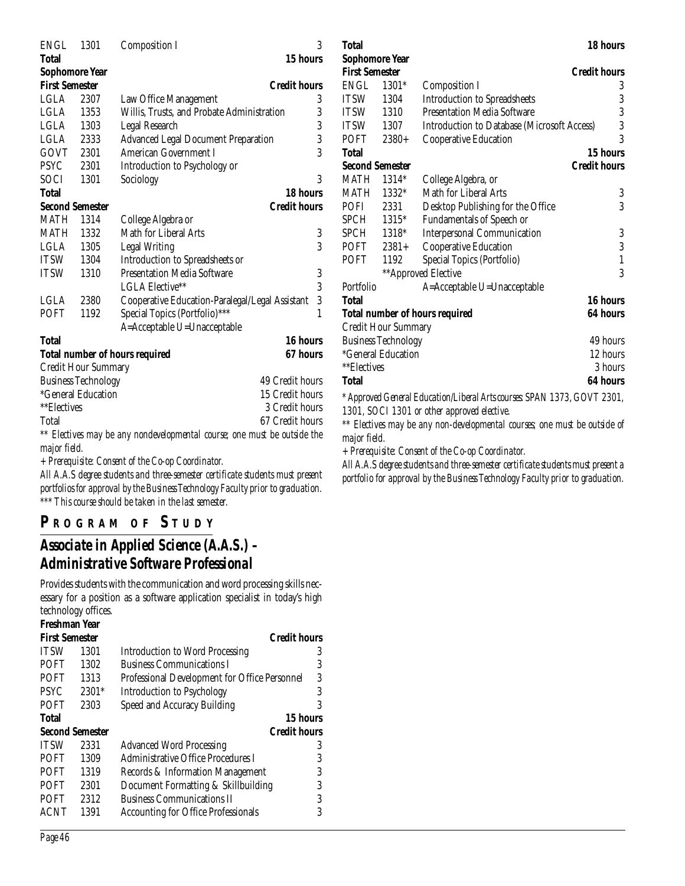| | | | |
|---|---|---|---|
| ENGL | 1301 | Composition I | 3 |
| **Total** | | | **15 hours** |

**Sophomore Year**

| **First Semester** | | | **Credit hours** |
|---|---|---|---|
| LGLA | 2307 | Law Office Management | 3 |
| LGLA | 1353 | Willis, Trusts, and Probate Administration | 3 |
| LGLA | 1303 | Legal Research | 3 |
| LGLA | 2333 | Advanced Legal Document Preparation | 3 |
| GOVT | 2301 | American Government I | 3 |
| PSYC | 2301 | Introduction to Psychology or | |
| SOCI | 1301 | Sociology | 3 |
| **Total** | | | **18 hours** |
| **Second Semester** | | | **Credit hours** |
| MATH | 1314 | College Algebra or | |
| MATH | 1332 | Math for Liberal Arts | 3 |
| LGLA | 1305 | Legal Writing | 3 |
| ITSW | 1304 | Introduction to Spreadsheets or | |
| ITSW | 1310 | Presentation Media Software | 3 |
| | | LGLA Elective** | 3 |
| LGLA | 2380 | Cooperative Education-Paralegal/Legal Assistant | 3 |
| POFT | 1192 | Special Topics (Portfolio)*** | 1 |
| | | A=Acceptable U=Unacceptable | |
| **Total** | | | **16 hours** |
| **Total number of hours required** | | | **67 hours** |

Credit Hour Summary

| | |
|---|---|
| Business Technology | 49 Credit hours |
| *General Education | 15 Credit hours |
| **Electives | 3 Credit hours |
| Total | 67 Credit hours |

*** Electives may be any nondevelopmental course; one must be outside the major field.*

*+ Prerequisite: Consent of the Co-op Coordinator.*

*All A.A.S degree students and three-semester certificate students must present portfolios for approval by the Business Technology Faculty prior to graduation.*

**** This course should be taken in the last semester.*

## PROGRAM OF STUDY

## Associate in Applied Science (A.A.S.) – Administrative Software Professional

Provides students with the communication and word processing skills necessary for a position as a software application specialist in today's high technology offices.

**Freshman Year**

| **First Semester** | | | **Credit hours** |
|---|---|---|---|
| ITSW | 1301 | Introduction to Word Processing | 3 |
| POFT | 1302 | Business Communications I | 3 |
| POFT | 1313 | Professional Development for Office Personnel | 3 |
| PSYC | 2301* | Introduction to Psychology | 3 |
| POFT | 2303 | Speed and Accuracy Building | 3 |
| **Total** | | | **15 hours** |
| **Second Semester** | | | **Credit hours** |
| ITSW | 2331 | Advanced Word Processing | 3 |
| POFT | 1309 | Administrative Office Procedures I | 3 |
| POFT | 1319 | Records & Information Management | 3 |
| POFT | 2301 | Document Formatting & Skillbuilding | 3 |
| POFT | 2312 | Business Communications II | 3 |
| ACNT | 1391 | Accounting for Office Professionals | 3 |
| **Total** | | | **18 hours** |

**Sophomore Year**

| **First Semester** | | | **Credit hours** |
|---|---|---|---|
| ENGL | 1301* | Composition I | 3 |
| ITSW | 1304 | Introduction to Spreadsheets | 3 |
| ITSW | 1310 | Presentation Media Software | 3 |
| ITSW | 1307 | Introduction to Database (Microsoft Access) | 3 |
| POFT | 2380+ | Cooperative Education | 3 |
| **Total** | | | **15 hours** |
| **Second Semester** | | | **Credit hours** |
| MATH | 1314* | College Algebra, or | |
| MATH | 1332* | Math for Liberal Arts | 3 |
| POFI | 2331 | Desktop Publishing for the Office | 3 |
| SPCH | 1315* | Fundamentals of Speech or | |
| SPCH | 1318* | Interpersonal Communication | 3 |
| POFT | 2381+ | Cooperative Education | 3 |
| POFT | 1192 | Special Topics (Portfolio) | 1 |
| | | **Approved Elective | 3 |
| Portfolio | | A=Acceptable U=Unacceptable | |
| **Total** | | | **16 hours** |
| **Total number of hours required** | | | **64 hours** |

Credit Hour Summary

| | |
|---|---|
| Business Technology | 49 hours |
| *General Education | 12 hours |
| **Electives | 3 hours |
| **Total** | **64 hours** |

** Approved General Education/Liberal Arts courses: SPAN 1373, GOVT 2301, 1301, SOCI 1301 or other approved elective.*

*** Electives may be any non-developmental courses; one must be outside of major field.*

*+ Prerequisite: Consent of the Co-op Coordinator.*

*All A.A.S degree students and three-semester certificate students must present a portfolio for approval by the Business Technology Faculty prior to graduation.*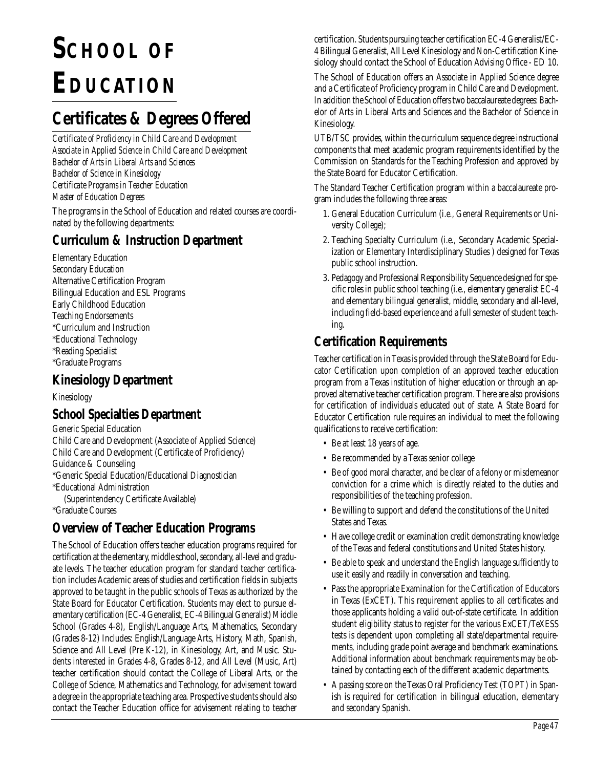# School of Education

## Certificates & Degrees Offered

*Certificate of Proficiency in Child Care and Development*
*Associate in Applied Science in Child Care and Development*
*Bachelor of Arts in Liberal Arts and Sciences*
*Bachelor of Science in Kinesiology*
*Certificate Programs in Teacher Education*
*Master of Education Degrees*

The programs in the School of Education and related courses are coordinated by the following departments:

### Curriculum & Instruction Department

Elementary Education
Secondary Education
Alternative Certification Program
Bilingual Education and ESL Programs
Early Childhood Education
Teaching Endorsements
*Curriculum and Instruction
*Educational Technology
*Reading Specialist
*Graduate Programs

### Kinesiology Department

Kinesiology

### School Specialties Department

Generic Special Education
Child Care and Development (Associate of Applied Science)
Child Care and Development (Certificate of Proficiency)
Guidance & Counseling
*Generic Special Education/Educational Diagnostician
*Educational Administration
(Superintendency Certificate Available)
*Graduate Courses

### Overview of Teacher Education Programs

The School of Education offers teacher education programs required for certification at the elementary, middle school, secondary, all-level and graduate levels. The teacher education program for standard teacher certification includes Academic areas of studies and certification fields in subjects approved to be taught in the public schools of Texas as authorized by the State Board for Educator Certification. Students may elect to pursue elementary certification (EC-4 Generalist, EC-4 Bilingual Generalist) Middle School (Grades 4-8), English/Language Arts, Mathematics, Secondary (Grades 8-12) Includes: English/Language Arts, History, Math, Spanish, Science and All Level (Pre K-12), in Kinesiology, Art, and Music. Students interested in Grades 4-8, Grades 8-12, and All Level (Music, Art) teacher certification should contact the College of Liberal Arts, or the College of Science, Mathematics and Technology, for advisement toward a degree in the appropriate teaching area. Prospective students should also contact the Teacher Education office for advisement relating to teacher certification. Students pursuing teacher certification EC-4 Generalist/EC-4 Bilingual Generalist, All Level Kinesiology and Non-Certification Kinesiology should contact the School of Education Advising Office - ED 10.

The School of Education offers an Associate in Applied Science degree and a Certificate of Proficiency program in Child Care and Development. In addition the School of Education offers two baccalaureate degrees: Bachelor of Arts in Liberal Arts and Sciences and the Bachelor of Science in Kinesiology.

UTB/TSC provides, within the curriculum sequence degree instructional components that meet academic program requirements identified by the Commission on Standards for the Teaching Profession and approved by the State Board for Educator Certification.

The Standard Teacher Certification program within a baccalaureate program includes the following three areas:

1. General Education Curriculum (i.e., General Requirements or University College);
2. Teaching Specialty Curriculum (i.e., Secondary Academic Specialization or Elementary Interdisciplinary Studies ) designed for Texas public school instruction.
3. Pedagogy and Professional Responsibility Sequence designed for specific roles in public school teaching (i.e., elementary generalist EC-4 and elementary bilingual generalist, middle, secondary and all-level, including field-based experience and a full semester of student teaching.

### Certification Requirements

Teacher certification in Texas is provided through the State Board for Educator Certification upon completion of an approved teacher education program from a Texas institution of higher education or through an approved alternative teacher certification program. There are also provisions for certification of individuals educated out of state. A State Board for Educator Certification rule requires an individual to meet the following qualifications to receive certification:

- Be at least 18 years of age.
- Be recommended by a Texas senior college
- Be of good moral character, and be clear of a felony or misdemeanor conviction for a crime which is directly related to the duties and responsibilities of the teaching profession.
- Be willing to support and defend the constitutions of the United States and Texas.
- Have college credit or examination credit demonstrating knowledge of the Texas and federal constitutions and United States history.
- Be able to speak and understand the English language sufficiently to use it easily and readily in conversation and teaching.
- Pass the appropriate Examination for the Certification of Educators in Texas (ExCET). This requirement applies to all certificates and those applicants holding a valid out-of-state certificate. In addition student eligibility status to register for the various ExCET/TeXESS tests is dependent upon completing all state/departmental requirements, including grade point average and benchmark examinations. Additional information about benchmark requirements may be obtained by contacting each of the different academic departments.
- A passing score on the Texas Oral Proficiency Test (TOPT) in Spanish is required for certification in bilingual education, elementary and secondary Spanish.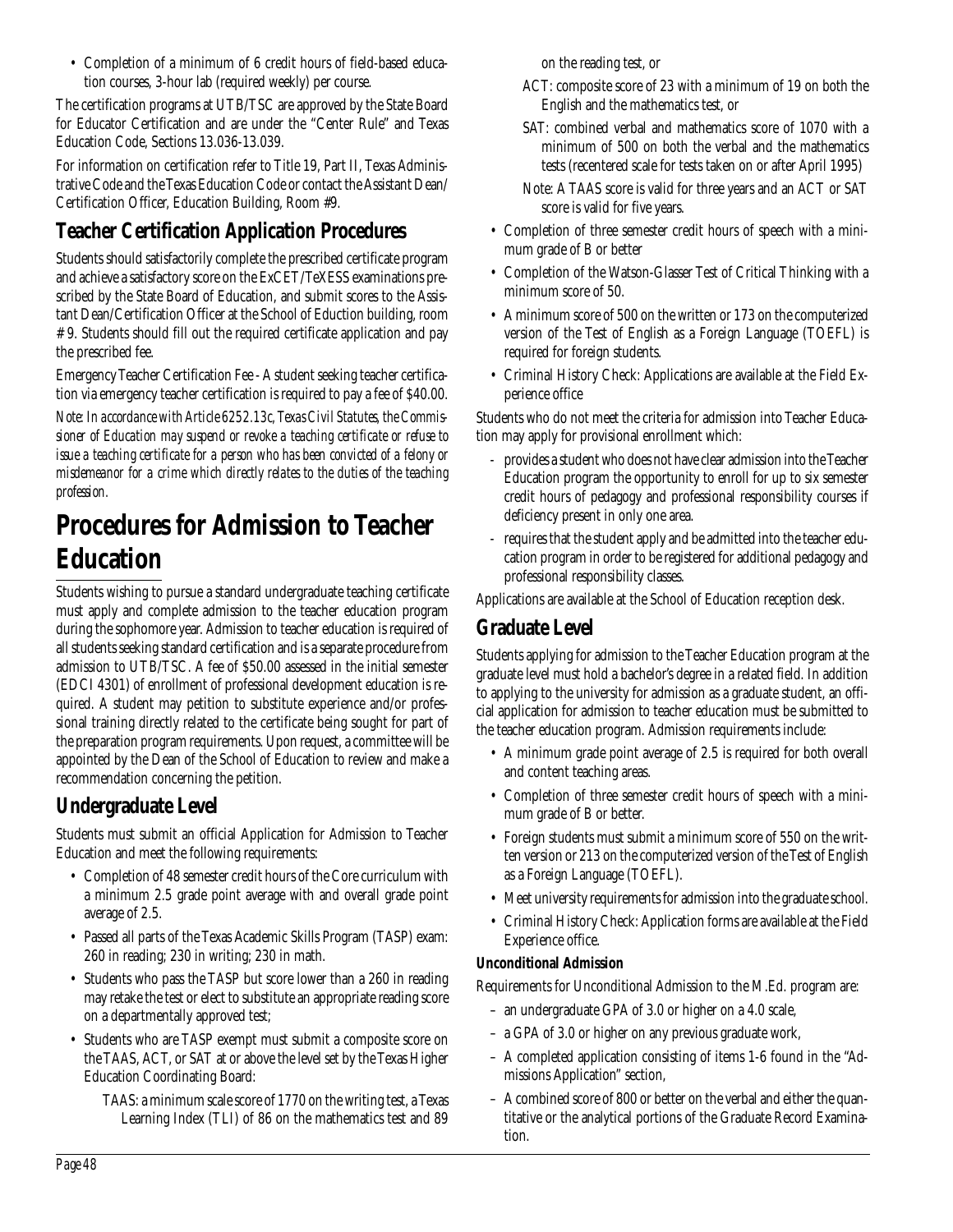- Completion of a minimum of 6 credit hours of field-based education courses, 3-hour lab (required weekly) per course.

The certification programs at UTB/TSC are approved by the State Board for Educator Certification and are under the "Center Rule" and Texas Education Code, Sections 13.036-13.039.

For information on certification refer to Title 19, Part II, Texas Administrative Code and the Texas Education Code or contact the Assistant Dean/ Certification Officer, Education Building, Room #9.

## Teacher Certification Application Procedures

Students should satisfactorily complete the prescribed certificate program and achieve a satisfactory score on the ExCET/TeXESS examinations prescribed by the State Board of Education, and submit scores to the Assistant Dean/Certification Officer at the School of Eduction building, room # 9. Students should fill out the required certificate application and pay the prescribed fee.

Emergency Teacher Certification Fee - A student seeking teacher certification via emergency teacher certification is required to pay a fee of $40.00.

*Note: In accordance with Article 6252.13c, Texas Civil Statutes, the Commissioner of Education may suspend or revoke a teaching certificate or refuse to issue a teaching certificate for a person who has been convicted of a felony or misdemeanor for a crime which directly relates to the duties of the teaching profession.*

# Procedures for Admission to Teacher Education

Students wishing to pursue a standard undergraduate teaching certificate must apply and complete admission to the teacher education program during the sophomore year. Admission to teacher education is required of all students seeking standard certification and is a separate procedure from admission to UTB/TSC. A fee of $50.00 assessed in the initial semester (EDCI 4301) of enrollment of professional development education is required. A student may petition to substitute experience and/or professional training directly related to the certificate being sought for part of the preparation program requirements. Upon request, a committee will be appointed by the Dean of the School of Education to review and make a recommendation concerning the petition.

## Undergraduate Level

Students must submit an official Application for Admission to Teacher Education and meet the following requirements:

- Completion of 48 semester credit hours of the Core curriculum with a minimum 2.5 grade point average with and overall grade point average of 2.5.
- Passed all parts of the Texas Academic Skills Program (TASP) exam: 260 in reading; 230 in writing; 230 in math.
- Students who pass the TASP but score lower than a 260 in reading may retake the test or elect to substitute an appropriate reading score on a departmentally approved test;
- Students who are TASP exempt must submit a composite score on the TAAS, ACT, or SAT at or above the level set by the Texas Higher Education Coordinating Board:

  TAAS: a minimum scale score of 1770 on the writing test, a Texas Learning Index (TLI) of 86 on the mathematics test and 89 on the reading test, or

  ACT: composite score of 23 with a minimum of 19 on both the English and the mathematics test, or

  SAT: combined verbal and mathematics score of 1070 with a minimum of 500 on both the verbal and the mathematics tests (recentered scale for tests taken on or after April 1995)

  Note: A TAAS score is valid for three years and an ACT or SAT score is valid for five years.
- Completion of three semester credit hours of speech with a minimum grade of B or better
- Completion of the Watson-Glasser Test of Critical Thinking with a minimum score of 50.
- A minimum score of 500 on the written or 173 on the computerized version of the Test of English as a Foreign Language (TOEFL) is required for foreign students.
- Criminal History Check: Applications are available at the Field Experience office

Students who do not meet the criteria for admission into Teacher Education may apply for provisional enrollment which:

- provides a student who does not have clear admission into the Teacher Education program the opportunity to enroll for up to six semester credit hours of pedagogy and professional responsibility courses if deficiency present in only one area.
- requires that the student apply and be admitted into the teacher education program in order to be registered for additional pedagogy and professional responsibility classes.

Applications are available at the School of Education reception desk.

## Graduate Level

Students applying for admission to the Teacher Education program at the graduate level must hold a bachelor's degree in a related field. In addition to applying to the university for admission as a graduate student, an official application for admission to teacher education must be submitted to the teacher education program. Admission requirements include:

- A minimum grade point average of 2.5 is required for both overall and content teaching areas.
- Completion of three semester credit hours of speech with a minimum grade of B or better.
- Foreign students must submit a minimum score of 550 on the written version or 213 on the computerized version of the Test of English as a Foreign Language (TOEFL).
- Meet university requirements for admission into the graduate school.
- Criminal History Check: Application forms are available at the Field Experience office.

#### Unconditional Admission

Requirements for Unconditional Admission to the M.Ed. program are:

- an undergraduate GPA of 3.0 or higher on a 4.0 scale,
- a GPA of 3.0 or higher on any previous graduate work,
- A completed application consisting of items 1-6 found in the "Admissions Application" section,
- A combined score of 800 or better on the verbal and either the quantitative or the analytical portions of the Graduate Record Examination.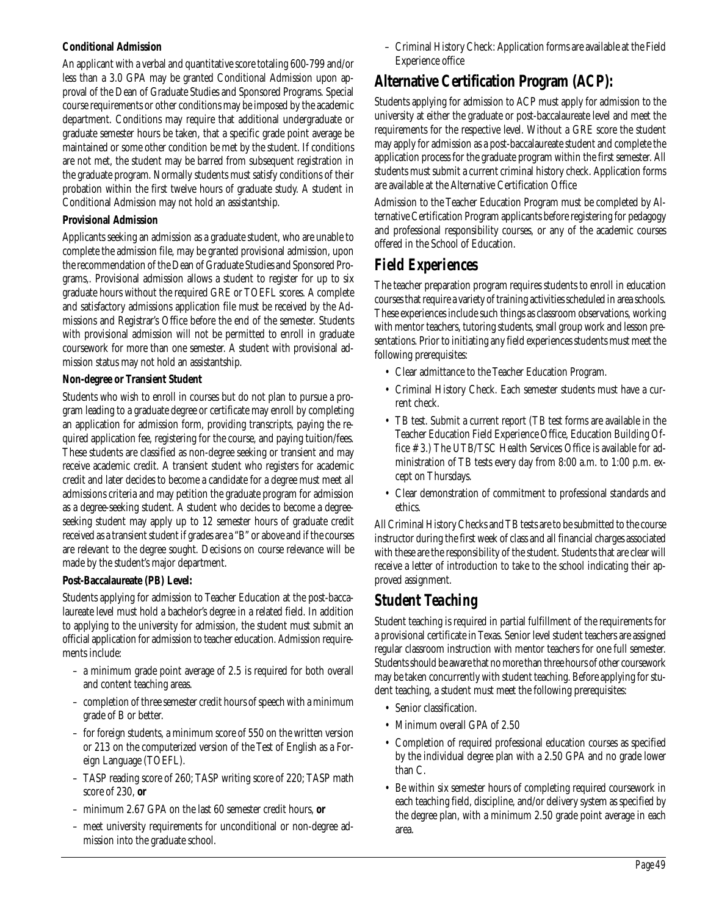**Conditional Admission**

An applicant with a verbal and quantitative score totaling 600-799 and/or less than a 3.0 GPA may be granted Conditional Admission upon approval of the Dean of Graduate Studies and Sponsored Programs. Special course requirements or other conditions may be imposed by the academic department. Conditions may require that additional undergraduate or graduate semester hours be taken, that a specific grade point average be maintained or some other condition be met by the student. If conditions are not met, the student may be barred from subsequent registration in the graduate program. Normally students must satisfy conditions of their probation within the first twelve hours of graduate study. A student in Conditional Admission may not hold an assistantship.

**Provisional Admission**

Applicants seeking an admission as a graduate student, who are unable to complete the admission file, may be granted provisional admission, upon the recommendation of the Dean of Graduate Studies and Sponsored Programs,. Provisional admission allows a student to register for up to six graduate hours without the required GRE or TOEFL scores. A complete and satisfactory admissions application file must be received by the Admissions and Registrar's Office before the end of the semester. Students with provisional admission will not be permitted to enroll in graduate coursework for more than one semester. A student with provisional admission status may not hold an assistantship.

**Non-degree or Transient Student**

Students who wish to enroll in courses but do not plan to pursue a program leading to a graduate degree or certificate may enroll by completing an application for admission form, providing transcripts, paying the required application fee, registering for the course, and paying tuition/fees. These students are classified as non-degree seeking or transient and may receive academic credit. A transient student who registers for academic credit and later decides to become a candidate for a degree must meet all admissions criteria and may petition the graduate program for admission as a degree-seeking student. A student who decides to become a degree-seeking student may apply up to 12 semester hours of graduate credit received as a transient student if grades are a "B" or above and if the courses are relevant to the degree sought. Decisions on course relevance will be made by the student's major department.

**Post-Baccalaureate (PB) Level:**

Students applying for admission to Teacher Education at the post-baccalaureate level must hold a bachelor's degree in a related field. In addition to applying to the university for admission, the student must submit an official application for admission to teacher education. Admission requirements include:

- a minimum grade point average of 2.5 is required for both overall and content teaching areas.
- completion of three semester credit hours of speech with a minimum grade of B or better.
- for foreign students, a minimum score of 550 on the written version or 213 on the computerized version of the Test of English as a Foreign Language (TOEFL).
- TASP reading score of 260; TASP writing score of 220; TASP math score of 230, **or**
- minimum 2.67 GPA on the last 60 semester credit hours, **or**
- meet university requirements for unconditional or non-degree admission into the graduate school.
- Criminal History Check: Application forms are available at the Field Experience office

## Alternative Certification Program (ACP):

Students applying for admission to ACP must apply for admission to the university at either the graduate or post-baccalaureate level and meet the requirements for the respective level. Without a GRE score the student may apply for admission as a post-baccalaureate student and complete the application process for the graduate program within the first semester. All students must submit a current criminal history check. Application forms are available at the Alternative Certification Office

Admission to the Teacher Education Program must be completed by Alternative Certification Program applicants before registering for pedagogy and professional responsibility courses, or any of the academic courses offered in the School of Education.

## Field Experiences

The teacher preparation program requires students to enroll in education courses that require a variety of training activities scheduled in area schools. These experiences include such things as classroom observations, working with mentor teachers, tutoring students, small group work and lesson presentations. Prior to initiating any field experiences students must meet the following prerequisites:

- Clear admittance to the Teacher Education Program.
- Criminal History Check. Each semester students must have a current check.
- TB test. Submit a current report (TB test forms are available in the Teacher Education Field Experience Office, Education Building Office # 3.) The UTB/TSC Health Services Office is available for administration of TB tests every day from 8:00 a.m. to 1:00 p.m. except on Thursdays.
- Clear demonstration of commitment to professional standards and ethics.

All Criminal History Checks and TB tests are to be submitted to the course instructor during the first week of class and all financial charges associated with these are the responsibility of the student. Students that are clear will receive a letter of introduction to take to the school indicating their approved assignment.

## Student Teaching

Student teaching is required in partial fulfillment of the requirements for a provisional certificate in Texas. Senior level student teachers are assigned regular classroom instruction with mentor teachers for one full semester. Students should be aware that no more than three hours of other coursework may be taken concurrently with student teaching. Before applying for student teaching, a student must meet the following prerequisites:

- Senior classification.
- Minimum overall GPA of 2.50
- Completion of required professional education courses as specified by the individual degree plan with a 2.50 GPA and no grade lower than C.
- Be within six semester hours of completing required coursework in each teaching field, discipline, and/or delivery system as specified by the degree plan, with a minimum 2.50 grade point average in each area.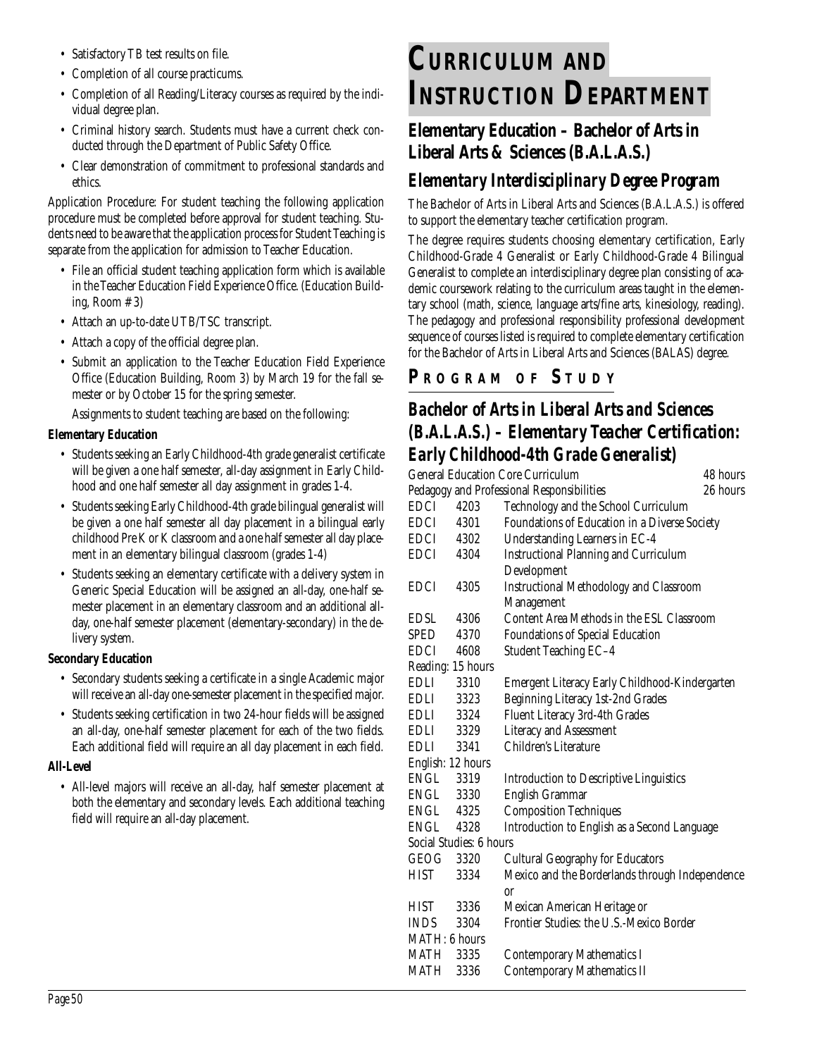- Satisfactory TB test results on file.
- Completion of all course practicums.
- Completion of all Reading/Literacy courses as required by the individual degree plan.
- Criminal history search. Students must have a current check conducted through the Department of Public Safety Office.
- Clear demonstration of commitment to professional standards and ethics.

Application Procedure: For student teaching the following application procedure must be completed before approval for student teaching. Students need to be aware that the application process for Student Teaching is separate from the application for admission to Teacher Education.

- File an official student teaching application form which is available in the Teacher Education Field Experience Office. (Education Building, Room # 3)
- Attach an up-to-date UTB/TSC transcript.
- Attach a copy of the official degree plan.
- Submit an application to the Teacher Education Field Experience Office (Education Building, Room 3) by March 19 for the fall semester or by October 15 for the spring semester.

  Assignments to student teaching are based on the following:

**Elementary Education**

- Students seeking an Early Childhood-4th grade generalist certificate will be given a one half semester, all-day assignment in Early Childhood and one half semester all day assignment in grades 1-4.
- Students seeking Early Childhood-4th grade bilingual generalist will be given a one half semester all day placement in a bilingual early childhood Pre K or K classroom and a one half semester all day placement in an elementary bilingual classroom (grades 1-4)
- Students seeking an elementary certificate with a delivery system in Generic Special Education will be assigned an all-day, one-half semester placement in an elementary classroom and an additional all-day, one-half semester placement (elementary-secondary) in the delivery system.

**Secondary Education**

- Secondary students seeking a certificate in a single Academic major will receive an all-day one-semester placement in the specified major.
- Students seeking certification in two 24-hour fields will be assigned an all-day, one-half semester placement for each of the two fields. Each additional field will require an all day placement in each field.

**All-Level**

- All-level majors will receive an all-day, half semester placement at both the elementary and secondary levels. Each additional teaching field will require an all-day placement.

# Curriculum and Instruction Department

## Elementary Education – Bachelor of Arts in Liberal Arts & Sciences (B.A.L.A.S.)

### *Elementary Interdisciplinary Degree Program*

The Bachelor of Arts in Liberal Arts and Sciences (B.A.L.A.S.) is offered to support the elementary teacher certification program.

The degree requires students choosing elementary certification, Early Childhood-Grade 4 Generalist or Early Childhood-Grade 4 Bilingual Generalist to complete an interdisciplinary degree plan consisting of academic coursework relating to the curriculum areas taught in the elementary school (math, science, language arts/fine arts, kinesiology, reading). The pedagogy and professional responsibility professional development sequence of courses listed is required to complete elementary certification for the Bachelor of Arts in Liberal Arts and Sciences (BALAS) degree.

## Program of Study

### *Bachelor of Arts in Liberal Arts and Sciences (B.A.L.A.S.) – Elementary Teacher Certification: Early Childhood-4th Grade Generalist)*

| | | | |
|---|---|---|---|
| General Education Core Curriculum | | | 48 hours |
| Pedagogy and Professional Responsibilities | | | 26 hours |
| EDCI | 4203 | Technology and the School Curriculum | |
| EDCI | 4301 | Foundations of Education in a Diverse Society | |
| EDCI | 4302 | Understanding Learners in EC-4 | |
| EDCI | 4304 | Instructional Planning and Curriculum Development | |
| EDCI | 4305 | Instructional Methodology and Classroom Management | |
| EDSL | 4306 | Content Area Methods in the ESL Classroom | |
| SPED | 4370 | Foundations of Special Education | |
| EDCI | 4608 | Student Teaching EC–4 | |
| Reading: 15 hours | | | |
| EDLI | 3310 | Emergent Literacy Early Childhood-Kindergarten | |
| EDLI | 3323 | Beginning Literacy 1st-2nd Grades | |
| EDLI | 3324 | Fluent Literacy 3rd-4th Grades | |
| EDLI | 3329 | Literacy and Assessment | |
| EDLI | 3341 | Children's Literature | |
| English: 12 hours | | | |
| ENGL | 3319 | Introduction to Descriptive Linguistics | |
| ENGL | 3330 | English Grammar | |
| ENGL | 4325 | Composition Techniques | |
| ENGL | 4328 | Introduction to English as a Second Language | |
| Social Studies: 6 hours | | | |
| GEOG | 3320 | Cultural Geography for Educators | |
| HIST | 3334 | Mexico and the Borderlands through Independence or | |
| HIST | 3336 | Mexican American Heritage or | |
| INDS | 3304 | Frontier Studies: the U.S.-Mexico Border | |
| MATH: 6 hours | | | |
| MATH | 3335 | Contemporary Mathematics I | |
| MATH | 3336 | Contemporary Mathematics II | |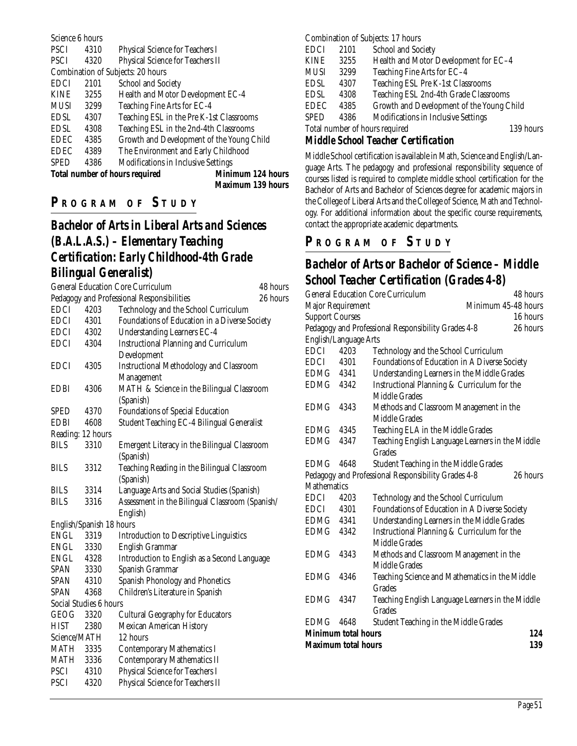Science 6 hours

| | | |
|---|---|---|
| PSCI | 4310 | Physical Science for Teachers I |
| PSCI | 4320 | Physical Science for Teachers II |

Combination of Subjects: 20 hours

| | | |
|---|---|---|
| EDCI | 2101 | School and Society |
| KINE | 3255 | Health and Motor Development EC-4 |
| MUSI | 3299 | Teaching Fine Arts for EC-4 |
| EDSL | 4307 | Teaching ESL in the Pre K-1st Classrooms |
| EDSL | 4308 | Teaching ESL in the 2nd-4th Classrooms |
| EDEC | 4385 | Growth and Development of the Young Child |
| EDEC | 4389 | The Environment and Early Childhood |
| SPED | 4386 | Modifications in Inclusive Settings |

**Total number of hours required** — **Minimum 124 hours** / **Maximum 139 hours**

## PROGRAM OF STUDY

## *Bachelor of Arts in Liberal Arts and Sciences (B.A.L.A.S.) – Elementary Teaching Certification: Early Childhood-4th Grade Bilingual Generalist)*

General Education Core Curriculum — 48 hours

Pedagogy and Professional Responsibilities — 26 hours

| | | |
|---|---|---|
| EDCI | 4203 | Technology and the School Curriculum |
| EDCI | 4301 | Foundations of Education in a Diverse Society |
| EDCI | 4302 | Understanding Learners EC-4 |
| EDCI | 4304 | Instructional Planning and Curriculum Development |
| EDCI | 4305 | Instructional Methodology and Classroom Management |
| EDBI | 4306 | MATH & Science in the Bilingual Classroom (Spanish) |
| SPED | 4370 | Foundations of Special Education |
| EDBI | 4608 | Student Teaching EC-4 Bilingual Generalist |

Reading: 12 hours

| | | |
|---|---|---|
| BILS | 3310 | Emergent Literacy in the Bilingual Classroom (Spanish) |
| BILS | 3312 | Teaching Reading in the Bilingual Classroom (Spanish) |
| BILS | 3314 | Language Arts and Social Studies (Spanish) |
| BILS | 3316 | Assessment in the Bilingual Classroom (Spanish/English) |

English/Spanish 18 hours

| | | |
|---|---|---|
| ENGL | 3319 | Introduction to Descriptive Linguistics |
| ENGL | 3330 | English Grammar |
| ENGL | 4328 | Introduction to English as a Second Language |
| SPAN | 3330 | Spanish Grammar |
| SPAN | 4310 | Spanish Phonology and Phonetics |
| SPAN | 4368 | Children's Literature in Spanish |

Social Studies 6 hours

| | | |
|---|---|---|
| GEOG | 3320 | Cultural Geography for Educators |
| HIST | 2380 | Mexican American History |

Science/MATH 12 hours

| | | |
|---|---|---|
| MATH | 3335 | Contemporary Mathematics I |
| MATH | 3336 | Contemporary Mathematics II |
| PSCI | 4310 | Physical Science for Teachers I |
| PSCI | 4320 | Physical Science for Teachers II |

Combination of Subjects: 17 hours

| | | |
|---|---|---|
| EDCI | 2101 | School and Society |
| KINE | 3255 | Health and Motor Development for EC–4 |
| MUSI | 3299 | Teaching Fine Arts for EC–4 |
| EDSL | 4307 | Teaching ESL Pre K-1st Classrooms |
| EDSL | 4308 | Teaching ESL 2nd-4th Grade Classrooms |
| EDEC | 4385 | Growth and Development of the Young Child |
| SPED | 4386 | Modifications in Inclusive Settings |

Total number of hours required — 139 hours

### *Middle School Teacher Certification*

Middle School certification is available in Math, Science and English/Language Arts. The pedagogy and professional responsibility sequence of courses listed is required to complete middle school certification for the Bachelor of Arts and Bachelor of Sciences degree for academic majors in the College of Liberal Arts and the College of Science, Math and Technology. For additional information about the specific course requirements, contact the appropriate academic departments.

## PROGRAM OF STUDY

## *Bachelor of Arts or Bachelor of Science – Middle School Teacher Certification (Grades 4-8)*

General Education Core Curriculum — 48 hours

Major Requirement — Minimum 45-48 hours

Support Courses — 16 hours

Pedagogy and Professional Responsibility Grades 4-8 — 26 hours

English/Language Arts

| | | |
|---|---|---|
| EDCI | 4203 | Technology and the School Curriculum |
| EDCI | 4301 | Foundations of Education in A Diverse Society |
| EDMG | 4341 | Understanding Learners in the Middle Grades |
| EDMG | 4342 | Instructional Planning & Curriculum for the Middle Grades |
| EDMG | 4343 | Methods and Classroom Management in the Middle Grades |
| EDMG | 4345 | Teaching ELA in the Middle Grades |
| EDMG | 4347 | Teaching English Language Learners in the Middle Grades |
| EDMG | 4648 | Student Teaching in the Middle Grades |

Pedagogy and Professional Responsibility Grades 4-8 — 26 hours

Mathematics

| | | |
|---|---|---|
| EDCI | 4203 | Technology and the School Curriculum |
| EDCI | 4301 | Foundations of Education in A Diverse Society |
| EDMG | 4341 | Understanding Learners in the Middle Grades |
| EDMG | 4342 | Instructional Planning & Curriculum for the Middle Grades |
| EDMG | 4343 | Methods and Classroom Management in the Middle Grades |
| EDMG | 4346 | Teaching Science and Mathematics in the Middle Grades |
| EDMG | 4347 | Teaching English Language Learners in the Middle Grades |
| EDMG | 4648 | Student Teaching in the Middle Grades |

**Minimum total hours** — **124**

**Maximum total hours** — **139**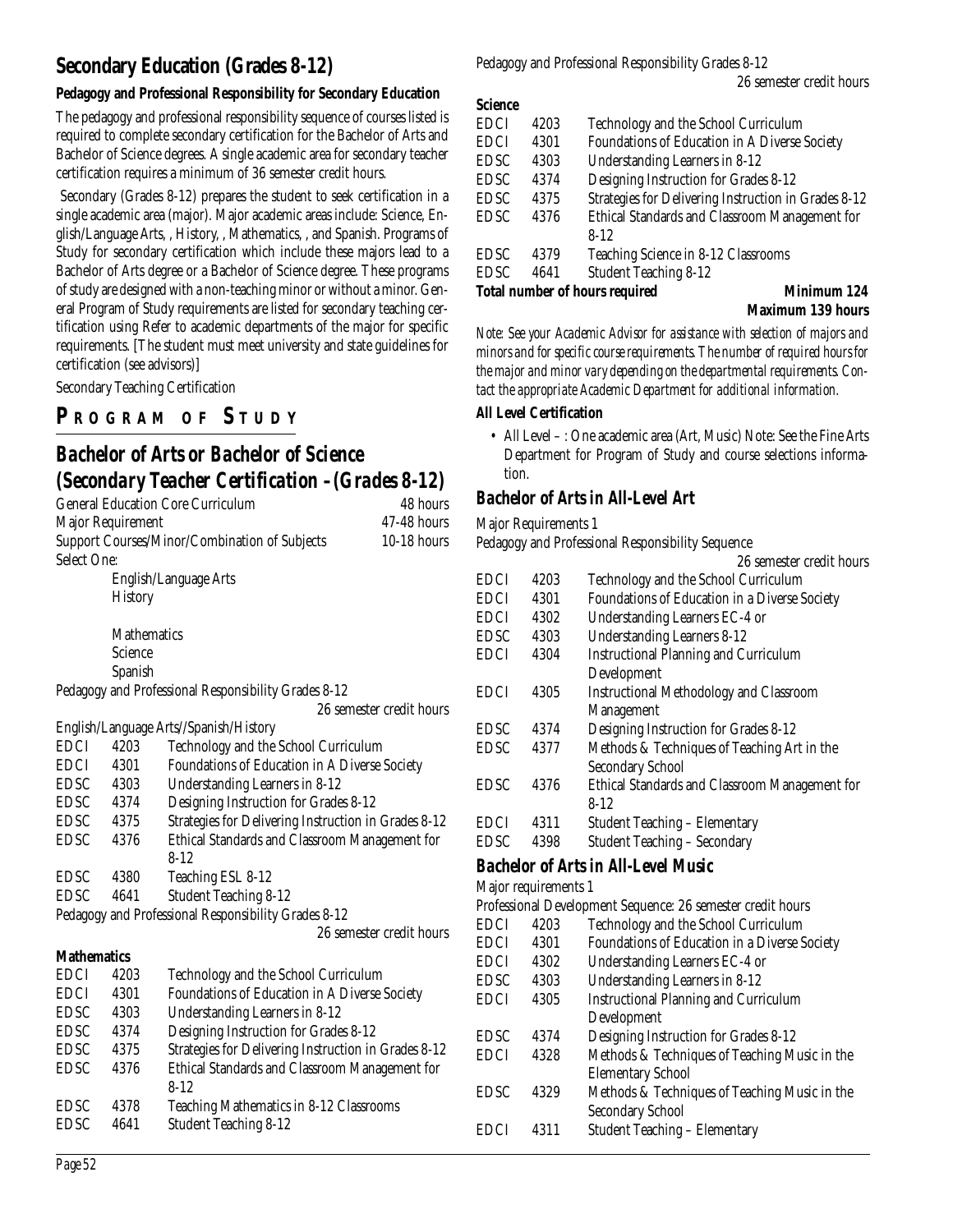## Secondary Education (Grades 8-12)

### Pedagogy and Professional Responsibility for Secondary Education

The pedagogy and professional responsibility sequence of courses listed is required to complete secondary certification for the Bachelor of Arts and Bachelor of Science degrees. A single academic area for secondary teacher certification requires a minimum of 36 semester credit hours.

Secondary (Grades 8-12) prepares the student to seek certification in a single academic area (major). Major academic areas include: Science, English/Language Arts, , History, , Mathematics, , and Spanish. Programs of Study for secondary certification which include these majors lead to a Bachelor of Arts degree or a Bachelor of Science degree. These programs of study are designed with a non-teaching minor or without a minor. General Program of Study requirements are listed for secondary teaching certification using Refer to academic departments of the major for specific requirements. [The student must meet university and state guidelines for certification (see advisors)]

Secondary Teaching Certification

## Program of Study

## *Bachelor of Arts or Bachelor of Science (Secondary Teacher Certification – (Grades 8-12)*

| | |
|---|---|
| General Education Core Curriculum | 48 hours |
| Major Requirement | 47-48 hours |
| Support Courses/Minor/Combination of Subjects | 10-18 hours |

Select One:

- English/Language Arts
- History
- Mathematics
- Science
- Spanish

Pedagogy and Professional Responsibility Grades 8-12
26 semester credit hours

English/Language Arts//Spanish/History

| | | |
|---|---|---|
| EDCI | 4203 | Technology and the School Curriculum |
| EDCI | 4301 | Foundations of Education in A Diverse Society |
| EDSC | 4303 | Understanding Learners in 8-12 |
| EDSC | 4374 | Designing Instruction for Grades 8-12 |
| EDSC | 4375 | Strategies for Delivering Instruction in Grades 8-12 |
| EDSC | 4376 | Ethical Standards and Classroom Management for 8-12 |
| EDSC | 4380 | Teaching ESL 8-12 |
| EDSC | 4641 | Student Teaching 8-12 |

Pedagogy and Professional Responsibility Grades 8-12
26 semester credit hours

**Mathematics**

| | | |
|---|---|---|
| EDCI | 4203 | Technology and the School Curriculum |
| EDCI | 4301 | Foundations of Education in A Diverse Society |
| EDSC | 4303 | Understanding Learners in 8-12 |
| EDSC | 4374 | Designing Instruction for Grades 8-12 |
| EDSC | 4375 | Strategies for Delivering Instruction in Grades 8-12 |
| EDSC | 4376 | Ethical Standards and Classroom Management for 8-12 |
| EDSC | 4378 | Teaching Mathematics in 8-12 Classrooms |
| EDSC | 4641 | Student Teaching 8-12 |

Pedagogy and Professional Responsibility Grades 8-12
26 semester credit hours

**Science**

| | | |
|---|---|---|
| EDCI | 4203 | Technology and the School Curriculum |
| EDCI | 4301 | Foundations of Education in A Diverse Society |
| EDSC | 4303 | Understanding Learners in 8-12 |
| EDSC | 4374 | Designing Instruction for Grades 8-12 |
| EDSC | 4375 | Strategies for Delivering Instruction in Grades 8-12 |
| EDSC | 4376 | Ethical Standards and Classroom Management for 8-12 |
| EDSC | 4379 | Teaching Science in 8-12 Classrooms |
| EDSC | 4641 | Student Teaching 8-12 |

**Total number of hours required** — **Minimum 124 / Maximum 139 hours**

*Note: See your Academic Advisor for assistance with selection of majors and minors and for specific course requirements. The number of required hours for the major and minor vary depending on the departmental requirements. Contact the appropriate Academic Department for additional information.*

**All Level Certification**

- All Level – : One academic area (Art, Music) Note: See the Fine Arts Department for Program of Study and course selections information.

### *Bachelor of Arts in All-Level Art*

Major Requirements 1

Pedagogy and Professional Responsibility Sequence
26 semester credit hours

| | | |
|---|---|---|
| EDCI | 4203 | Technology and the School Curriculum |
| EDCI | 4301 | Foundations of Education in a Diverse Society |
| EDCI | 4302 | Understanding Learners EC-4 or |
| EDSC | 4303 | Understanding Learners 8-12 |
| EDCI | 4304 | Instructional Planning and Curriculum Development |
| EDCI | 4305 | Instructional Methodology and Classroom Management |
| EDSC | 4374 | Designing Instruction for Grades 8-12 |
| EDSC | 4377 | Methods & Techniques of Teaching Art in the Secondary School |
| EDSC | 4376 | Ethical Standards and Classroom Management for 8-12 |
| EDCI | 4311 | Student Teaching – Elementary |
| EDSC | 4398 | Student Teaching – Secondary |

### *Bachelor of Arts in All-Level Music*

Major requirements 1

Professional Development Sequence: 26 semester credit hours

| | | |
|---|---|---|
| EDCI | 4203 | Technology and the School Curriculum |
| EDCI | 4301 | Foundations of Education in a Diverse Society |
| EDCI | 4302 | Understanding Learners EC-4 or |
| EDSC | 4303 | Understanding Learners in 8-12 |
| EDCI | 4305 | Instructional Planning and Curriculum Development |
| EDSC | 4374 | Designing Instruction for Grades 8-12 |
| EDCI | 4328 | Methods & Techniques of Teaching Music in the Elementary School |
| EDSC | 4329 | Methods & Techniques of Teaching Music in the Secondary School |
| EDCI | 4311 | Student Teaching – Elementary |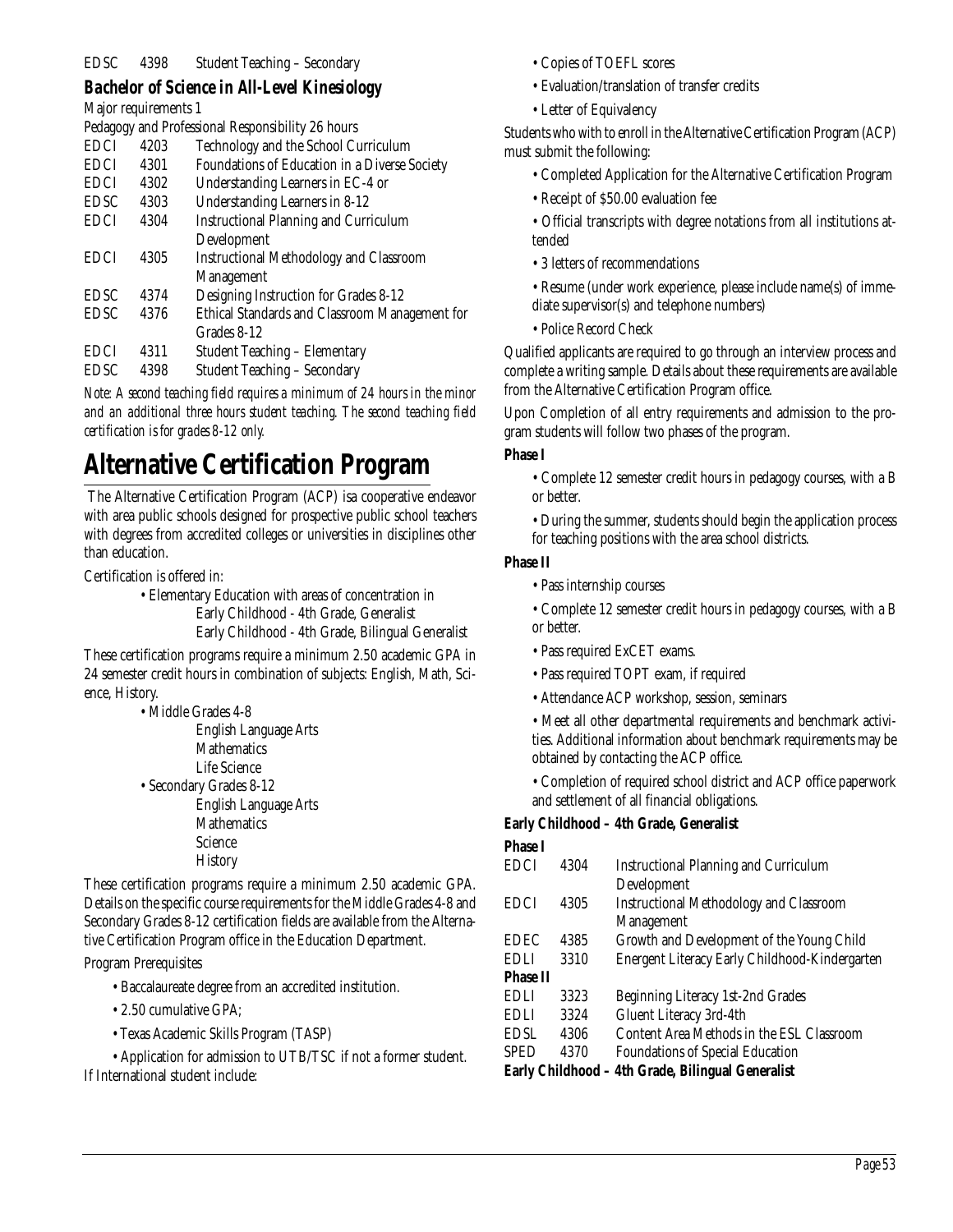| | | |
|---|---|---|
| EDSC | 4398 | Student Teaching – Secondary |

### Bachelor of Science in All-Level Kinesiology

Major requirements 1

Pedagogy and Professional Responsibility 26 hours

| | | |
|---|---|---|
| EDCI | 4203 | Technology and the School Curriculum |
| EDCI | 4301 | Foundations of Education in a Diverse Society |
| EDCI | 4302 | Understanding Learners in EC-4 or |
| EDSC | 4303 | Understanding Learners in 8-12 |
| EDCI | 4304 | Instructional Planning and Curriculum Development |
| EDCI | 4305 | Instructional Methodology and Classroom Management |
| EDSC | 4374 | Designing Instruction for Grades 8-12 |
| EDSC | 4376 | Ethical Standards and Classroom Management for Grades 8-12 |
| EDCI | 4311 | Student Teaching – Elementary |
| EDSC | 4398 | Student Teaching – Secondary |

*Note: A second teaching field requires a minimum of 24 hours in the minor and an additional three hours student teaching. The second teaching field certification is for grades 8-12 only.*

# Alternative Certification Program

The Alternative Certification Program (ACP) isa cooperative endeavor with area public schools designed for prospective public school teachers with degrees from accredited colleges or universities in disciplines other than education.

Certification is offered in:

- Elementary Education with areas of concentration in
  - Early Childhood - 4th Grade, Generalist
  - Early Childhood - 4th Grade, Bilingual Generalist

These certification programs require a minimum 2.50 academic GPA in 24 semester credit hours in combination of subjects: English, Math, Science, History.

- Middle Grades 4-8
  - English Language Arts
  - Mathematics
  - Life Science
- Secondary Grades 8-12
  - English Language Arts
  - Mathematics
  - Science
  - History

These certification programs require a minimum 2.50 academic GPA. Details on the specific course requirements for the Middle Grades 4-8 and Secondary Grades 8-12 certification fields are available from the Alternative Certification Program office in the Education Department.

Program Prerequisites

- Baccalaureate degree from an accredited institution.
- 2.50 cumulative GPA;
- Texas Academic Skills Program (TASP)
- Application for admission to UTB/TSC if not a former student.

If International student include:

- Copies of TOEFL scores
- Evaluation/translation of transfer credits
- Letter of Equivalency

Students who with to enroll in the Alternative Certification Program (ACP) must submit the following:

- Completed Application for the Alternative Certification Program
- Receipt of $50.00 evaluation fee
- Official transcripts with degree notations from all institutions attended
- 3 letters of recommendations
- Resume (under work experience, please include name(s) of immediate supervisor(s) and telephone numbers)
- Police Record Check

Qualified applicants are required to go through an interview process and complete a writing sample. Details about these requirements are available from the Alternative Certification Program office.

Upon Completion of all entry requirements and admission to the program students will follow two phases of the program.

**Phase I**

- Complete 12 semester credit hours in pedagogy courses, with a B or better.
- During the summer, students should begin the application process for teaching positions with the area school districts.

**Phase II**

- Pass internship courses
- Complete 12 semester credit hours in pedagogy courses, with a B or better.
- Pass required ExCET exams.
- Pass required TOPT exam, if required
- Attendance ACP workshop, session, seminars
- Meet all other departmental requirements and benchmark activities. Additional information about benchmark requirements may be obtained by contacting the ACP office.
- Completion of required school district and ACP office paperwork and settlement of all financial obligations.

**Early Childhood – 4th Grade, Generalist**

| | | |
|---|---|---|
| **Phase I** | | |
| EDCI | 4304 | Instructional Planning and Curriculum Development |
| EDCI | 4305 | Instructional Methodology and Classroom Management |
| EDEC | 4385 | Growth and Development of the Young Child |
| EDLI | 3310 | Energent Literacy Early Childhood-Kindergarten |
| **Phase II** | | |
| EDLI | 3323 | Beginning Literacy 1st-2nd Grades |
| EDLI | 3324 | Gluent Literacy 3rd-4th |
| EDSL | 4306 | Content Area Methods in the ESL Classroom |
| SPED | 4370 | Foundations of Special Education |

**Early Childhood – 4th Grade, Bilingual Generalist**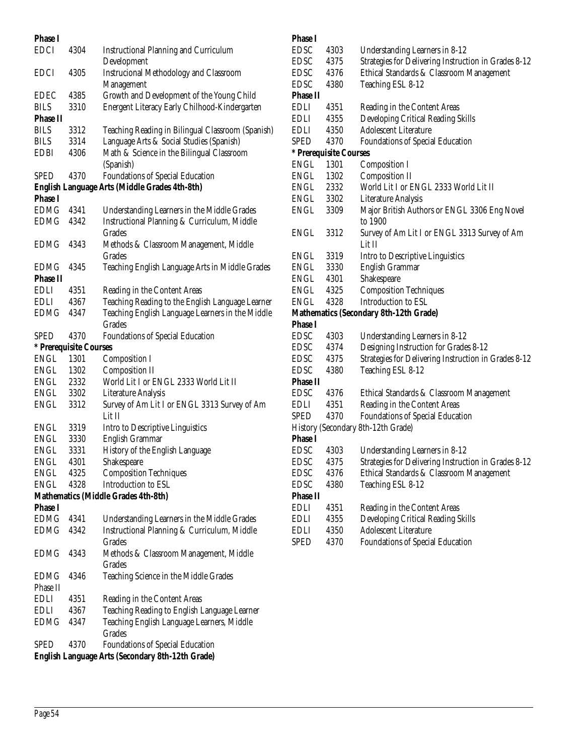**Phase I**

| | | |
|---|---|---|
| EDCI | 4304 | Instructional Planning and Curriculum Development |
| EDCI | 4305 | Instrucional Methodology and Classroom Management |
| EDEC | 4385 | Growth and Development of the Young Child |
| BILS | 3310 | Energent Literacy Early Chilhood-Kindergarten |

**Phase II**

| | | |
|---|---|---|
| BILS | 3312 | Teaching Reading in Bilingual Classroom (Spanish) |
| BILS | 3314 | Language Arts & Social Studies (Spanish) |
| EDBI | 4306 | Math & Science in the Bilingual Classroom (Spanish) |
| SPED | 4370 | Foundations of Special Education |

**English Language Arts (Middle Grades 4th-8th)**

**Phase I**

| | | |
|---|---|---|
| EDMG | 4341 | Understanding Learners in the Middle Grades |
| EDMG | 4342 | Instructional Planning & Curriculum, Middle Grades |
| EDMG | 4343 | Methods & Classroom Management, Middle Grades |
| EDMG | 4345 | Teaching English Language Arts in Middle Grades |

**Phase II**

| | | |
|---|---|---|
| EDLI | 4351 | Reading in the Content Areas |
| EDLI | 4367 | Teaching Reading to the English Language Learner |
| EDMG | 4347 | Teaching English Language Learners in the Middle Grades |
| SPED | 4370 | Foundations of Special Education |

**\* Prerequisite Courses**

| | | |
|---|---|---|
| ENGL | 1301 | Composition I |
| ENGL | 1302 | Composition II |
| ENGL | 2332 | World Lit I or ENGL 2333 World Lit II |
| ENGL | 3302 | Literature Analysis |
| ENGL | 3312 | Survey of Am Lit I or ENGL 3313 Survey of Am Lit II |
| ENGL | 3319 | Intro to Descriptive Linguistics |
| ENGL | 3330 | English Grammar |
| ENGL | 3331 | History of the English Language |
| ENGL | 4301 | Shakespeare |
| ENGL | 4325 | Composition Techniques |
| ENGL | 4328 | Introduction to ESL |

**Mathematics (Middle Grades 4th-8th)**

**Phase I**

| | | |
|---|---|---|
| EDMG | 4341 | Understanding Learners in the Middle Grades |
| EDMG | 4342 | Instructional Planning & Curriculum, Middle Grades |
| EDMG | 4343 | Methods & Classroom Management, Middle Grades |
| EDMG | 4346 | Teaching Science in the Middle Grades |

Phase II

| | | |
|---|---|---|
| EDLI | 4351 | Reading in the Content Areas |
| EDLI | 4367 | Teaching Reading to English Language Learner |
| EDMG | 4347 | Teaching English Language Learners, Middle Grades |
| SPED | 4370 | Foundations of Special Education |

**English Language Arts (Secondary 8th-12th Grade)**

**Phase I**

| | | |
|---|---|---|
| EDSC | 4303 | Understanding Learners in 8-12 |
| EDSC | 4375 | Strategies for Delivering Instruction in Grades 8-12 |
| EDSC | 4376 | Ethical Standards & Classroom Management |
| EDSC | 4380 | Teaching ESL 8-12 |

**Phase II**

| | | |
|---|---|---|
| EDLI | 4351 | Reading in the Content Areas |
| EDLI | 4355 | Developing Critical Reading Skills |
| EDLI | 4350 | Adolescent Literature |
| SPED | 4370 | Foundations of Special Education |

**\* Prerequisite Courses**

| | | |
|---|---|---|
| ENGL | 1301 | Composition I |
| ENGL | 1302 | Composition II |
| ENGL | 2332 | World Lit I or ENGL 2333 World Lit II |
| ENGL | 3302 | Literature Analysis |
| ENGL | 3309 | Major British Authors or ENGL 3306 Eng Novel to 1900 |
| ENGL | 3312 | Survey of Am Lit I or ENGL 3313 Survey of Am Lit II |
| ENGL | 3319 | Intro to Descriptive Linguistics |
| ENGL | 3330 | English Grammar |
| ENGL | 4301 | Shakespeare |
| ENGL | 4325 | Composition Techniques |
| ENGL | 4328 | Introduction to ESL |

**Mathematics (Secondary 8th-12th Grade)**

**Phase I**

| | | |
|---|---|---|
| EDSC | 4303 | Understanding Learners in 8-12 |
| EDSC | 4374 | Designing Instruction for Grades 8-12 |
| EDSC | 4375 | Strategies for Delivering Instruction in Grades 8-12 |
| EDSC | 4380 | Teaching ESL 8-12 |

**Phase II**

| | | |
|---|---|---|
| EDSC | 4376 | Ethical Standards & Classroom Management |
| EDLI | 4351 | Reading in the Content Areas |
| SPED | 4370 | Foundations of Special Education |

History (Secondary 8th-12th Grade)

**Phase I**

| | | |
|---|---|---|
| EDSC | 4303 | Understanding Learners in 8-12 |
| EDSC | 4375 | Strategies for Delivering Instruction in Grades 8-12 |
| EDSC | 4376 | Ethical Standards & Classroom Management |
| EDSC | 4380 | Teaching ESL 8-12 |

**Phase II**

| | | |
|---|---|---|
| EDLI | 4351 | Reading in the Content Areas |
| EDLI | 4355 | Developing Critical Reading Skills |
| EDLI | 4350 | Adolescent Literature |
| SPED | 4370 | Foundations of Special Education |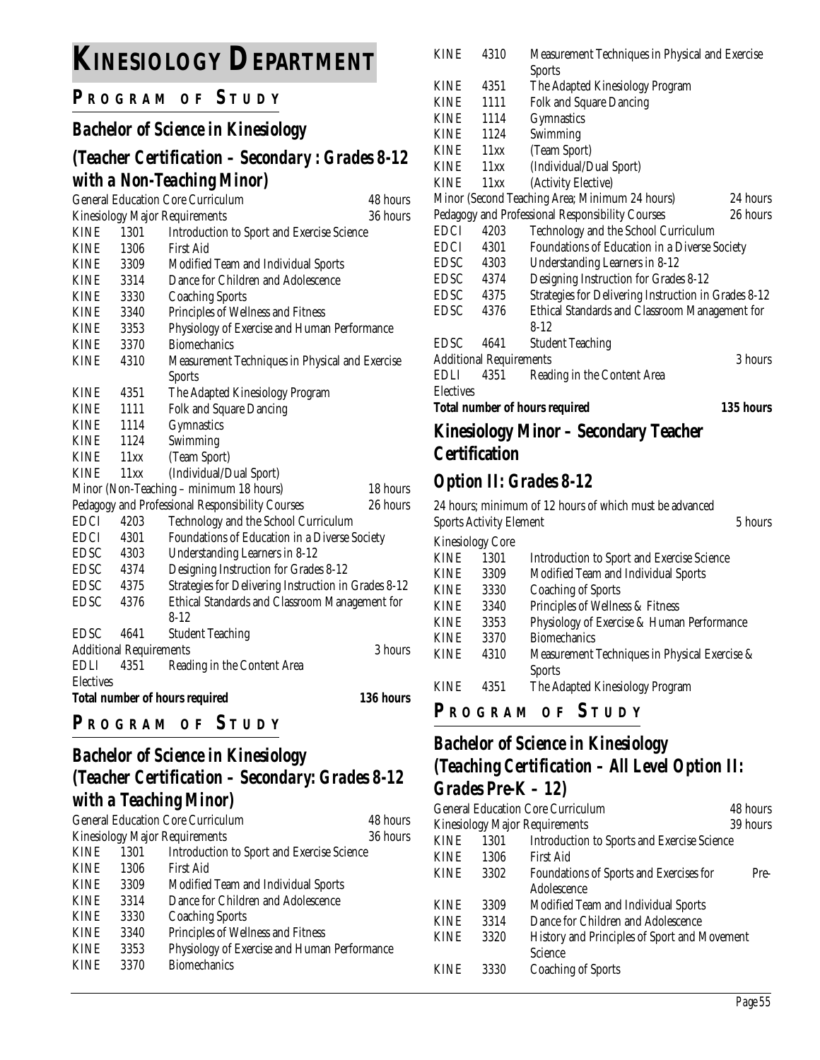# KINESIOLOGY DEPARTMENT

## PROGRAM OF STUDY

### *Bachelor of Science in Kinesiology*

### *(Teacher Certification – Secondary : Grades 8-12 with a Non-Teaching Minor)*

| | | | |
|---|---|---|---|
| General Education Core Curriculum | | | 48 hours |
| Kinesiology Major Requirements | | | 36 hours |
| KINE | 1301 | Introduction to Sport and Exercise Science | |
| KINE | 1306 | First Aid | |
| KINE | 3309 | Modified Team and Individual Sports | |
| KINE | 3314 | Dance for Children and Adolescence | |
| KINE | 3330 | Coaching Sports | |
| KINE | 3340 | Principles of Wellness and Fitness | |
| KINE | 3353 | Physiology of Exercise and Human Performance | |
| KINE | 3370 | Biomechanics | |
| KINE | 4310 | Measurement Techniques in Physical and Exercise Sports | |
| KINE | 4351 | The Adapted Kinesiology Program | |
| KINE | 1111 | Folk and Square Dancing | |
| KINE | 1114 | Gymnastics | |
| KINE | 1124 | Swimming | |
| KINE | 11xx | (Team Sport) | |
| KINE | 11xx | (Individual/Dual Sport) | |
| Minor (Non-Teaching – minimum 18 hours) | | | 18 hours |
| Pedagogy and Professional Responsibility Courses | | | 26 hours |
| EDCI | 4203 | Technology and the School Curriculum | |
| EDCI | 4301 | Foundations of Education in a Diverse Society | |
| EDSC | 4303 | Understanding Learners in 8-12 | |
| EDSC | 4374 | Designing Instruction for Grades 8-12 | |
| EDSC | 4375 | Strategies for Delivering Instruction in Grades 8-12 | |
| EDSC | 4376 | Ethical Standards and Classroom Management for 8-12 | |
| EDSC | 4641 | Student Teaching | |
| Additional Requirements | | | 3 hours |
| EDLI | 4351 | Reading in the Content Area | |
| Electives | | | |
| **Total number of hours required** | | | **136 hours** |

## PROGRAM OF STUDY

### *Bachelor of Science in Kinesiology (Teacher Certification – Secondary: Grades 8-12 with a Teaching Minor)*

| | | | |
|---|---|---|---|
| General Education Core Curriculum | | | 48 hours |
| Kinesiology Major Requirements | | | 36 hours |
| KINE | 1301 | Introduction to Sport and Exercise Science | |
| KINE | 1306 | First Aid | |
| KINE | 3309 | Modified Team and Individual Sports | |
| KINE | 3314 | Dance for Children and Adolescence | |
| KINE | 3330 | Coaching Sports | |
| KINE | 3340 | Principles of Wellness and Fitness | |
| KINE | 3353 | Physiology of Exercise and Human Performance | |
| KINE | 3370 | Biomechanics | |
| KINE | 4310 | Measurement Techniques in Physical and Exercise Sports | |
| KINE | 4351 | The Adapted Kinesiology Program | |
| KINE | 1111 | Folk and Square Dancing | |
| KINE | 1114 | Gymnastics | |
| KINE | 1124 | Swimming | |
| KINE | 11xx | (Team Sport) | |
| KINE | 11xx | (Individual/Dual Sport) | |
| KINE | 11xx | (Activity Elective) | |
| Minor (Second Teaching Area; Minimum 24 hours) | | | 24 hours |
| Pedagogy and Professional Responsibility Courses | | | 26 hours |
| EDCI | 4203 | Technology and the School Curriculum | |
| EDCI | 4301 | Foundations of Education in a Diverse Society | |
| EDSC | 4303 | Understanding Learners in 8-12 | |
| EDSC | 4374 | Designing Instruction for Grades 8-12 | |
| EDSC | 4375 | Strategies for Delivering Instruction in Grades 8-12 | |
| EDSC | 4376 | Ethical Standards and Classroom Management for 8-12 | |
| EDSC | 4641 | Student Teaching | |
| Additional Requirements | | | 3 hours |
| EDLI | 4351 | Reading in the Content Area | |
| Electives | | | |
| **Total number of hours required** | | | **135 hours** |

### *Kinesiology Minor – Secondary Teacher Certification*

### *Option II: Grades 8-12*

24 hours; minimum of 12 hours of which must be advanced

| | | | |
|---|---|---|---|
| Sports Activity Element | | | 5 hours |
| Kinesiology Core | | | |
| KINE | 1301 | Introduction to Sport and Exercise Science | |
| KINE | 3309 | Modified Team and Individual Sports | |
| KINE | 3330 | Coaching of Sports | |
| KINE | 3340 | Principles of Wellness & Fitness | |
| KINE | 3353 | Physiology of Exercise & Human Performance | |
| KINE | 3370 | Biomechanics | |
| KINE | 4310 | Measurement Techniques in Physical Exercise & Sports | |
| KINE | 4351 | The Adapted Kinesiology Program | |

## PROGRAM OF STUDY

### *Bachelor of Science in Kinesiology (Teaching Certification – All Level Option II: Grades Pre-K – 12)*

| | | | |
|---|---|---|---|
| General Education Core Curriculum | | | 48 hours |
| Kinesiology Major Requirements | | | 39 hours |
| KINE | 1301 | Introduction to Sports and Exercise Science | |
| KINE | 1306 | First Aid | |
| KINE | 3302 | Foundations of Sports and Exercises for Pre-Adolescence | |
| KINE | 3309 | Modified Team and Individual Sports | |
| KINE | 3314 | Dance for Children and Adolescence | |
| KINE | 3320 | History and Principles of Sport and Movement Science | |
| KINE | 3330 | Coaching of Sports | |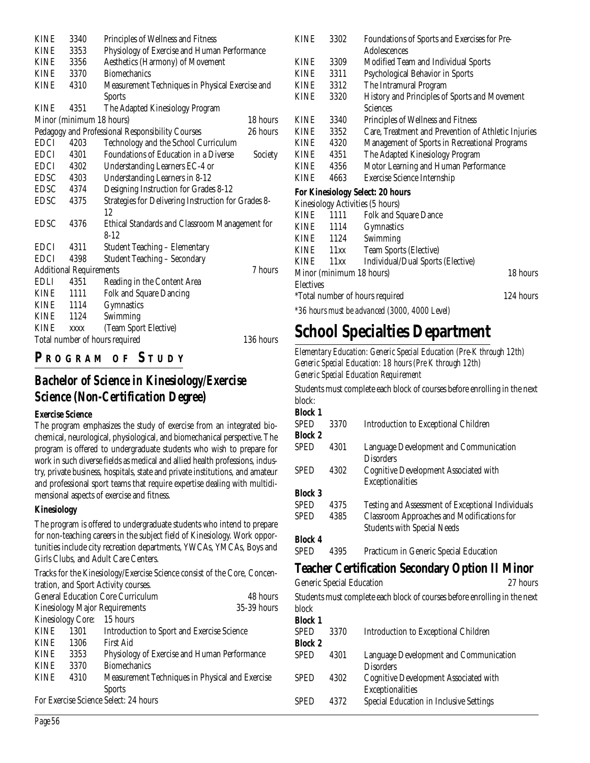| | | | |
|---|---|---|---|
| KINE | 3340 | Principles of Wellness and Fitness | |
| KINE | 3353 | Physiology of Exercise and Human Performance | |
| KINE | 3356 | Aesthetics (Harmony) of Movement | |
| KINE | 3370 | Biomechanics | |
| KINE | 4310 | Measurement Techniques in Physical Exercise and Sports | |
| KINE | 4351 | The Adapted Kinesiology Program | |
| Minor (minimum 18 hours) | | | 18 hours |
| Pedagogy and Professional Responsibility Courses | | | 26 hours |
| EDCI | 4203 | Technology and the School Curriculum | |
| EDCI | 4301 | Foundations of Education in a Diverse Society | |
| EDCI | 4302 | Understanding Learners EC-4 or | |
| EDSC | 4303 | Understanding Learners in 8-12 | |
| EDSC | 4374 | Designing Instruction for Grades 8-12 | |
| EDSC | 4375 | Strategies for Delivering Instruction for Grades 8-12 | |
| EDSC | 4376 | Ethical Standards and Classroom Management for 8-12 | |
| EDCI | 4311 | Student Teaching – Elementary | |
| EDCI | 4398 | Student Teaching – Secondary | |
| Additional Requirements | | | 7 hours |
| EDLI | 4351 | Reading in the Content Area | |
| KINE | 1111 | Folk and Square Dancing | |
| KINE | 1114 | Gymnastics | |
| KINE | 1124 | Swimming | |
| KINE | xxxx | (Team Sport Elective) | |
| Total number of hours required | | | 136 hours |

## PROGRAM OF STUDY

## *Bachelor of Science in Kinesiology/Exercise Science (Non-Certification Degree)*

**Exercise Science**

The program emphasizes the study of exercise from an integrated biochemical, neurological, physiological, and biomechanical perspective. The program is offered to undergraduate students who wish to prepare for work in such diverse fields as medical and allied health professions, industry, private business, hospitals, state and private institutions, and amateur and professional sport teams that require expertise dealing with multidimensional aspects of exercise and fitness.

**Kinesiology**

The program is offered to undergraduate students who intend to prepare for non-teaching careers in the subject field of Kinesiology. Work opportunities include city recreation departments, YWCAs, YMCAs, Boys and Girls Clubs, and Adult Care Centers.

Tracks for the Kinesiology/Exercise Science consist of the Core, Concentration, and Sport Activity courses.

| | | | |
|---|---|---|---|
| General Education Core Curriculum | | | 48 hours |
| Kinesiology Major Requirements | | | 35-39 hours |
| Kinesiology Core: | | 15 hours | |
| KINE | 1301 | Introduction to Sport and Exercise Science | |
| KINE | 1306 | First Aid | |
| KINE | 3353 | Physiology of Exercise and Human Performance | |
| KINE | 3370 | Biomechanics | |
| KINE | 4310 | Measurement Techniques in Physical and Exercise Sports | |
| For Exercise Science Select: 24 hours | | | |
| KINE | 3302 | Foundations of Sports and Exercises for Pre-Adolescences | |
| KINE | 3309 | Modified Team and Individual Sports | |
| KINE | 3311 | Psychological Behavior in Sports | |
| KINE | 3312 | The Intramural Program | |
| KINE | 3320 | History and Principles of Sports and Movement Sciences | |
| KINE | 3340 | Principles of Wellness and Fitness | |
| KINE | 3352 | Care, Treatment and Prevention of Athletic Injuries | |
| KINE | 4320 | Management of Sports in Recreational Programs | |
| KINE | 4351 | The Adapted Kinesiology Program | |
| KINE | 4356 | Motor Learning and Human Performance | |
| KINE | 4663 | Exercise Science Internship | |

**For Kinesiology Select: 20 hours**

| | | | |
|---|---|---|---|
| Kinesiology Activities (5 hours) | | | |
| KINE | 1111 | Folk and Square Dance | |
| KINE | 1114 | Gymnastics | |
| KINE | 1124 | Swimming | |
| KINE | 11xx | Team Sports (Elective) | |
| KINE | 11xx | Individual/Dual Sports (Elective) | |
| Minor (minimum 18 hours) | | | 18 hours |
| Electives | | | |
| *Total number of hours required | | | 124 hours |

*\*36 hours must be advanced (3000, 4000 Level)*

# School Specialties Department

*Elementary Education: Generic Special Education (Pre-K through 12th)*
*Generic Special Education: 18 hours (Pre K through 12th)*
*Generic Special Education Requirement*

Students must complete each block of courses before enrolling in the next block:

| | | |
|---|---|---|
| **Block 1** | | |
| SPED | 3370 | Introduction to Exceptional Children |
| **Block 2** | | |
| SPED | 4301 | Language Development and Communication Disorders |
| SPED | 4302 | Cognitive Development Associated with Exceptionalities |
| **Block 3** | | |
| SPED | 4375 | Testing and Assessment of Exceptional Individuals |
| SPED | 4385 | Classroom Approaches and Modifications for Students with Special Needs |
| **Block 4** | | |
| SPED | 4395 | Practicum in Generic Special Education |

## Teacher Certification Secondary Option II Minor

Generic Special Education — 27 hours

Students must complete each block of courses before enrolling in the next block

| | | |
|---|---|---|
| **Block 1** | | |
| SPED | 3370 | Introduction to Exceptional Children |
| **Block 2** | | |
| SPED | 4301 | Language Development and Communication Disorders |
| SPED | 4302 | Cognitive Development Associated with Exceptionalities |
| SPED | 4372 | Special Education in Inclusive Settings |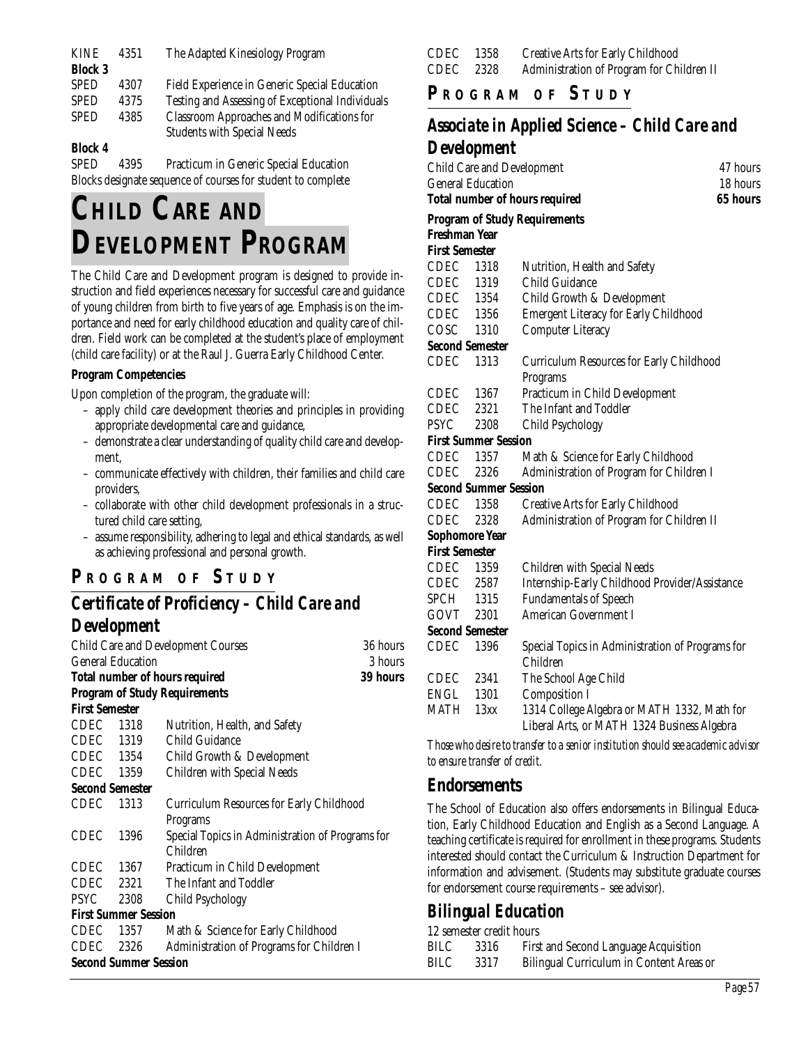| | | |
|---|---|---|
| KINE | 4351 | The Adapted Kinesiology Program |

**Block 3**

| | | |
|---|---|---|
| SPED | 4307 | Field Experience in Generic Special Education |
| SPED | 4375 | Testing and Assessing of Exceptional Individuals |
| SPED | 4385 | Classroom Approaches and Modifications for Students with Special Needs |

**Block 4**

| | | |
|---|---|---|
| SPED | 4395 | Practicum in Generic Special Education |

Blocks designate sequence of courses for student to complete

# CHILD CARE AND DEVELOPMENT PROGRAM

The Child Care and Development program is designed to provide instruction and field experiences necessary for successful care and guidance of young children from birth to five years of age. Emphasis is on the importance and need for early childhood education and quality care of children. Field work can be completed at the student's place of employment (child care facility) or at the Raul J. Guerra Early Childhood Center.

**Program Competencies**

Upon completion of the program, the graduate will:

- apply child care development theories and principles in providing appropriate developmental care and guidance,
- demonstrate a clear understanding of quality child care and development,
- communicate effectively with children, their families and child care providers,
- collaborate with other child development professionals in a structured child care setting,
- assume responsibility, adhering to legal and ethical standards, as well as achieving professional and personal growth.

## PROGRAM OF STUDY

### *Certificate of Proficiency – Child Care and Development*

| | |
|---|---|
| Child Care and Development Courses | 36 hours |
| General Education | 3 hours |
| **Total number of hours required** | **39 hours** |

**Program of Study Requirements**

**First Semester**

| | | |
|---|---|---|
| CDEC | 1318 | Nutrition, Health, and Safety |
| CDEC | 1319 | Child Guidance |
| CDEC | 1354 | Child Growth & Development |
| CDEC | 1359 | Children with Special Needs |

**Second Semester**

| | | |
|---|---|---|
| CDEC | 1313 | Curriculum Resources for Early Childhood Programs |
| CDEC | 1396 | Special Topics in Administration of Programs for Children |
| CDEC | 1367 | Practicum in Child Development |
| CDEC | 2321 | The Infant and Toddler |
| PSYC | 2308 | Child Psychology |

**First Summer Session**

| | | |
|---|---|---|
| CDEC | 1357 | Math & Science for Early Childhood |
| CDEC | 2326 | Administration of Programs for Children I |

**Second Summer Session**

| | | |
|---|---|---|
| CDEC | 1358 | Creative Arts for Early Childhood |
| CDEC | 2328 | Administration of Program for Children II |

## PROGRAM OF STUDY

### *Associate in Applied Science – Child Care and Development*

| | |
|---|---|
| Child Care and Development | 47 hours |
| General Education | 18 hours |
| **Total number of hours required** | **65 hours** |

**Program of Study Requirements**

**Freshman Year**

**First Semester**

| | | |
|---|---|---|
| CDEC | 1318 | Nutrition, Health and Safety |
| CDEC | 1319 | Child Guidance |
| CDEC | 1354 | Child Growth & Development |
| CDEC | 1356 | Emergent Literacy for Early Childhood |
| COSC | 1310 | Computer Literacy |

**Second Semester**

| | | |
|---|---|---|
| CDEC | 1313 | Curriculum Resources for Early Childhood Programs |
| CDEC | 1367 | Practicum in Child Development |
| CDEC | 2321 | The Infant and Toddler |
| PSYC | 2308 | Child Psychology |

**First Summer Session**

| | | |
|---|---|---|
| CDEC | 1357 | Math & Science for Early Childhood |
| CDEC | 2326 | Administration of Program for Children I |

**Second Summer Session**

| | | |
|---|---|---|
| CDEC | 1358 | Creative Arts for Early Childhood |
| CDEC | 2328 | Administration of Program for Children II |

**Sophomore Year**

**First Semester**

| | | |
|---|---|---|
| CDEC | 1359 | Children with Special Needs |
| CDEC | 2587 | Internship-Early Childhood Provider/Assistance |
| SPCH | 1315 | Fundamentals of Speech |
| GOVT | 2301 | American Government I |

**Second Semester**

| | | |
|---|---|---|
| CDEC | 1396 | Special Topics in Administration of Programs for Children |
| CDEC | 2341 | The School Age Child |
| ENGL | 1301 | Composition I |
| MATH | 13xx | 1314 College Algebra or MATH 1332, Math for Liberal Arts, or MATH 1324 Business Algebra |

*Those who desire to transfer to a senior institution should see academic advisor to ensure transfer of credit.*

## *Endorsements*

The School of Education also offers endorsements in Bilingual Education, Early Childhood Education and English as a Second Language. A teaching certificate is required for enrollment in these programs. Students interested should contact the Curriculum & Instruction Department for information and advisement. (Students may substitute graduate courses for endorsement course requirements – see advisor).

### *Bilingual Education*

12 semester credit hours

| | | |
|---|---|---|
| BILC | 3316 | First and Second Language Acquisition |
| BILC | 3317 | Bilingual Curriculum in Content Areas or |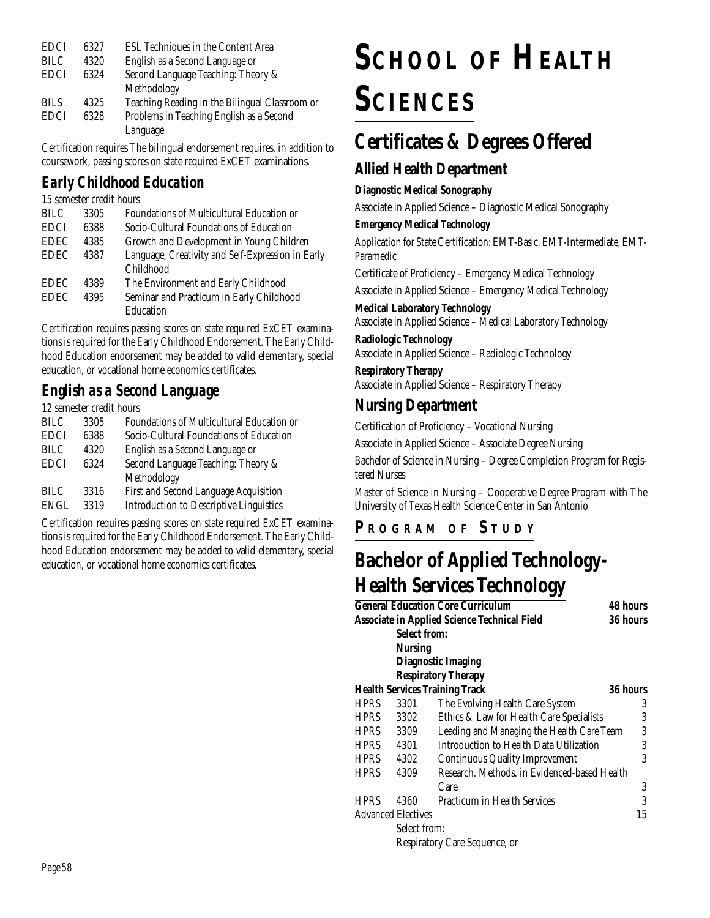| | | |
|---|---|---|
| EDCI | 6327 | ESL Techniques in the Content Area |
| BILC | 4320 | English as a Second Language or |
| EDCI | 6324 | Second Language Teaching: Theory & Methodology |
| BILS | 4325 | Teaching Reading in the Bilingual Classroom or |
| EDCI | 6328 | Problems in Teaching English as a Second Language |

Certification requires The bilingual endorsement requires, in addition to coursework, passing scores on state required ExCET examinations.

### *Early Childhood Education*

15 semester credit hours

| | | |
|---|---|---|
| BILC | 3305 | Foundations of Multicultural Education or |
| EDCI | 6388 | Socio-Cultural Foundations of Education |
| EDEC | 4385 | Growth and Development in Young Children |
| EDEC | 4387 | Language, Creativity and Self-Expression in Early Childhood |
| EDEC | 4389 | The Environment and Early Childhood |
| EDEC | 4395 | Seminar and Practicum in Early Childhood Education |

Certification requires passing scores on state required ExCET examinations is required for the Early Childhood Endorsement. The Early Childhood Education endorsement may be added to valid elementary, special education, or vocational home economics certificates.

### *English as a Second Language*

12 semester credit hours

| | | |
|---|---|---|
| BILC | 3305 | Foundations of Multicultural Education or |
| EDCI | 6388 | Socio-Cultural Foundations of Education |
| BILC | 4320 | English as a Second Language or |
| EDCI | 6324 | Second Language Teaching: Theory & Methodology |
| BILC | 3316 | First and Second Language Acquisition |
| ENGL | 3319 | Introduction to Descriptive Linguistics |

Certification requires passing scores on state required ExCET examinations is required for the Early Childhood Endorsement. The Early Childhood Education endorsement may be added to valid elementary, special education, or vocational home economics certificates.

# SCHOOL OF HEALTH SCIENCES

## Certificates & Degrees Offered

### Allied Health Department

**Diagnostic Medical Sonography**

Associate in Applied Science – Diagnostic Medical Sonography

**Emergency Medical Technology**

Application for State Certification: EMT-Basic, EMT-Intermediate, EMT-Paramedic

Certificate of Proficiency – Emergency Medical Technology

Associate in Applied Science – Emergency Medical Technology

**Medical Laboratory Technology**

Associate in Applied Science – Medical Laboratory Technology

**Radiologic Technology**

Associate in Applied Science – Radiologic Technology

**Respiratory Therapy**

Associate in Applied Science – Respiratory Therapy

### Nursing Department

Certification of Proficiency – Vocational Nursing

Associate in Applied Science – Associate Degree Nursing

Bachelor of Science in Nursing – Degree Completion Program for Registered Nurses

Master of Science in Nursing – Cooperative Degree Program with The University of Texas Health Science Center in San Antonio

### PROGRAM OF STUDY

## Bachelor of Applied Technology-Health Services Technology

| | | | |
|---|---|---|---|
| **General Education Core Curriculum** | | | **48 hours** |
| **Associate in Applied Science Technical Field** | | | **36 hours** |
| | **Select from:** | | |
| | **Nursing** | | |
| | **Diagnostic Imaging** | | |
| | **Respiratory Therapy** | | |
| **Health Services Training Track** | | | **36 hours** |
| HPRS | 3301 | The Evolving Health Care System | 3 |
| HPRS | 3302 | Ethics & Law for Health Care Specialists | 3 |
| HPRS | 3309 | Leading and Managing the Health Care Team | 3 |
| HPRS | 4301 | Introduction to Health Data Utilization | 3 |
| HPRS | 4302 | Continuous Quality Improvement | 3 |
| HPRS | 4309 | Research. Methods. in Evidenced-based Health Care | 3 |
| HPRS | 4360 | Practicum in Health Services | 3 |
| Advanced Electives | | | 15 |
| | Select from: | | |
| | Respiratory Care Sequence, or | | |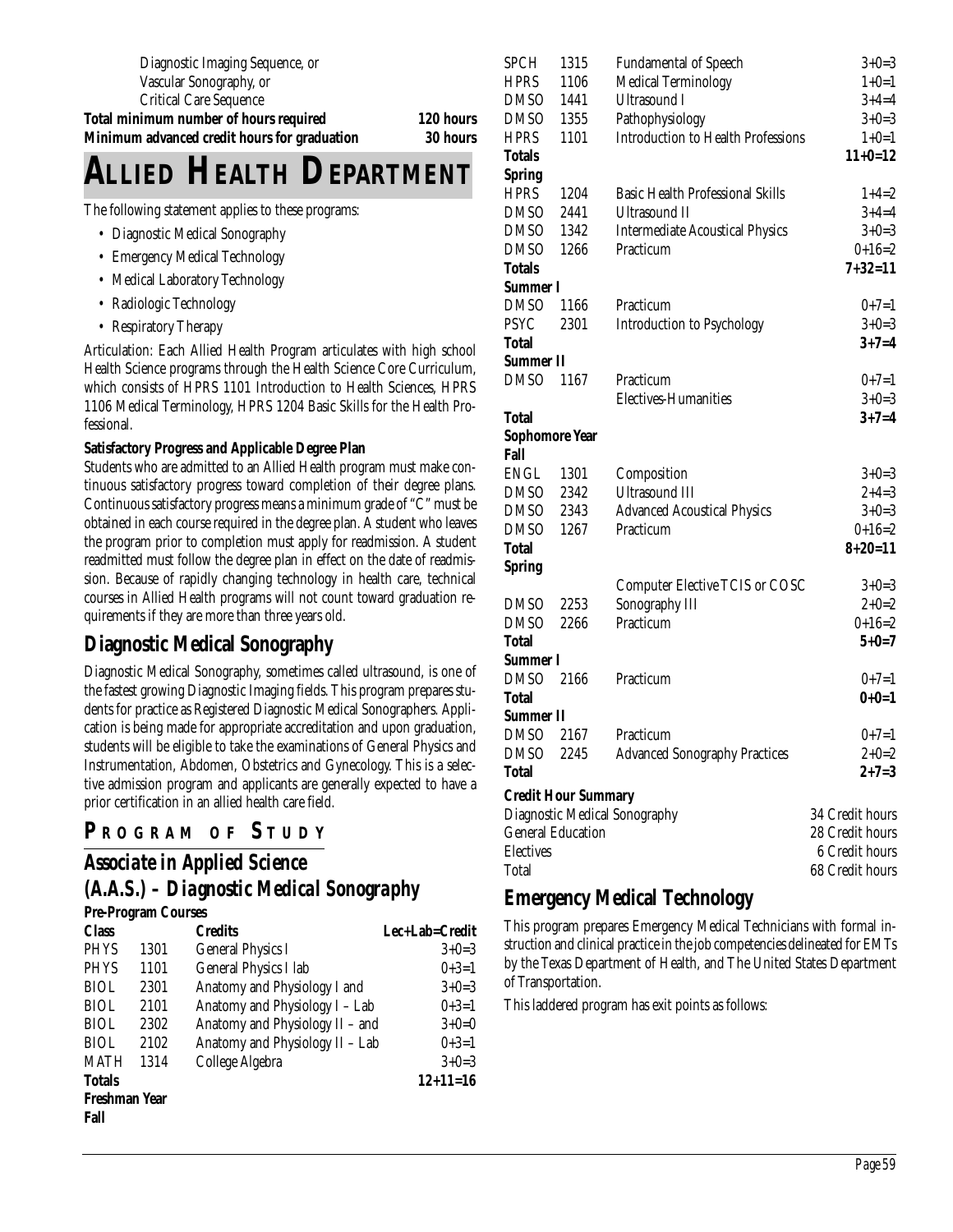Diagnostic Imaging Sequence, or
Vascular Sonography, or
Critical Care Sequence

**Total minimum number of hours required** **120 hours**
**Minimum advanced credit hours for graduation** **30 hours**

# ALLIED HEALTH DEPARTMENT

The following statement applies to these programs:

- Diagnostic Medical Sonography
- Emergency Medical Technology
- Medical Laboratory Technology
- Radiologic Technology
- Respiratory Therapy

Articulation: Each Allied Health Program articulates with high school Health Science programs through the Health Science Core Curriculum, which consists of HPRS 1101 Introduction to Health Sciences, HPRS 1106 Medical Terminology, HPRS 1204 Basic Skills for the Health Professional.

**Satisfactory Progress and Applicable Degree Plan**

Students who are admitted to an Allied Health program must make continuous satisfactory progress toward completion of their degree plans. Continuous satisfactory progress means a minimum grade of "C" must be obtained in each course required in the degree plan. A student who leaves the program prior to completion must apply for readmission. A student readmitted must follow the degree plan in effect on the date of readmission. Because of rapidly changing technology in health care, technical courses in Allied Health programs will not count toward graduation requirements if they are more than three years old.

## Diagnostic Medical Sonography

Diagnostic Medical Sonography, sometimes called ultrasound, is one of the fastest growing Diagnostic Imaging fields. This program prepares students for practice as Registered Diagnostic Medical Sonographers. Application is being made for appropriate accreditation and upon graduation, students will be eligible to take the examinations of General Physics and Instrumentation, Abdomen, Obstetrics and Gynecology. This is a selective admission program and applicants are generally expected to have a prior certification in an allied health care field.

### PROGRAM OF STUDY

### *Associate in Applied Science (A.A.S.) – Diagnostic Medical Sonography*

**Pre-Program Courses**

| **Class** | | **Credits** | **Lec+Lab=Credit** |
|---|---|---|---|
| PHYS | 1301 | General Physics I | 3+0=3 |
| PHYS | 1101 | General Physics I lab | 0+3=1 |
| BIOL | 2301 | Anatomy and Physiology I and | 3+0=3 |
| BIOL | 2101 | Anatomy and Physiology I – Lab | 0+3=1 |
| BIOL | 2302 | Anatomy and Physiology II – and | 3+0=0 |
| BIOL | 2102 | Anatomy and Physiology II – Lab | 0+3=1 |
| MATH | 1314 | College Algebra | 3+0=3 |
| **Totals** | | | **12+11=16** |

**Freshman Year**

**Fall**

| | | | |
|---|---|---|---|
| SPCH | 1315 | Fundamental of Speech | 3+0=3 |
| HPRS | 1106 | Medical Terminology | 1+0=1 |
| DMSO | 1441 | Ultrasound I | 3+4=4 |
| DMSO | 1355 | Pathophysiology | 3+0=3 |
| HPRS | 1101 | Introduction to Health Professions | 1+0=1 |
| **Totals** | | | **11+0=12** |
| **Spring** | | | |
| HPRS | 1204 | Basic Health Professional Skills | 1+4=2 |
| DMSO | 2441 | Ultrasound II | 3+4=4 |
| DMSO | 1342 | Intermediate Acoustical Physics | 3+0=3 |
| DMSO | 1266 | Practicum | 0+16=2 |
| **Totals** | | | **7+32=11** |
| **Summer I** | | | |
| DMSO | 1166 | Practicum | 0+7=1 |
| PSYC | 2301 | Introduction to Psychology | 3+0=3 |
| **Total** | | | **3+7=4** |
| **Summer II** | | | |
| DMSO | 1167 | Practicum | 0+7=1 |
| | | Electives-Humanities | 3+0=3 |
| **Total** | | | **3+7=4** |
| **Sophomore Year** | | | |
| **Fall** | | | |
| ENGL | 1301 | Composition | 3+0=3 |
| DMSO | 2342 | Ultrasound III | 2+4=3 |
| DMSO | 2343 | Advanced Acoustical Physics | 3+0=3 |
| DMSO | 1267 | Practicum | 0+16=2 |
| **Total** | | | **8+20=11** |
| **Spring** | | | |
| | | Computer Elective TCIS or COSC | 3+0=3 |
| DMSO | 2253 | Sonography III | 2+0=2 |
| DMSO | 2266 | Practicum | 0+16=2 |
| **Total** | | | **5+0=7** |
| **Summer I** | | | |
| DMSO | 2166 | Practicum | 0+7=1 |
| **Total** | | | **0+0=1** |
| **Summer II** | | | |
| DMSO | 2167 | Practicum | 0+7=1 |
| DMSO | 2245 | Advanced Sonography Practices | 2+0=2 |
| **Total** | | | **2+7=3** |

**Credit Hour Summary**

| | |
|---|---|
| Diagnostic Medical Sonography | 34 Credit hours |
| General Education | 28 Credit hours |
| Electives | 6 Credit hours |
| Total | 68 Credit hours |

## Emergency Medical Technology

This program prepares Emergency Medical Technicians with formal instruction and clinical practice in the job competencies delineated for EMTs by the Texas Department of Health, and The United States Department of Transportation.

This laddered program has exit points as follows: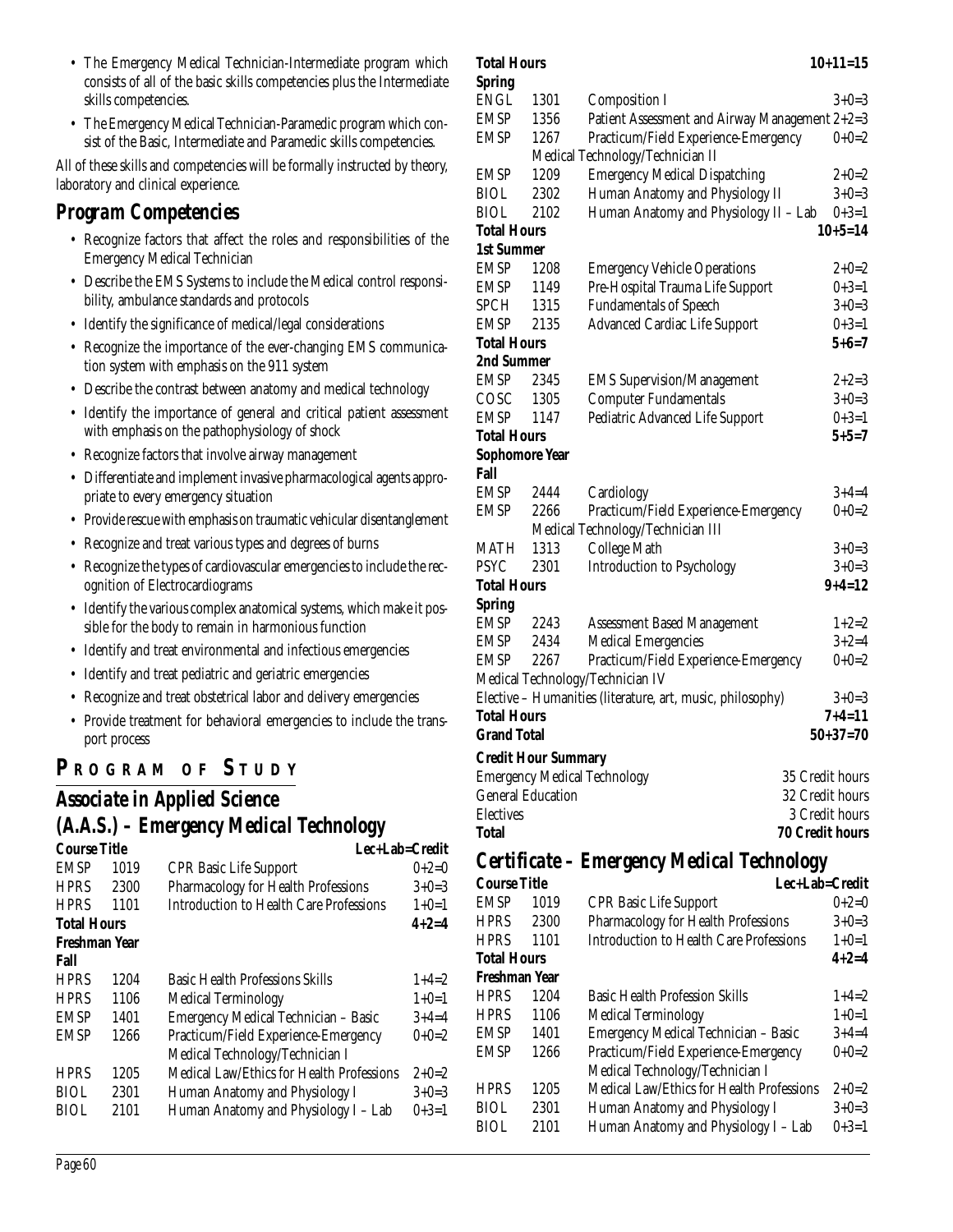- The Emergency Medical Technician-Intermediate program which consists of all of the basic skills competencies plus the Intermediate skills competencies.
- The Emergency Medical Technician-Paramedic program which consist of the Basic, Intermediate and Paramedic skills competencies.

All of these skills and competencies will be formally instructed by theory, laboratory and clinical experience.

## Program Competencies

- Recognize factors that affect the roles and responsibilities of the Emergency Medical Technician
- Describe the EMS Systems to include the Medical control responsibility, ambulance standards and protocols
- Identify the significance of medical/legal considerations
- Recognize the importance of the ever-changing EMS communication system with emphasis on the 911 system
- Describe the contrast between anatomy and medical technology
- Identify the importance of general and critical patient assessment with emphasis on the pathophysiology of shock
- Recognize factors that involve airway management
- Differentiate and implement invasive pharmacological agents appropriate to every emergency situation
- Provide rescue with emphasis on traumatic vehicular disentanglement
- Recognize and treat various types and degrees of burns
- Recognize the types of cardiovascular emergencies to include the recognition of Electrocardiograms
- Identify the various complex anatomical systems, which make it possible for the body to remain in harmonious function
- Identify and treat environmental and infectious emergencies
- Identify and treat pediatric and geriatric emergencies
- Recognize and treat obstetrical labor and delivery emergencies
- Provide treatment for behavioral emergencies to include the transport process

# Program of Study

## Associate in Applied Science (A.A.S.) – Emergency Medical Technology

| Course | Title | | Lec+Lab=Credit |
|---|---|---|---|
| EMSP | 1019 | CPR Basic Life Support | 0+2=0 |
| HPRS | 2300 | Pharmacology for Health Professions | 3+0=3 |
| HPRS | 1101 | Introduction to Health Care Professions | 1+0=1 |
| **Total Hours** | | | **4+2=4** |
| **Freshman Year** | | | |
| **Fall** | | | |
| HPRS | 1204 | Basic Health Professions Skills | 1+4=2 |
| HPRS | 1106 | Medical Terminology | 1+0=1 |
| EMSP | 1401 | Emergency Medical Technician – Basic | 3+4=4 |
| EMSP | 1266 | Practicum/Field Experience-Emergency Medical Technology/Technician I | 0+0=2 |
| HPRS | 1205 | Medical Law/Ethics for Health Professions | 2+0=2 |
| BIOL | 2301 | Human Anatomy and Physiology I | 3+0=3 |
| BIOL | 2101 | Human Anatomy and Physiology I – Lab | 0+3=1 |
| **Total Hours** | | | **10+11=15** |
| **Spring** | | | |
| ENGL | 1301 | Composition I | 3+0=3 |
| EMSP | 1356 | Patient Assessment and Airway Management | 2+2=3 |
| EMSP | 1267 | Practicum/Field Experience-Emergency Medical Technology/Technician II | 0+0=2 |
| EMSP | 1209 | Emergency Medical Dispatching | 2+0=2 |
| BIOL | 2302 | Human Anatomy and Physiology II | 3+0=3 |
| BIOL | 2102 | Human Anatomy and Physiology II – Lab | 0+3=1 |
| **Total Hours** | | | **10+5=14** |
| **1st Summer** | | | |
| EMSP | 1208 | Emergency Vehicle Operations | 2+0=2 |
| EMSP | 1149 | Pre-Hospital Trauma Life Support | 0+3=1 |
| SPCH | 1315 | Fundamentals of Speech | 3+0=3 |
| EMSP | 2135 | Advanced Cardiac Life Support | 0+3=1 |
| **Total Hours** | | | **5+6=7** |
| **2nd Summer** | | | |
| EMSP | 2345 | EMS Supervision/Management | 2+2=3 |
| COSC | 1305 | Computer Fundamentals | 3+0=3 |
| EMSP | 1147 | Pediatric Advanced Life Support | 0+3=1 |
| **Total Hours** | | | **5+5=7** |
| **Sophomore Year** | | | |
| **Fall** | | | |
| EMSP | 2444 | Cardiology | 3+4=4 |
| EMSP | 2266 | Practicum/Field Experience-Emergency Medical Technology/Technician III | 0+0=2 |
| MATH | 1313 | College Math | 3+0=3 |
| PSYC | 2301 | Introduction to Psychology | 3+0=3 |
| **Total Hours** | | | **9+4=12** |
| **Spring** | | | |
| EMSP | 2243 | Assessment Based Management | 1+2=2 |
| EMSP | 2434 | Medical Emergencies | 3+2=4 |
| EMSP | 2267 | Practicum/Field Experience-Emergency Medical Technology/Technician IV | 0+0=2 |
| Elective – Humanities (literature, art, music, philosophy) | | | 3+0=3 |
| **Total Hours** | | | **7+4=11** |
| **Grand Total** | | | **50+37=70** |

**Credit Hour Summary**

| | |
|---|---|
| Emergency Medical Technology | 35 Credit hours |
| General Education | 32 Credit hours |
| Electives | 3 Credit hours |
| **Total** | **70 Credit hours** |

## Certificate – Emergency Medical Technology

| Course | Title | | Lec+Lab=Credit |
|---|---|---|---|
| EMSP | 1019 | CPR Basic Life Support | 0+2=0 |
| HPRS | 2300 | Pharmacology for Health Professions | 3+0=3 |
| HPRS | 1101 | Introduction to Health Care Professions | 1+0=1 |
| **Total Hours** | | | **4+2=4** |
| **Freshman Year** | | | |
| HPRS | 1204 | Basic Health Profession Skills | 1+4=2 |
| HPRS | 1106 | Medical Terminology | 1+0=1 |
| EMSP | 1401 | Emergency Medical Technician – Basic | 3+4=4 |
| EMSP | 1266 | Practicum/Field Experience-Emergency Medical Technology/Technician I | 0+0=2 |
| HPRS | 1205 | Medical Law/Ethics for Health Professions | 2+0=2 |
| BIOL | 2301 | Human Anatomy and Physiology I | 3+0=3 |
| BIOL | 2101 | Human Anatomy and Physiology I – Lab | 0+3=1 |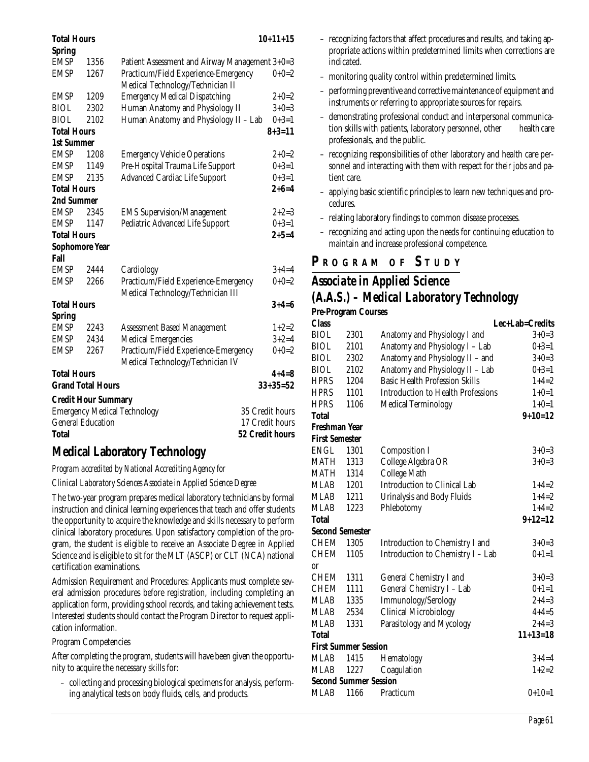| | | | |
|---|---|---|---|
| **Total Hours** | | | **10+11+15** |
| **Spring** | | | |
| EMSP | 1356 | Patient Assessment and Airway Management | 3+0=3 |
| EMSP | 1267 | Practicum/Field Experience-Emergency Medical Technology/Technician II | 0+0=2 |
| EMSP | 1209 | Emergency Medical Dispatching | 2+0=2 |
| BIOL | 2302 | Human Anatomy and Physiology II | 3+0=3 |
| BIOL | 2102 | Human Anatomy and Physiology II – Lab | 0+3=1 |
| **Total Hours** | | | **8+3=11** |
| **1st Summer** | | | |
| EMSP | 1208 | Emergency Vehicle Operations | 2+0=2 |
| EMSP | 1149 | Pre-Hospital Trauma Life Support | 0+3=1 |
| EMSP | 2135 | Advanced Cardiac Life Support | 0+3=1 |
| **Total Hours** | | | **2+6=4** |
| **2nd Summer** | | | |
| EMSP | 2345 | EMS Supervision/Management | 2+2=3 |
| EMSP | 1147 | Pediatric Advanced Life Support | 0+3=1 |
| **Total Hours** | | | **2+5=4** |
| **Sophomore Year** | | | |
| **Fall** | | | |
| EMSP | 2444 | Cardiology | 3+4=4 |
| EMSP | 2266 | Practicum/Field Experience-Emergency Medical Technology/Technician III | 0+0=2 |
| **Total Hours** | | | **3+4=6** |
| **Spring** | | | |
| EMSP | 2243 | Assessment Based Management | 1+2=2 |
| EMSP | 2434 | Medical Emergencies | 3+2=4 |
| EMSP | 2267 | Practicum/Field Experience-Emergency Medical Technology/Technician IV | 0+0=2 |
| **Total Hours** | | | **4+4=8** |
| **Grand Total Hours** | | | **33+35=52** |

**Credit Hour Summary**

| | |
|---|---|
| Emergency Medical Technology | 35 Credit hours |
| General Education | 17 Credit hours |
| **Total** | **52 Credit hours** |

## Medical Laboratory Technology

*Program accredited by National Accrediting Agency for*

*Clinical Laboratory Sciences Associate in Applied Science Degree*

The two-year program prepares medical laboratory technicians by formal instruction and clinical learning experiences that teach and offer students the opportunity to acquire the knowledge and skills necessary to perform clinical laboratory procedures. Upon satisfactory completion of the program, the student is eligible to receive an Associate Degree in Applied Science and is eligible to sit for the MLT (ASCP) or CLT (NCA) national certification examinations.

Admission Requirement and Procedures: Applicants must complete several admission procedures before registration, including completing an application form, providing school records, and taking achievement tests. Interested students should contact the Program Director to request application information.

Program Competencies

After completing the program, students will have been given the opportunity to acquire the necessary skills for:

- collecting and processing biological specimens for analysis, performing analytical tests on body fluids, cells, and products.
- recognizing factors that affect procedures and results, and taking appropriate actions within predetermined limits when corrections are indicated.
- monitoring quality control within predetermined limits.
- performing preventive and corrective maintenance of equipment and instruments or referring to appropriate sources for repairs.
- demonstrating professional conduct and interpersonal communication skills with patients, laboratory personnel, other health care professionals, and the public.
- recognizing responsibilities of other laboratory and health care personnel and interacting with them with respect for their jobs and patient care.
- applying basic scientific principles to learn new techniques and procedures.
- relating laboratory findings to common disease processes.
- recognizing and acting upon the needs for continuing education to maintain and increase professional competence.

## PROGRAM OF STUDY

### *Associate in Applied Science (A.A.S.) – Medical Laboratory Technology*

**Pre-Program Courses**

| **Class** | | | **Lec+Lab=Credits** |
|---|---|---|---|
| BIOL | 2301 | Anatomy and Physiology I and | 3+0=3 |
| BIOL | 2101 | Anatomy and Physiology I – Lab | 0+3=1 |
| BIOL | 2302 | Anatomy and Physiology II – and | 3+0=3 |
| BIOL | 2102 | Anatomy and Physiology II – Lab | 0+3=1 |
| HPRS | 1204 | Basic Health Profession Skills | 1+4=2 |
| HPRS | 1101 | Introduction to Health Professions | 1+0=1 |
| HPRS | 1106 | Medical Terminology | 1+0=1 |
| **Total** | | | **9+10=12** |
| **Freshman Year** | | | |
| **First Semester** | | | |
| ENGL | 1301 | Composition I | 3+0=3 |
| MATH | 1313 | College Algebra OR | 3+0=3 |
| MATH | 1314 | College Math | |
| MLAB | 1201 | Introduction to Clinical Lab | 1+4=2 |
| MLAB | 1211 | Urinalysis and Body Fluids | 1+4=2 |
| MLAB | 1223 | Phlebotomy | 1+4=2 |
| **Total** | | | **9+12=12** |
| **Second Semester** | | | |
| CHEM | 1305 | Introduction to Chemistry I and | 3+0=3 |
| CHEM | 1105 | Introduction to Chemistry I – Lab | 0+1=1 |
| or | | | |
| CHEM | 1311 | General Chemistry I and | 3+0=3 |
| CHEM | 1111 | General Chemistry I – Lab | 0+1=1 |
| MLAB | 1335 | Immunology/Serology | 2+4=3 |
| MLAB | 2534 | Clinical Microbiology | 4+4=5 |
| MLAB | 1331 | Parasitology and Mycology | 2+4=3 |
| **Total** | | | **11+13=18** |
| **First Summer Session** | | | |
| MLAB | 1415 | Hematology | 3+4=4 |
| MLAB | 1227 | Coagulation | 1+2=2 |
| **Second Summer Session** | | | |
| MLAB | 1166 | Practicum | 0+10=1 |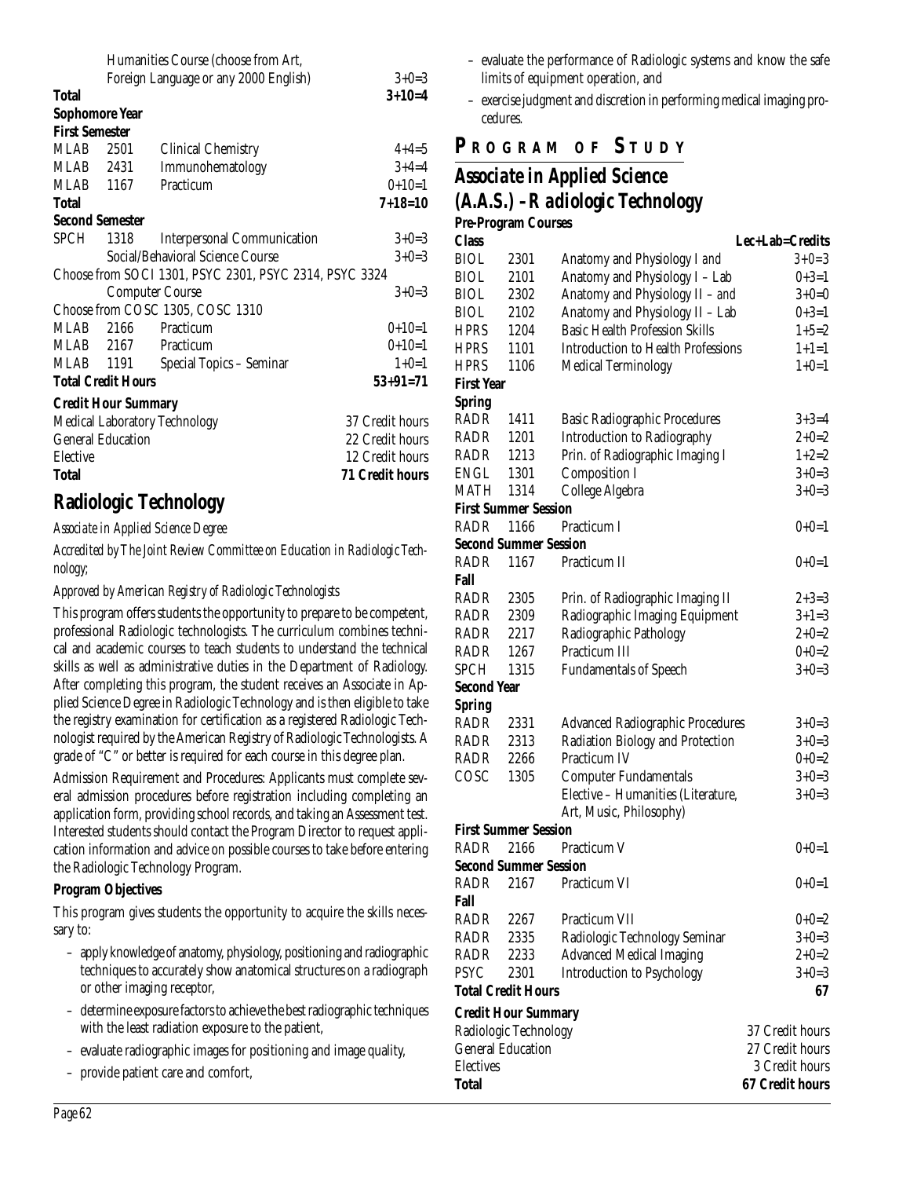| | | | |
|---|---|---|---|
| | | Humanities Course (choose from Art, Foreign Language or any 2000 English) | 3+0=3 |
| **Total** | | | **3+10=4** |
| **Sophomore Year** | | | |
| **First Semester** | | | |
| MLAB | 2501 | Clinical Chemistry | 4+4=5 |
| MLAB | 2431 | Immunohematology | 3+4=4 |
| MLAB | 1167 | Practicum | 0+10=1 |
| **Total** | | | **7+18=10** |
| **Second Semester** | | | |
| SPCH | 1318 | Interpersonal Communication | 3+0=3 |
| | | Social/Behavioral Science Course | 3+0=3 |
| Choose from SOCI 1301, PSYC 2301, PSYC 2314, PSYC 3324 | | | |
| | | Computer Course | 3+0=3 |
| Choose from COSC 1305, COSC 1310 | | | |
| MLAB | 2166 | Practicum | 0+10=1 |
| MLAB | 2167 | Practicum | 0+10=1 |
| MLAB | 1191 | Special Topics – Seminar | 1+0=1 |
| **Total Credit Hours** | | | **53+91=71** |

**Credit Hour Summary**

| | |
|---|---|
| Medical Laboratory Technology | 37 Credit hours |
| General Education | 22 Credit hours |
| Elective | 12 Credit hours |
| **Total** | **71 Credit hours** |

## Radiologic Technology

*Associate in Applied Science Degree*

*Accredited by The Joint Review Committee on Education in Radiologic Technology;*

*Approved by American Registry of Radiologic Technologists*

This program offers students the opportunity to prepare to be competent, professional Radiologic technologists. The curriculum combines technical and academic courses to teach students to understand the technical skills as well as administrative duties in the Department of Radiology. After completing this program, the student receives an Associate in Applied Science Degree in Radiologic Technology and is then eligible to take the registry examination for certification as a registered Radiologic Technologist required by the American Registry of Radiologic Technologists. A grade of "C" or better is required for each course in this degree plan.

Admission Requirement and Procedures: Applicants must complete several admission procedures before registration including completing an application form, providing school records, and taking an Assessment test. Interested students should contact the Program Director to request application information and advice on possible courses to take before entering the Radiologic Technology Program.

**Program Objectives**

This program gives students the opportunity to acquire the skills necessary to:

- apply knowledge of anatomy, physiology, positioning and radiographic techniques to accurately show anatomical structures on a radiograph or other imaging receptor,
- determine exposure factors to achieve the best radiographic techniques with the least radiation exposure to the patient,
- evaluate radiographic images for positioning and image quality,
- provide patient care and comfort,
- evaluate the performance of Radiologic systems and know the safe limits of equipment operation, and
- exercise judgment and discretion in performing medical imaging procedures.

## PROGRAM OF STUDY

### Associate in Applied Science (A.A.S.) – Radiologic Technology

| **Pre-Program Courses** | | | |
|---|---|---|---|
| **Class** | | | **Lec+Lab=Credits** |
| BIOL | 2301 | Anatomy and Physiology I and | 3+0=3 |
| BIOL | 2101 | Anatomy and Physiology I – Lab | 0+3=1 |
| BIOL | 2302 | Anatomy and Physiology II – and | 3+0=0 |
| BIOL | 2102 | Anatomy and Physiology II – Lab | 0+3=1 |
| HPRS | 1204 | Basic Health Profession Skills | 1+5=2 |
| HPRS | 1101 | Introduction to Health Professions | 1+1=1 |
| HPRS | 1106 | Medical Terminology | 1+0=1 |
| **First Year** | | | |
| **Spring** | | | |
| RADR | 1411 | Basic Radiographic Procedures | 3+3=4 |
| RADR | 1201 | Introduction to Radiography | 2+0=2 |
| RADR | 1213 | Prin. of Radiographic Imaging I | 1+2=2 |
| ENGL | 1301 | Composition I | 3+0=3 |
| MATH | 1314 | College Algebra | 3+0=3 |
| **First Summer Session** | | | |
| RADR | 1166 | Practicum I | 0+0=1 |
| **Second Summer Session** | | | |
| RADR | 1167 | Practicum II | 0+0=1 |
| **Fall** | | | |
| RADR | 2305 | Prin. of Radiographic Imaging II | 2+3=3 |
| RADR | 2309 | Radiographic Imaging Equipment | 3+1=3 |
| RADR | 2217 | Radiographic Pathology | 2+0=2 |
| RADR | 1267 | Practicum III | 0+0=2 |
| SPCH | 1315 | Fundamentals of Speech | 3+0=3 |
| **Second Year** | | | |
| **Spring** | | | |
| RADR | 2331 | Advanced Radiographic Procedures | 3+0=3 |
| RADR | 2313 | Radiation Biology and Protection | 3+0=3 |
| RADR | 2266 | Practicum IV | 0+0=2 |
| COSC | 1305 | Computer Fundamentals | 3+0=3 |
| | | Elective – Humanities (Literature, Art, Music, Philosophy) | 3+0=3 |
| **First Summer Session** | | | |
| RADR | 2166 | Practicum V | 0+0=1 |
| **Second Summer Session** | | | |
| RADR | 2167 | Practicum VI | 0+0=1 |
| **Fall** | | | |
| RADR | 2267 | Practicum VII | 0+0=2 |
| RADR | 2335 | Radiologic Technology Seminar | 3+0=3 |
| RADR | 2233 | Advanced Medical Imaging | 2+0=2 |
| PSYC | 2301 | Introduction to Psychology | 3+0=3 |
| **Total Credit Hours** | | | **67** |

**Credit Hour Summary**

| | |
|---|---|
| Radiologic Technology | 37 Credit hours |
| General Education | 27 Credit hours |
| Electives | 3 Credit hours |
| **Total** | **67 Credit hours** |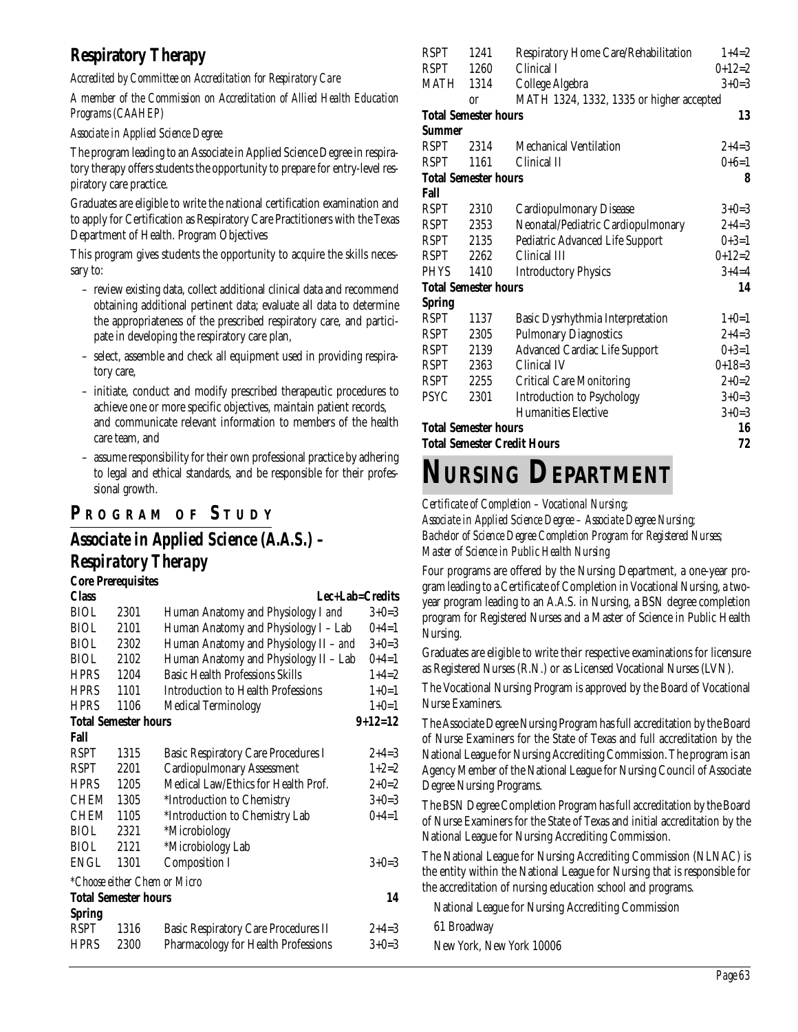## Respiratory Therapy

*Accredited by Committee on Accreditation for Respiratory Care*

*A member of the Commission on Accreditation of Allied Health Education Programs (CAAHEP)*

*Associate in Applied Science Degree*

The program leading to an Associate in Applied Science Degree in respiratory therapy offers students the opportunity to prepare for entry-level respiratory care practice.

Graduates are eligible to write the national certification examination and to apply for Certification as Respiratory Care Practitioners with the Texas Department of Health. Program Objectives

This program gives students the opportunity to acquire the skills necessary to:

- review existing data, collect additional clinical data and recommend obtaining additional pertinent data; evaluate all data to determine the appropriateness of the prescribed respiratory care, and participate in developing the respiratory care plan,
- select, assemble and check all equipment used in providing respiratory care,
- initiate, conduct and modify prescribed therapeutic procedures to achieve one or more specific objectives, maintain patient records, and communicate relevant information to members of the health care team, and
- assume responsibility for their own professional practice by adhering to legal and ethical standards, and be responsible for their professional growth.

## PROGRAM OF STUDY

### Associate in Applied Science (A.A.S.) – Respiratory Therapy

**Core Prerequisites**

| Class | | | Lec+Lab=Credits |
|---|---|---|---|
| BIOL | 2301 | Human Anatomy and Physiology I *and* | 3+0=3 |
| BIOL | 2101 | Human Anatomy and Physiology I – Lab | 0+4=1 |
| BIOL | 2302 | Human Anatomy and Physiology II – *and* | 3+0=3 |
| BIOL | 2102 | Human Anatomy and Physiology II – Lab | 0+4=1 |
| HPRS | 1204 | Basic Health Professions Skills | 1+4=2 |
| HPRS | 1101 | Introduction to Health Professions | 1+0=1 |
| HPRS | 1106 | Medical Terminology | 1+0=1 |
| **Total Semester hours** | | | **9+12=12** |
| **Fall** | | | |
| RSPT | 1315 | Basic Respiratory Care Procedures I | 2+4=3 |
| RSPT | 2201 | Cardiopulmonary Assessment | 1+2=2 |
| HPRS | 1205 | Medical Law/Ethics for Health Prof. | 2+0=2 |
| CHEM | 1305 | *Introduction to Chemistry | 3+0=3 |
| CHEM | 1105 | *Introduction to Chemistry Lab | 0+4=1 |
| BIOL | 2321 | *Microbiology | |
| BIOL | 2121 | *Microbiology Lab | |
| ENGL | 1301 | Composition I | 3+0=3 |
| *\*Choose either Chem or Micro* | | | |
| **Total Semester hours** | | | **14** |
| **Spring** | | | |
| RSPT | 1316 | Basic Respiratory Care Procedures II | 2+4=3 |
| HPRS | 2300 | Pharmacology for Health Professions | 3+0=3 |
| RSPT | 1241 | Respiratory Home Care/Rehabilitation | 1+4=2 |
| RSPT | 1260 | Clinical I | 0+12=2 |
| MATH | 1314 | College Algebra | 3+0=3 |
| | or | MATH 1324, 1332, 1335 or higher accepted | |
| **Total Semester hours** | | | **13** |
| **Summer** | | | |
| RSPT | 2314 | Mechanical Ventilation | 2+4=3 |
| RSPT | 1161 | Clinical II | 0+6=1 |
| **Total Semester hours** | | | **8** |
| **Fall** | | | |
| RSPT | 2310 | Cardiopulmonary Disease | 3+0=3 |
| RSPT | 2353 | Neonatal/Pediatric Cardiopulmonary | 2+4=3 |
| RSPT | 2135 | Pediatric Advanced Life Support | 0+3=1 |
| RSPT | 2262 | Clinical III | 0+12=2 |
| PHYS | 1410 | Introductory Physics | 3+4=4 |
| **Total Semester hours** | | | **14** |
| **Spring** | | | |
| RSPT | 1137 | Basic Dysrhythmia Interpretation | 1+0=1 |
| RSPT | 2305 | Pulmonary Diagnostics | 2+4=3 |
| RSPT | 2139 | Advanced Cardiac Life Support | 0+3=1 |
| RSPT | 2363 | Clinical IV | 0+18=3 |
| RSPT | 2255 | Critical Care Monitoring | 2+0=2 |
| PSYC | 2301 | Introduction to Psychology | 3+0=3 |
| | | Humanities Elective | 3+0=3 |
| **Total Semester hours** | | | **16** |
| **Total Semester Credit Hours** | | | **72** |

# NURSING DEPARTMENT

*Certificate of Completion – Vocational Nursing;*
*Associate in Applied Science Degree – Associate Degree Nursing;*
*Bachelor of Science Degree Completion Program for Registered Nurses;*
*Master of Science in Public Health Nursing*

Four programs are offered by the Nursing Department, a one-year program leading to a Certificate of Completion in Vocational Nursing, a two-year program leading to an A.A.S. in Nursing, a BSN degree completion program for Registered Nurses and a Master of Science in Public Health Nursing.

Graduates are eligible to write their respective examinations for licensure as Registered Nurses (R.N.) or as Licensed Vocational Nurses (LVN).

The Vocational Nursing Program is approved by the Board of Vocational Nurse Examiners.

The Associate Degree Nursing Program has full accreditation by the Board of Nurse Examiners for the State of Texas and full accreditation by the National League for Nursing Accrediting Commission. The program is an Agency Member of the National League for Nursing Council of Associate Degree Nursing Programs.

The BSN Degree Completion Program has full accreditation by the Board of Nurse Examiners for the State of Texas and initial accreditation by the National League for Nursing Accrediting Commission.

The National League for Nursing Accrediting Commission (NLNAC) is the entity within the National League for Nursing that is responsible for the accreditation of nursing education school and programs.

National League for Nursing Accrediting Commission

61 Broadway

New York, New York 10006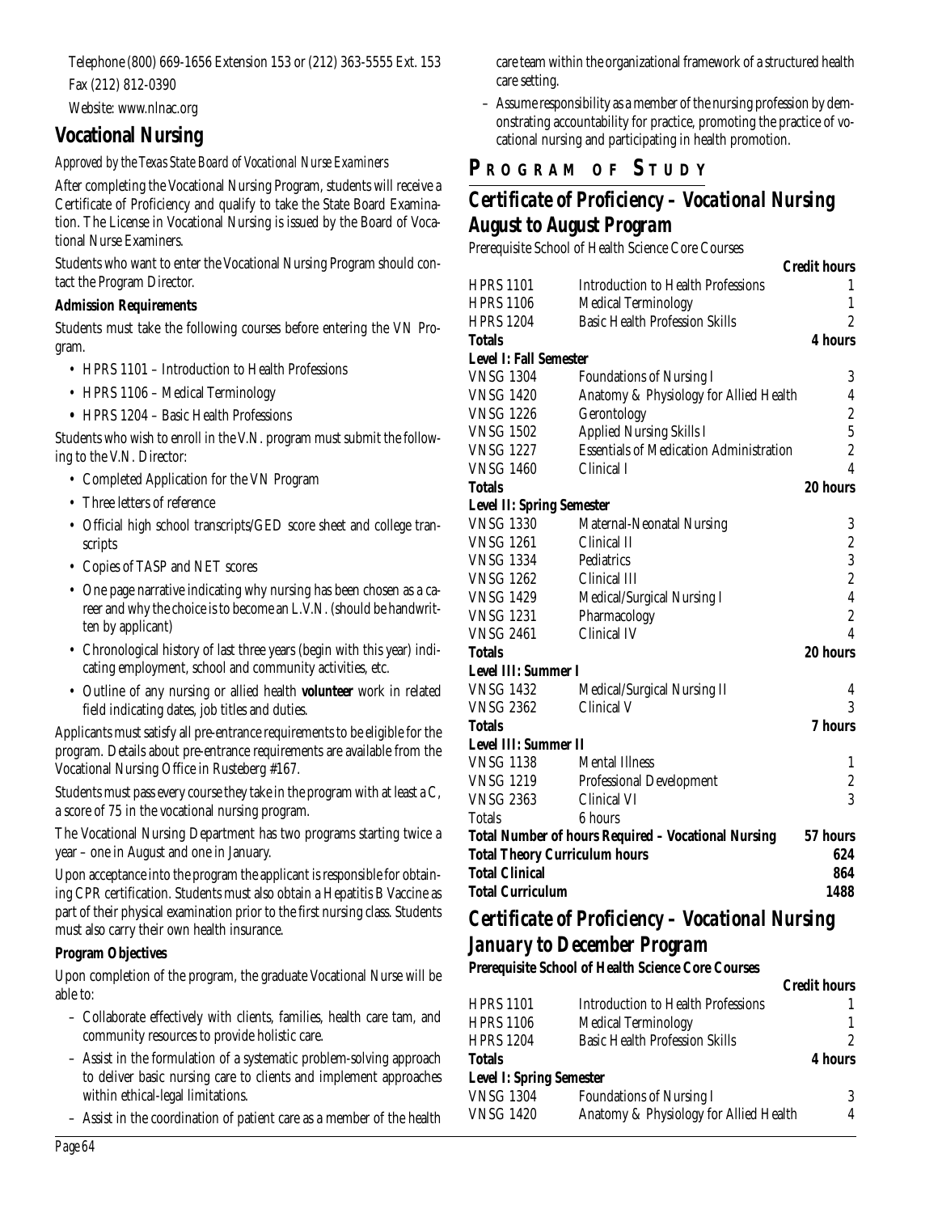Telephone (800) 669-1656 Extension 153 or (212) 363-5555 Ext. 153

Fax (212) 812-0390

Website: www.nlnac.org

## Vocational Nursing

*Approved by the Texas State Board of Vocational Nurse Examiners*

After completing the Vocational Nursing Program, students will receive a Certificate of Proficiency and qualify to take the State Board Examination. The License in Vocational Nursing is issued by the Board of Vocational Nurse Examiners.

Students who want to enter the Vocational Nursing Program should contact the Program Director.

**Admission Requirements**

Students must take the following courses before entering the VN Program.

- HPRS 1101 – Introduction to Health Professions
- HPRS 1106 – Medical Terminology
- HPRS 1204 – Basic Health Professions

Students who wish to enroll in the V.N. program must submit the following to the V.N. Director:

- Completed Application for the VN Program
- Three letters of reference
- Official high school transcripts/GED score sheet and college transcripts
- Copies of TASP and NET scores
- One page narrative indicating why nursing has been chosen as a career and why the choice is to become an L.V.N. (should be handwritten by applicant)
- Chronological history of last three years (begin with this year) indicating employment, school and community activities, etc.
- Outline of any nursing or allied health **volunteer** work in related field indicating dates, job titles and duties.

Applicants must satisfy all pre-entrance requirements to be eligible for the program. Details about pre-entrance requirements are available from the Vocational Nursing Office in Rusteberg #167.

Students must pass every course they take in the program with at least a C, a score of 75 in the vocational nursing program.

The Vocational Nursing Department has two programs starting twice a year – one in August and one in January.

Upon acceptance into the program the applicant is responsible for obtaining CPR certification. Students must also obtain a Hepatitis B Vaccine as part of their physical examination prior to the first nursing class. Students must also carry their own health insurance.

**Program Objectives**

Upon completion of the program, the graduate Vocational Nurse will be able to:

- Collaborate effectively with clients, families, health care tam, and community resources to provide holistic care.
- Assist in the formulation of a systematic problem-solving approach to deliver basic nursing care to clients and implement approaches within ethical-legal limitations.
- Assist in the coordination of patient care as a member of the health care team within the organizational framework of a structured health care setting.
- Assume responsibility as a member of the nursing profession by demonstrating accountability for practice, promoting the practice of vocational nursing and participating in health promotion.

## Program of Study

### Certificate of Proficiency – Vocational Nursing August to August Program

Prerequisite School of Health Science Core Courses

| | | Credit hours |
|---|---|---|
| HPRS 1101 | Introduction to Health Professions | 1 |
| HPRS 1106 | Medical Terminology | 1 |
| HPRS 1204 | Basic Health Profession Skills | 2 |
| **Totals** | | **4 hours** |
| **Level I: Fall Semester** | | |
| VNSG 1304 | Foundations of Nursing I | 3 |
| VNSG 1420 | Anatomy & Physiology for Allied Health | 4 |
| VNSG 1226 | Gerontology | 2 |
| VNSG 1502 | Applied Nursing Skills I | 5 |
| VNSG 1227 | Essentials of Medication Administration | 2 |
| VNSG 1460 | Clinical I | 4 |
| **Totals** | | **20 hours** |
| **Level II: Spring Semester** | | |
| VNSG 1330 | Maternal-Neonatal Nursing | 3 |
| VNSG 1261 | Clinical II | 2 |
| VNSG 1334 | Pediatrics | 3 |
| VNSG 1262 | Clinical III | 2 |
| VNSG 1429 | Medical/Surgical Nursing I | 4 |
| VNSG 1231 | Pharmacology | 2 |
| VNSG 2461 | Clinical IV | 4 |
| **Totals** | | **20 hours** |
| **Level III: Summer I** | | |
| VNSG 1432 | Medical/Surgical Nursing II | 4 |
| VNSG 2362 | Clinical V | 3 |
| **Totals** | | **7 hours** |
| **Level III: Summer II** | | |
| VNSG 1138 | Mental Illness | 1 |
| VNSG 1219 | Professional Development | 2 |
| VNSG 2363 | Clinical VI | 3 |
| Totals | 6 hours | |
| **Total Number of hours Required – Vocational Nursing** | | **57 hours** |
| **Total Theory Curriculum hours** | | **624** |
| **Total Clinical** | | **864** |
| **Total Curriculum** | | **1488** |

### Certificate of Proficiency – Vocational Nursing January to December Program

**Prerequisite School of Health Science Core Courses**

| | | Credit hours |
|---|---|---|
| HPRS 1101 | Introduction to Health Professions | 1 |
| HPRS 1106 | Medical Terminology | 1 |
| HPRS 1204 | Basic Health Profession Skills | 2 |
| **Totals** | | **4 hours** |
| **Level I: Spring Semester** | | |
| VNSG 1304 | Foundations of Nursing I | 3 |
| VNSG 1420 | Anatomy & Physiology for Allied Health | 4 |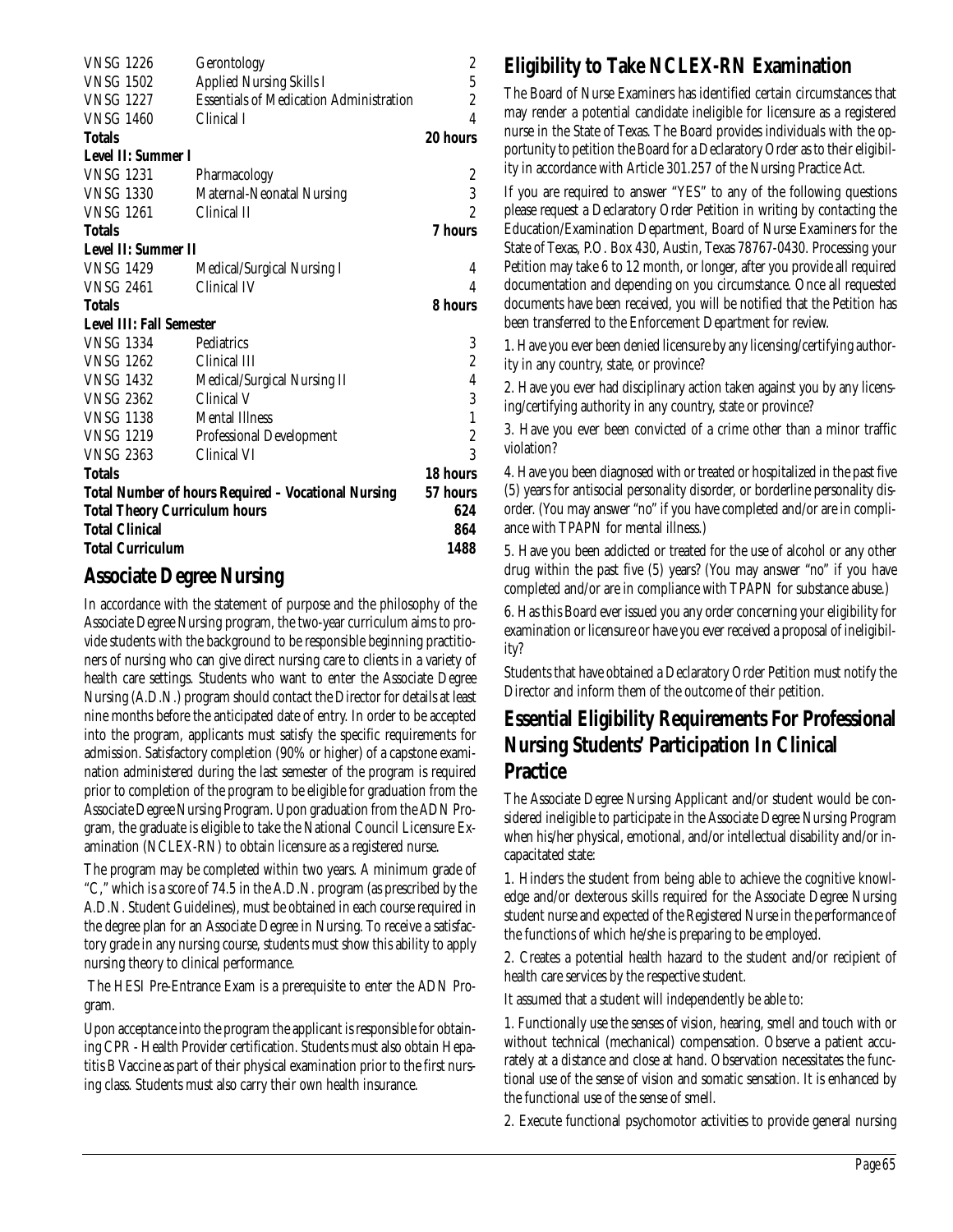| | | |
|---|---|---|
| VNSG 1226 | Gerontology | 2 |
| VNSG 1502 | Applied Nursing Skills I | 5 |
| VNSG 1227 | Essentials of Medication Administration | 2 |
| VNSG 1460 | Clinical I | 4 |
| **Totals** | | **20 hours** |
| **Level II: Summer I** | | |
| VNSG 1231 | Pharmacology | 2 |
| VNSG 1330 | Maternal-Neonatal Nursing | 3 |
| VNSG 1261 | Clinical II | 2 |
| **Totals** | | **7 hours** |
| **Level II: Summer II** | | |
| VNSG 1429 | Medical/Surgical Nursing I | 4 |
| VNSG 2461 | Clinical IV | 4 |
| **Totals** | | **8 hours** |
| **Level III: Fall Semester** | | |
| VNSG 1334 | Pediatrics | 3 |
| VNSG 1262 | Clinical III | 2 |
| VNSG 1432 | Medical/Surgical Nursing II | 4 |
| VNSG 2362 | Clinical V | 3 |
| VNSG 1138 | Mental Illness | 1 |
| VNSG 1219 | Professional Development | 2 |
| VNSG 2363 | Clinical VI | 3 |
| **Totals** | | **18 hours** |
| **Total Number of hours Required – Vocational Nursing** | | **57 hours** |
| **Total Theory Curriculum hours** | | **624** |
| **Total Clinical** | | **864** |
| **Total Curriculum** | | **1488** |

## Associate Degree Nursing

In accordance with the statement of purpose and the philosophy of the Associate Degree Nursing program, the two-year curriculum aims to provide students with the background to be responsible beginning practitioners of nursing who can give direct nursing care to clients in a variety of health care settings. Students who want to enter the Associate Degree Nursing (A.D.N.) program should contact the Director for details at least nine months before the anticipated date of entry. In order to be accepted into the program, applicants must satisfy the specific requirements for admission. Satisfactory completion (90% or higher) of a capstone examination administered during the last semester of the program is required prior to completion of the program to be eligible for graduation from the Associate Degree Nursing Program. Upon graduation from the ADN Program, the graduate is eligible to take the National Council Licensure Examination (NCLEX-RN) to obtain licensure as a registered nurse.

The program may be completed within two years. A minimum grade of "C," which is a score of 74.5 in the A.D.N. program (as prescribed by the A.D.N. Student Guidelines), must be obtained in each course required in the degree plan for an Associate Degree in Nursing. To receive a satisfactory grade in any nursing course, students must show this ability to apply nursing theory to clinical performance.

The HESI Pre-Entrance Exam is a prerequisite to enter the ADN Program.

Upon acceptance into the program the applicant is responsible for obtaining CPR - Health Provider certification. Students must also obtain Hepatitis B Vaccine as part of their physical examination prior to the first nursing class. Students must also carry their own health insurance.

## Eligibility to Take NCLEX-RN Examination

The Board of Nurse Examiners has identified certain circumstances that may render a potential candidate ineligible for licensure as a registered nurse in the State of Texas. The Board provides individuals with the opportunity to petition the Board for a Declaratory Order as to their eligibility in accordance with Article 301.257 of the Nursing Practice Act.

If you are required to answer "YES" to any of the following questions please request a Declaratory Order Petition in writing by contacting the Education/Examination Department, Board of Nurse Examiners for the State of Texas, P.O. Box 430, Austin, Texas 78767-0430. Processing your Petition may take 6 to 12 month, or longer, after you provide all required documentation and depending on you circumstance. Once all requested documents have been received, you will be notified that the Petition has been transferred to the Enforcement Department for review.

1. Have you ever been denied licensure by any licensing/certifying authority in any country, state, or province?

2. Have you ever had disciplinary action taken against you by any licensing/certifying authority in any country, state or province?

3. Have you ever been convicted of a crime other than a minor traffic violation?

4. Have you been diagnosed with or treated or hospitalized in the past five (5) years for antisocial personality disorder, or borderline personality disorder. (You may answer "no" if you have completed and/or are in compliance with TPAPN for mental illness.)

5. Have you been addicted or treated for the use of alcohol or any other drug within the past five (5) years? (You may answer "no" if you have completed and/or are in compliance with TPAPN for substance abuse.)

6. Has this Board ever issued you any order concerning your eligibility for examination or licensure or have you ever received a proposal of ineligibility?

Students that have obtained a Declaratory Order Petition must notify the Director and inform them of the outcome of their petition.

## Essential Eligibility Requirements For Professional Nursing Students' Participation In Clinical Practice

The Associate Degree Nursing Applicant and/or student would be considered ineligible to participate in the Associate Degree Nursing Program when his/her physical, emotional, and/or intellectual disability and/or incapacitated state:

1. Hinders the student from being able to achieve the cognitive knowledge and/or dexterous skills required for the Associate Degree Nursing student nurse and expected of the Registered Nurse in the performance of the functions of which he/she is preparing to be employed.

2. Creates a potential health hazard to the student and/or recipient of health care services by the respective student.

It assumed that a student will independently be able to:

1. Functionally use the senses of vision, hearing, smell and touch with or without technical (mechanical) compensation. Observe a patient accurately at a distance and close at hand. Observation necessitates the functional use of the sense of vision and somatic sensation. It is enhanced by the functional use of the sense of smell.

2. Execute functional psychomotor activities to provide general nursing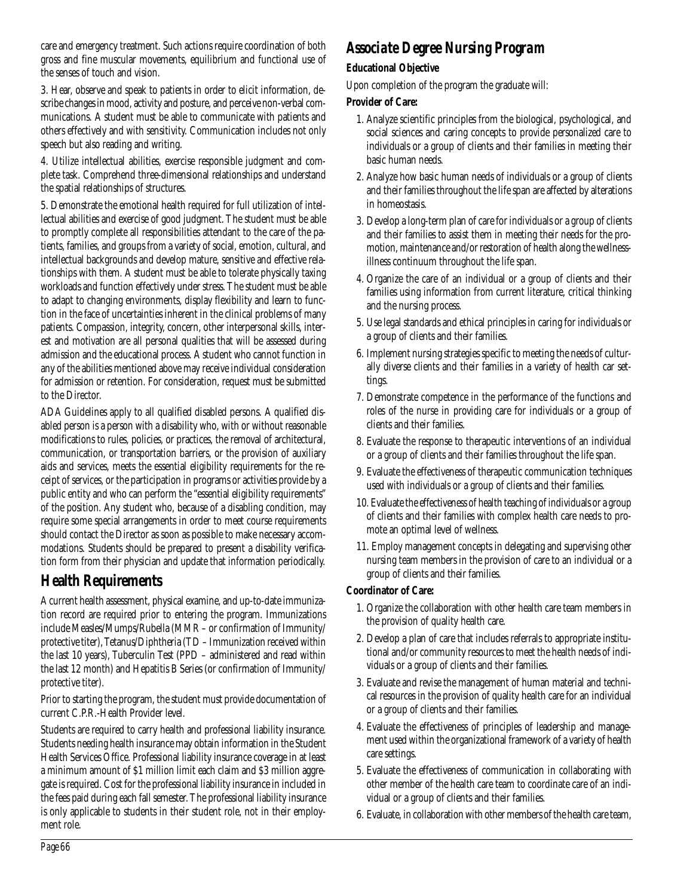care and emergency treatment. Such actions require coordination of both gross and fine muscular movements, equilibrium and functional use of the senses of touch and vision.

3. Hear, observe and speak to patients in order to elicit information, describe changes in mood, activity and posture, and perceive non-verbal communications. A student must be able to communicate with patients and others effectively and with sensitivity. Communication includes not only speech but also reading and writing.

4. Utilize intellectual abilities, exercise responsible judgment and complete task. Comprehend three-dimensional relationships and understand the spatial relationships of structures.

5. Demonstrate the emotional health required for full utilization of intellectual abilities and exercise of good judgment. The student must be able to promptly complete all responsibilities attendant to the care of the patients, families, and groups from a variety of social, emotion, cultural, and intellectual backgrounds and develop mature, sensitive and effective relationships with them. A student must be able to tolerate physically taxing workloads and function effectively under stress. The student must be able to adapt to changing environments, display flexibility and learn to function in the face of uncertainties inherent in the clinical problems of many patients. Compassion, integrity, concern, other interpersonal skills, interest and motivation are all personal qualities that will be assessed during admission and the educational process. A student who cannot function in any of the abilities mentioned above may receive individual consideration for admission or retention. For consideration, request must be submitted to the Director.

ADA Guidelines apply to all qualified disabled persons. A qualified disabled person is a person with a disability who, with or without reasonable modifications to rules, policies, or practices, the removal of architectural, communication, or transportation barriers, or the provision of auxiliary aids and services, meets the essential eligibility requirements for the receipt of services, or the participation in programs or activities provide by a public entity and who can perform the "essential eligibility requirements" of the position. Any student who, because of a disabling condition, may require some special arrangements in order to meet course requirements should contact the Director as soon as possible to make necessary accommodations. Students should be prepared to present a disability verification form from their physician and update that information periodically.

## Health Requirements

A current health assessment, physical examine, and up-to-date immunization record are required prior to entering the program. Immunizations include Measles/Mumps/Rubella (MMR – or confirmation of Immunity/ protective titer), Tetanus/Diphtheria (TD – Immunization received within the last 10 years), Tuberculin Test (PPD – administered and read within the last 12 month) and Hepatitis B Series (or confirmation of Immunity/ protective titer).

Prior to starting the program, the student must provide documentation of current C.P.R.-Health Provider level.

Students are required to carry health and professional liability insurance. Students needing health insurance may obtain information in the Student Health Services Office. Professional liability insurance coverage in at least a minimum amount of $1 million limit each claim and $3 million aggregate is required. Cost for the professional liability insurance in included in the fees paid during each fall semester. The professional liability insurance is only applicable to students in their student role, not in their employment role.

## Associate Degree Nursing Program

**Educational Objective**

Upon completion of the program the graduate will:

**Provider of Care:**

1. Analyze scientific principles from the biological, psychological, and social sciences and caring concepts to provide personalized care to individuals or a group of clients and their families in meeting their basic human needs.
2. Analyze how basic human needs of individuals or a group of clients and their families throughout the life span are affected by alterations in homeostasis.
3. Develop a long-term plan of care for individuals or a group of clients and their families to assist them in meeting their needs for the promotion, maintenance and/or restoration of health along the wellness-illness continuum throughout the life span.
4. Organize the care of an individual or a group of clients and their families using information from current literature, critical thinking and the nursing process.
5. Use legal standards and ethical principles in caring for individuals or a group of clients and their families.
6. Implement nursing strategies specific to meeting the needs of culturally diverse clients and their families in a variety of health car settings.
7. Demonstrate competence in the performance of the functions and roles of the nurse in providing care for individuals or a group of clients and their families.
8. Evaluate the response to therapeutic interventions of an individual or a group of clients and their families throughout the life span.
9. Evaluate the effectiveness of therapeutic communication techniques used with individuals or a group of clients and their families.
10. Evaluate the effectiveness of health teaching of individuals or a group of clients and their families with complex health care needs to promote an optimal level of wellness.
11. Employ management concepts in delegating and supervising other nursing team members in the provision of care to an individual or a group of clients and their families.

**Coordinator of Care:**

1. Organize the collaboration with other health care team members in the provision of quality health care.
2. Develop a plan of care that includes referrals to appropriate institutional and/or community resources to meet the health needs of individuals or a group of clients and their families.
3. Evaluate and revise the management of human material and technical resources in the provision of quality health care for an individual or a group of clients and their families.
4. Evaluate the effectiveness of principles of leadership and management used within the organizational framework of a variety of health care settings.
5. Evaluate the effectiveness of communication in collaborating with other member of the health care team to coordinate care of an individual or a group of clients and their families.
6. Evaluate, in collaboration with other members of the health care team,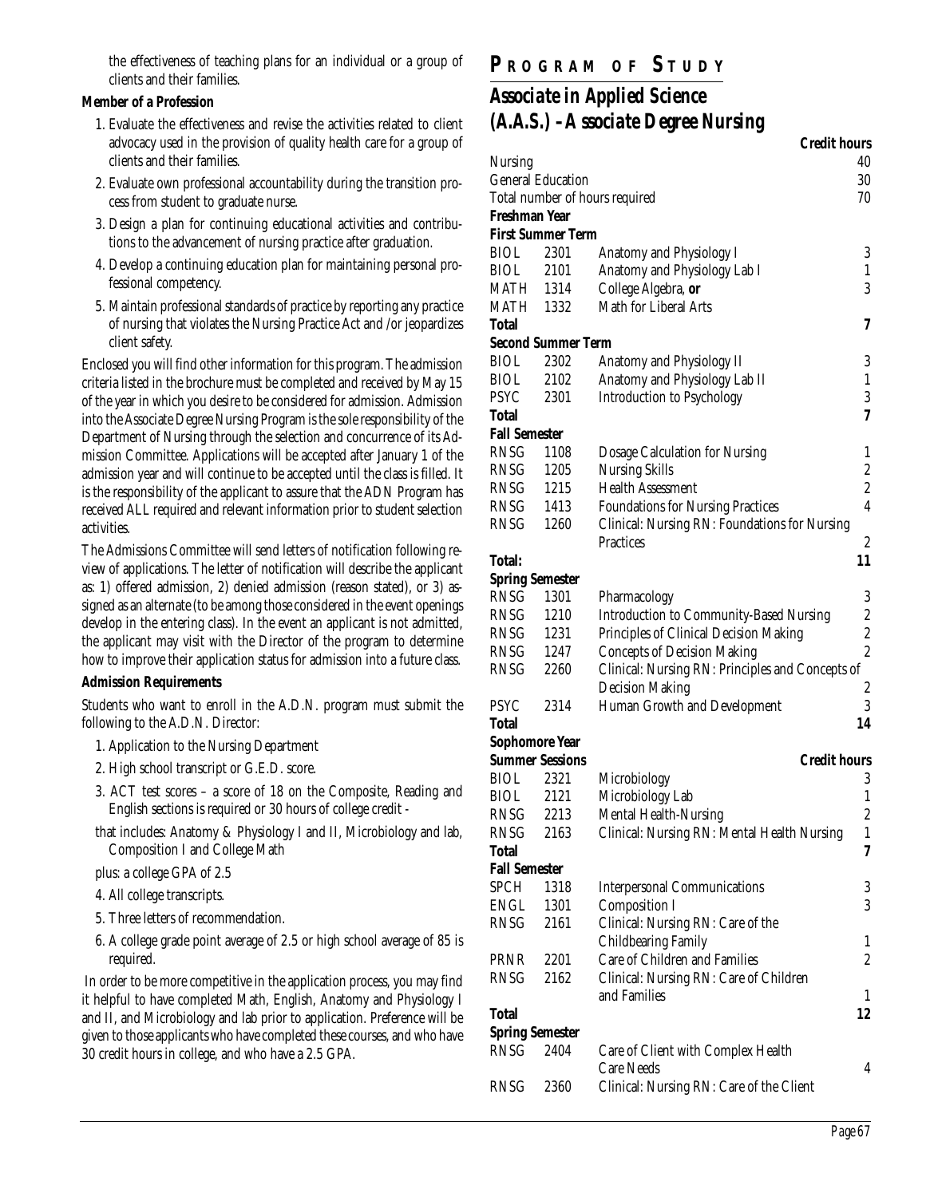the effectiveness of teaching plans for an individual or a group of clients and their families.

**Member of a Profession**

1. Evaluate the effectiveness and revise the activities related to client advocacy used in the provision of quality health care for a group of clients and their families.
2. Evaluate own professional accountability during the transition process from student to graduate nurse.
3. Design a plan for continuing educational activities and contributions to the advancement of nursing practice after graduation.
4. Develop a continuing education plan for maintaining personal professional competency.
5. Maintain professional standards of practice by reporting any practice of nursing that violates the Nursing Practice Act and /or jeopardizes client safety.

Enclosed you will find other information for this program. The admission criteria listed in the brochure must be completed and received by May 15 of the year in which you desire to be considered for admission. Admission into the Associate Degree Nursing Program is the sole responsibility of the Department of Nursing through the selection and concurrence of its Admission Committee. Applications will be accepted after January 1 of the admission year and will continue to be accepted until the class is filled. It is the responsibility of the applicant to assure that the ADN Program has received ALL required and relevant information prior to student selection activities.

The Admissions Committee will send letters of notification following review of applications. The letter of notification will describe the applicant as: 1) offered admission, 2) denied admission (reason stated), or 3) assigned as an alternate (to be among those considered in the event openings develop in the entering class). In the event an applicant is not admitted, the applicant may visit with the Director of the program to determine how to improve their application status for admission into a future class.

**Admission Requirements**

Students who want to enroll in the A.D.N. program must submit the following to the A.D.N. Director:

1. Application to the Nursing Department
2. High school transcript or G.E.D. score.
3. ACT test scores – a score of 18 on the Composite, Reading and English sections is required or 30 hours of college credit -

   that includes: Anatomy & Physiology I and II, Microbiology and lab, Composition I and College Math

   plus: a college GPA of 2.5
4. All college transcripts.
5. Three letters of recommendation.
6. A college grade point average of 2.5 or high school average of 85 is required.

In order to be more competitive in the application process, you may find it helpful to have completed Math, English, Anatomy and Physiology I and II, and Microbiology and lab prior to application. Preference will be given to those applicants who have completed these courses, and who have 30 credit hours in college, and who have a 2.5 GPA.

## PROGRAM OF STUDY

### *Associate in Applied Science (A.A.S.) – Associate Degree Nursing*

| | | | **Credit hours** |
|---|---|---|---|
| Nursing | | | 40 |
| General Education | | | 30 |
| Total number of hours required | | | 70 |
| **Freshman Year** | | | |
| **First Summer Term** | | | |
| BIOL | 2301 | Anatomy and Physiology I | 3 |
| BIOL | 2101 | Anatomy and Physiology Lab I | 1 |
| MATH | 1314 | College Algebra, **or** | 3 |
| MATH | 1332 | Math for Liberal Arts | |
| **Total** | | | **7** |
| **Second Summer Term** | | | |
| BIOL | 2302 | Anatomy and Physiology II | 3 |
| BIOL | 2102 | Anatomy and Physiology Lab II | 1 |
| PSYC | 2301 | Introduction to Psychology | 3 |
| **Total** | | | **7** |
| **Fall Semester** | | | |
| RNSG | 1108 | Dosage Calculation for Nursing | 1 |
| RNSG | 1205 | Nursing Skills | 2 |
| RNSG | 1215 | Health Assessment | 2 |
| RNSG | 1413 | Foundations for Nursing Practices | 4 |
| RNSG | 1260 | Clinical: Nursing RN: Foundations for Nursing Practices | 2 |
| **Total:** | | | **11** |
| **Spring Semester** | | | |
| RNSG | 1301 | Pharmacology | 3 |
| RNSG | 1210 | Introduction to Community-Based Nursing | 2 |
| RNSG | 1231 | Principles of Clinical Decision Making | 2 |
| RNSG | 1247 | Concepts of Decision Making | 2 |
| RNSG | 2260 | Clinical: Nursing RN: Principles and Concepts of Decision Making | 2 |
| PSYC | 2314 | Human Growth and Development | 3 |
| **Total** | | | **14** |
| **Sophomore Year** | | | |
| **Summer Sessions** | | | **Credit hours** |
| BIOL | 2321 | Microbiology | 3 |
| BIOL | 2121 | Microbiology Lab | 1 |
| RNSG | 2213 | Mental Health-Nursing | 2 |
| RNSG | 2163 | Clinical: Nursing RN: Mental Health Nursing | 1 |
| **Total** | | | **7** |
| **Fall Semester** | | | |
| SPCH | 1318 | Interpersonal Communications | 3 |
| ENGL | 1301 | Composition I | 3 |
| RNSG | 2161 | Clinical: Nursing RN: Care of the Childbearing Family | 1 |
| PRNR | 2201 | Care of Children and Families | 2 |
| RNSG | 2162 | Clinical: Nursing RN: Care of Children and Families | 1 |
| **Total** | | | **12** |
| **Spring Semester** | | | |
| RNSG | 2404 | Care of Client with Complex Health Care Needs | 4 |
| RNSG | 2360 | Clinical: Nursing RN: Care of the Client | |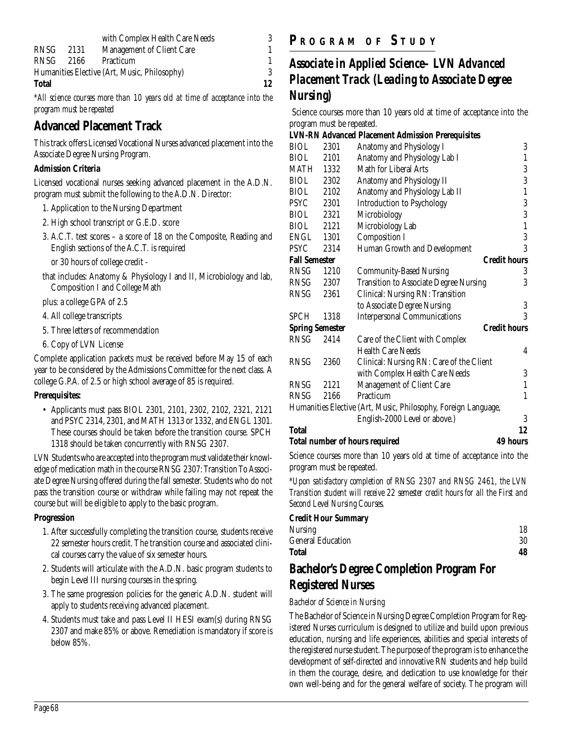| | | | |
|---|---|---|---|
| | | with Complex Health Care Needs | 3 |
| RNSG | 2131 | Management of Client Care | 1 |
| RNSG | 2166 | Practicum | 1 |
| Humanities Elective (Art, Music, Philosophy) | | | 3 |
| **Total** | | | **12** |

*\*All science courses more than 10 years old at time of acceptance into the program must be repeated*

## Advanced Placement Track

This track offers Licensed Vocational Nurses advanced placement into the Associate Degree Nursing Program.

**Admission Criteria**

Licensed vocational nurses seeking advanced placement in the A.D.N. program must submit the following to the A.D.N. Director:

1. Application to the Nursing Department
2. High school transcript or G.E.D. score
3. A.C.T. test scores – a score of 18 on the Composite, Reading and English sections of the A.C.T. is required

   or 30 hours of college credit -

   that includes: Anatomy & Physiology I and II, Microbiology and lab, Composition I and College Math

   plus: a college GPA of 2.5
4. All college transcripts
5. Three letters of recommendation
6. Copy of LVN License

Complete application packets must be received before May 15 of each year to be considered by the Admissions Committee for the next class. A college G.P.A. of 2.5 or high school average of 85 is required.

**Prerequisites:**

- Applicants must pass BIOL 2301, 2101, 2302, 2102, 2321, 2121 and PSYC 2314, 2301, and MATH 1313 or 1332, and ENGL 1301. These courses should be taken before the transition course. SPCH 1318 should be taken concurrently with RNSG 2307.

LVN Students who are accepted into the program must validate their knowledge of medication math in the course RNSG 2307: Transition To Associate Degree Nursing offered during the fall semester. Students who do not pass the transition course or withdraw while failing may not repeat the course but will be eligible to apply to the basic program.

**Progression**

1. After successfully completing the transition course, students receive 22 semester hours credit. The transition course and associated clinical courses carry the value of six semester hours.
2. Students will articulate with the A.D.N. basic program students to begin Level III nursing courses in the spring.
3. The same progression policies for the generic A.D.N. student will apply to students receiving advanced placement.
4. Students must take and pass Level II HESI exam(s) during RNSG 2307 and make 85% or above. Remediation is mandatory if score is below 85%.

# PROGRAM OF STUDY

## *Associate in Applied Science– LVN Advanced Placement Track (Leading to Associate Degree Nursing)*

Science courses more than 10 years old at time of acceptance into the program must be repeated.

| **LVN-RN Advanced Placement Admission Prerequisites** | | | |
|---|---|---|---|
| BIOL | 2301 | Anatomy and Physiology I | 3 |
| BIOL | 2101 | Anatomy and Physiology Lab I | 1 |
| MATH | 1332 | Math for Liberal Arts | 3 |
| BIOL | 2302 | Anatomy and Physiology II | 3 |
| BIOL | 2102 | Anatomy and Physiology Lab II | 1 |
| PSYC | 2301 | Introduction to Psychology | 3 |
| BIOL | 2321 | Microbiology | 3 |
| BIOL | 2121 | Microbiology Lab | 1 |
| ENGL | 1301 | Composition I | 3 |
| PSYC | 2314 | Human Growth and Development | 3 |
| **Fall Semester** | | | **Credit hours** |
| RNSG | 1210 | Community-Based Nursing | 3 |
| RNSG | 2307 | Transition to Associate Degree Nursing | 3 |
| RNSG | 2361 | Clinical: Nursing RN: Transition to Associate Degree Nursing | 3 |
| SPCH | 1318 | Interpersonal Communications | 3 |
| **Spring Semester** | | | **Credit hours** |
| RNSG | 2414 | Care of the Client with Complex Health Care Needs | 4 |
| RNSG | 2360 | Clinical: Nursing RN: Care of the Client with Complex Health Care Needs | 3 |
| RNSG | 2121 | Management of Client Care | 1 |
| RNSG | 2166 | Practicum | 1 |
| Humanities Elective (Art, Music, Philosophy, Foreign Language, English-2000 Level or above.) | | | 3 |
| **Total** | | | **12** |
| **Total number of hours required** | | | **49 hours** |

Science courses more than 10 years old at time of acceptance into the program must be repeated.

*\*Upon satisfactory completion of RNSG 2307 and RNSG 2461, the LVN Transition student will receive 22 semester credit hours for all the First and Second Level Nursing Courses.*

**Credit Hour Summary**

| | |
|---|---|
| Nursing | 18 |
| General Education | 30 |
| **Total** | **48** |

## Bachelor's Degree Completion Program For Registered Nurses

*Bachelor of Science in Nursing*

The Bachelor of Science in Nursing Degree Completion Program for Registered Nurses curriculum is designed to utilize and build upon previous education, nursing and life experiences, abilities and special interests of the registered nurse student. The purpose of the program is to enhance the development of self-directed and innovative RN students and help build in them the courage, desire, and dedication to use knowledge for their own well-being and for the general welfare of society. The program will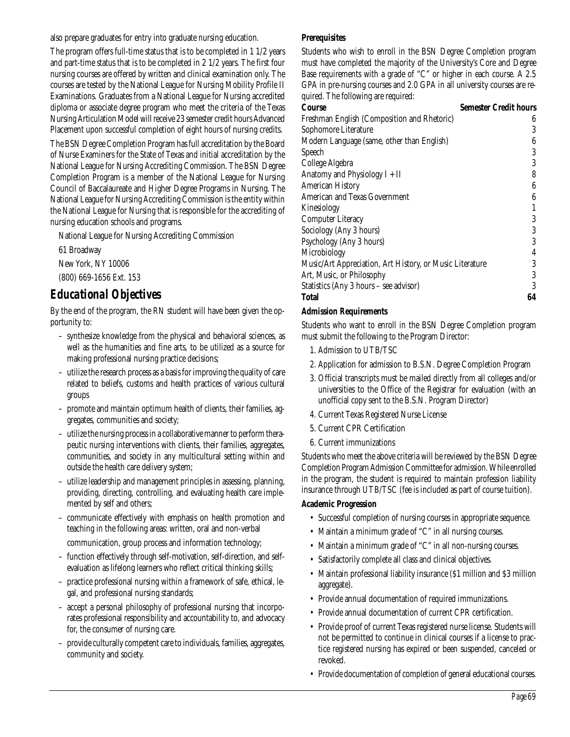also prepare graduates for entry into graduate nursing education.

The program offers full-time status that is to be completed in 1 1/2 years and part-time status that is to be completed in 2 1/2 years. The first four nursing courses are offered by written and clinical examination only. The courses are tested by the National League for Nursing Mobility Profile II Examinations. Graduates from a National League for Nursing accredited diploma or associate degree program who meet the criteria of the Texas Nursing Articulation Model will receive 23 semester credit hours Advanced Placement upon successful completion of eight hours of nursing credits.

The BSN Degree Completion Program has full accreditation by the Board of Nurse Examiners for the State of Texas and initial accreditation by the National League for Nursing Accrediting Commission. The BSN Degree Completion Program is a member of the National League for Nursing Council of Baccalaureate and Higher Degree Programs in Nursing. The National League for Nursing Accrediting Commission is the entity within the National League for Nursing that is responsible for the accrediting of nursing education schools and programs.

National League for Nursing Accrediting Commission

61 Broadway

New York, NY 10006

(800) 669-1656 Ext. 153

## Educational Objectives

By the end of the program, the RN student will have been given the opportunity to:

- synthesize knowledge from the physical and behavioral sciences, as well as the humanities and fine arts, to be utilized as a source for making professional nursing practice decisions;
- utilize the research process as a basis for improving the quality of care related to beliefs, customs and health practices of various cultural groups
- promote and maintain optimum health of clients, their families, aggregates, communities and society;
- utilize the nursing process in a collaborative manner to perform therapeutic nursing interventions with clients, their families, aggregates, communities, and society in any multicultural setting within and outside the health care delivery system;
- utilize leadership and management principles in assessing, planning, providing, directing, controlling, and evaluating health care implemented by self and others;
- communicate effectively with emphasis on health promotion and teaching in the following areas: written, oral and non-verbal communication, group process and information technology;
- function effectively through self-motivation, self-direction, and self-evaluation as lifelong learners who reflect critical thinking skills;
- practice professional nursing within a framework of safe, ethical, legal, and professional nursing standards;
- accept a personal philosophy of professional nursing that incorporates professional responsibility and accountability to, and advocacy for, the consumer of nursing care.
- provide culturally competent care to individuals, families, aggregates, community and society.

### Prerequisites

Students who wish to enroll in the BSN Degree Completion program must have completed the majority of the University's Core and Degree Base requirements with a grade of "C" or higher in each course. A 2.5 GPA in pre-nursing courses and 2.0 GPA in all university courses are required. The following are required:

| Course | Semester Credit hours |
|---|---|
| Freshman English (Composition and Rhetoric) | 6 |
| Sophomore Literature | 3 |
| Modern Language (same, other than English) | 6 |
| Speech | 3 |
| College Algebra | 3 |
| Anatomy and Physiology I + II | 8 |
| American History | 6 |
| American and Texas Government | 6 |
| Kinesiology | 1 |
| Computer Literacy | 3 |
| Sociology (Any 3 hours) | 3 |
| Psychology (Any 3 hours) | 3 |
| Microbiology | 4 |
| Music/Art Appreciation, Art History, or Music Literature | 3 |
| Art, Music, or Philosophy | 3 |
| Statistics (Any 3 hours – see advisor) | 3 |
| **Total** | **64** |

### Admission Requirements

Students who want to enroll in the BSN Degree Completion program must submit the following to the Program Director:

1. Admission to UTB/TSC
2. Application for admission to B.S.N. Degree Completion Program
3. Official transcripts must be mailed directly from all colleges and/or universities to the Office of the Registrar for evaluation (with an unofficial copy sent to the B.S.N. Program Director)
4. Current Texas Registered Nurse License
5. Current CPR Certification
6. Current immunizations

Students who meet the above criteria will be reviewed by the BSN Degree Completion Program Admission Committee for admission. While enrolled in the program, the student is required to maintain profession liability insurance through UTB/TSC (fee is included as part of course tuition).

### Academic Progression

- Successful completion of nursing courses in appropriate sequence.
- Maintain a minimum grade of "C" in all nursing courses.
- Maintain a minimum grade of "C" in all non-nursing courses.
- Satisfactorily complete all class and clinical objectives.
- Maintain professional liability insurance ($1 million and $3 million aggregate).
- Provide annual documentation of required immunizations.
- Provide annual documentation of current CPR certification.
- Provide proof of current Texas registered nurse license. Students will not be permitted to continue in clinical courses if a license to practice registered nursing has expired or been suspended, canceled or revoked.
- Provide documentation of completion of general educational courses.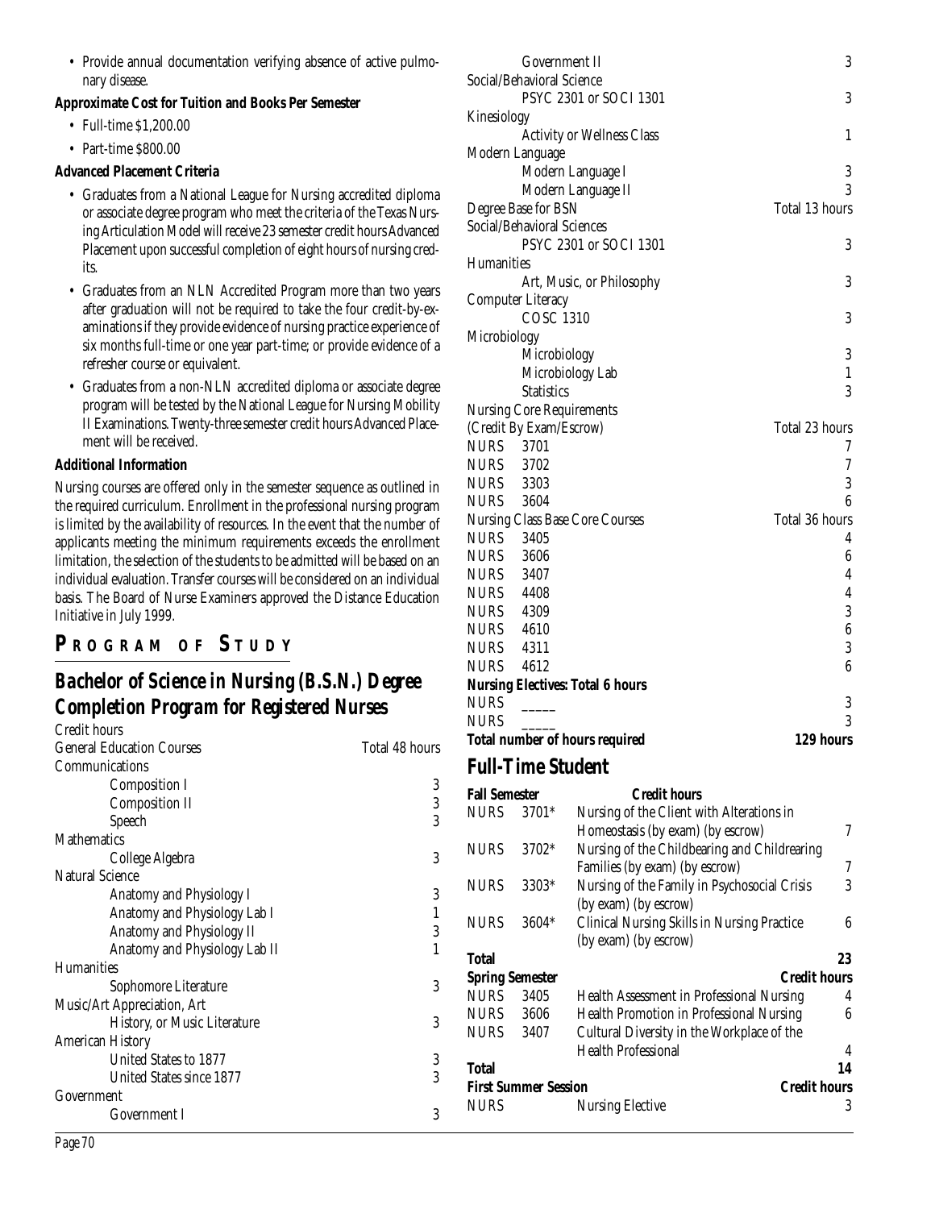- Provide annual documentation verifying absence of active pulmonary disease.

**Approximate Cost for Tuition and Books Per Semester**

- Full-time $1,200.00
- Part-time $800.00

**Advanced Placement Criteria**

- Graduates from a National League for Nursing accredited diploma or associate degree program who meet the criteria of the Texas Nursing Articulation Model will receive 23 semester credit hours Advanced Placement upon successful completion of eight hours of nursing credits.
- Graduates from an NLN Accredited Program more than two years after graduation will not be required to take the four credit-by-examinations if they provide evidence of nursing practice experience of six months full-time or one year part-time; or provide evidence of a refresher course or equivalent.
- Graduates from a non-NLN accredited diploma or associate degree program will be tested by the National League for Nursing Mobility II Examinations. Twenty-three semester credit hours Advanced Placement will be received.

**Additional Information**

Nursing courses are offered only in the semester sequence as outlined in the required curriculum. Enrollment in the professional nursing program is limited by the availability of resources. In the event that the number of applicants meeting the minimum requirements exceeds the enrollment limitation, the selection of the students to be admitted will be based on an individual evaluation. Transfer courses will be considered on an individual basis. The Board of Nurse Examiners approved the Distance Education Initiative in July 1999.

## PROGRAM OF STUDY

## Bachelor of Science in Nursing (B.S.N.) Degree Completion Program for Registered Nurses

| Credit hours | |
|---|---|
| General Education Courses | Total 48 hours |
| Communications | |
| Composition I | 3 |
| Composition II | 3 |
| Speech | 3 |
| Mathematics | |
| College Algebra | 3 |
| Natural Science | |
| Anatomy and Physiology I | 3 |
| Anatomy and Physiology Lab I | 1 |
| Anatomy and Physiology II | 3 |
| Anatomy and Physiology Lab II | 1 |
| Humanities | |
| Sophomore Literature | 3 |
| Music/Art Appreciation, Art History, or Music Literature | 3 |
| American History | |
| United States to 1877 | 3 |
| United States since 1877 | 3 |
| Government | |
| Government I | 3 |
| Government II | 3 |
| Social/Behavioral Science | |
| PSYC 2301 or SOCI 1301 | 3 |
| Kinesiology | |
| Activity or Wellness Class | 1 |
| Modern Language | |
| Modern Language I | 3 |
| Modern Language II | 3 |
| Degree Base for BSN | Total 13 hours |
| Social/Behavioral Sciences | |
| PSYC 2301 or SOCI 1301 | 3 |
| Humanities | |
| Art, Music, or Philosophy | 3 |
| Computer Literacy | |
| COSC 1310 | 3 |
| Microbiology | |
| Microbiology | 3 |
| Microbiology Lab | 1 |
| Statistics | 3 |
| Nursing Core Requirements (Credit By Exam/Escrow) | Total 23 hours |
| NURS 3701 | 7 |
| NURS 3702 | 7 |
| NURS 3303 | 3 |
| NURS 3604 | 6 |
| Nursing Class Base Core Courses | Total 36 hours |
| NURS 3405 | 4 |
| NURS 3606 | 6 |
| NURS 3407 | 4 |
| NURS 4408 | 4 |
| NURS 4309 | 3 |
| NURS 4610 | 6 |
| NURS 4311 | 3 |
| NURS 4612 | 6 |
| **Nursing Electives: Total 6 hours** | |
| NURS _____ | 3 |
| NURS _____ | 3 |
| **Total number of hours required** | **129 hours** |

## Full-Time Student

| **Fall Semester** | | **Credit hours** | |
|---|---|---|---|
| NURS | 3701* | Nursing of the Client with Alterations in Homeostasis (by exam) (by escrow) | 7 |
| NURS | 3702* | Nursing of the Childbearing and Childrearing Families (by exam) (by escrow) | 7 |
| NURS | 3303* | Nursing of the Family in Psychosocial Crisis (by exam) (by escrow) | 3 |
| NURS | 3604* | Clinical Nursing Skills in Nursing Practice (by exam) (by escrow) | 6 |
| **Total** | | | **23** |
| **Spring Semester** | | | **Credit hours** |
| NURS | 3405 | Health Assessment in Professional Nursing | 4 |
| NURS | 3606 | Health Promotion in Professional Nursing | 6 |
| NURS | 3407 | Cultural Diversity in the Workplace of the Health Professional | 4 |
| **Total** | | | **14** |
| **First Summer Session** | | | **Credit hours** |
| NURS | | Nursing Elective | 3 |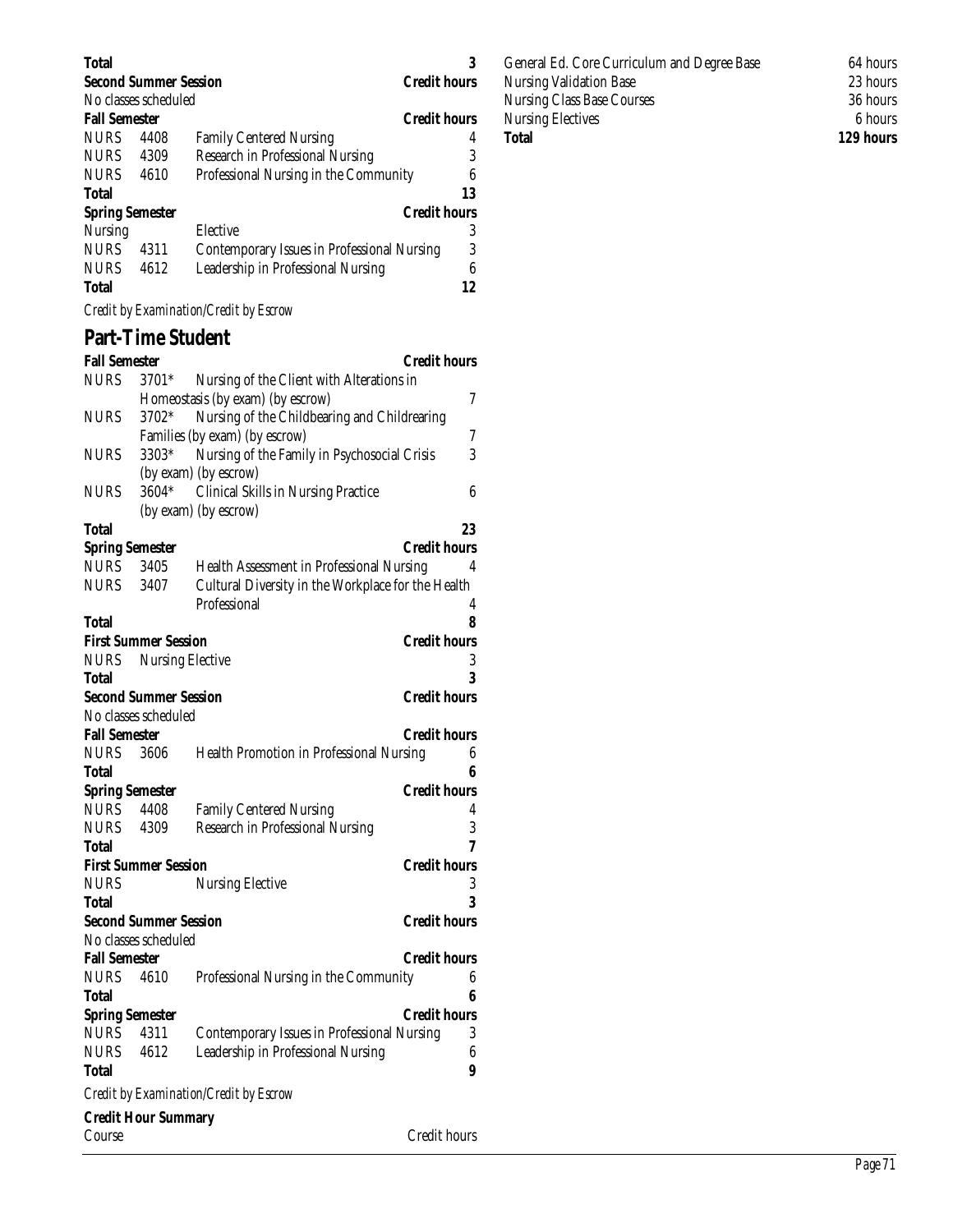| | | | |
|---|---|---|---|
| **Total** | | | **3** |
| **Second Summer Session** | | | **Credit hours** |
| No classes scheduled | | | |
| **Fall Semester** | | | **Credit hours** |
| NURS | 4408 | Family Centered Nursing | 4 |
| NURS | 4309 | Research in Professional Nursing | 3 |
| NURS | 4610 | Professional Nursing in the Community | 6 |
| **Total** | | | **13** |
| **Spring Semester** | | | **Credit hours** |
| Nursing | | Elective | 3 |
| NURS | 4311 | Contemporary Issues in Professional Nursing | 3 |
| NURS | 4612 | Leadership in Professional Nursing | 6 |
| **Total** | | | **12** |

*Credit by Examination/Credit by Escrow*

## Part-Time Student

| | | | |
|---|---|---|---|
| **Fall Semester** | | | **Credit hours** |
| NURS | 3701* | Nursing of the Client with Alterations in Homeostasis (by exam) (by escrow) | 7 |
| NURS | 3702* | Nursing of the Childbearing and Childrearing Families (by exam) (by escrow) | 7 |
| NURS | 3303* | Nursing of the Family in Psychosocial Crisis (by exam) (by escrow) | 3 |
| NURS | 3604* | Clinical Skills in Nursing Practice (by exam) (by escrow) | 6 |
| **Total** | | | **23** |
| **Spring Semester** | | | **Credit hours** |
| NURS | 3405 | Health Assessment in Professional Nursing | 4 |
| NURS | 3407 | Cultural Diversity in the Workplace for the Health Professional | 4 |
| **Total** | | | **8** |
| **First Summer Session** | | | **Credit hours** |
| NURS | Nursing Elective | | 3 |
| **Total** | | | **3** |
| **Second Summer Session** | | | **Credit hours** |
| No classes scheduled | | | |
| **Fall Semester** | | | **Credit hours** |
| NURS | 3606 | Health Promotion in Professional Nursing | 6 |
| **Total** | | | **6** |
| **Spring Semester** | | | **Credit hours** |
| NURS | 4408 | Family Centered Nursing | 4 |
| NURS | 4309 | Research in Professional Nursing | 3 |
| **Total** | | | **7** |
| **First Summer Session** | | | **Credit hours** |
| NURS | | Nursing Elective | 3 |
| **Total** | | | **3** |
| **Second Summer Session** | | | **Credit hours** |
| No classes scheduled | | | |
| **Fall Semester** | | | **Credit hours** |
| NURS | 4610 | Professional Nursing in the Community | 6 |
| **Total** | | | **6** |
| **Spring Semester** | | | **Credit hours** |
| NURS | 4311 | Contemporary Issues in Professional Nursing | 3 |
| NURS | 4612 | Leadership in Professional Nursing | 6 |
| **Total** | | | **9** |

*Credit by Examination/Credit by Escrow*

**Credit Hour Summary**

| Course | Credit hours |
|---|---|
| General Ed. Core Curriculum and Degree Base | 64 hours |
| Nursing Validation Base | 23 hours |
| Nursing Class Base Courses | 36 hours |
| Nursing Electives | 6 hours |
| **Total** | **129 hours** |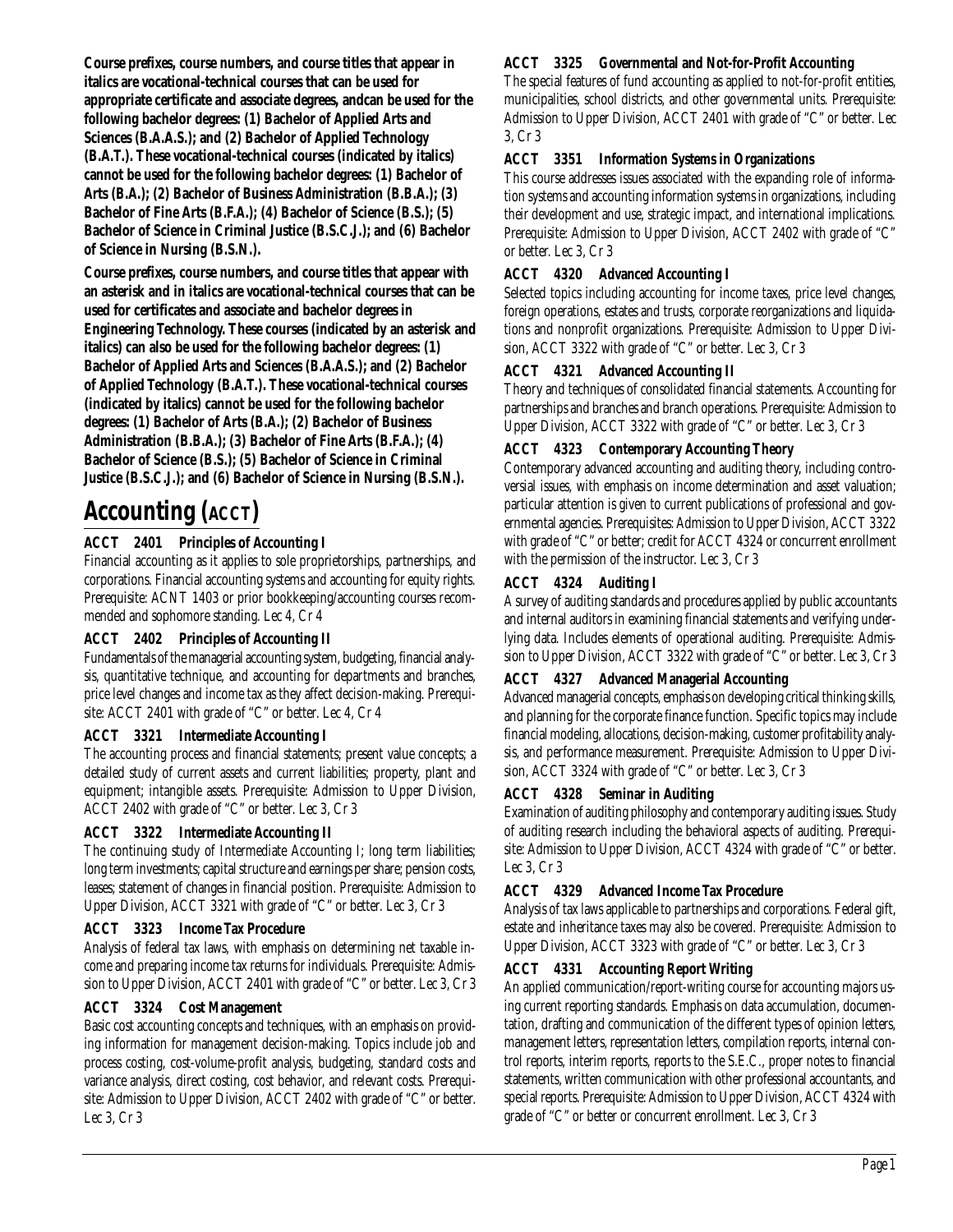**Course prefixes, course numbers, and course titles that appear in italics are vocational-technical courses that can be used for appropriate certificate and associate degrees, andcan be used for the following bachelor degrees: (1) Bachelor of Applied Arts and Sciences (B.A.A.S.); and (2) Bachelor of Applied Technology (B.A.T.). These vocational-technical courses (indicated by italics) cannot be used for the following bachelor degrees: (1) Bachelor of Arts (B.A.); (2) Bachelor of Business Administration (B.B.A.); (3) Bachelor of Fine Arts (B.F.A.); (4) Bachelor of Science (B.S.); (5) Bachelor of Science in Criminal Justice (B.S.C.J.); and (6) Bachelor of Science in Nursing (B.S.N.).**

**Course prefixes, course numbers, and course titles that appear with an asterisk and in italics are vocational-technical courses that can be used for certificates and associate and bachelor degrees in Engineering Technology. These courses (indicated by an asterisk and italics) can also be used for the following bachelor degrees: (1) Bachelor of Applied Arts and Sciences (B.A.A.S.); and (2) Bachelor of Applied Technology (B.A.T.). These vocational-technical courses (indicated by italics) cannot be used for the following bachelor degrees: (1) Bachelor of Arts (B.A.); (2) Bachelor of Business Administration (B.B.A.); (3) Bachelor of Fine Arts (B.F.A.); (4) Bachelor of Science (B.S.); (5) Bachelor of Science in Criminal Justice (B.S.C.J.); and (6) Bachelor of Science in Nursing (B.S.N.).**

# Accounting (ACCT)

### ACCT 2401 Principles of Accounting I

Financial accounting as it applies to sole proprietorships, partnerships, and corporations. Financial accounting systems and accounting for equity rights. Prerequisite: ACNT 1403 or prior bookkeeping/accounting courses recommended and sophomore standing. Lec 4, Cr 4

### ACCT 2402 Principles of Accounting II

Fundamentals of the managerial accounting system, budgeting, financial analysis, quantitative technique, and accounting for departments and branches, price level changes and income tax as they affect decision-making. Prerequisite: ACCT 2401 with grade of "C" or better. Lec 4, Cr 4

### ACCT 3321 Intermediate Accounting I

The accounting process and financial statements; present value concepts; a detailed study of current assets and current liabilities; property, plant and equipment; intangible assets. Prerequisite: Admission to Upper Division, ACCT 2402 with grade of "C" or better. Lec 3, Cr 3

### ACCT 3322 Intermediate Accounting II

The continuing study of Intermediate Accounting I; long term liabilities; long term investments; capital structure and earnings per share; pension costs, leases; statement of changes in financial position. Prerequisite: Admission to Upper Division, ACCT 3321 with grade of "C" or better. Lec 3, Cr 3

### ACCT 3323 Income Tax Procedure

Analysis of federal tax laws, with emphasis on determining net taxable income and preparing income tax returns for individuals. Prerequisite: Admission to Upper Division, ACCT 2401 with grade of "C" or better. Lec 3, Cr 3

### ACCT 3324 Cost Management

Basic cost accounting concepts and techniques, with an emphasis on providing information for management decision-making. Topics include job and process costing, cost-volume-profit analysis, budgeting, standard costs and variance analysis, direct costing, cost behavior, and relevant costs. Prerequisite: Admission to Upper Division, ACCT 2402 with grade of "C" or better. Lec 3, Cr 3

### ACCT 3325 Governmental and Not-for-Profit Accounting

The special features of fund accounting as applied to not-for-profit entities, municipalities, school districts, and other governmental units. Prerequisite: Admission to Upper Division, ACCT 2401 with grade of "C" or better. Lec 3, Cr 3

### ACCT 3351 Information Systems in Organizations

This course addresses issues associated with the expanding role of information systems and accounting information systems in organizations, including their development and use, strategic impact, and international implications. Prerequisite: Admission to Upper Division, ACCT 2402 with grade of "C" or better. Lec 3, Cr 3

### ACCT 4320 Advanced Accounting I

Selected topics including accounting for income taxes, price level changes, foreign operations, estates and trusts, corporate reorganizations and liquidations and nonprofit organizations. Prerequisite: Admission to Upper Division, ACCT 3322 with grade of "C" or better. Lec 3, Cr 3

### ACCT 4321 Advanced Accounting II

Theory and techniques of consolidated financial statements. Accounting for partnerships and branches and branch operations. Prerequisite: Admission to Upper Division, ACCT 3322 with grade of "C" or better. Lec 3, Cr 3

### ACCT 4323 Contemporary Accounting Theory

Contemporary advanced accounting and auditing theory, including controversial issues, with emphasis on income determination and asset valuation; particular attention is given to current publications of professional and governmental agencies. Prerequisites: Admission to Upper Division, ACCT 3322 with grade of "C" or better; credit for ACCT 4324 or concurrent enrollment with the permission of the instructor. Lec 3, Cr 3

### ACCT 4324 Auditing I

A survey of auditing standards and procedures applied by public accountants and internal auditors in examining financial statements and verifying underlying data. Includes elements of operational auditing. Prerequisite: Admission to Upper Division, ACCT 3322 with grade of "C" or better. Lec 3, Cr 3

### ACCT 4327 Advanced Managerial Accounting

Advanced managerial concepts, emphasis on developing critical thinking skills, and planning for the corporate finance function. Specific topics may include financial modeling, allocations, decision-making, customer profitability analysis, and performance measurement. Prerequisite: Admission to Upper Division, ACCT 3324 with grade of "C" or better. Lec 3, Cr 3

### ACCT 4328 Seminar in Auditing

Examination of auditing philosophy and contemporary auditing issues. Study of auditing research including the behavioral aspects of auditing. Prerequisite: Admission to Upper Division, ACCT 4324 with grade of "C" or better. Lec 3, Cr 3

### ACCT 4329 Advanced Income Tax Procedure

Analysis of tax laws applicable to partnerships and corporations. Federal gift, estate and inheritance taxes may also be covered. Prerequisite: Admission to Upper Division, ACCT 3323 with grade of "C" or better. Lec 3, Cr 3

### ACCT 4331 Accounting Report Writing

An applied communication/report-writing course for accounting majors using current reporting standards. Emphasis on data accumulation, documentation, drafting and communication of the different types of opinion letters, management letters, representation letters, compilation reports, internal control reports, interim reports, reports to the S.E.C., proper notes to financial statements, written communication with other professional accountants, and special reports. Prerequisite: Admission to Upper Division, ACCT 4324 with grade of "C" or better or concurrent enrollment. Lec 3, Cr 3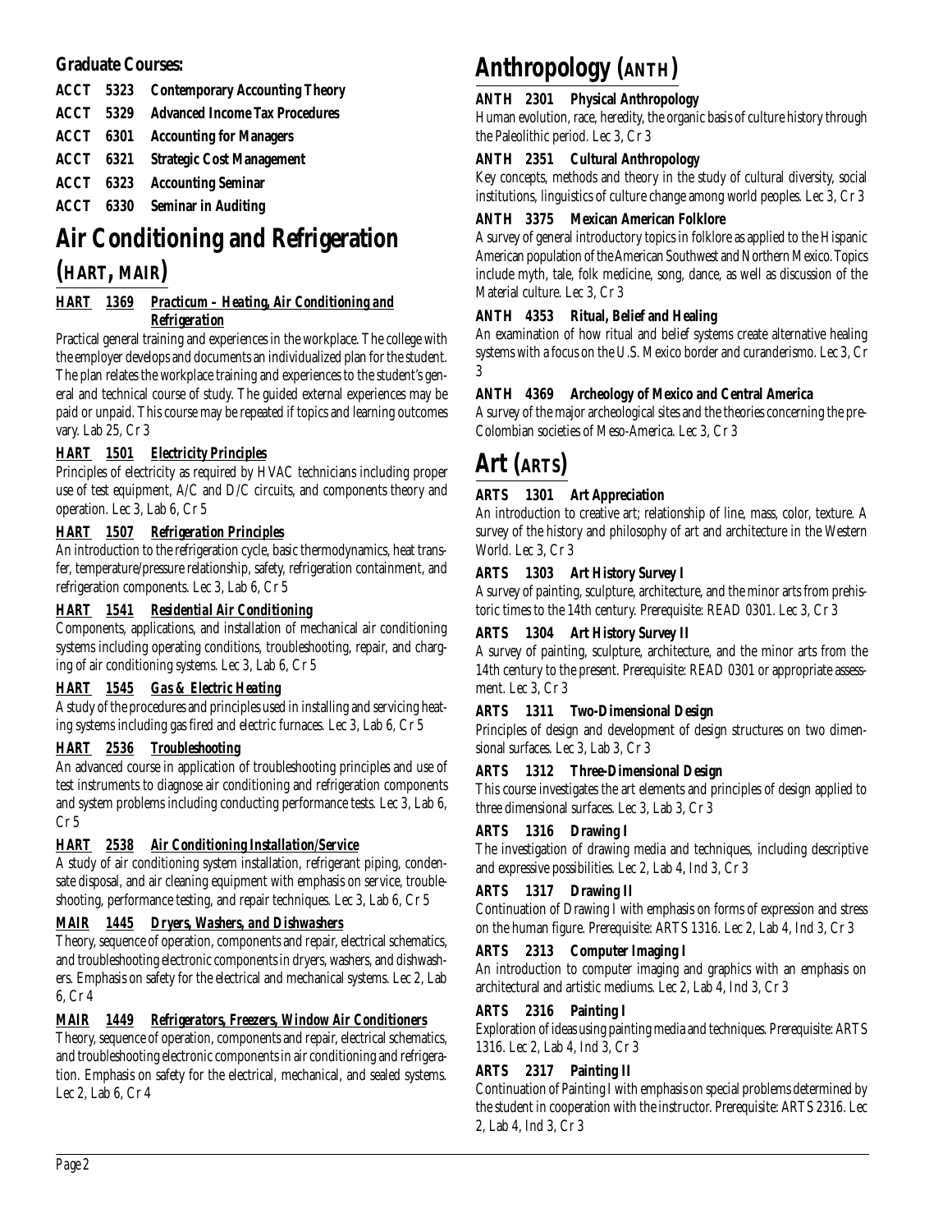### Graduate Courses:

**ACCT 5323 Contemporary Accounting Theory**

**ACCT 5329 Advanced Income Tax Procedures**

**ACCT 6301 Accounting for Managers**

**ACCT 6321 Strategic Cost Management**

**ACCT 6323 Accounting Seminar**

**ACCT 6330 Seminar in Auditing**

# Air Conditioning and Refrigeration (HART, MAIR)

### *HART 1369 Practicum – Heating, Air Conditioning and Refrigeration*

Practical general training and experiences in the workplace. The college with the employer develops and documents an individualized plan for the student. The plan relates the workplace training and experiences to the student's general and technical course of study. The guided external experiences may be paid or unpaid. This course may be repeated if topics and learning outcomes vary. Lab 25, Cr 3

### *HART 1501 Electricity Principles*

Principles of electricity as required by HVAC technicians including proper use of test equipment, A/C and D/C circuits, and components theory and operation. Lec 3, Lab 6, Cr 5

### *HART 1507 Refrigeration Principles*

An introduction to the refrigeration cycle, basic thermodynamics, heat transfer, temperature/pressure relationship, safety, refrigeration containment, and refrigeration components. Lec 3, Lab 6, Cr 5

### *HART 1541 Residential Air Conditioning*

Components, applications, and installation of mechanical air conditioning systems including operating conditions, troubleshooting, repair, and charging of air conditioning systems. Lec 3, Lab 6, Cr 5

### *HART 1545 Gas & Electric Heating*

A study of the procedures and principles used in installing and servicing heating systems including gas fired and electric furnaces. Lec 3, Lab 6, Cr 5

### *HART 2536 Troubleshooting*

An advanced course in application of troubleshooting principles and use of test instruments to diagnose air conditioning and refrigeration components and system problems including conducting performance tests. Lec 3, Lab 6, Cr 5

### *HART 2538 Air Conditioning Installation/Service*

A study of air conditioning system installation, refrigerant piping, condensate disposal, and air cleaning equipment with emphasis on service, troubleshooting, performance testing, and repair techniques. Lec 3, Lab 6, Cr 5

### *MAIR 1445 Dryers, Washers, and Dishwashers*

Theory, sequence of operation, components and repair, electrical schematics, and troubleshooting electronic components in dryers, washers, and dishwashers. Emphasis on safety for the electrical and mechanical systems. Lec 2, Lab 6, Cr 4

### *MAIR 1449 Refrigerators, Freezers, Window Air Conditioners*

Theory, sequence of operation, components and repair, electrical schematics, and troubleshooting electronic components in air conditioning and refrigeration. Emphasis on safety for the electrical, mechanical, and sealed systems. Lec 2, Lab 6, Cr 4

# Anthropology (ANTH)

### ANTH 2301 Physical Anthropology

Human evolution, race, heredity, the organic basis of culture history through the Paleolithic period. Lec 3, Cr 3

### ANTH 2351 Cultural Anthropology

Key concepts, methods and theory in the study of cultural diversity, social institutions, linguistics of culture change among world peoples. Lec 3, Cr 3

### ANTH 3375 Mexican American Folklore

A survey of general introductory topics in folklore as applied to the Hispanic American population of the American Southwest and Northern Mexico. Topics include myth, tale, folk medicine, song, dance, as well as discussion of the Material culture. Lec 3, Cr 3

### ANTH 4353 Ritual, Belief and Healing

An examination of how ritual and belief systems create alternative healing systems with a focus on the U.S. Mexico border and curanderismo. Lec 3, Cr 3

### ANTH 4369 Archeology of Mexico and Central America

A survey of the major archeological sites and the theories concerning the pre-Colombian societies of Meso-America. Lec 3, Cr 3

# Art (ARTS)

### ARTS 1301 Art Appreciation

An introduction to creative art; relationship of line, mass, color, texture. A survey of the history and philosophy of art and architecture in the Western World. Lec 3, Cr 3

### ARTS 1303 Art History Survey I

A survey of painting, sculpture, architecture, and the minor arts from prehistoric times to the 14th century. Prerequisite: READ 0301. Lec 3, Cr 3

### ARTS 1304 Art History Survey II

A survey of painting, sculpture, architecture, and the minor arts from the 14th century to the present. Prerequisite: READ 0301 or appropriate assessment. Lec 3, Cr 3

### ARTS 1311 Two-Dimensional Design

Principles of design and development of design structures on two dimensional surfaces. Lec 3, Lab 3, Cr 3

### ARTS 1312 Three-Dimensional Design

This course investigates the art elements and principles of design applied to three dimensional surfaces. Lec 3, Lab 3, Cr 3

### ARTS 1316 Drawing I

The investigation of drawing media and techniques, including descriptive and expressive possibilities. Lec 2, Lab 4, Ind 3, Cr 3

### ARTS 1317 Drawing II

Continuation of Drawing I with emphasis on forms of expression and stress on the human figure. Prerequisite: ARTS 1316. Lec 2, Lab 4, Ind 3, Cr 3

### ARTS 2313 Computer Imaging I

An introduction to computer imaging and graphics with an emphasis on architectural and artistic mediums. Lec 2, Lab 4, Ind 3, Cr 3

### ARTS 2316 Painting I

Exploration of ideas using painting media and techniques. Prerequisite: ARTS 1316. Lec 2, Lab 4, Ind 3, Cr 3

### ARTS 2317 Painting II

Continuation of Painting I with emphasis on special problems determined by the student in cooperation with the instructor. Prerequisite: ARTS 2316. Lec 2, Lab 4, Ind 3, Cr 3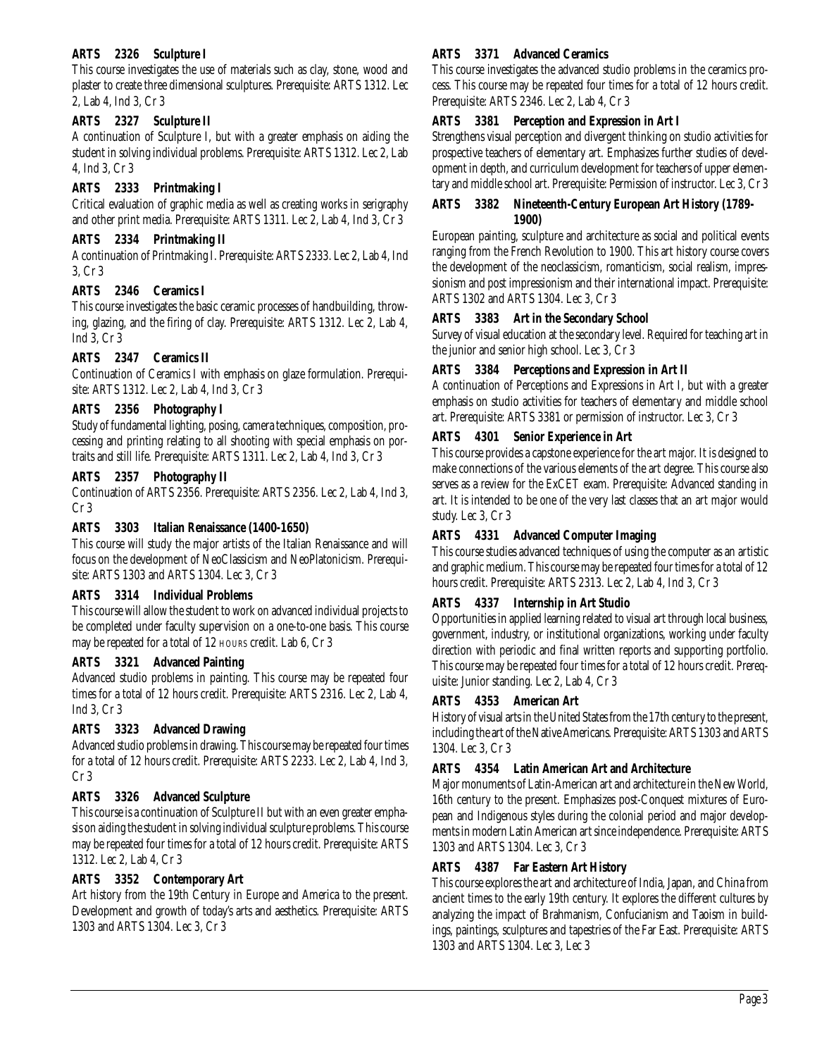**ARTS 2326 Sculpture I**

This course investigates the use of materials such as clay, stone, wood and plaster to create three dimensional sculptures. Prerequisite: ARTS 1312. Lec 2, Lab 4, Ind 3, Cr 3

**ARTS 2327 Sculpture II**

A continuation of Sculpture I, but with a greater emphasis on aiding the student in solving individual problems. Prerequisite: ARTS 1312. Lec 2, Lab 4, Ind 3, Cr 3

**ARTS 2333 Printmaking I**

Critical evaluation of graphic media as well as creating works in serigraphy and other print media. Prerequisite: ARTS 1311. Lec 2, Lab 4, Ind 3, Cr 3

**ARTS 2334 Printmaking II**

A continuation of Printmaking I. Prerequisite: ARTS 2333. Lec 2, Lab 4, Ind 3, Cr 3

**ARTS 2346 Ceramics I**

This course investigates the basic ceramic processes of handbuilding, throwing, glazing, and the firing of clay. Prerequisite: ARTS 1312. Lec 2, Lab 4, Ind 3, Cr 3

**ARTS 2347 Ceramics II**

Continuation of Ceramics I with emphasis on glaze formulation. Prerequisite: ARTS 1312. Lec 2, Lab 4, Ind 3, Cr 3

**ARTS 2356 Photography I**

Study of fundamental lighting, posing, camera techniques, composition, processing and printing relating to all shooting with special emphasis on portraits and still life. Prerequisite: ARTS 1311. Lec 2, Lab 4, Ind 3, Cr 3

**ARTS 2357 Photography II**

Continuation of ARTS 2356. Prerequisite: ARTS 2356. Lec 2, Lab 4, Ind 3, Cr 3

**ARTS 3303 Italian Renaissance (1400-1650)**

This course will study the major artists of the Italian Renaissance and will focus on the development of NeoClassicism and NeoPlatonicism. Prerequisite: ARTS 1303 and ARTS 1304. Lec 3, Cr 3

**ARTS 3314 Individual Problems**

This course will allow the student to work on advanced individual projects to be completed under faculty supervision on a one-to-one basis. This course may be repeated for a total of 12 HOURS credit. Lab 6, Cr 3

**ARTS 3321 Advanced Painting**

Advanced studio problems in painting. This course may be repeated four times for a total of 12 hours credit. Prerequisite: ARTS 2316. Lec 2, Lab 4, Ind 3, Cr 3

**ARTS 3323 Advanced Drawing**

Advanced studio problems in drawing. This course may be repeated four times for a total of 12 hours credit. Prerequisite: ARTS 2233. Lec 2, Lab 4, Ind 3, Cr 3

**ARTS 3326 Advanced Sculpture**

This course is a continuation of Sculpture II but with an even greater emphasis on aiding the student in solving individual sculpture problems. This course may be repeated four times for a total of 12 hours credit. Prerequisite: ARTS 1312. Lec 2, Lab 4, Cr 3

**ARTS 3352 Contemporary Art**

Art history from the 19th Century in Europe and America to the present. Development and growth of today's arts and aesthetics. Prerequisite: ARTS 1303 and ARTS 1304. Lec 3, Cr 3

**ARTS 3371 Advanced Ceramics**

This course investigates the advanced studio problems in the ceramics process. This course may be repeated four times for a total of 12 hours credit. Prerequisite: ARTS 2346. Lec 2, Lab 4, Cr 3

**ARTS 3381 Perception and Expression in Art I**

Strengthens visual perception and divergent thinking on studio activities for prospective teachers of elementary art. Emphasizes further studies of development in depth, and curriculum development for teachers of upper elementary and middle school art. Prerequisite: Permission of instructor. Lec 3, Cr 3

**ARTS 3382 Nineteenth-Century European Art History (1789-1900)**

European painting, sculpture and architecture as social and political events ranging from the French Revolution to 1900. This art history course covers the development of the neoclassicism, romanticism, social realism, impressionism and post impressionism and their international impact. Prerequisite: ARTS 1302 and ARTS 1304. Lec 3, Cr 3

**ARTS 3383 Art in the Secondary School**

Survey of visual education at the secondary level. Required for teaching art in the junior and senior high school. Lec 3, Cr 3

**ARTS 3384 Perceptions and Expression in Art II**

A continuation of Perceptions and Expressions in Art I, but with a greater emphasis on studio activities for teachers of elementary and middle school art. Prerequisite: ARTS 3381 or permission of instructor. Lec 3, Cr 3

**ARTS 4301 Senior Experience in Art**

This course provides a capstone experience for the art major. It is designed to make connections of the various elements of the art degree. This course also serves as a review for the ExCET exam. Prerequisite: Advanced standing in art. It is intended to be one of the very last classes that an art major would study. Lec 3, Cr 3

**ARTS 4331 Advanced Computer Imaging**

This course studies advanced techniques of using the computer as an artistic and graphic medium. This course may be repeated four times for a total of 12 hours credit. Prerequisite: ARTS 2313. Lec 2, Lab 4, Ind 3, Cr 3

**ARTS 4337 Internship in Art Studio**

Opportunities in applied learning related to visual art through local business, government, industry, or institutional organizations, working under faculty direction with periodic and final written reports and supporting portfolio. This course may be repeated four times for a total of 12 hours credit. Prerequisite: Junior standing. Lec 2, Lab 4, Cr 3

**ARTS 4353 American Art**

History of visual arts in the United States from the 17th century to the present, including the art of the Native Americans. Prerequisite: ARTS 1303 and ARTS 1304. Lec 3, Cr 3

**ARTS 4354 Latin American Art and Architecture**

Major monuments of Latin-American art and architecture in the New World, 16th century to the present. Emphasizes post-Conquest mixtures of European and Indigenous styles during the colonial period and major developments in modern Latin American art since independence. Prerequisite: ARTS 1303 and ARTS 1304. Lec 3, Cr 3

**ARTS 4387 Far Eastern Art History**

This course explores the art and architecture of India, Japan, and China from ancient times to the early 19th century. It explores the different cultures by analyzing the impact of Brahmanism, Confucianism and Taoism in buildings, paintings, sculptures and tapestries of the Far East. Prerequisite: ARTS 1303 and ARTS 1304. Lec 3, Lec 3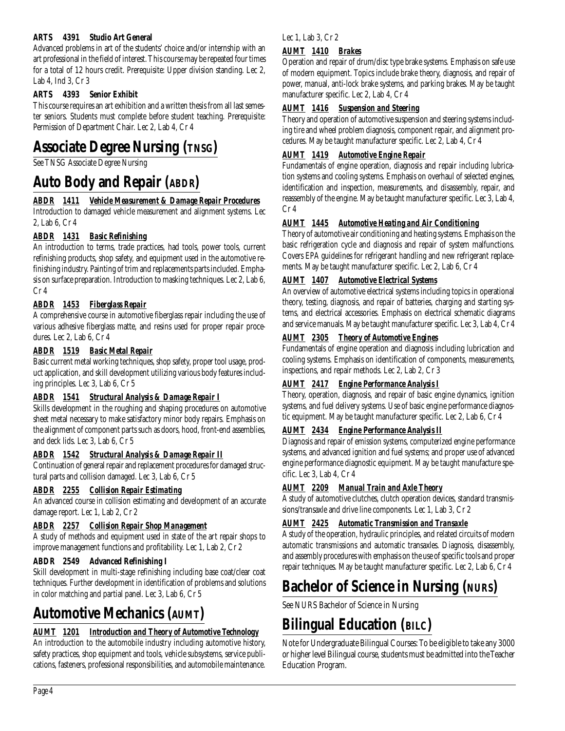**ARTS 4391 Studio Art General**

Advanced problems in art of the students' choice and/or internship with an art professional in the field of interest. This course may be repeated four times for a total of 12 hours credit. Prerequisite: Upper division standing. Lec 2, Lab 4, Ind 3, Cr 3

**ARTS 4393 Senior Exhibit**

This course requires an art exhibition and a written thesis from all last semester seniors. Students must complete before student teaching. Prerequisite: Permission of Department Chair. Lec 2, Lab 4, Cr 4

# Associate Degree Nursing (TNSG)

See TNSG Associate Degree Nursing

# Auto Body and Repair (ABDR)

***ABDR 1411 Vehicle Measurement & Damage Repair Procedures***

Introduction to damaged vehicle measurement and alignment systems. Lec 2, Lab 6, Cr 4

***ABDR 1431 Basic Refinishing***

An introduction to terms, trade practices, had tools, power tools, current refinishing products, shop safety, and equipment used in the automotive refinishing industry. Painting of trim and replacements parts included. Emphasis on surface preparation. Introduction to masking techniques. Lec 2, Lab 6, Cr 4

***ABDR 1453 Fiberglass Repair***

A comprehensive course in automotive fiberglass repair including the use of various adhesive fiberglass matte, and resins used for proper repair procedures. Lec 2, Lab 6, Cr 4

***ABDR 1519 Basic Metal Repair***

Basic current metal working techniques, shop safety, proper tool usage, product application, and skill development utilizing various body features including principles. Lec 3, Lab 6, Cr 5

***ABDR 1541 Structural Analysis & Damage Repair I***

Skills development in the roughing and shaping procedures on automotive sheet metal necessary to make satisfactory minor body repairs. Emphasis on the alignment of component parts such as doors, hood, front-end assemblies, and deck lids. Lec 3, Lab 6, Cr 5

***ABDR 1542 Structural Analysis & Damage Repair II***

Continuation of general repair and replacement procedures for damaged structural parts and collision damaged. Lec 3, Lab 6, Cr 5

***ABDR 2255 Collision Repair Estimating***

An advanced course in collision estimating and development of an accurate damage report. Lec 1, Lab 2, Cr 2

***ABDR 2257 Collision Repair Shop Management***

A study of methods and equipment used in state of the art repair shops to improve management functions and profitability. Lec 1, Lab 2, Cr 2

**ABDR 2549 Advanced Refinishing I**

Skill development in multi-stage refinishing including base coat/clear coat techniques. Further development in identification of problems and solutions in color matching and partial panel. Lec 3, Lab 6, Cr 5

# Automotive Mechanics (AUMT)

***AUMT 1201 Introduction and Theory of Automotive Technology***

An introduction to the automobile industry including automotive history, safety practices, shop equipment and tools, vehicle subsystems, service publications, fasteners, professional responsibilities, and automobile maintenance. Lec 1, Lab 3, Cr 2

***AUMT 1410 Brakes***

Operation and repair of drum/disc type brake systems. Emphasis on safe use of modern equipment. Topics include brake theory, diagnosis, and repair of power, manual, anti-lock brake systems, and parking brakes. May be taught manufacturer specific. Lec 2, Lab 4, Cr 4

***AUMT 1416 Suspension and Steering***

Theory and operation of automotive suspension and steering systems including tire and wheel problem diagnosis, component repair, and alignment procedures. May be taught manufacturer specific. Lec 2, Lab 4, Cr 4

***AUMT 1419 Automotive Engine Repair***

Fundamentals of engine operation, diagnosis and repair including lubrication systems and cooling systems. Emphasis on overhaul of selected engines, identification and inspection, measurements, and disassembly, repair, and reassembly of the engine. May be taught manufacturer specific. Lec 3, Lab 4, Cr 4

***AUMT 1445 Automotive Heating and Air Conditioning***

Theory of automotive air conditioning and heating systems. Emphasis on the basic refrigeration cycle and diagnosis and repair of system malfunctions. Covers EPA guidelines for refrigerant handling and new refrigerant replacements. May be taught manufacturer specific. Lec 2, Lab 6, Cr 4

***AUMT 1407 Automotive Electrical Systems***

An overview of automotive electrical systems including topics in operational theory, testing, diagnosis, and repair of batteries, charging and starting systems, and electrical accessories. Emphasis on electrical schematic diagrams and service manuals. May be taught manufacturer specific. Lec 3, Lab 4, Cr 4

***AUMT 2305 Theory of Automotive Engines***

Fundamentals of engine operation and diagnosis including lubrication and cooling systems. Emphasis on identification of components, measurements, inspections, and repair methods. Lec 2, Lab 2, Cr 3

***AUMT 2417 Engine Performance Analysis I***

Theory, operation, diagnosis, and repair of basic engine dynamics, ignition systems, and fuel delivery systems. Use of basic engine performance diagnostic equipment. May be taught manufacturer specific. Lec 2, Lab 6, Cr 4

***AUMT 2434 Engine Performance Analysis II***

Diagnosis and repair of emission systems, computerized engine performance systems, and advanced ignition and fuel systems; and proper use of advanced engine performance diagnostic equipment. May be taught manufacture specific. Lec 3, Lab 4, Cr 4

***AUMT 2209 Manual Train and Axle Theory***

A study of automotive clutches, clutch operation devices, standard transmissions/transaxle and drive line components. Lec 1, Lab 3, Cr 2

***AUMT 2425 Automatic Transmission and Transaxle***

A study of the operation, hydraulic principles, and related circuits of modern automatic transmissions and automatic transaxles. Diagnosis, disassembly, and assembly procedures with emphasis on the use of specific tools and proper repair techniques. May be taught manufacturer specific. Lec 2, Lab 6, Cr 4

# Bachelor of Science in Nursing (NURS)

See NURS Bachelor of Science in Nursing

# Bilingual Education (BILC)

Note for Undergraduate Bilingual Courses: To be eligible to take any 3000 or higher level Bilingual course, students must be admitted into the Teacher Education Program.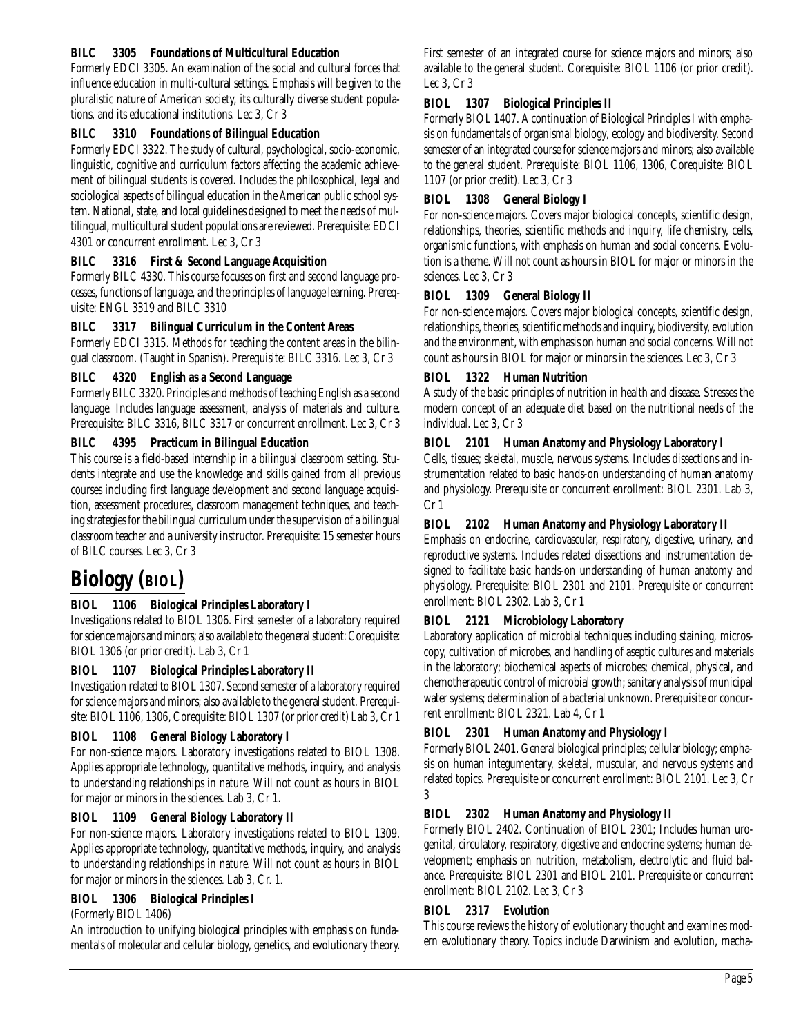**BILC 3305 Foundations of Multicultural Education**

Formerly EDCI 3305. An examination of the social and cultural forces that influence education in multi-cultural settings. Emphasis will be given to the pluralistic nature of American society, its culturally diverse student populations, and its educational institutions. Lec 3, Cr 3

**BILC 3310 Foundations of Bilingual Education**

Formerly EDCI 3322. The study of cultural, psychological, socio-economic, linguistic, cognitive and curriculum factors affecting the academic achievement of bilingual students is covered. Includes the philosophical, legal and sociological aspects of bilingual education in the American public school system. National, state, and local guidelines designed to meet the needs of multilingual, multicultural student populations are reviewed. Prerequisite: EDCI 4301 or concurrent enrollment. Lec 3, Cr 3

**BILC 3316 First & Second Language Acquisition**

Formerly BILC 4330. This course focuses on first and second language processes, functions of language, and the principles of language learning. Prerequisite: ENGL 3319 and BILC 3310

**BILC 3317 Bilingual Curriculum in the Content Areas**

Formerly EDCI 3315. Methods for teaching the content areas in the bilingual classroom. (Taught in Spanish). Prerequisite: BILC 3316. Lec 3, Cr 3

**BILC 4320 English as a Second Language**

Formerly BILC 3320. Principles and methods of teaching English as a second language. Includes language assessment, analysis of materials and culture. Prerequisite: BILC 3316, BILC 3317 or concurrent enrollment. Lec 3, Cr 3

**BILC 4395 Practicum in Bilingual Education**

This course is a field-based internship in a bilingual classroom setting. Students integrate and use the knowledge and skills gained from all previous courses including first language development and second language acquisition, assessment procedures, classroom management techniques, and teaching strategies for the bilingual curriculum under the supervision of a bilingual classroom teacher and a university instructor. Prerequisite: 15 semester hours of BILC courses. Lec 3, Cr 3

# Biology (BIOL)

**BIOL 1106 Biological Principles Laboratory I**

Investigations related to BIOL 1306. First semester of a laboratory required for science majors and minors; also available to the general student: Corequisite: BIOL 1306 (or prior credit). Lab 3, Cr 1

**BIOL 1107 Biological Principles Laboratory II**

Investigation related to BIOL 1307. Second semester of a laboratory required for science majors and minors; also available to the general student. Prerequisite: BIOL 1106, 1306, Corequisite: BIOL 1307 (or prior credit) Lab 3, Cr 1

**BIOL 1108 General Biology Laboratory I**

For non-science majors. Laboratory investigations related to BIOL 1308. Applies appropriate technology, quantitative methods, inquiry, and analysis to understanding relationships in nature. Will not count as hours in BIOL for major or minors in the sciences. Lab 3, Cr 1.

**BIOL 1109 General Biology Laboratory II**

For non-science majors. Laboratory investigations related to BIOL 1309. Applies appropriate technology, quantitative methods, inquiry, and analysis to understanding relationships in nature. Will not count as hours in BIOL for major or minors in the sciences. Lab 3, Cr. 1.

**BIOL 1306 Biological Principles I**

(Formerly BIOL 1406)

An introduction to unifying biological principles with emphasis on fundamentals of molecular and cellular biology, genetics, and evolutionary theory. First semester of an integrated course for science majors and minors; also available to the general student. Corequisite: BIOL 1106 (or prior credit). Lec 3, Cr 3

**BIOL 1307 Biological Principles II**

Formerly BIOL 1407. A continuation of Biological Principles I with emphasis on fundamentals of organismal biology, ecology and biodiversity. Second semester of an integrated course for science majors and minors; also available to the general student. Prerequisite: BIOL 1106, 1306, Corequisite: BIOL 1107 (or prior credit). Lec 3, Cr 3

**BIOL 1308 General Biology I**

For non-science majors. Covers major biological concepts, scientific design, relationships, theories, scientific methods and inquiry, life chemistry, cells, organismic functions, with emphasis on human and social concerns. Evolution is a theme. Will not count as hours in BIOL for major or minors in the sciences. Lec 3, Cr 3

**BIOL 1309 General Biology II**

For non-science majors. Covers major biological concepts, scientific design, relationships, theories, scientific methods and inquiry, biodiversity, evolution and the environment, with emphasis on human and social concerns. Will not count as hours in BIOL for major or minors in the sciences. Lec 3, Cr 3

**BIOL 1322 Human Nutrition**

A study of the basic principles of nutrition in health and disease. Stresses the modern concept of an adequate diet based on the nutritional needs of the individual. Lec 3, Cr 3

**BIOL 2101 Human Anatomy and Physiology Laboratory I**

Cells, tissues; skeletal, muscle, nervous systems. Includes dissections and instrumentation related to basic hands-on understanding of human anatomy and physiology. Prerequisite or concurrent enrollment: BIOL 2301. Lab 3, Cr 1

**BIOL 2102 Human Anatomy and Physiology Laboratory II**

Emphasis on endocrine, cardiovascular, respiratory, digestive, urinary, and reproductive systems. Includes related dissections and instrumentation designed to facilitate basic hands-on understanding of human anatomy and physiology. Prerequisite: BIOL 2301 and 2101. Prerequisite or concurrent enrollment: BIOL 2302. Lab 3, Cr 1

**BIOL 2121 Microbiology Laboratory**

Laboratory application of microbial techniques including staining, microscopy, cultivation of microbes, and handling of aseptic cultures and materials in the laboratory; biochemical aspects of microbes; chemical, physical, and chemotherapeutic control of microbial growth; sanitary analysis of municipal water systems; determination of a bacterial unknown. Prerequisite or concurrent enrollment: BIOL 2321. Lab 4, Cr 1

**BIOL 2301 Human Anatomy and Physiology I**

Formerly BIOL 2401. General biological principles; cellular biology; emphasis on human integumentary, skeletal, muscular, and nervous systems and related topics. Prerequisite or concurrent enrollment: BIOL 2101. Lec 3, Cr 3

**BIOL 2302 Human Anatomy and Physiology II**

Formerly BIOL 2402. Continuation of BIOL 2301; Includes human urogenital, circulatory, respiratory, digestive and endocrine systems; human development; emphasis on nutrition, metabolism, electrolytic and fluid balance. Prerequisite: BIOL 2301 and BIOL 2101. Prerequisite or concurrent enrollment: BIOL 2102. Lec 3, Cr 3

**BIOL 2317 Evolution**

This course reviews the history of evolutionary thought and examines modern evolutionary theory. Topics include Darwinism and evolution, mecha-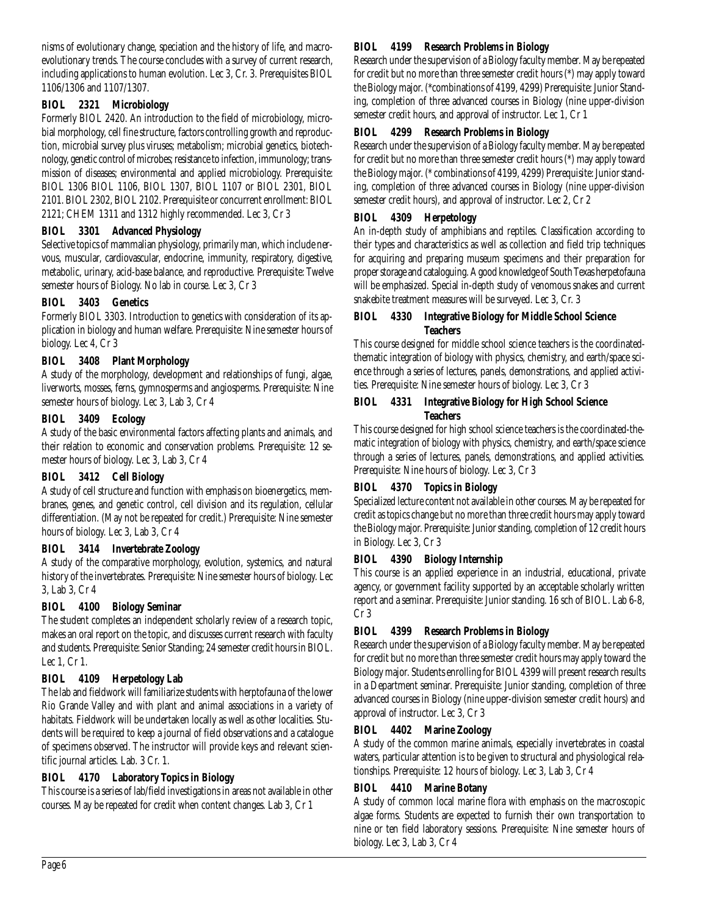nisms of evolutionary change, speciation and the history of life, and macroevolutionary trends. The course concludes with a survey of current research, including applications to human evolution. Lec 3, Cr. 3. Prerequisites BIOL 1106/1306 and 1107/1307.

### BIOL 2321 Microbiology

Formerly BIOL 2420. An introduction to the field of microbiology, microbial morphology, cell fine structure, factors controlling growth and reproduction, microbial survey plus viruses; metabolism; microbial genetics, biotechnology, genetic control of microbes; resistance to infection, immunology; transmission of diseases; environmental and applied microbiology. Prerequisite: BIOL 1306 BIOL 1106, BIOL 1307, BIOL 1107 or BIOL 2301, BIOL 2101. BIOL 2302, BIOL 2102. Prerequisite or concurrent enrollment: BIOL 2121; CHEM 1311 and 1312 highly recommended. Lec 3, Cr 3

### BIOL 3301 Advanced Physiology

Selective topics of mammalian physiology, primarily man, which include nervous, muscular, cardiovascular, endocrine, immunity, respiratory, digestive, metabolic, urinary, acid-base balance, and reproductive. Prerequisite: Twelve semester hours of Biology. No lab in course. Lec 3, Cr 3

### BIOL 3403 Genetics

Formerly BIOL 3303. Introduction to genetics with consideration of its application in biology and human welfare. Prerequisite: Nine semester hours of biology. Lec 4, Cr 3

### BIOL 3408 Plant Morphology

A study of the morphology, development and relationships of fungi, algae, liverworts, mosses, ferns, gymnosperms and angiosperms. Prerequisite: Nine semester hours of biology. Lec 3, Lab 3, Cr 4

### BIOL 3409 Ecology

A study of the basic environmental factors affecting plants and animals, and their relation to economic and conservation problems. Prerequisite: 12 semester hours of biology. Lec 3, Lab 3, Cr 4

### BIOL 3412 Cell Biology

A study of cell structure and function with emphasis on bioenergetics, membranes, genes, and genetic control, cell division and its regulation, cellular differentiation. (May not be repeated for credit.) Prerequisite: Nine semester hours of biology. Lec 3, Lab 3, Cr 4

### BIOL 3414 Invertebrate Zoology

A study of the comparative morphology, evolution, systemics, and natural history of the invertebrates. Prerequisite: Nine semester hours of biology. Lec 3, Lab 3, Cr 4

### BIOL 4100 Biology Seminar

The student completes an independent scholarly review of a research topic, makes an oral report on the topic, and discusses current research with faculty and students. Prerequisite: Senior Standing; 24 semester credit hours in BIOL. Lec 1, Cr 1.

### BIOL 4109 Herpetology Lab

The lab and fieldwork will familiarize students with herptofauna of the lower Rio Grande Valley and with plant and animal associations in a variety of habitats. Fieldwork will be undertaken locally as well as other localities. Students will be required to keep a journal of field observations and a catalogue of specimens observed. The instructor will provide keys and relevant scientific journal articles. Lab. 3 Cr. 1.

### BIOL 4170 Laboratory Topics in Biology

This course is a series of lab/field investigations in areas not available in other courses. May be repeated for credit when content changes. Lab 3, Cr 1

### BIOL 4199 Research Problems in Biology

Research under the supervision of a Biology faculty member. May be repeated for credit but no more than three semester credit hours (*) may apply toward the Biology major. (*combinations of 4199, 4299) Prerequisite: Junior Standing, completion of three advanced courses in Biology (nine upper-division semester credit hours, and approval of instructor. Lec 1, Cr 1

### BIOL 4299 Research Problems in Biology

Research under the supervision of a Biology faculty member. May be repeated for credit but no more than three semester credit hours (*) may apply toward the Biology major. (* combinations of 4199, 4299) Prerequisite: Junior standing, completion of three advanced courses in Biology (nine upper-division semester credit hours), and approval of instructor. Lec 2, Cr 2

### BIOL 4309 Herpetology

An in-depth study of amphibians and reptiles. Classification according to their types and characteristics as well as collection and field trip techniques for acquiring and preparing museum specimens and their preparation for proper storage and cataloguing. A good knowledge of South Texas herpetofauna will be emphasized. Special in-depth study of venomous snakes and current snakebite treatment measures will be surveyed. Lec 3, Cr. 3

### BIOL 4330 Integrative Biology for Middle School Science Teachers

This course designed for middle school science teachers is the coordinated-thematic integration of biology with physics, chemistry, and earth/space science through a series of lectures, panels, demonstrations, and applied activities. Prerequisite: Nine semester hours of biology. Lec 3, Cr 3

### BIOL 4331 Integrative Biology for High School Science Teachers

This course designed for high school science teachers is the coordinated-thematic integration of biology with physics, chemistry, and earth/space science through a series of lectures, panels, demonstrations, and applied activities. Prerequisite: Nine hours of biology. Lec 3, Cr 3

### BIOL 4370 Topics in Biology

Specialized lecture content not available in other courses. May be repeated for credit as topics change but no more than three credit hours may apply toward the Biology major. Prerequisite: Junior standing, completion of 12 credit hours in Biology. Lec 3, Cr 3

### BIOL 4390 Biology Internship

This course is an applied experience in an industrial, educational, private agency, or government facility supported by an acceptable scholarly written report and a seminar. Prerequisite: Junior standing. 16 sch of BIOL. Lab 6-8, Cr 3

### BIOL 4399 Research Problems in Biology

Research under the supervision of a Biology faculty member. May be repeated for credit but no more than three semester credit hours may apply toward the Biology major. Students enrolling for BIOL 4399 will present research results in a Department seminar. Prerequisite: Junior standing, completion of three advanced courses in Biology (nine upper-division semester credit hours) and approval of instructor. Lec 3, Cr 3

### BIOL 4402 Marine Zoology

A study of the common marine animals, especially invertebrates in coastal waters, particular attention is to be given to structural and physiological relationships. Prerequisite: 12 hours of biology. Lec 3, Lab 3, Cr 4

### BIOL 4410 Marine Botany

A study of common local marine flora with emphasis on the macroscopic algae forms. Students are expected to furnish their own transportation to nine or ten field laboratory sessions. Prerequisite: Nine semester hours of biology. Lec 3, Lab 3, Cr 4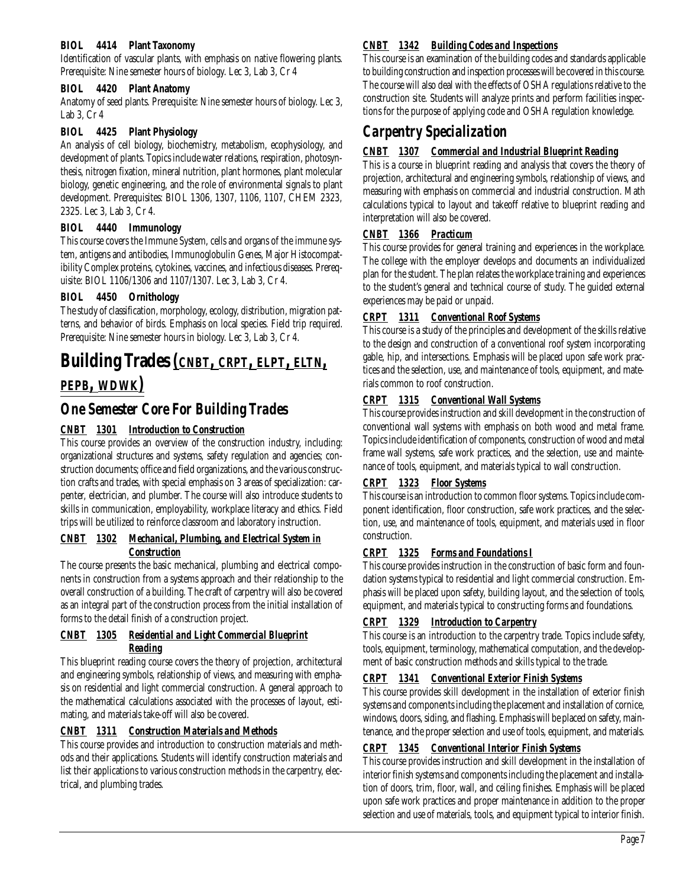#### BIOL 4414 Plant Taxonomy

Identification of vascular plants, with emphasis on native flowering plants. Prerequisite: Nine semester hours of biology. Lec 3, Lab 3, Cr 4

#### BIOL 4420 Plant Anatomy

Anatomy of seed plants. Prerequisite: Nine semester hours of biology. Lec 3, Lab 3, Cr 4

#### BIOL 4425 Plant Physiology

An analysis of cell biology, biochemistry, metabolism, ecophysiology, and development of plants. Topics include water relations, respiration, photosynthesis, nitrogen fixation, mineral nutrition, plant hormones, plant molecular biology, genetic engineering, and the role of environmental signals to plant development. Prerequisites: BIOL 1306, 1307, 1106, 1107, CHEM 2323, 2325. Lec 3, Lab 3, Cr 4.

#### BIOL 4440 Immunology

This course covers the Immune System, cells and organs of the immune system, antigens and antibodies, Immunoglobulin Genes, Major Histocompatibility Complex proteins, cytokines, vaccines, and infectious diseases. Prerequisite: BIOL 1106/1306 and 1107/1307. Lec 3, Lab 3, Cr 4.

#### BIOL 4450 Ornithology

The study of classification, morphology, ecology, distribution, migration patterns, and behavior of birds. Emphasis on local species. Field trip required. Prerequisite: Nine semester hours in biology. Lec 3, Lab 3, Cr 4.

# Building Trades (CNBT, CRPT, ELPT, ELTN, PEPB, WDWK)

## One Semester Core For Building Trades

#### CNBT 1301 Introduction to Construction

This course provides an overview of the construction industry, including: organizational structures and systems, safety regulation and agencies; construction documents; office and field organizations, and the various construction crafts and trades, with special emphasis on 3 areas of specialization: carpenter, electrician, and plumber. The course will also introduce students to skills in communication, employability, workplace literacy and ethics. Field trips will be utilized to reinforce classroom and laboratory instruction.

#### CNBT 1302 Mechanical, Plumbing, and Electrical System in Construction

The course presents the basic mechanical, plumbing and electrical components in construction from a systems approach and their relationship to the overall construction of a building. The craft of carpentry will also be covered as an integral part of the construction process from the initial installation of forms to the detail finish of a construction project.

#### CNBT 1305 Residential and Light Commercial Blueprint Reading

This blueprint reading course covers the theory of projection, architectural and engineering symbols, relationship of views, and measuring with emphasis on residential and light commercial construction. A general approach to the mathematical calculations associated with the processes of layout, estimating, and materials take-off will also be covered.

#### CNBT 1311 Construction Materials and Methods

This course provides and introduction to construction materials and methods and their applications. Students will identify construction materials and list their applications to various construction methods in the carpentry, electrical, and plumbing trades.

#### CNBT 1342 Building Codes and Inspections

This course is an examination of the building codes and standards applicable to building construction and inspection processes will be covered in this course. The course will also deal with the effects of OSHA regulations relative to the construction site. Students will analyze prints and perform facilities inspections for the purpose of applying code and OSHA regulation knowledge.

## Carpentry Specialization

#### CNBT 1307 Commercial and Industrial Blueprint Reading

This is a course in blueprint reading and analysis that covers the theory of projection, architectural and engineering symbols, relationship of views, and measuring with emphasis on commercial and industrial construction. Math calculations typical to layout and takeoff relative to blueprint reading and interpretation will also be covered.

#### CNBT 1366 Practicum

This course provides for general training and experiences in the workplace. The college with the employer develops and documents an individualized plan for the student. The plan relates the workplace training and experiences to the student's general and technical course of study. The guided external experiences may be paid or unpaid.

#### CRPT 1311 Conventional Roof Systems

This course is a study of the principles and development of the skills relative to the design and construction of a conventional roof system incorporating gable, hip, and intersections. Emphasis will be placed upon safe work practices and the selection, use, and maintenance of tools, equipment, and materials common to roof construction.

#### CRPT 1315 Conventional Wall Systems

This course provides instruction and skill development in the construction of conventional wall systems with emphasis on both wood and metal frame. Topics include identification of components, construction of wood and metal frame wall systems, safe work practices, and the selection, use and maintenance of tools, equipment, and materials typical to wall construction.

#### CRPT 1323 Floor Systems

This course is an introduction to common floor systems. Topics include component identification, floor construction, safe work practices, and the selection, use, and maintenance of tools, equipment, and materials used in floor construction.

#### CRPT 1325 Forms and Foundations I

This course provides instruction in the construction of basic form and foundation systems typical to residential and light commercial construction. Emphasis will be placed upon safety, building layout, and the selection of tools, equipment, and materials typical to constructing forms and foundations.

#### CRPT 1329 Introduction to Carpentry

This course is an introduction to the carpentry trade. Topics include safety, tools, equipment, terminology, mathematical computation, and the development of basic construction methods and skills typical to the trade.

#### CRPT 1341 Conventional Exterior Finish Systems

This course provides skill development in the installation of exterior finish systems and components including the placement and installation of cornice, windows, doors, siding, and flashing. Emphasis will be placed on safety, maintenance, and the proper selection and use of tools, equipment, and materials.

#### CRPT 1345 Conventional Interior Finish Systems

This course provides instruction and skill development in the installation of interior finish systems and components including the placement and installation of doors, trim, floor, wall, and ceiling finishes. Emphasis will be placed upon safe work practices and proper maintenance in addition to the proper selection and use of materials, tools, and equipment typical to interior finish.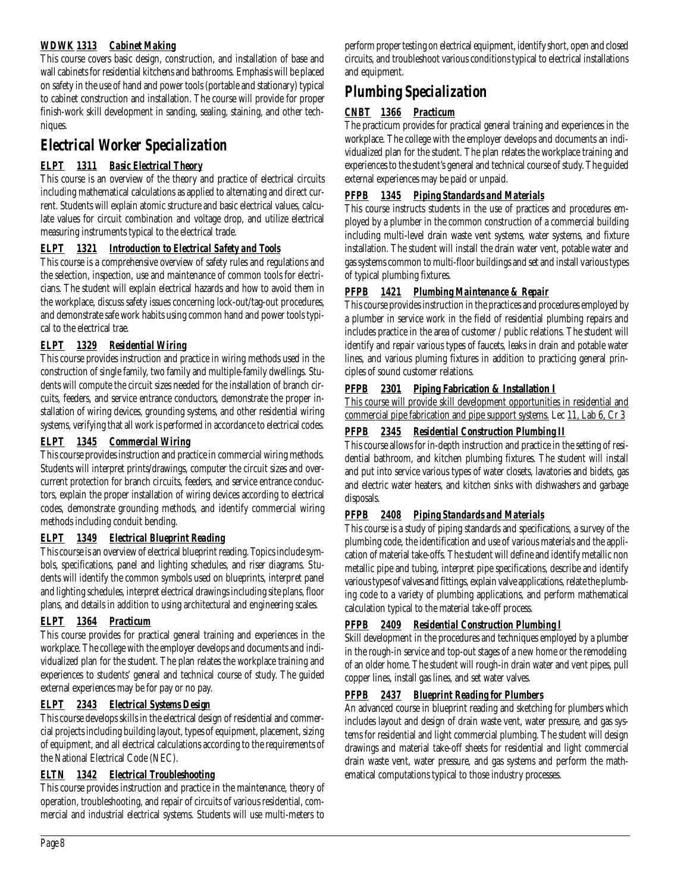***WDWK 1313 Cabinet Making***

This course covers basic design, construction, and installation of base and wall cabinets for residential kitchens and bathrooms. Emphasis will be placed on safety in the use of hand and power tools (portable and stationary) typical to cabinet construction and installation. The course will provide for proper finish-work skill development in sanding, sealing, staining, and other techniques.

## *Electrical Worker Specialization*

***ELPT 1311 Basic Electrical Theory***

This course is an overview of the theory and practice of electrical circuits including mathematical calculations as applied to alternating and direct current. Students will explain atomic structure and basic electrical values, calculate values for circuit combination and voltage drop, and utilize electrical measuring instruments typical to the electrical trade.

***ELPT 1321 Introduction to Electrical Safety and Tools***

This course is a comprehensive overview of safety rules and regulations and the selection, inspection, use and maintenance of common tools for electricians. The student will explain electrical hazards and how to avoid them in the workplace, discuss safety issues concerning lock-out/tag-out procedures, and demonstrate safe work habits using common hand and power tools typical to the electrical trae.

***ELPT 1329 Residential Wiring***

This course provides instruction and practice in wiring methods used in the construction of single family, two family and multiple-family dwellings. Students will compute the circuit sizes needed for the installation of branch circuits, feeders, and service entrance conductors, demonstrate the proper installation of wiring devices, grounding systems, and other residential wiring systems, verifying that all work is performed in accordance to electrical codes.

***ELPT 1345 Commercial Wiring***

This course provides instruction and practice in commercial wiring methods. Students will interpret prints/drawings, computer the circuit sizes and overcurrent protection for branch circuits, feeders, and service entrance conductors, explain the proper installation of wiring devices according to electrical codes, demonstrate grounding methods, and identify commercial wiring methods including conduit bending.

***ELPT 1349 Electrical Blueprint Reading***

This course is an overview of electrical blueprint reading. Topics include symbols, specifications, panel and lighting schedules, and riser diagrams. Students will identify the common symbols used on blueprints, interpret panel and lighting schedules, interpret electrical drawings including site plans, floor plans, and details in addition to using architectural and engineering scales.

***ELPT 1364 Practicum***

This course provides for practical general training and experiences in the workplace. The college with the employer develops and documents and individualized plan for the student. The plan relates the workplace training and experiences to students' general and technical course of study. The guided external experiences may be for pay or no pay.

***ELPT 2343 Electrical Systems Design***

This course develops skills in the electrical design of residential and commercial projects including building layout, types of equipment, placement, sizing of equipment, and all electrical calculations according to the requirements of the National Electrical Code (NEC).

***ELTN 1342 Electrical Troubleshooting***

This course provides instruction and practice in the maintenance, theory of operation, troubleshooting, and repair of circuits of various residential, commercial and industrial electrical systems. Students will use multi-meters to perform proper testing on electrical equipment, identify short, open and closed circuits, and troubleshoot various conditions typical to electrical installations and equipment.

## *Plumbing Specialization*

***CNBT 1366 Practicum***

The practicum provides for practical general training and experiences in the workplace. The college with the employer develops and documents an individualized plan for the student. The plan relates the workplace training and experiences to the student's general and technical course of study. The guided external experiences may be paid or unpaid.

***PFPB 1345 Piping Standards and Materials***

This course instructs students in the use of practices and procedures employed by a plumber in the common construction of a commercial building including multi-level drain waste vent systems, water systems, and fixture installation. The student will install the drain water vent, potable water and gas systems common to multi-floor buildings and set and install various types of typical plumbing fixtures.

***PFPB 1421 Plumbing Maintenance & Repair***

This course provides instruction in the practices and procedures employed by a plumber in service work in the field of residential plumbing repairs and includes practice in the area of customer / public relations. The student will identify and repair various types of faucets, leaks in drain and potable water lines, and various puming fixtures in addition to practicing general principles of sound customer relations.

***PFPB 2301 Piping Fabrication & Installation I***

This course will provide skill development opportunities in residential and commercial pipe fabrication and pipe support systems. Lec 11, Lab 6, Cr 3

***PFPB 2345 Residential Construction Plumbing II***

This course allows for in-depth instruction and practice in the setting of residential bathroom, and kitchen plumbing fixtures. The student will install and put into service various types of water closets, lavatories and bidets, gas and electric water heaters, and kitchen sinks with dishwashers and garbage disposals.

***PFPB 2408 Piping Standards and Materials***

This course is a study of piping standards and specifications, a survey of the plumbing code, the identification and use of various materials and the application of material take-offs. The student will define and identify metallic non metallic pipe and tubing, interpret pipe specifications, describe and identify various types of valves and fittings, explain valve applications, relate the plumbing code to a variety of plumbing applications, and perform mathematical calculation typical to the material take-off process.

***PFPB 2409 Residential Construction Plumbing I***

Skill development in the procedures and techniques employed by a plumber in the rough-in service and top-out stages of a new home or the remodeling of an older home. The student will rough-in drain water and vent pipes, pull copper lines, install gas lines, and set water valves.

***PFPB 2437 Blueprint Reading for Plumbers***

An advanced course in blueprint reading and sketching for plumbers which includes layout and design of drain waste vent, water pressure, and gas systems for residential and light commercial plumbing. The student will design drawings and material take-off sheets for residential and light commercial drain waste vent, water pressure, and gas systems and perform the mathematical computations typical to those industry processes.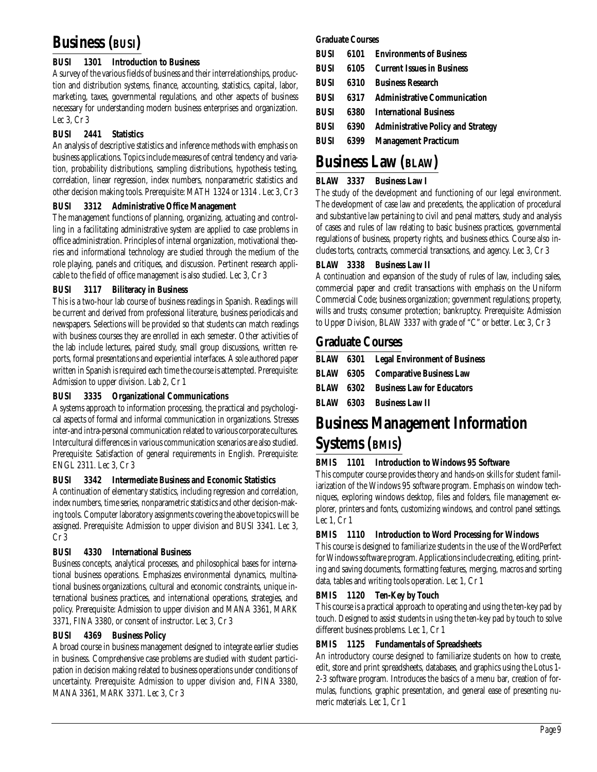# Business (BUSI)

### BUSI 1301 Introduction to Business

A survey of the various fields of business and their interrelationships, production and distribution systems, finance, accounting, statistics, capital, labor, marketing, taxes, governmental regulations, and other aspects of business necessary for understanding modern business enterprises and organization. Lec 3, Cr 3

### BUSI 2441 Statistics

An analysis of descriptive statistics and inference methods with emphasis on business applications. Topics include measures of central tendency and variation, probability distributions, sampling distributions, hypothesis testing, correlation, linear regression, index numbers, nonparametric statistics and other decision making tools. Prerequisite: MATH 1324 or 1314 . Lec 3, Cr 3

### BUSI 3312 Administrative Office Management

The management functions of planning, organizing, actuating and controlling in a facilitating administrative system are applied to case problems in office administration. Principles of internal organization, motivational theories and informational technology are studied through the medium of the role playing, panels and critiques, and discussion. Pertinent research applicable to the field of office management is also studied. Lec 3, Cr 3

### BUSI 3117 Biliteracy in Business

This is a two-hour lab course of business readings in Spanish. Readings will be current and derived from professional literature, business periodicals and newspapers. Selections will be provided so that students can match readings with business courses they are enrolled in each semester. Other activities of the lab include lectures, paired study, small group discussions, written reports, formal presentations and experiential interfaces. A sole authored paper written in Spanish is required each time the course is attempted. Prerequisite: Admission to upper division. Lab 2, Cr 1

### BUSI 3335 Organizational Communications

A systems approach to information processing, the practical and psychological aspects of formal and informal communication in organizations. Stresses inter-and intra-personal communication related to various corporate cultures. Intercultural differences in various communication scenarios are also studied. Prerequisite: Satisfaction of general requirements in English. Prerequisite: ENGL 2311. Lec 3, Cr 3

### BUSI 3342 Intermediate Business and Economic Statistics

A continuation of elementary statistics, including regression and correlation, index numbers, time series, nonparametric statistics and other decision-making tools. Computer laboratory assignments covering the above topics will be assigned. Prerequisite: Admission to upper division and BUSI 3341. Lec 3, Cr 3

### BUSI 4330 International Business

Business concepts, analytical processes, and philosophical bases for international business operations. Emphasizes environmental dynamics, multinational business organizations, cultural and economic constraints, unique international business practices, and international operations, strategies, and policy. Prerequisite: Admission to upper division and MANA 3361, MARK 3371, FINA 3380, or consent of instructor. Lec 3, Cr 3

### BUSI 4369 Business Policy

A broad course in business management designed to integrate earlier studies in business. Comprehensive case problems are studied with student participation in decision making related to business operations under conditions of uncertainty. Prerequisite: Admission to upper division and, FINA 3380, MANA 3361, MARK 3371. Lec 3, Cr 3

**Graduate Courses**

- **BUSI 6101 Environments of Business**
- **BUSI 6105 Current Issues in Business**
- **BUSI 6310 Business Research**
- **BUSI 6317 Administrative Communication**
- **BUSI 6380 International Business**
- **BUSI 6390 Administrative Policy and Strategy**
- **BUSI 6399 Management Practicum**

# Business Law (BLAW)

### BLAW 3337 Business Law I

The study of the development and functioning of our legal environment. The development of case law and precedents, the application of procedural and substantive law pertaining to civil and penal matters, study and analysis of cases and rules of law relating to basic business practices, governmental regulations of business, property rights, and business ethics. Course also includes torts, contracts, commercial transactions, and agency. Lec 3, Cr 3

### BLAW 3338 Business Law II

A continuation and expansion of the study of rules of law, including sales, commercial paper and credit transactions with emphasis on the Uniform Commercial Code; business organization; government regulations; property, wills and trusts; consumer protection; bankruptcy. Prerequisite: Admission to Upper Division, BLAW 3337 with grade of "C" or better. Lec 3, Cr 3

## Graduate Courses

- **BLAW 6301 Legal Environment of Business**
- **BLAW 6305 Comparative Business Law**
- **BLAW 6302 Business Law for Educators**
- **BLAW 6303 Business Law II**

# Business Management Information Systems (BMIS)

### BMIS 1101 Introduction to Windows 95 Software

This computer course provides theory and hands-on skills for student familiarization of the Windows 95 software program. Emphasis on window techniques, exploring windows desktop, files and folders, file management explorer, printers and fonts, customizing windows, and control panel settings. Lec 1, Cr 1

### BMIS 1110 Introduction to Word Processing for Windows

This course is designed to familiarize students in the use of the WordPerfect for Windows software program. Applications include creating, editing, printing and saving documents, formatting features, merging, macros and sorting data, tables and writing tools operation. Lec 1, Cr 1

### BMIS 1120 Ten-Key by Touch

This course is a practical approach to operating and using the ten-key pad by touch. Designed to assist students in using the ten-key pad by touch to solve different business problems. Lec 1, Cr 1

### BMIS 1125 Fundamentals of Spreadsheets

An introductory course designed to familiarize students on how to create, edit, store and print spreadsheets, databases, and graphics using the Lotus 1-2-3 software program. Introduces the basics of a menu bar, creation of formulas, functions, graphic presentation, and general ease of presenting numeric materials. Lec 1, Cr 1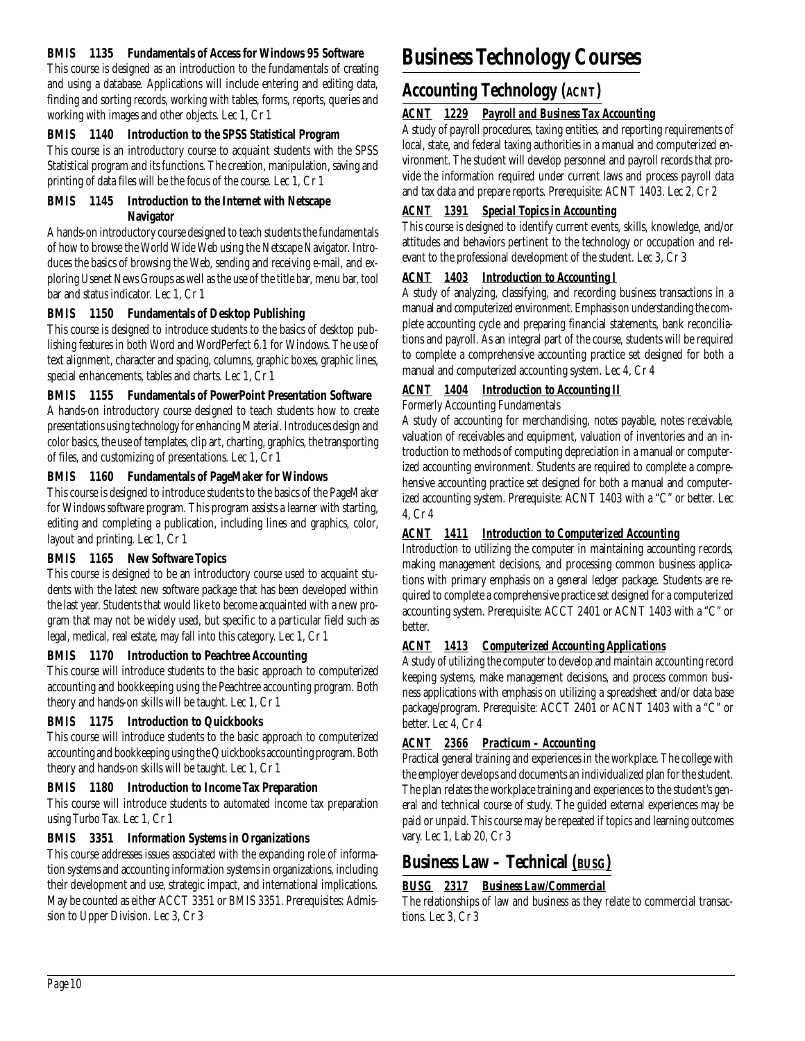**BMIS 1135 Fundamentals of Access for Windows 95 Software**

This course is designed as an introduction to the fundamentals of creating and using a database. Applications will include entering and editing data, finding and sorting records, working with tables, forms, reports, queries and working with images and other objects. Lec 1, Cr 1

**BMIS 1140 Introduction to the SPSS Statistical Program**

This course is an introductory course to acquaint students with the SPSS Statistical program and its functions. The creation, manipulation, saving and printing of data files will be the focus of the course. Lec 1, Cr 1

**BMIS 1145 Introduction to the Internet with Netscape Navigator**

A hands-on introductory course designed to teach students the fundamentals of how to browse the World Wide Web using the Netscape Navigator. Introduces the basics of browsing the Web, sending and receiving e-mail, and exploring Usenet News Groups as well as the use of the title bar, menu bar, tool bar and status indicator. Lec 1, Cr 1

**BMIS 1150 Fundamentals of Desktop Publishing**

This course is designed to introduce students to the basics of desktop publishing features in both Word and WordPerfect 6.1 for Windows. The use of text alignment, character and spacing, columns, graphic boxes, graphic lines, special enhancements, tables and charts. Lec 1, Cr 1

**BMIS 1155 Fundamentals of PowerPoint Presentation Software**

A hands-on introductory course designed to teach students how to create presentations using technology for enhancing Material. Introduces design and color basics, the use of templates, clip art, charting, graphics, the transporting of files, and customizing of presentations. Lec 1, Cr 1

**BMIS 1160 Fundamentals of PageMaker for Windows**

This course is designed to introduce students to the basics of the PageMaker for Windows software program. This program assists a learner with starting, editing and completing a publication, including lines and graphics, color, layout and printing. Lec 1, Cr 1

**BMIS 1165 New Software Topics**

This course is designed to be an introductory course used to acquaint students with the latest new software package that has been developed within the last year. Students that would like to become acquainted with a new program that may not be widely used, but specific to a particular field such as legal, medical, real estate, may fall into this category. Lec 1, Cr 1

**BMIS 1170 Introduction to Peachtree Accounting**

This course will introduce students to the basic approach to computerized accounting and bookkeeping using the Peachtree accounting program. Both theory and hands-on skills will be taught. Lec 1, Cr 1

**BMIS 1175 Introduction to Quickbooks**

This course will introduce students to the basic approach to computerized accounting and bookkeeping using the Quickbooks accounting program. Both theory and hands-on skills will be taught. Lec 1, Cr 1

**BMIS 1180 Introduction to Income Tax Preparation**

This course will introduce students to automated income tax preparation using Turbo Tax. Lec 1, Cr 1

**BMIS 3351 Information Systems in Organizations**

This course addresses issues associated with the expanding role of information systems and accounting information systems in organizations, including their development and use, strategic impact, and international implications. May be counted as either ACCT 3351 or BMIS 3351. Prerequisites: Admission to Upper Division. Lec 3, Cr 3

# Business Technology Courses

## Accounting Technology (ACNT)

***ACNT 1229 Payroll and Business Tax Accounting***

A study of payroll procedures, taxing entities, and reporting requirements of local, state, and federal taxing authorities in a manual and computerized environment. The student will develop personnel and payroll records that provide the information required under current laws and process payroll data and tax data and prepare reports. Prerequisite: ACNT 1403. Lec 2, Cr 2

***ACNT 1391 Special Topics in Accounting***

This course is designed to identify current events, skills, knowledge, and/or attitudes and behaviors pertinent to the technology or occupation and relevant to the professional development of the student. Lec 3, Cr 3

***ACNT 1403 Introduction to Accounting I***

A study of analyzing, classifying, and recording business transactions in a manual and computerized environment. Emphasis on understanding the complete accounting cycle and preparing financial statements, bank reconciliations and payroll. As an integral part of the course, students will be required to complete a comprehensive accounting practice set designed for both a manual and computerized accounting system. Lec 4, Cr 4

***ACNT 1404 Introduction to Accounting II***

Formerly Accounting Fundamentals

A study of accounting for merchandising, notes payable, notes receivable, valuation of receivables and equipment, valuation of inventories and an introduction to methods of computing depreciation in a manual or computerized accounting environment. Students are required to complete a comprehensive accounting practice set designed for both a manual and computerized accounting system. Prerequisite: ACNT 1403 with a "C" or better. Lec 4, Cr 4

***ACNT 1411 Introduction to Computerized Accounting***

Introduction to utilizing the computer in maintaining accounting records, making management decisions, and processing common business applications with primary emphasis on a general ledger package. Students are required to complete a comprehensive practice set designed for a computerized accounting system. Prerequisite: ACCT 2401 or ACNT 1403 with a "C" or better.

***ACNT 1413 Computerized Accounting Applications***

A study of utilizing the computer to develop and maintain accounting record keeping systems, make management decisions, and process common business applications with emphasis on utilizing a spreadsheet and/or data base package/program. Prerequisite: ACCT 2401 or ACNT 1403 with a "C" or better. Lec 4, Cr 4

***ACNT 2366 Practicum – Accounting***

Practical general training and experiences in the workplace. The college with the employer develops and documents an individualized plan for the student. The plan relates the workplace training and experiences to the student's general and technical course of study. The guided external experiences may be paid or unpaid. This course may be repeated if topics and learning outcomes vary. Lec 1, Lab 20, Cr 3

## Business Law – Technical (BUSG)

***BUSG 2317 Business Law/Commercial***

The relationships of law and business as they relate to commercial transactions. Lec 3, Cr 3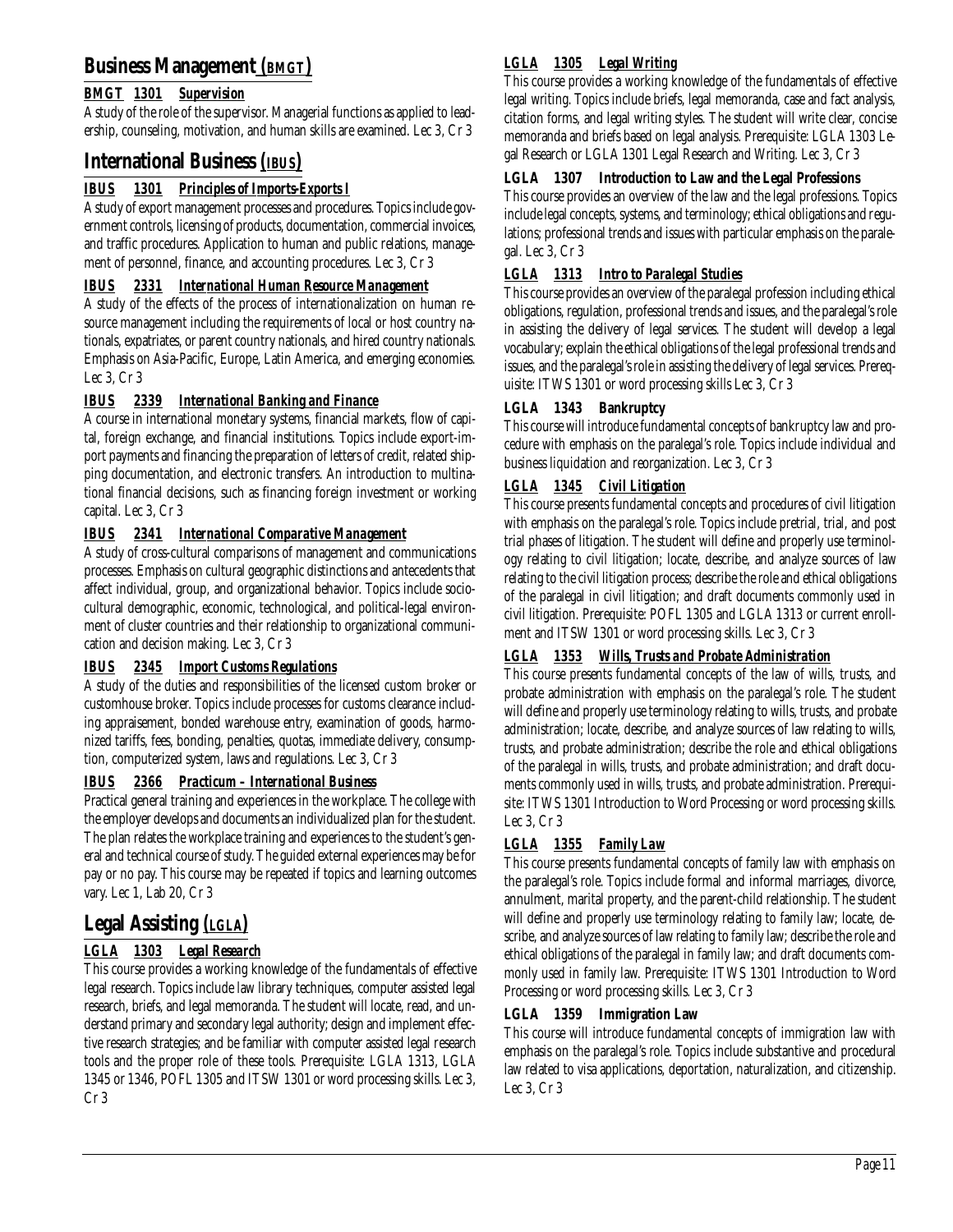## Business Management (BMGT)

### BMGT 1301 Supervision

A study of the role of the supervisor. Managerial functions as applied to leadership, counseling, motivation, and human skills are examined. Lec 3, Cr 3

## International Business (IBUS)

### IBUS 1301 Principles of Imports-Exports I

A study of export management processes and procedures. Topics include government controls, licensing of products, documentation, commercial invoices, and traffic procedures. Application to human and public relations, management of personnel, finance, and accounting procedures. Lec 3, Cr 3

### IBUS 2331 International Human Resource Management

A study of the effects of the process of internationalization on human resource management including the requirements of local or host country nationals, expatriates, or parent country nationals, and hired country nationals. Emphasis on Asia-Pacific, Europe, Latin America, and emerging economies. Lec 3, Cr 3

### IBUS 2339 International Banking and Finance

A course in international monetary systems, financial markets, flow of capital, foreign exchange, and financial institutions. Topics include export-import payments and financing the preparation of letters of credit, related shipping documentation, and electronic transfers. An introduction to multinational financial decisions, such as financing foreign investment or working capital. Lec 3, Cr 3

### IBUS 2341 International Comparative Management

A study of cross-cultural comparisons of management and communications processes. Emphasis on cultural geographic distinctions and antecedents that affect individual, group, and organizational behavior. Topics include sociocultural demographic, economic, technological, and political-legal environment of cluster countries and their relationship to organizational communication and decision making. Lec 3, Cr 3

### IBUS 2345 Import Customs Regulations

A study of the duties and responsibilities of the licensed custom broker or customhouse broker. Topics include processes for customs clearance including appraisement, bonded warehouse entry, examination of goods, harmonized tariffs, fees, bonding, penalties, quotas, immediate delivery, consumption, computerized system, laws and regulations. Lec 3, Cr 3

### IBUS 2366 Practicum – International Business

Practical general training and experiences in the workplace. The college with the employer develops and documents an individualized plan for the student. The plan relates the workplace training and experiences to the student's general and technical course of study. The guided external experiences may be for pay or no pay. This course may be repeated if topics and learning outcomes vary. Lec 1, Lab 20, Cr 3

## Legal Assisting (LGLA)

### LGLA 1303 Legal Research

This course provides a working knowledge of the fundamentals of effective legal research. Topics include law library techniques, computer assisted legal research, briefs, and legal memoranda. The student will locate, read, and understand primary and secondary legal authority; design and implement effective research strategies; and be familiar with computer assisted legal research tools and the proper role of these tools. Prerequisite: LGLA 1313, LGLA 1345 or 1346, POFL 1305 and ITSW 1301 or word processing skills. Lec 3, Cr 3

### LGLA 1305 Legal Writing

This course provides a working knowledge of the fundamentals of effective legal writing. Topics include briefs, legal memoranda, case and fact analysis, citation forms, and legal writing styles. The student will write clear, concise memoranda and briefs based on legal analysis. Prerequisite: LGLA 1303 Legal Research or LGLA 1301 Legal Research and Writing. Lec 3, Cr 3

### LGLA 1307 Introduction to Law and the Legal Professions

This course provides an overview of the law and the legal professions. Topics include legal concepts, systems, and terminology; ethical obligations and regulations; professional trends and issues with particular emphasis on the paralegal. Lec 3, Cr 3

### LGLA 1313 Intro to Paralegal Studies

This course provides an overview of the paralegal profession including ethical obligations, regulation, professional trends and issues, and the paralegal's role in assisting the delivery of legal services. The student will develop a legal vocabulary; explain the ethical obligations of the legal professional trends and issues, and the paralegal's role in assisting the delivery of legal services. Prerequisite: ITWS 1301 or word processing skills Lec 3, Cr 3

### LGLA 1343 Bankruptcy

This course will introduce fundamental concepts of bankruptcy law and procedure with emphasis on the paralegal's role. Topics include individual and business liquidation and reorganization. Lec 3, Cr 3

### LGLA 1345 Civil Litigation

This course presents fundamental concepts and procedures of civil litigation with emphasis on the paralegal's role. Topics include pretrial, trial, and post trial phases of litigation. The student will define and properly use terminology relating to civil litigation; locate, describe, and analyze sources of law relating to the civil litigation process; describe the role and ethical obligations of the paralegal in civil litigation; and draft documents commonly used in civil litigation. Prerequisite: POFL 1305 and LGLA 1313 or current enrollment and ITSW 1301 or word processing skills. Lec 3, Cr 3

### LGLA 1353 Wills, Trusts and Probate Administration

This course presents fundamental concepts of the law of wills, trusts, and probate administration with emphasis on the paralegal's role. The student will define and properly use terminology relating to wills, trusts, and probate administration; locate, describe, and analyze sources of law relating to wills, trusts, and probate administration; describe the role and ethical obligations of the paralegal in wills, trusts, and probate administration; and draft documents commonly used in wills, trusts, and probate administration. Prerequisite: ITWS 1301 Introduction to Word Processing or word processing skills. Lec 3, Cr 3

### LGLA 1355 Family Law

This course presents fundamental concepts of family law with emphasis on the paralegal's role. Topics include formal and informal marriages, divorce, annulment, marital property, and the parent-child relationship. The student will define and properly use terminology relating to family law; locate, describe, and analyze sources of law relating to family law; describe the role and ethical obligations of the paralegal in family law; and draft documents commonly used in family law. Prerequisite: ITWS 1301 Introduction to Word Processing or word processing skills. Lec 3, Cr 3

### LGLA 1359 Immigration Law

This course will introduce fundamental concepts of immigration law with emphasis on the paralegal's role. Topics include substantive and procedural law related to visa applications, deportation, naturalization, and citizenship. Lec 3, Cr 3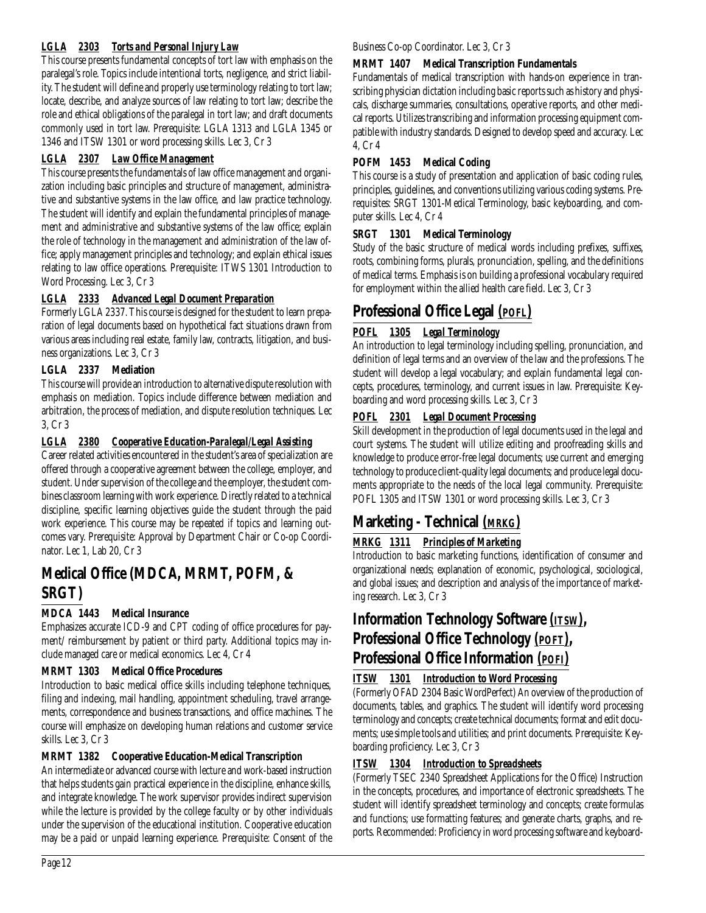### *LGLA 2303 Torts and Personal Injury Law*

This course presents fundamental concepts of tort law with emphasis on the paralegal's role. Topics include intentional torts, negligence, and strict liability. The student will define and properly use terminology relating to tort law; locate, describe, and analyze sources of law relating to tort law; describe the role and ethical obligations of the paralegal in tort law; and draft documents commonly used in tort law. Prerequisite: LGLA 1313 and LGLA 1345 or 1346 and ITSW 1301 or word processing skills. Lec 3, Cr 3

### *LGLA 2307 Law Office Management*

This course presents the fundamentals of law office management and organization including basic principles and structure of management, administrative and substantive systems in the law office, and law practice technology. The student will identify and explain the fundamental principles of management and administrative and substantive systems of the law office; explain the role of technology in the management and administration of the law office; apply management principles and technology; and explain ethical issues relating to law office operations. Prerequisite: ITWS 1301 Introduction to Word Processing. Lec 3, Cr 3

### *LGLA 2333 Advanced Legal Document Preparation*

Formerly LGLA 2337. This course is designed for the student to learn preparation of legal documents based on hypothetical fact situations drawn from various areas including real estate, family law, contracts, litigation, and business organizations. Lec 3, Cr 3

### LGLA 2337 Mediation

This course will provide an introduction to alternative dispute resolution with emphasis on mediation. Topics include difference between mediation and arbitration, the process of mediation, and dispute resolution techniques. Lec 3, Cr 3

### *LGLA 2380 Cooperative Education-Paralegal/Legal Assisting*

Career related activities encountered in the student's area of specialization are offered through a cooperative agreement between the college, employer, and student. Under supervision of the college and the employer, the student combines classroom learning with work experience. Directly related to a technical discipline, specific learning objectives guide the student through the paid work experience. This course may be repeated if topics and learning outcomes vary. Prerequisite: Approval by Department Chair or Co-op Coordinator. Lec 1, Lab 20, Cr 3

## Medical Office (MDCA, MRMT, POFM, & SRGT)

### MDCA 1443 Medical Insurance

Emphasizes accurate ICD-9 and CPT coding of office procedures for payment/ reimbursement by patient or third party. Additional topics may include managed care or medical economics. Lec 4, Cr 4

### MRMT 1303 Medical Office Procedures

Introduction to basic medical office skills including telephone techniques, filing and indexing, mail handling, appointment scheduling, travel arrangements, correspondence and business transactions, and office machines. The course will emphasize on developing human relations and customer service skills. Lec 3, Cr 3

### MRMT 1382 Cooperative Education-Medical Transcription

An intermediate or advanced course with lecture and work-based instruction that helps students gain practical experience in the discipline, enhance skills, and integrate knowledge. The work supervisor provides indirect supervision while the lecture is provided by the college faculty or by other individuals under the supervision of the educational institution. Cooperative education may be a paid or unpaid learning experience. Prerequisite: Consent of the Business Co-op Coordinator. Lec 3, Cr 3

### MRMT 1407 Medical Transcription Fundamentals

Fundamentals of medical transcription with hands-on experience in transcribing physician dictation including basic reports such as history and physicals, discharge summaries, consultations, operative reports, and other medical reports. Utilizes transcribing and information processing equipment compatible with industry standards. Designed to develop speed and accuracy. Lec 4, Cr 4

### POFM 1453 Medical Coding

This course is a study of presentation and application of basic coding rules, principles, guidelines, and conventions utilizing various coding systems. Prerequisites: SRGT 1301-Medical Terminology, basic keyboarding, and computer skills. Lec 4, Cr 4

### SRGT 1301 Medical Terminology

Study of the basic structure of medical words including prefixes, suffixes, roots, combining forms, plurals, pronunciation, spelling, and the definitions of medical terms. Emphasis is on building a professional vocabulary required for employment within the allied health care field. Lec 3, Cr 3

## Professional Office Legal (POFL)

### *POFL 1305 Legal Terminology*

An introduction to legal terminology including spelling, pronunciation, and definition of legal terms and an overview of the law and the professions. The student will develop a legal vocabulary; and explain fundamental legal concepts, procedures, terminology, and current issues in law. Prerequisite: Keyboarding and word processing skills. Lec 3, Cr 3

### *POFL 2301 Legal Document Processing*

Skill development in the production of legal documents used in the legal and court systems. The student will utilize editing and proofreading skills and knowledge to produce error-free legal documents; use current and emerging technology to produce client-quality legal documents; and produce legal documents appropriate to the needs of the local legal community. Prerequisite: POFL 1305 and ITSW 1301 or word processing skills. Lec 3, Cr 3

## Marketing - Technical (MRKG)

### *MRKG 1311 Principles of Marketing*

Introduction to basic marketing functions, identification of consumer and organizational needs; explanation of economic, psychological, sociological, and global issues; and description and analysis of the importance of marketing research. Lec 3, Cr 3

## Information Technology Software (ITSW), Professional Office Technology (POFT), Professional Office Information (POFI)

### *ITSW 1301 Introduction to Word Processing*

(Formerly OFAD 2304 Basic WordPerfect) An overview of the production of documents, tables, and graphics. The student will identify word processing terminology and concepts; create technical documents; format and edit documents; use simple tools and utilities; and print documents. Prerequisite: Keyboarding proficiency. Lec 3, Cr 3

### *ITSW 1304 Introduction to Spreadsheets*

(Formerly TSEC 2340 Spreadsheet Applications for the Office) Instruction in the concepts, procedures, and importance of electronic spreadsheets. The student will identify spreadsheet terminology and concepts; create formulas and functions; use formatting features; and generate charts, graphs, and reports. Recommended: Proficiency in word processing software and keyboard-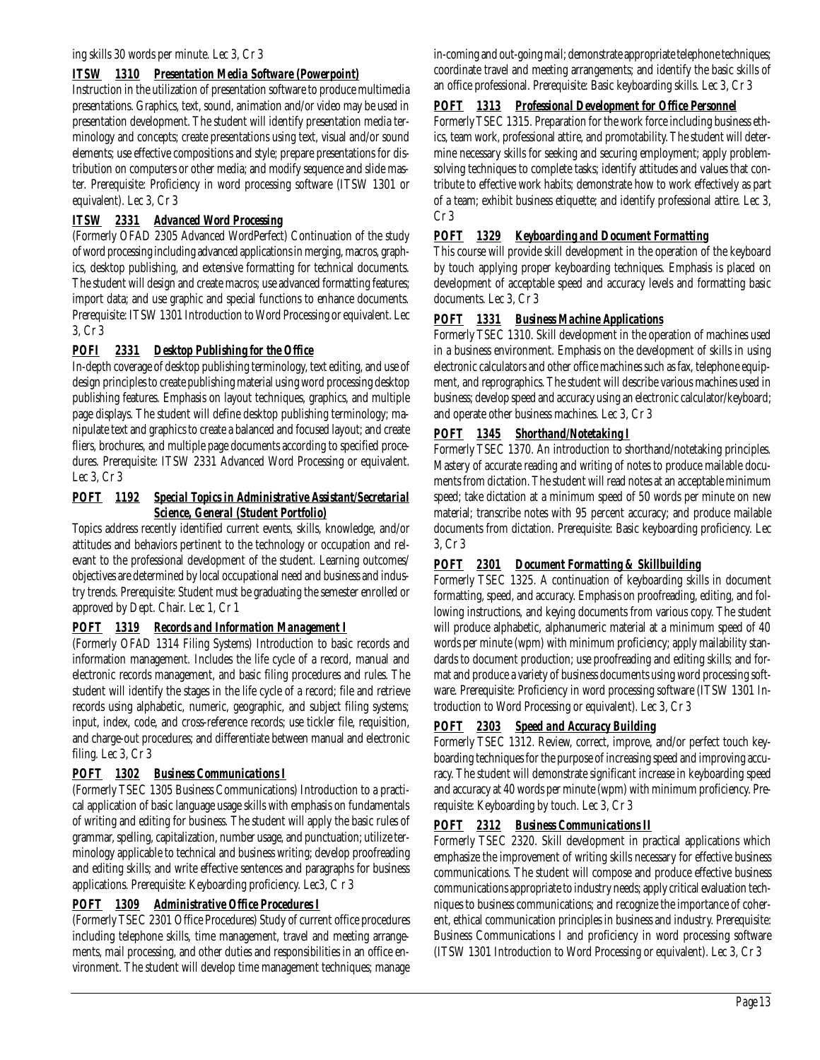ing skills 30 words per minute. Lec 3, Cr 3

### ITSW 1310 Presentation Media Software (Powerpoint)

Instruction in the utilization of presentation software to produce multimedia presentations. Graphics, text, sound, animation and/or video may be used in presentation development. The student will identify presentation media terminology and concepts; create presentations using text, visual and/or sound elements; use effective compositions and style; prepare presentations for distribution on computers or other media; and modify sequence and slide master. Prerequisite: Proficiency in word processing software (ITSW 1301 or equivalent). Lec 3, Cr 3

### ITSW 2331 Advanced Word Processing

(Formerly OFAD 2305 Advanced WordPerfect) Continuation of the study of word processing including advanced applications in merging, macros, graphics, desktop publishing, and extensive formatting for technical documents. The student will design and create macros; use advanced formatting features; import data; and use graphic and special functions to enhance documents. Prerequisite: ITSW 1301 Introduction to Word Processing or equivalent. Lec 3, Cr 3

### POFI 2331 Desktop Publishing for the Office

In-depth coverage of desktop publishing terminology, text editing, and use of design principles to create publishing material using word processing desktop publishing features. Emphasis on layout techniques, graphics, and multiple page displays. The student will define desktop publishing terminology; manipulate text and graphics to create a balanced and focused layout; and create fliers, brochures, and multiple page documents according to specified procedures. Prerequisite: ITSW 2331 Advanced Word Processing or equivalent. Lec 3, Cr 3

### POFT 1192 Special Topics in Administrative Assistant/Secretarial Science, General (Student Portfolio)

Topics address recently identified current events, skills, knowledge, and/or attitudes and behaviors pertinent to the technology or occupation and relevant to the professional development of the student. Learning outcomes/objectives are determined by local occupational need and business and industry trends. Prerequisite: Student must be graduating the semester enrolled or approved by Dept. Chair. Lec 1, Cr 1

### POFT 1319 Records and Information Management I

(Formerly OFAD 1314 Filing Systems) Introduction to basic records and information management. Includes the life cycle of a record, manual and electronic records management, and basic filing procedures and rules. The student will identify the stages in the life cycle of a record; file and retrieve records using alphabetic, numeric, geographic, and subject filing systems; input, index, code, and cross-reference records; use tickler file, requisition, and charge-out procedures; and differentiate between manual and electronic filing. Lec 3, Cr 3

### POFT 1302 Business Communications I

(Formerly TSEC 1305 Business Communications) Introduction to a practical application of basic language usage skills with emphasis on fundamentals of writing and editing for business. The student will apply the basic rules of grammar, spelling, capitalization, number usage, and punctuation; utilize terminology applicable to technical and business writing; develop proofreading and editing skills; and write effective sentences and paragraphs for business applications. Prerequisite: Keyboarding proficiency. Lec3, C r 3

### POFT 1309 Administrative Office Procedures I

(Formerly TSEC 2301 Office Procedures) Study of current office procedures including telephone skills, time management, travel and meeting arrangements, mail processing, and other duties and responsibilities in an office environment. The student will develop time management techniques; manage in-coming and out-going mail; demonstrate appropriate telephone techniques; coordinate travel and meeting arrangements; and identify the basic skills of an office professional. Prerequisite: Basic keyboarding skills. Lec 3, Cr 3

### POFT 1313 Professional Development for Office Personnel

Formerly TSEC 1315. Preparation for the work force including business ethics, team work, professional attire, and promotability. The student will determine necessary skills for seeking and securing employment; apply problem-solving techniques to complete tasks; identify attitudes and values that contribute to effective work habits; demonstrate how to work effectively as part of a team; exhibit business etiquette; and identify professional attire. Lec 3, Cr 3

### POFT 1329 Keyboarding and Document Formatting

This course will provide skill development in the operation of the keyboard by touch applying proper keyboarding techniques. Emphasis is placed on development of acceptable speed and accuracy levels and formatting basic documents. Lec 3, Cr 3

### POFT 1331 Business Machine Applications

Formerly TSEC 1310. Skill development in the operation of machines used in a business environment. Emphasis on the development of skills in using electronic calculators and other office machines such as fax, telephone equipment, and reprographics. The student will describe various machines used in business; develop speed and accuracy using an electronic calculator/keyboard; and operate other business machines. Lec 3, Cr 3

### POFT 1345 Shorthand/Notetaking I

Formerly TSEC 1370. An introduction to shorthand/notetaking principles. Mastery of accurate reading and writing of notes to produce mailable documents from dictation. The student will read notes at an acceptable minimum speed; take dictation at a minimum speed of 50 words per minute on new material; transcribe notes with 95 percent accuracy; and produce mailable documents from dictation. Prerequisite: Basic keyboarding proficiency. Lec 3, Cr 3

### POFT 2301 Document Formatting & Skillbuilding

Formerly TSEC 1325. A continuation of keyboarding skills in document formatting, speed, and accuracy. Emphasis on proofreading, editing, and following instructions, and keying documents from various copy. The student will produce alphabetic, alphanumeric material at a minimum speed of 40 words per minute (wpm) with minimum proficiency; apply mailability standards to document production; use proofreading and editing skills; and format and produce a variety of business documents using word processing software. Prerequisite: Proficiency in word processing software (ITSW 1301 Introduction to Word Processing or equivalent). Lec 3, Cr 3

### POFT 2303 Speed and Accuracy Building

Formerly TSEC 1312. Review, correct, improve, and/or perfect touch keyboarding techniques for the purpose of increasing speed and improving accuracy. The student will demonstrate significant increase in keyboarding speed and accuracy at 40 words per minute (wpm) with minimum proficiency. Prerequisite: Keyboarding by touch. Lec 3, Cr 3

### POFT 2312 Business Communications II

Formerly TSEC 2320. Skill development in practical applications which emphasize the improvement of writing skills necessary for effective business communications. The student will compose and produce effective business communications appropriate to industry needs; apply critical evaluation techniques to business communications; and recognize the importance of coherent, ethical communication principles in business and industry. Prerequisite: Business Communications I and proficiency in word processing software (ITSW 1301 Introduction to Word Processing or equivalent). Lec 3, Cr 3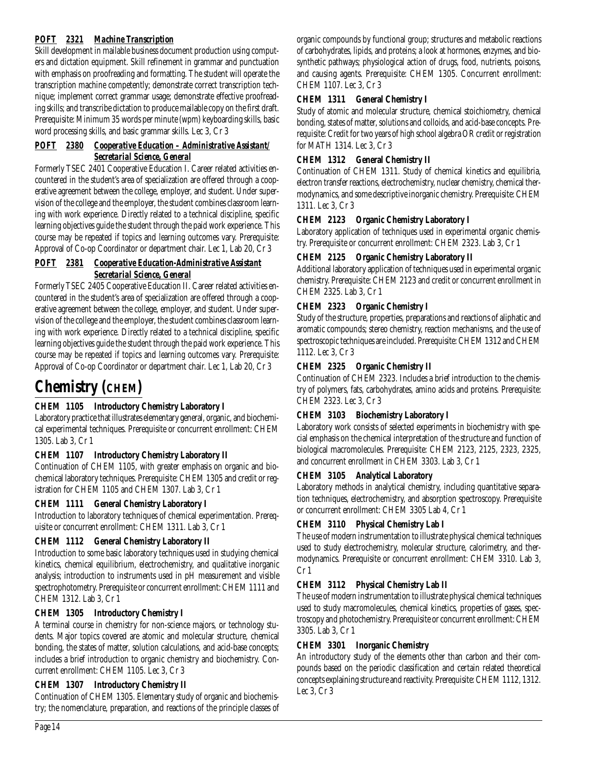***POFT 2321 Machine Transcription***

Skill development in mailable business document production using computers and dictation equipment. Skill refinement in grammar and punctuation with emphasis on proofreading and formatting. The student will operate the transcription machine competently; demonstrate correct transcription technique; implement correct grammar usage; demonstrate effective proofreading skills; and transcribe dictation to produce mailable copy on the first draft. Prerequisite: Minimum 35 words per minute (wpm) keyboarding skills, basic word processing skills, and basic grammar skills. Lec 3, Cr 3

***POFT 2380 Cooperative Education – Administrative Assistant/ Secretarial Science, General***

Formerly TSEC 2401 Cooperative Education I. Career related activities encountered in the student's area of specialization are offered through a cooperative agreement between the college, employer, and student. Under supervision of the college and the employer, the student combines classroom learning with work experience. Directly related to a technical discipline, specific learning objectives guide the student through the paid work experience. This course may be repeated if topics and learning outcomes vary. Prerequisite: Approval of Co-op Coordinator or department chair. Lec 1, Lab 20, Cr 3

***POFT 2381 Cooperative Education-Administrative Assistant Secretarial Science, General***

Formerly TSEC 2405 Cooperative Education II. Career related activities encountered in the student's area of specialization are offered through a cooperative agreement between the college, employer, and student. Under supervision of the college and the employer, the student combines classroom learning with work experience. Directly related to a technical discipline, specific learning objectives guide the student through the paid work experience. This course may be repeated if topics and learning outcomes vary. Prerequisite: Approval of Co-op Coordinator or department chair. Lec 1, Lab 20, Cr 3

# Chemistry (CHEM)

**CHEM 1105 Introductory Chemistry Laboratory I**

Laboratory practice that illustrates elementary general, organic, and biochemical experimental techniques. Prerequisite or concurrent enrollment: CHEM 1305. Lab 3, Cr 1

**CHEM 1107 Introductory Chemistry Laboratory II**

Continuation of CHEM 1105, with greater emphasis on organic and biochemical laboratory techniques. Prerequisite: CHEM 1305 and credit or registration for CHEM 1105 and CHEM 1307. Lab 3, Cr 1

**CHEM 1111 General Chemistry Laboratory I**

Introduction to laboratory techniques of chemical experimentation. Prerequisite or concurrent enrollment: CHEM 1311. Lab 3, Cr 1

**CHEM 1112 General Chemistry Laboratory II**

Introduction to some basic laboratory techniques used in studying chemical kinetics, chemical equilibrium, electrochemistry, and qualitative inorganic analysis; introduction to instruments used in pH measurement and visible spectrophotometry. Prerequisite or concurrent enrollment: CHEM 1111 and CHEM 1312. Lab 3, Cr 1

**CHEM 1305 Introductory Chemistry I**

A terminal course in chemistry for non-science majors, or technology students. Major topics covered are atomic and molecular structure, chemical bonding, the states of matter, solution calculations, and acid-base concepts; includes a brief introduction to organic chemistry and biochemistry. Concurrent enrollment: CHEM 1105. Lec 3, Cr 3

**CHEM 1307 Introductory Chemistry II**

Continuation of CHEM 1305. Elementary study of organic and biochemistry; the nomenclature, preparation, and reactions of the principle classes of organic compounds by functional group; structures and metabolic reactions of carbohydrates, lipids, and proteins; a look at hormones, enzymes, and biosynthetic pathways; physiological action of drugs, food, nutrients, poisons, and causing agents. Prerequisite: CHEM 1305. Concurrent enrollment: CHEM 1107. Lec 3, Cr 3

**CHEM 1311 General Chemistry I**

Study of atomic and molecular structure, chemical stoichiometry, chemical bonding, states of matter, solutions and colloids, and acid-base concepts. Prerequisite: Credit for two years of high school algebra OR credit or registration for MATH 1314. Lec 3, Cr 3

**CHEM 1312 General Chemistry II**

Continuation of CHEM 1311. Study of chemical kinetics and equilibria, electron transfer reactions, electrochemistry, nuclear chemistry, chemical thermodynamics, and some descriptive inorganic chemistry. Prerequisite: CHEM 1311. Lec 3, Cr 3

**CHEM 2123 Organic Chemistry Laboratory I**

Laboratory application of techniques used in experimental organic chemistry. Prerequisite or concurrent enrollment: CHEM 2323. Lab 3, Cr 1

**CHEM 2125 Organic Chemistry Laboratory II**

Additional laboratory application of techniques used in experimental organic chemistry. Prerequisite: CHEM 2123 and credit or concurrent enrollment in CHEM 2325. Lab 3, Cr 1

**CHEM 2323 Organic Chemistry I**

Study of the structure, properties, preparations and reactions of aliphatic and aromatic compounds; stereo chemistry, reaction mechanisms, and the use of spectroscopic techniques are included. Prerequisite: CHEM 1312 and CHEM 1112. Lec 3, Cr 3

**CHEM 2325 Organic Chemistry II**

Continuation of CHEM 2323. Includes a brief introduction to the chemistry of polymers, fats, carbohydrates, amino acids and proteins. Prerequisite: CHEM 2323. Lec 3, Cr 3

**CHEM 3103 Biochemistry Laboratory I**

Laboratory work consists of selected experiments in biochemistry with special emphasis on the chemical interpretation of the structure and function of biological macromolecules. Prerequisite: CHEM 2123, 2125, 2323, 2325, and concurrent enrollment in CHEM 3303. Lab 3, Cr 1

**CHEM 3105 Analytical Laboratory**

Laboratory methods in analytical chemistry, including quantitative separation techniques, electrochemistry, and absorption spectroscopy. Prerequisite or concurrent enrollment: CHEM 3305 Lab 4, Cr 1

**CHEM 3110 Physical Chemistry Lab I**

The use of modern instrumentation to illustrate physical chemical techniques used to study electrochemistry, molecular structure, calorimetry, and thermodynamics. Prerequisite or concurrent enrollment: CHEM 3310. Lab 3, Cr 1

**CHEM 3112 Physical Chemistry Lab II**

The use of modern instrumentation to illustrate physical chemical techniques used to study macromolecules, chemical kinetics, properties of gases, spectroscopy and photochemistry. Prerequisite or concurrent enrollment: CHEM 3305. Lab 3, Cr 1

**CHEM 3301 Inorganic Chemistry**

An introductory study of the elements other than carbon and their compounds based on the periodic classification and certain related theoretical concepts explaining structure and reactivity. Prerequisite: CHEM 1112, 1312. Lec 3, Cr 3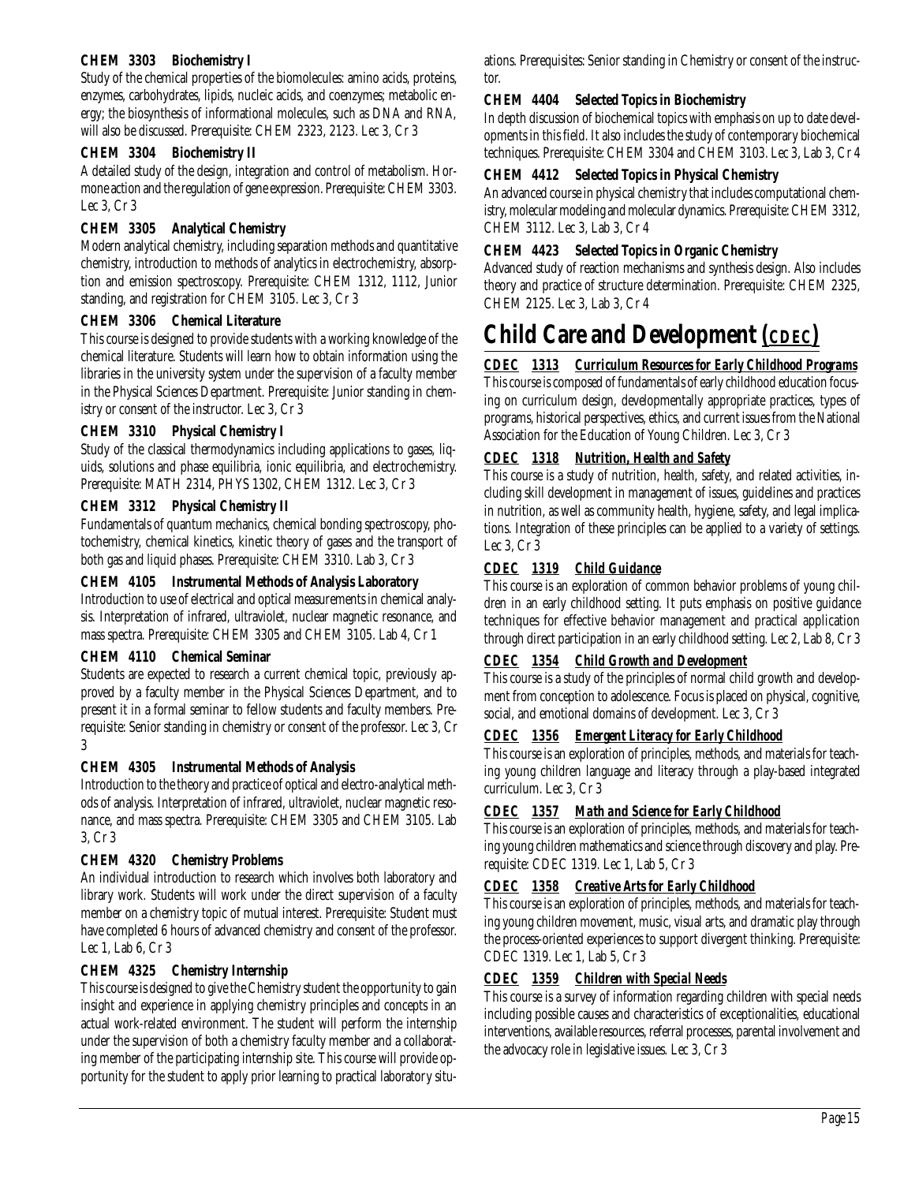**CHEM 3303 Biochemistry I**

Study of the chemical properties of the biomolecules: amino acids, proteins, enzymes, carbohydrates, lipids, nucleic acids, and coenzymes; metabolic energy; the biosynthesis of informational molecules, such as DNA and RNA, will also be discussed. Prerequisite: CHEM 2323, 2123. Lec 3, Cr 3

**CHEM 3304 Biochemistry II**

A detailed study of the design, integration and control of metabolism. Hormone action and the regulation of gene expression. Prerequisite: CHEM 3303. Lec 3, Cr 3

**CHEM 3305 Analytical Chemistry**

Modern analytical chemistry, including separation methods and quantitative chemistry, introduction to methods of analytics in electrochemistry, absorption and emission spectroscopy. Prerequisite: CHEM 1312, 1112, Junior standing, and registration for CHEM 3105. Lec 3, Cr 3

**CHEM 3306 Chemical Literature**

This course is designed to provide students with a working knowledge of the chemical literature. Students will learn how to obtain information using the libraries in the university system under the supervision of a faculty member in the Physical Sciences Department. Prerequisite: Junior standing in chemistry or consent of the instructor. Lec 3, Cr 3

**CHEM 3310 Physical Chemistry I**

Study of the classical thermodynamics including applications to gases, liquids, solutions and phase equilibria, ionic equilibria, and electrochemistry. Prerequisite: MATH 2314, PHYS 1302, CHEM 1312. Lec 3, Cr 3

**CHEM 3312 Physical Chemistry II**

Fundamentals of quantum mechanics, chemical bonding spectroscopy, photochemistry, chemical kinetics, kinetic theory of gases and the transport of both gas and liquid phases. Prerequisite: CHEM 3310. Lab 3, Cr 3

**CHEM 4105 Instrumental Methods of Analysis Laboratory**

Introduction to use of electrical and optical measurements in chemical analysis. Interpretation of infrared, ultraviolet, nuclear magnetic resonance, and mass spectra. Prerequisite: CHEM 3305 and CHEM 3105. Lab 4, Cr 1

**CHEM 4110 Chemical Seminar**

Students are expected to research a current chemical topic, previously approved by a faculty member in the Physical Sciences Department, and to present it in a formal seminar to fellow students and faculty members. Prerequisite: Senior standing in chemistry or consent of the professor. Lec 3, Cr 3

**CHEM 4305 Instrumental Methods of Analysis**

Introduction to the theory and practice of optical and electro-analytical methods of analysis. Interpretation of infrared, ultraviolet, nuclear magnetic resonance, and mass spectra. Prerequisite: CHEM 3305 and CHEM 3105. Lab 3, Cr 3

**CHEM 4320 Chemistry Problems**

An individual introduction to research which involves both laboratory and library work. Students will work under the direct supervision of a faculty member on a chemistry topic of mutual interest. Prerequisite: Student must have completed 6 hours of advanced chemistry and consent of the professor. Lec 1, Lab 6, Cr 3

**CHEM 4325 Chemistry Internship**

This course is designed to give the Chemistry student the opportunity to gain insight and experience in applying chemistry principles and concepts in an actual work-related environment. The student will perform the internship under the supervision of both a chemistry faculty member and a collaborating member of the participating internship site. This course will provide opportunity for the student to apply prior learning to practical laboratory situations. Prerequisites: Senior standing in Chemistry or consent of the instructor.

**CHEM 4404 Selected Topics in Biochemistry**

In depth discussion of biochemical topics with emphasis on up to date developments in this field. It also includes the study of contemporary biochemical techniques. Prerequisite: CHEM 3304 and CHEM 3103. Lec 3, Lab 3, Cr 4

**CHEM 4412 Selected Topics in Physical Chemistry**

An advanced course in physical chemistry that includes computational chemistry, molecular modeling and molecular dynamics. Prerequisite: CHEM 3312, CHEM 3112. Lec 3, Lab 3, Cr 4

**CHEM 4423 Selected Topics in Organic Chemistry**

Advanced study of reaction mechanisms and synthesis design. Also includes theory and practice of structure determination. Prerequisite: CHEM 2325, CHEM 2125. Lec 3, Lab 3, Cr 4

# Child Care and Development (CDEC)

***CDEC 1313 Curriculum Resources for Early Childhood Programs***

This course is composed of fundamentals of early childhood education focusing on curriculum design, developmentally appropriate practices, types of programs, historical perspectives, ethics, and current issues from the National Association for the Education of Young Children. Lec 3, Cr 3

***CDEC 1318 Nutrition, Health and Safety***

This course is a study of nutrition, health, safety, and related activities, including skill development in management of issues, guidelines and practices in nutrition, as well as community health, hygiene, safety, and legal implications. Integration of these principles can be applied to a variety of settings. Lec 3, Cr 3

***CDEC 1319 Child Guidance***

This course is an exploration of common behavior problems of young children in an early childhood setting. It puts emphasis on positive guidance techniques for effective behavior management and practical application through direct participation in an early childhood setting. Lec 2, Lab 8, Cr 3

***CDEC 1354 Child Growth and Development***

This course is a study of the principles of normal child growth and development from conception to adolescence. Focus is placed on physical, cognitive, social, and emotional domains of development. Lec 3, Cr 3

***CDEC 1356 Emergent Literacy for Early Childhood***

This course is an exploration of principles, methods, and materials for teaching young children language and literacy through a play-based integrated curriculum. Lec 3, Cr 3

***CDEC 1357 Math and Science for Early Childhood***

This course is an exploration of principles, methods, and materials for teaching young children mathematics and science through discovery and play. Prerequisite: CDEC 1319. Lec 1, Lab 5, Cr 3

***CDEC 1358 Creative Arts for Early Childhood***

This course is an exploration of principles, methods, and materials for teaching young children movement, music, visual arts, and dramatic play through the process-oriented experiences to support divergent thinking. Prerequisite: CDEC 1319. Lec 1, Lab 5, Cr 3

***CDEC 1359 Children with Special Needs***

This course is a survey of information regarding children with special needs including possible causes and characteristics of exceptionalities, educational interventions, available resources, referral processes, parental involvement and the advocacy role in legislative issues. Lec 3, Cr 3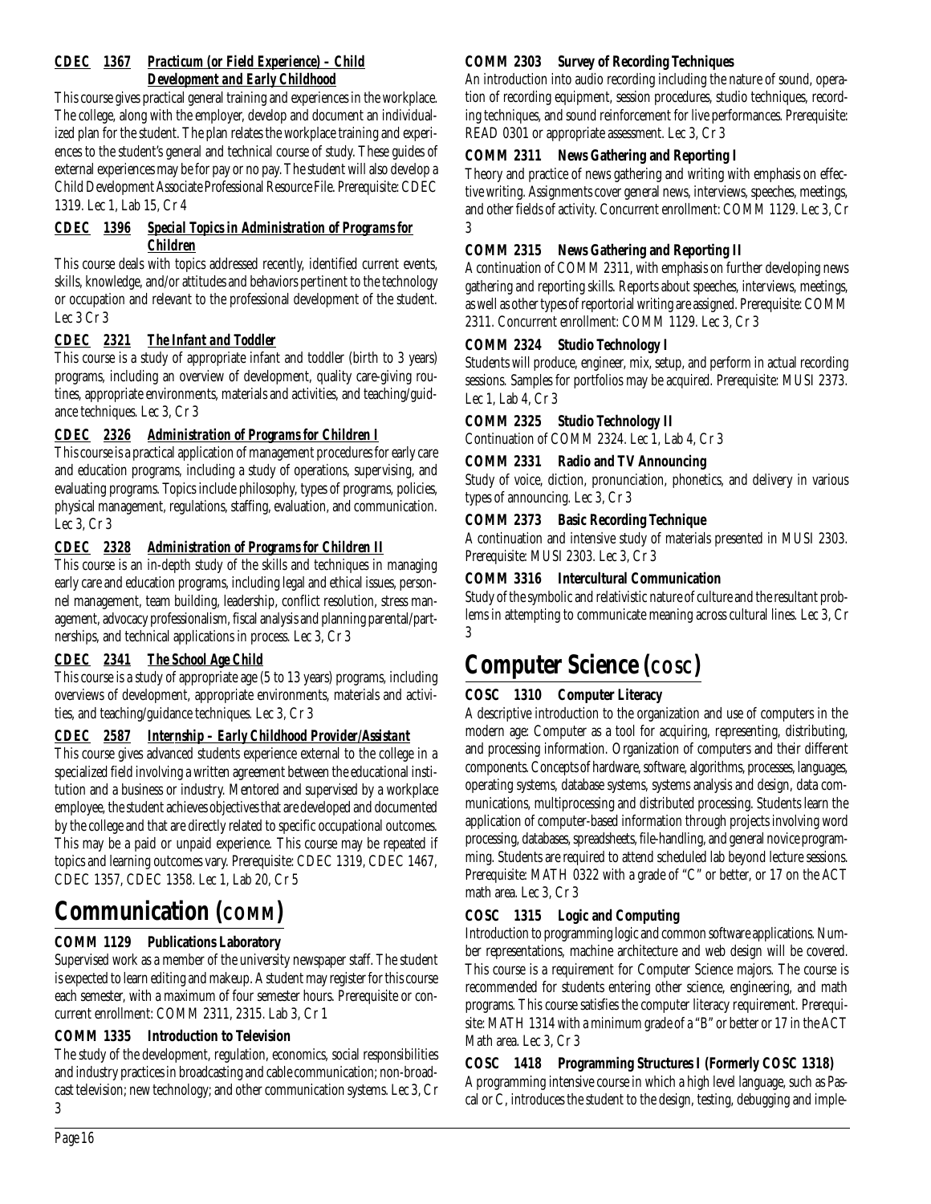***CDEC 1367 Practicum (or Field Experience) – Child Development and Early Childhood***

This course gives practical general training and experiences in the workplace. The college, along with the employer, develop and document an individualized plan for the student. The plan relates the workplace training and experiences to the student's general and technical course of study. These guides of external experiences may be for pay or no pay. The student will also develop a Child Development Associate Professional Resource File. Prerequisite: CDEC 1319. Lec 1, Lab 15, Cr 4

***CDEC 1396 Special Topics in Administration of Programs for Children***

This course deals with topics addressed recently, identified current events, skills, knowledge, and/or attitudes and behaviors pertinent to the technology or occupation and relevant to the professional development of the student. Lec 3 Cr 3

***CDEC 2321 The Infant and Toddler***

This course is a study of appropriate infant and toddler (birth to 3 years) programs, including an overview of development, quality care-giving routines, appropriate environments, materials and activities, and teaching/guidance techniques. Lec 3, Cr 3

***CDEC 2326 Administration of Programs for Children I***

This course is a practical application of management procedures for early care and education programs, including a study of operations, supervising, and evaluating programs. Topics include philosophy, types of programs, policies, physical management, regulations, staffing, evaluation, and communication. Lec 3, Cr 3

***CDEC 2328 Administration of Programs for Children II***

This course is an in-depth study of the skills and techniques in managing early care and education programs, including legal and ethical issues, personnel management, team building, leadership, conflict resolution, stress management, advocacy professionalism, fiscal analysis and planning parental/partnerships, and technical applications in process. Lec 3, Cr 3

***CDEC 2341 The School Age Child***

This course is a study of appropriate age (5 to 13 years) programs, including overviews of development, appropriate environments, materials and activities, and teaching/guidance techniques. Lec 3, Cr 3

***CDEC 2587 Internship – Early Childhood Provider/Assistant***

This course gives advanced students experience external to the college in a specialized field involving a written agreement between the educational institution and a business or industry. Mentored and supervised by a workplace employee, the student achieves objectives that are developed and documented by the college and that are directly related to specific occupational outcomes. This may be a paid or unpaid experience. This course may be repeated if topics and learning outcomes vary. Prerequisite: CDEC 1319, CDEC 1467, CDEC 1357, CDEC 1358. Lec 1, Lab 20, Cr 5

# Communication (COMM)

**COMM 1129 Publications Laboratory**

Supervised work as a member of the university newspaper staff. The student is expected to learn editing and makeup. A student may register for this course each semester, with a maximum of four semester hours. Prerequisite or concurrent enrollment: COMM 2311, 2315. Lab 3, Cr 1

**COMM 1335 Introduction to Television**

The study of the development, regulation, economics, social responsibilities and industry practices in broadcasting and cable communication; non-broadcast television; new technology; and other communication systems. Lec 3, Cr 3

**COMM 2303 Survey of Recording Techniques**

An introduction into audio recording including the nature of sound, operation of recording equipment, session procedures, studio techniques, recording techniques, and sound reinforcement for live performances. Prerequisite: READ 0301 or appropriate assessment. Lec 3, Cr 3

**COMM 2311 News Gathering and Reporting I**

Theory and practice of news gathering and writing with emphasis on effective writing. Assignments cover general news, interviews, speeches, meetings, and other fields of activity. Concurrent enrollment: COMM 1129. Lec 3, Cr 3

**COMM 2315 News Gathering and Reporting II**

A continuation of COMM 2311, with emphasis on further developing news gathering and reporting skills. Reports about speeches, interviews, meetings, as well as other types of reportorial writing are assigned. Prerequisite: COMM 2311. Concurrent enrollment: COMM 1129. Lec 3, Cr 3

**COMM 2324 Studio Technology I**

Students will produce, engineer, mix, setup, and perform in actual recording sessions. Samples for portfolios may be acquired. Prerequisite: MUSI 2373. Lec 1, Lab 4, Cr 3

**COMM 2325 Studio Technology II**

Continuation of COMM 2324. Lec 1, Lab 4, Cr 3

**COMM 2331 Radio and TV Announcing**

Study of voice, diction, pronunciation, phonetics, and delivery in various types of announcing. Lec 3, Cr 3

**COMM 2373 Basic Recording Technique**

A continuation and intensive study of materials presented in MUSI 2303. Prerequisite: MUSI 2303. Lec 3, Cr 3

**COMM 3316 Intercultural Communication**

Study of the symbolic and relativistic nature of culture and the resultant problems in attempting to communicate meaning across cultural lines. Lec 3, Cr 3

# Computer Science (COSC)

**COSC 1310 Computer Literacy**

A descriptive introduction to the organization and use of computers in the modern age: Computer as a tool for acquiring, representing, distributing, and processing information. Organization of computers and their different components. Concepts of hardware, software, algorithms, processes, languages, operating systems, database systems, systems analysis and design, data communications, multiprocessing and distributed processing. Students learn the application of computer-based information through projects involving word processing, databases, spreadsheets, file-handling, and general novice programming. Students are required to attend scheduled lab beyond lecture sessions. Prerequisite: MATH 0322 with a grade of "C" or better, or 17 on the ACT math area. Lec 3, Cr 3

**COSC 1315 Logic and Computing**

Introduction to programming logic and common software applications. Number representations, machine architecture and web design will be covered. This course is a requirement for Computer Science majors. The course is recommended for students entering other science, engineering, and math programs. This course satisfies the computer literacy requirement. Prerequisite: MATH 1314 with a minimum grade of a "B" or better or 17 in the ACT Math area. Lec 3, Cr 3

**COSC 1418 Programming Structures I (Formerly COSC 1318)**

A programming intensive course in which a high level language, such as Pascal or C, introduces the student to the design, testing, debugging and imple-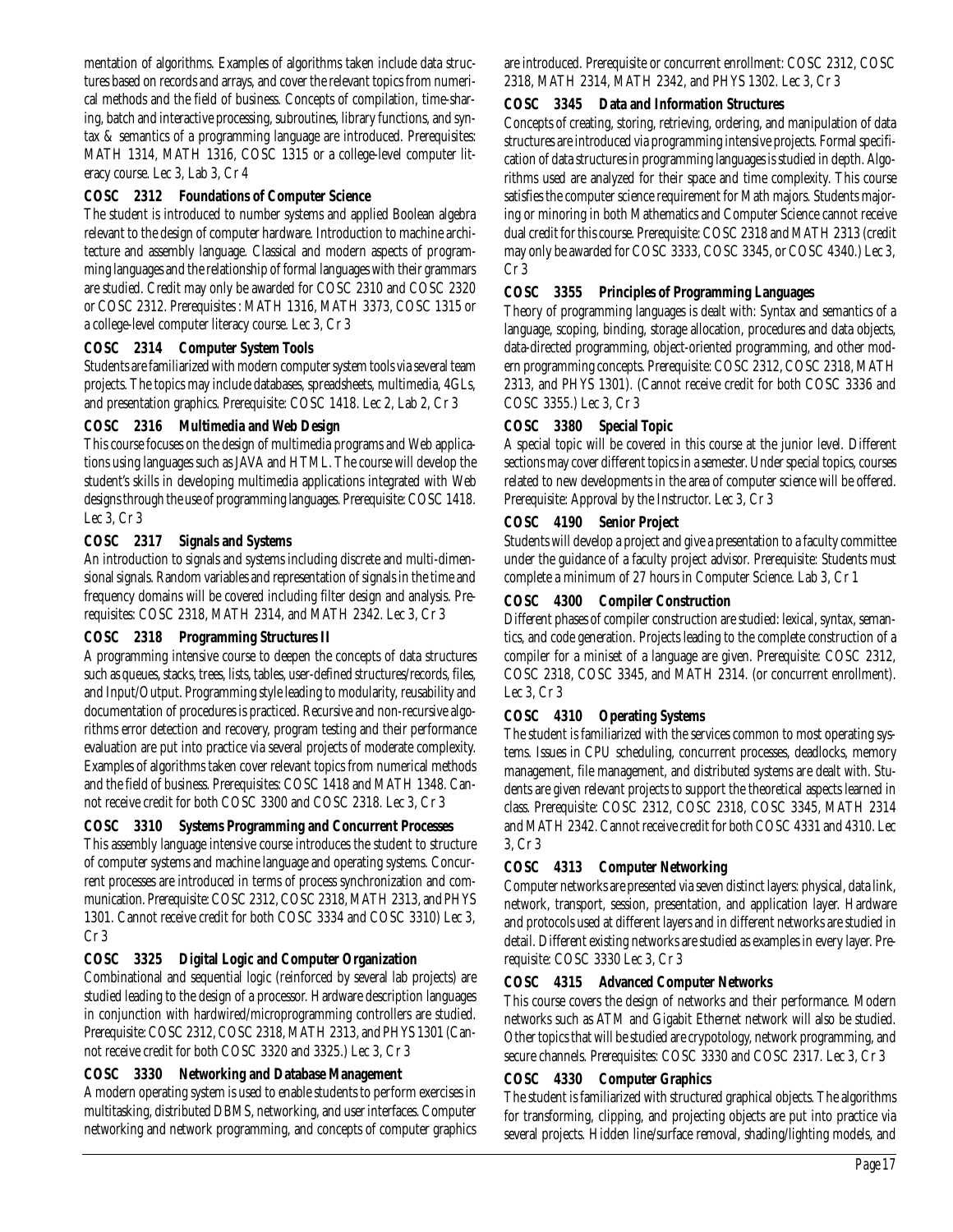mentation of algorithms. Examples of algorithms taken include data structures based on records and arrays, and cover the relevant topics from numerical methods and the field of business. Concepts of compilation, time-sharing, batch and interactive processing, subroutines, library functions, and syntax & semantics of a programming language are introduced. Prerequisites: MATH 1314, MATH 1316, COSC 1315 or a college-level computer literacy course. Lec 3, Lab 3, Cr 4

**COSC 2312 Foundations of Computer Science**

The student is introduced to number systems and applied Boolean algebra relevant to the design of computer hardware. Introduction to machine architecture and assembly language. Classical and modern aspects of programming languages and the relationship of formal languages with their grammars are studied. Credit may only be awarded for COSC 2310 and COSC 2320 or COSC 2312. Prerequisites : MATH 1316, MATH 3373, COSC 1315 or a college-level computer literacy course. Lec 3, Cr 3

**COSC 2314 Computer System Tools**

Students are familiarized with modern computer system tools via several team projects. The topics may include databases, spreadsheets, multimedia, 4GLs, and presentation graphics. Prerequisite: COSC 1418. Lec 2, Lab 2, Cr 3

**COSC 2316 Multimedia and Web Design**

This course focuses on the design of multimedia programs and Web applications using languages such as JAVA and HTML. The course will develop the student's skills in developing multimedia applications integrated with Web designs through the use of programming languages. Prerequisite: COSC 1418. Lec 3, Cr 3

**COSC 2317 Signals and Systems**

An introduction to signals and systems including discrete and multi-dimensional signals. Random variables and representation of signals in the time and frequency domains will be covered including filter design and analysis. Prerequisites: COSC 2318, MATH 2314, and MATH 2342. Lec 3, Cr 3

**COSC 2318 Programming Structures II**

A programming intensive course to deepen the concepts of data structures such as queues, stacks, trees, lists, tables, user-defined structures/records, files, and Input/Output. Programming style leading to modularity, reusability and documentation of procedures is practiced. Recursive and non-recursive algorithms error detection and recovery, program testing and their performance evaluation are put into practice via several projects of moderate complexity. Examples of algorithms taken cover relevant topics from numerical methods and the field of business. Prerequisites: COSC 1418 and MATH 1348. Cannot receive credit for both COSC 3300 and COSC 2318. Lec 3, Cr 3

**COSC 3310 Systems Programming and Concurrent Processes**

This assembly language intensive course introduces the student to structure of computer systems and machine language and operating systems. Concurrent processes are introduced in terms of process synchronization and communication. Prerequisite: COSC 2312, COSC 2318, MATH 2313, and PHYS 1301. Cannot receive credit for both COSC 3334 and COSC 3310) Lec 3, Cr 3

**COSC 3325 Digital Logic and Computer Organization**

Combinational and sequential logic (reinforced by several lab projects) are studied leading to the design of a processor. Hardware description languages in conjunction with hardwired/microprogramming controllers are studied. Prerequisite: COSC 2312, COSC 2318, MATH 2313, and PHYS 1301 (Cannot receive credit for both COSC 3320 and 3325.) Lec 3, Cr 3

**COSC 3330 Networking and Database Management**

A modern operating system is used to enable students to perform exercises in multitasking, distributed DBMS, networking, and user interfaces. Computer networking and network programming, and concepts of computer graphics are introduced. Prerequisite or concurrent enrollment: COSC 2312, COSC 2318, MATH 2314, MATH 2342, and PHYS 1302. Lec 3, Cr 3

**COSC 3345 Data and Information Structures**

Concepts of creating, storing, retrieving, ordering, and manipulation of data structures are introduced via programming intensive projects. Formal specification of data structures in programming languages is studied in depth. Algorithms used are analyzed for their space and time complexity. This course satisfies the computer science requirement for Math majors. Students majoring or minoring in both Mathematics and Computer Science cannot receive dual credit for this course. Prerequisite: COSC 2318 and MATH 2313 (credit may only be awarded for COSC 3333, COSC 3345, or COSC 4340.) Lec 3, Cr 3

**COSC 3355 Principles of Programming Languages**

Theory of programming languages is dealt with: Syntax and semantics of a language, scoping, binding, storage allocation, procedures and data objects, data-directed programming, object-oriented programming, and other modern programming concepts. Prerequisite: COSC 2312, COSC 2318, MATH 2313, and PHYS 1301). (Cannot receive credit for both COSC 3336 and COSC 3355.) Lec 3, Cr 3

**COSC 3380 Special Topic**

A special topic will be covered in this course at the junior level. Different sections may cover different topics in a semester. Under special topics, courses related to new developments in the area of computer science will be offered. Prerequisite: Approval by the Instructor. Lec 3, Cr 3

**COSC 4190 Senior Project**

Students will develop a project and give a presentation to a faculty committee under the guidance of a faculty project advisor. Prerequisite: Students must complete a minimum of 27 hours in Computer Science. Lab 3, Cr 1

**COSC 4300 Compiler Construction**

Different phases of compiler construction are studied: lexical, syntax, semantics, and code generation. Projects leading to the complete construction of a compiler for a miniset of a language are given. Prerequisite: COSC 2312, COSC 2318, COSC 3345, and MATH 2314. (or concurrent enrollment). Lec 3, Cr 3

**COSC 4310 Operating Systems**

The student is familiarized with the services common to most operating systems. Issues in CPU scheduling, concurrent processes, deadlocks, memory management, file management, and distributed systems are dealt with. Students are given relevant projects to support the theoretical aspects learned in class. Prerequisite: COSC 2312, COSC 2318, COSC 3345, MATH 2314 and MATH 2342. Cannot receive credit for both COSC 4331 and 4310. Lec 3, Cr 3

**COSC 4313 Computer Networking**

Computer networks are presented via seven distinct layers: physical, data link, network, transport, session, presentation, and application layer. Hardware and protocols used at different layers and in different networks are studied in detail. Different existing networks are studied as examples in every layer. Prerequisite: COSC 3330 Lec 3, Cr 3

**COSC 4315 Advanced Computer Networks**

This course covers the design of networks and their performance. Modern networks such as ATM and Gigabit Ethernet network will also be studied. Other topics that will be studied are crypotology, network programming, and secure channels. Prerequisites: COSC 3330 and COSC 2317. Lec 3, Cr 3

**COSC 4330 Computer Graphics**

The student is familiarized with structured graphical objects. The algorithms for transforming, clipping, and projecting objects are put into practice via several projects. Hidden line/surface removal, shading/lighting models, and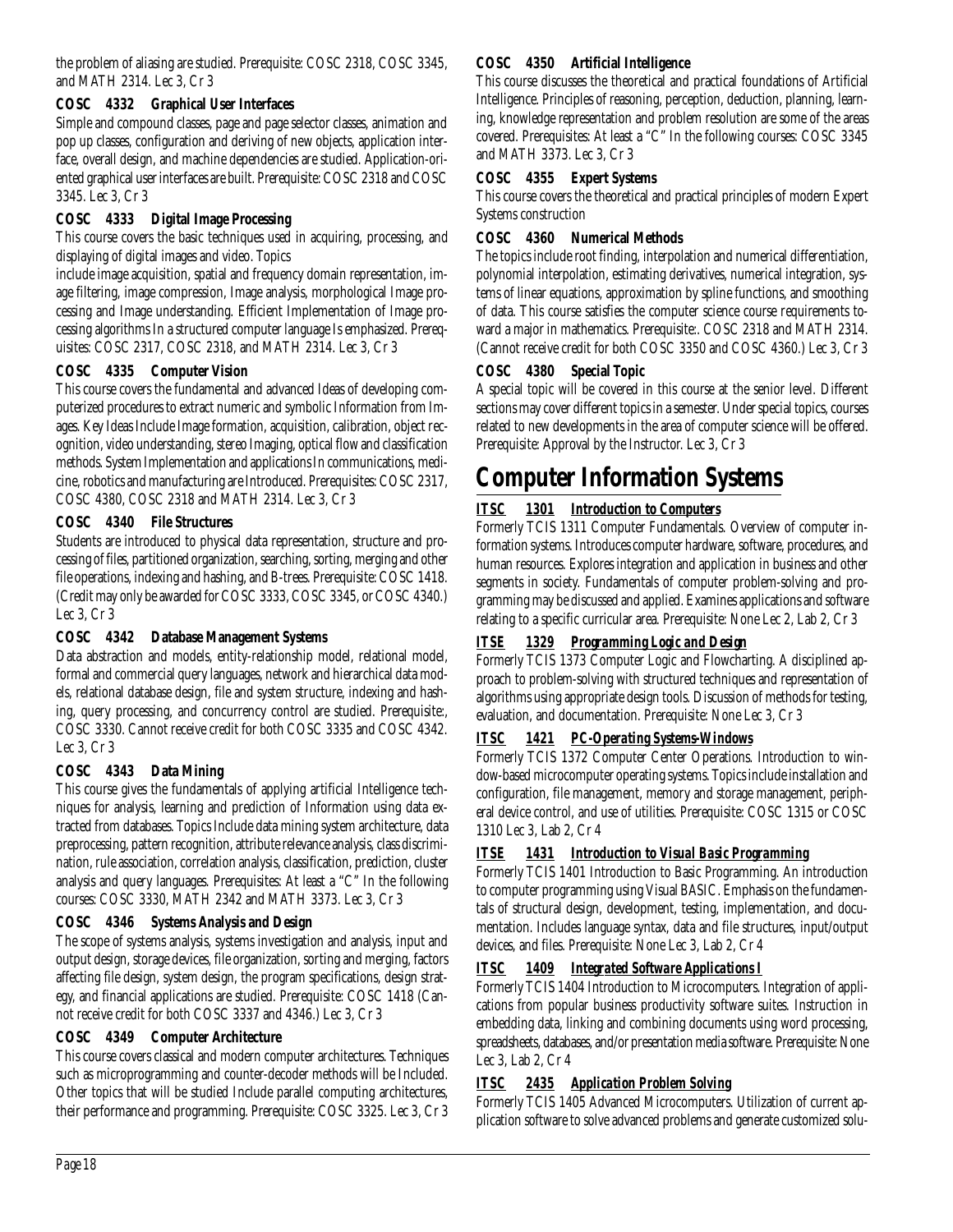the problem of aliasing are studied. Prerequisite: COSC 2318, COSC 3345, and MATH 2314. Lec 3, Cr 3

### COSC 4332 Graphical User Interfaces

Simple and compound classes, page and page selector classes, animation and pop up classes, configuration and deriving of new objects, application interface, overall design, and machine dependencies are studied. Application-oriented graphical user interfaces are built. Prerequisite: COSC 2318 and COSC 3345. Lec 3, Cr 3

### COSC 4333 Digital Image Processing

This course covers the basic techniques used in acquiring, processing, and displaying of digital images and video. Topics
include image acquisition, spatial and frequency domain representation, image filtering, image compression, Image analysis, morphological Image processing and Image understanding. Efficient Implementation of Image processing algorithms In a structured computer language Is emphasized. Prerequisites: COSC 2317, COSC 2318, and MATH 2314. Lec 3, Cr 3

### COSC 4335 Computer Vision

This course covers the fundamental and advanced Ideas of developing computerized procedures to extract numeric and symbolic Information from Images. Key Ideas Include Image formation, acquisition, calibration, object recognition, video understanding, stereo Imaging, optical flow and classification methods. System Implementation and applications In communications, medicine, robotics and manufacturing are Introduced. Prerequisites: COSC 2317, COSC 4380, COSC 2318 and MATH 2314. Lec 3, Cr 3

### COSC 4340 File Structures

Students are introduced to physical data representation, structure and processing of files, partitioned organization, searching, sorting, merging and other file operations, indexing and hashing, and B-trees. Prerequisite: COSC 1418. (Credit may only be awarded for COSC 3333, COSC 3345, or COSC 4340.) Lec 3, Cr 3

### COSC 4342 Database Management Systems

Data abstraction and models, entity-relationship model, relational model, formal and commercial query languages, network and hierarchical data models, relational database design, file and system structure, indexing and hashing, query processing, and concurrency control are studied. Prerequisite:, COSC 3330. Cannot receive credit for both COSC 3335 and COSC 4342. Lec 3, Cr 3

### COSC 4343 Data Mining

This course gives the fundamentals of applying artificial Intelligence techniques for analysis, learning and prediction of Information using data extracted from databases. Topics Include data mining system architecture, data preprocessing, pattern recognition, attribute relevance analysis, class discrimination, rule association, correlation analysis, classification, prediction, cluster analysis and query languages. Prerequisites: At least a "C" In the following courses: COSC 3330, MATH 2342 and MATH 3373. Lec 3, Cr 3

### COSC 4346 Systems Analysis and Design

The scope of systems analysis, systems investigation and analysis, input and output design, storage devices, file organization, sorting and merging, factors affecting file design, system design, the program specifications, design strategy, and financial applications are studied. Prerequisite: COSC 1418 (Cannot receive credit for both COSC 3337 and 4346.) Lec 3, Cr 3

### COSC 4349 Computer Architecture

This course covers classical and modern computer architectures. Techniques such as microprogramming and counter-decoder methods will be Included. Other topics that will be studied Include parallel computing architectures, their performance and programming. Prerequisite: COSC 3325. Lec 3, Cr 3

### COSC 4350 Artificial Intelligence

This course discusses the theoretical and practical foundations of Artificial Intelligence. Principles of reasoning, perception, deduction, planning, learning, knowledge representation and problem resolution are some of the areas covered. Prerequisites: At least a "C" In the following courses: COSC 3345 and MATH 3373. Lec 3, Cr 3

### COSC 4355 Expert Systems

This course covers the theoretical and practical principles of modern Expert Systems construction

### COSC 4360 Numerical Methods

The topics include root finding, interpolation and numerical differentiation, polynomial interpolation, estimating derivatives, numerical integration, systems of linear equations, approximation by spline functions, and smoothing of data. This course satisfies the computer science course requirements toward a major in mathematics. Prerequisite:. COSC 2318 and MATH 2314. (Cannot receive credit for both COSC 3350 and COSC 4360.) Lec 3, Cr 3

### COSC 4380 Special Topic

A special topic will be covered in this course at the senior level. Different sections may cover different topics in a semester. Under special topics, courses related to new developments in the area of computer science will be offered. Prerequisite: Approval by the Instructor. Lec 3, Cr 3

# Computer Information Systems

### ITSC 1301 Introduction to Computers

Formerly TCIS 1311 Computer Fundamentals. Overview of computer information systems. Introduces computer hardware, software, procedures, and human resources. Explores integration and application in business and other segments in society. Fundamentals of computer problem-solving and programming may be discussed and applied. Examines applications and software relating to a specific curricular area. Prerequisite: None Lec 2, Lab 2, Cr 3

### ITSE 1329 Programming Logic and Design

Formerly TCIS 1373 Computer Logic and Flowcharting. A disciplined approach to problem-solving with structured techniques and representation of algorithms using appropriate design tools. Discussion of methods for testing, evaluation, and documentation. Prerequisite: None Lec 3, Cr 3

### ITSC 1421 PC-Operating Systems-Windows

Formerly TCIS 1372 Computer Center Operations. Introduction to window-based microcomputer operating systems. Topics include installation and configuration, file management, memory and storage management, peripheral device control, and use of utilities. Prerequisite: COSC 1315 or COSC 1310 Lec 3, Lab 2, Cr 4

### ITSE 1431 Introduction to Visual Basic Programming

Formerly TCIS 1401 Introduction to Basic Programming. An introduction to computer programming using Visual BASIC. Emphasis on the fundamentals of structural design, development, testing, implementation, and documentation. Includes language syntax, data and file structures, input/output devices, and files. Prerequisite: None Lec 3, Lab 2, Cr 4

### ITSC 1409 Integrated Software Applications I

Formerly TCIS 1404 Introduction to Microcomputers. Integration of applications from popular business productivity software suites. Instruction in embedding data, linking and combining documents using word processing, spreadsheets, databases, and/or presentation media software. Prerequisite: None Lec 3, Lab 2, Cr 4

### ITSC 2435 Application Problem Solving

Formerly TCIS 1405 Advanced Microcomputers. Utilization of current application software to solve advanced problems and generate customized solu-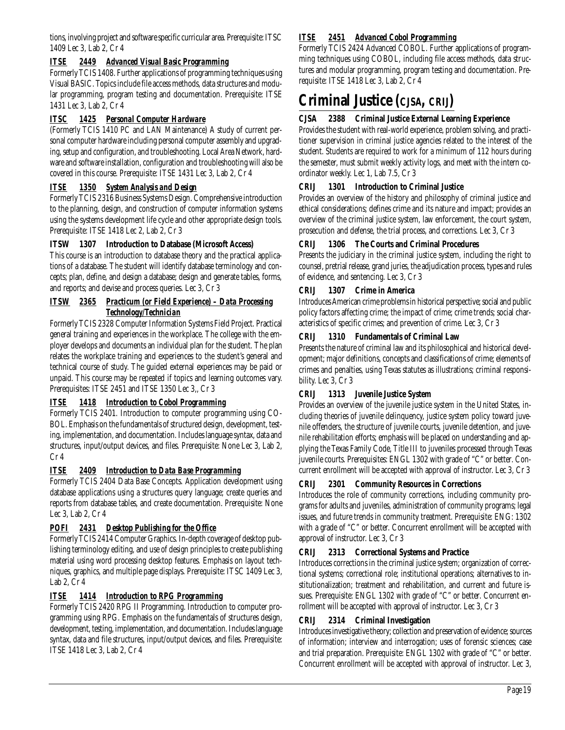tions, involving project and software specific curricular area. Prerequisite: ITSC 1409 Lec 3, Lab 2, Cr 4

### *ITSE 2449 Advanced Visual Basic Programming*

Formerly TCIS 1408. Further applications of programming techniques using Visual BASIC. Topics include file access methods, data structures and modular programming, program testing and documentation. Prerequisite: ITSE 1431 Lec 3, Lab 2, Cr 4

### *ITSC 1425 Personal Computer Hardware*

(Formerly TCIS 1410 PC and LAN Maintenance) A study of current personal computer hardware including personal computer assembly and upgrading, setup and configuration, and troubleshooting. Local Area Network, hardware and software installation, configuration and troubleshooting will also be covered in this course. Prerequisite: ITSE 1431 Lec 3, Lab 2, Cr 4

### *ITSE 1350 System Analysis and Design*

Formerly TCIS 2316 Business Systems Design. Comprehensive introduction to the planning, design, and construction of computer information systems using the systems development life cycle and other appropriate design tools. Prerequisite: ITSE 1418 Lec 2, Lab 2, Cr 3

### ITSW 1307 Introduction to Database (Microsoft Access)

This course is an introduction to database theory and the practical applications of a database. The student will identify database terminology and concepts; plan, define, and design a database; design and generate tables, forms, and reports; and devise and process queries. Lec 3, Cr 3

### *ITSW 2365 Practicum (or Field Experience) – Data Processing Technology/Technician*

Formerly TCIS 2328 Computer Information Systems Field Project. Practical general training and experiences in the workplace. The college with the employer develops and documents an individual plan for the student. The plan relates the workplace training and experiences to the student's general and technical course of study. The guided external experiences may be paid or unpaid. This course may be repeated if topics and learning outcomes vary. Prerequisites: ITSE 2451 and ITSE 1350 Lec 3,, Cr 3

### *ITSE 1418 Introduction to Cobol Programming*

Formerly TCIS 2401. Introduction to computer programming using COBOL. Emphasis on the fundamentals of structured design, development, testing, implementation, and documentation. Includes language syntax, data and structures, input/output devices, and files. Prerequisite: None Lec 3, Lab 2, Cr 4

### *ITSE 2409 Introduction to Data Base Programming*

Formerly TCIS 2404 Data Base Concepts. Application development using database applications using a structures query language; create queries and reports from database tables, and create documentation. Prerequisite: None Lec 3, Lab 2, Cr 4

### *POFI 2431 Desktop Publishing for the Office*

Formerly TCIS 2414 Computer Graphics. In-depth coverage of desktop publishing terminology editing, and use of design principles to create publishing material using word processing desktop features. Emphasis on layout techniques, graphics, and multiple page displays. Prerequisite: ITSC 1409 Lec 3, Lab 2, Cr 4

### *ITSE 1414 Introduction to RPG Programming*

Formerly TCIS 2420 RPG II Programming. Introduction to computer programming using RPG. Emphasis on the fundamentals of structures design, development, testing, implementation, and documentation. Includes language syntax, data and file structures, input/output devices, and files. Prerequisite: ITSE 1418 Lec 3, Lab 2, Cr 4

### *ITSE 2451 Advanced Cobol Programming*

Formerly TCIS 2424 Advanced COBOL. Further applications of programming techniques using COBOL, including file access methods, data structures and modular programming, program testing and documentation. Prerequisite: ITSE 1418 Lec 3, Lab 2, Cr 4

# Criminal Justice (CJSA, CRIJ)

### CJSA 2388 Criminal Justice External Learning Experience

Provides the student with real-world experience, problem solving, and practitioner supervision in criminal justice agencies related to the interest of the student. Students are required to work for a minimum of 112 hours during the semester, must submit weekly activity logs, and meet with the intern coordinator weekly. Lec 1, Lab 7.5, Cr 3

### CRIJ 1301 Introduction to Criminal Justice

Provides an overview of the history and philosophy of criminal justice and ethical considerations; defines crime and its nature and impact; provides an overview of the criminal justice system, law enforcement, the court system, prosecution and defense, the trial process, and corrections. Lec 3, Cr 3

### CRIJ 1306 The Courts and Criminal Procedures

Presents the judiciary in the criminal justice system, including the right to counsel, pretrial release, grand juries, the adjudication process, types and rules of evidence, and sentencing. Lec 3, Cr 3

### CRIJ 1307 Crime in America

Introduces American crime problems in historical perspective; social and public policy factors affecting crime; the impact of crime; crime trends; social characteristics of specific crimes; and prevention of crime. Lec 3, Cr 3

### CRIJ 1310 Fundamentals of Criminal Law

Presents the nature of criminal law and its philosophical and historical development; major definitions, concepts and classifications of crime; elements of crimes and penalties, using Texas statutes as illustrations; criminal responsibility. Lec 3, Cr 3

### CRIJ 1313 Juvenile Justice System

Provides an overview of the juvenile justice system in the United States, including theories of juvenile delinquency, justice system policy toward juvenile offenders, the structure of juvenile courts, juvenile detention, and juvenile rehabilitation efforts; emphasis will be placed on understanding and applying the Texas Family Code, Title III to juveniles processed through Texas juvenile courts. Prerequisites: ENGL 1302 with grade of "C" or better. Concurrent enrollment will be accepted with approval of instructor. Lec 3, Cr 3

### CRIJ 2301 Community Resources in Corrections

Introduces the role of community corrections, including community programs for adults and juveniles, administration of community programs; legal issues, and future trends in community treatment. Prerequisite: ENG: 1302 with a grade of "C" or better. Concurrent enrollment will be accepted with approval of instructor. Lec 3, Cr 3

### CRIJ 2313 Correctional Systems and Practice

Introduces corrections in the criminal justice system; organization of correctional systems; correctional role; institutional operations; alternatives to institutionalization; treatment and rehabilitation, and current and future issues. Prerequisite: ENGL 1302 with grade of "C" or better. Concurrent enrollment will be accepted with approval of instructor. Lec 3, Cr 3

### CRIJ 2314 Criminal Investigation

Introduces investigative theory; collection and preservation of evidence; sources of information; interview and interrogation; uses of forensic sciences; case and trial preparation. Prerequisite: ENGL 1302 with grade of "C" or better. Concurrent enrollment will be accepted with approval of instructor. Lec 3,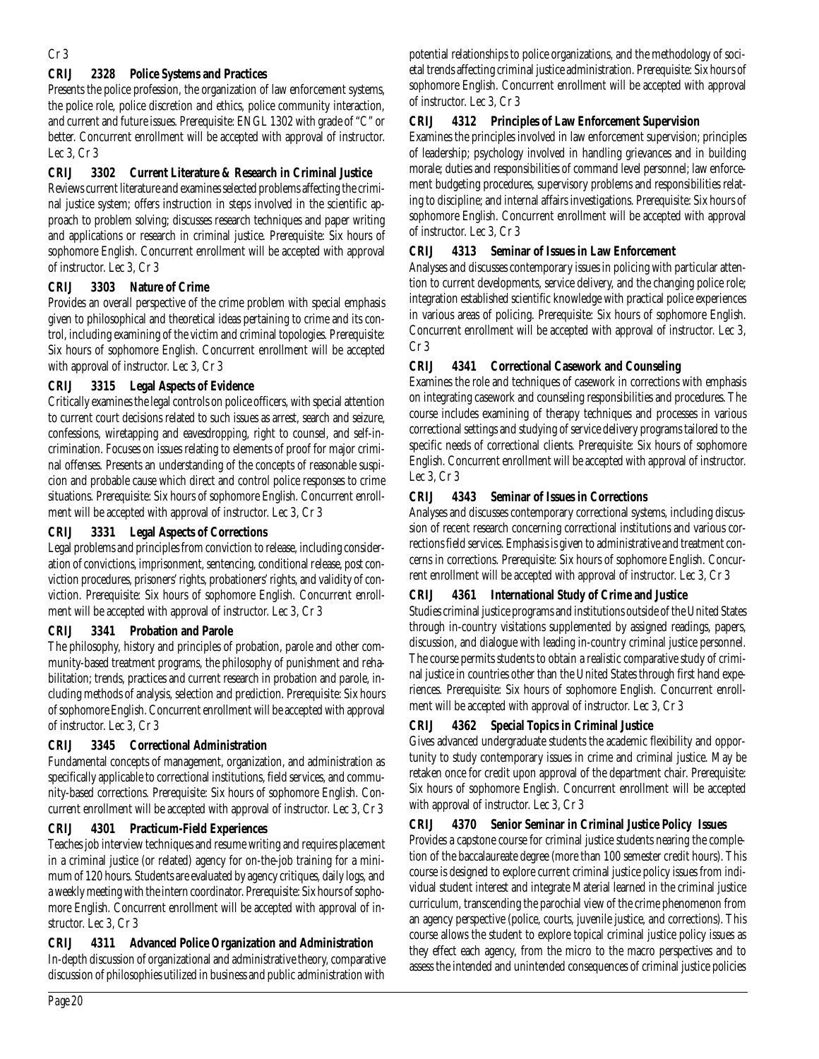Cr 3

**CRIJ 2328 Police Systems and Practices**

Presents the police profession, the organization of law enforcement systems, the police role, police discretion and ethics, police community interaction, and current and future issues. Prerequisite: ENGL 1302 with grade of "C" or better. Concurrent enrollment will be accepted with approval of instructor. Lec 3, Cr 3

**CRIJ 3302 Current Literature & Research in Criminal Justice**

Reviews current literature and examines selected problems affecting the criminal justice system; offers instruction in steps involved in the scientific approach to problem solving; discusses research techniques and paper writing and applications or research in criminal justice. Prerequisite: Six hours of sophomore English. Concurrent enrollment will be accepted with approval of instructor. Lec 3, Cr 3

**CRIJ 3303 Nature of Crime**

Provides an overall perspective of the crime problem with special emphasis given to philosophical and theoretical ideas pertaining to crime and its control, including examining of the victim and criminal topologies. Prerequisite: Six hours of sophomore English. Concurrent enrollment will be accepted with approval of instructor. Lec 3, Cr 3

**CRIJ 3315 Legal Aspects of Evidence**

Critically examines the legal controls on police officers, with special attention to current court decisions related to such issues as arrest, search and seizure, confessions, wiretapping and eavesdropping, right to counsel, and self-incrimination. Focuses on issues relating to elements of proof for major criminal offenses. Presents an understanding of the concepts of reasonable suspicion and probable cause which direct and control police responses to crime situations. Prerequisite: Six hours of sophomore English. Concurrent enrollment will be accepted with approval of instructor. Lec 3, Cr 3

**CRIJ 3331 Legal Aspects of Corrections**

Legal problems and principles from conviction to release, including consideration of convictions, imprisonment, sentencing, conditional release, post conviction procedures, prisoners' rights, probationers' rights, and validity of conviction. Prerequisite: Six hours of sophomore English. Concurrent enrollment will be accepted with approval of instructor. Lec 3, Cr 3

**CRIJ 3341 Probation and Parole**

The philosophy, history and principles of probation, parole and other community-based treatment programs, the philosophy of punishment and rehabilitation; trends, practices and current research in probation and parole, including methods of analysis, selection and prediction. Prerequisite: Six hours of sophomore English. Concurrent enrollment will be accepted with approval of instructor. Lec 3, Cr 3

**CRIJ 3345 Correctional Administration**

Fundamental concepts of management, organization, and administration as specifically applicable to correctional institutions, field services, and community-based corrections. Prerequisite: Six hours of sophomore English. Concurrent enrollment will be accepted with approval of instructor. Lec 3, Cr 3

**CRIJ 4301 Practicum-Field Experiences**

Teaches job interview techniques and resume writing and requires placement in a criminal justice (or related) agency for on-the-job training for a minimum of 120 hours. Students are evaluated by agency critiques, daily logs, and a weekly meeting with the intern coordinator. Prerequisite: Six hours of sophomore English. Concurrent enrollment will be accepted with approval of instructor. Lec 3, Cr 3

**CRIJ 4311 Advanced Police Organization and Administration**

In-depth discussion of organizational and administrative theory, comparative discussion of philosophies utilized in business and public administration with potential relationships to police organizations, and the methodology of societal trends affecting criminal justice administration. Prerequisite: Six hours of sophomore English. Concurrent enrollment will be accepted with approval of instructor. Lec 3, Cr 3

**CRIJ 4312 Principles of Law Enforcement Supervision**

Examines the principles involved in law enforcement supervision; principles of leadership; psychology involved in handling grievances and in building morale; duties and responsibilities of command level personnel; law enforcement budgeting procedures, supervisory problems and responsibilities relating to discipline; and internal affairs investigations. Prerequisite: Six hours of sophomore English. Concurrent enrollment will be accepted with approval of instructor. Lec 3, Cr 3

**CRIJ 4313 Seminar of Issues in Law Enforcement**

Analyses and discusses contemporary issues in policing with particular attention to current developments, service delivery, and the changing police role; integration established scientific knowledge with practical police experiences in various areas of policing. Prerequisite: Six hours of sophomore English. Concurrent enrollment will be accepted with approval of instructor. Lec 3, Cr 3

**CRIJ 4341 Correctional Casework and Counseling**

Examines the role and techniques of casework in corrections with emphasis on integrating casework and counseling responsibilities and procedures. The course includes examining of therapy techniques and processes in various correctional settings and studying of service delivery programs tailored to the specific needs of correctional clients. Prerequisite: Six hours of sophomore English. Concurrent enrollment will be accepted with approval of instructor. Lec 3, Cr 3

**CRIJ 4343 Seminar of Issues in Corrections**

Analyses and discusses contemporary correctional systems, including discussion of recent research concerning correctional institutions and various corrections field services. Emphasis is given to administrative and treatment concerns in corrections. Prerequisite: Six hours of sophomore English. Concurrent enrollment will be accepted with approval of instructor. Lec 3, Cr 3

**CRIJ 4361 International Study of Crime and Justice**

Studies criminal justice programs and institutions outside of the United States through in-country visitations supplemented by assigned readings, papers, discussion, and dialogue with leading in-country criminal justice personnel. The course permits students to obtain a realistic comparative study of criminal justice in countries other than the United States through first hand experiences. Prerequisite: Six hours of sophomore English. Concurrent enrollment will be accepted with approval of instructor. Lec 3, Cr 3

**CRIJ 4362 Special Topics in Criminal Justice**

Gives advanced undergraduate students the academic flexibility and opportunity to study contemporary issues in crime and criminal justice. May be retaken once for credit upon approval of the department chair. Prerequisite: Six hours of sophomore English. Concurrent enrollment will be accepted with approval of instructor. Lec 3, Cr 3

**CRIJ 4370 Senior Seminar in Criminal Justice Policy Issues**

Provides a capstone course for criminal justice students nearing the completion of the baccalaureate degree (more than 100 semester credit hours). This course is designed to explore current criminal justice policy issues from individual student interest and integrate Material learned in the criminal justice curriculum, transcending the parochial view of the crime phenomenon from an agency perspective (police, courts, juvenile justice, and corrections). This course allows the student to explore topical criminal justice policy issues as they effect each agency, from the micro to the macro perspectives and to assess the intended and unintended consequences of criminal justice policies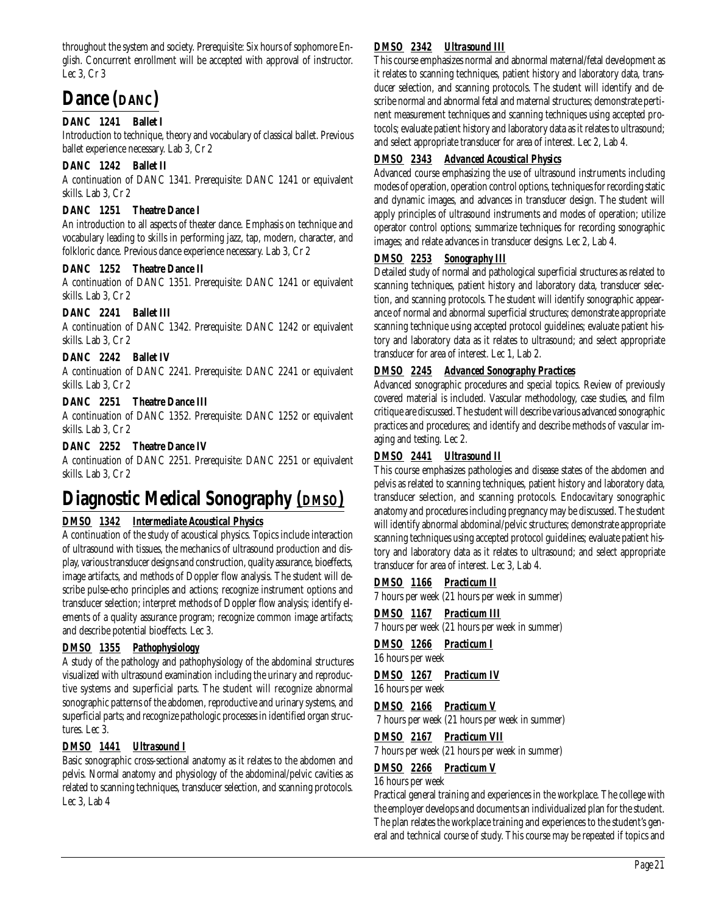throughout the system and society. Prerequisite: Six hours of sophomore English. Concurrent enrollment will be accepted with approval of instructor. Lec 3, Cr 3

# Dance (DANC)

**DANC 1241 Ballet I**

Introduction to technique, theory and vocabulary of classical ballet. Previous ballet experience necessary. Lab 3, Cr 2

**DANC 1242 Ballet II**

A continuation of DANC 1341. Prerequisite: DANC 1241 or equivalent skills. Lab 3, Cr 2

**DANC 1251 Theatre Dance I**

An introduction to all aspects of theater dance. Emphasis on technique and vocabulary leading to skills in performing jazz, tap, modern, character, and folkloric dance. Previous dance experience necessary. Lab 3, Cr 2

**DANC 1252 Theatre Dance II**

A continuation of DANC 1351. Prerequisite: DANC 1241 or equivalent skills. Lab 3, Cr 2

**DANC 2241 Ballet III**

A continuation of DANC 1342. Prerequisite: DANC 1242 or equivalent skills. Lab 3, Cr 2

**DANC 2242 Ballet IV**

A continuation of DANC 2241. Prerequisite: DANC 2241 or equivalent skills. Lab 3, Cr 2

**DANC 2251 Theatre Dance III**

A continuation of DANC 1352. Prerequisite: DANC 1252 or equivalent skills. Lab 3, Cr 2

**DANC 2252 Theatre Dance IV**

A continuation of DANC 2251. Prerequisite: DANC 2251 or equivalent skills. Lab 3, Cr 2

# Diagnostic Medical Sonography (DMSO)

**DMSO 1342 Intermediate Acoustical Physics**

A continuation of the study of acoustical physics. Topics include interaction of ultrasound with tissues, the mechanics of ultrasound production and display, various transducer designs and construction, quality assurance, bioeffects, image artifacts, and methods of Doppler flow analysis. The student will describe pulse-echo principles and actions; recognize instrument options and transducer selection; interpret methods of Doppler flow analysis; identify elements of a quality assurance program; recognize common image artifacts; and describe potential bioeffects. Lec 3.

**DMSO 1355 Pathophysiology**

A study of the pathology and pathophysiology of the abdominal structures visualized with ultrasound examination including the urinary and reproductive systems and superficial parts. The student will recognize abnormal sonographic patterns of the abdomen, reproductive and urinary systems, and superficial parts; and recognize pathologic processes in identified organ structures. Lec 3.

**DMSO 1441 Ultrasound I**

Basic sonographic cross-sectional anatomy as it relates to the abdomen and pelvis. Normal anatomy and physiology of the abdominal/pelvic cavities as related to scanning techniques, transducer selection, and scanning protocols. Lec 3, Lab 4

**DMSO 2342 Ultrasound III**

This course emphasizes normal and abnormal maternal/fetal development as it relates to scanning techniques, patient history and laboratory data, transducer selection, and scanning protocols. The student will identify and describe normal and abnormal fetal and maternal structures; demonstrate pertinent measurement techniques and scanning techniques using accepted protocols; evaluate patient history and laboratory data as it relates to ultrasound; and select appropriate transducer for area of interest. Lec 2, Lab 4.

**DMSO 2343 Advanced Acoustical Physics**

Advanced course emphasizing the use of ultrasound instruments including modes of operation, operation control options, techniques for recording static and dynamic images, and advances in transducer design. The student will apply principles of ultrasound instruments and modes of operation; utilize operator control options; summarize techniques for recording sonographic images; and relate advances in transducer designs. Lec 2, Lab 4.

**DMSO 2253 Sonography III**

Detailed study of normal and pathological superficial structures as related to scanning techniques, patient history and laboratory data, transducer selection, and scanning protocols. The student will identify sonographic appearance of normal and abnormal superficial structures; demonstrate appropriate scanning technique using accepted protocol guidelines; evaluate patient history and laboratory data as it relates to ultrasound; and select appropriate transducer for area of interest. Lec 1, Lab 2.

**DMSO 2245 Advanced Sonography Practices**

Advanced sonographic procedures and special topics. Review of previously covered material is included. Vascular methodology, case studies, and film critique are discussed. The student will describe various advanced sonographic practices and procedures; and identify and describe methods of vascular imaging and testing. Lec 2.

**DMSO 2441 Ultrasound II**

This course emphasizes pathologies and disease states of the abdomen and pelvis as related to scanning techniques, patient history and laboratory data, transducer selection, and scanning protocols. Endocavitary sonographic anatomy and procedures including pregnancy may be discussed. The student will identify abnormal abdominal/pelvic structures; demonstrate appropriate scanning techniques using accepted protocol guidelines; evaluate patient history and laboratory data as it relates to ultrasound; and select appropriate transducer for area of interest. Lec 3, Lab 4.

**DMSO 1166 Practicum II**

7 hours per week (21 hours per week in summer)

**DMSO 1167 Practicum III**

7 hours per week (21 hours per week in summer)

**DMSO 1266 Practicum I**

16 hours per week

**DMSO 1267 Practicum IV**

16 hours per week

**DMSO 2166 Practicum V**

7 hours per week (21 hours per week in summer)

**DMSO 2167 Practicum VII**

7 hours per week (21 hours per week in summer)

**DMSO 2266 Practicum V**

16 hours per week

Practical general training and experiences in the workplace. The college with the employer develops and documents an individualized plan for the student. The plan relates the workplace training and experiences to the student's general and technical course of study. This course may be repeated if topics and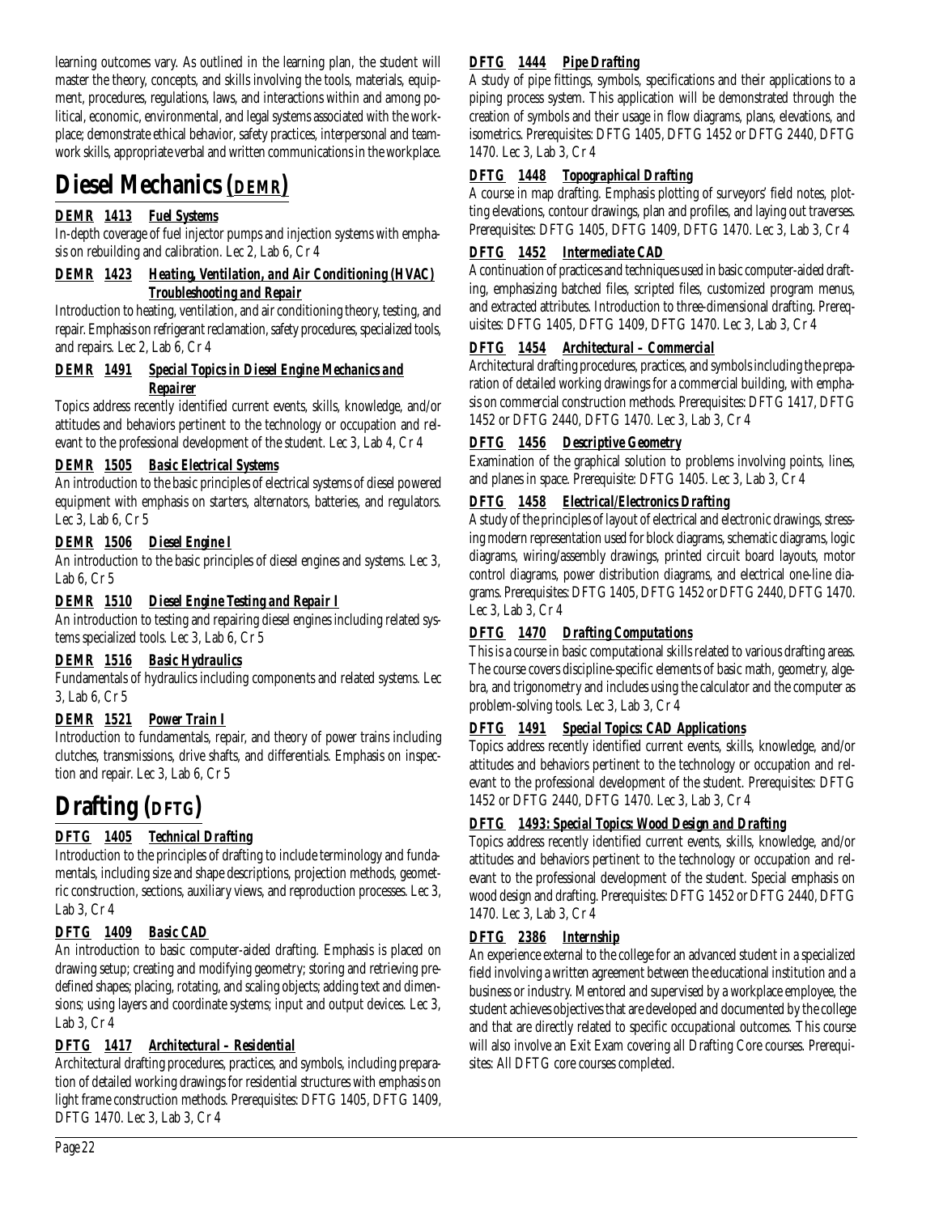learning outcomes vary. As outlined in the learning plan, the student will master the theory, concepts, and skills involving the tools, materials, equipment, procedures, regulations, laws, and interactions within and among political, economic, environmental, and legal systems associated with the workplace; demonstrate ethical behavior, safety practices, interpersonal and teamwork skills, appropriate verbal and written communications in the workplace.

# Diesel Mechanics (DEMR)

### DEMR 1413 Fuel Systems

In-depth coverage of fuel injector pumps and injection systems with emphasis on rebuilding and calibration. Lec 2, Lab 6, Cr 4

### DEMR 1423 Heating, Ventilation, and Air Conditioning (HVAC) Troubleshooting and Repair

Introduction to heating, ventilation, and air conditioning theory, testing, and repair. Emphasis on refrigerant reclamation, safety procedures, specialized tools, and repairs. Lec 2, Lab 6, Cr 4

### DEMR 1491 Special Topics in Diesel Engine Mechanics and Repairer

Topics address recently identified current events, skills, knowledge, and/or attitudes and behaviors pertinent to the technology or occupation and relevant to the professional development of the student. Lec 3, Lab 4, Cr 4

### DEMR 1505 Basic Electrical Systems

An introduction to the basic principles of electrical systems of diesel powered equipment with emphasis on starters, alternators, batteries, and regulators. Lec 3, Lab 6, Cr 5

### DEMR 1506 Diesel Engine I

An introduction to the basic principles of diesel engines and systems. Lec 3, Lab 6, Cr 5

### DEMR 1510 Diesel Engine Testing and Repair I

An introduction to testing and repairing diesel engines including related systems specialized tools. Lec 3, Lab 6, Cr 5

### DEMR 1516 Basic Hydraulics

Fundamentals of hydraulics including components and related systems. Lec 3, Lab 6, Cr 5

### DEMR 1521 Power Train I

Introduction to fundamentals, repair, and theory of power trains including clutches, transmissions, drive shafts, and differentials. Emphasis on inspection and repair. Lec 3, Lab 6, Cr 5

# Drafting (DFTG)

### DFTG 1405 Technical Drafting

Introduction to the principles of drafting to include terminology and fundamentals, including size and shape descriptions, projection methods, geometric construction, sections, auxiliary views, and reproduction processes. Lec 3, Lab 3, Cr 4

### DFTG 1409 Basic CAD

An introduction to basic computer-aided drafting. Emphasis is placed on drawing setup; creating and modifying geometry; storing and retrieving predefined shapes; placing, rotating, and scaling objects; adding text and dimensions; using layers and coordinate systems; input and output devices. Lec 3, Lab 3, Cr 4

### DFTG 1417 Architectural – Residential

Architectural drafting procedures, practices, and symbols, including preparation of detailed working drawings for residential structures with emphasis on light frame construction methods. Prerequisites: DFTG 1405, DFTG 1409, DFTG 1470. Lec 3, Lab 3, Cr 4

### DFTG 1444 Pipe Drafting

A study of pipe fittings, symbols, specifications and their applications to a piping process system. This application will be demonstrated through the creation of symbols and their usage in flow diagrams, plans, elevations, and isometrics. Prerequisites: DFTG 1405, DFTG 1452 or DFTG 2440, DFTG 1470. Lec 3, Lab 3, Cr 4

### DFTG 1448 Topographical Drafting

A course in map drafting. Emphasis plotting of surveyors' field notes, plotting elevations, contour drawings, plan and profiles, and laying out traverses. Prerequisites: DFTG 1405, DFTG 1409, DFTG 1470. Lec 3, Lab 3, Cr 4

### DFTG 1452 Intermediate CAD

A continuation of practices and techniques used in basic computer-aided drafting, emphasizing batched files, scripted files, customized program menus, and extracted attributes. Introduction to three-dimensional drafting. Prerequisites: DFTG 1405, DFTG 1409, DFTG 1470. Lec 3, Lab 3, Cr 4

### DFTG 1454 Architectural – Commercial

Architectural drafting procedures, practices, and symbols including the preparation of detailed working drawings for a commercial building, with emphasis on commercial construction methods. Prerequisites: DFTG 1417, DFTG 1452 or DFTG 2440, DFTG 1470. Lec 3, Lab 3, Cr 4

### DFTG 1456 Descriptive Geometry

Examination of the graphical solution to problems involving points, lines, and planes in space. Prerequisite: DFTG 1405. Lec 3, Lab 3, Cr 4

### DFTG 1458 Electrical/Electronics Drafting

A study of the principles of layout of electrical and electronic drawings, stressing modern representation used for block diagrams, schematic diagrams, logic diagrams, wiring/assembly drawings, printed circuit board layouts, motor control diagrams, power distribution diagrams, and electrical one-line diagrams. Prerequisites: DFTG 1405, DFTG 1452 or DFTG 2440, DFTG 1470. Lec 3, Lab 3, Cr 4

### DFTG 1470 Drafting Computations

This is a course in basic computational skills related to various drafting areas. The course covers discipline-specific elements of basic math, geometry, algebra, and trigonometry and includes using the calculator and the computer as problem-solving tools. Lec 3, Lab 3, Cr 4

### DFTG 1491 Special Topics: CAD Applications

Topics address recently identified current events, skills, knowledge, and/or attitudes and behaviors pertinent to the technology or occupation and relevant to the professional development of the student. Prerequisites: DFTG 1452 or DFTG 2440, DFTG 1470. Lec 3, Lab 3, Cr 4

### DFTG 1493: Special Topics: Wood Design and Drafting

Topics address recently identified current events, skills, knowledge, and/or attitudes and behaviors pertinent to the technology or occupation and relevant to the professional development of the student. Special emphasis on wood design and drafting. Prerequisites: DFTG 1452 or DFTG 2440, DFTG 1470. Lec 3, Lab 3, Cr 4

### DFTG 2386 Internship

An experience external to the college for an advanced student in a specialized field involving a written agreement between the educational institution and a business or industry. Mentored and supervised by a workplace employee, the student achieves objectives that are developed and documented by the college and that are directly related to specific occupational outcomes. This course will also involve an Exit Exam covering all Drafting Core courses. Prerequisites: All DFTG core courses completed.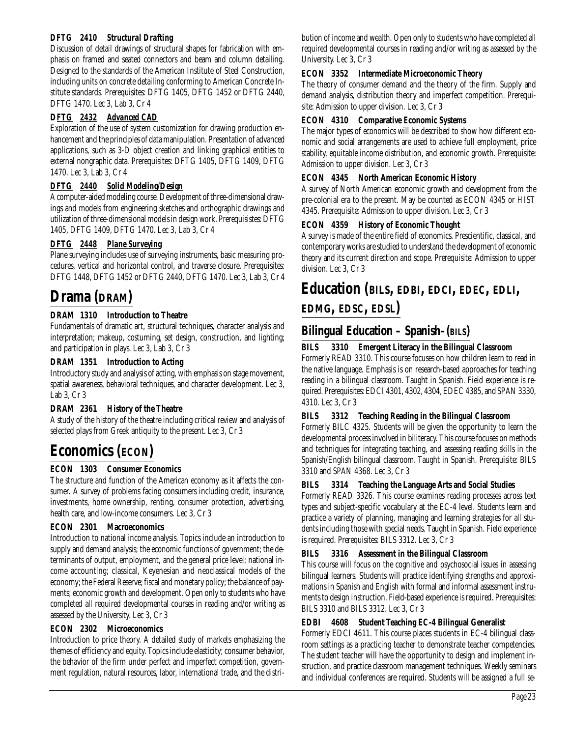**DFTG 2410 Structural Drafting**

Discussion of detail drawings of structural shapes for fabrication with emphasis on framed and seated connectors and beam and column detailing. Designed to the standards of the American Institute of Steel Construction, including units on concrete detailing conforming to American Concrete Institute standards. Prerequisites: DFTG 1405, DFTG 1452 or DFTG 2440, DFTG 1470. Lec 3, Lab 3, Cr 4

**DFTG 2432 Advanced CAD**

Exploration of the use of system customization for drawing production enhancement and the principles of data manipulation. Presentation of advanced applications, such as 3-D object creation and linking graphical entities to external nongraphic data. Prerequisites: DFTG 1405, DFTG 1409, DFTG 1470. Lec 3, Lab 3, Cr 4

**DFTG 2440 Solid Modeling/Design**

A computer-aided modeling course. Development of three-dimensional drawings and models from engineering sketches and orthographic drawings and utilization of three-dimensional models in design work. Prerequisistes: DFTG 1405, DFTG 1409, DFTG 1470. Lec 3, Lab 3, Cr 4

**DFTG 2448 Plane Surveying**

Plane surveying includes use of surveying instruments, basic measuring procedures, vertical and horizontal control, and traverse closure. Prerequisites: DFTG 1448, DFTG 1452 or DFTG 2440, DFTG 1470. Lec 3, Lab 3, Cr 4

# Drama (DRAM)

**DRAM 1310 Introduction to Theatre**

Fundamentals of dramatic art, structural techniques, character analysis and interpretation; makeup, costuming, set design, construction, and lighting; and participation in plays. Lec 3, Lab 3, Cr 3

**DRAM 1351 Introduction to Acting**

Introductory study and analysis of acting, with emphasis on stage movement, spatial awareness, behavioral techniques, and character development. Lec 3, Lab 3, Cr 3

**DRAM 2361 History of the Theatre**

A study of the history of the theatre including critical review and analysis of selected plays from Greek antiquity to the present. Lec 3, Cr 3

# Economics (ECON)

**ECON 1303 Consumer Economics**

The structure and function of the American economy as it affects the consumer. A survey of problems facing consumers including credit, insurance, investments, home ownership, renting, consumer protection, advertising, health care, and low-income consumers. Lec 3, Cr 3

**ECON 2301 Macroeconomics**

Introduction to national income analysis. Topics include an introduction to supply and demand analysis; the economic functions of government; the determinants of output, employment, and the general price level; national income accounting; classical, Keyenesian and neoclassical models of the economy; the Federal Reserve; fiscal and monetary policy; the balance of payments; economic growth and development. Open only to students who have completed all required developmental courses in reading and/or writing as assessed by the University. Lec 3, Cr 3

**ECON 2302 Microeconomics**

Introduction to price theory. A detailed study of markets emphasizing the themes of efficiency and equity. Topics include elasticity; consumer behavior, the behavior of the firm under perfect and imperfect competition, government regulation, natural resources, labor, international trade, and the distribution of income and wealth. Open only to students who have completed all required developmental courses in reading and/or writing as assessed by the University. Lec 3, Cr 3

**ECON 3352 Intermediate Microeconomic Theory**

The theory of consumer demand and the theory of the firm. Supply and demand analysis, distribution theory and imperfect competition. Prerequisite: Admission to upper division. Lec 3, Cr 3

**ECON 4310 Comparative Economic Systems**

The major types of economics will be described to show how different economic and social arrangements are used to achieve full employment, price stability, equitable income distribution, and economic growth. Prerequisite: Admission to upper division. Lec 3, Cr 3

**ECON 4345 North American Economic History**

A survey of North American economic growth and development from the pre-colonial era to the present. May be counted as ECON 4345 or HIST 4345. Prerequisite: Admission to upper division. Lec 3, Cr 3

**ECON 4359 History of Economic Thought**

A survey is made of the entire field of economics. Prescientific, classical, and contemporary works are studied to understand the development of economic theory and its current direction and scope. Prerequisite: Admission to upper division. Lec 3, Cr 3

# Education (BILS, EDBI, EDCI, EDEC, EDLI, EDMG, EDSC, EDSL)

## Bilingual Education – Spanish– (BILS)

**BILS 3310 Emergent Literacy in the Bilingual Classroom**

Formerly READ 3310. This course focuses on how children learn to read in the native language. Emphasis is on research-based approaches for teaching reading in a bilingual classroom. Taught in Spanish. Field experience is required. Prerequisites: EDCI 4301, 4302, 4304, EDEC 4385, and SPAN 3330, 4310. Lec 3, Cr 3

**BILS 3312 Teaching Reading in the Bilingual Classroom**

Formerly BILC 4325. Students will be given the opportunity to learn the developmental process involved in biliteracy. This course focuses on methods and techniques for integrating teaching, and assessing reading skills in the Spanish/English bilingual classroom. Taught in Spanish. Prerequisite: BILS 3310 and SPAN 4368. Lec 3, Cr 3

**BILS 3314 Teaching the Language Arts and Social Studies**

Formerly READ 3326. This course examines reading processes across text types and subject-specific vocabulary at the EC-4 level. Students learn and practice a variety of planning, managing and learning strategies for all students including those with special needs. Taught in Spanish. Field experience is required. Prerequisites: BILS 3312. Lec 3, Cr 3

**BILS 3316 Assessment in the Bilingual Classroom**

This course will focus on the cognitive and psychosocial issues in assessing bilingual learners. Students will practice identifying strengths and approximations in Spanish and English with formal and informal assessment instruments to design instruction. Field-based experience is required. Prerequisites: BILS 3310 and BILS 3312. Lec 3, Cr 3

**EDBI 4608 Student Teaching EC-4 Bilingual Generalist**

Formerly EDCI 4611. This course places students in EC-4 bilingual classroom settings as a practicing teacher to demonstrate teacher competencies. The student teacher will have the opportunity to design and implement instruction, and practice classroom management techniques. Weekly seminars and individual conferences are required. Students will be assigned a full se-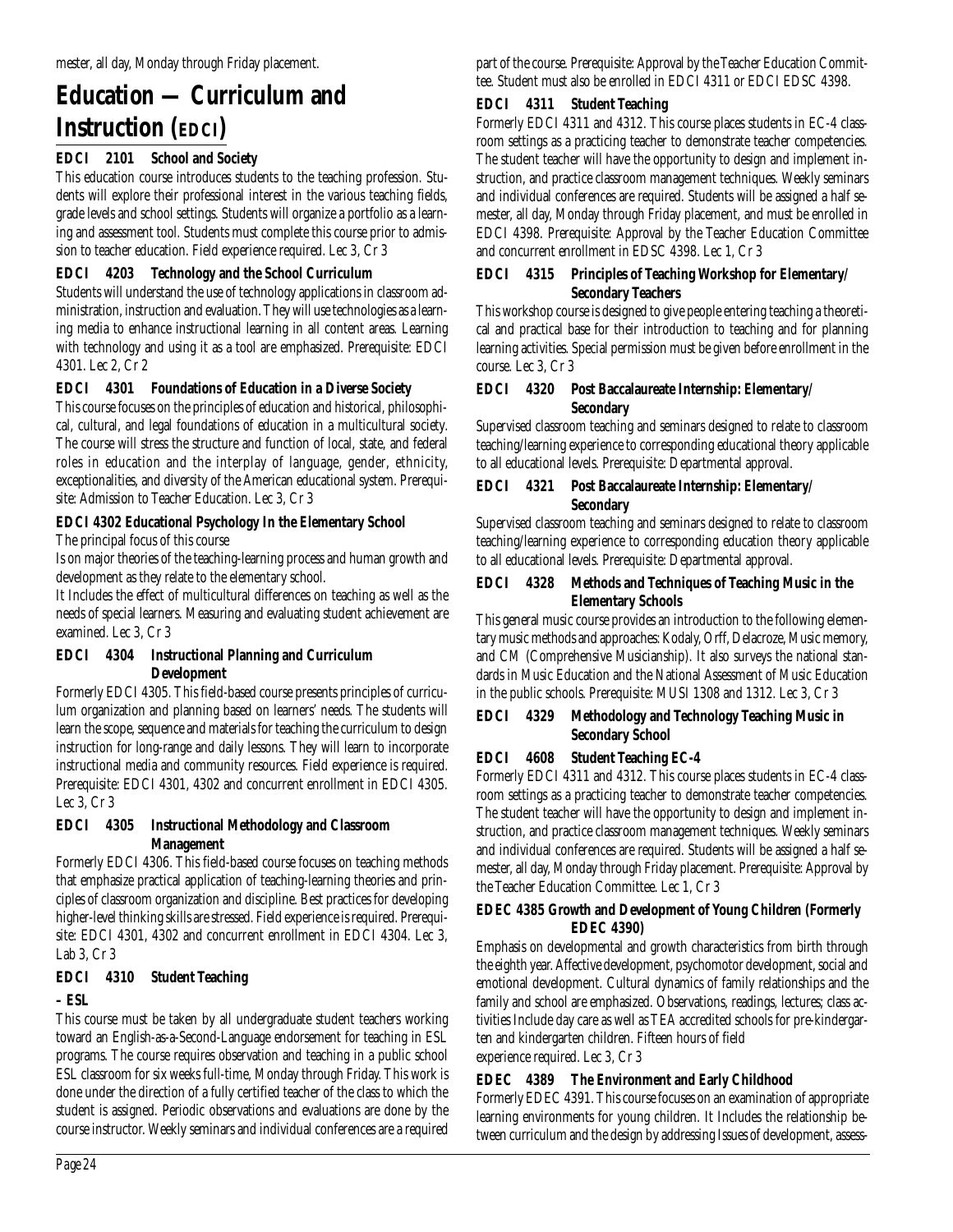mester, all day, Monday through Friday placement.

# Education — Curriculum and Instruction (EDCI)

### EDCI 2101 School and Society

This education course introduces students to the teaching profession. Students will explore their professional interest in the various teaching fields, grade levels and school settings. Students will organize a portfolio as a learning and assessment tool. Students must complete this course prior to admission to teacher education. Field experience required. Lec 3, Cr 3

### EDCI 4203 Technology and the School Curriculum

Students will understand the use of technology applications in classroom administration, instruction and evaluation. They will use technologies as a learning media to enhance instructional learning in all content areas. Learning with technology and using it as a tool are emphasized. Prerequisite: EDCI 4301. Lec 2, Cr 2

### EDCI 4301 Foundations of Education in a Diverse Society

This course focuses on the principles of education and historical, philosophical, cultural, and legal foundations of education in a multicultural society. The course will stress the structure and function of local, state, and federal roles in education and the interplay of language, gender, ethnicity, exceptionalities, and diversity of the American educational system. Prerequisite: Admission to Teacher Education. Lec 3, Cr 3

### EDCI 4302 Educational Psychology In the Elementary School

The principal focus of this course

Is on major theories of the teaching-learning process and human growth and development as they relate to the elementary school.

It Includes the effect of multicultural differences on teaching as well as the needs of special learners. Measuring and evaluating student achievement are examined. Lec 3, Cr 3

### EDCI 4304 Instructional Planning and Curriculum Development

Formerly EDCI 4305. This field-based course presents principles of curriculum organization and planning based on learners' needs. The students will learn the scope, sequence and materials for teaching the curriculum to design instruction for long-range and daily lessons. They will learn to incorporate instructional media and community resources. Field experience is required. Prerequisite: EDCI 4301, 4302 and concurrent enrollment in EDCI 4305. Lec 3, Cr 3

### EDCI 4305 Instructional Methodology and Classroom Management

Formerly EDCI 4306. This field-based course focuses on teaching methods that emphasize practical application of teaching-learning theories and principles of classroom organization and discipline. Best practices for developing higher-level thinking skills are stressed. Field experience is required. Prerequisite: EDCI 4301, 4302 and concurrent enrollment in EDCI 4304. Lec 3, Lab 3, Cr 3

### EDCI 4310 Student Teaching

### – ESL

This course must be taken by all undergraduate student teachers working toward an English-as-a-Second-Language endorsement for teaching in ESL programs. The course requires observation and teaching in a public school ESL classroom for six weeks full-time, Monday through Friday. This work is done under the direction of a fully certified teacher of the class to which the student is assigned. Periodic observations and evaluations are done by the course instructor. Weekly seminars and individual conferences are a required part of the course. Prerequisite: Approval by the Teacher Education Committee. Student must also be enrolled in EDCI 4311 or EDCI EDSC 4398.

### EDCI 4311 Student Teaching

Formerly EDCI 4311 and 4312. This course places students in EC-4 classroom settings as a practicing teacher to demonstrate teacher competencies. The student teacher will have the opportunity to design and implement instruction, and practice classroom management techniques. Weekly seminars and individual conferences are required. Students will be assigned a half semester, all day, Monday through Friday placement, and must be enrolled in EDCI 4398. Prerequisite: Approval by the Teacher Education Committee and concurrent enrollment in EDSC 4398. Lec 1, Cr 3

### EDCI 4315 Principles of Teaching Workshop for Elementary/Secondary Teachers

This workshop course is designed to give people entering teaching a theoretical and practical base for their introduction to teaching and for planning learning activities. Special permission must be given before enrollment in the course. Lec 3, Cr 3

### EDCI 4320 Post Baccalaureate Internship: Elementary/Secondary

Supervised classroom teaching and seminars designed to relate to classroom teaching/learning experience to corresponding educational theory applicable to all educational levels. Prerequisite: Departmental approval.

### EDCI 4321 Post Baccalaureate Internship: Elementary/Secondary

Supervised classroom teaching and seminars designed to relate to classroom teaching/learning experience to corresponding education theory applicable to all educational levels. Prerequisite: Departmental approval.

### EDCI 4328 Methods and Techniques of Teaching Music in the Elementary Schools

This general music course provides an introduction to the following elementary music methods and approaches: Kodaly, Orff, Delacroze, Music memory, and CM (Comprehensive Musicianship). It also surveys the national standards in Music Education and the National Assessment of Music Education in the public schools. Prerequisite: MUSI 1308 and 1312. Lec 3, Cr 3

### EDCI 4329 Methodology and Technology Teaching Music in Secondary School

### EDCI 4608 Student Teaching EC-4

Formerly EDCI 4311 and 4312. This course places students in EC-4 classroom settings as a practicing teacher to demonstrate teacher competencies. The student teacher will have the opportunity to design and implement instruction, and practice classroom management techniques. Weekly seminars and individual conferences are required. Students will be assigned a half semester, all day, Monday through Friday placement. Prerequisite: Approval by the Teacher Education Committee. Lec 1, Cr 3

### EDEC 4385 Growth and Development of Young Children (Formerly EDEC 4390)

Emphasis on developmental and growth characteristics from birth through the eighth year. Affective development, psychomotor development, social and emotional development. Cultural dynamics of family relationships and the family and school are emphasized. Observations, readings, lectures; class activities Include day care as well as TEA accredited schools for pre-kindergarten and kindergarten children. Fifteen hours of field experience required. Lec 3, Cr 3

### EDEC 4389 The Environment and Early Childhood

Formerly EDEC 4391. This course focuses on an examination of appropriate learning environments for young children. It Includes the relationship between curriculum and the design by addressing Issues of development, assess-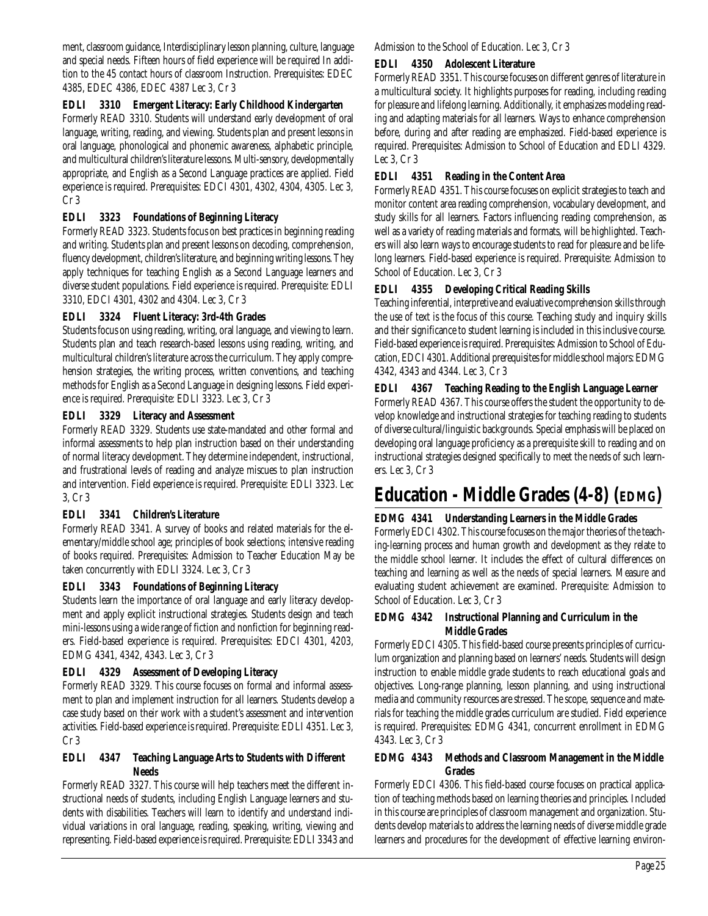ment, classroom guidance, Interdisciplinary lesson planning, culture, language and special needs. Fifteen hours of field experience will be required In addition to the 45 contact hours of classroom Instruction. Prerequisites: EDEC 4385, EDEC 4386, EDEC 4387 Lec 3, Cr 3

**EDLI 3310 Emergent Literacy: Early Childhood Kindergarten**

Formerly READ 3310. Students will understand early development of oral language, writing, reading, and viewing. Students plan and present lessons in oral language, phonological and phonemic awareness, alphabetic principle, and multicultural children's literature lessons. Multi-sensory, developmentally appropriate, and English as a Second Language practices are applied. Field experience is required. Prerequisites: EDCI 4301, 4302, 4304, 4305. Lec 3, Cr 3

**EDLI 3323 Foundations of Beginning Literacy**

Formerly READ 3323. Students focus on best practices in beginning reading and writing. Students plan and present lessons on decoding, comprehension, fluency development, children's literature, and beginning writing lessons. They apply techniques for teaching English as a Second Language learners and diverse student populations. Field experience is required. Prerequisite: EDLI 3310, EDCI 4301, 4302 and 4304. Lec 3, Cr 3

**EDLI 3324 Fluent Literacy: 3rd-4th Grades**

Students focus on using reading, writing, oral language, and viewing to learn. Students plan and teach research-based lessons using reading, writing, and multicultural children's literature across the curriculum. They apply comprehension strategies, the writing process, written conventions, and teaching methods for English as a Second Language in designing lessons. Field experience is required. Prerequisite: EDLI 3323. Lec 3, Cr 3

**EDLI 3329 Literacy and Assessment**

Formerly READ 3329. Students use state-mandated and other formal and informal assessments to help plan instruction based on their understanding of normal literacy development. They determine independent, instructional, and frustrational levels of reading and analyze miscues to plan instruction and intervention. Field experience is required. Prerequisite: EDLI 3323. Lec 3, Cr 3

**EDLI 3341 Children's Literature**

Formerly READ 3341. A survey of books and related materials for the elementary/middle school age; principles of book selections; intensive reading of books required. Prerequisites: Admission to Teacher Education May be taken concurrently with EDLI 3324. Lec 3, Cr 3

**EDLI 3343 Foundations of Beginning Literacy**

Students learn the importance of oral language and early literacy development and apply explicit instructional strategies. Students design and teach mini-lessons using a wide range of fiction and nonfiction for beginning readers. Field-based experience is required. Prerequisites: EDCI 4301, 4203, EDMG 4341, 4342, 4343. Lec 3, Cr 3

**EDLI 4329 Assessment of Developing Literacy**

Formerly READ 3329. This course focuses on formal and informal assessment to plan and implement instruction for all learners. Students develop a case study based on their work with a student's assessment and intervention activities. Field-based experience is required. Prerequisite: EDLI 4351. Lec 3, Cr 3

**EDLI 4347 Teaching Language Arts to Students with Different Needs**

Formerly READ 3327. This course will help teachers meet the different instructional needs of students, including English Language learners and students with disabilities. Teachers will learn to identify and understand individual variations in oral language, reading, speaking, writing, viewing and representing. Field-based experience is required. Prerequisite: EDLI 3343 and Admission to the School of Education. Lec 3, Cr 3

**EDLI 4350 Adolescent Literature**

Formerly READ 3351. This course focuses on different genres of literature in a multicultural society. It highlights purposes for reading, including reading for pleasure and lifelong learning. Additionally, it emphasizes modeling reading and adapting materials for all learners. Ways to enhance comprehension before, during and after reading are emphasized. Field-based experience is required. Prerequisites: Admission to School of Education and EDLI 4329. Lec 3, Cr 3

**EDLI 4351 Reading in the Content Area**

Formerly READ 4351. This course focuses on explicit strategies to teach and monitor content area reading comprehension, vocabulary development, and study skills for all learners. Factors influencing reading comprehension, as well as a variety of reading materials and formats, will be highlighted. Teachers will also learn ways to encourage students to read for pleasure and be lifelong learners. Field-based experience is required. Prerequisite: Admission to School of Education. Lec 3, Cr 3

**EDLI 4355 Developing Critical Reading Skills**

Teaching inferential, interpretive and evaluative comprehension skills through the use of text is the focus of this course. Teaching study and inquiry skills and their significance to student learning is included in this inclusive course. Field-based experience is required. Prerequisites: Admission to School of Education, EDCI 4301. Additional prerequisites for middle school majors: EDMG 4342, 4343 and 4344. Lec 3, Cr 3

**EDLI 4367 Teaching Reading to the English Language Learner**

Formerly READ 4367. This course offers the student the opportunity to develop knowledge and instructional strategies for teaching reading to students of diverse cultural/linguistic backgrounds. Special emphasis will be placed on developing oral language proficiency as a prerequisite skill to reading and on instructional strategies designed specifically to meet the needs of such learners. Lec 3, Cr 3

# Education - Middle Grades (4-8) (EDMG)

**EDMG 4341 Understanding Learners in the Middle Grades**

Formerly EDCI 4302. This course focuses on the major theories of the teaching-learning process and human growth and development as they relate to the middle school learner. It includes the effect of cultural differences on teaching and learning as well as the needs of special learners. Measure and evaluating student achievement are examined. Prerequisite: Admission to School of Education. Lec 3, Cr 3

**EDMG 4342 Instructional Planning and Curriculum in the Middle Grades**

Formerly EDCI 4305. This field-based course presents principles of curriculum organization and planning based on learners' needs. Students will design instruction to enable middle grade students to reach educational goals and objectives. Long-range planning, lesson planning, and using instructional media and community resources are stressed. The scope, sequence and materials for teaching the middle grades curriculum are studied. Field experience is required. Prerequisites: EDMG 4341, concurrent enrollment in EDMG 4343. Lec 3, Cr 3

**EDMG 4343 Methods and Classroom Management in the Middle Grades**

Formerly EDCI 4306. This field-based course focuses on practical application of teaching methods based on learning theories and principles. Included in this course are principles of classroom management and organization. Students develop materials to address the learning needs of diverse middle grade learners and procedures for the development of effective learning environ-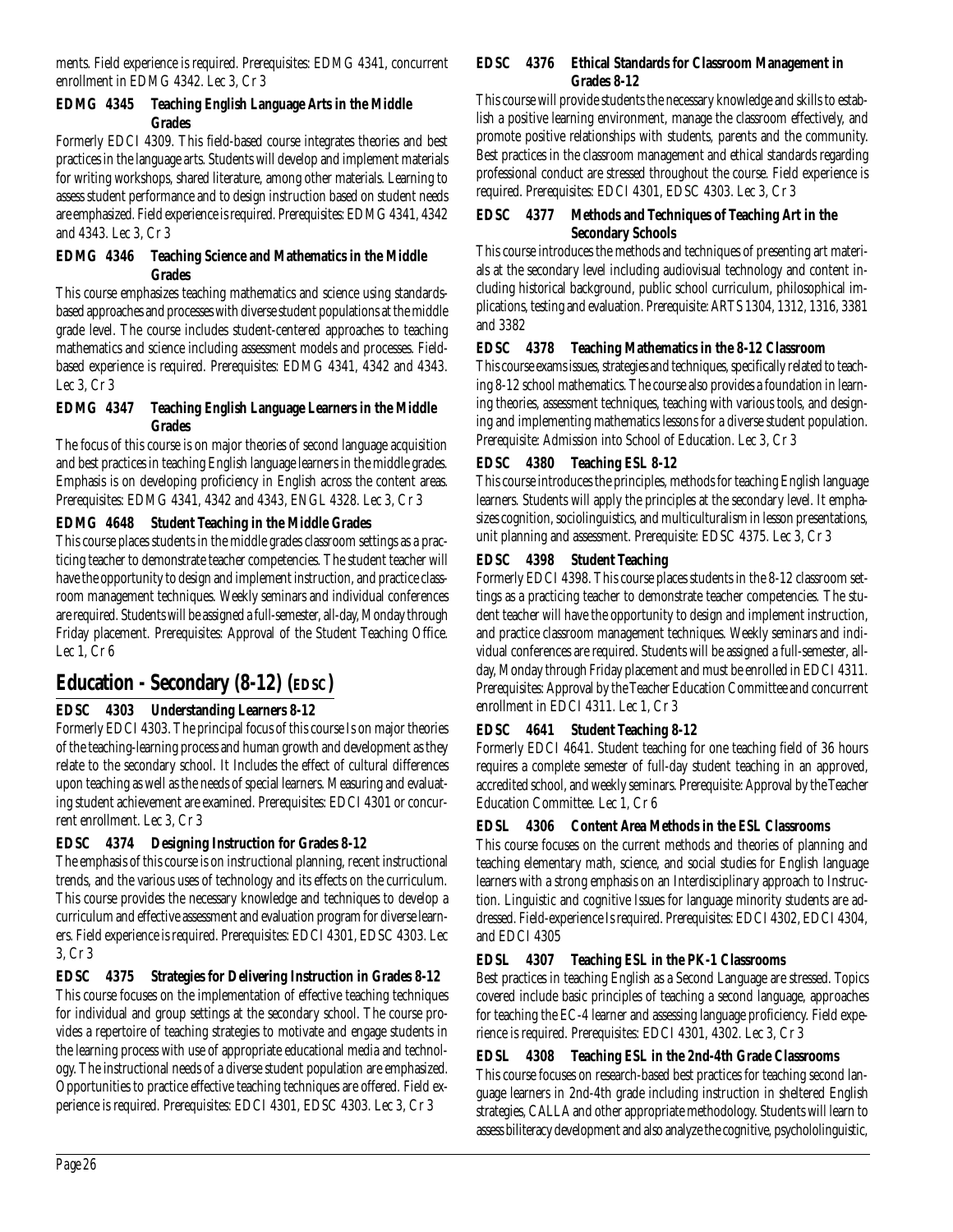ments. Field experience is required. Prerequisites: EDMG 4341, concurrent enrollment in EDMG 4342. Lec 3, Cr 3

**EDMG 4345 Teaching English Language Arts in the Middle Grades**

Formerly EDCI 4309. This field-based course integrates theories and best practices in the language arts. Students will develop and implement materials for writing workshops, shared literature, among other materials. Learning to assess student performance and to design instruction based on student needs are emphasized. Field experience is required. Prerequisites: EDMG 4341, 4342 and 4343. Lec 3, Cr 3

**EDMG 4346 Teaching Science and Mathematics in the Middle Grades**

This course emphasizes teaching mathematics and science using standards-based approaches and processes with diverse student populations at the middle grade level. The course includes student-centered approaches to teaching mathematics and science including assessment models and processes. Field-based experience is required. Prerequisites: EDMG 4341, 4342 and 4343. Lec 3, Cr 3

**EDMG 4347 Teaching English Language Learners in the Middle Grades**

The focus of this course is on major theories of second language acquisition and best practices in teaching English language learners in the middle grades. Emphasis is on developing proficiency in English across the content areas. Prerequisites: EDMG 4341, 4342 and 4343, ENGL 4328. Lec 3, Cr 3

**EDMG 4648 Student Teaching in the Middle Grades**

This course places students in the middle grades classroom settings as a practicing teacher to demonstrate teacher competencies. The student teacher will have the opportunity to design and implement instruction, and practice classroom management techniques. Weekly seminars and individual conferences are required. Students will be assigned a full-semester, all-day, Monday through Friday placement. Prerequisites: Approval of the Student Teaching Office. Lec 1, Cr 6

## Education - Secondary (8-12) (EDSC)

**EDSC 4303 Understanding Learners 8-12**

Formerly EDCI 4303. The principal focus of this course Is on major theories of the teaching-learning process and human growth and development as they relate to the secondary school. It Includes the effect of cultural differences upon teaching as well as the needs of special learners. Measuring and evaluating student achievement are examined. Prerequisites: EDCI 4301 or concurrent enrollment. Lec 3, Cr 3

**EDSC 4374 Designing Instruction for Grades 8-12**

The emphasis of this course is on instructional planning, recent instructional trends, and the various uses of technology and its effects on the curriculum. This course provides the necessary knowledge and techniques to develop a curriculum and effective assessment and evaluation program for diverse learners. Field experience is required. Prerequisites: EDCI 4301, EDSC 4303. Lec 3, Cr 3

**EDSC 4375 Strategies for Delivering Instruction in Grades 8-12**

This course focuses on the implementation of effective teaching techniques for individual and group settings at the secondary school. The course provides a repertoire of teaching strategies to motivate and engage students in the learning process with use of appropriate educational media and technology. The instructional needs of a diverse student population are emphasized. Opportunities to practice effective teaching techniques are offered. Field experience is required. Prerequisites: EDCI 4301, EDSC 4303. Lec 3, Cr 3

**EDSC 4376 Ethical Standards for Classroom Management in Grades 8-12**

This course will provide students the necessary knowledge and skills to establish a positive learning environment, manage the classroom effectively, and promote positive relationships with students, parents and the community. Best practices in the classroom management and ethical standards regarding professional conduct are stressed throughout the course. Field experience is required. Prerequisites: EDCI 4301, EDSC 4303. Lec 3, Cr 3

**EDSC 4377 Methods and Techniques of Teaching Art in the Secondary Schools**

This course introduces the methods and techniques of presenting art materials at the secondary level including audiovisual technology and content including historical background, public school curriculum, philosophical implications, testing and evaluation. Prerequisite: ARTS 1304, 1312, 1316, 3381 and 3382

**EDSC 4378 Teaching Mathematics in the 8-12 Classroom**

This course exams issues, strategies and techniques, specifically related to teaching 8-12 school mathematics. The course also provides a foundation in learning theories, assessment techniques, teaching with various tools, and designing and implementing mathematics lessons for a diverse student population. Prerequisite: Admission into School of Education. Lec 3, Cr 3

**EDSC 4380 Teaching ESL 8-12**

This course introduces the principles, methods for teaching English language learners. Students will apply the principles at the secondary level. It emphasizes cognition, sociolinguistics, and multiculturalism in lesson presentations, unit planning and assessment. Prerequisite: EDSC 4375. Lec 3, Cr 3

**EDSC 4398 Student Teaching**

Formerly EDCI 4398. This course places students in the 8-12 classroom settings as a practicing teacher to demonstrate teacher competencies. The student teacher will have the opportunity to design and implement instruction, and practice classroom management techniques. Weekly seminars and individual conferences are required. Students will be assigned a full-semester, all-day, Monday through Friday placement and must be enrolled in EDCI 4311. Prerequisites: Approval by the Teacher Education Committee and concurrent enrollment in EDCI 4311. Lec 1, Cr 3

**EDSC 4641 Student Teaching 8-12**

Formerly EDCI 4641. Student teaching for one teaching field of 36 hours requires a complete semester of full-day student teaching in an approved, accredited school, and weekly seminars. Prerequisite: Approval by the Teacher Education Committee. Lec 1, Cr 6

**EDSL 4306 Content Area Methods in the ESL Classrooms**

This course focuses on the current methods and theories of planning and teaching elementary math, science, and social studies for English language learners with a strong emphasis on an Interdisciplinary approach to Instruction. Linguistic and cognitive Issues for language minority students are addressed. Field-experience Is required. Prerequisites: EDCI 4302, EDCI 4304, and EDCI 4305

**EDSL 4307 Teaching ESL in the PK-1 Classrooms**

Best practices in teaching English as a Second Language are stressed. Topics covered include basic principles of teaching a second language, approaches for teaching the EC-4 learner and assessing language proficiency. Field experience is required. Prerequisites: EDCI 4301, 4302. Lec 3, Cr 3

**EDSL 4308 Teaching ESL in the 2nd-4th Grade Classrooms**

This course focuses on research-based best practices for teaching second language learners in 2nd-4th grade including instruction in sheltered English strategies, CALLA and other appropriate methodology. Students will learn to assess biliteracy development and also analyze the cognitive, psychololinguistic,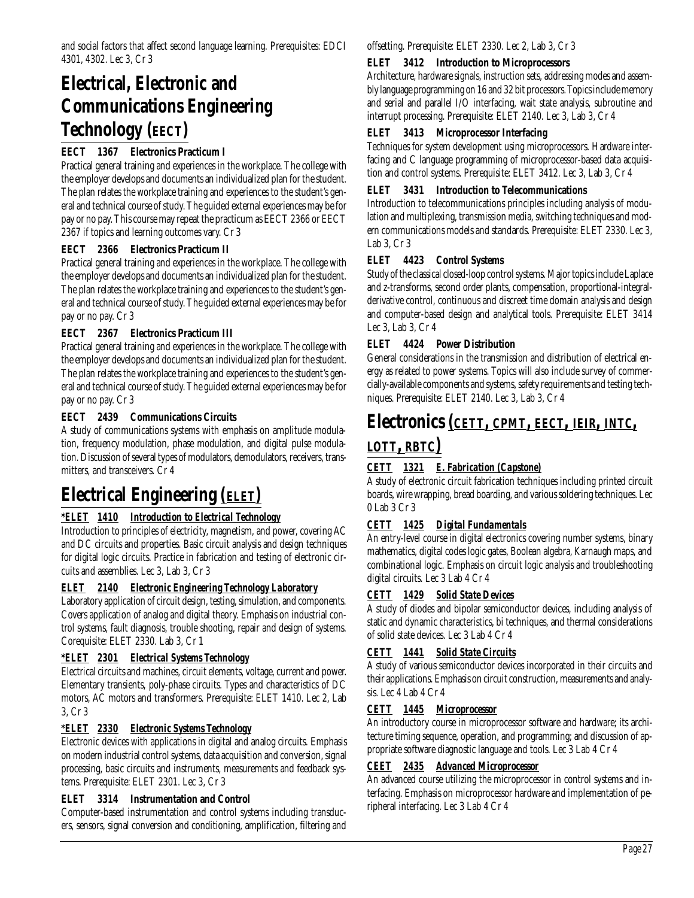and social factors that affect second language learning. Prerequisites: EDCI 4301, 4302. Lec 3, Cr 3

# Electrical, Electronic and Communications Engineering Technology (EECT)

### EECT 1367 Electronics Practicum I

Practical general training and experiences in the workplace. The college with the employer develops and documents an individualized plan for the student. The plan relates the workplace training and experiences to the student's general and technical course of study. The guided external experiences may be for pay or no pay. This course may repeat the practicum as EECT 2366 or EECT 2367 if topics and learning outcomes vary. Cr 3

### EECT 2366 Electronics Practicum II

Practical general training and experiences in the workplace. The college with the employer develops and documents an individualized plan for the student. The plan relates the workplace training and experiences to the student's general and technical course of study. The guided external experiences may be for pay or no pay. Cr 3

### EECT 2367 Electronics Practicum III

Practical general training and experiences in the workplace. The college with the employer develops and documents an individualized plan for the student. The plan relates the workplace training and experiences to the student's general and technical course of study. The guided external experiences may be for pay or no pay. Cr 3

### EECT 2439 Communications Circuits

A study of communications systems with emphasis on amplitude modulation, frequency modulation, phase modulation, and digital pulse modulation. Discussion of several types of modulators, demodulators, receivers, transmitters, and transceivers. Cr 4

# Electrical Engineering (ELET)

### *ELET 1410 Introduction to Electrical Technology

Introduction to principles of electricity, magnetism, and power, covering AC and DC circuits and properties. Basic circuit analysis and design techniques for digital logic circuits. Practice in fabrication and testing of electronic circuits and assemblies. Lec 3, Lab 3, Cr 3

### ELET 2140 Electronic Engineering Technology Laboratory

Laboratory application of circuit design, testing, simulation, and components. Covers application of analog and digital theory. Emphasis on industrial control systems, fault diagnosis, trouble shooting, repair and design of systems. Corequisite: ELET 2330. Lab 3, Cr 1

### *ELET 2301 Electrical Systems Technology

Electrical circuits and machines, circuit elements, voltage, current and power. Elementary transients, poly-phase circuits. Types and characteristics of DC motors, AC motors and transformers. Prerequisite: ELET 1410. Lec 2, Lab 3, Cr 3

### *ELET 2330 Electronic Systems Technology

Electronic devices with applications in digital and analog circuits. Emphasis on modern industrial control systems, data acquisition and conversion, signal processing, basic circuits and instruments, measurements and feedback systems. Prerequisite: ELET 2301. Lec 3, Cr 3

### ELET 3314 Instrumentation and Control

Computer-based instrumentation and control systems including transducers, sensors, signal conversion and conditioning, amplification, filtering and offsetting. Prerequisite: ELET 2330. Lec 2, Lab 3, Cr 3

### ELET 3412 Introduction to Microprocessors

Architecture, hardware signals, instruction sets, addressing modes and assembly language programming on 16 and 32 bit processors. Topics include memory and serial and parallel I/O interfacing, wait state analysis, subroutine and interrupt processing. Prerequisite: ELET 2140. Lec 3, Lab 3, Cr 4

### ELET 3413 Microprocessor Interfacing

Techniques for system development using microprocessors. Hardware interfacing and C language programming of microprocessor-based data acquisition and control systems. Prerequisite: ELET 3412. Lec 3, Lab 3, Cr 4

### ELET 3431 Introduction to Telecommunications

Introduction to telecommunications principles including analysis of modulation and multiplexing, transmission media, switching techniques and modern communications models and standards. Prerequisite: ELET 2330. Lec 3, Lab 3, Cr 3

### ELET 4423 Control Systems

Study of the classical closed-loop control systems. Major topics include Laplace and z-transforms, second order plants, compensation, proportional-integral-derivative control, continuous and discreet time domain analysis and design and computer-based design and analytical tools. Prerequisite: ELET 3414 Lec 3, Lab 3, Cr 4

### ELET 4424 Power Distribution

General considerations in the transmission and distribution of electrical energy as related to power systems. Topics will also include survey of commercially-available components and systems, safety requirements and testing techniques. Prerequisite: ELET 2140. Lec 3, Lab 3, Cr 4

# Electronics (CETT, CPMT, EECT, IEIR, INTC, LOTT, RBTC)

### CETT 1321 E. Fabrication (Capstone)

A study of electronic circuit fabrication techniques including printed circuit boards, wire wrapping, bread boarding, and various soldering techniques. Lec 0 Lab 3 Cr 3

### CETT 1425 Digital Fundamentals

An entry-level course in digital electronics covering number systems, binary mathematics, digital codes logic gates, Boolean algebra, Karnaugh maps, and combinational logic. Emphasis on circuit logic analysis and troubleshooting digital circuits. Lec 3 Lab 4 Cr 4

### CETT 1429 Solid State Devices

A study of diodes and bipolar semiconductor devices, including analysis of static and dynamic characteristics, bi techniques, and thermal considerations of solid state devices. Lec 3 Lab 4 Cr 4

### CETT 1441 Solid State Circuits

A study of various semiconductor devices incorporated in their circuits and their applications. Emphasis on circuit construction, measurements and analysis. Lec 4 Lab 4 Cr 4

### CETT 1445 Microprocessor

An introductory course in microprocessor software and hardware; its architecture timing sequence, operation, and programming; and discussion of appropriate software diagnostic language and tools. Lec 3 Lab 4 Cr 4

### CEET 2435 Advanced Microprocessor

An advanced course utilizing the microprocessor in control systems and interfacing. Emphasis on microprocessor hardware and implementation of peripheral interfacing. Lec 3 Lab 4 Cr 4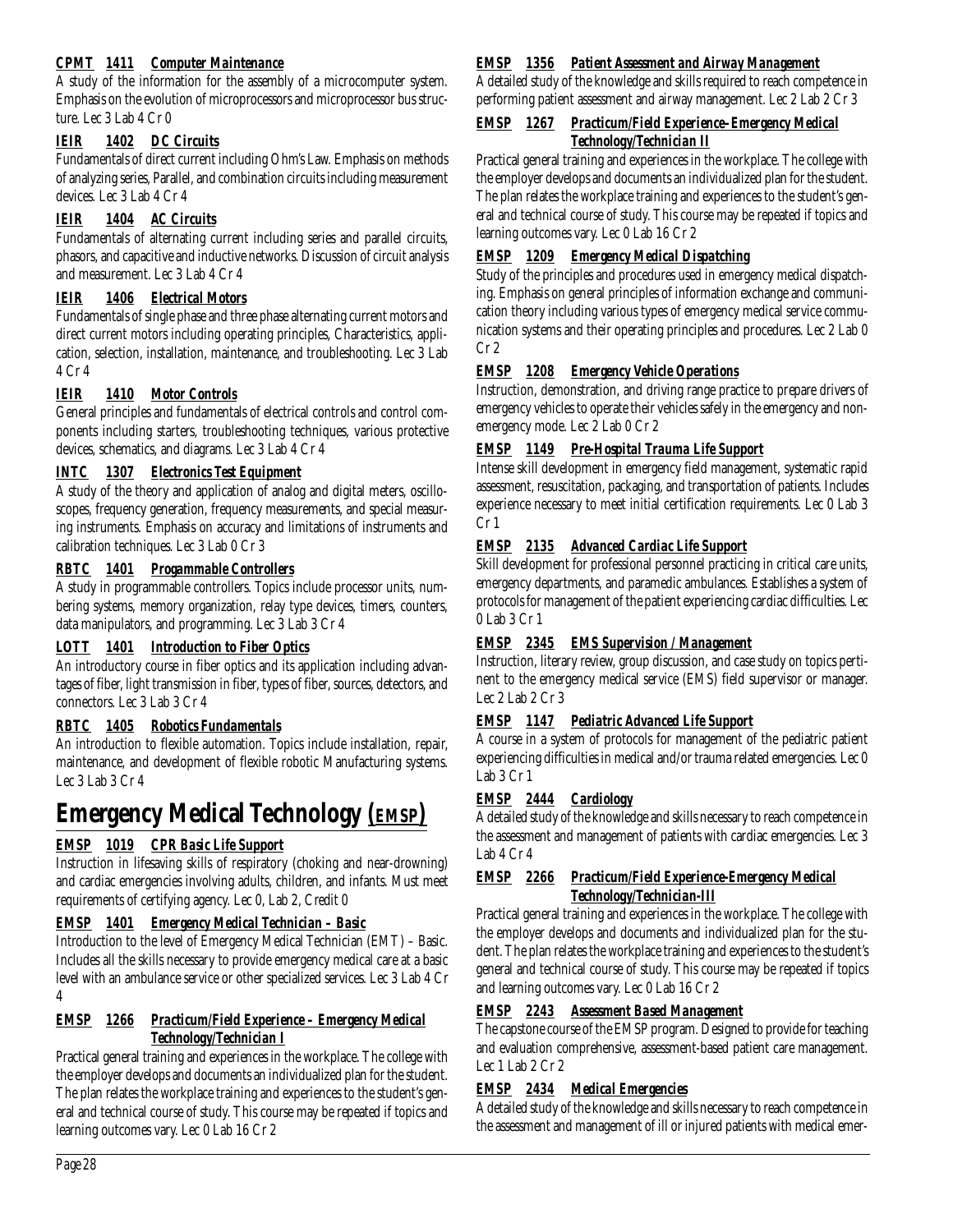***CPMT 1411 Computer Maintenance***

A study of the information for the assembly of a microcomputer system. Emphasis on the evolution of microprocessors and microprocessor bus structure. Lec 3 Lab 4 Cr 0

***IEIR 1402 DC Circuits***

Fundamentals of direct current including Ohm's Law. Emphasis on methods of analyzing series, Parallel, and combination circuits including measurement devices. Lec 3 Lab 4 Cr 4

***IEIR 1404 AC Circuits***

Fundamentals of alternating current including series and parallel circuits, phasors, and capacitive and inductive networks. Discussion of circuit analysis and measurement. Lec 3 Lab 4 Cr 4

***IEIR 1406 Electrical Motors***

Fundamentals of single phase and three phase alternating current motors and direct current motors including operating principles, Characteristics, application, selection, installation, maintenance, and troubleshooting. Lec 3 Lab 4 Cr 4

***IEIR 1410 Motor Controls***

General principles and fundamentals of electrical controls and control components including starters, troubleshooting techniques, various protective devices, schematics, and diagrams. Lec 3 Lab 4 Cr 4

***INTC 1307 Electronics Test Equipment***

A study of the theory and application of analog and digital meters, oscilloscopes, frequency generation, frequency measurements, and special measuring instruments. Emphasis on accuracy and limitations of instruments and calibration techniques. Lec 3 Lab 0 Cr 3

***RBTC 1401 Progammable Controllers***

A study in programmable controllers. Topics include processor units, numbering systems, memory organization, relay type devices, timers, counters, data manipulators, and programming. Lec 3 Lab 3 Cr 4

***LOTT 1401 Introduction to Fiber Optics***

An introductory course in fiber optics and its application including advantages of fiber, light transmission in fiber, types of fiber, sources, detectors, and connectors. Lec 3 Lab 3 Cr 4

***RBTC 1405 Robotics Fundamentals***

An introduction to flexible automation. Topics include installation, repair, maintenance, and development of flexible robotic Manufacturing systems. Lec 3 Lab 3 Cr 4

# Emergency Medical Technology (*EMSP*)

***EMSP 1019 CPR Basic Life Support***

Instruction in lifesaving skills of respiratory (choking and near-drowning) and cardiac emergencies involving adults, children, and infants. Must meet requirements of certifying agency. Lec 0, Lab 2, Credit 0

***EMSP 1401 Emergency Medical Technician – Basic***

Introduction to the level of Emergency Medical Technician (EMT) – Basic. Includes all the skills necessary to provide emergency medical care at a basic level with an ambulance service or other specialized services. Lec 3 Lab 4 Cr 4

***EMSP 1266 Practicum/Field Experience – Emergency Medical Technology/Technician I***

Practical general training and experiences in the workplace. The college with the employer develops and documents an individualized plan for the student. The plan relates the workplace training and experiences to the student's general and technical course of study. This course may be repeated if topics and learning outcomes vary. Lec 0 Lab 16 Cr 2

***EMSP 1356 Patient Assessment and Airway Management***

A detailed study of the knowledge and skills required to reach competence in performing patient assessment and airway management. Lec 2 Lab 2 Cr 3

***EMSP 1267 Practicum/Field Experience- Emergency Medical Technology/Technician II***

Practical general training and experiences in the workplace. The college with the employer develops and documents an individualized plan for the student. The plan relates the workplace training and experiences to the student's general and technical course of study. This course may be repeated if topics and learning outcomes vary. Lec 0 Lab 16 Cr 2

***EMSP 1209 Emergency Medical Dispatching***

Study of the principles and procedures used in emergency medical dispatching. Emphasis on general principles of information exchange and communication theory including various types of emergency medical service communication systems and their operating principles and procedures. Lec 2 Lab 0 Cr 2

***EMSP 1208 Emergency Vehicle Operations***

Instruction, demonstration, and driving range practice to prepare drivers of emergency vehicles to operate their vehicles safely in the emergency and non-emergency mode. Lec 2 Lab 0 Cr 2

***EMSP 1149 Pre-Hospital Trauma Life Support***

Intense skill development in emergency field management, systematic rapid assessment, resuscitation, packaging, and transportation of patients. Includes experience necessary to meet initial certification requirements. Lec 0 Lab 3 Cr 1

***EMSP 2135 Advanced Cardiac Life Support***

Skill development for professional personnel practicing in critical care units, emergency departments, and paramedic ambulances. Establishes a system of protocols for management of the patient experiencing cardiac difficulties. Lec 0 Lab 3 Cr 1

***EMSP 2345 EMS Supervision / Management***

Instruction, literary review, group discussion, and case study on topics pertinent to the emergency medical service (EMS) field supervisor or manager. Lec 2 Lab 2 Cr 3

***EMSP 1147 Pediatric Advanced Life Support***

A course in a system of protocols for management of the pediatric patient experiencing difficulties in medical and/or trauma related emergencies. Lec 0 Lab 3 Cr 1

***EMSP 2444 Cardiology***

A detailed study of the knowledge and skills necessary to reach competence in the assessment and management of patients with cardiac emergencies. Lec 3 Lab 4 Cr 4

***EMSP 2266 Practicum/Field Experience-Emergency Medical Technology/Technician-III***

Practical general training and experiences in the workplace. The college with the employer develops and documents and individualized plan for the student. The plan relates the workplace training and experiences to the student's general and technical course of study. This course may be repeated if topics and learning outcomes vary. Lec 0 Lab 16 Cr 2

***EMSP 2243 Assessment Based Management***

The capstone course of the EMSP program. Designed to provide for teaching and evaluation comprehensive, assessment-based patient care management. Lec 1 Lab 2 Cr 2

***EMSP 2434 Medical Emergencies***

A detailed study of the knowledge and skills necessary to reach competence in the assessment and management of ill or injured patients with medical emer-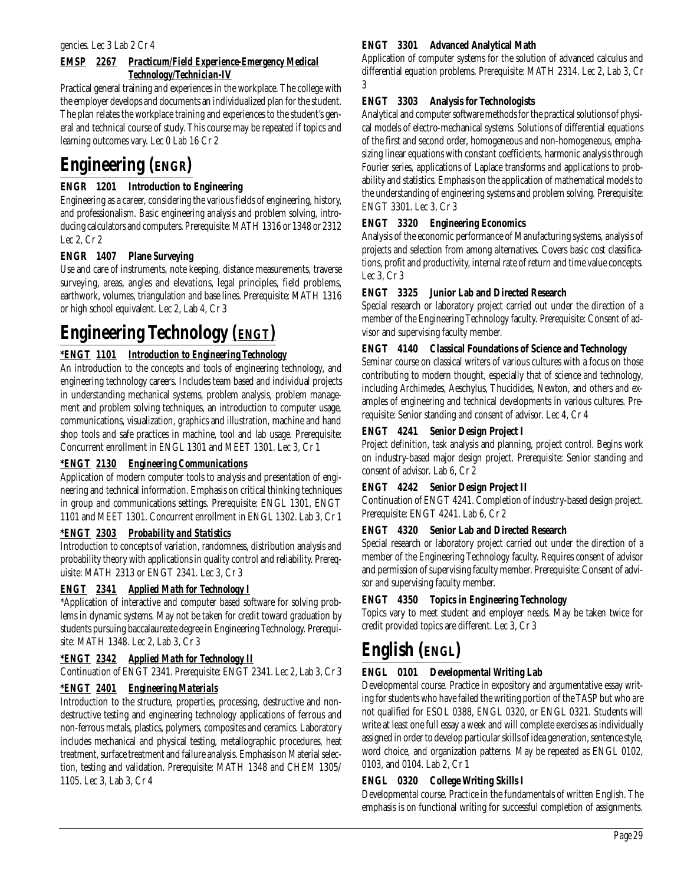gencies. Lec 3 Lab 2 Cr 4

***EMSP 2267 Practicum/Field Experience-Emergency Medical Technology/Technician-IV***

Practical general training and experiences in the workplace. The college with the employer develops and documents an individualized plan for the student. The plan relates the workplace training and experiences to the student's general and technical course of study. This course may be repeated if topics and learning outcomes vary. Lec 0 Lab 16 Cr 2

# Engineering (ENGR)

***ENGR 1201 Introduction to Engineering***

Engineering as a career, considering the various fields of engineering, history, and professionalism. Basic engineering analysis and problem solving, introducing calculators and computers. Prerequisite: MATH 1316 or 1348 or 2312 Lec 2, Cr 2

***ENGR 1407 Plane Surveying***

Use and care of instruments, note keeping, distance measurements, traverse surveying, areas, angles and elevations, legal principles, field problems, earthwork, volumes, triangulation and base lines. Prerequisite: MATH 1316 or high school equivalent. Lec 2, Lab 4, Cr 3

# Engineering Technology (ENGT)

***\*ENGT 1101 Introduction to Engineering Technology***

An introduction to the concepts and tools of engineering technology, and engineering technology careers. Includes team based and individual projects in understanding mechanical systems, problem analysis, problem management and problem solving techniques, an introduction to computer usage, communications, visualization, graphics and illustration, machine and hand shop tools and safe practices in machine, tool and lab usage. Prerequisite: Concurrent enrollment in ENGL 1301 and MEET 1301. Lec 3, Cr 1

***\*ENGT 2130 Engineering Communications***

Application of modern computer tools to analysis and presentation of engineering and technical information. Emphasis on critical thinking techniques in group and communications settings. Prerequisite: ENGL 1301, ENGT 1101 and MEET 1301. Concurrent enrollment in ENGL 1302. Lab 3, Cr 1

***\*ENGT 2303 Probability and Statistics***

Introduction to concepts of variation, randomness, distribution analysis and probability theory with applications in quality control and reliability. Prerequisite: MATH 2313 or ENGT 2341. Lec 3, Cr 3

***ENGT 2341 Applied Math for Technology I***

*Application of interactive and computer based software for solving problems in dynamic systems. May not be taken for credit toward graduation by students pursuing baccalaureate degree in Engineering Technology. Prerequisite: MATH 1348. Lec 2, Lab 3, Cr 3

***\*ENGT 2342 Applied Math for Technology II***

Continuation of ENGT 2341. Prerequisite: ENGT 2341. Lec 2, Lab 3, Cr 3

***\*ENGT 2401 Engineering Materials***

Introduction to the structure, properties, processing, destructive and nondestructive testing and engineering technology applications of ferrous and non-ferrous metals, plastics, polymers, composites and ceramics. Laboratory includes mechanical and physical testing, metallographic procedures, heat treatment, surface treatment and failure analysis. Emphasis on Material selection, testing and validation. Prerequisite: MATH 1348 and CHEM 1305/1105. Lec 3, Lab 3, Cr 4

***ENGT 3301 Advanced Analytical Math***

Application of computer systems for the solution of advanced calculus and differential equation problems. Prerequisite: MATH 2314. Lec 2, Lab 3, Cr 3

***ENGT 3303 Analysis for Technologists***

Analytical and computer software methods for the practical solutions of physical models of electro-mechanical systems. Solutions of differential equations of the first and second order, homogeneous and non-homogeneous, emphasizing linear equations with constant coefficients, harmonic analysis through Fourier series, applications of Laplace transforms and applications to probability and statistics. Emphasis on the application of mathematical models to the understanding of engineering systems and problem solving. Prerequisite: ENGT 3301. Lec 3, Cr 3

***ENGT 3320 Engineering Economics***

Analysis of the economic performance of Manufacturing systems, analysis of projects and selection from among alternatives. Covers basic cost classifications, profit and productivity, internal rate of return and time value concepts. Lec 3, Cr 3

***ENGT 3325 Junior Lab and Directed Research***

Special research or laboratory project carried out under the direction of a member of the Engineering Technology faculty. Prerequisite: Consent of advisor and supervising faculty member.

***ENGT 4140 Classical Foundations of Science and Technology***

Seminar course on classical writers of various cultures with a focus on those contributing to modern thought, especially that of science and technology, including Archimedes, Aeschylus, Thucidides, Newton, and others and examples of engineering and technical developments in various cultures. Prerequisite: Senior standing and consent of advisor. Lec 4, Cr 4

***ENGT 4241 Senior Design Project I***

Project definition, task analysis and planning, project control. Begins work on industry-based major design project. Prerequisite: Senior standing and consent of advisor. Lab 6, Cr 2

***ENGT 4242 Senior Design Project II***

Continuation of ENGT 4241. Completion of industry-based design project. Prerequisite: ENGT 4241. Lab 6, Cr 2

***ENGT 4320 Senior Lab and Directed Research***

Special research or laboratory project carried out under the direction of a member of the Engineering Technology faculty. Requires consent of advisor and permission of supervising faculty member. Prerequisite: Consent of advisor and supervising faculty member.

***ENGT 4350 Topics in Engineering Technology***

Topics vary to meet student and employer needs. May be taken twice for credit provided topics are different. Lec 3, Cr 3

# English (ENGL)

***ENGL 0101 Developmental Writing Lab***

Developmental course. Practice in expository and argumentative essay writing for students who have failed the writing portion of the TASP but who are not qualified for ESOL 0388, ENGL 0320, or ENGL 0321. Students will write at least one full essay a week and will complete exercises as individually assigned in order to develop particular skills of idea generation, sentence style, word choice, and organization patterns. May be repeated as ENGL 0102, 0103, and 0104. Lab 2, Cr 1

***ENGL 0320 College Writing Skills I***

Developmental course. Practice in the fundamentals of written English. The emphasis is on functional writing for successful completion of assignments.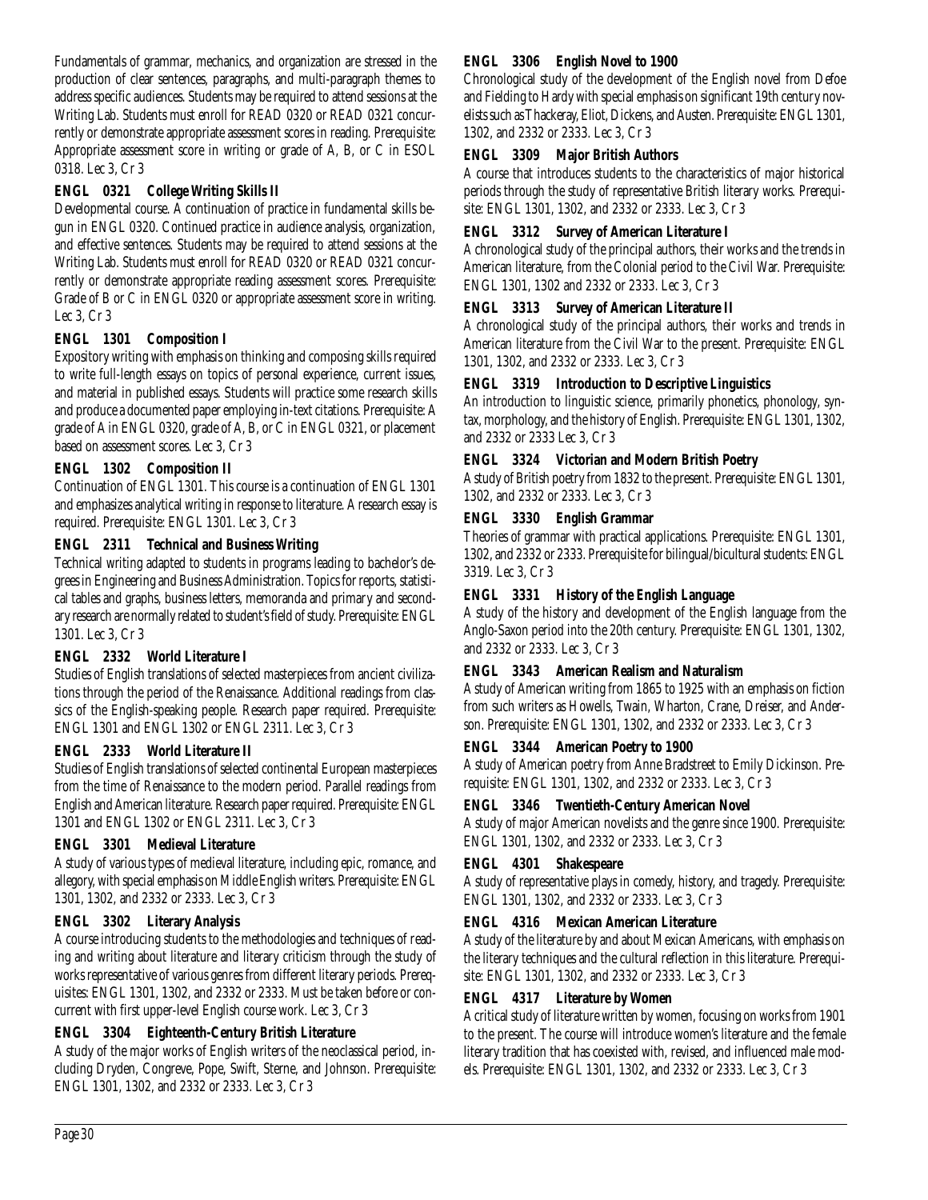Fundamentals of grammar, mechanics, and organization are stressed in the production of clear sentences, paragraphs, and multi-paragraph themes to address specific audiences. Students may be required to attend sessions at the Writing Lab. Students must enroll for READ 0320 or READ 0321 concurrently or demonstrate appropriate assessment scores in reading. Prerequisite: Appropriate assessment score in writing or grade of A, B, or C in ESOL 0318. Lec 3, Cr 3

### ENGL 0321 College Writing Skills II

Developmental course. A continuation of practice in fundamental skills begun in ENGL 0320. Continued practice in audience analysis, organization, and effective sentences. Students may be required to attend sessions at the Writing Lab. Students must enroll for READ 0320 or READ 0321 concurrently or demonstrate appropriate reading assessment scores. Prerequisite: Grade of B or C in ENGL 0320 or appropriate assessment score in writing. Lec 3, Cr 3

### ENGL 1301 Composition I

Expository writing with emphasis on thinking and composing skills required to write full-length essays on topics of personal experience, current issues, and material in published essays. Students will practice some research skills and produce a documented paper employing in-text citations. Prerequisite: A grade of A in ENGL 0320, grade of A, B, or C in ENGL 0321, or placement based on assessment scores. Lec 3, Cr 3

### ENGL 1302 Composition II

Continuation of ENGL 1301. This course is a continuation of ENGL 1301 and emphasizes analytical writing in response to literature. A research essay is required. Prerequisite: ENGL 1301. Lec 3, Cr 3

### ENGL 2311 Technical and Business Writing

Technical writing adapted to students in programs leading to bachelor's degrees in Engineering and Business Administration. Topics for reports, statistical tables and graphs, business letters, memoranda and primary and secondary research are normally related to student's field of study. Prerequisite: ENGL 1301. Lec 3, Cr 3

### ENGL 2332 World Literature I

Studies of English translations of selected masterpieces from ancient civilizations through the period of the Renaissance. Additional readings from classics of the English-speaking people. Research paper required. Prerequisite: ENGL 1301 and ENGL 1302 or ENGL 2311. Lec 3, Cr 3

### ENGL 2333 World Literature II

Studies of English translations of selected continental European masterpieces from the time of Renaissance to the modern period. Parallel readings from English and American literature. Research paper required. Prerequisite: ENGL 1301 and ENGL 1302 or ENGL 2311. Lec 3, Cr 3

### ENGL 3301 Medieval Literature

A study of various types of medieval literature, including epic, romance, and allegory, with special emphasis on Middle English writers. Prerequisite: ENGL 1301, 1302, and 2332 or 2333. Lec 3, Cr 3

### ENGL 3302 Literary Analysis

A course introducing students to the methodologies and techniques of reading and writing about literature and literary criticism through the study of works representative of various genres from different literary periods. Prerequisites: ENGL 1301, 1302, and 2332 or 2333. Must be taken before or concurrent with first upper-level English course work. Lec 3, Cr 3

### ENGL 3304 Eighteenth-Century British Literature

A study of the major works of English writers of the neoclassical period, including Dryden, Congreve, Pope, Swift, Sterne, and Johnson. Prerequisite: ENGL 1301, 1302, and 2332 or 2333. Lec 3, Cr 3

### ENGL 3306 English Novel to 1900

Chronological study of the development of the English novel from Defoe and Fielding to Hardy with special emphasis on significant 19th century novelists such as Thackeray, Eliot, Dickens, and Austen. Prerequisite: ENGL 1301, 1302, and 2332 or 2333. Lec 3, Cr 3

### ENGL 3309 Major British Authors

A course that introduces students to the characteristics of major historical periods through the study of representative British literary works. Prerequisite: ENGL 1301, 1302, and 2332 or 2333. Lec 3, Cr 3

### ENGL 3312 Survey of American Literature I

A chronological study of the principal authors, their works and the trends in American literature, from the Colonial period to the Civil War. Prerequisite: ENGL 1301, 1302 and 2332 or 2333. Lec 3, Cr 3

### ENGL 3313 Survey of American Literature II

A chronological study of the principal authors, their works and trends in American literature from the Civil War to the present. Prerequisite: ENGL 1301, 1302, and 2332 or 2333. Lec 3, Cr 3

### ENGL 3319 Introduction to Descriptive Linguistics

An introduction to linguistic science, primarily phonetics, phonology, syntax, morphology, and the history of English. Prerequisite: ENGL 1301, 1302, and 2332 or 2333 Lec 3, Cr 3

### ENGL 3324 Victorian and Modern British Poetry

A study of British poetry from 1832 to the present. Prerequisite: ENGL 1301, 1302, and 2332 or 2333. Lec 3, Cr 3

### ENGL 3330 English Grammar

Theories of grammar with practical applications. Prerequisite: ENGL 1301, 1302, and 2332 or 2333. Prerequisite for bilingual/bicultural students: ENGL 3319. Lec 3, Cr 3

### ENGL 3331 History of the English Language

A study of the history and development of the English language from the Anglo-Saxon period into the 20th century. Prerequisite: ENGL 1301, 1302, and 2332 or 2333. Lec 3, Cr 3

### ENGL 3343 American Realism and Naturalism

A study of American writing from 1865 to 1925 with an emphasis on fiction from such writers as Howells, Twain, Wharton, Crane, Dreiser, and Anderson. Prerequisite: ENGL 1301, 1302, and 2332 or 2333. Lec 3, Cr 3

### ENGL 3344 American Poetry to 1900

A study of American poetry from Anne Bradstreet to Emily Dickinson. Prerequisite: ENGL 1301, 1302, and 2332 or 2333. Lec 3, Cr 3

### ENGL 3346 Twentieth-Century American Novel

A study of major American novelists and the genre since 1900. Prerequisite: ENGL 1301, 1302, and 2332 or 2333. Lec 3, Cr 3

### ENGL 4301 Shakespeare

A study of representative plays in comedy, history, and tragedy. Prerequisite: ENGL 1301, 1302, and 2332 or 2333. Lec 3, Cr 3

### ENGL 4316 Mexican American Literature

A study of the literature by and about Mexican Americans, with emphasis on the literary techniques and the cultural reflection in this literature. Prerequisite: ENGL 1301, 1302, and 2332 or 2333. Lec 3, Cr 3

### ENGL 4317 Literature by Women

A critical study of literature written by women, focusing on works from 1901 to the present. The course will introduce women's literature and the female literary tradition that has coexisted with, revised, and influenced male models. Prerequisite: ENGL 1301, 1302, and 2332 or 2333. Lec 3, Cr 3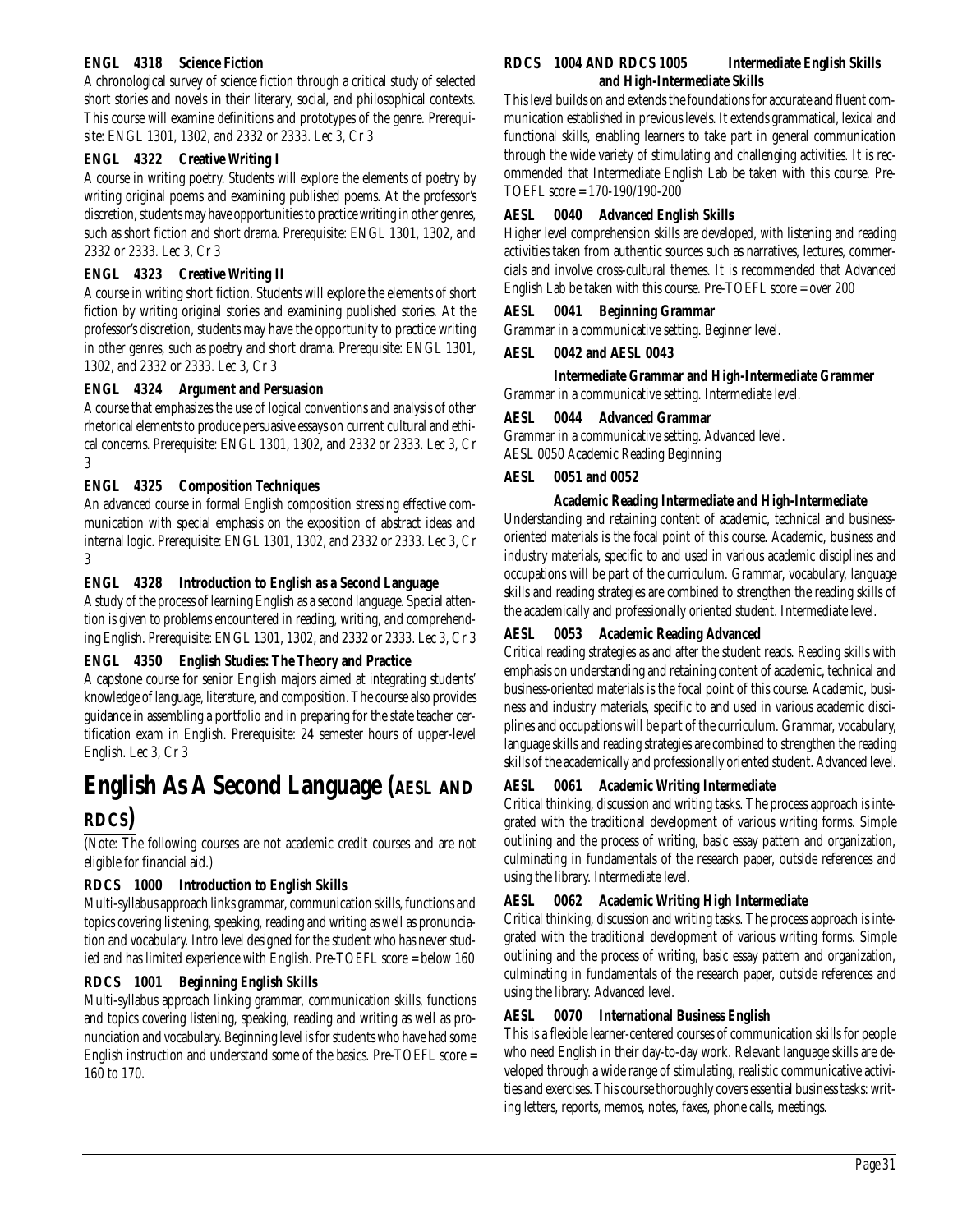### ENGL 4318 Science Fiction

A chronological survey of science fiction through a critical study of selected short stories and novels in their literary, social, and philosophical contexts. This course will examine definitions and prototypes of the genre. Prerequisite: ENGL 1301, 1302, and 2332 or 2333. Lec 3, Cr 3

### ENGL 4322 Creative Writing I

A course in writing poetry. Students will explore the elements of poetry by writing original poems and examining published poems. At the professor's discretion, students may have opportunities to practice writing in other genres, such as short fiction and short drama. Prerequisite: ENGL 1301, 1302, and 2332 or 2333. Lec 3, Cr 3

### ENGL 4323 Creative Writing II

A course in writing short fiction. Students will explore the elements of short fiction by writing original stories and examining published stories. At the professor's discretion, students may have the opportunity to practice writing in other genres, such as poetry and short drama. Prerequisite: ENGL 1301, 1302, and 2332 or 2333. Lec 3, Cr 3

### ENGL 4324 Argument and Persuasion

A course that emphasizes the use of logical conventions and analysis of other rhetorical elements to produce persuasive essays on current cultural and ethical concerns. Prerequisite: ENGL 1301, 1302, and 2332 or 2333. Lec 3, Cr 3

### ENGL 4325 Composition Techniques

An advanced course in formal English composition stressing effective communication with special emphasis on the exposition of abstract ideas and internal logic. Prerequisite: ENGL 1301, 1302, and 2332 or 2333. Lec 3, Cr 3

### ENGL 4328 Introduction to English as a Second Language

A study of the process of learning English as a second language. Special attention is given to problems encountered in reading, writing, and comprehending English. Prerequisite: ENGL 1301, 1302, and 2332 or 2333. Lec 3, Cr 3

### ENGL 4350 English Studies: The Theory and Practice

A capstone course for senior English majors aimed at integrating students' knowledge of language, literature, and composition. The course also provides guidance in assembling a portfolio and in preparing for the state teacher certification exam in English. Prerequisite: 24 semester hours of upper-level English. Lec 3, Cr 3

# English As A Second Language (AESL AND RDCS)

(Note: The following courses are not academic credit courses and are not eligible for financial aid.)

### RDCS 1000 Introduction to English Skills

Multi-syllabus approach links grammar, communication skills, functions and topics covering listening, speaking, reading and writing as well as pronunciation and vocabulary. Intro level designed for the student who has never studied and has limited experience with English. Pre-TOEFL score = below 160

### RDCS 1001 Beginning English Skills

Multi-syllabus approach linking grammar, communication skills, functions and topics covering listening, speaking, reading and writing as well as pronunciation and vocabulary. Beginning level is for students who have had some English instruction and understand some of the basics. Pre-TOEFL score = 160 to 170.

### RDCS 1004 AND RDCS 1005 Intermediate English Skills and High-Intermediate Skills

This level builds on and extends the foundations for accurate and fluent communication established in previous levels. It extends grammatical, lexical and functional skills, enabling learners to take part in general communication through the wide variety of stimulating and challenging activities. It is recommended that Intermediate English Lab be taken with this course. Pre-TOEFL score = 170-190/190-200

### AESL 0040 Advanced English Skills

Higher level comprehension skills are developed, with listening and reading activities taken from authentic sources such as narratives, lectures, commercials and involve cross-cultural themes. It is recommended that Advanced English Lab be taken with this course. Pre-TOEFL score = over 200

### AESL 0041 Beginning Grammar

Grammar in a communicative setting. Beginner level.

### AESL 0042 and AESL 0043 Intermediate Grammar and High-Intermediate Grammer

Grammar in a communicative setting. Intermediate level.

### AESL 0044 Advanced Grammar

Grammar in a communicative setting. Advanced level.

AESL 0050 Academic Reading Beginning

### AESL 0051 and 0052 Academic Reading Intermediate and High-Intermediate

Understanding and retaining content of academic, technical and business-oriented materials is the focal point of this course. Academic, business and industry materials, specific to and used in various academic disciplines and occupations will be part of the curriculum. Grammar, vocabulary, language skills and reading strategies are combined to strengthen the reading skills of the academically and professionally oriented student. Intermediate level.

### AESL 0053 Academic Reading Advanced

Critical reading strategies as and after the student reads. Reading skills with emphasis on understanding and retaining content of academic, technical and business-oriented materials is the focal point of this course. Academic, business and industry materials, specific to and used in various academic disciplines and occupations will be part of the curriculum. Grammar, vocabulary, language skills and reading strategies are combined to strengthen the reading skills of the academically and professionally oriented student. Advanced level.

### AESL 0061 Academic Writing Intermediate

Critical thinking, discussion and writing tasks. The process approach is integrated with the traditional development of various writing forms. Simple outlining and the process of writing, basic essay pattern and organization, culminating in fundamentals of the research paper, outside references and using the library. Intermediate level.

### AESL 0062 Academic Writing High Intermediate

Critical thinking, discussion and writing tasks. The process approach is integrated with the traditional development of various writing forms. Simple outlining and the process of writing, basic essay pattern and organization, culminating in fundamentals of the research paper, outside references and using the library. Advanced level.

### AESL 0070 International Business English

This is a flexible learner-centered courses of communication skills for people who need English in their day-to-day work. Relevant language skills are developed through a wide range of stimulating, realistic communicative activities and exercises. This course thoroughly covers essential business tasks: writing letters, reports, memos, notes, faxes, phone calls, meetings.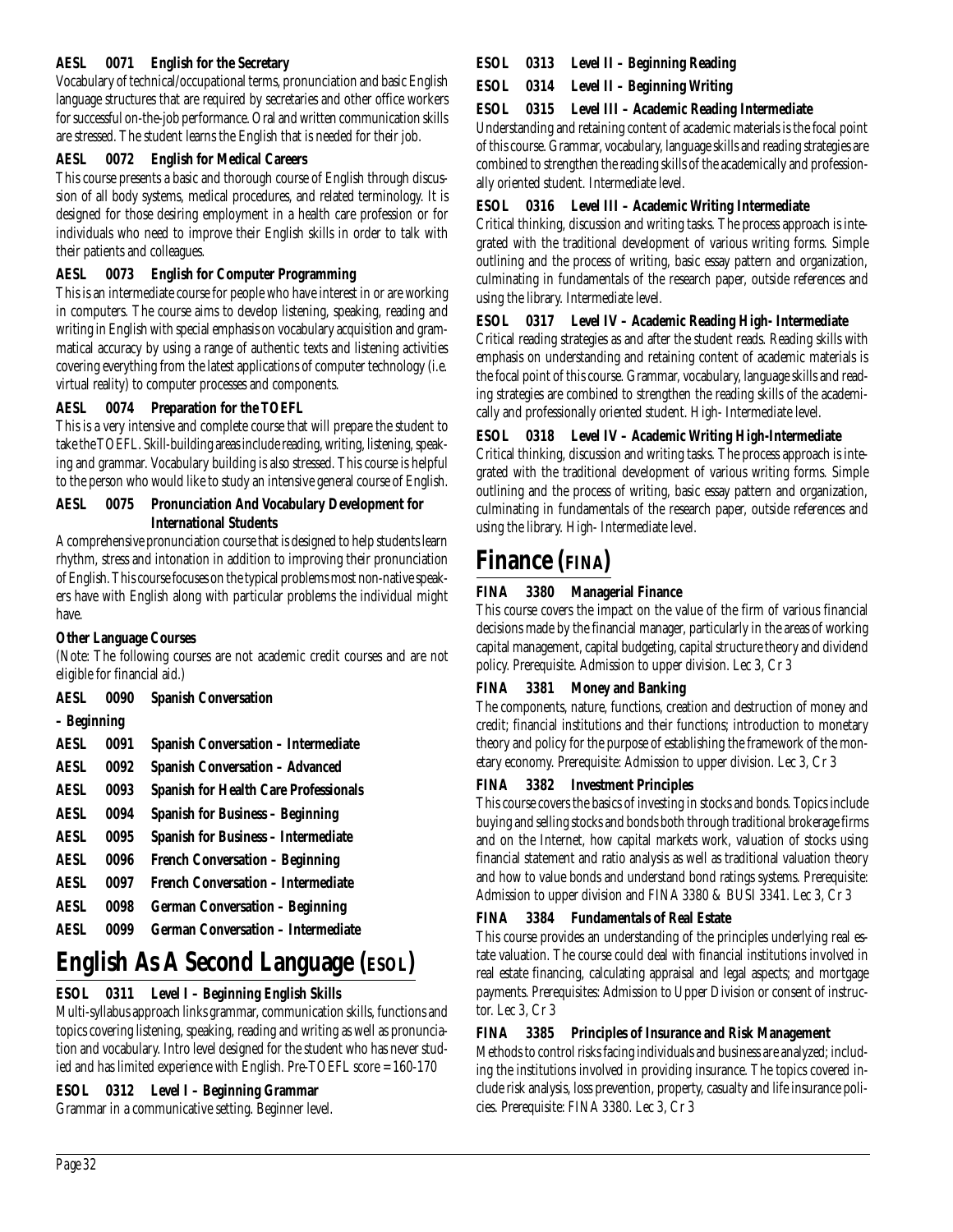**AESL 0071 English for the Secretary**

Vocabulary of technical/occupational terms, pronunciation and basic English language structures that are required by secretaries and other office workers for successful on-the-job performance. Oral and written communication skills are stressed. The student learns the English that is needed for their job.

**AESL 0072 English for Medical Careers**

This course presents a basic and thorough course of English through discussion of all body systems, medical procedures, and related terminology. It is designed for those desiring employment in a health care profession or for individuals who need to improve their English skills in order to talk with their patients and colleagues.

**AESL 0073 English for Computer Programming**

This is an intermediate course for people who have interest in or are working in computers. The course aims to develop listening, speaking, reading and writing in English with special emphasis on vocabulary acquisition and grammatical accuracy by using a range of authentic texts and listening activities covering everything from the latest applications of computer technology (i.e. virtual reality) to computer processes and components.

**AESL 0074 Preparation for the TOEFL**

This is a very intensive and complete course that will prepare the student to take the TOEFL. Skill-building areas include reading, writing, listening, speaking and grammar. Vocabulary building is also stressed. This course is helpful to the person who would like to study an intensive general course of English.

**AESL 0075 Pronunciation And Vocabulary Development for International Students**

A comprehensive pronunciation course that is designed to help students learn rhythm, stress and intonation in addition to improving their pronunciation of English. This course focuses on the typical problems most non-native speakers have with English along with particular problems the individual might have.

**Other Language Courses**

(Note: The following courses are not academic credit courses and are not eligible for financial aid.)

**AESL 0090 Spanish Conversation – Beginning**

**AESL 0091 Spanish Conversation – Intermediate**

**AESL 0092 Spanish Conversation – Advanced**

**AESL 0093 Spanish for Health Care Professionals**

**AESL 0094 Spanish for Business – Beginning**

**AESL 0095 Spanish for Business – Intermediate**

**AESL 0096 French Conversation – Beginning**

**AESL 0097 French Conversation – Intermediate**

**AESL 0098 German Conversation – Beginning**

**AESL 0099 German Conversation – Intermediate**

# English As A Second Language (ESOL)

**ESOL 0311 Level I – Beginning English Skills**

Multi-syllabus approach links grammar, communication skills, functions and topics covering listening, speaking, reading and writing as well as pronunciation and vocabulary. Intro level designed for the student who has never studied and has limited experience with English. Pre-TOEFL score = 160-170

**ESOL 0312 Level I – Beginning Grammar**

Grammar in a communicative setting. Beginner level.

**ESOL 0313 Level II – Beginning Reading**

**ESOL 0314 Level II – Beginning Writing**

**ESOL 0315 Level III – Academic Reading Intermediate**

Understanding and retaining content of academic materials is the focal point of this course. Grammar, vocabulary, language skills and reading strategies are combined to strengthen the reading skills of the academically and professionally oriented student. Intermediate level.

**ESOL 0316 Level III – Academic Writing Intermediate**

Critical thinking, discussion and writing tasks. The process approach is integrated with the traditional development of various writing forms. Simple outlining and the process of writing, basic essay pattern and organization, culminating in fundamentals of the research paper, outside references and using the library. Intermediate level.

**ESOL 0317 Level IV – Academic Reading High- Intermediate**

Critical reading strategies as and after the student reads. Reading skills with emphasis on understanding and retaining content of academic materials is the focal point of this course. Grammar, vocabulary, language skills and reading strategies are combined to strengthen the reading skills of the academically and professionally oriented student. High- Intermediate level.

**ESOL 0318 Level IV – Academic Writing High-Intermediate**

Critical thinking, discussion and writing tasks. The process approach is integrated with the traditional development of various writing forms. Simple outlining and the process of writing, basic essay pattern and organization, culminating in fundamentals of the research paper, outside references and using the library. High- Intermediate level.

# Finance (FINA)

**FINA 3380 Managerial Finance**

This course covers the impact on the value of the firm of various financial decisions made by the financial manager, particularly in the areas of working capital management, capital budgeting, capital structure theory and dividend policy. Prerequisite. Admission to upper division. Lec 3, Cr 3

**FINA 3381 Money and Banking**

The components, nature, functions, creation and destruction of money and credit; financial institutions and their functions; introduction to monetary theory and policy for the purpose of establishing the framework of the monetary economy. Prerequisite: Admission to upper division. Lec 3, Cr 3

**FINA 3382 Investment Principles**

This course covers the basics of investing in stocks and bonds. Topics include buying and selling stocks and bonds both through traditional brokerage firms and on the Internet, how capital markets work, valuation of stocks using financial statement and ratio analysis as well as traditional valuation theory and how to value bonds and understand bond ratings systems. Prerequisite: Admission to upper division and FINA 3380 & BUSI 3341. Lec 3, Cr 3

**FINA 3384 Fundamentals of Real Estate**

This course provides an understanding of the principles underlying real estate valuation. The course could deal with financial institutions involved in real estate financing, calculating appraisal and legal aspects; and mortgage payments. Prerequisites: Admission to Upper Division or consent of instructor. Lec 3, Cr 3

**FINA 3385 Principles of Insurance and Risk Management**

Methods to control risks facing individuals and business are analyzed; including the institutions involved in providing insurance. The topics covered include risk analysis, loss prevention, property, casualty and life insurance policies. Prerequisite: FINA 3380. Lec 3, Cr 3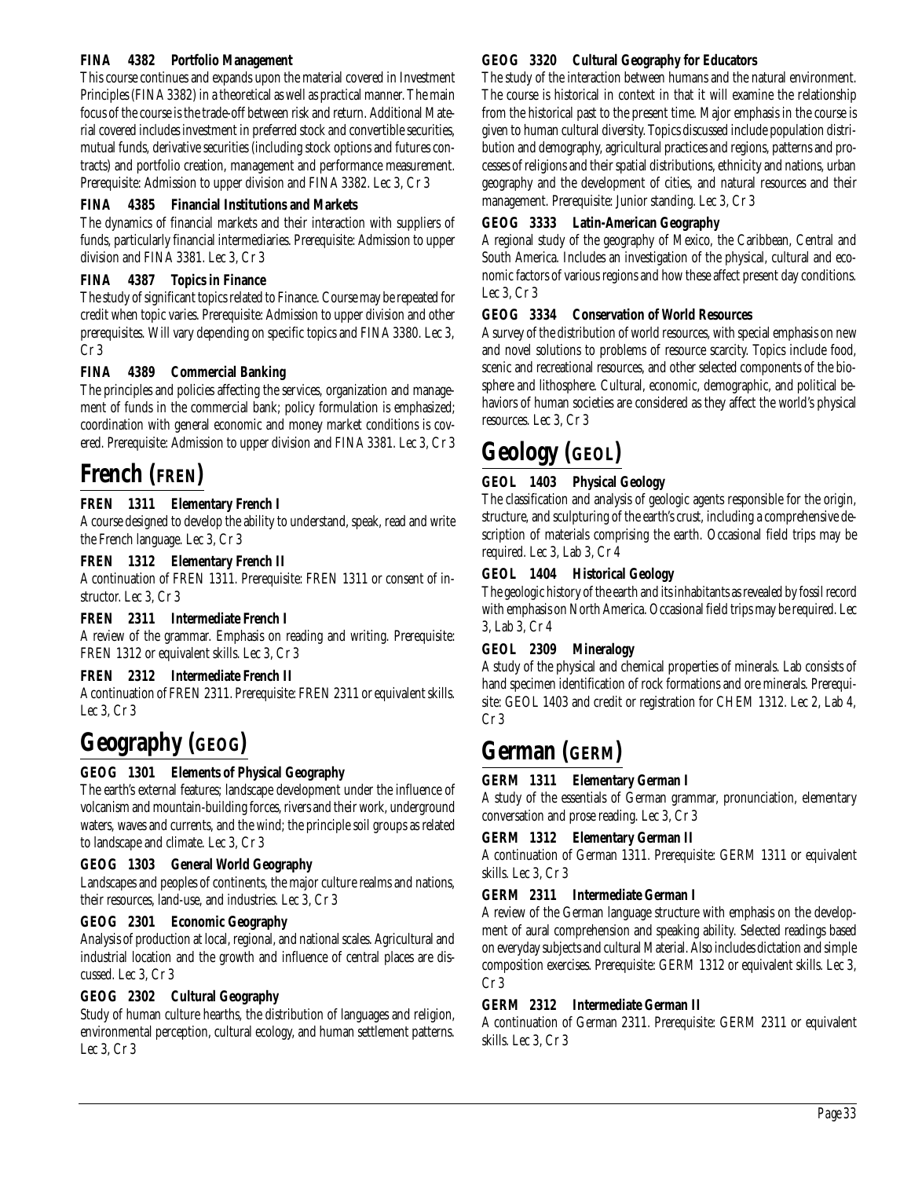**FINA 4382 Portfolio Management**

This course continues and expands upon the material covered in Investment Principles (FINA 3382) in a theoretical as well as practical manner. The main focus of the course is the trade-off between risk and return. Additional Material covered includes investment in preferred stock and convertible securities, mutual funds, derivative securities (including stock options and futures contracts) and portfolio creation, management and performance measurement. Prerequisite: Admission to upper division and FINA 3382. Lec 3, Cr 3

**FINA 4385 Financial Institutions and Markets**

The dynamics of financial markets and their interaction with suppliers of funds, particularly financial intermediaries. Prerequisite: Admission to upper division and FINA 3381. Lec 3, Cr 3

**FINA 4387 Topics in Finance**

The study of significant topics related to Finance. Course may be repeated for credit when topic varies. Prerequisite: Admission to upper division and other prerequisites. Will vary depending on specific topics and FINA 3380. Lec 3, Cr 3

**FINA 4389 Commercial Banking**

The principles and policies affecting the services, organization and management of funds in the commercial bank; policy formulation is emphasized; coordination with general economic and money market conditions is covered. Prerequisite: Admission to upper division and FINA 3381. Lec 3, Cr 3

# French (FREN)

**FREN 1311 Elementary French I**

A course designed to develop the ability to understand, speak, read and write the French language. Lec 3, Cr 3

**FREN 1312 Elementary French II**

A continuation of FREN 1311. Prerequisite: FREN 1311 or consent of instructor. Lec 3, Cr 3

**FREN 2311 Intermediate French I**

A review of the grammar. Emphasis on reading and writing. Prerequisite: FREN 1312 or equivalent skills. Lec 3, Cr 3

**FREN 2312 Intermediate French II**

A continuation of FREN 2311. Prerequisite: FREN 2311 or equivalent skills. Lec 3, Cr 3

# Geography (GEOG)

**GEOG 1301 Elements of Physical Geography**

The earth's external features; landscape development under the influence of volcanism and mountain-building forces, rivers and their work, underground waters, waves and currents, and the wind; the principle soil groups as related to landscape and climate. Lec 3, Cr 3

**GEOG 1303 General World Geography**

Landscapes and peoples of continents, the major culture realms and nations, their resources, land-use, and industries. Lec 3, Cr 3

**GEOG 2301 Economic Geography**

Analysis of production at local, regional, and national scales. Agricultural and industrial location and the growth and influence of central places are discussed. Lec 3, Cr 3

**GEOG 2302 Cultural Geography**

Study of human culture hearths, the distribution of languages and religion, environmental perception, cultural ecology, and human settlement patterns. Lec 3, Cr 3

**GEOG 3320 Cultural Geography for Educators**

The study of the interaction between humans and the natural environment. The course is historical in context in that it will examine the relationship from the historical past to the present time. Major emphasis in the course is given to human cultural diversity. Topics discussed include population distribution and demography, agricultural practices and regions, patterns and processes of religions and their spatial distributions, ethnicity and nations, urban geography and the development of cities, and natural resources and their management. Prerequisite: Junior standing. Lec 3, Cr 3

**GEOG 3333 Latin-American Geography**

A regional study of the geography of Mexico, the Caribbean, Central and South America. Includes an investigation of the physical, cultural and economic factors of various regions and how these affect present day conditions. Lec 3, Cr 3

**GEOG 3334 Conservation of World Resources**

A survey of the distribution of world resources, with special emphasis on new and novel solutions to problems of resource scarcity. Topics include food, scenic and recreational resources, and other selected components of the biosphere and lithosphere. Cultural, economic, demographic, and political behaviors of human societies are considered as they affect the world's physical resources. Lec 3, Cr 3

# Geology (GEOL)

**GEOL 1403 Physical Geology**

The classification and analysis of geologic agents responsible for the origin, structure, and sculpturing of the earth's crust, including a comprehensive description of materials comprising the earth. Occasional field trips may be required. Lec 3, Lab 3, Cr 4

**GEOL 1404 Historical Geology**

The geologic history of the earth and its inhabitants as revealed by fossil record with emphasis on North America. Occasional field trips may be required. Lec 3, Lab 3, Cr 4

**GEOL 2309 Mineralogy**

A study of the physical and chemical properties of minerals. Lab consists of hand specimen identification of rock formations and ore minerals. Prerequisite: GEOL 1403 and credit or registration for CHEM 1312. Lec 2, Lab 4, Cr 3

# German (GERM)

**GERM 1311 Elementary German I**

A study of the essentials of German grammar, pronunciation, elementary conversation and prose reading. Lec 3, Cr 3

**GERM 1312 Elementary German II**

A continuation of German 1311. Prerequisite: GERM 1311 or equivalent skills. Lec 3, Cr 3

**GERM 2311 Intermediate German I**

A review of the German language structure with emphasis on the development of aural comprehension and speaking ability. Selected readings based on everyday subjects and cultural Material. Also includes dictation and simple composition exercises. Prerequisite: GERM 1312 or equivalent skills. Lec 3, Cr 3

**GERM 2312 Intermediate German II**

A continuation of German 2311. Prerequisite: GERM 2311 or equivalent skills. Lec 3, Cr 3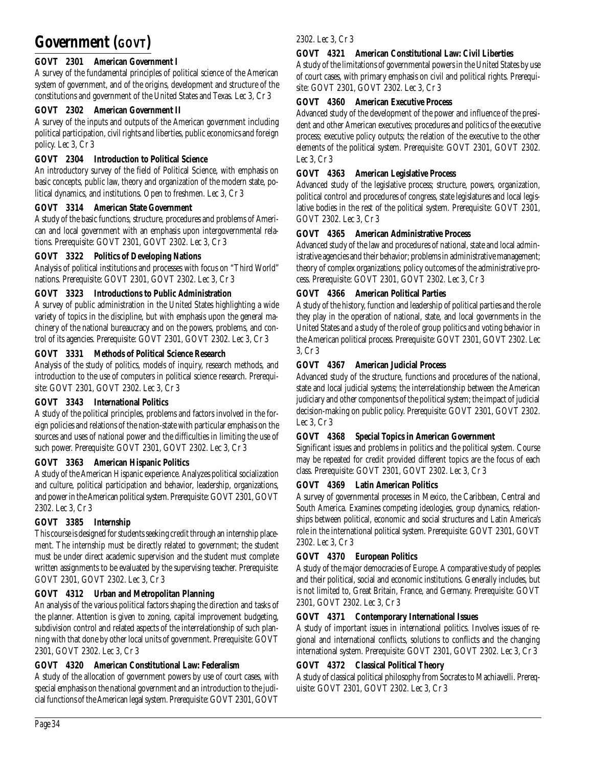# Government (GOVT)

**GOVT 2301 American Government I**

A survey of the fundamental principles of political science of the American system of government, and of the origins, development and structure of the constitutions and government of the United States and Texas. Lec 3, Cr 3

**GOVT 2302 American Government II**

A survey of the inputs and outputs of the American government including political participation, civil rights and liberties, public economics and foreign policy. Lec 3, Cr 3

**GOVT 2304 Introduction to Political Science**

An introductory survey of the field of Political Science, with emphasis on basic concepts, public law, theory and organization of the modern state, political dynamics, and institutions. Open to freshmen. Lec 3, Cr 3

**GOVT 3314 American State Government**

A study of the basic functions, structure, procedures and problems of American and local government with an emphasis upon intergovernmental relations. Prerequisite: GOVT 2301, GOVT 2302. Lec 3, Cr 3

**GOVT 3322 Politics of Developing Nations**

Analysis of political institutions and processes with focus on "Third World" nations. Prerequisite: GOVT 2301, GOVT 2302. Lec 3, Cr 3

**GOVT 3323 Introductions to Public Administration**

A survey of public administration in the United States highlighting a wide variety of topics in the discipline, but with emphasis upon the general machinery of the national bureaucracy and on the powers, problems, and control of its agencies. Prerequisite: GOVT 2301, GOVT 2302. Lec 3, Cr 3

**GOVT 3331 Methods of Political Science Research**

Analysis of the study of politics, models of inquiry, research methods, and introduction to the use of computers in political science research. Prerequisite: GOVT 2301, GOVT 2302. Lec 3, Cr 3

**GOVT 3343 International Politics**

A study of the political principles, problems and factors involved in the foreign policies and relations of the nation-state with particular emphasis on the sources and uses of national power and the difficulties in limiting the use of such power. Prerequisite: GOVT 2301, GOVT 2302. Lec 3, Cr 3

**GOVT 3363 American Hispanic Politics**

A study of the American Hispanic experience. Analyzes political socialization and culture, political participation and behavior, leadership, organizations, and power in the American political system. Prerequisite: GOVT 2301, GOVT 2302. Lec 3, Cr 3

**GOVT 3385 Internship**

This course is designed for students seeking credit through an internship placement. The internship must be directly related to government; the student must be under direct academic supervision and the student must complete written assignments to be evaluated by the supervising teacher. Prerequisite: GOVT 2301, GOVT 2302. Lec 3, Cr 3

**GOVT 4312 Urban and Metropolitan Planning**

An analysis of the various political factors shaping the direction and tasks of the planner. Attention is given to zoning, capital improvement budgeting, subdivision control and related aspects of the interrelationship of such planning with that done by other local units of government. Prerequisite: GOVT 2301, GOVT 2302. Lec 3, Cr 3

**GOVT 4320 American Constitutional Law: Federalism**

A study of the allocation of government powers by use of court cases, with special emphasis on the national government and an introduction to the judicial functions of the American legal system. Prerequisite: GOVT 2301, GOVT 2302. Lec 3, Cr 3

**GOVT 4321 American Constitutional Law: Civil Liberties**

A study of the limitations of governmental powers in the United States by use of court cases, with primary emphasis on civil and political rights. Prerequisite: GOVT 2301, GOVT 2302. Lec 3, Cr 3

**GOVT 4360 American Executive Process**

Advanced study of the development of the power and influence of the president and other American executives; procedures and politics of the executive process; executive policy outputs; the relation of the executive to the other elements of the political system. Prerequisite: GOVT 2301, GOVT 2302. Lec 3, Cr 3

**GOVT 4363 American Legislative Process**

Advanced study of the legislative process; structure, powers, organization, political control and procedures of congress, state legislatures and local legislative bodies in the rest of the political system. Prerequisite: GOVT 2301, GOVT 2302. Lec 3, Cr 3

**GOVT 4365 American Administrative Process**

Advanced study of the law and procedures of national, state and local administrative agencies and their behavior; problems in administrative management; theory of complex organizations; policy outcomes of the administrative process. Prerequisite: GOVT 2301, GOVT 2302. Lec 3, Cr 3

**GOVT 4366 American Political Parties**

A study of the history, function and leadership of political parties and the role they play in the operation of national, state, and local governments in the United States and a study of the role of group politics and voting behavior in the American political process. Prerequisite: GOVT 2301, GOVT 2302. Lec 3, Cr 3

**GOVT 4367 American Judicial Process**

Advanced study of the structure, functions and procedures of the national, state and local judicial systems; the interrelationship between the American judiciary and other components of the political system; the impact of judicial decision-making on public policy. Prerequisite: GOVT 2301, GOVT 2302. Lec 3, Cr 3

**GOVT 4368 Special Topics in American Government**

Significant issues and problems in politics and the political system. Course may be repeated for credit provided different topics are the focus of each class. Prerequisite: GOVT 2301, GOVT 2302. Lec 3, Cr 3

**GOVT 4369 Latin American Politics**

A survey of governmental processes in Mexico, the Caribbean, Central and South America. Examines competing ideologies, group dynamics, relationships between political, economic and social structures and Latin America's role in the international political system. Prerequisite: GOVT 2301, GOVT 2302. Lec 3, Cr 3

**GOVT 4370 European Politics**

A study of the major democracies of Europe. A comparative study of peoples and their political, social and economic institutions. Generally includes, but is not limited to, Great Britain, France, and Germany. Prerequisite: GOVT 2301, GOVT 2302. Lec 3, Cr 3

**GOVT 4371 Contemporary International Issues**

A study of important issues in international politics. Involves issues of regional and international conflicts, solutions to conflicts and the changing international system. Prerequisite: GOVT 2301, GOVT 2302. Lec 3, Cr 3

**GOVT 4372 Classical Political Theory**

A study of classical political philosophy from Socrates to Machiavelli. Prerequisite: GOVT 2301, GOVT 2302. Lec 3, Cr 3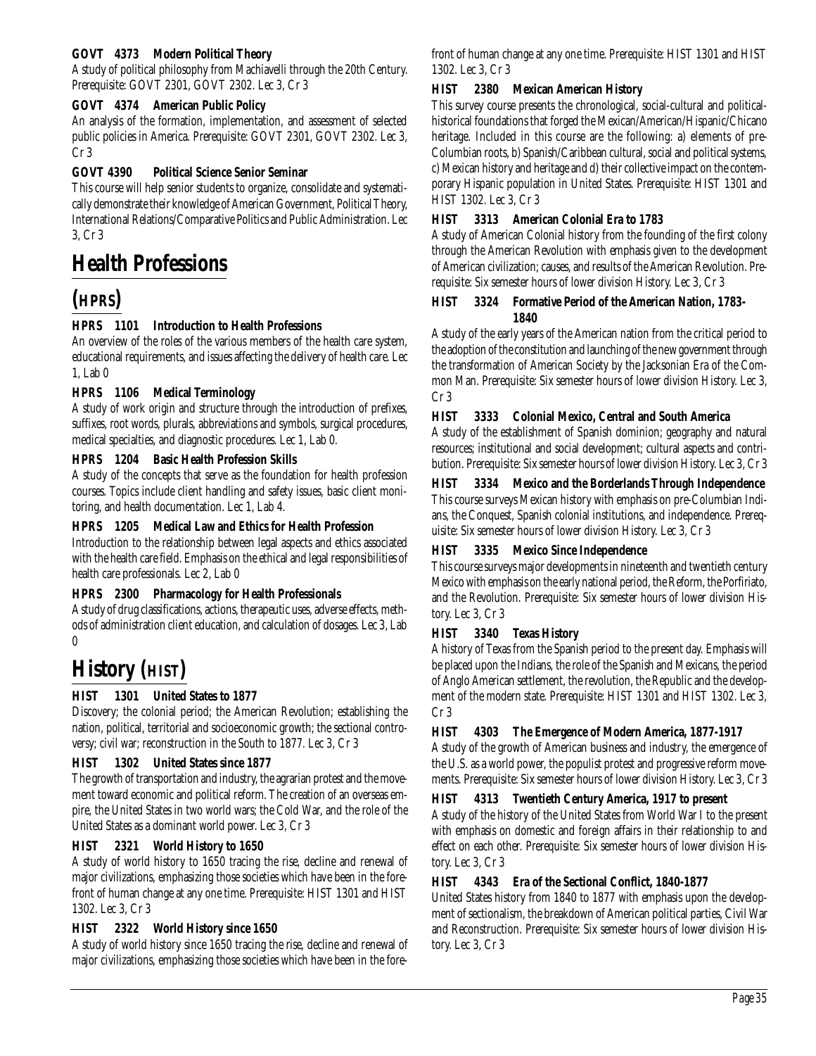**GOVT 4373 Modern Political Theory**

A study of political philosophy from Machiavelli through the 20th Century. Prerequisite: GOVT 2301, GOVT 2302. Lec 3, Cr 3

**GOVT 4374 American Public Policy**

An analysis of the formation, implementation, and assessment of selected public policies in America. Prerequisite: GOVT 2301, GOVT 2302. Lec 3, Cr 3

**GOVT 4390 Political Science Senior Seminar**

This course will help senior students to organize, consolidate and systematically demonstrate their knowledge of American Government, Political Theory, International Relations/Comparative Politics and Public Administration. Lec 3, Cr 3

# Health Professions (HPRS)

**HPRS 1101 Introduction to Health Professions**

An overview of the roles of the various members of the health care system, educational requirements, and issues affecting the delivery of health care. Lec 1, Lab 0

**HPRS 1106 Medical Terminology**

A study of work origin and structure through the introduction of prefixes, suffixes, root words, plurals, abbreviations and symbols, surgical procedures, medical specialties, and diagnostic procedures. Lec 1, Lab 0.

**HPRS 1204 Basic Health Profession Skills**

A study of the concepts that serve as the foundation for health profession courses. Topics include client handling and safety issues, basic client monitoring, and health documentation. Lec 1, Lab 4.

**HPRS 1205 Medical Law and Ethics for Health Profession**

Introduction to the relationship between legal aspects and ethics associated with the health care field. Emphasis on the ethical and legal responsibilities of health care professionals. Lec 2, Lab 0

**HPRS 2300 Pharmacology for Health Professionals**

A study of drug classifications, actions, therapeutic uses, adverse effects, methods of administration client education, and calculation of dosages. Lec 3, Lab 0

# History (HIST)

**HIST 1301 United States to 1877**

Discovery; the colonial period; the American Revolution; establishing the nation, political, territorial and socioeconomic growth; the sectional controversy; civil war; reconstruction in the South to 1877. Lec 3, Cr 3

**HIST 1302 United States since 1877**

The growth of transportation and industry, the agrarian protest and the movement toward economic and political reform. The creation of an overseas empire, the United States in two world wars; the Cold War, and the role of the United States as a dominant world power. Lec 3, Cr 3

**HIST 2321 World History to 1650**

A study of world history to 1650 tracing the rise, decline and renewal of major civilizations, emphasizing those societies which have been in the forefront of human change at any one time. Prerequisite: HIST 1301 and HIST 1302. Lec 3, Cr 3

**HIST 2322 World History since 1650**

A study of world history since 1650 tracing the rise, decline and renewal of major civilizations, emphasizing those societies which have been in the forefront of human change at any one time. Prerequisite: HIST 1301 and HIST 1302. Lec 3, Cr 3

**HIST 2380 Mexican American History**

This survey course presents the chronological, social-cultural and political-historical foundations that forged the Mexican/American/Hispanic/Chicano heritage. Included in this course are the following: a) elements of pre-Columbian roots, b) Spanish/Caribbean cultural, social and political systems, c) Mexican history and heritage and d) their collective impact on the contemporary Hispanic population in United States. Prerequisite: HIST 1301 and HIST 1302. Lec 3, Cr 3

**HIST 3313 American Colonial Era to 1783**

A study of American Colonial history from the founding of the first colony through the American Revolution with emphasis given to the development of American civilization; causes, and results of the American Revolution. Prerequisite: Six semester hours of lower division History. Lec 3, Cr 3

**HIST 3324 Formative Period of the American Nation, 1783-1840**

A study of the early years of the American nation from the critical period to the adoption of the constitution and launching of the new government through the transformation of American Society by the Jacksonian Era of the Common Man. Prerequisite: Six semester hours of lower division History. Lec 3, Cr 3

**HIST 3333 Colonial Mexico, Central and South America**

A study of the establishment of Spanish dominion; geography and natural resources; institutional and social development; cultural aspects and contribution. Prerequisite: Six semester hours of lower division History. Lec 3, Cr 3

**HIST 3334 Mexico and the Borderlands Through Independence**

This course surveys Mexican history with emphasis on pre-Columbian Indians, the Conquest, Spanish colonial institutions, and independence. Prerequisite: Six semester hours of lower division History. Lec 3, Cr 3

**HIST 3335 Mexico Since Independence**

This course surveys major developments in nineteenth and twentieth century Mexico with emphasis on the early national period, the Reform, the Porfiriato, and the Revolution. Prerequisite: Six semester hours of lower division History. Lec 3, Cr 3

**HIST 3340 Texas History**

A history of Texas from the Spanish period to the present day. Emphasis will be placed upon the Indians, the role of the Spanish and Mexicans, the period of Anglo American settlement, the revolution, the Republic and the development of the modern state. Prerequisite: HIST 1301 and HIST 1302. Lec 3, Cr 3

**HIST 4303 The Emergence of Modern America, 1877-1917**

A study of the growth of American business and industry, the emergence of the U.S. as a world power, the populist protest and progressive reform movements. Prerequisite: Six semester hours of lower division History. Lec 3, Cr 3

**HIST 4313 Twentieth Century America, 1917 to present**

A study of the history of the United States from World War I to the present with emphasis on domestic and foreign affairs in their relationship to and effect on each other. Prerequisite: Six semester hours of lower division History. Lec 3, Cr 3

**HIST 4343 Era of the Sectional Conflict, 1840-1877**

United States history from 1840 to 1877 with emphasis upon the development of sectionalism, the breakdown of American political parties, Civil War and Reconstruction. Prerequisite: Six semester hours of lower division History. Lec 3, Cr 3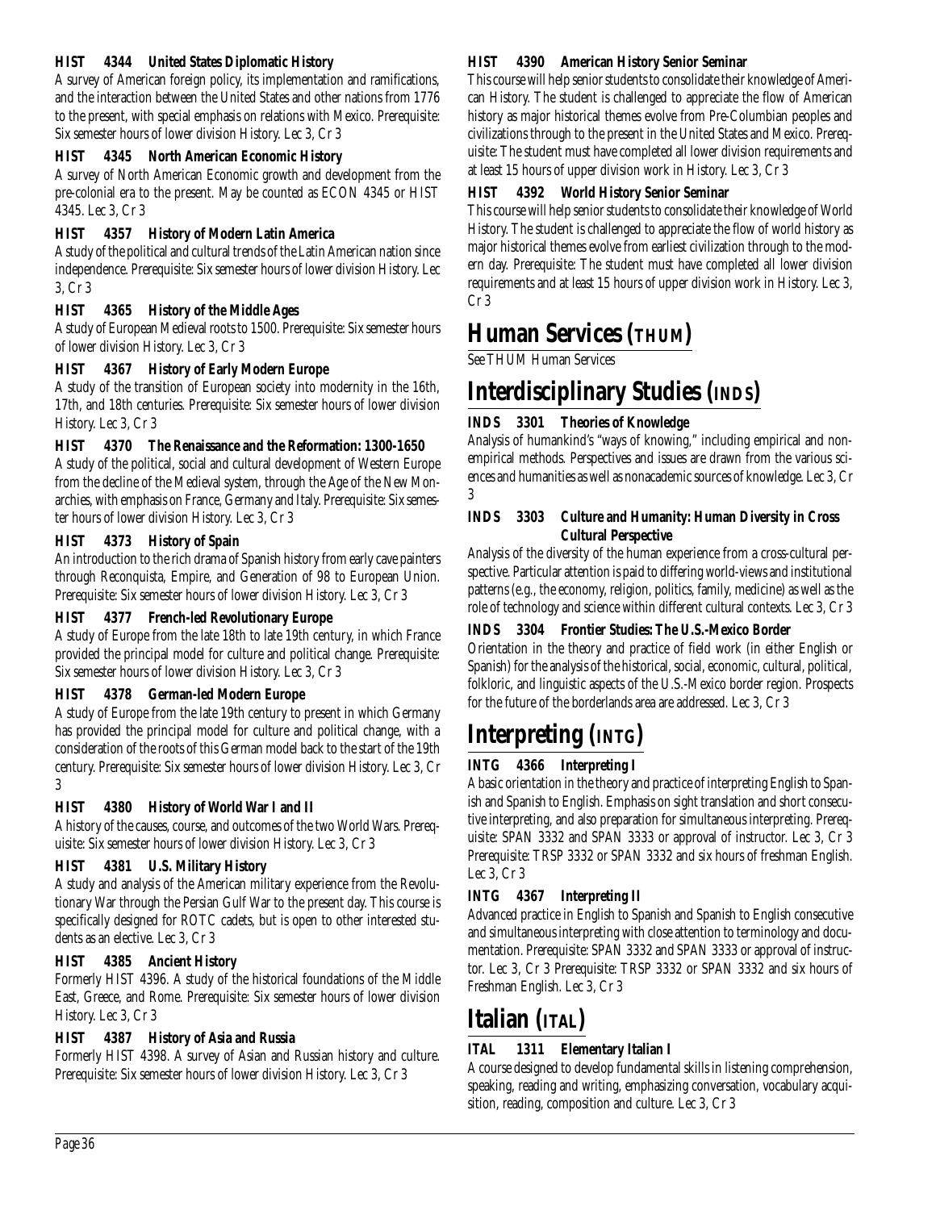**HIST 4344 United States Diplomatic History**

A survey of American foreign policy, its implementation and ramifications, and the interaction between the United States and other nations from 1776 to the present, with special emphasis on relations with Mexico. Prerequisite: Six semester hours of lower division History. Lec 3, Cr 3

**HIST 4345 North American Economic History**

A survey of North American Economic growth and development from the pre-colonial era to the present. May be counted as ECON 4345 or HIST 4345. Lec 3, Cr 3

**HIST 4357 History of Modern Latin America**

A study of the political and cultural trends of the Latin American nation since independence. Prerequisite: Six semester hours of lower division History. Lec 3, Cr 3

**HIST 4365 History of the Middle Ages**

A study of European Medieval roots to 1500. Prerequisite: Six semester hours of lower division History. Lec 3, Cr 3

**HIST 4367 History of Early Modern Europe**

A study of the transition of European society into modernity in the 16th, 17th, and 18th centuries. Prerequisite: Six semester hours of lower division History. Lec 3, Cr 3

**HIST 4370 The Renaissance and the Reformation: 1300-1650**

A study of the political, social and cultural development of Western Europe from the decline of the Medieval system, through the Age of the New Monarchies, with emphasis on France, Germany and Italy. Prerequisite: Six semester hours of lower division History. Lec 3, Cr 3

**HIST 4373 History of Spain**

An introduction to the rich drama of Spanish history from early cave painters through Reconquista, Empire, and Generation of 98 to European Union. Prerequisite: Six semester hours of lower division History. Lec 3, Cr 3

**HIST 4377 French-led Revolutionary Europe**

A study of Europe from the late 18th to late 19th century, in which France provided the principal model for culture and political change. Prerequisite: Six semester hours of lower division History. Lec 3, Cr 3

**HIST 4378 German-led Modern Europe**

A study of Europe from the late 19th century to present in which Germany has provided the principal model for culture and political change, with a consideration of the roots of this German model back to the start of the 19th century. Prerequisite: Six semester hours of lower division History. Lec 3, Cr 3

**HIST 4380 History of World War I and II**

A history of the causes, course, and outcomes of the two World Wars. Prerequisite: Six semester hours of lower division History. Lec 3, Cr 3

**HIST 4381 U.S. Military History**

A study and analysis of the American military experience from the Revolutionary War through the Persian Gulf War to the present day. This course is specifically designed for ROTC cadets, but is open to other interested students as an elective. Lec 3, Cr 3

**HIST 4385 Ancient History**

Formerly HIST 4396. A study of the historical foundations of the Middle East, Greece, and Rome. Prerequisite: Six semester hours of lower division History. Lec 3, Cr 3

**HIST 4387 History of Asia and Russia**

Formerly HIST 4398. A survey of Asian and Russian history and culture. Prerequisite: Six semester hours of lower division History. Lec 3, Cr 3

**HIST 4390 American History Senior Seminar**

This course will help senior students to consolidate their knowledge of American History. The student is challenged to appreciate the flow of American history as major historical themes evolve from Pre-Columbian peoples and civilizations through to the present in the United States and Mexico. Prerequisite: The student must have completed all lower division requirements and at least 15 hours of upper division work in History. Lec 3, Cr 3

**HIST 4392 World History Senior Seminar**

This course will help senior students to consolidate their knowledge of World History. The student is challenged to appreciate the flow of world history as major historical themes evolve from earliest civilization through to the modern day. Prerequisite: The student must have completed all lower division requirements and at least 15 hours of upper division work in History. Lec 3, Cr 3

# Human Services (THUM)

See THUM Human Services

# Interdisciplinary Studies (INDS)

**INDS 3301 Theories of Knowledge**

Analysis of humankind's "ways of knowing," including empirical and non-empirical methods. Perspectives and issues are drawn from the various sciences and humanities as well as nonacademic sources of knowledge. Lec 3, Cr 3

**INDS 3303 Culture and Humanity: Human Diversity in Cross Cultural Perspective**

Analysis of the diversity of the human experience from a cross-cultural perspective. Particular attention is paid to differing world-views and institutional patterns (e.g., the economy, religion, politics, family, medicine) as well as the role of technology and science within different cultural contexts. Lec 3, Cr 3

**INDS 3304 Frontier Studies: The U.S.-Mexico Border**

Orientation in the theory and practice of field work (in either English or Spanish) for the analysis of the historical, social, economic, cultural, political, folkloric, and linguistic aspects of the U.S.-Mexico border region. Prospects for the future of the borderlands area are addressed. Lec 3, Cr 3

# Interpreting (INTG)

**INTG 4366 Interpreting I**

A basic orientation in the theory and practice of interpreting English to Spanish and Spanish to English. Emphasis on sight translation and short consecutive interpreting, and also preparation for simultaneous interpreting. Prerequisite: SPAN 3332 and SPAN 3333 or approval of instructor. Lec 3, Cr 3 Prerequisite: TRSP 3332 or SPAN 3332 and six hours of freshman English. Lec 3, Cr 3

**INTG 4367 Interpreting II**

Advanced practice in English to Spanish and Spanish to English consecutive and simultaneous interpreting with close attention to terminology and documentation. Prerequisite: SPAN 3332 and SPAN 3333 or approval of instructor. Lec 3, Cr 3 Prerequisite: TRSP 3332 or SPAN 3332 and six hours of Freshman English. Lec 3, Cr 3

# Italian (ITAL)

**ITAL 1311 Elementary Italian I**

A course designed to develop fundamental skills in listening comprehension, speaking, reading and writing, emphasizing conversation, vocabulary acquisition, reading, composition and culture. Lec 3, Cr 3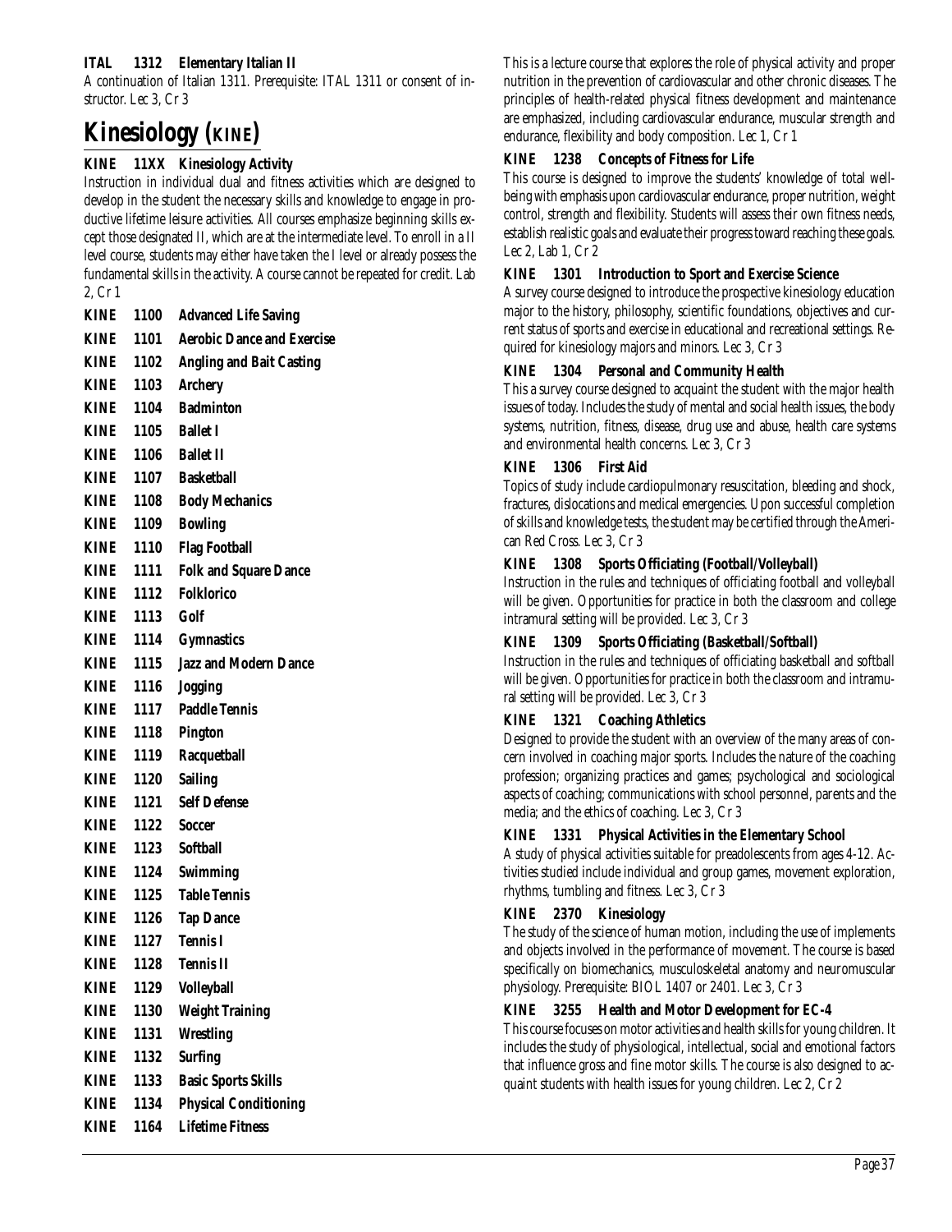**ITAL 1312 Elementary Italian II**

A continuation of Italian 1311. Prerequisite: ITAL 1311 or consent of instructor. Lec 3, Cr 3

## Kinesiology (KINE)

**KINE 11XX Kinesiology Activity**

Instruction in individual dual and fitness activities which are designed to develop in the student the necessary skills and knowledge to engage in productive lifetime leisure activities. All courses emphasize beginning skills except those designated II, which are at the intermediate level. To enroll in a II level course, students may either have taken the I level or already possess the fundamental skills in the activity. A course cannot be repeated for credit. Lab 2, Cr 1

**KINE 1100 Advanced Life Saving**
**KINE 1101 Aerobic Dance and Exercise**
**KINE 1102 Angling and Bait Casting**
**KINE 1103 Archery**
**KINE 1104 Badminton**
**KINE 1105 Ballet I**
**KINE 1106 Ballet II**
**KINE 1107 Basketball**
**KINE 1108 Body Mechanics**
**KINE 1109 Bowling**
**KINE 1110 Flag Football**
**KINE 1111 Folk and Square Dance**
**KINE 1112 Folklorico**
**KINE 1113 Golf**
**KINE 1114 Gymnastics**
**KINE 1115 Jazz and Modern Dance**
**KINE 1116 Jogging**
**KINE 1117 Paddle Tennis**
**KINE 1118 Pington**
**KINE 1119 Racquetball**
**KINE 1120 Sailing**
**KINE 1121 Self Defense**
**KINE 1122 Soccer**
**KINE 1123 Softball**
**KINE 1124 Swimming**
**KINE 1125 Table Tennis**
**KINE 1126 Tap Dance**
**KINE 1127 Tennis I**
**KINE 1128 Tennis II**
**KINE 1129 Volleyball**
**KINE 1130 Weight Training**
**KINE 1131 Wrestling**
**KINE 1132 Surfing**
**KINE 1133 Basic Sports Skills**
**KINE 1134 Physical Conditioning**
**KINE 1164 Lifetime Fitness**

This is a lecture course that explores the role of physical activity and proper nutrition in the prevention of cardiovascular and other chronic diseases. The principles of health-related physical fitness development and maintenance are emphasized, including cardiovascular endurance, muscular strength and endurance, flexibility and body composition. Lec 1, Cr 1

**KINE 1238 Concepts of Fitness for Life**

This course is designed to improve the students' knowledge of total wellbeing with emphasis upon cardiovascular endurance, proper nutrition, weight control, strength and flexibility. Students will assess their own fitness needs, establish realistic goals and evaluate their progress toward reaching these goals. Lec 2, Lab 1, Cr 2

**KINE 1301 Introduction to Sport and Exercise Science**

A survey course designed to introduce the prospective kinesiology education major to the history, philosophy, scientific foundations, objectives and current status of sports and exercise in educational and recreational settings. Required for kinesiology majors and minors. Lec 3, Cr 3

**KINE 1304 Personal and Community Health**

This a survey course designed to acquaint the student with the major health issues of today. Includes the study of mental and social health issues, the body systems, nutrition, fitness, disease, drug use and abuse, health care systems and environmental health concerns. Lec 3, Cr 3

**KINE 1306 First Aid**

Topics of study include cardiopulmonary resuscitation, bleeding and shock, fractures, dislocations and medical emergencies. Upon successful completion of skills and knowledge tests, the student may be certified through the American Red Cross. Lec 3, Cr 3

**KINE 1308 Sports Officiating (Football/Volleyball)**

Instruction in the rules and techniques of officiating football and volleyball will be given. Opportunities for practice in both the classroom and college intramural setting will be provided. Lec 3, Cr 3

**KINE 1309 Sports Officiating (Basketball/Softball)**

Instruction in the rules and techniques of officiating basketball and softball will be given. Opportunities for practice in both the classroom and intramural setting will be provided. Lec 3, Cr 3

**KINE 1321 Coaching Athletics**

Designed to provide the student with an overview of the many areas of concern involved in coaching major sports. Includes the nature of the coaching profession; organizing practices and games; psychological and sociological aspects of coaching; communications with school personnel, parents and the media; and the ethics of coaching. Lec 3, Cr 3

**KINE 1331 Physical Activities in the Elementary School**

A study of physical activities suitable for preadolescents from ages 4-12. Activities studied include individual and group games, movement exploration, rhythms, tumbling and fitness. Lec 3, Cr 3

**KINE 2370 Kinesiology**

The study of the science of human motion, including the use of implements and objects involved in the performance of movement. The course is based specifically on biomechanics, musculoskeletal anatomy and neuromuscular physiology. Prerequisite: BIOL 1407 or 2401. Lec 3, Cr 3

**KINE 3255 Health and Motor Development for EC-4**

This course focuses on motor activities and health skills for young children. It includes the study of physiological, intellectual, social and emotional factors that influence gross and fine motor skills. The course is also designed to acquaint students with health issues for young children. Lec 2, Cr 2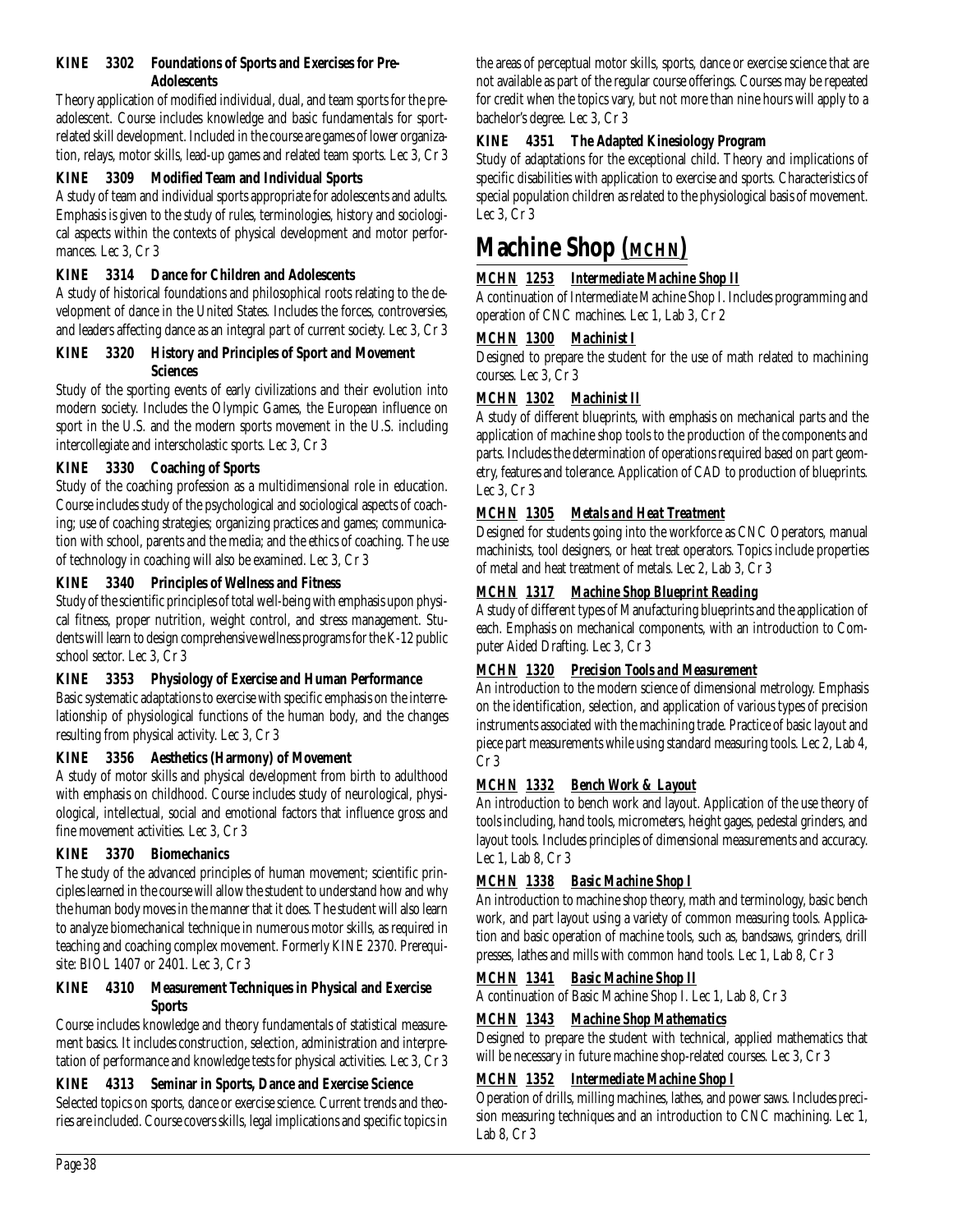### KINE 3302 Foundations of Sports and Exercises for Pre-Adolescents

Theory application of modified individual, dual, and team sports for the pre-adolescent. Course includes knowledge and basic fundamentals for sport-related skill development. Included in the course are games of lower organization, relays, motor skills, lead-up games and related team sports. Lec 3, Cr 3

### KINE 3309 Modified Team and Individual Sports

A study of team and individual sports appropriate for adolescents and adults. Emphasis is given to the study of rules, terminologies, history and sociological aspects within the contexts of physical development and motor performances. Lec 3, Cr 3

### KINE 3314 Dance for Children and Adolescents

A study of historical foundations and philosophical roots relating to the development of dance in the United States. Includes the forces, controversies, and leaders affecting dance as an integral part of current society. Lec 3, Cr 3

### KINE 3320 History and Principles of Sport and Movement Sciences

Study of the sporting events of early civilizations and their evolution into modern society. Includes the Olympic Games, the European influence on sport in the U.S. and the modern sports movement in the U.S. including intercollegiate and interscholastic sports. Lec 3, Cr 3

### KINE 3330 Coaching of Sports

Study of the coaching profession as a multidimensional role in education. Course includes study of the psychological and sociological aspects of coaching; use of coaching strategies; organizing practices and games; communication with school, parents and the media; and the ethics of coaching. The use of technology in coaching will also be examined. Lec 3, Cr 3

### KINE 3340 Principles of Wellness and Fitness

Study of the scientific principles of total well-being with emphasis upon physical fitness, proper nutrition, weight control, and stress management. Students will learn to design comprehensive wellness programs for the K-12 public school sector. Lec 3, Cr 3

### KINE 3353 Physiology of Exercise and Human Performance

Basic systematic adaptations to exercise with specific emphasis on the interrelationship of physiological functions of the human body, and the changes resulting from physical activity. Lec 3, Cr 3

### KINE 3356 Aesthetics (Harmony) of Movement

A study of motor skills and physical development from birth to adulthood with emphasis on childhood. Course includes study of neurological, physiological, intellectual, social and emotional factors that influence gross and fine movement activities. Lec 3, Cr 3

### KINE 3370 Biomechanics

The study of the advanced principles of human movement; scientific principles learned in the course will allow the student to understand how and why the human body moves in the manner that it does. The student will also learn to analyze biomechanical technique in numerous motor skills, as required in teaching and coaching complex movement. Formerly KINE 2370. Prerequisite: BIOL 1407 or 2401. Lec 3, Cr 3

### KINE 4310 Measurement Techniques in Physical and Exercise Sports

Course includes knowledge and theory fundamentals of statistical measurement basics. It includes construction, selection, administration and interpretation of performance and knowledge tests for physical activities. Lec 3, Cr 3

### KINE 4313 Seminar in Sports, Dance and Exercise Science

Selected topics on sports, dance or exercise science. Current trends and theories are included. Course covers skills, legal implications and specific topics in the areas of perceptual motor skills, sports, dance or exercise science that are not available as part of the regular course offerings. Courses may be repeated for credit when the topics vary, but not more than nine hours will apply to a bachelor's degree. Lec 3, Cr 3

### KINE 4351 The Adapted Kinesiology Program

Study of adaptations for the exceptional child. Theory and implications of specific disabilities with application to exercise and sports. Characteristics of special population children as related to the physiological basis of movement. Lec 3, Cr 3

# Machine Shop (MCHN)

### MCHN 1253 Intermediate Machine Shop II

A continuation of Intermediate Machine Shop I. Includes programming and operation of CNC machines. Lec 1, Lab 3, Cr 2

### MCHN 1300 Machinist I

Designed to prepare the student for the use of math related to machining courses. Lec 3, Cr 3

### MCHN 1302 Machinist II

A study of different blueprints, with emphasis on mechanical parts and the application of machine shop tools to the production of the components and parts. Includes the determination of operations required based on part geometry, features and tolerance. Application of CAD to production of blueprints. Lec 3, Cr 3

### MCHN 1305 Metals and Heat Treatment

Designed for students going into the workforce as CNC Operators, manual machinists, tool designers, or heat treat operators. Topics include properties of metal and heat treatment of metals. Lec 2, Lab 3, Cr 3

### MCHN 1317 Machine Shop Blueprint Reading

A study of different types of Manufacturing blueprints and the application of each. Emphasis on mechanical components, with an introduction to Computer Aided Drafting. Lec 3, Cr 3

### MCHN 1320 Precision Tools and Measurement

An introduction to the modern science of dimensional metrology. Emphasis on the identification, selection, and application of various types of precision instruments associated with the machining trade. Practice of basic layout and piece part measurements while using standard measuring tools. Lec 2, Lab 4, Cr 3

### MCHN 1332 Bench Work & Layout

An introduction to bench work and layout. Application of the use theory of tools including, hand tools, micrometers, height gages, pedestal grinders, and layout tools. Includes principles of dimensional measurements and accuracy. Lec 1, Lab 8, Cr 3

### MCHN 1338 Basic Machine Shop I

An introduction to machine shop theory, math and terminology, basic bench work, and part layout using a variety of common measuring tools. Application and basic operation of machine tools, such as, bandsaws, grinders, drill presses, lathes and mills with common hand tools. Lec 1, Lab 8, Cr 3

### MCHN 1341 Basic Machine Shop II

A continuation of Basic Machine Shop I. Lec 1, Lab 8, Cr 3

### MCHN 1343 Machine Shop Mathematics

Designed to prepare the student with technical, applied mathematics that will be necessary in future machine shop-related courses. Lec 3, Cr 3

### MCHN 1352 Intermediate Machine Shop I

Operation of drills, milling machines, lathes, and power saws. Includes precision measuring techniques and an introduction to CNC machining. Lec 1, Lab 8, Cr 3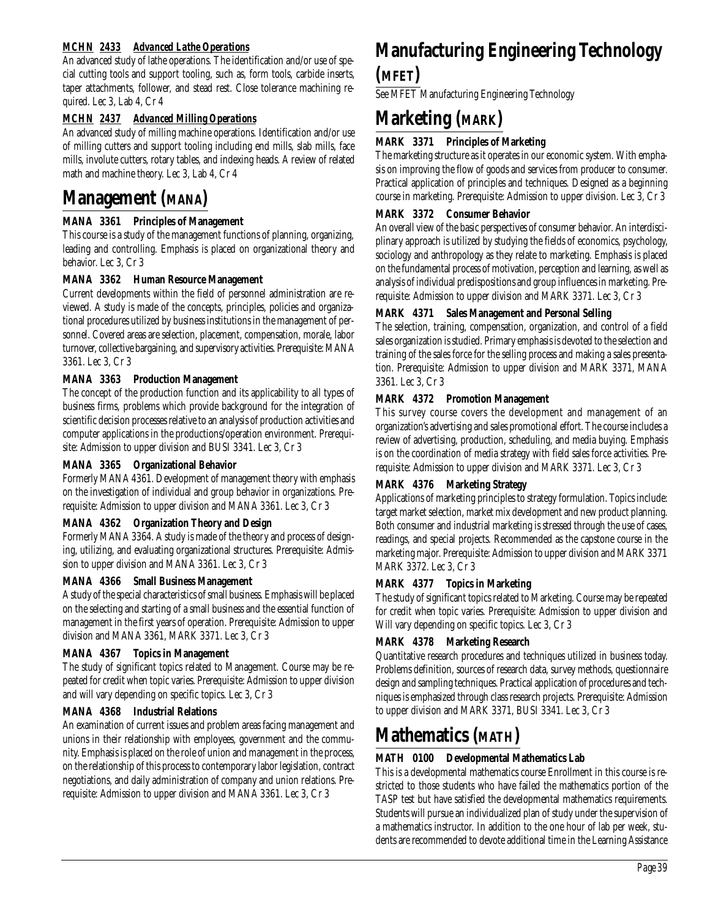***MCHN 2433 Advanced Lathe Operations***

An advanced study of lathe operations. The identification and/or use of special cutting tools and support tooling, such as, form tools, carbide inserts, taper attachments, follower, and stead rest. Close tolerance machining required. Lec 3, Lab 4, Cr 4

***MCHN 2437 Advanced Milling Operations***

An advanced study of milling machine operations. Identification and/or use of milling cutters and support tooling including end mills, slab mills, face mills, involute cutters, rotary tables, and indexing heads. A review of related math and machine theory. Lec 3, Lab 4, Cr 4

# Management (MANA)

**MANA 3361 Principles of Management**

This course is a study of the management functions of planning, organizing, leading and controlling. Emphasis is placed on organizational theory and behavior. Lec 3, Cr 3

**MANA 3362 Human Resource Management**

Current developments within the field of personnel administration are reviewed. A study is made of the concepts, principles, policies and organizational procedures utilized by business institutions in the management of personnel. Covered areas are selection, placement, compensation, morale, labor turnover, collective bargaining, and supervisory activities. Prerequisite: MANA 3361. Lec 3, Cr 3

**MANA 3363 Production Management**

The concept of the production function and its applicability to all types of business firms, problems which provide background for the integration of scientific decision processes relative to an analysis of production activities and computer applications in the productions/operation environment. Prerequisite: Admission to upper division and BUSI 3341. Lec 3, Cr 3

**MANA 3365 Organizational Behavior**

Formerly MANA 4361. Development of management theory with emphasis on the investigation of individual and group behavior in organizations. Prerequisite: Admission to upper division and MANA 3361. Lec 3, Cr 3

**MANA 4362 Organization Theory and Design**

Formerly MANA 3364. A study is made of the theory and process of designing, utilizing, and evaluating organizational structures. Prerequisite: Admission to upper division and MANA 3361. Lec 3, Cr 3

**MANA 4366 Small Business Management**

A study of the special characteristics of small business. Emphasis will be placed on the selecting and starting of a small business and the essential function of management in the first years of operation. Prerequisite: Admission to upper division and MANA 3361, MARK 3371. Lec 3, Cr 3

**MANA 4367 Topics in Management**

The study of significant topics related to Management. Course may be repeated for credit when topic varies. Prerequisite: Admission to upper division and will vary depending on specific topics. Lec 3, Cr 3

**MANA 4368 Industrial Relations**

An examination of current issues and problem areas facing management and unions in their relationship with employees, government and the community. Emphasis is placed on the role of union and management in the process, on the relationship of this process to contemporary labor legislation, contract negotiations, and daily administration of company and union relations. Prerequisite: Admission to upper division and MANA 3361. Lec 3, Cr 3

# Manufacturing Engineering Technology (MFET)

See MFET Manufacturing Engineering Technology

# Marketing (MARK)

**MARK 3371 Principles of Marketing**

The marketing structure as it operates in our economic system. With emphasis on improving the flow of goods and services from producer to consumer. Practical application of principles and techniques. Designed as a beginning course in marketing. Prerequisite: Admission to upper division. Lec 3, Cr 3

**MARK 3372 Consumer Behavior**

An overall view of the basic perspectives of consumer behavior. An interdisciplinary approach is utilized by studying the fields of economics, psychology, sociology and anthropology as they relate to marketing. Emphasis is placed on the fundamental process of motivation, perception and learning, as well as analysis of individual predispositions and group influences in marketing. Prerequisite: Admission to upper division and MARK 3371. Lec 3, Cr 3

**MARK 4371 Sales Management and Personal Selling**

The selection, training, compensation, organization, and control of a field sales organization is studied. Primary emphasis is devoted to the selection and training of the sales force for the selling process and making a sales presentation. Prerequisite: Admission to upper division and MARK 3371, MANA 3361. Lec 3, Cr 3

**MARK 4372 Promotion Management**

This survey course covers the development and management of an organization's advertising and sales promotional effort. The course includes a review of advertising, production, scheduling, and media buying. Emphasis is on the coordination of media strategy with field sales force activities. Prerequisite: Admission to upper division and MARK 3371. Lec 3, Cr 3

**MARK 4376 Marketing Strategy**

Applications of marketing principles to strategy formulation. Topics include: target market selection, market mix development and new product planning. Both consumer and industrial marketing is stressed through the use of cases, readings, and special projects. Recommended as the capstone course in the marketing major. Prerequisite: Admission to upper division and MARK 3371 MARK 3372. Lec 3, Cr 3

**MARK 4377 Topics in Marketing**

The study of significant topics related to Marketing. Course may be repeated for credit when topic varies. Prerequisite: Admission to upper division and Will vary depending on specific topics. Lec 3, Cr 3

**MARK 4378 Marketing Research**

Quantitative research procedures and techniques utilized in business today. Problems definition, sources of research data, survey methods, questionnaire design and sampling techniques. Practical application of procedures and techniques is emphasized through class research projects. Prerequisite: Admission to upper division and MARK 3371, BUSI 3341. Lec 3, Cr 3

# Mathematics (MATH)

**MATH 0100 Developmental Mathematics Lab**

This is a developmental mathematics course Enrollment in this course is restricted to those students who have failed the mathematics portion of the TASP test but have satisfied the developmental mathematics requirements. Students will pursue an individualized plan of study under the supervision of a mathematics instructor. In addition to the one hour of lab per week, students are recommended to devote additional time in the Learning Assistance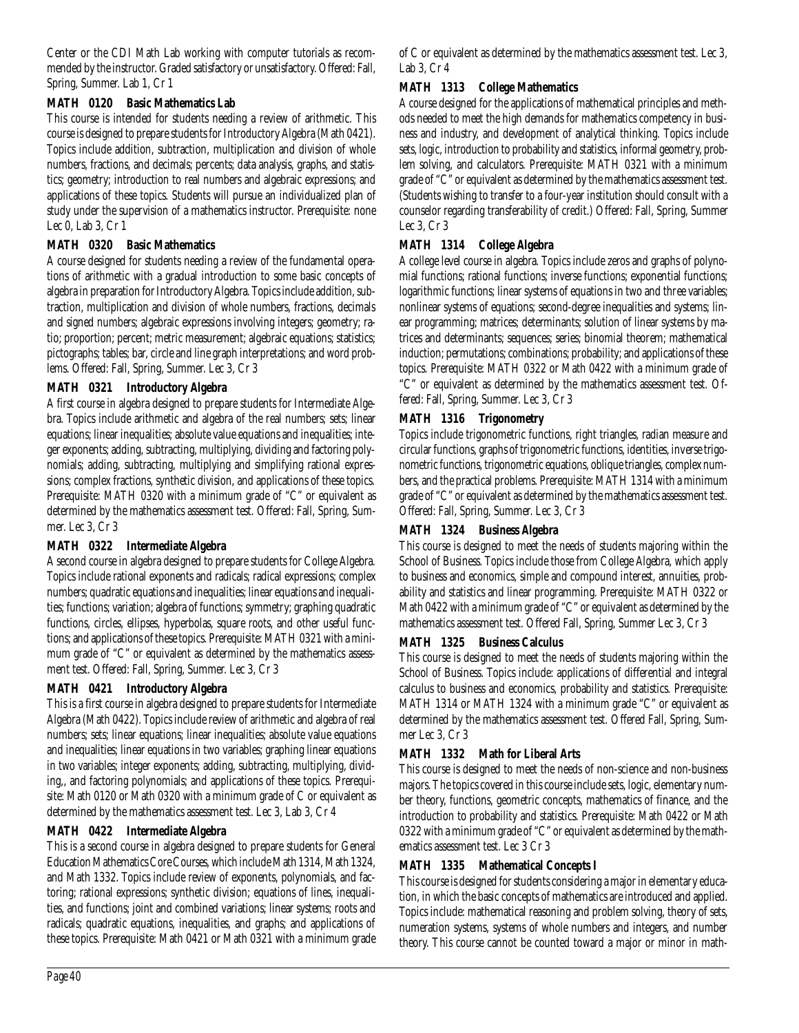Center or the CDI Math Lab working with computer tutorials as recommended by the instructor. Graded satisfactory or unsatisfactory. Offered: Fall, Spring, Summer. Lab 1, Cr 1

**MATH 0120 Basic Mathematics Lab**

This course is intended for students needing a review of arithmetic. This course is designed to prepare students for Introductory Algebra (Math 0421). Topics include addition, subtraction, multiplication and division of whole numbers, fractions, and decimals; percents; data analysis, graphs, and statistics; geometry; introduction to real numbers and algebraic expressions; and applications of these topics. Students will pursue an individualized plan of study under the supervision of a mathematics instructor. Prerequisite: none Lec 0, Lab 3, Cr 1

**MATH 0320 Basic Mathematics**

A course designed for students needing a review of the fundamental operations of arithmetic with a gradual introduction to some basic concepts of algebra in preparation for Introductory Algebra. Topics include addition, subtraction, multiplication and division of whole numbers, fractions, decimals and signed numbers; algebraic expressions involving integers; geometry; ratio; proportion; percent; metric measurement; algebraic equations; statistics; pictographs; tables; bar, circle and line graph interpretations; and word problems. Offered: Fall, Spring, Summer. Lec 3, Cr 3

**MATH 0321 Introductory Algebra**

A first course in algebra designed to prepare students for Intermediate Algebra. Topics include arithmetic and algebra of the real numbers; sets; linear equations; linear inequalities; absolute value equations and inequalities; integer exponents; adding, subtracting, multiplying, dividing and factoring polynomials; adding, subtracting, multiplying and simplifying rational expressions; complex fractions, synthetic division, and applications of these topics. Prerequisite: MATH 0320 with a minimum grade of "C" or equivalent as determined by the mathematics assessment test. Offered: Fall, Spring, Summer. Lec 3, Cr 3

**MATH 0322 Intermediate Algebra**

A second course in algebra designed to prepare students for College Algebra. Topics include rational exponents and radicals; radical expressions; complex numbers; quadratic equations and inequalities; linear equations and inequalities; functions; variation; algebra of functions; symmetry; graphing quadratic functions, circles, ellipses, hyperbolas, square roots, and other useful functions; and applications of these topics. Prerequisite: MATH 0321 with a minimum grade of "C" or equivalent as determined by the mathematics assessment test. Offered: Fall, Spring, Summer. Lec 3, Cr 3

**MATH 0421 Introductory Algebra**

This is a first course in algebra designed to prepare students for Intermediate Algebra (Math 0422). Topics include review of arithmetic and algebra of real numbers; sets; linear equations; linear inequalities; absolute value equations and inequalities; linear equations in two variables; graphing linear equations in two variables; integer exponents; adding, subtracting, multiplying, dividing,, and factoring polynomials; and applications of these topics. Prerequisite: Math 0120 or Math 0320 with a minimum grade of C or equivalent as determined by the mathematics assessment test. Lec 3, Lab 3, Cr 4

**MATH 0422 Intermediate Algebra**

This is a second course in algebra designed to prepare students for General Education Mathematics Core Courses, which include Math 1314, Math 1324, and Math 1332. Topics include review of exponents, polynomials, and factoring; rational expressions; synthetic division; equations of lines, inequalities, and functions; joint and combined variations; linear systems; roots and radicals; quadratic equations, inequalities, and graphs; and applications of these topics. Prerequisite: Math 0421 or Math 0321 with a minimum grade of C or equivalent as determined by the mathematics assessment test. Lec 3, Lab 3, Cr 4

**MATH 1313 College Mathematics**

A course designed for the applications of mathematical principles and methods needed to meet the high demands for mathematics competency in business and industry, and development of analytical thinking. Topics include sets, logic, introduction to probability and statistics, informal geometry, problem solving, and calculators. Prerequisite: MATH 0321 with a minimum grade of "C" or equivalent as determined by the mathematics assessment test. (Students wishing to transfer to a four-year institution should consult with a counselor regarding transferability of credit.) Offered: Fall, Spring, Summer Lec 3, Cr 3

**MATH 1314 College Algebra**

A college level course in algebra. Topics include zeros and graphs of polynomial functions; rational functions; inverse functions; exponential functions; logarithmic functions; linear systems of equations in two and three variables; nonlinear systems of equations; second-degree inequalities and systems; linear programming; matrices; determinants; solution of linear systems by matrices and determinants; sequences; series; binomial theorem; mathematical induction; permutations; combinations; probability; and applications of these topics. Prerequisite: MATH 0322 or Math 0422 with a minimum grade of "C" or equivalent as determined by the mathematics assessment test. Offered: Fall, Spring, Summer. Lec 3, Cr 3

**MATH 1316 Trigonometry**

Topics include trigonometric functions, right triangles, radian measure and circular functions, graphs of trigonometric functions, identities, inverse trigonometric functions, trigonometric equations, oblique triangles, complex numbers, and the practical problems. Prerequisite: MATH 1314 with a minimum grade of "C" or equivalent as determined by the mathematics assessment test. Offered: Fall, Spring, Summer. Lec 3, Cr 3

**MATH 1324 Business Algebra**

This course is designed to meet the needs of students majoring within the School of Business. Topics include those from College Algebra, which apply to business and economics, simple and compound interest, annuities, probability and statistics and linear programming. Prerequisite: MATH 0322 or Math 0422 with a minimum grade of "C" or equivalent as determined by the mathematics assessment test. Offered Fall, Spring, Summer Lec 3, Cr 3

**MATH 1325 Business Calculus**

This course is designed to meet the needs of students majoring within the School of Business. Topics include: applications of differential and integral calculus to business and economics, probability and statistics. Prerequisite: MATH 1314 or MATH 1324 with a minimum grade "C" or equivalent as determined by the mathematics assessment test. Offered Fall, Spring, Summer Lec 3, Cr 3

**MATH 1332 Math for Liberal Arts**

This course is designed to meet the needs of non-science and non-business majors. The topics covered in this course include sets, logic, elementary number theory, functions, geometric concepts, mathematics of finance, and the introduction to probability and statistics. Prerequisite: Math 0422 or Math 0322 with a minimum grade of "C" or equivalent as determined by the mathematics assessment test. Lec 3 Cr 3

**MATH 1335 Mathematical Concepts I**

This course is designed for students considering a major in elementary education, in which the basic concepts of mathematics are introduced and applied. Topics include: mathematical reasoning and problem solving, theory of sets, numeration systems, systems of whole numbers and integers, and number theory. This course cannot be counted toward a major or minor in math-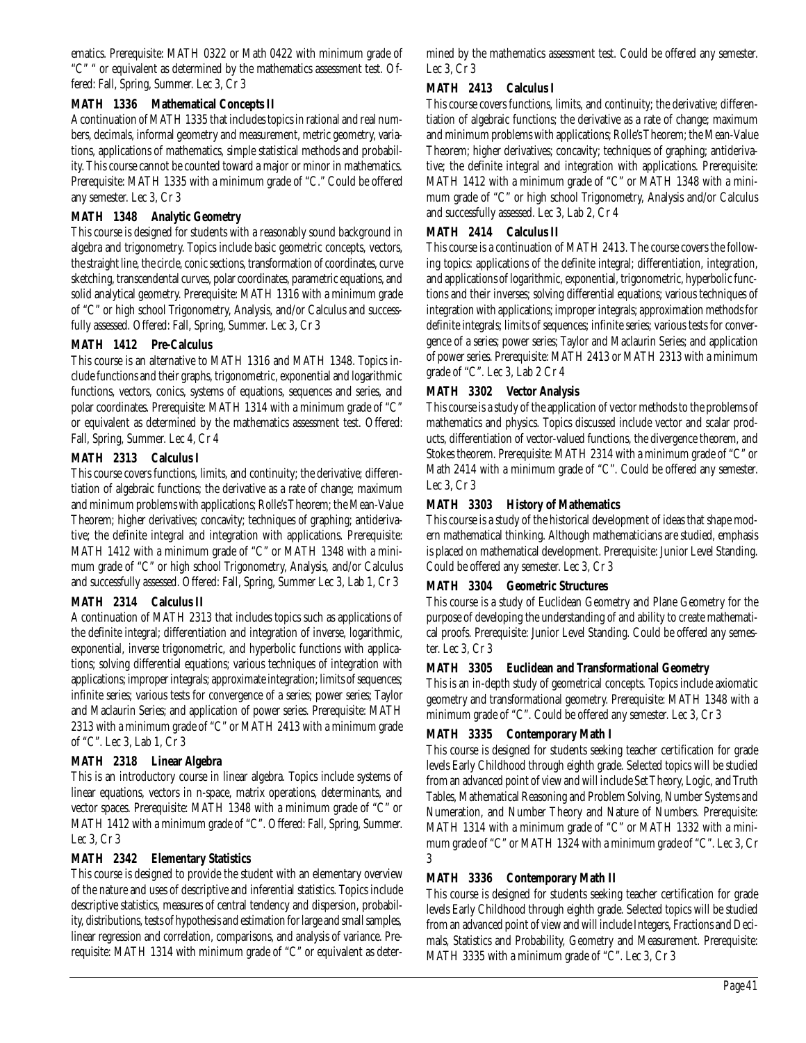ematics. Prerequisite: MATH 0322 or Math 0422 with minimum grade of "C" " or equivalent as determined by the mathematics assessment test. Offered: Fall, Spring, Summer. Lec 3, Cr 3

### MATH 1336 Mathematical Concepts II

A continuation of MATH 1335 that includes topics in rational and real numbers, decimals, informal geometry and measurement, metric geometry, variations, applications of mathematics, simple statistical methods and probability. This course cannot be counted toward a major or minor in mathematics. Prerequisite: MATH 1335 with a minimum grade of "C." Could be offered any semester. Lec 3, Cr 3

### MATH 1348 Analytic Geometry

This course is designed for students with a reasonably sound background in algebra and trigonometry. Topics include basic geometric concepts, vectors, the straight line, the circle, conic sections, transformation of coordinates, curve sketching, transcendental curves, polar coordinates, parametric equations, and solid analytical geometry. Prerequisite: MATH 1316 with a minimum grade of "C" or high school Trigonometry, Analysis, and/or Calculus and successfully assessed. Offered: Fall, Spring, Summer. Lec 3, Cr 3

### MATH 1412 Pre-Calculus

This course is an alternative to MATH 1316 and MATH 1348. Topics include functions and their graphs, trigonometric, exponential and logarithmic functions, vectors, conics, systems of equations, sequences and series, and polar coordinates. Prerequisite: MATH 1314 with a minimum grade of "C" or equivalent as determined by the mathematics assessment test. Offered: Fall, Spring, Summer. Lec 4, Cr 4

### MATH 2313 Calculus I

This course covers functions, limits, and continuity; the derivative; differentiation of algebraic functions; the derivative as a rate of change; maximum and minimum problems with applications; Rolle's Theorem; the Mean-Value Theorem; higher derivatives; concavity; techniques of graphing; antiderivative; the definite integral and integration with applications. Prerequisite: MATH 1412 with a minimum grade of "C" or MATH 1348 with a minimum grade of "C" or high school Trigonometry, Analysis, and/or Calculus and successfully assessed. Offered: Fall, Spring, Summer Lec 3, Lab 1, Cr 3

### MATH 2314 Calculus II

A continuation of MATH 2313 that includes topics such as applications of the definite integral; differentiation and integration of inverse, logarithmic, exponential, inverse trigonometric, and hyperbolic functions with applications; solving differential equations; various techniques of integration with applications; improper integrals; approximate integration; limits of sequences; infinite series; various tests for convergence of a series; power series; Taylor and Maclaurin Series; and application of power series. Prerequisite: MATH 2313 with a minimum grade of "C" or MATH 2413 with a minimum grade of "C". Lec 3, Lab 1, Cr 3

### MATH 2318 Linear Algebra

This is an introductory course in linear algebra. Topics include systems of linear equations, vectors in n-space, matrix operations, determinants, and vector spaces. Prerequisite: MATH 1348 with a minimum grade of "C" or MATH 1412 with a minimum grade of "C". Offered: Fall, Spring, Summer. Lec 3, Cr 3

### MATH 2342 Elementary Statistics

This course is designed to provide the student with an elementary overview of the nature and uses of descriptive and inferential statistics. Topics include descriptive statistics, measures of central tendency and dispersion, probability, distributions, tests of hypothesis and estimation for large and small samples, linear regression and correlation, comparisons, and analysis of variance. Prerequisite: MATH 1314 with minimum grade of "C" or equivalent as determined by the mathematics assessment test. Could be offered any semester. Lec 3, Cr 3

### MATH 2413 Calculus I

This course covers functions, limits, and continuity; the derivative; differentiation of algebraic functions; the derivative as a rate of change; maximum and minimum problems with applications; Rolle's Theorem; the Mean-Value Theorem; higher derivatives; concavity; techniques of graphing; antiderivative; the definite integral and integration with applications. Prerequisite: MATH 1412 with a minimum grade of "C" or MATH 1348 with a minimum grade of "C" or high school Trigonometry, Analysis and/or Calculus and successfully assessed. Lec 3, Lab 2, Cr 4

### MATH 2414 Calculus II

This course is a continuation of MATH 2413. The course covers the following topics: applications of the definite integral; differentiation, integration, and applications of logarithmic, exponential, trigonometric, hyperbolic functions and their inverses; solving differential equations; various techniques of integration with applications; improper integrals; approximation methods for definite integrals; limits of sequences; infinite series; various tests for convergence of a series; power series; Taylor and Maclaurin Series; and application of power series. Prerequisite: MATH 2413 or MATH 2313 with a minimum grade of "C". Lec 3, Lab 2 Cr 4

### MATH 3302 Vector Analysis

This course is a study of the application of vector methods to the problems of mathematics and physics. Topics discussed include vector and scalar products, differentiation of vector-valued functions, the divergence theorem, and Stokes theorem. Prerequisite: MATH 2314 with a minimum grade of "C" or Math 2414 with a minimum grade of "C". Could be offered any semester. Lec 3, Cr 3

### MATH 3303 History of Mathematics

This course is a study of the historical development of ideas that shape modern mathematical thinking. Although mathematicians are studied, emphasis is placed on mathematical development. Prerequisite: Junior Level Standing. Could be offered any semester. Lec 3, Cr 3

### MATH 3304 Geometric Structures

This course is a study of Euclidean Geometry and Plane Geometry for the purpose of developing the understanding of and ability to create mathematical proofs. Prerequisite: Junior Level Standing. Could be offered any semester. Lec 3, Cr 3

### MATH 3305 Euclidean and Transformational Geometry

This is an in-depth study of geometrical concepts. Topics include axiomatic geometry and transformational geometry. Prerequisite: MATH 1348 with a minimum grade of "C". Could be offered any semester. Lec 3, Cr 3

### MATH 3335 Contemporary Math I

This course is designed for students seeking teacher certification for grade levels Early Childhood through eighth grade. Selected topics will be studied from an advanced point of view and will include Set Theory, Logic, and Truth Tables, Mathematical Reasoning and Problem Solving, Number Systems and Numeration, and Number Theory and Nature of Numbers. Prerequisite: MATH 1314 with a minimum grade of "C" or MATH 1332 with a minimum grade of "C" or MATH 1324 with a minimum grade of "C". Lec 3, Cr 3

### MATH 3336 Contemporary Math II

This course is designed for students seeking teacher certification for grade levels Early Childhood through eighth grade. Selected topics will be studied from an advanced point of view and will include Integers, Fractions and Decimals, Statistics and Probability, Geometry and Measurement. Prerequisite: MATH 3335 with a minimum grade of "C". Lec 3, Cr 3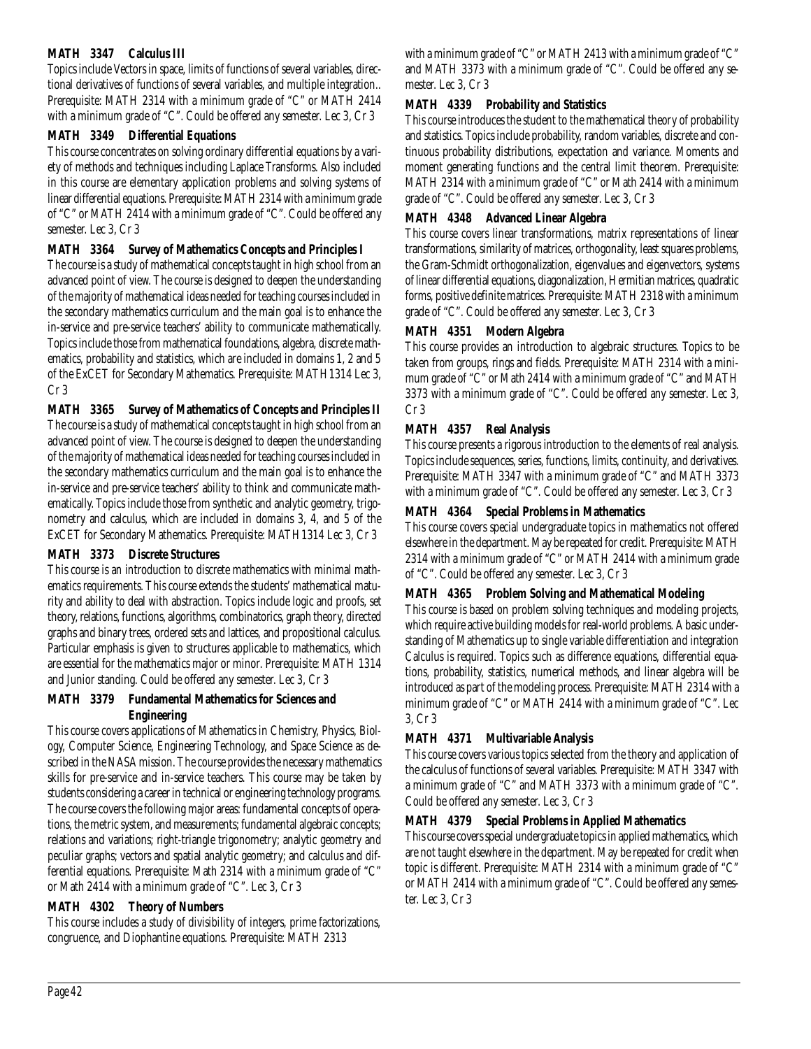**MATH 3347 Calculus III**

Topics include Vectors in space, limits of functions of several variables, directional derivatives of functions of several variables, and multiple integration.. Prerequisite: MATH 2314 with a minimum grade of "C" or MATH 2414 with a minimum grade of "C". Could be offered any semester. Lec 3, Cr 3

**MATH 3349 Differential Equations**

This course concentrates on solving ordinary differential equations by a variety of methods and techniques including Laplace Transforms. Also included in this course are elementary application problems and solving systems of linear differential equations. Prerequisite: MATH 2314 with a minimum grade of "C" or MATH 2414 with a minimum grade of "C". Could be offered any semester. Lec 3, Cr 3

**MATH 3364 Survey of Mathematics Concepts and Principles I**

The course is a study of mathematical concepts taught in high school from an advanced point of view. The course is designed to deepen the understanding of the majority of mathematical ideas needed for teaching courses included in the secondary mathematics curriculum and the main goal is to enhance the in-service and pre-service teachers' ability to communicate mathematically. Topics include those from mathematical foundations, algebra, discrete mathematics, probability and statistics, which are included in domains 1, 2 and 5 of the ExCET for Secondary Mathematics. Prerequisite: MATH1314 Lec 3, Cr 3

**MATH 3365 Survey of Mathematics of Concepts and Principles II**

The course is a study of mathematical concepts taught in high school from an advanced point of view. The course is designed to deepen the understanding of the majority of mathematical ideas needed for teaching courses included in the secondary mathematics curriculum and the main goal is to enhance the in-service and pre-service teachers' ability to think and communicate mathematically. Topics include those from synthetic and analytic geometry, trigonometry and calculus, which are included in domains 3, 4, and 5 of the ExCET for Secondary Mathematics. Prerequisite: MATH1314 Lec 3, Cr 3

**MATH 3373 Discrete Structures**

This course is an introduction to discrete mathematics with minimal mathematics requirements. This course extends the students' mathematical maturity and ability to deal with abstraction. Topics include logic and proofs, set theory, relations, functions, algorithms, combinatorics, graph theory, directed graphs and binary trees, ordered sets and lattices, and propositional calculus. Particular emphasis is given to structures applicable to mathematics, which are essential for the mathematics major or minor. Prerequisite: MATH 1314 and Junior standing. Could be offered any semester. Lec 3, Cr 3

**MATH 3379 Fundamental Mathematics for Sciences and Engineering**

This course covers applications of Mathematics in Chemistry, Physics, Biology, Computer Science, Engineering Technology, and Space Science as described in the NASA mission. The course provides the necessary mathematics skills for pre-service and in-service teachers. This course may be taken by students considering a career in technical or engineering technology programs. The course covers the following major areas: fundamental concepts of operations, the metric system, and measurements; fundamental algebraic concepts; relations and variations; right-triangle trigonometry; analytic geometry and peculiar graphs; vectors and spatial analytic geometry; and calculus and differential equations. Prerequisite: Math 2314 with a minimum grade of "C" or Math 2414 with a minimum grade of "C". Lec 3, Cr 3

**MATH 4302 Theory of Numbers**

This course includes a study of divisibility of integers, prime factorizations, congruence, and Diophantine equations. Prerequisite: MATH 2313 with a minimum grade of "C" or MATH 2413 with a minimum grade of "C" and MATH 3373 with a minimum grade of "C". Could be offered any semester. Lec 3, Cr 3

**MATH 4339 Probability and Statistics**

This course introduces the student to the mathematical theory of probability and statistics. Topics include probability, random variables, discrete and continuous probability distributions, expectation and variance. Moments and moment generating functions and the central limit theorem. Prerequisite: MATH 2314 with a minimum grade of "C" or Math 2414 with a minimum grade of "C". Could be offered any semester. Lec 3, Cr 3

**MATH 4348 Advanced Linear Algebra**

This course covers linear transformations, matrix representations of linear transformations, similarity of matrices, orthogonality, least squares problems, the Gram-Schmidt orthogonalization, eigenvalues and eigenvectors, systems of linear differential equations, diagonalization, Hermitian matrices, quadratic forms, positive definite matrices. Prerequisite: MATH 2318 with a minimum grade of "C". Could be offered any semester. Lec 3, Cr 3

**MATH 4351 Modern Algebra**

This course provides an introduction to algebraic structures. Topics to be taken from groups, rings and fields. Prerequisite: MATH 2314 with a minimum grade of "C" or Math 2414 with a minimum grade of "C" and MATH 3373 with a minimum grade of "C". Could be offered any semester. Lec 3, Cr 3

**MATH 4357 Real Analysis**

This course presents a rigorous introduction to the elements of real analysis. Topics include sequences, series, functions, limits, continuity, and derivatives. Prerequisite: MATH 3347 with a minimum grade of "C" and MATH 3373 with a minimum grade of "C". Could be offered any semester. Lec 3, Cr 3

**MATH 4364 Special Problems in Mathematics**

This course covers special undergraduate topics in mathematics not offered elsewhere in the department. May be repeated for credit. Prerequisite: MATH 2314 with a minimum grade of "C" or MATH 2414 with a minimum grade of "C". Could be offered any semester. Lec 3, Cr 3

**MATH 4365 Problem Solving and Mathematical Modeling**

This course is based on problem solving techniques and modeling projects, which require active building models for real-world problems. A basic understanding of Mathematics up to single variable differentiation and integration Calculus is required. Topics such as difference equations, differential equations, probability, statistics, numerical methods, and linear algebra will be introduced as part of the modeling process. Prerequisite: MATH 2314 with a minimum grade of "C" or MATH 2414 with a minimum grade of "C". Lec 3, Cr 3

**MATH 4371 Multivariable Analysis**

This course covers various topics selected from the theory and application of the calculus of functions of several variables. Prerequisite: MATH 3347 with a minimum grade of "C" and MATH 3373 with a minimum grade of "C". Could be offered any semester. Lec 3, Cr 3

**MATH 4379 Special Problems in Applied Mathematics**

This course covers special undergraduate topics in applied mathematics, which are not taught elsewhere in the department. May be repeated for credit when topic is different. Prerequisite: MATH 2314 with a minimum grade of "C" or MATH 2414 with a minimum grade of "C". Could be offered any semester. Lec 3, Cr 3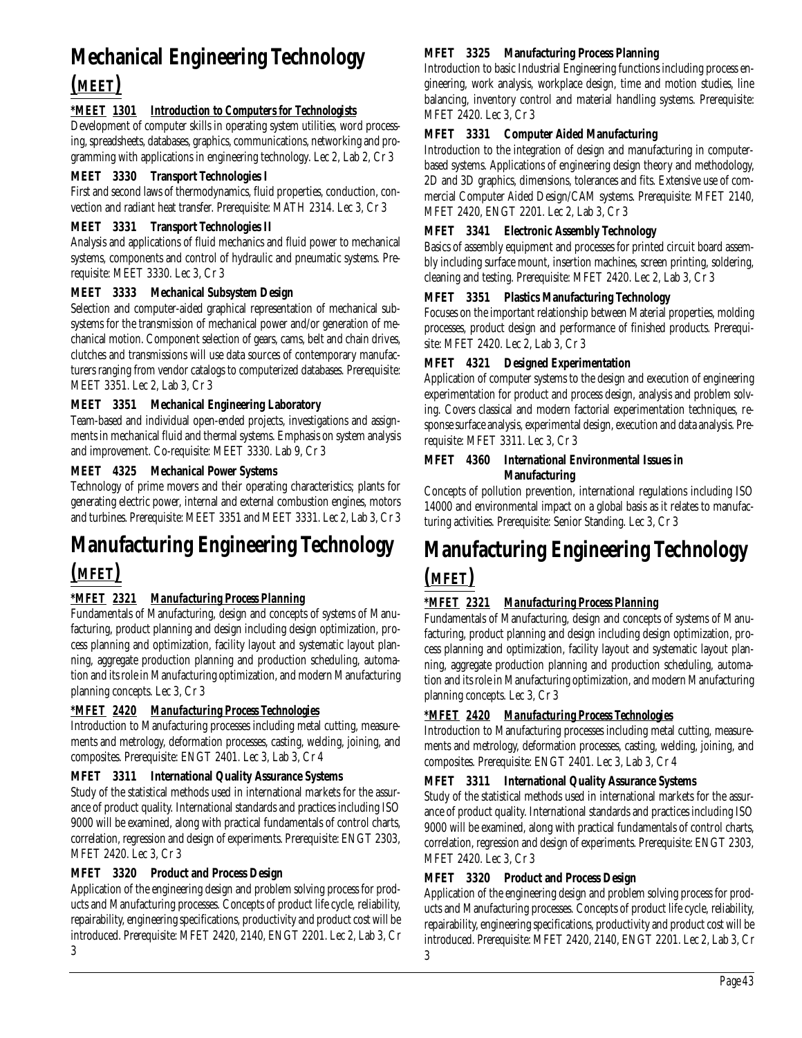# Mechanical Engineering Technology (MEET)

***MEET 1301 Introduction to Computers for Technologists***

Development of computer skills in operating system utilities, word processing, spreadsheets, databases, graphics, communications, networking and programming with applications in engineering technology. Lec 2, Lab 2, Cr 3

**MEET 3330 Transport Technologies I**

First and second laws of thermodynamics, fluid properties, conduction, convection and radiant heat transfer. Prerequisite: MATH 2314. Lec 3, Cr 3

**MEET 3331 Transport Technologies II**

Analysis and applications of fluid mechanics and fluid power to mechanical systems, components and control of hydraulic and pneumatic systems. Prerequisite: MEET 3330. Lec 3, Cr 3

**MEET 3333 Mechanical Subsystem Design**

Selection and computer-aided graphical representation of mechanical subsystems for the transmission of mechanical power and/or generation of mechanical motion. Component selection of gears, cams, belt and chain drives, clutches and transmissions will use data sources of contemporary manufacturers ranging from vendor catalogs to computerized databases. Prerequisite: MEET 3351. Lec 2, Lab 3, Cr 3

**MEET 3351 Mechanical Engineering Laboratory**

Team-based and individual open-ended projects, investigations and assignments in mechanical fluid and thermal systems. Emphasis on system analysis and improvement. Co-requisite: MEET 3330. Lab 9, Cr 3

**MEET 4325 Mechanical Power Systems**

Technology of prime movers and their operating characteristics; plants for generating electric power, internal and external combustion engines, motors and turbines. Prerequisite: MEET 3351 and MEET 3331. Lec 2, Lab 3, Cr 3

# Manufacturing Engineering Technology (MFET)

***MFET 2321 Manufacturing Process Planning***

Fundamentals of Manufacturing, design and concepts of systems of Manufacturing, product planning and design including design optimization, process planning and optimization, facility layout and systematic layout planning, aggregate production planning and production scheduling, automation and its role in Manufacturing optimization, and modern Manufacturing planning concepts. Lec 3, Cr 3

***MFET 2420 Manufacturing Process Technologies***

Introduction to Manufacturing processes including metal cutting, measurements and metrology, deformation processes, casting, welding, joining, and composites. Prerequisite: ENGT 2401. Lec 3, Lab 3, Cr 4

**MFET 3311 International Quality Assurance Systems**

Study of the statistical methods used in international markets for the assurance of product quality. International standards and practices including ISO 9000 will be examined, along with practical fundamentals of control charts, correlation, regression and design of experiments. Prerequisite: ENGT 2303, MFET 2420. Lec 3, Cr 3

**MFET 3320 Product and Process Design**

Application of the engineering design and problem solving process for products and Manufacturing processes. Concepts of product life cycle, reliability, repairability, engineering specifications, productivity and product cost will be introduced. Prerequisite: MFET 2420, 2140, ENGT 2201. Lec 2, Lab 3, Cr 3

**MFET 3325 Manufacturing Process Planning**

Introduction to basic Industrial Engineering functions including process engineering, work analysis, workplace design, time and motion studies, line balancing, inventory control and material handling systems. Prerequisite: MFET 2420. Lec 3, Cr 3

**MFET 3331 Computer Aided Manufacturing**

Introduction to the integration of design and manufacturing in computer-based systems. Applications of engineering design theory and methodology, 2D and 3D graphics, dimensions, tolerances and fits. Extensive use of commercial Computer Aided Design/CAM systems. Prerequisite: MFET 2140, MFET 2420, ENGT 2201. Lec 2, Lab 3, Cr 3

**MFET 3341 Electronic Assembly Technology**

Basics of assembly equipment and processes for printed circuit board assembly including surface mount, insertion machines, screen printing, soldering, cleaning and testing. Prerequisite: MFET 2420. Lec 2, Lab 3, Cr 3

**MFET 3351 Plastics Manufacturing Technology**

Focuses on the important relationship between Material properties, molding processes, product design and performance of finished products. Prerequisite: MFET 2420. Lec 2, Lab 3, Cr 3

**MFET 4321 Designed Experimentation**

Application of computer systems to the design and execution of engineering experimentation for product and process design, analysis and problem solving. Covers classical and modern factorial experimentation techniques, response surface analysis, experimental design, execution and data analysis. Prerequisite: MFET 3311. Lec 3, Cr 3

**MFET 4360 International Environmental Issues in Manufacturing**

Concepts of pollution prevention, international regulations including ISO 14000 and environmental impact on a global basis as it relates to manufacturing activities. Prerequisite: Senior Standing. Lec 3, Cr 3

# Manufacturing Engineering Technology (MFET)

***MFET 2321 Manufacturing Process Planning***

Fundamentals of Manufacturing, design and concepts of systems of Manufacturing, product planning and design including design optimization, process planning and optimization, facility layout and systematic layout planning, aggregate production planning and production scheduling, automation and its role in Manufacturing optimization, and modern Manufacturing planning concepts. Lec 3, Cr 3

***MFET 2420 Manufacturing Process Technologies***

Introduction to Manufacturing processes including metal cutting, measurements and metrology, deformation processes, casting, welding, joining, and composites. Prerequisite: ENGT 2401. Lec 3, Lab 3, Cr 4

**MFET 3311 International Quality Assurance Systems**

Study of the statistical methods used in international markets for the assurance of product quality. International standards and practices including ISO 9000 will be examined, along with practical fundamentals of control charts, correlation, regression and design of experiments. Prerequisite: ENGT 2303, MFET 2420. Lec 3, Cr 3

**MFET 3320 Product and Process Design**

Application of the engineering design and problem solving process for products and Manufacturing processes. Concepts of product life cycle, reliability, repairability, engineering specifications, productivity and product cost will be introduced. Prerequisite: MFET 2420, 2140, ENGT 2201. Lec 2, Lab 3, Cr 3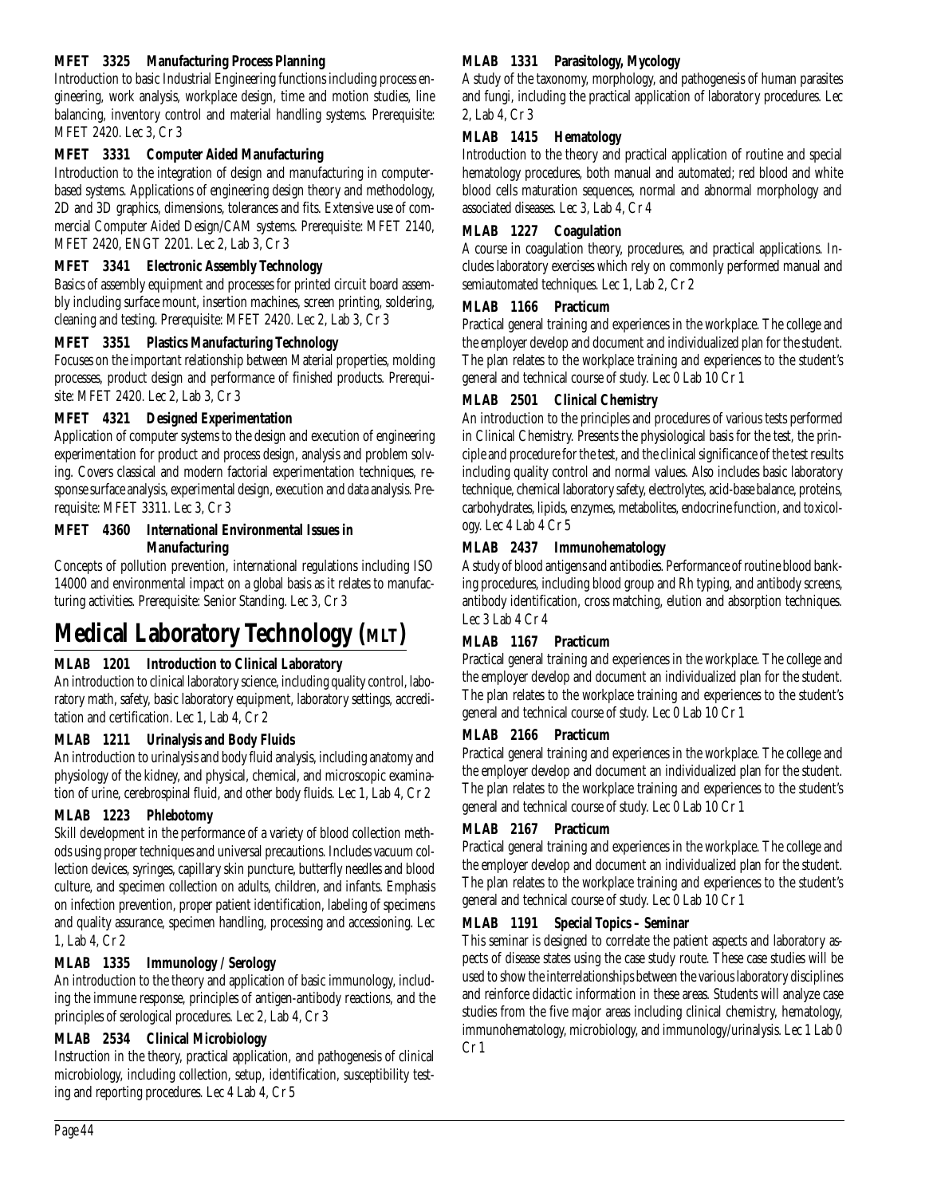**MFET 3325 Manufacturing Process Planning**

Introduction to basic Industrial Engineering functions including process engineering, work analysis, workplace design, time and motion studies, line balancing, inventory control and material handling systems. Prerequisite: MFET 2420. Lec 3, Cr 3

**MFET 3331 Computer Aided Manufacturing**

Introduction to the integration of design and manufacturing in computer-based systems. Applications of engineering design theory and methodology, 2D and 3D graphics, dimensions, tolerances and fits. Extensive use of commercial Computer Aided Design/CAM systems. Prerequisite: MFET 2140, MFET 2420, ENGT 2201. Lec 2, Lab 3, Cr 3

**MFET 3341 Electronic Assembly Technology**

Basics of assembly equipment and processes for printed circuit board assembly including surface mount, insertion machines, screen printing, soldering, cleaning and testing. Prerequisite: MFET 2420. Lec 2, Lab 3, Cr 3

**MFET 3351 Plastics Manufacturing Technology**

Focuses on the important relationship between Material properties, molding processes, product design and performance of finished products. Prerequisite: MFET 2420. Lec 2, Lab 3, Cr 3

**MFET 4321 Designed Experimentation**

Application of computer systems to the design and execution of engineering experimentation for product and process design, analysis and problem solving. Covers classical and modern factorial experimentation techniques, response surface analysis, experimental design, execution and data analysis. Prerequisite: MFET 3311. Lec 3, Cr 3

**MFET 4360 International Environmental Issues in Manufacturing**

Concepts of pollution prevention, international regulations including ISO 14000 and environmental impact on a global basis as it relates to manufacturing activities. Prerequisite: Senior Standing. Lec 3, Cr 3

# Medical Laboratory Technology (MLT)

**MLAB 1201 Introduction to Clinical Laboratory**

An introduction to clinical laboratory science, including quality control, laboratory math, safety, basic laboratory equipment, laboratory settings, accreditation and certification. Lec 1, Lab 4, Cr 2

**MLAB 1211 Urinalysis and Body Fluids**

An introduction to urinalysis and body fluid analysis, including anatomy and physiology of the kidney, and physical, chemical, and microscopic examination of urine, cerebrospinal fluid, and other body fluids. Lec 1, Lab 4, Cr 2

**MLAB 1223 Phlebotomy**

Skill development in the performance of a variety of blood collection methods using proper techniques and universal precautions. Includes vacuum collection devices, syringes, capillary skin puncture, butterfly needles and blood culture, and specimen collection on adults, children, and infants. Emphasis on infection prevention, proper patient identification, labeling of specimens and quality assurance, specimen handling, processing and accessioning. Lec 1, Lab 4, Cr 2

**MLAB 1335 Immunology / Serology**

An introduction to the theory and application of basic immunology, including the immune response, principles of antigen-antibody reactions, and the principles of serological procedures. Lec 2, Lab 4, Cr 3

**MLAB 2534 Clinical Microbiology**

Instruction in the theory, practical application, and pathogenesis of clinical microbiology, including collection, setup, identification, susceptibility testing and reporting procedures. Lec 4 Lab 4, Cr 5

**MLAB 1331 Parasitology, Mycology**

A study of the taxonomy, morphology, and pathogenesis of human parasites and fungi, including the practical application of laboratory procedures. Lec 2, Lab 4, Cr 3

**MLAB 1415 Hematology**

Introduction to the theory and practical application of routine and special hematology procedures, both manual and automated; red blood and white blood cells maturation sequences, normal and abnormal morphology and associated diseases. Lec 3, Lab 4, Cr 4

**MLAB 1227 Coagulation**

A course in coagulation theory, procedures, and practical applications. Includes laboratory exercises which rely on commonly performed manual and semiautomated techniques. Lec 1, Lab 2, Cr 2

**MLAB 1166 Practicum**

Practical general training and experiences in the workplace. The college and the employer develop and document and individualized plan for the student. The plan relates to the workplace training and experiences to the student's general and technical course of study. Lec 0 Lab 10 Cr 1

**MLAB 2501 Clinical Chemistry**

An introduction to the principles and procedures of various tests performed in Clinical Chemistry. Presents the physiological basis for the test, the principle and procedure for the test, and the clinical significance of the test results including quality control and normal values. Also includes basic laboratory technique, chemical laboratory safety, electrolytes, acid-base balance, proteins, carbohydrates, lipids, enzymes, metabolites, endocrine function, and toxicology. Lec 4 Lab 4 Cr 5

**MLAB 2437 Immunohematology**

A study of blood antigens and antibodies. Performance of routine blood banking procedures, including blood group and Rh typing, and antibody screens, antibody identification, cross matching, elution and absorption techniques. Lec 3 Lab 4 Cr 4

**MLAB 1167 Practicum**

Practical general training and experiences in the workplace. The college and the employer develop and document an individualized plan for the student. The plan relates to the workplace training and experiences to the student's general and technical course of study. Lec 0 Lab 10 Cr 1

**MLAB 2166 Practicum**

Practical general training and experiences in the workplace. The college and the employer develop and document an individualized plan for the student. The plan relates to the workplace training and experiences to the student's general and technical course of study. Lec 0 Lab 10 Cr 1

**MLAB 2167 Practicum**

Practical general training and experiences in the workplace. The college and the employer develop and document an individualized plan for the student. The plan relates to the workplace training and experiences to the student's general and technical course of study. Lec 0 Lab 10 Cr 1

**MLAB 1191 Special Topics – Seminar**

This seminar is designed to correlate the patient aspects and laboratory aspects of disease states using the case study route. These case studies will be used to show the interrelationships between the various laboratory disciplines and reinforce didactic information in these areas. Students will analyze case studies from the five major areas including clinical chemistry, hematology, immunohematology, microbiology, and immunology/urinalysis. Lec 1 Lab 0 Cr 1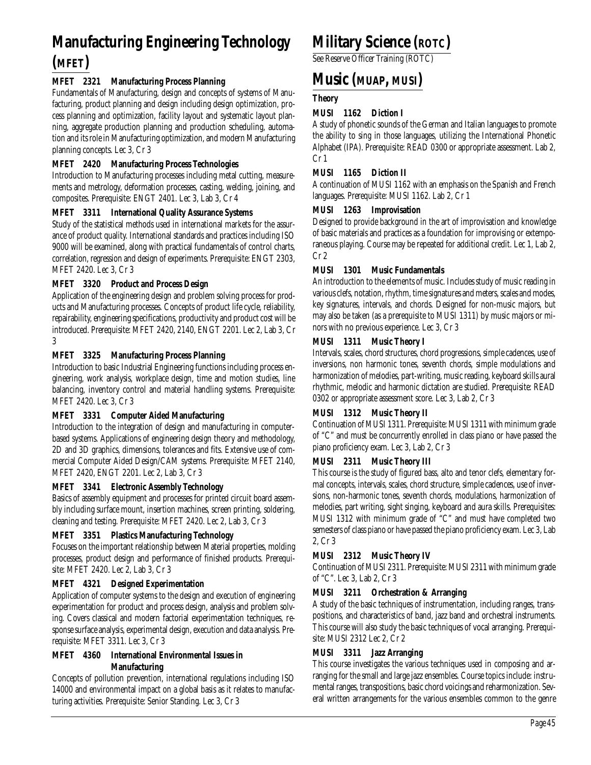# Manufacturing Engineering Technology (MFET)

### MFET 2321 Manufacturing Process Planning

Fundamentals of Manufacturing, design and concepts of systems of Manufacturing, product planning and design including design optimization, process planning and optimization, facility layout and systematic layout planning, aggregate production planning and production scheduling, automation and its role in Manufacturing optimization, and modern Manufacturing planning concepts. Lec 3, Cr 3

### MFET 2420 Manufacturing Process Technologies

Introduction to Manufacturing processes including metal cutting, measurements and metrology, deformation processes, casting, welding, joining, and composites. Prerequisite: ENGT 2401. Lec 3, Lab 3, Cr 4

### MFET 3311 International Quality Assurance Systems

Study of the statistical methods used in international markets for the assurance of product quality. International standards and practices including ISO 9000 will be examined, along with practical fundamentals of control charts, correlation, regression and design of experiments. Prerequisite: ENGT 2303, MFET 2420. Lec 3, Cr 3

### MFET 3320 Product and Process Design

Application of the engineering design and problem solving process for products and Manufacturing processes. Concepts of product life cycle, reliability, repairability, engineering specifications, productivity and product cost will be introduced. Prerequisite: MFET 2420, 2140, ENGT 2201. Lec 2, Lab 3, Cr 3

### MFET 3325 Manufacturing Process Planning

Introduction to basic Industrial Engineering functions including process engineering, work analysis, workplace design, time and motion studies, line balancing, inventory control and material handling systems. Prerequisite: MFET 2420. Lec 3, Cr 3

### MFET 3331 Computer Aided Manufacturing

Introduction to the integration of design and manufacturing in computer-based systems. Applications of engineering design theory and methodology, 2D and 3D graphics, dimensions, tolerances and fits. Extensive use of commercial Computer Aided Design/CAM systems. Prerequisite: MFET 2140, MFET 2420, ENGT 2201. Lec 2, Lab 3, Cr 3

### MFET 3341 Electronic Assembly Technology

Basics of assembly equipment and processes for printed circuit board assembly including surface mount, insertion machines, screen printing, soldering, cleaning and testing. Prerequisite: MFET 2420. Lec 2, Lab 3, Cr 3

### MFET 3351 Plastics Manufacturing Technology

Focuses on the important relationship between Material properties, molding processes, product design and performance of finished products. Prerequisite: MFET 2420. Lec 2, Lab 3, Cr 3

### MFET 4321 Designed Experimentation

Application of computer systems to the design and execution of engineering experimentation for product and process design, analysis and problem solving. Covers classical and modern factorial experimentation techniques, response surface analysis, experimental design, execution and data analysis. Prerequisite: MFET 3311. Lec 3, Cr 3

### MFET 4360 International Environmental Issues in Manufacturing

Concepts of pollution prevention, international regulations including ISO 14000 and environmental impact on a global basis as it relates to manufacturing activities. Prerequisite: Senior Standing. Lec 3, Cr 3

# Military Science (ROTC)

See Reserve Officer Training (ROTC)

# Music (MUAP, MUSI)

## Theory

### MUSI 1162 Diction I

A study of phonetic sounds of the German and Italian languages to promote the ability to sing in those languages, utilizing the International Phonetic Alphabet (IPA). Prerequisite: READ 0300 or appropriate assessment. Lab 2, Cr 1

### MUSI 1165 Diction II

A continuation of MUSI 1162 with an emphasis on the Spanish and French languages. Prerequisite: MUSI 1162. Lab 2, Cr 1

### MUSI 1263 Improvisation

Designed to provide background in the art of improvisation and knowledge of basic materials and practices as a foundation for improvising or extemporaneous playing. Course may be repeated for additional credit. Lec 1, Lab 2, Cr 2

### MUSI 1301 Music Fundamentals

An introduction to the elements of music. Includes study of music reading in various clefs, notation, rhythm, time signatures and meters, scales and modes, key signatures, intervals, and chords. Designed for non-music majors, but may also be taken (as a prerequisite to MUSI 1311) by music majors or minors with no previous experience. Lec 3, Cr 3

### MUSI 1311 Music Theory I

Intervals, scales, chord structures, chord progressions, simple cadences, use of inversions, non harmonic tones, seventh chords, simple modulations and harmonization of melodies, part-writing, music reading, keyboard skills aural rhythmic, melodic and harmonic dictation are studied. Prerequisite: READ 0302 or appropriate assessment score. Lec 3, Lab 2, Cr 3

### MUSI 1312 Music Theory II

Continuation of MUSI 1311. Prerequisite: MUSI 1311 with minimum grade of "C" and must be concurrently enrolled in class piano or have passed the piano proficiency exam. Lec 3, Lab 2, Cr 3

### MUSI 2311 Music Theory III

This course is the study of figured bass, alto and tenor clefs, elementary formal concepts, intervals, scales, chord structure, simple cadences, use of inversions, non-harmonic tones, seventh chords, modulations, harmonization of melodies, part writing, sight singing, keyboard and aura skills. Prerequisites: MUSI 1312 with minimum grade of "C" and must have completed two semesters of class piano or have passed the piano proficiency exam. Lec 3, Lab 2, Cr 3

### MUSI 2312 Music Theory IV

Continuation of MUSI 2311. Prerequisite: MUSI 2311 with minimum grade of "C". Lec 3, Lab 2, Cr 3

### MUSI 3211 Orchestration & Arranging

A study of the basic techniques of instrumentation, including ranges, transpositions, and characteristics of band, jazz band and orchestral instruments. This course will also study the basic techniques of vocal arranging. Prerequisite: MUSI 2312 Lec 2, Cr 2

### MUSI 3311 Jazz Arranging

This course investigates the various techniques used in composing and arranging for the small and large jazz ensembles. Course topics include: instrumental ranges, transpositions, basic chord voicings and reharmonization. Several written arrangements for the various ensembles common to the genre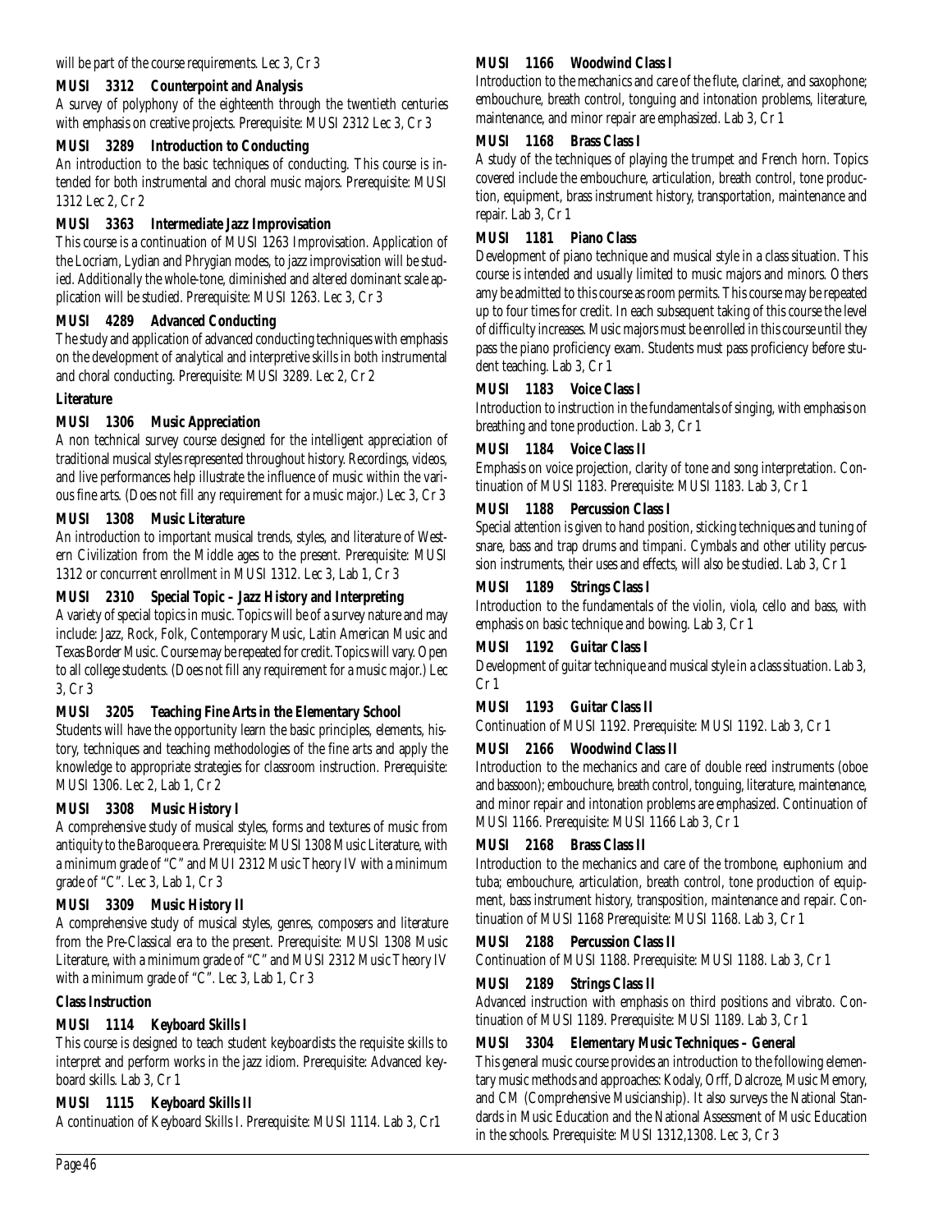will be part of the course requirements. Lec 3, Cr 3

**MUSI 3312 Counterpoint and Analysis**

A survey of polyphony of the eighteenth through the twentieth centuries with emphasis on creative projects. Prerequisite: MUSI 2312 Lec 3, Cr 3

**MUSI 3289 Introduction to Conducting**

An introduction to the basic techniques of conducting. This course is intended for both instrumental and choral music majors. Prerequisite: MUSI 1312 Lec 2, Cr 2

**MUSI 3363 Intermediate Jazz Improvisation**

This course is a continuation of MUSI 1263 Improvisation. Application of the Locriam, Lydian and Phrygian modes, to jazz improvisation will be studied. Additionally the whole-tone, diminished and altered dominant scale application will be studied. Prerequisite: MUSI 1263. Lec 3, Cr 3

**MUSI 4289 Advanced Conducting**

The study and application of advanced conducting techniques with emphasis on the development of analytical and interpretive skills in both instrumental and choral conducting. Prerequisite: MUSI 3289. Lec 2, Cr 2

**Literature**

**MUSI 1306 Music Appreciation**

A non technical survey course designed for the intelligent appreciation of traditional musical styles represented throughout history. Recordings, videos, and live performances help illustrate the influence of music within the various fine arts. (Does not fill any requirement for a music major.) Lec 3, Cr 3

**MUSI 1308 Music Literature**

An introduction to important musical trends, styles, and literature of Western Civilization from the Middle ages to the present. Prerequisite: MUSI 1312 or concurrent enrollment in MUSI 1312. Lec 3, Lab 1, Cr 3

**MUSI 2310 Special Topic – Jazz History and Interpreting**

A variety of special topics in music. Topics will be of a survey nature and may include: Jazz, Rock, Folk, Contemporary Music, Latin American Music and Texas Border Music. Course may be repeated for credit. Topics will vary. Open to all college students. (Does not fill any requirement for a music major.) Lec 3, Cr 3

**MUSI 3205 Teaching Fine Arts in the Elementary School**

Students will have the opportunity learn the basic principles, elements, history, techniques and teaching methodologies of the fine arts and apply the knowledge to appropriate strategies for classroom instruction. Prerequisite: MUSI 1306. Lec 2, Lab 1, Cr 2

**MUSI 3308 Music History I**

A comprehensive study of musical styles, forms and textures of music from antiquity to the Baroque era. Prerequisite: MUSI 1308 Music Literature, with a minimum grade of "C" and MUI 2312 Music Theory IV with a minimum grade of "C". Lec 3, Lab 1, Cr 3

**MUSI 3309 Music History II**

A comprehensive study of musical styles, genres, composers and literature from the Pre-Classical era to the present. Prerequisite: MUSI 1308 Music Literature, with a minimum grade of "C" and MUSI 2312 Music Theory IV with a minimum grade of "C". Lec 3, Lab 1, Cr 3

**Class Instruction**

**MUSI 1114 Keyboard Skills I**

This course is designed to teach student keyboardists the requisite skills to interpret and perform works in the jazz idiom. Prerequisite: Advanced keyboard skills. Lab 3, Cr 1

**MUSI 1115 Keyboard Skills II**

A continuation of Keyboard Skills I. Prerequisite: MUSI 1114. Lab 3, Cr1

**MUSI 1166 Woodwind Class I**

Introduction to the mechanics and care of the flute, clarinet, and saxophone; embouchure, breath control, tonguing and intonation problems, literature, maintenance, and minor repair are emphasized. Lab 3, Cr 1

**MUSI 1168 Brass Class I**

A study of the techniques of playing the trumpet and French horn. Topics covered include the embouchure, articulation, breath control, tone production, equipment, brass instrument history, transportation, maintenance and repair. Lab 3, Cr 1

**MUSI 1181 Piano Class**

Development of piano technique and musical style in a class situation. This course is intended and usually limited to music majors and minors. Others amy be admitted to this course as room permits. This course may be repeated up to four times for credit. In each subsequent taking of this course the level of difficulty increases. Music majors must be enrolled in this course until they pass the piano proficiency exam. Students must pass proficiency before student teaching. Lab 3, Cr 1

**MUSI 1183 Voice Class I**

Introduction to instruction in the fundamentals of singing, with emphasis on breathing and tone production. Lab 3, Cr 1

**MUSI 1184 Voice Class II**

Emphasis on voice projection, clarity of tone and song interpretation. Continuation of MUSI 1183. Prerequisite: MUSI 1183. Lab 3, Cr 1

**MUSI 1188 Percussion Class I**

Special attention is given to hand position, sticking techniques and tuning of snare, bass and trap drums and timpani. Cymbals and other utility percussion instruments, their uses and effects, will also be studied. Lab 3, Cr 1

**MUSI 1189 Strings Class I**

Introduction to the fundamentals of the violin, viola, cello and bass, with emphasis on basic technique and bowing. Lab 3, Cr 1

**MUSI 1192 Guitar Class I**

Development of guitar technique and musical style in a class situation. Lab 3, Cr 1

**MUSI 1193 Guitar Class II**

Continuation of MUSI 1192. Prerequisite: MUSI 1192. Lab 3, Cr 1

**MUSI 2166 Woodwind Class II**

Introduction to the mechanics and care of double reed instruments (oboe and bassoon); embouchure, breath control, tonguing, literature, maintenance, and minor repair and intonation problems are emphasized. Continuation of MUSI 1166. Prerequisite: MUSI 1166 Lab 3, Cr 1

**MUSI 2168 Brass Class II**

Introduction to the mechanics and care of the trombone, euphonium and tuba; embouchure, articulation, breath control, tone production of equipment, bass instrument history, transposition, maintenance and repair. Continuation of MUSI 1168 Prerequisite: MUSI 1168. Lab 3, Cr 1

**MUSI 2188 Percussion Class II**

Continuation of MUSI 1188. Prerequisite: MUSI 1188. Lab 3, Cr 1

**MUSI 2189 Strings Class II**

Advanced instruction with emphasis on third positions and vibrato. Continuation of MUSI 1189. Prerequisite: MUSI 1189. Lab 3, Cr 1

**MUSI 3304 Elementary Music Techniques – General**

This general music course provides an introduction to the following elementary music methods and approaches: Kodaly, Orff, Dalcroze, Music Memory, and CM (Comprehensive Musicianship). It also surveys the National Standards in Music Education and the National Assessment of Music Education in the schools. Prerequisite: MUSI 1312,1308. Lec 3, Cr 3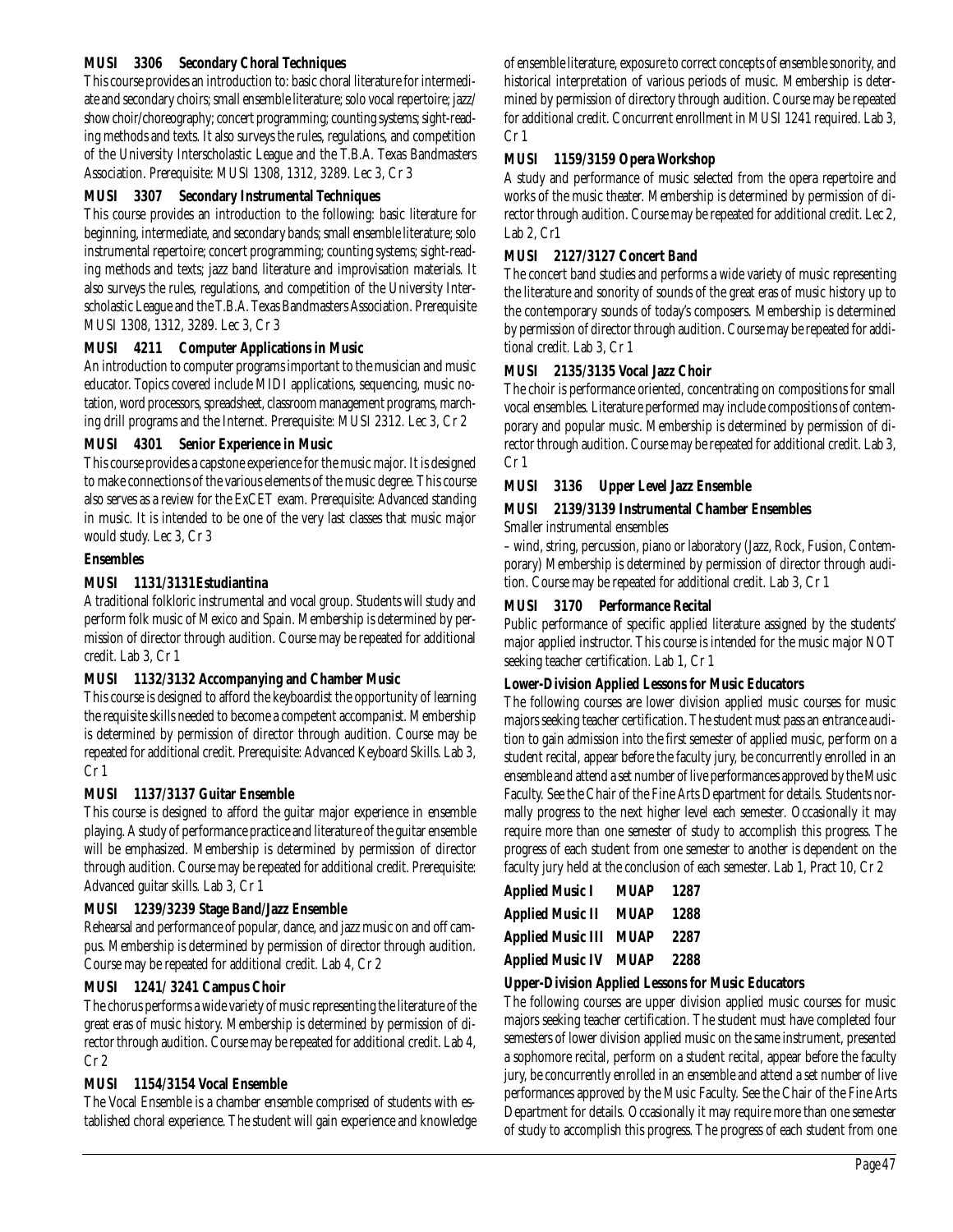**MUSI 3306 Secondary Choral Techniques**

This course provides an introduction to: basic choral literature for intermediate and secondary choirs; small ensemble literature; solo vocal repertoire; jazz/show choir/choreography; concert programming; counting systems; sight-reading methods and texts. It also surveys the rules, regulations, and competition of the University Interscholastic League and the T.B.A. Texas Bandmasters Association. Prerequisite: MUSI 1308, 1312, 3289. Lec 3, Cr 3

**MUSI 3307 Secondary Instrumental Techniques**

This course provides an introduction to the following: basic literature for beginning, intermediate, and secondary bands; small ensemble literature; solo instrumental repertoire; concert programming; counting systems; sight-reading methods and texts; jazz band literature and improvisation materials. It also surveys the rules, regulations, and competition of the University Interscholastic League and the T.B.A. Texas Bandmasters Association. Prerequisite MUSI 1308, 1312, 3289. Lec 3, Cr 3

**MUSI 4211 Computer Applications in Music**

An introduction to computer programs important to the musician and music educator. Topics covered include MIDI applications, sequencing, music notation, word processors, spreadsheet, classroom management programs, marching drill programs and the Internet. Prerequisite: MUSI 2312. Lec 3, Cr 2

**MUSI 4301 Senior Experience in Music**

This course provides a capstone experience for the music major. It is designed to make connections of the various elements of the music degree. This course also serves as a review for the ExCET exam. Prerequisite: Advanced standing in music. It is intended to be one of the very last classes that music major would study. Lec 3, Cr 3

**Ensembles**

**MUSI 1131/3131 Estudiantina**

A traditional folkloric instrumental and vocal group. Students will study and perform folk music of Mexico and Spain. Membership is determined by permission of director through audition. Course may be repeated for additional credit. Lab 3, Cr 1

**MUSI 1132/3132 Accompanying and Chamber Music**

This course is designed to afford the keyboardist the opportunity of learning the requisite skills needed to become a competent accompanist. Membership is determined by permission of director through audition. Course may be repeated for additional credit. Prerequisite: Advanced Keyboard Skills. Lab 3, Cr 1

**MUSI 1137/3137 Guitar Ensemble**

This course is designed to afford the guitar major experience in ensemble playing. A study of performance practice and literature of the guitar ensemble will be emphasized. Membership is determined by permission of director through audition. Course may be repeated for additional credit. Prerequisite: Advanced guitar skills. Lab 3, Cr 1

**MUSI 1239/3239 Stage Band/Jazz Ensemble**

Rehearsal and performance of popular, dance, and jazz music on and off campus. Membership is determined by permission of director through audition. Course may be repeated for additional credit. Lab 4, Cr 2

**MUSI 1241/ 3241 Campus Choir**

The chorus performs a wide variety of music representing the literature of the great eras of music history. Membership is determined by permission of director through audition. Course may be repeated for additional credit. Lab 4, Cr 2

**MUSI 1154/3154 Vocal Ensemble**

The Vocal Ensemble is a chamber ensemble comprised of students with established choral experience. The student will gain experience and knowledge of ensemble literature, exposure to correct concepts of ensemble sonority, and historical interpretation of various periods of music. Membership is determined by permission of directory through audition. Course may be repeated for additional credit. Concurrent enrollment in MUSI 1241 required. Lab 3, Cr 1

**MUSI 1159/3159 Opera Workshop**

A study and performance of music selected from the opera repertoire and works of the music theater. Membership is determined by permission of director through audition. Course may be repeated for additional credit. Lec 2, Lab 2, Cr1

**MUSI 2127/3127 Concert Band**

The concert band studies and performs a wide variety of music representing the literature and sonority of sounds of the great eras of music history up to the contemporary sounds of today's composers. Membership is determined by permission of director through audition. Course may be repeated for additional credit. Lab 3, Cr 1

**MUSI 2135/3135 Vocal Jazz Choir**

The choir is performance oriented, concentrating on compositions for small vocal ensembles. Literature performed may include compositions of contemporary and popular music. Membership is determined by permission of director through audition. Course may be repeated for additional credit. Lab 3, Cr 1

**MUSI 3136 Upper Level Jazz Ensemble**

**MUSI 2139/3139 Instrumental Chamber Ensembles**

Smaller instrumental ensembles

– wind, string, percussion, piano or laboratory (Jazz, Rock, Fusion, Contemporary) Membership is determined by permission of director through audition. Course may be repeated for additional credit. Lab 3, Cr 1

**MUSI 3170 Performance Recital**

Public performance of specific applied literature assigned by the students' major applied instructor. This course is intended for the music major NOT seeking teacher certification. Lab 1, Cr 1

**Lower-Division Applied Lessons for Music Educators**

The following courses are lower division applied music courses for music majors seeking teacher certification. The student must pass an entrance audition to gain admission into the first semester of applied music, perform on a student recital, appear before the faculty jury, be concurrently enrolled in an ensemble and attend a set number of live performances approved by the Music Faculty. See the Chair of the Fine Arts Department for details. Students normally progress to the next higher level each semester. Occasionally it may require more than one semester of study to accomplish this progress. The progress of each student from one semester to another is dependent on the faculty jury held at the conclusion of each semester. Lab 1, Pract 10, Cr 2

**Applied Music I MUAP 1287**

**Applied Music II MUAP 1288**

**Applied Music III MUAP 2287**

**Applied Music IV MUAP 2288**

**Upper-Division Applied Lessons for Music Educators**

The following courses are upper division applied music courses for music majors seeking teacher certification. The student must have completed four semesters of lower division applied music on the same instrument, presented a sophomore recital, perform on a student recital, appear before the faculty jury, be concurrently enrolled in an ensemble and attend a set number of live performances approved by the Music Faculty. See the Chair of the Fine Arts Department for details. Occasionally it may require more than one semester of study to accomplish this progress. The progress of each student from one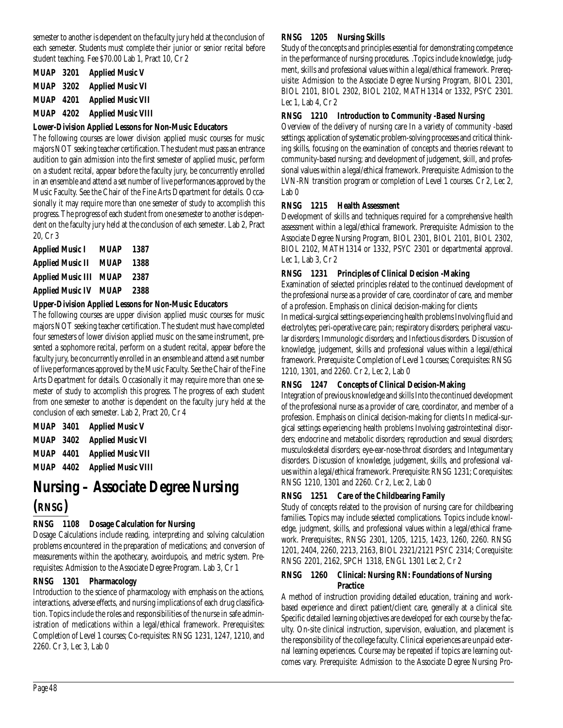semester to another is dependent on the faculty jury held at the conclusion of each semester. Students must complete their junior or senior recital before student teaching. Fee $70.00 Lab 1, Pract 10, Cr 2

**MUAP 3201 Applied Music V**

**MUAP 3202 Applied Music VI**

**MUAP 4201 Applied Music VII**

**MUAP 4202 Applied Music VIII**

**Lower-Division Applied Lessons for Non-Music Educators**

The following courses are lower division applied music courses for music majors NOT seeking teacher certification. The student must pass an entrance audition to gain admission into the first semester of applied music, perform on a student recital, appear before the faculty jury, be concurrently enrolled in an ensemble and attend a set number of live performances approved by the Music Faculty. See the Chair of the Fine Arts Department for details. Occasionally it may require more than one semester of study to accomplish this progress. The progress of each student from one semester to another is dependent on the faculty jury held at the conclusion of each semester. Lab 2, Pract 20, Cr 3

**Applied Music I MUAP 1387**

**Applied Music II MUAP 1388**

**Applied Music III MUAP 2387**

**Applied Music IV MUAP 2388**

**Upper-Division Applied Lessons for Non-Music Educators**

The following courses are upper division applied music courses for music majors NOT seeking teacher certification. The student must have completed four semesters of lower division applied music on the same instrument, presented a sophomore recital, perform on a student recital, appear before the faculty jury, be concurrently enrolled in an ensemble and attend a set number of live performances approved by the Music Faculty. See the Chair of the Fine Arts Department for details. Occasionally it may require more than one semester of study to accomplish this progress. The progress of each student from one semester to another is dependent on the faculty jury held at the conclusion of each semester. Lab 2, Pract 20, Cr 4

**MUAP 3401 Applied Music V**

**MUAP 3402 Applied Music VI**

**MUAP 4401 Applied Music VII**

**MUAP 4402 Applied Music VIII**

# Nursing – Associate Degree Nursing (RNSG)

### RNSG 1108 Dosage Calculation for Nursing

Dosage Calculations include reading, interpreting and solving calculation problems encountered in the preparation of medications; and conversion of measurements within the apothecary, avoirdupois, and metric system. Prerequisites: Admission to the Associate Degree Program. Lab 3, Cr 1

### RNSG 1301 Pharmacology

Introduction to the science of pharmacology with emphasis on the actions, interactions, adverse effects, and nursing implications of each drug classification. Topics include the roles and responsibilities of the nurse in safe administration of medications within a legal/ethical framework. Prerequisites: Completion of Level 1 courses; Co-requisites: RNSG 1231, 1247, 1210, and 2260. Cr 3, Lec 3, Lab 0

### RNSG 1205 Nursing Skills

Study of the concepts and principles essential for demonstrating competence in the performance of nursing procedures. .Topics include knowledge, judgment, skills and professional values within a legal/ethical framework. Prerequisite: Admission to the Associate Degree Nursing Program, BIOL 2301, BIOL 2101, BIOL 2302, BIOL 2102, MATH1314 or 1332, PSYC 2301. Lec 1, Lab 4, Cr 2

### RNSG 1210 Introduction to Community -Based Nursing

Overview of the delivery of nursing care In a variety of community -based settings; application of systematic problem-solving processes and critical thinking skills, focusing on the examination of concepts and theories relevant to community-based nursing; and development of judgement, skill, and professional values within a legal/ethical framework. Prerequisite: Admission to the LVN-RN transition program or completion of Level 1 courses. Cr 2, Lec 2, Lab 0

### RNSG 1215 Health Assessment

Development of skills and techniques required for a comprehensive health assessment within a legal/ethical framework. Prerequisite: Admission to the Associate Degree Nursing Program, BIOL 2301, BIOL 2101, BIOL 2302, BIOL 2102, MATH1314 or 1332, PSYC 2301 or departmental approval. Lec 1, Lab 3, Cr 2

### RNSG 1231 Principles of Clinical Decision -Making

Examination of selected principles related to the continued development of the professional nurse as a provider of care, coordinator of care, and member of a profession. Emphasis on clinical decision-making for clients

In medical-surgical settings experiencing health problems Involving fluid and electrolytes; peri-operative care; pain; respiratory disorders; peripheral vascular disorders; Immunologic disorders; and Infectious disorders. Discussion of knowledge, judgement, skills and professional values within a legal/ethical framework. Prerequisite: Completion of Level 1 courses; Corequisites: RNSG 1210, 1301, and 2260. Cr 2, Lec 2, Lab 0

### RNSG 1247 Concepts of Clinical Decision-Making

Integration of previous knowledge and skills Into the continued development of the professional nurse as a provider of care, coordinator, and member of a profession. Emphasis on clinical decision-making for clients In medical-surgical settings experiencing health problems Involving gastrointestinal disorders; endocrine and metabolic disorders; reproduction and sexual disorders; musculoskeletal disorders; eye-ear-nose-throat disorders; and Integumentary disorders. Discussion of knowledge, judgement, skills, and professional values within a legal/ethical framework. Prerequisite: RNSG 1231; Corequisites: RNSG 1210, 1301 and 2260. Cr 2, Lec 2, Lab 0

### RNSG 1251 Care of the Childbearing Family

Study of concepts related to the provision of nursing care for childbearing families. Topics may include selected complications. Topics include knowledge, judgment, skills, and professional values within a legal/ethical framework. Prerequisites:, RNSG 2301, 1205, 1215, 1423, 1260, 2260. RNSG 1201, 2404, 2260, 2213, 2163, BIOL 2321/2121 PSYC 2314; Corequisite: RNSG 2201, 2162, SPCH 1318, ENGL 1301 Lec 2, Cr 2

### RNSG 1260 Clinical: Nursing RN: Foundations of Nursing Practice

A method of instruction providing detailed education, training and work-based experience and direct patient/client care, generally at a clinical site. Specific detailed learning objectives are developed for each course by the faculty. On-site clinical instruction, supervision, evaluation, and placement is the responsibility of the college faculty. Clinical experiences are unpaid external learning experiences. Course may be repeated if topics are learning outcomes vary. Prerequisite: Admission to the Associate Degree Nursing Pro-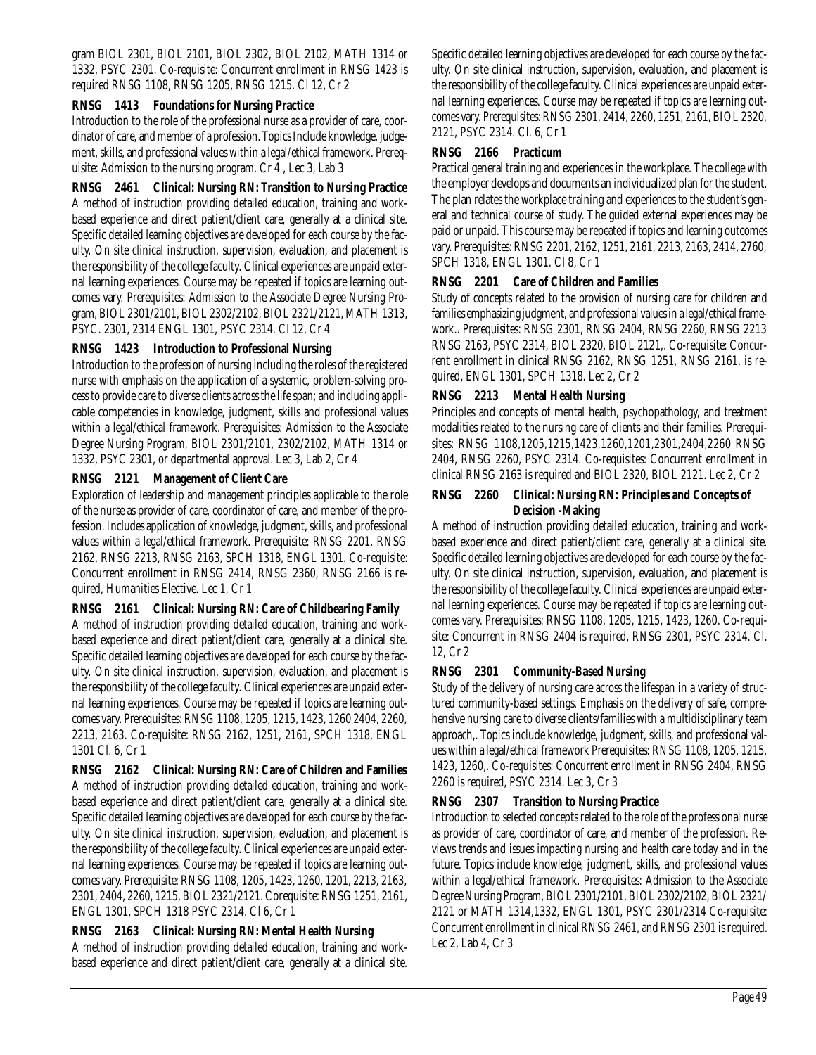gram BIOL 2301, BIOL 2101, BIOL 2302, BIOL 2102, MATH 1314 or 1332, PSYC 2301. Co-requisite: Concurrent enrollment in RNSG 1423 is required RNSG 1108, RNSG 1205, RNSG 1215. Cl 12, Cr 2

**RNSG 1413 Foundations for Nursing Practice**

Introduction to the role of the professional nurse as a provider of care, coordinator of care, and member of a profession. Topics Include knowledge, judgement, skills, and professional values within a legal/ethical framework. Prerequisite: Admission to the nursing program. Cr 4 , Lec 3, Lab 3

**RNSG 2461 Clinical: Nursing RN: Transition to Nursing Practice**

A method of instruction providing detailed education, training and work-based experience and direct patient/client care, generally at a clinical site. Specific detailed learning objectives are developed for each course by the faculty. On site clinical instruction, supervision, evaluation, and placement is the responsibility of the college faculty. Clinical experiences are unpaid external learning experiences. Course may be repeated if topics are learning outcomes vary. Prerequisites: Admission to the Associate Degree Nursing Program, BIOL 2301/2101, BIOL 2302/2102, BIOL 2321/2121, MATH 1313, PSYC. 2301, 2314 ENGL 1301, PSYC 2314. Cl 12, Cr 4

**RNSG 1423 Introduction to Professional Nursing**

Introduction to the profession of nursing including the roles of the registered nurse with emphasis on the application of a systemic, problem-solving process to provide care to diverse clients across the life span; and including applicable competencies in knowledge, judgment, skills and professional values within a legal/ethical framework. Prerequisites: Admission to the Associate Degree Nursing Program, BIOL 2301/2101, 2302/2102, MATH 1314 or 1332, PSYC 2301, or departmental approval. Lec 3, Lab 2, Cr 4

**RNSG 2121 Management of Client Care**

Exploration of leadership and management principles applicable to the role of the nurse as provider of care, coordinator of care, and member of the profession. Includes application of knowledge, judgment, skills, and professional values within a legal/ethical framework. Prerequisite: RNSG 2201, RNSG 2162, RNSG 2213, RNSG 2163, SPCH 1318, ENGL 1301. Co-requisite: Concurrent enrollment in RNSG 2414, RNSG 2360, RNSG 2166 is required, Humanities Elective. Lec 1, Cr 1

**RNSG 2161 Clinical: Nursing RN: Care of Childbearing Family**

A method of instruction providing detailed education, training and work-based experience and direct patient/client care, generally at a clinical site. Specific detailed learning objectives are developed for each course by the faculty. On site clinical instruction, supervision, evaluation, and placement is the responsibility of the college faculty. Clinical experiences are unpaid external learning experiences. Course may be repeated if topics are learning outcomes vary. Prerequisites: RNSG 1108, 1205, 1215, 1423, 1260 2404, 2260, 2213, 2163. Co-requisite: RNSG 2162, 1251, 2161, SPCH 1318, ENGL 1301 Cl. 6, Cr 1

**RNSG 2162 Clinical: Nursing RN: Care of Children and Families**

A method of instruction providing detailed education, training and work-based experience and direct patient/client care, generally at a clinical site. Specific detailed learning objectives are developed for each course by the faculty. On site clinical instruction, supervision, evaluation, and placement is the responsibility of the college faculty. Clinical experiences are unpaid external learning experiences. Course may be repeated if topics are learning outcomes vary. Prerequisite: RNSG 1108, 1205, 1423, 1260, 1201, 2213, 2163, 2301, 2404, 2260, 1215, BIOL 2321/2121. Corequisite: RNSG 1251, 2161, ENGL 1301, SPCH 1318 PSYC 2314. Cl 6, Cr 1

**RNSG 2163 Clinical: Nursing RN: Mental Health Nursing**

A method of instruction providing detailed education, training and work-based experience and direct patient/client care, generally at a clinical site. Specific detailed learning objectives are developed for each course by the faculty. On site clinical instruction, supervision, evaluation, and placement is the responsibility of the college faculty. Clinical experiences are unpaid external learning experiences. Course may be repeated if topics are learning outcomes vary. Prerequisites: RNSG 2301, 2414, 2260, 1251, 2161, BIOL 2320, 2121, PSYC 2314. Cl. 6, Cr 1

**RNSG 2166 Practicum**

Practical general training and experiences in the workplace. The college with the employer develops and documents an individualized plan for the student. The plan relates the workplace training and experiences to the student's general and technical course of study. The guided external experiences may be paid or unpaid. This course may be repeated if topics and learning outcomes vary. Prerequisites: RNSG 2201, 2162, 1251, 2161, 2213, 2163, 2414, 2760, SPCH 1318, ENGL 1301. Cl 8, Cr 1

**RNSG 2201 Care of Children and Families**

Study of concepts related to the provision of nursing care for children and families emphasizing judgment, and professional values in a legal/ethical framework.. Prerequisites: RNSG 2301, RNSG 2404, RNSG 2260, RNSG 2213 RNSG 2163, PSYC 2314, BIOL 2320, BIOL 2121,. Co-requisite: Concurrent enrollment in clinical RNSG 2162, RNSG 1251, RNSG 2161, is required, ENGL 1301, SPCH 1318. Lec 2, Cr 2

**RNSG 2213 Mental Health Nursing**

Principles and concepts of mental health, psychopathology, and treatment modalities related to the nursing care of clients and their families. Prerequisites: RNSG 1108,1205,1215,1423,1260,1201,2301,2404,2260 RNSG 2404, RNSG 2260, PSYC 2314. Co-requisites: Concurrent enrollment in clinical RNSG 2163 is required and BIOL 2320, BIOL 2121. Lec 2, Cr 2

**RNSG 2260 Clinical: Nursing RN: Principles and Concepts of Decision -Making**

A method of instruction providing detailed education, training and work-based experience and direct patient/client care, generally at a clinical site. Specific detailed learning objectives are developed for each course by the faculty. On site clinical instruction, supervision, evaluation, and placement is the responsibility of the college faculty. Clinical experiences are unpaid external learning experiences. Course may be repeated if topics are learning outcomes vary. Prerequisites: RNSG 1108, 1205, 1215, 1423, 1260. Co-requisite: Concurrent in RNSG 2404 is required, RNSG 2301, PSYC 2314. Cl. 12, Cr 2

**RNSG 2301 Community-Based Nursing**

Study of the delivery of nursing care across the lifespan in a variety of structured community-based settings. Emphasis on the delivery of safe, comprehensive nursing care to diverse clients/families with a multidisciplinary team approach,. Topics include knowledge, judgment, skills, and professional values within a legal/ethical framework Prerequisites: RNSG 1108, 1205, 1215, 1423, 1260,. Co-requisites: Concurrent enrollment in RNSG 2404, RNSG 2260 is required, PSYC 2314. Lec 3, Cr 3

**RNSG 2307 Transition to Nursing Practice**

Introduction to selected concepts related to the role of the professional nurse as provider of care, coordinator of care, and member of the profession. Reviews trends and issues impacting nursing and health care today and in the future. Topics include knowledge, judgment, skills, and professional values within a legal/ethical framework. Prerequisites: Admission to the Associate Degree Nursing Program, BIOL 2301/2101, BIOL 2302/2102, BIOL 2321/2121 or MATH 1314,1332, ENGL 1301, PSYC 2301/2314 Co-requisite: Concurrent enrollment in clinical RNSG 2461, and RNSG 2301 is required. Lec 2, Lab 4, Cr 3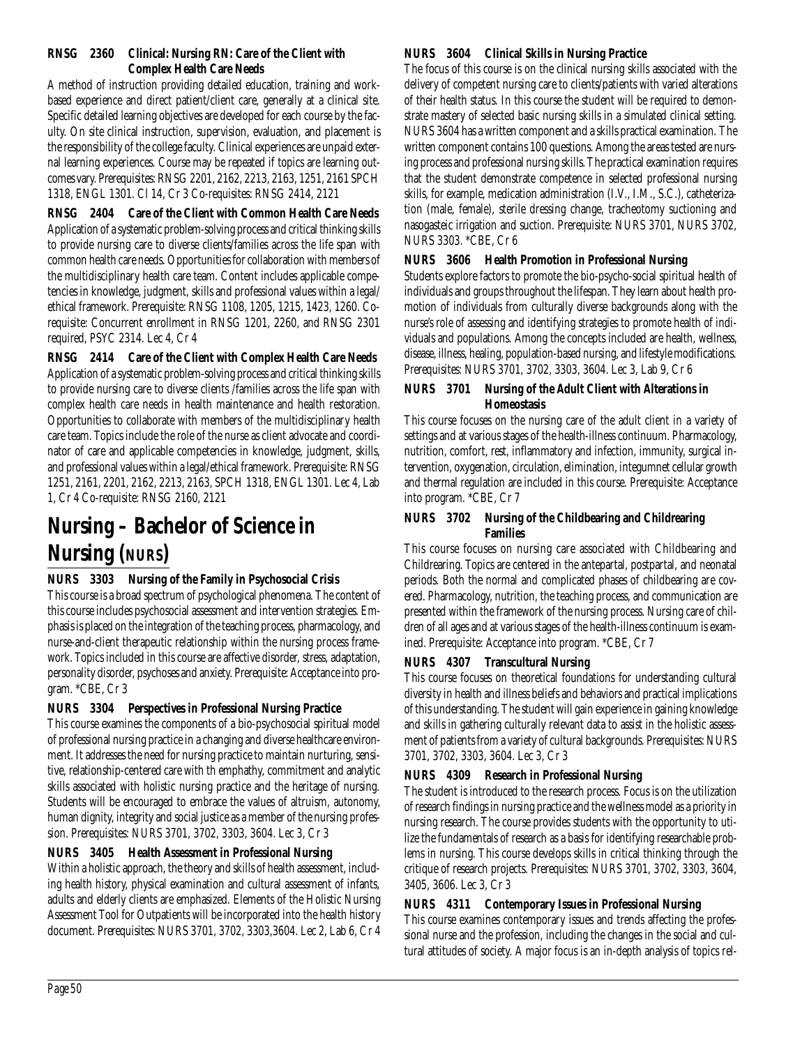**RNSG 2360 Clinical: Nursing RN: Care of the Client with Complex Health Care Needs**

A method of instruction providing detailed education, training and work-based experience and direct patient/client care, generally at a clinical site. Specific detailed learning objectives are developed for each course by the faculty. On site clinical instruction, supervision, evaluation, and placement is the responsibility of the college faculty. Clinical experiences are unpaid external learning experiences. Course may be repeated if topics are learning outcomes vary. Prerequisites: RNSG 2201, 2162, 2213, 2163, 1251, 2161 SPCH 1318, ENGL 1301. Cl 14, Cr 3 Co-requisites: RNSG 2414, 2121

**RNSG 2404 Care of the Client with Common Health Care Needs**

Application of a systematic problem-solving process and critical thinking skills to provide nursing care to diverse clients/families across the life span with common health care needs. Opportunities for collaboration with members of the multidisciplinary health care team. Content includes applicable competencies in knowledge, judgment, skills and professional values within a legal/ethical framework. Prerequisite: RNSG 1108, 1205, 1215, 1423, 1260. Co-requisite: Concurrent enrollment in RNSG 1201, 2260, and RNSG 2301 required, PSYC 2314. Lec 4, Cr 4

**RNSG 2414 Care of the Client with Complex Health Care Needs**

Application of a systematic problem-solving process and critical thinking skills to provide nursing care to diverse clients /families across the life span with complex health care needs in health maintenance and health restoration. Opportunities to collaborate with members of the multidisciplinary health care team. Topics include the role of the nurse as client advocate and coordinator of care and applicable competencies in knowledge, judgment, skills, and professional values within a legal/ethical framework. Prerequisite: RNSG 1251, 2161, 2201, 2162, 2213, 2163, SPCH 1318, ENGL 1301. Lec 4, Lab 1, Cr 4 Co-requisite: RNSG 2160, 2121

# Nursing – Bachelor of Science in Nursing (NURS)

**NURS 3303 Nursing of the Family in Psychosocial Crisis**

This course is a broad spectrum of psychological phenomena. The content of this course includes psychosocial assessment and intervention strategies. Emphasis is placed on the integration of the teaching process, pharmacology, and nurse-and-client therapeutic relationship within the nursing process framework. Topics included in this course are affective disorder, stress, adaptation, personality disorder, psychoses and anxiety. Prerequisite: Acceptance into program. *CBE, Cr 3

**NURS 3304 Perspectives in Professional Nursing Practice**

This course examines the components of a bio-psychosocial spiritual model of professional nursing practice in a changing and diverse healthcare environment. It addresses the need for nursing practice to maintain nurturing, sensitive, relationship-centered care with th emphathy, commitment and analytic skills associated with holistic nursing practice and the heritage of nursing. Students will be encouraged to embrace the values of altruism, autonomy, human dignity, integrity and social justice as a member of the nursing profession. Prerequisites: NURS 3701, 3702, 3303, 3604. Lec 3, Cr 3

**NURS 3405 Health Assessment in Professional Nursing**

Within a holistic approach, the theory and skills of health assessment, including health history, physical examination and cultural assessment of infants, adults and elderly clients are emphasized. Elements of the Holistic Nursing Assessment Tool for Outpatients will be incorporated into the health history document. Prerequisites: NURS 3701, 3702, 3303,3604. Lec 2, Lab 6, Cr 4

**NURS 3604 Clinical Skills in Nursing Practice**

The focus of this course is on the clinical nursing skills associated with the delivery of competent nursing care to clients/patients with varied alterations of their health status. In this course the student will be required to demonstrate mastery of selected basic nursing skills in a simulated clinical setting. NURS 3604 has a written component and a skills practical examination. The written component contains 100 questions. Among the areas tested are nursing process and professional nursing skills. The practical examination requires that the student demonstrate competence in selected professional nursing skills, for example, medication administration (I.V., I.M., S.C.), catheterization (male, female), sterile dressing change, tracheotomy suctioning and nasogasteic irrigation and suction. Prerequisite: NURS 3701, NURS 3702, NURS 3303. *CBE, Cr 6

**NURS 3606 Health Promotion in Professional Nursing**

Students explore factors to promote the bio-psycho-social spiritual health of individuals and groups throughout the lifespan. They learn about health promotion of individuals from culturally diverse backgrounds along with the nurse's role of assessing and identifying strategies to promote health of individuals and populations. Among the concepts included are health, wellness, disease, illness, healing, population-based nursing, and lifestyle modifications. Prerequisites: NURS 3701, 3702, 3303, 3604. Lec 3, Lab 9, Cr 6

**NURS 3701 Nursing of the Adult Client with Alterations in Homeostasis**

This course focuses on the nursing care of the adult client in a variety of settings and at various stages of the health-illness continuum. Pharmacology, nutrition, comfort, rest, inflammatory and infection, immunity, surgical intervention, oxygenation, circulation, elimination, integumnet cellular growth and thermal regulation are included in this course. Prerequisite: Acceptance into program. *CBE, Cr 7

**NURS 3702 Nursing of the Childbearing and Childrearing Families**

This course focuses on nursing care associated with Childbearing and Childrearing. Topics are centered in the antepartal, postpartal, and neonatal periods. Both the normal and complicated phases of childbearing are covered. Pharmacology, nutrition, the teaching process, and communication are presented within the framework of the nursing process. Nursing care of children of all ages and at various stages of the health-illness continuum is examined. Prerequisite: Acceptance into program. *CBE, Cr 7

**NURS 4307 Transcultural Nursing**

This course focuses on theoretical foundations for understanding cultural diversity in health and illness beliefs and behaviors and practical implications of this understanding. The student will gain experience in gaining knowledge and skills in gathering culturally relevant data to assist in the holistic assessment of patients from a variety of cultural backgrounds. Prerequisites: NURS 3701, 3702, 3303, 3604. Lec 3, Cr 3

**NURS 4309 Research in Professional Nursing**

The student is introduced to the research process. Focus is on the utilization of research findings in nursing practice and the wellness model as a priority in nursing research. The course provides students with the opportunity to utilize the fundamentals of research as a basis for identifying researchable problems in nursing. This course develops skills in critical thinking through the critique of research projects. Prerequisites: NURS 3701, 3702, 3303, 3604, 3405, 3606. Lec 3, Cr 3

**NURS 4311 Contemporary Issues in Professional Nursing**

This course examines contemporary issues and trends affecting the professional nurse and the profession, including the changes in the social and cultural attitudes of society. A major focus is an in-depth analysis of topics rel-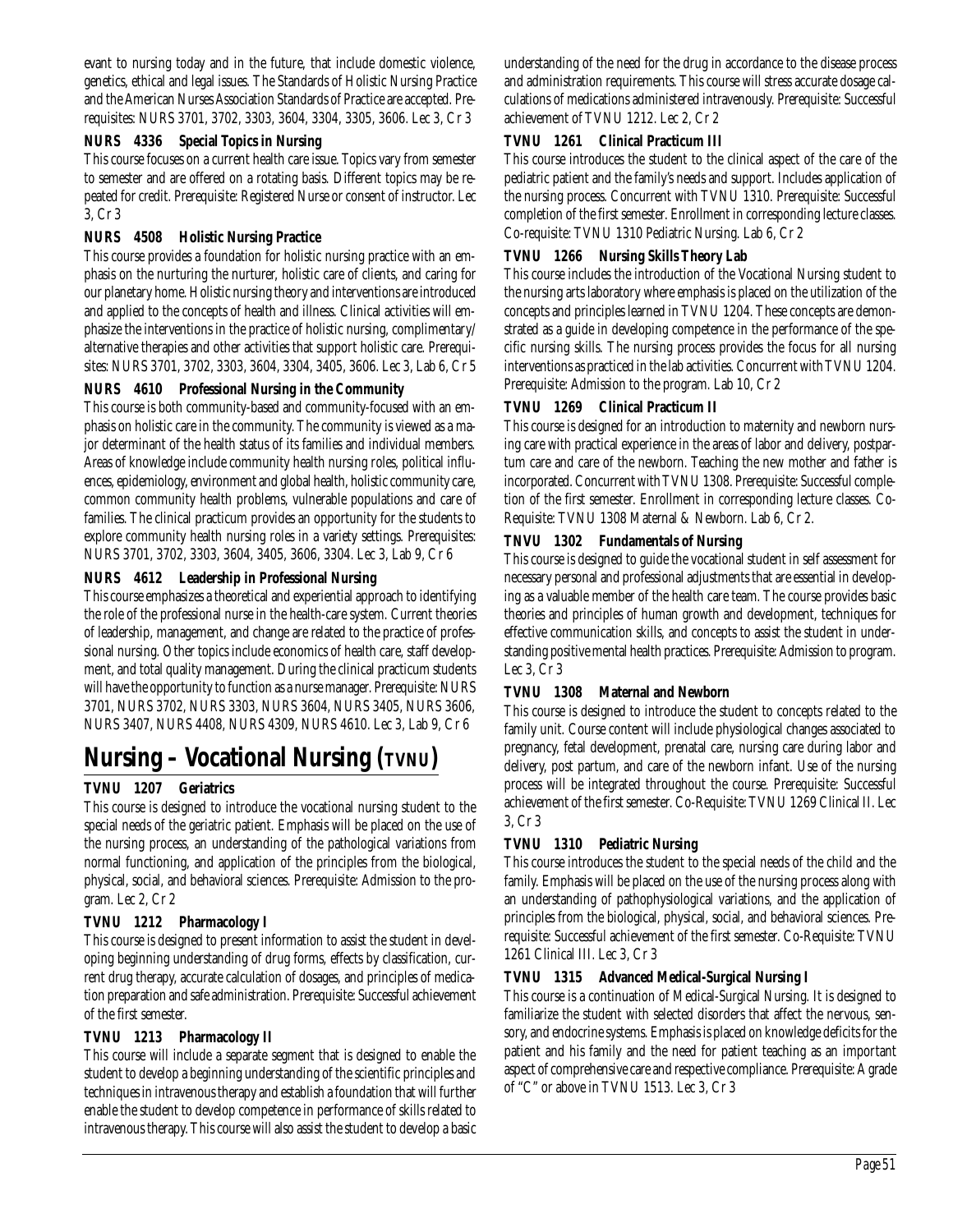evant to nursing today and in the future, that include domestic violence, genetics, ethical and legal issues. The Standards of Holistic Nursing Practice and the American Nurses Association Standards of Practice are accepted. Prerequisites: NURS 3701, 3702, 3303, 3604, 3304, 3305, 3606. Lec 3, Cr 3

### NURS 4336 Special Topics in Nursing

This course focuses on a current health care issue. Topics vary from semester to semester and are offered on a rotating basis. Different topics may be repeated for credit. Prerequisite: Registered Nurse or consent of instructor. Lec 3, Cr 3

### NURS 4508 Holistic Nursing Practice

This course provides a foundation for holistic nursing practice with an emphasis on the nurturing the nurturer, holistic care of clients, and caring for our planetary home. Holistic nursing theory and interventions are introduced and applied to the concepts of health and illness. Clinical activities will emphasize the interventions in the practice of holistic nursing, complimentary/alternative therapies and other activities that support holistic care. Prerequisites: NURS 3701, 3702, 3303, 3604, 3304, 3405, 3606. Lec 3, Lab 6, Cr 5

### NURS 4610 Professional Nursing in the Community

This course is both community-based and community-focused with an emphasis on holistic care in the community. The community is viewed as a major determinant of the health status of its families and individual members. Areas of knowledge include community health nursing roles, political influences, epidemiology, environment and global health, holistic community care, common community health problems, vulnerable populations and care of families. The clinical practicum provides an opportunity for the students to explore community health nursing roles in a variety settings. Prerequisites: NURS 3701, 3702, 3303, 3604, 3405, 3606, 3304. Lec 3, Lab 9, Cr 6

### NURS 4612 Leadership in Professional Nursing

This course emphasizes a theoretical and experiential approach to identifying the role of the professional nurse in the health-care system. Current theories of leadership, management, and change are related to the practice of professional nursing. Other topics include economics of health care, staff development, and total quality management. During the clinical practicum students will have the opportunity to function as a nurse manager. Prerequisite: NURS 3701, NURS 3702, NURS 3303, NURS 3604, NURS 3405, NURS 3606, NURS 3407, NURS 4408, NURS 4309, NURS 4610. Lec 3, Lab 9, Cr 6

# Nursing – Vocational Nursing (TVNU)

### TVNU 1207 Geriatrics

This course is designed to introduce the vocational nursing student to the special needs of the geriatric patient. Emphasis will be placed on the use of the nursing process, an understanding of the pathological variations from normal functioning, and application of the principles from the biological, physical, social, and behavioral sciences. Prerequisite: Admission to the program. Lec 2, Cr 2

### TVNU 1212 Pharmacology I

This course is designed to present information to assist the student in developing beginning understanding of drug forms, effects by classification, current drug therapy, accurate calculation of dosages, and principles of medication preparation and safe administration. Prerequisite: Successful achievement of the first semester.

### TVNU 1213 Pharmacology II

This course will include a separate segment that is designed to enable the student to develop a beginning understanding of the scientific principles and techniques in intravenous therapy and establish a foundation that will further enable the student to develop competence in performance of skills related to intravenous therapy. This course will also assist the student to develop a basic understanding of the need for the drug in accordance to the disease process and administration requirements. This course will stress accurate dosage calculations of medications administered intravenously. Prerequisite: Successful achievement of TVNU 1212. Lec 2, Cr 2

### TVNU 1261 Clinical Practicum III

This course introduces the student to the clinical aspect of the care of the pediatric patient and the family's needs and support. Includes application of the nursing process. Concurrent with TVNU 1310. Prerequisite: Successful completion of the first semester. Enrollment in corresponding lecture classes. Co-requisite: TVNU 1310 Pediatric Nursing. Lab 6, Cr 2

### TVNU 1266 Nursing Skills Theory Lab

This course includes the introduction of the Vocational Nursing student to the nursing arts laboratory where emphasis is placed on the utilization of the concepts and principles learned in TVNU 1204. These concepts are demonstrated as a guide in developing competence in the performance of the specific nursing skills. The nursing process provides the focus for all nursing interventions as practiced in the lab activities. Concurrent with TVNU 1204. Prerequisite: Admission to the program. Lab 10, Cr 2

### TVNU 1269 Clinical Practicum II

This course is designed for an introduction to maternity and newborn nursing care with practical experience in the areas of labor and delivery, postpartum care and care of the newborn. Teaching the new mother and father is incorporated. Concurrent with TVNU 1308. Prerequisite: Successful completion of the first semester. Enrollment in corresponding lecture classes. Co-Requisite: TVNU 1308 Maternal & Newborn. Lab 6, Cr 2.

### TNVU 1302 Fundamentals of Nursing

This course is designed to guide the vocational student in self assessment for necessary personal and professional adjustments that are essential in developing as a valuable member of the health care team. The course provides basic theories and principles of human growth and development, techniques for effective communication skills, and concepts to assist the student in understanding positive mental health practices. Prerequisite: Admission to program. Lec 3, Cr 3

### TVNU 1308 Maternal and Newborn

This course is designed to introduce the student to concepts related to the family unit. Course content will include physiological changes associated to pregnancy, fetal development, prenatal care, nursing care during labor and delivery, post partum, and care of the newborn infant. Use of the nursing process will be integrated throughout the course. Prerequisite: Successful achievement of the first semester. Co-Requisite: TVNU 1269 Clinical II. Lec 3, Cr 3

### TVNU 1310 Pediatric Nursing

This course introduces the student to the special needs of the child and the family. Emphasis will be placed on the use of the nursing process along with an understanding of pathophysiological variations, and the application of principles from the biological, physical, social, and behavioral sciences. Prerequisite: Successful achievement of the first semester. Co-Requisite: TVNU 1261 Clinical III. Lec 3, Cr 3

### TVNU 1315 Advanced Medical-Surgical Nursing I

This course is a continuation of Medical-Surgical Nursing. It is designed to familiarize the student with selected disorders that affect the nervous, sensory, and endocrine systems. Emphasis is placed on knowledge deficits for the patient and his family and the need for patient teaching as an important aspect of comprehensive care and respective compliance. Prerequisite: A grade of "C" or above in TVNU 1513. Lec 3, Cr 3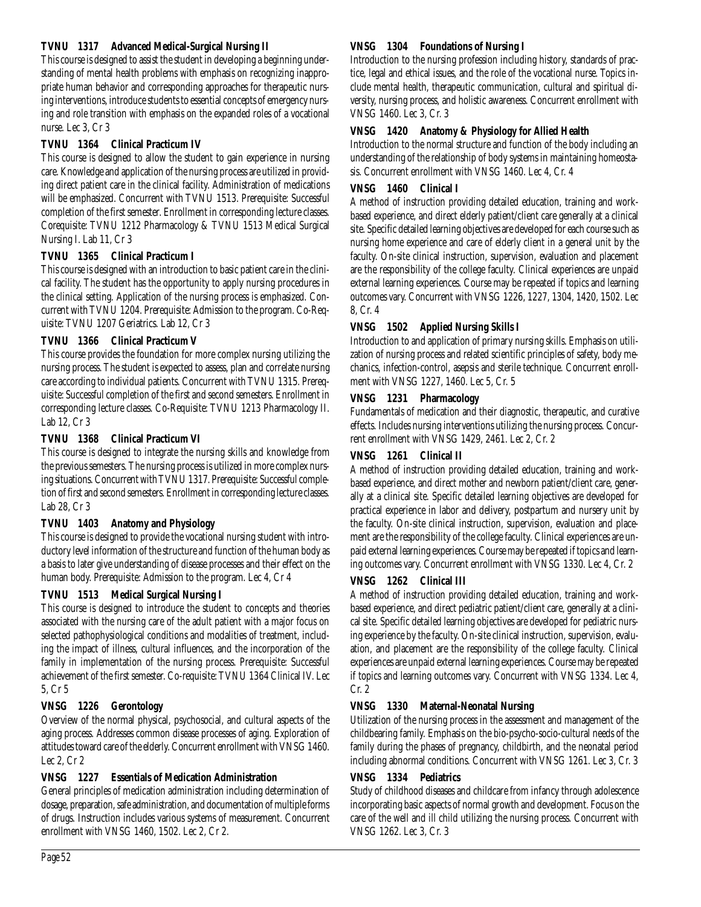**TVNU 1317 Advanced Medical-Surgical Nursing II**

This course is designed to assist the student in developing a beginning understanding of mental health problems with emphasis on recognizing inappropriate human behavior and corresponding approaches for therapeutic nursing interventions, introduce students to essential concepts of emergency nursing and role transition with emphasis on the expanded roles of a vocational nurse. Lec 3, Cr 3

**TVNU 1364 Clinical Practicum IV**

This course is designed to allow the student to gain experience in nursing care. Knowledge and application of the nursing process are utilized in providing direct patient care in the clinical facility. Administration of medications will be emphasized. Concurrent with TVNU 1513. Prerequisite: Successful completion of the first semester. Enrollment in corresponding lecture classes. Corequisite: TVNU 1212 Pharmacology & TVNU 1513 Medical Surgical Nursing I. Lab 11, Cr 3

**TVNU 1365 Clinical Practicum I**

This course is designed with an introduction to basic patient care in the clinical facility. The student has the opportunity to apply nursing procedures in the clinical setting. Application of the nursing process is emphasized. Concurrent with TVNU 1204. Prerequisite: Admission to the program. Co-Requisite: TVNU 1207 Geriatrics. Lab 12, Cr 3

**TVNU 1366 Clinical Practicum V**

This course provides the foundation for more complex nursing utilizing the nursing process. The student is expected to assess, plan and correlate nursing care according to individual patients. Concurrent with TVNU 1315. Prerequisite: Successful completion of the first and second semesters. Enrollment in corresponding lecture classes. Co-Requisite: TVNU 1213 Pharmacology II. Lab 12, Cr 3

**TVNU 1368 Clinical Practicum VI**

This course is designed to integrate the nursing skills and knowledge from the previous semesters. The nursing process is utilized in more complex nursing situations. Concurrent with TVNU 1317. Prerequisite: Successful completion of first and second semesters. Enrollment in corresponding lecture classes. Lab 28, Cr 3

**TVNU 1403 Anatomy and Physiology**

This course is designed to provide the vocational nursing student with introductory level information of the structure and function of the human body as a basis to later give understanding of disease processes and their effect on the human body. Prerequisite: Admission to the program. Lec 4, Cr 4

**TVNU 1513 Medical Surgical Nursing I**

This course is designed to introduce the student to concepts and theories associated with the nursing care of the adult patient with a major focus on selected pathophysiological conditions and modalities of treatment, including the impact of illness, cultural influences, and the incorporation of the family in implementation of the nursing process. Prerequisite: Successful achievement of the first semester. Co-requisite: TVNU 1364 Clinical IV. Lec 5, Cr 5

**VNSG 1226 Gerontology**

Overview of the normal physical, psychosocial, and cultural aspects of the aging process. Addresses common disease processes of aging. Exploration of attitudes toward care of the elderly. Concurrent enrollment with VNSG 1460. Lec 2, Cr 2

**VNSG 1227 Essentials of Medication Administration**

General principles of medication administration including determination of dosage, preparation, safe administration, and documentation of multiple forms of drugs. Instruction includes various systems of measurement. Concurrent enrollment with VNSG 1460, 1502. Lec 2, Cr 2.

**VNSG 1304 Foundations of Nursing I**

Introduction to the nursing profession including history, standards of practice, legal and ethical issues, and the role of the vocational nurse. Topics include mental health, therapeutic communication, cultural and spiritual diversity, nursing process, and holistic awareness. Concurrent enrollment with VNSG 1460. Lec 3, Cr. 3

**VNSG 1420 Anatomy & Physiology for Allied Health**

Introduction to the normal structure and function of the body including an understanding of the relationship of body systems in maintaining homeostasis. Concurrent enrollment with VNSG 1460. Lec 4, Cr. 4

**VNSG 1460 Clinical I**

A method of instruction providing detailed education, training and work-based experience, and direct elderly patient/client care generally at a clinical site. Specific detailed learning objectives are developed for each course such as nursing home experience and care of elderly client in a general unit by the faculty. On-site clinical instruction, supervision, evaluation and placement are the responsibility of the college faculty. Clinical experiences are unpaid external learning experiences. Course may be repeated if topics and learning outcomes vary. Concurrent with VNSG 1226, 1227, 1304, 1420, 1502. Lec 8, Cr. 4

**VNSG 1502 Applied Nursing Skills I**

Introduction to and application of primary nursing skills. Emphasis on utilization of nursing process and related scientific principles of safety, body mechanics, infection-control, asepsis and sterile technique. Concurrent enrollment with VNSG 1227, 1460. Lec 5, Cr. 5

**VNSG 1231 Pharmacology**

Fundamentals of medication and their diagnostic, therapeutic, and curative effects. Includes nursing interventions utilizing the nursing process. Concurrent enrollment with VNSG 1429, 2461. Lec 2, Cr. 2

**VNSG 1261 Clinical II**

A method of instruction providing detailed education, training and work-based experience, and direct mother and newborn patient/client care, generally at a clinical site. Specific detailed learning objectives are developed for practical experience in labor and delivery, postpartum and nursery unit by the faculty. On-site clinical instruction, supervision, evaluation and placement are the responsibility of the college faculty. Clinical experiences are unpaid external learning experiences. Course may be repeated if topics and learning outcomes vary. Concurrent enrollment with VNSG 1330. Lec 4, Cr. 2

**VNSG 1262 Clinical III**

A method of instruction providing detailed education, training and work-based experience, and direct pediatric patient/client care, generally at a clinical site. Specific detailed learning objectives are developed for pediatric nursing experience by the faculty. On-site clinical instruction, supervision, evaluation, and placement are the responsibility of the college faculty. Clinical experiences are unpaid external learning experiences. Course may be repeated if topics and learning outcomes vary. Concurrent with VNSG 1334. Lec 4, Cr. 2

**VNSG 1330 Maternal-Neonatal Nursing**

Utilization of the nursing process in the assessment and management of the childbearing family. Emphasis on the bio-psycho-socio-cultural needs of the family during the phases of pregnancy, childbirth, and the neonatal period including abnormal conditions. Concurrent with VNSG 1261. Lec 3, Cr. 3

**VNSG 1334 Pediatrics**

Study of childhood diseases and childcare from infancy through adolescence incorporating basic aspects of normal growth and development. Focus on the care of the well and ill child utilizing the nursing process. Concurrent with VNSG 1262. Lec 3, Cr. 3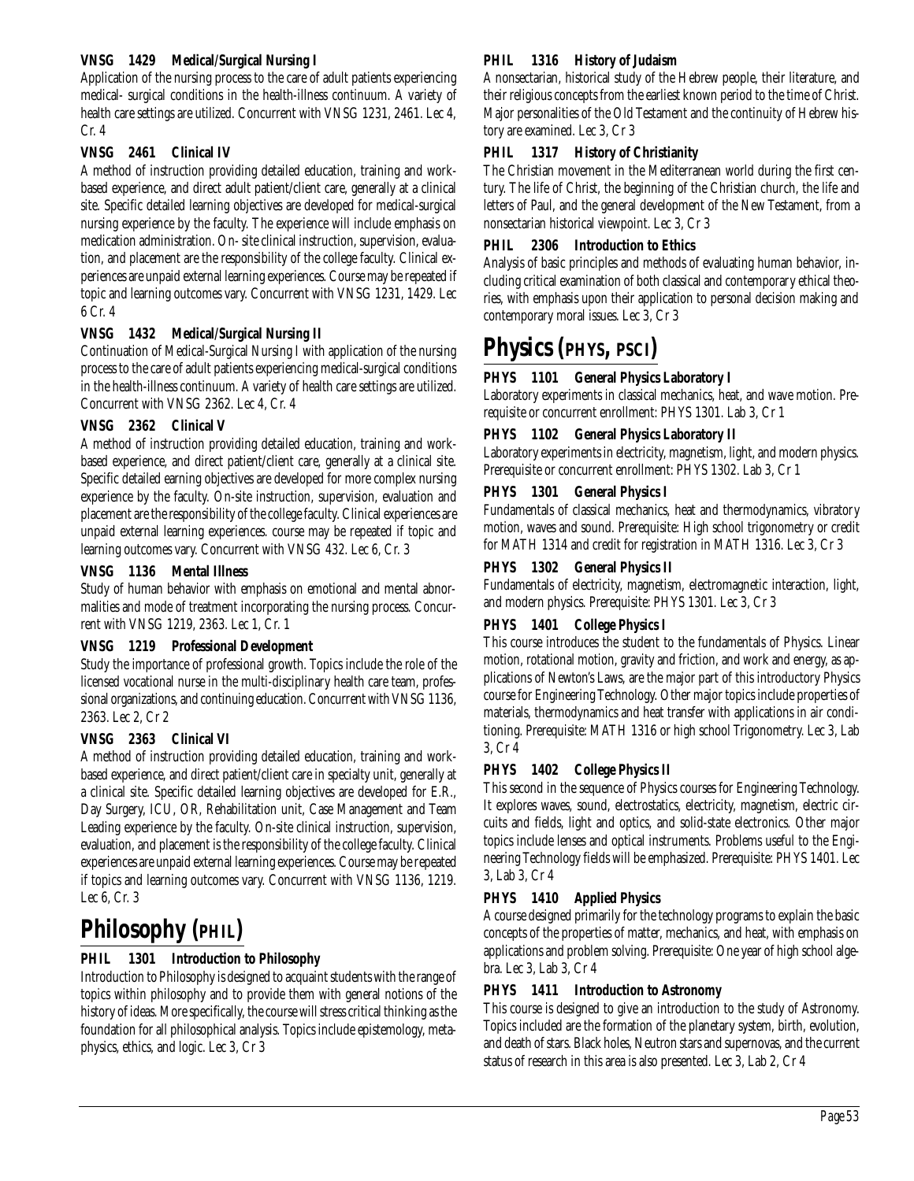**VNSG 1429 Medical/Surgical Nursing I**

Application of the nursing process to the care of adult patients experiencing medical- surgical conditions in the health-illness continuum. A variety of health care settings are utilized. Concurrent with VNSG 1231, 2461. Lec 4, Cr. 4

**VNSG 2461 Clinical IV**

A method of instruction providing detailed education, training and work-based experience, and direct adult patient/client care, generally at a clinical site. Specific detailed learning objectives are developed for medical-surgical nursing experience by the faculty. The experience will include emphasis on medication administration. On- site clinical instruction, supervision, evaluation, and placement are the responsibility of the college faculty. Clinical experiences are unpaid external learning experiences. Course may be repeated if topic and learning outcomes vary. Concurrent with VNSG 1231, 1429. Lec 6 Cr. 4

**VNSG 1432 Medical/Surgical Nursing II**

Continuation of Medical-Surgical Nursing I with application of the nursing process to the care of adult patients experiencing medical-surgical conditions in the health-illness continuum. A variety of health care settings are utilized. Concurrent with VNSG 2362. Lec 4, Cr. 4

**VNSG 2362 Clinical V**

A method of instruction providing detailed education, training and work-based experience, and direct patient/client care, generally at a clinical site. Specific detailed earning objectives are developed for more complex nursing experience by the faculty. On-site instruction, supervision, evaluation and placement are the responsibility of the college faculty. Clinical experiences are unpaid external learning experiences. course may be repeated if topic and learning outcomes vary. Concurrent with VNSG 432. Lec 6, Cr. 3

**VNSG 1136 Mental Illness**

Study of human behavior with emphasis on emotional and mental abnormalities and mode of treatment incorporating the nursing process. Concurrent with VNSG 1219, 2363. Lec 1, Cr. 1

**VNSG 1219 Professional Development**

Study the importance of professional growth. Topics include the role of the licensed vocational nurse in the multi-disciplinary health care team, professional organizations, and continuing education. Concurrent with VNSG 1136, 2363. Lec 2, Cr 2

**VNSG 2363 Clinical VI**

A method of instruction providing detailed education, training and work-based experience, and direct patient/client care in specialty unit, generally at a clinical site. Specific detailed learning objectives are developed for E.R., Day Surgery, ICU, OR, Rehabilitation unit, Case Management and Team Leading experience by the faculty. On-site clinical instruction, supervision, evaluation, and placement is the responsibility of the college faculty. Clinical experiences are unpaid external learning experiences. Course may be repeated if topics and learning outcomes vary. Concurrent with VNSG 1136, 1219. Lec 6, Cr. 3

# Philosophy (PHIL)

**PHIL 1301 Introduction to Philosophy**

Introduction to Philosophy is designed to acquaint students with the range of topics within philosophy and to provide them with general notions of the history of ideas. More specifically, the course will stress critical thinking as the foundation for all philosophical analysis. Topics include epistemology, metaphysics, ethics, and logic. Lec 3, Cr 3

**PHIL 1316 History of Judaism**

A nonsectarian, historical study of the Hebrew people, their literature, and their religious concepts from the earliest known period to the time of Christ. Major personalities of the Old Testament and the continuity of Hebrew history are examined. Lec 3, Cr 3

**PHIL 1317 History of Christianity**

The Christian movement in the Mediterranean world during the first century. The life of Christ, the beginning of the Christian church, the life and letters of Paul, and the general development of the New Testament, from a nonsectarian historical viewpoint. Lec 3, Cr 3

**PHIL 2306 Introduction to Ethics**

Analysis of basic principles and methods of evaluating human behavior, including critical examination of both classical and contemporary ethical theories, with emphasis upon their application to personal decision making and contemporary moral issues. Lec 3, Cr 3

# Physics (PHYS, PSCI)

**PHYS 1101 General Physics Laboratory I**

Laboratory experiments in classical mechanics, heat, and wave motion. Prerequisite or concurrent enrollment: PHYS 1301. Lab 3, Cr 1

**PHYS 1102 General Physics Laboratory II**

Laboratory experiments in electricity, magnetism, light, and modern physics. Prerequisite or concurrent enrollment: PHYS 1302. Lab 3, Cr 1

**PHYS 1301 General Physics I**

Fundamentals of classical mechanics, heat and thermodynamics, vibratory motion, waves and sound. Prerequisite: High school trigonometry or credit for MATH 1314 and credit for registration in MATH 1316. Lec 3, Cr 3

**PHYS 1302 General Physics II**

Fundamentals of electricity, magnetism, electromagnetic interaction, light, and modern physics. Prerequisite: PHYS 1301. Lec 3, Cr 3

**PHYS 1401 College Physics I**

This course introduces the student to the fundamentals of Physics. Linear motion, rotational motion, gravity and friction, and work and energy, as applications of Newton's Laws, are the major part of this introductory Physics course for Engineering Technology. Other major topics include properties of materials, thermodynamics and heat transfer with applications in air conditioning. Prerequisite: MATH 1316 or high school Trigonometry. Lec 3, Lab 3, Cr 4

**PHYS 1402 College Physics II**

This second in the sequence of Physics courses for Engineering Technology. It explores waves, sound, electrostatics, electricity, magnetism, electric circuits and fields, light and optics, and solid-state electronics. Other major topics include lenses and optical instruments. Problems useful to the Engineering Technology fields will be emphasized. Prerequisite: PHYS 1401. Lec 3, Lab 3, Cr 4

**PHYS 1410 Applied Physics**

A course designed primarily for the technology programs to explain the basic concepts of the properties of matter, mechanics, and heat, with emphasis on applications and problem solving. Prerequisite: One year of high school algebra. Lec 3, Lab 3, Cr 4

**PHYS 1411 Introduction to Astronomy**

This course is designed to give an introduction to the study of Astronomy. Topics included are the formation of the planetary system, birth, evolution, and death of stars. Black holes, Neutron stars and supernovas, and the current status of research in this area is also presented. Lec 3, Lab 2, Cr 4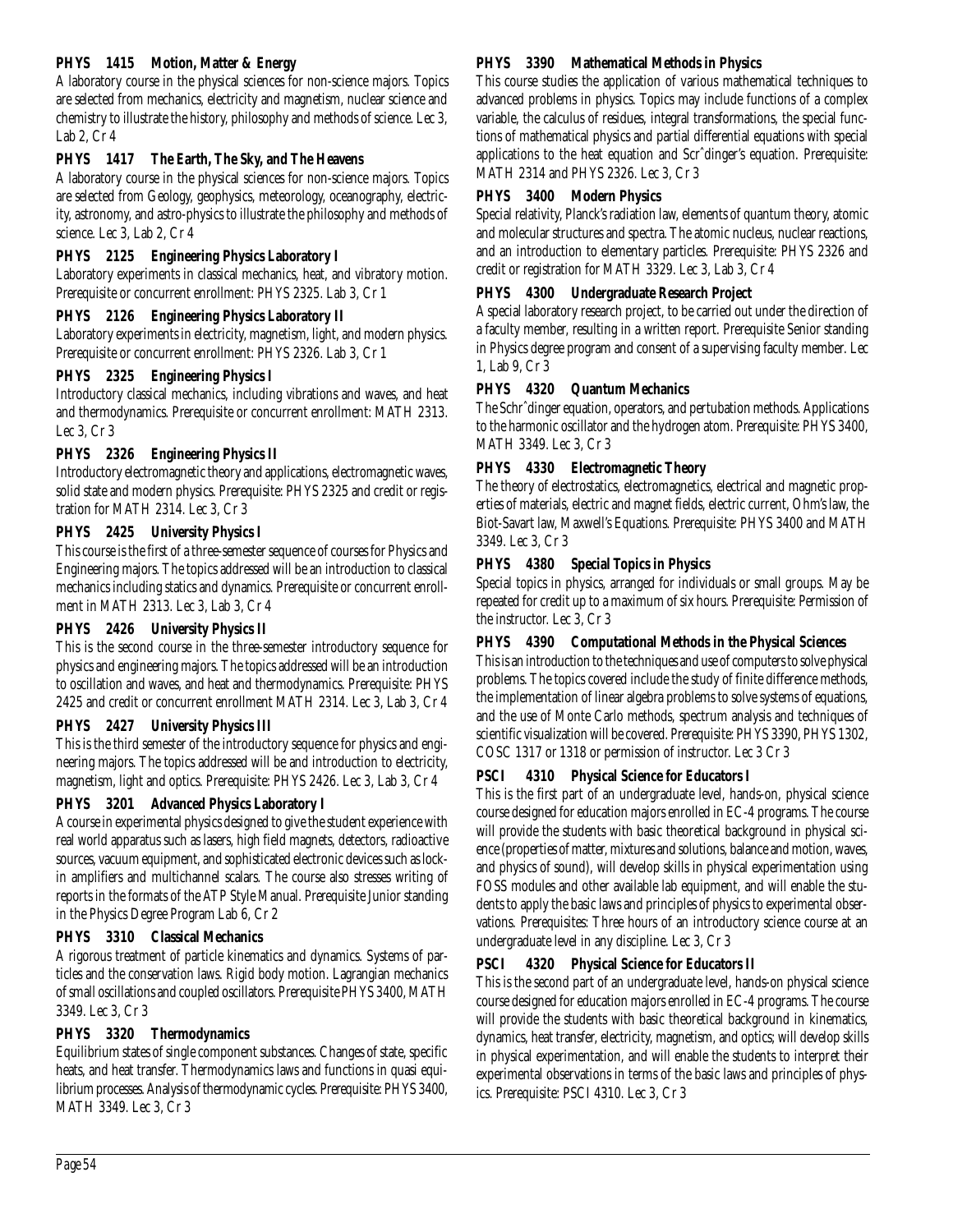**PHYS 1415 Motion, Matter & Energy**

A laboratory course in the physical sciences for non-science majors. Topics are selected from mechanics, electricity and magnetism, nuclear science and chemistry to illustrate the history, philosophy and methods of science. Lec 3, Lab 2, Cr 4

**PHYS 1417 The Earth, The Sky, and The Heavens**

A laboratory course in the physical sciences for non-science majors. Topics are selected from Geology, geophysics, meteorology, oceanography, electricity, astronomy, and astro-physics to illustrate the philosophy and methods of science. Lec 3, Lab 2, Cr 4

**PHYS 2125 Engineering Physics Laboratory I**

Laboratory experiments in classical mechanics, heat, and vibratory motion. Prerequisite or concurrent enrollment: PHYS 2325. Lab 3, Cr 1

**PHYS 2126 Engineering Physics Laboratory II**

Laboratory experiments in electricity, magnetism, light, and modern physics. Prerequisite or concurrent enrollment: PHYS 2326. Lab 3, Cr 1

**PHYS 2325 Engineering Physics I**

Introductory classical mechanics, including vibrations and waves, and heat and thermodynamics. Prerequisite or concurrent enrollment: MATH 2313. Lec 3, Cr 3

**PHYS 2326 Engineering Physics II**

Introductory electromagnetic theory and applications, electromagnetic waves, solid state and modern physics. Prerequisite: PHYS 2325 and credit or registration for MATH 2314. Lec 3, Cr 3

**PHYS 2425 University Physics I**

This course is the first of a three-semester sequence of courses for Physics and Engineering majors. The topics addressed will be an introduction to classical mechanics including statics and dynamics. Prerequisite or concurrent enrollment in MATH 2313. Lec 3, Lab 3, Cr 4

**PHYS 2426 University Physics II**

This is the second course in the three-semester introductory sequence for physics and engineering majors. The topics addressed will be an introduction to oscillation and waves, and heat and thermodynamics. Prerequisite: PHYS 2425 and credit or concurrent enrollment MATH 2314. Lec 3, Lab 3, Cr 4

**PHYS 2427 University Physics III**

This is the third semester of the introductory sequence for physics and engineering majors. The topics addressed will be and introduction to electricity, magnetism, light and optics. Prerequisite: PHYS 2426. Lec 3, Lab 3, Cr 4

**PHYS 3201 Advanced Physics Laboratory I**

A course in experimental physics designed to give the student experience with real world apparatus such as lasers, high field magnets, detectors, radioactive sources, vacuum equipment, and sophisticated electronic devices such as lock-in amplifiers and multichannel scalars. The course also stresses writing of reports in the formats of the ATP Style Manual. Prerequisite Junior standing in the Physics Degree Program Lab 6, Cr 2

**PHYS 3310 Classical Mechanics**

A rigorous treatment of particle kinematics and dynamics. Systems of particles and the conservation laws. Rigid body motion. Lagrangian mechanics of small oscillations and coupled oscillators. Prerequisite PHYS 3400, MATH 3349. Lec 3, Cr 3

**PHYS 3320 Thermodynamics**

Equilibrium states of single component substances. Changes of state, specific heats, and heat transfer. Thermodynamics laws and functions in quasi equilibrium processes. Analysis of thermodynamic cycles. Prerequisite: PHYS 3400, MATH 3349. Lec 3, Cr 3

**PHYS 3390 Mathematical Methods in Physics**

This course studies the application of various mathematical techniques to advanced problems in physics. Topics may include functions of a complex variable, the calculus of residues, integral transformations, the special functions of mathematical physics and partial differential equations with special applications to the heat equation and Scrˆdinger's equation. Prerequisite: MATH 2314 and PHYS 2326. Lec 3, Cr 3

**PHYS 3400 Modern Physics**

Special relativity, Planck's radiation law, elements of quantum theory, atomic and molecular structures and spectra. The atomic nucleus, nuclear reactions, and an introduction to elementary particles. Prerequisite: PHYS 2326 and credit or registration for MATH 3329. Lec 3, Lab 3, Cr 4

**PHYS 4300 Undergraduate Research Project**

A special laboratory research project, to be carried out under the direction of a faculty member, resulting in a written report. Prerequisite Senior standing in Physics degree program and consent of a supervising faculty member. Lec 1, Lab 9, Cr 3

**PHYS 4320 Quantum Mechanics**

The Schrˆdinger equation, operators, and pertubation methods. Applications to the harmonic oscillator and the hydrogen atom. Prerequisite: PHYS 3400, MATH 3349. Lec 3, Cr 3

**PHYS 4330 Electromagnetic Theory**

The theory of electrostatics, electromagnetics, electrical and magnetic properties of materials, electric and magnet fields, electric current, Ohm's law, the Biot-Savart law, Maxwell's Equations. Prerequisite: PHYS 3400 and MATH 3349. Lec 3, Cr 3

**PHYS 4380 Special Topics in Physics**

Special topics in physics, arranged for individuals or small groups. May be repeated for credit up to a maximum of six hours. Prerequisite: Permission of the instructor. Lec 3, Cr 3

**PHYS 4390 Computational Methods in the Physical Sciences**

This is an introduction to the techniques and use of computers to solve physical problems. The topics covered include the study of finite difference methods, the implementation of linear algebra problems to solve systems of equations, and the use of Monte Carlo methods, spectrum analysis and techniques of scientific visualization will be covered. Prerequisite: PHYS 3390, PHYS 1302, COSC 1317 or 1318 or permission of instructor. Lec 3 Cr 3

**PSCI 4310 Physical Science for Educators I**

This is the first part of an undergraduate level, hands-on, physical science course designed for education majors enrolled in EC-4 programs. The course will provide the students with basic theoretical background in physical science (properties of matter, mixtures and solutions, balance and motion, waves, and physics of sound), will develop skills in physical experimentation using FOSS modules and other available lab equipment, and will enable the students to apply the basic laws and principles of physics to experimental observations. Prerequisites: Three hours of an introductory science course at an undergraduate level in any discipline. Lec 3, Cr 3

**PSCI 4320 Physical Science for Educators II**

This is the second part of an undergraduate level, hands-on physical science course designed for education majors enrolled in EC-4 programs. The course will provide the students with basic theoretical background in kinematics, dynamics, heat transfer, electricity, magnetism, and optics; will develop skills in physical experimentation, and will enable the students to interpret their experimental observations in terms of the basic laws and principles of physics. Prerequisite: PSCI 4310. Lec 3, Cr 3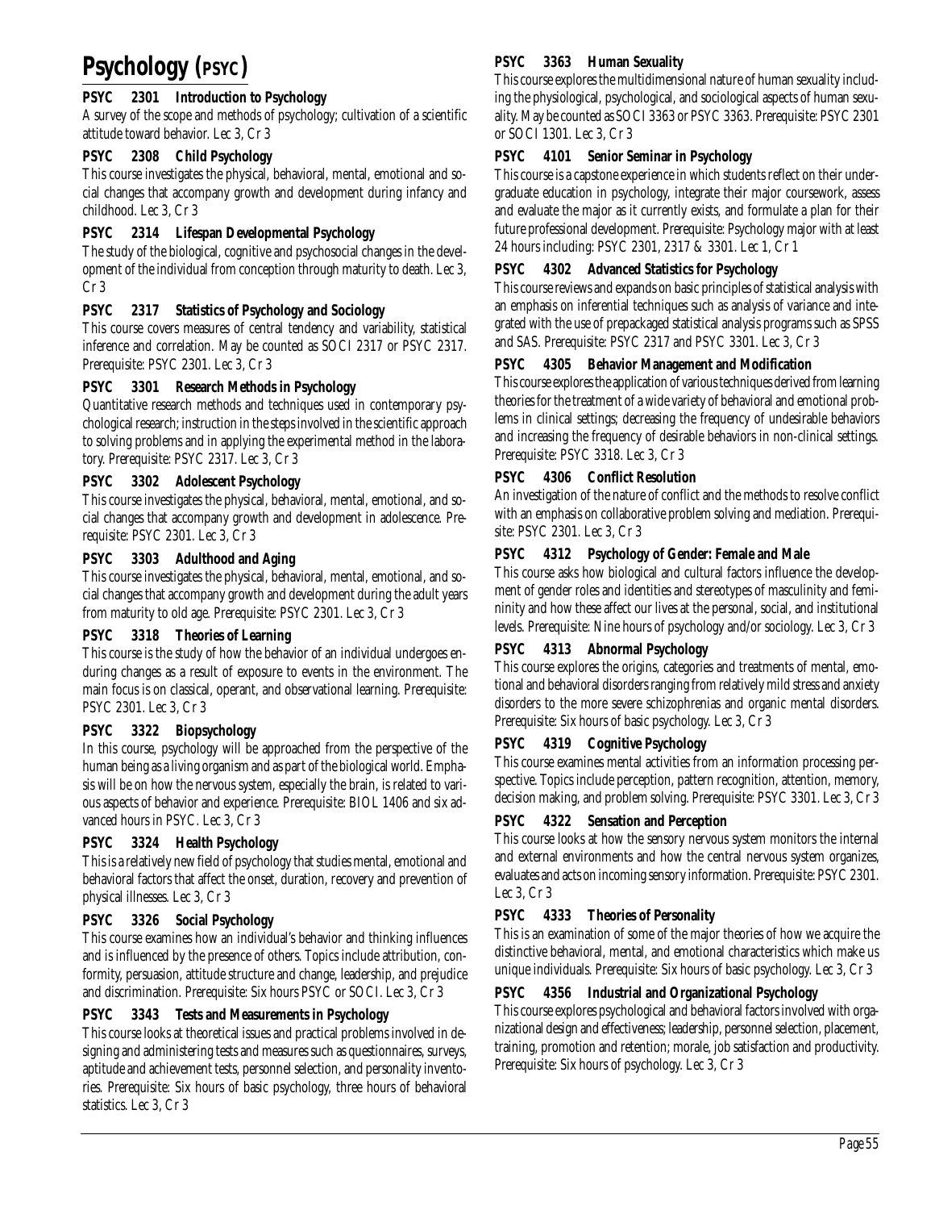# Psychology (PSYC)

**PSYC 2301 Introduction to Psychology**

A survey of the scope and methods of psychology; cultivation of a scientific attitude toward behavior. Lec 3, Cr 3

**PSYC 2308 Child Psychology**

This course investigates the physical, behavioral, mental, emotional and social changes that accompany growth and development during infancy and childhood. Lec 3, Cr 3

**PSYC 2314 Lifespan Developmental Psychology**

The study of the biological, cognitive and psychosocial changes in the development of the individual from conception through maturity to death. Lec 3, Cr 3

**PSYC 2317 Statistics of Psychology and Sociology**

This course covers measures of central tendency and variability, statistical inference and correlation. May be counted as SOCI 2317 or PSYC 2317. Prerequisite: PSYC 2301. Lec 3, Cr 3

**PSYC 3301 Research Methods in Psychology**

Quantitative research methods and techniques used in contemporary psychological research; instruction in the steps involved in the scientific approach to solving problems and in applying the experimental method in the laboratory. Prerequisite: PSYC 2317. Lec 3, Cr 3

**PSYC 3302 Adolescent Psychology**

This course investigates the physical, behavioral, mental, emotional, and social changes that accompany growth and development in adolescence. Prerequisite: PSYC 2301. Lec 3, Cr 3

**PSYC 3303 Adulthood and Aging**

This course investigates the physical, behavioral, mental, emotional, and social changes that accompany growth and development during the adult years from maturity to old age. Prerequisite: PSYC 2301. Lec 3, Cr 3

**PSYC 3318 Theories of Learning**

This course is the study of how the behavior of an individual undergoes enduring changes as a result of exposure to events in the environment. The main focus is on classical, operant, and observational learning. Prerequisite: PSYC 2301. Lec 3, Cr 3

**PSYC 3322 Biopsychology**

In this course, psychology will be approached from the perspective of the human being as a living organism and as part of the biological world. Emphasis will be on how the nervous system, especially the brain, is related to various aspects of behavior and experience. Prerequisite: BIOL 1406 and six advanced hours in PSYC. Lec 3, Cr 3

**PSYC 3324 Health Psychology**

This is a relatively new field of psychology that studies mental, emotional and behavioral factors that affect the onset, duration, recovery and prevention of physical illnesses. Lec 3, Cr 3

**PSYC 3326 Social Psychology**

This course examines how an individual's behavior and thinking influences and is influenced by the presence of others. Topics include attribution, conformity, persuasion, attitude structure and change, leadership, and prejudice and discrimination. Prerequisite: Six hours PSYC or SOCI. Lec 3, Cr 3

**PSYC 3343 Tests and Measurements in Psychology**

This course looks at theoretical issues and practical problems involved in designing and administering tests and measures such as questionnaires, surveys, aptitude and achievement tests, personnel selection, and personality inventories. Prerequisite: Six hours of basic psychology, three hours of behavioral statistics. Lec 3, Cr 3

**PSYC 3363 Human Sexuality**

This course explores the multidimensional nature of human sexuality including the physiological, psychological, and sociological aspects of human sexuality. May be counted as SOCI 3363 or PSYC 3363. Prerequisite: PSYC 2301 or SOCI 1301. Lec 3, Cr 3

**PSYC 4101 Senior Seminar in Psychology**

This course is a capstone experience in which students reflect on their undergraduate education in psychology, integrate their major coursework, assess and evaluate the major as it currently exists, and formulate a plan for their future professional development. Prerequisite: Psychology major with at least 24 hours including: PSYC 2301, 2317 & 3301. Lec 1, Cr 1

**PSYC 4302 Advanced Statistics for Psychology**

This course reviews and expands on basic principles of statistical analysis with an emphasis on inferential techniques such as analysis of variance and integrated with the use of prepackaged statistical analysis programs such as SPSS and SAS. Prerequisite: PSYC 2317 and PSYC 3301. Lec 3, Cr 3

**PSYC 4305 Behavior Management and Modification**

This course explores the application of various techniques derived from learning theories for the treatment of a wide variety of behavioral and emotional problems in clinical settings; decreasing the frequency of undesirable behaviors and increasing the frequency of desirable behaviors in non-clinical settings. Prerequisite: PSYC 3318. Lec 3, Cr 3

**PSYC 4306 Conflict Resolution**

An investigation of the nature of conflict and the methods to resolve conflict with an emphasis on collaborative problem solving and mediation. Prerequisite: PSYC 2301. Lec 3, Cr 3

**PSYC 4312 Psychology of Gender: Female and Male**

This course asks how biological and cultural factors influence the development of gender roles and identities and stereotypes of masculinity and femininity and how these affect our lives at the personal, social, and institutional levels. Prerequisite: Nine hours of psychology and/or sociology. Lec 3, Cr 3

**PSYC 4313 Abnormal Psychology**

This course explores the origins, categories and treatments of mental, emotional and behavioral disorders ranging from relatively mild stress and anxiety disorders to the more severe schizophrenias and organic mental disorders. Prerequisite: Six hours of basic psychology. Lec 3, Cr 3

**PSYC 4319 Cognitive Psychology**

This course examines mental activities from an information processing perspective. Topics include perception, pattern recognition, attention, memory, decision making, and problem solving. Prerequisite: PSYC 3301. Lec 3, Cr 3

**PSYC 4322 Sensation and Perception**

This course looks at how the sensory nervous system monitors the internal and external environments and how the central nervous system organizes, evaluates and acts on incoming sensory information. Prerequisite: PSYC 2301. Lec 3, Cr 3

**PSYC 4333 Theories of Personality**

This is an examination of some of the major theories of how we acquire the distinctive behavioral, mental, and emotional characteristics which make us unique individuals. Prerequisite: Six hours of basic psychology. Lec 3, Cr 3

**PSYC 4356 Industrial and Organizational Psychology**

This course explores psychological and behavioral factors involved with organizational design and effectiveness; leadership, personnel selection, placement, training, promotion and retention; morale, job satisfaction and productivity. Prerequisite: Six hours of psychology. Lec 3, Cr 3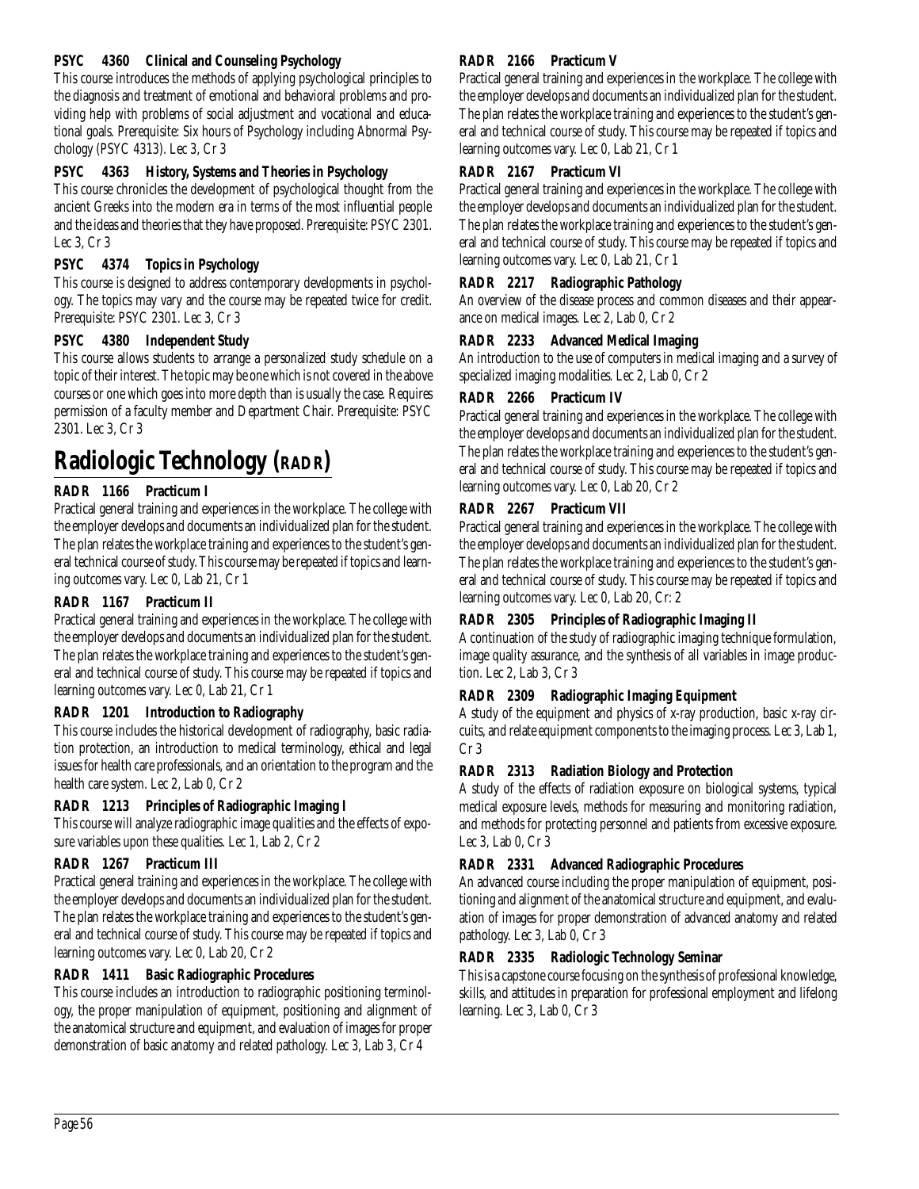**PSYC 4360 Clinical and Counseling Psychology**

This course introduces the methods of applying psychological principles to the diagnosis and treatment of emotional and behavioral problems and providing help with problems of social adjustment and vocational and educational goals. Prerequisite: Six hours of Psychology including Abnormal Psychology (PSYC 4313). Lec 3, Cr 3

**PSYC 4363 History, Systems and Theories in Psychology**

This course chronicles the development of psychological thought from the ancient Greeks into the modern era in terms of the most influential people and the ideas and theories that they have proposed. Prerequisite: PSYC 2301. Lec 3, Cr 3

**PSYC 4374 Topics in Psychology**

This course is designed to address contemporary developments in psychology. The topics may vary and the course may be repeated twice for credit. Prerequisite: PSYC 2301. Lec 3, Cr 3

**PSYC 4380 Independent Study**

This course allows students to arrange a personalized study schedule on a topic of their interest. The topic may be one which is not covered in the above courses or one which goes into more depth than is usually the case. Requires permission of a faculty member and Department Chair. Prerequisite: PSYC 2301. Lec 3, Cr 3

# Radiologic Technology (RADR)

**RADR 1166 Practicum I**

Practical general training and experiences in the workplace. The college with the employer develops and documents an individualized plan for the student. The plan relates the workplace training and experiences to the student's general technical course of study. This course may be repeated if topics and learning outcomes vary. Lec 0, Lab 21, Cr 1

**RADR 1167 Practicum II**

Practical general training and experiences in the workplace. The college with the employer develops and documents an individualized plan for the student. The plan relates the workplace training and experiences to the student's general and technical course of study. This course may be repeated if topics and learning outcomes vary. Lec 0, Lab 21, Cr 1

**RADR 1201 Introduction to Radiography**

This course includes the historical development of radiography, basic radiation protection, an introduction to medical terminology, ethical and legal issues for health care professionals, and an orientation to the program and the health care system. Lec 2, Lab 0, Cr 2

**RADR 1213 Principles of Radiographic Imaging I**

This course will analyze radiographic image qualities and the effects of exposure variables upon these qualities. Lec 1, Lab 2, Cr 2

**RADR 1267 Practicum III**

Practical general training and experiences in the workplace. The college with the employer develops and documents an individualized plan for the student. The plan relates the workplace training and experiences to the student's general and technical course of study. This course may be repeated if topics and learning outcomes vary. Lec 0, Lab 20, Cr 2

**RADR 1411 Basic Radiographic Procedures**

This course includes an introduction to radiographic positioning terminology, the proper manipulation of equipment, positioning and alignment of the anatomical structure and equipment, and evaluation of images for proper demonstration of basic anatomy and related pathology. Lec 3, Lab 3, Cr 4

**RADR 2166 Practicum V**

Practical general training and experiences in the workplace. The college with the employer develops and documents an individualized plan for the student. The plan relates the workplace training and experiences to the student's general and technical course of study. This course may be repeated if topics and learning outcomes vary. Lec 0, Lab 21, Cr 1

**RADR 2167 Practicum VI**

Practical general training and experiences in the workplace. The college with the employer develops and documents an individualized plan for the student. The plan relates the workplace training and experiences to the student's general and technical course of study. This course may be repeated if topics and learning outcomes vary. Lec 0, Lab 21, Cr 1

**RADR 2217 Radiographic Pathology**

An overview of the disease process and common diseases and their appearance on medical images. Lec 2, Lab 0, Cr 2

**RADR 2233 Advanced Medical Imaging**

An introduction to the use of computers in medical imaging and a survey of specialized imaging modalities. Lec 2, Lab 0, Cr 2

**RADR 2266 Practicum IV**

Practical general training and experiences in the workplace. The college with the employer develops and documents an individualized plan for the student. The plan relates the workplace training and experiences to the student's general and technical course of study. This course may be repeated if topics and learning outcomes vary. Lec 0, Lab 20, Cr 2

**RADR 2267 Practicum VII**

Practical general training and experiences in the workplace. The college with the employer develops and documents an individualized plan for the student. The plan relates the workplace training and experiences to the student's general and technical course of study. This course may be repeated if topics and learning outcomes vary. Lec 0, Lab 20, Cr: 2

**RADR 2305 Principles of Radiographic Imaging II**

A continuation of the study of radiographic imaging technique formulation, image quality assurance, and the synthesis of all variables in image production. Lec 2, Lab 3, Cr 3

**RADR 2309 Radiographic Imaging Equipment**

A study of the equipment and physics of x-ray production, basic x-ray circuits, and relate equipment components to the imaging process. Lec 3, Lab 1, Cr 3

**RADR 2313 Radiation Biology and Protection**

A study of the effects of radiation exposure on biological systems, typical medical exposure levels, methods for measuring and monitoring radiation, and methods for protecting personnel and patients from excessive exposure. Lec 3, Lab 0, Cr 3

**RADR 2331 Advanced Radiographic Procedures**

An advanced course including the proper manipulation of equipment, positioning and alignment of the anatomical structure and equipment, and evaluation of images for proper demonstration of advanced anatomy and related pathology. Lec 3, Lab 0, Cr 3

**RADR 2335 Radiologic Technology Seminar**

This is a capstone course focusing on the synthesis of professional knowledge, skills, and attitudes in preparation for professional employment and lifelong learning. Lec 3, Lab 0, Cr 3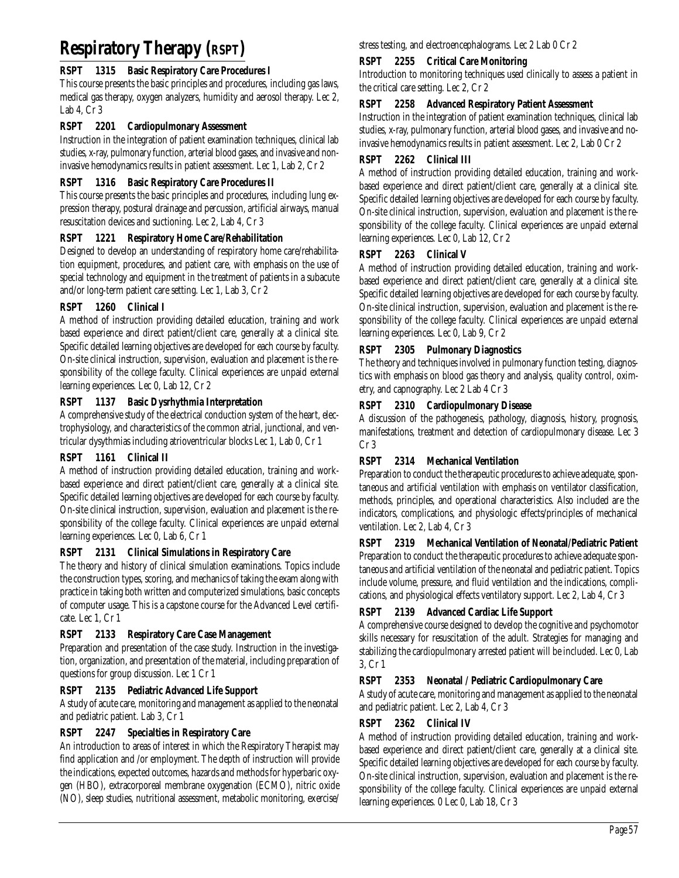# Respiratory Therapy (RSPT)

### RSPT 1315 Basic Respiratory Care Procedures I

This course presents the basic principles and procedures, including gas laws, medical gas therapy, oxygen analyzers, humidity and aerosol therapy. Lec 2, Lab 4, Cr 3

### RSPT 2201 Cardiopulmonary Assessment

Instruction in the integration of patient examination techniques, clinical lab studies, x-ray, pulmonary function, arterial blood gases, and invasive and non-invasive hemodynamics results in patient assessment. Lec 1, Lab 2, Cr 2

### RSPT 1316 Basic Respiratory Care Procedures II

This course presents the basic principles and procedures, including lung expression therapy, postural drainage and percussion, artificial airways, manual resuscitation devices and suctioning. Lec 2, Lab 4, Cr 3

### RSPT 1221 Respiratory Home Care/Rehabilitation

Designed to develop an understanding of respiratory home care/rehabilitation equipment, procedures, and patient care, with emphasis on the use of special technology and equipment in the treatment of patients in a subacute and/or long-term patient care setting. Lec 1, Lab 3, Cr 2

### RSPT 1260 Clinical I

A method of instruction providing detailed education, training and work based experience and direct patient/client care, generally at a clinical site. Specific detailed learning objectives are developed for each course by faculty. On-site clinical instruction, supervision, evaluation and placement is the responsibility of the college faculty. Clinical experiences are unpaid external learning experiences. Lec 0, Lab 12, Cr 2

### RSPT 1137 Basic Dysrhythmia Interpretation

A comprehensive study of the electrical conduction system of the heart, electrophysiology, and characteristics of the common atrial, junctional, and ventricular dysythmias including atrioventricular blocks Lec 1, Lab 0, Cr 1

### RSPT 1161 Clinical II

A method of instruction providing detailed education, training and work-based experience and direct patient/client care, generally at a clinical site. Specific detailed learning objectives are developed for each course by faculty. On-site clinical instruction, supervision, evaluation and placement is the responsibility of the college faculty. Clinical experiences are unpaid external learning experiences. Lec 0, Lab 6, Cr 1

### RSPT 2131 Clinical Simulations in Respiratory Care

The theory and history of clinical simulation examinations. Topics include the construction types, scoring, and mechanics of taking the exam along with practice in taking both written and computerized simulations, basic concepts of computer usage. This is a capstone course for the Advanced Level certificate. Lec 1, Cr 1

### RSPT 2133 Respiratory Care Case Management

Preparation and presentation of the case study. Instruction in the investigation, organization, and presentation of the material, including preparation of questions for group discussion. Lec 1 Cr 1

### RSPT 2135 Pediatric Advanced Life Support

A study of acute care, monitoring and management as applied to the neonatal and pediatric patient. Lab 3, Cr 1

### RSPT 2247 Specialties in Respiratory Care

An introduction to areas of interest in which the Respiratory Therapist may find application and /or employment. The depth of instruction will provide the indications, expected outcomes, hazards and methods for hyperbaric oxygen (HBO), extracorporeal membrane oxygenation (ECMO), nitric oxide (NO), sleep studies, nutritional assessment, metabolic monitoring, exercise/stress testing, and electroencephalograms. Lec 2 Lab 0 Cr 2

### RSPT 2255 Critical Care Monitoring

Introduction to monitoring techniques used clinically to assess a patient in the critical care setting. Lec 2, Cr 2

### RSPT 2258 Advanced Respiratory Patient Assessment

Instruction in the integration of patient examination techniques, clinical lab studies, x-ray, pulmonary function, arterial blood gases, and invasive and no-invasive hemodynamics results in patient assessment. Lec 2, Lab 0 Cr 2

### RSPT 2262 Clinical III

A method of instruction providing detailed education, training and work-based experience and direct patient/client care, generally at a clinical site. Specific detailed learning objectives are developed for each course by faculty. On-site clinical instruction, supervision, evaluation and placement is the responsibility of the college faculty. Clinical experiences are unpaid external learning experiences. Lec 0, Lab 12, Cr 2

### RSPT 2263 Clinical V

A method of instruction providing detailed education, training and work-based experience and direct patient/client care, generally at a clinical site. Specific detailed learning objectives are developed for each course by faculty. On-site clinical instruction, supervision, evaluation and placement is the responsibility of the college faculty. Clinical experiences are unpaid external learning experiences. Lec 0, Lab 9, Cr 2

### RSPT 2305 Pulmonary Diagnostics

The theory and techniques involved in pulmonary function testing, diagnostics with emphasis on blood gas theory and analysis, quality control, oximetry, and capnography. Lec 2 Lab 4 Cr 3

### RSPT 2310 Cardiopulmonary Disease

A discussion of the pathogenesis, pathology, diagnosis, history, prognosis, manifestations, treatment and detection of cardiopulmonary disease. Lec 3 Cr 3

### RSPT 2314 Mechanical Ventilation

Preparation to conduct the therapeutic procedures to achieve adequate, spontaneous and artificial ventilation with emphasis on ventilator classification, methods, principles, and operational characteristics. Also included are the indicators, complications, and physiologic effects/principles of mechanical ventilation. Lec 2, Lab 4, Cr 3

### RSPT 2319 Mechanical Ventilation of Neonatal/Pediatric Patient

Preparation to conduct the therapeutic procedures to achieve adequate spontaneous and artificial ventilation of the neonatal and pediatric patient. Topics include volume, pressure, and fluid ventilation and the indications, complications, and physiological effects ventilatory support. Lec 2, Lab 4, Cr 3

### RSPT 2139 Advanced Cardiac Life Support

A comprehensive course designed to develop the cognitive and psychomotor skills necessary for resuscitation of the adult. Strategies for managing and stabilizing the cardiopulmonary arrested patient will be included. Lec 0, Lab 3, Cr 1

### RSPT 2353 Neonatal / Pediatric Cardiopulmonary Care

A study of acute care, monitoring and management as applied to the neonatal and pediatric patient. Lec 2, Lab 4, Cr 3

### RSPT 2362 Clinical IV

A method of instruction providing detailed education, training and work-based experience and direct patient/client care, generally at a clinical site. Specific detailed learning objectives are developed for each course by faculty. On-site clinical instruction, supervision, evaluation and placement is the responsibility of the college faculty. Clinical experiences are unpaid external learning experiences. 0 Lec 0, Lab 18, Cr 3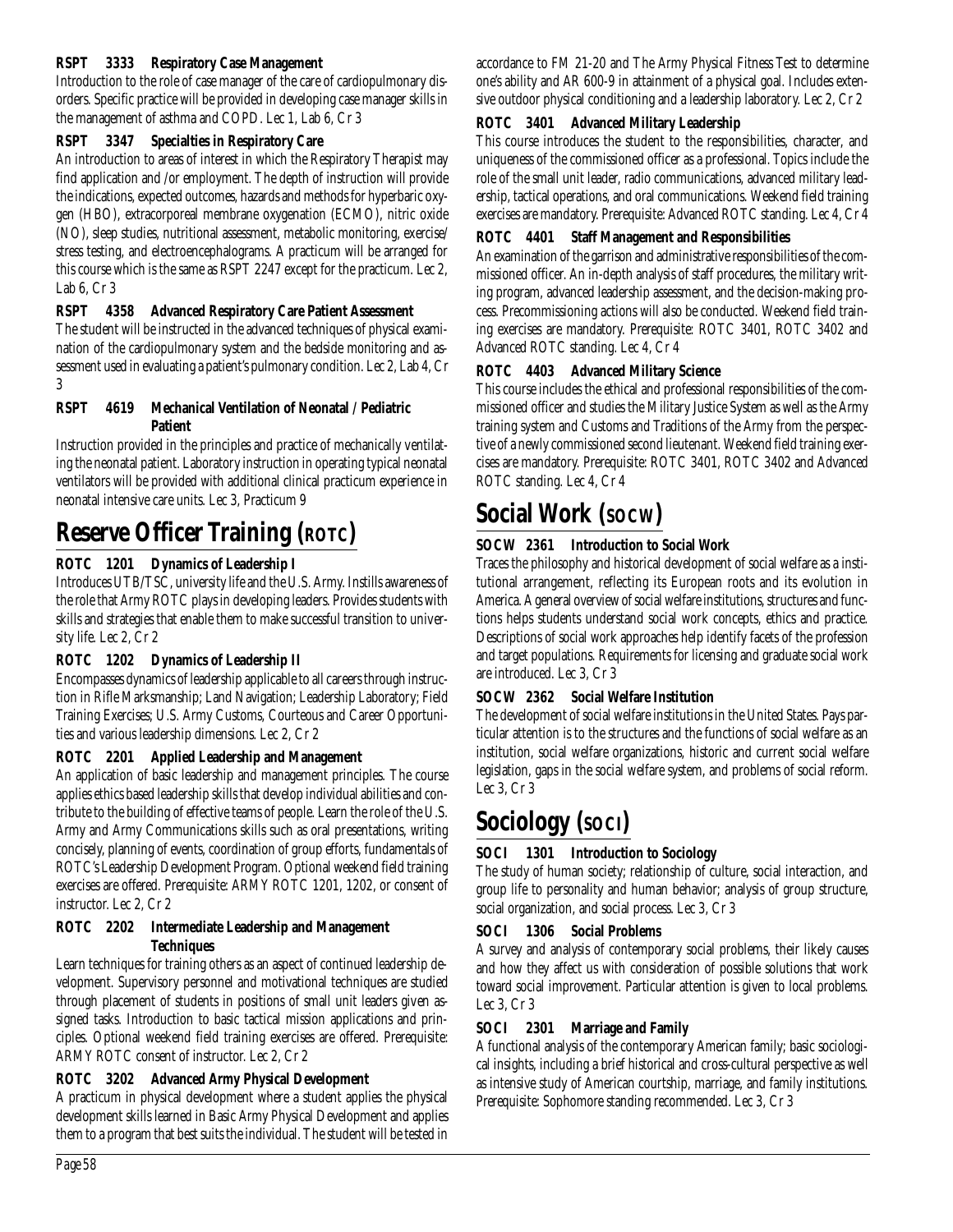**RSPT 3333 Respiratory Case Management**

Introduction to the role of case manager of the care of cardiopulmonary disorders. Specific practice will be provided in developing case manager skills in the management of asthma and COPD. Lec 1, Lab 6, Cr 3

**RSPT 3347 Specialties in Respiratory Care**

An introduction to areas of interest in which the Respiratory Therapist may find application and /or employment. The depth of instruction will provide the indications, expected outcomes, hazards and methods for hyperbaric oxygen (HBO), extracorporeal membrane oxygenation (ECMO), nitric oxide (NO), sleep studies, nutritional assessment, metabolic monitoring, exercise/ stress testing, and electroencephalograms. A practicum will be arranged for this course which is the same as RSPT 2247 except for the practicum. Lec 2, Lab 6, Cr 3

**RSPT 4358 Advanced Respiratory Care Patient Assessment**

The student will be instructed in the advanced techniques of physical examination of the cardiopulmonary system and the bedside monitoring and assessment used in evaluating a patient's pulmonary condition. Lec 2, Lab 4, Cr 3

**RSPT 4619 Mechanical Ventilation of Neonatal / Pediatric Patient**

Instruction provided in the principles and practice of mechanically ventilating the neonatal patient. Laboratory instruction in operating typical neonatal ventilators will be provided with additional clinical practicum experience in neonatal intensive care units. Lec 3, Practicum 9

# Reserve Officer Training (ROTC)

**ROTC 1201 Dynamics of Leadership I**

Introduces UTB/TSC, university life and the U.S. Army. Instills awareness of the role that Army ROTC plays in developing leaders. Provides students with skills and strategies that enable them to make successful transition to university life. Lec 2, Cr 2

**ROTC 1202 Dynamics of Leadership II**

Encompasses dynamics of leadership applicable to all careers through instruction in Rifle Marksmanship; Land Navigation; Leadership Laboratory; Field Training Exercises; U.S. Army Customs, Courteous and Career Opportunities and various leadership dimensions. Lec 2, Cr 2

**ROTC 2201 Applied Leadership and Management**

An application of basic leadership and management principles. The course applies ethics based leadership skills that develop individual abilities and contribute to the building of effective teams of people. Learn the role of the U.S. Army and Army Communications skills such as oral presentations, writing concisely, planning of events, coordination of group efforts, fundamentals of ROTC's Leadership Development Program. Optional weekend field training exercises are offered. Prerequisite: ARMY ROTC 1201, 1202, or consent of instructor. Lec 2, Cr 2

**ROTC 2202 Intermediate Leadership and Management Techniques**

Learn techniques for training others as an aspect of continued leadership development. Supervisory personnel and motivational techniques are studied through placement of students in positions of small unit leaders given assigned tasks. Introduction to basic tactical mission applications and principles. Optional weekend field training exercises are offered. Prerequisite: ARMY ROTC consent of instructor. Lec 2, Cr 2

**ROTC 3202 Advanced Army Physical Development**

A practicum in physical development where a student applies the physical development skills learned in Basic Army Physical Development and applies them to a program that best suits the individual. The student will be tested in accordance to FM 21-20 and The Army Physical Fitness Test to determine one's ability and AR 600-9 in attainment of a physical goal. Includes extensive outdoor physical conditioning and a leadership laboratory. Lec 2, Cr 2

**ROTC 3401 Advanced Military Leadership**

This course introduces the student to the responsibilities, character, and uniqueness of the commissioned officer as a professional. Topics include the role of the small unit leader, radio communications, advanced military leadership, tactical operations, and oral communications. Weekend field training exercises are mandatory. Prerequisite: Advanced ROTC standing. Lec 4, Cr 4

**ROTC 4401 Staff Management and Responsibilities**

An examination of the garrison and administrative responsibilities of the commissioned officer. An in-depth analysis of staff procedures, the military writing program, advanced leadership assessment, and the decision-making process. Precommissioning actions will also be conducted. Weekend field training exercises are mandatory. Prerequisite: ROTC 3401, ROTC 3402 and Advanced ROTC standing. Lec 4, Cr 4

**ROTC 4403 Advanced Military Science**

This course includes the ethical and professional responsibilities of the commissioned officer and studies the Military Justice System as well as the Army training system and Customs and Traditions of the Army from the perspective of a newly commissioned second lieutenant. Weekend field training exercises are mandatory. Prerequisite: ROTC 3401, ROTC 3402 and Advanced ROTC standing. Lec 4, Cr 4

# Social Work (SOCW)

**SOCW 2361 Introduction to Social Work**

Traces the philosophy and historical development of social welfare as a institutional arrangement, reflecting its European roots and its evolution in America. A general overview of social welfare institutions, structures and functions helps students understand social work concepts, ethics and practice. Descriptions of social work approaches help identify facets of the profession and target populations. Requirements for licensing and graduate social work are introduced. Lec 3, Cr 3

**SOCW 2362 Social Welfare Institution**

The development of social welfare institutions in the United States. Pays particular attention is to the structures and the functions of social welfare as an institution, social welfare organizations, historic and current social welfare legislation, gaps in the social welfare system, and problems of social reform. Lec 3, Cr 3

# Sociology (SOCI)

**SOCI 1301 Introduction to Sociology**

The study of human society; relationship of culture, social interaction, and group life to personality and human behavior; analysis of group structure, social organization, and social process. Lec 3, Cr 3

**SOCI 1306 Social Problems**

A survey and analysis of contemporary social problems, their likely causes and how they affect us with consideration of possible solutions that work toward social improvement. Particular attention is given to local problems. Lec 3, Cr 3

**SOCI 2301 Marriage and Family**

A functional analysis of the contemporary American family; basic sociological insights, including a brief historical and cross-cultural perspective as well as intensive study of American courtship, marriage, and family institutions. Prerequisite: Sophomore standing recommended. Lec 3, Cr 3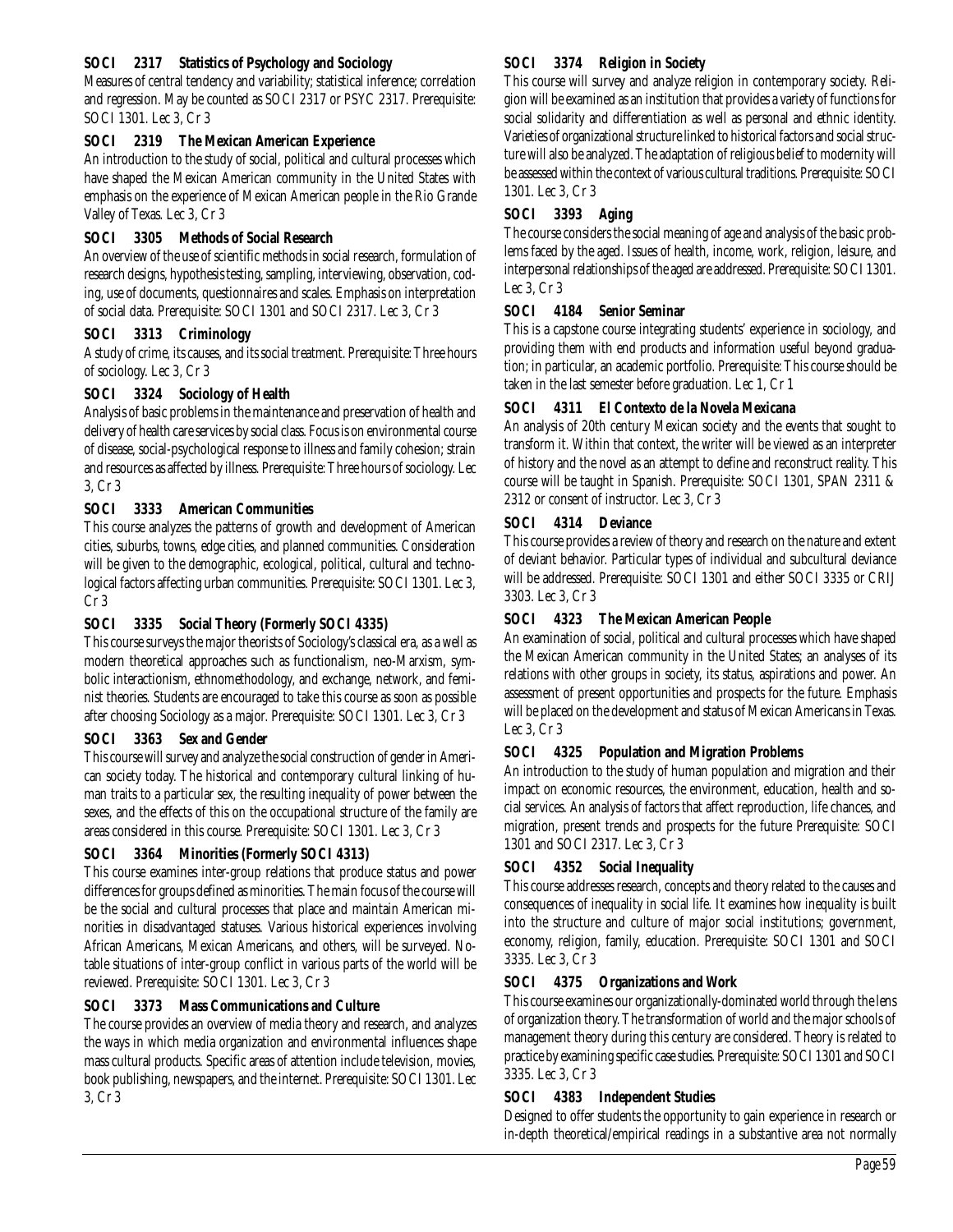**SOCI 2317 Statistics of Psychology and Sociology**

Measures of central tendency and variability; statistical inference; correlation and regression. May be counted as SOCI 2317 or PSYC 2317. Prerequisite: SOCI 1301. Lec 3, Cr 3

**SOCI 2319 The Mexican American Experience**

An introduction to the study of social, political and cultural processes which have shaped the Mexican American community in the United States with emphasis on the experience of Mexican American people in the Rio Grande Valley of Texas. Lec 3, Cr 3

**SOCI 3305 Methods of Social Research**

An overview of the use of scientific methods in social research, formulation of research designs, hypothesis testing, sampling, interviewing, observation, coding, use of documents, questionnaires and scales. Emphasis on interpretation of social data. Prerequisite: SOCI 1301 and SOCI 2317. Lec 3, Cr 3

**SOCI 3313 Criminology**

A study of crime, its causes, and its social treatment. Prerequisite: Three hours of sociology. Lec 3, Cr 3

**SOCI 3324 Sociology of Health**

Analysis of basic problems in the maintenance and preservation of health and delivery of health care services by social class. Focus is on environmental course of disease, social-psychological response to illness and family cohesion; strain and resources as affected by illness. Prerequisite: Three hours of sociology. Lec 3, Cr 3

**SOCI 3333 American Communities**

This course analyzes the patterns of growth and development of American cities, suburbs, towns, edge cities, and planned communities. Consideration will be given to the demographic, ecological, political, cultural and technological factors affecting urban communities. Prerequisite: SOCI 1301. Lec 3, Cr 3

**SOCI 3335 Social Theory (Formerly SOCI 4335)**

This course surveys the major theorists of Sociology's classical era, as a well as modern theoretical approaches such as functionalism, neo-Marxism, symbolic interactionism, ethnomethodology, and exchange, network, and feminist theories. Students are encouraged to take this course as soon as possible after choosing Sociology as a major. Prerequisite: SOCI 1301. Lec 3, Cr 3

**SOCI 3363 Sex and Gender**

This course will survey and analyze the social construction of gender in American society today. The historical and contemporary cultural linking of human traits to a particular sex, the resulting inequality of power between the sexes, and the effects of this on the occupational structure of the family are areas considered in this course. Prerequisite: SOCI 1301. Lec 3, Cr 3

**SOCI 3364 Minorities (Formerly SOCI 4313)**

This course examines inter-group relations that produce status and power differences for groups defined as minorities. The main focus of the course will be the social and cultural processes that place and maintain American minorities in disadvantaged statuses. Various historical experiences involving African Americans, Mexican Americans, and others, will be surveyed. Notable situations of inter-group conflict in various parts of the world will be reviewed. Prerequisite: SOCI 1301. Lec 3, Cr 3

**SOCI 3373 Mass Communications and Culture**

The course provides an overview of media theory and research, and analyzes the ways in which media organization and environmental influences shape mass cultural products. Specific areas of attention include television, movies, book publishing, newspapers, and the internet. Prerequisite: SOCI 1301. Lec 3, Cr 3

**SOCI 3374 Religion in Society**

This course will survey and analyze religion in contemporary society. Religion will be examined as an institution that provides a variety of functions for social solidarity and differentiation as well as personal and ethnic identity. Varieties of organizational structure linked to historical factors and social structure will also be analyzed. The adaptation of religious belief to modernity will be assessed within the context of various cultural traditions. Prerequisite: SOCI 1301. Lec 3, Cr 3

**SOCI 3393 Aging**

The course considers the social meaning of age and analysis of the basic problems faced by the aged. Issues of health, income, work, religion, leisure, and interpersonal relationships of the aged are addressed. Prerequisite: SOCI 1301. Lec 3, Cr 3

**SOCI 4184 Senior Seminar**

This is a capstone course integrating students' experience in sociology, and providing them with end products and information useful beyond graduation; in particular, an academic portfolio. Prerequisite: This course should be taken in the last semester before graduation. Lec 1, Cr 1

**SOCI 4311 El Contexto de la Novela Mexicana**

An analysis of 20th century Mexican society and the events that sought to transform it. Within that context, the writer will be viewed as an interpreter of history and the novel as an attempt to define and reconstruct reality. This course will be taught in Spanish. Prerequisite: SOCI 1301, SPAN 2311 & 2312 or consent of instructor. Lec 3, Cr 3

**SOCI 4314 Deviance**

This course provides a review of theory and research on the nature and extent of deviant behavior. Particular types of individual and subcultural deviance will be addressed. Prerequisite: SOCI 1301 and either SOCI 3335 or CRIJ 3303. Lec 3, Cr 3

**SOCI 4323 The Mexican American People**

An examination of social, political and cultural processes which have shaped the Mexican American community in the United States; an analyses of its relations with other groups in society, its status, aspirations and power. An assessment of present opportunities and prospects for the future. Emphasis will be placed on the development and status of Mexican Americans in Texas. Lec 3, Cr 3

**SOCI 4325 Population and Migration Problems**

An introduction to the study of human population and migration and their impact on economic resources, the environment, education, health and social services. An analysis of factors that affect reproduction, life chances, and migration, present trends and prospects for the future Prerequisite: SOCI 1301 and SOCI 2317. Lec 3, Cr 3

**SOCI 4352 Social Inequality**

This course addresses research, concepts and theory related to the causes and consequences of inequality in social life. It examines how inequality is built into the structure and culture of major social institutions; government, economy, religion, family, education. Prerequisite: SOCI 1301 and SOCI 3335. Lec 3, Cr 3

**SOCI 4375 Organizations and Work**

This course examines our organizationally-dominated world through the lens of organization theory. The transformation of world and the major schools of management theory during this century are considered. Theory is related to practice by examining specific case studies. Prerequisite: SOCI 1301 and SOCI 3335. Lec 3, Cr 3

**SOCI 4383 Independent Studies**

Designed to offer students the opportunity to gain experience in research or in-depth theoretical/empirical readings in a substantive area not normally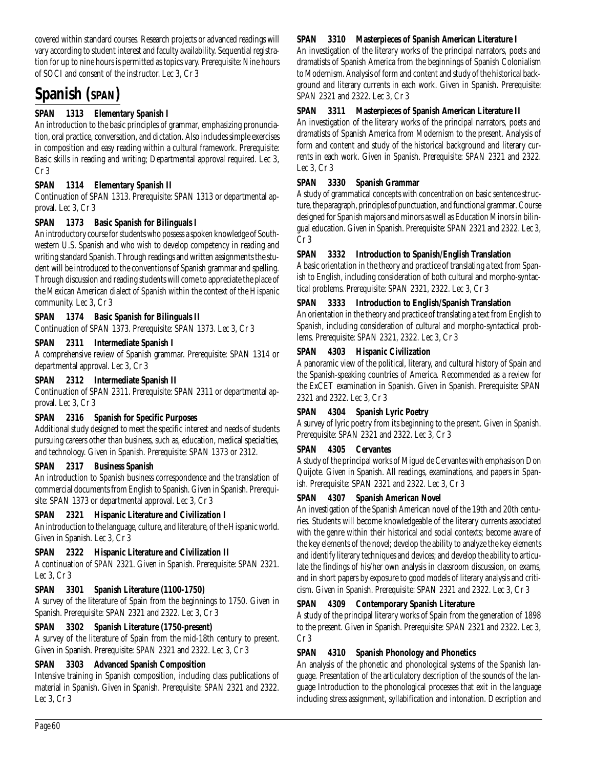covered within standard courses. Research projects or advanced readings will vary according to student interest and faculty availability. Sequential registration for up to nine hours is permitted as topics vary. Prerequisite: Nine hours of SOCI and consent of the instructor. Lec 3, Cr 3

# Spanish (SPAN)

**SPAN 1313 Elementary Spanish I**

An introduction to the basic principles of grammar, emphasizing pronunciation, oral practice, conversation, and dictation. Also includes simple exercises in composition and easy reading within a cultural framework. Prerequisite: Basic skills in reading and writing; Departmental approval required. Lec 3, Cr 3

**SPAN 1314 Elementary Spanish II**

Continuation of SPAN 1313. Prerequisite: SPAN 1313 or departmental approval. Lec 3, Cr 3

**SPAN 1373 Basic Spanish for Bilinguals I**

An introductory course for students who possess a spoken knowledge of Southwestern U.S. Spanish and who wish to develop competency in reading and writing standard Spanish. Through readings and written assignments the student will be introduced to the conventions of Spanish grammar and spelling. Through discussion and reading students will come to appreciate the place of the Mexican American dialect of Spanish within the context of the Hispanic community. Lec 3, Cr 3

**SPAN 1374 Basic Spanish for Bilinguals II**

Continuation of SPAN 1373. Prerequisite: SPAN 1373. Lec 3, Cr 3

**SPAN 2311 Intermediate Spanish I**

A comprehensive review of Spanish grammar. Prerequisite: SPAN 1314 or departmental approval. Lec 3, Cr 3

**SPAN 2312 Intermediate Spanish II**

Continuation of SPAN 2311. Prerequisite: SPAN 2311 or departmental approval. Lec 3, Cr 3

**SPAN 2316 Spanish for Specific Purposes**

Additional study designed to meet the specific interest and needs of students pursuing careers other than business, such as, education, medical specialties, and technology. Given in Spanish. Prerequisite: SPAN 1373 or 2312.

**SPAN 2317 Business Spanish**

An introduction to Spanish business correspondence and the translation of commercial documents from English to Spanish. Given in Spanish. Prerequisite: SPAN 1373 or departmental approval. Lec 3, Cr 3

**SPAN 2321 Hispanic Literature and Civilization I**

An introduction to the language, culture, and literature, of the Hispanic world. Given in Spanish. Lec 3, Cr 3

**SPAN 2322 Hispanic Literature and Civilization II**

A continuation of SPAN 2321. Given in Spanish. Prerequisite: SPAN 2321. Lec 3, Cr 3

**SPAN 3301 Spanish Literature (1100-1750)**

A survey of the literature of Spain from the beginnings to 1750. Given in Spanish. Prerequisite: SPAN 2321 and 2322. Lec 3, Cr 3

**SPAN 3302 Spanish Literature (1750-present)**

A survey of the literature of Spain from the mid-18th century to present. Given in Spanish. Prerequisite: SPAN 2321 and 2322. Lec 3, Cr 3

**SPAN 3303 Advanced Spanish Composition**

Intensive training in Spanish composition, including class publications of material in Spanish. Given in Spanish. Prerequisite: SPAN 2321 and 2322. Lec 3, Cr 3

**SPAN 3310 Masterpieces of Spanish American Literature I**

An investigation of the literary works of the principal narrators, poets and dramatists of Spanish America from the beginnings of Spanish Colonialism to Modernism. Analysis of form and content and study of the historical background and literary currents in each work. Given in Spanish. Prerequisite: SPAN 2321 and 2322. Lec 3, Cr 3

**SPAN 3311 Masterpieces of Spanish American Literature II**

An investigation of the literary works of the principal narrators, poets and dramatists of Spanish America from Modernism to the present. Analysis of form and content and study of the historical background and literary currents in each work. Given in Spanish. Prerequisite: SPAN 2321 and 2322. Lec 3, Cr 3

**SPAN 3330 Spanish Grammar**

A study of grammatical concepts with concentration on basic sentence structure, the paragraph, principles of punctuation, and functional grammar. Course designed for Spanish majors and minors as well as Education Minors in bilingual education. Given in Spanish. Prerequisite: SPAN 2321 and 2322. Lec 3, Cr 3

**SPAN 3332 Introduction to Spanish/English Translation**

A basic orientation in the theory and practice of translating a text from Spanish to English, including consideration of both cultural and morpho-syntactical problems. Prerequisite: SPAN 2321, 2322. Lec 3, Cr 3

**SPAN 3333 Introduction to English/Spanish Translation**

An orientation in the theory and practice of translating a text from English to Spanish, including consideration of cultural and morpho-syntactical problems. Prerequisite: SPAN 2321, 2322. Lec 3, Cr 3

**SPAN 4303 Hispanic Civilization**

A panoramic view of the political, literary, and cultural history of Spain and the Spanish-speaking countries of America. Recommended as a review for the ExCET examination in Spanish. Given in Spanish. Prerequisite: SPAN 2321 and 2322. Lec 3, Cr 3

**SPAN 4304 Spanish Lyric Poetry**

A survey of lyric poetry from its beginning to the present. Given in Spanish. Prerequisite: SPAN 2321 and 2322. Lec 3, Cr 3

**SPAN 4305 Cervantes**

A study of the principal works of Miguel de Cervantes with emphasis on Don Quijote. Given in Spanish. All readings, examinations, and papers in Spanish. Prerequisite: SPAN 2321 and 2322. Lec 3, Cr 3

**SPAN 4307 Spanish American Novel**

An investigation of the Spanish American novel of the 19th and 20th centuries. Students will become knowledgeable of the literary currents associated with the genre within their historical and social contexts; become aware of the key elements of the novel; develop the ability to analyze the key elements and identify literary techniques and devices; and develop the ability to articulate the findings of his/her own analysis in classroom discussion, on exams, and in short papers by exposure to good models of literary analysis and criticism. Given in Spanish. Prerequisite: SPAN 2321 and 2322. Lec 3, Cr 3

**SPAN 4309 Contemporary Spanish Literature**

A study of the principal literary works of Spain from the generation of 1898 to the present. Given in Spanish. Prerequisite: SPAN 2321 and 2322. Lec 3, Cr 3

**SPAN 4310 Spanish Phonology and Phonetics**

An analysis of the phonetic and phonological systems of the Spanish language. Presentation of the articulatory description of the sounds of the language Introduction to the phonological processes that exit in the language including stress assignment, syllabification and intonation. Description and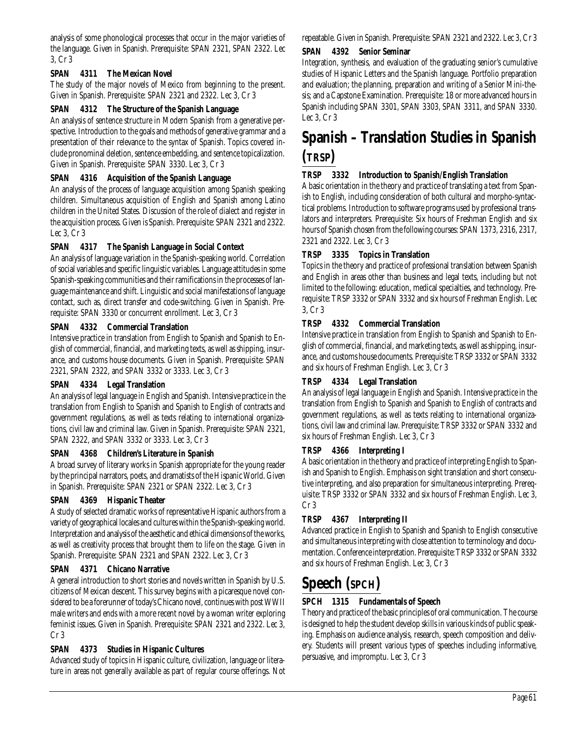analysis of some phonological processes that occur in the major varieties of the language. Given in Spanish. Prerequisite: SPAN 2321, SPAN 2322. Lec 3, Cr 3

**SPAN 4311 The Mexican Novel**

The study of the major novels of Mexico from beginning to the present. Given in Spanish. Prerequisite: SPAN 2321 and 2322. Lec 3, Cr 3

**SPAN 4312 The Structure of the Spanish Language**

An analysis of sentence structure in Modern Spanish from a generative perspective. Introduction to the goals and methods of generative grammar and a presentation of their relevance to the syntax of Spanish. Topics covered include pronominal deletion, sentence embedding, and sentence topicalization. Given in Spanish. Prerequisite: SPAN 3330. Lec 3, Cr 3

**SPAN 4316 Acquisition of the Spanish Language**

An analysis of the process of language acquisition among Spanish speaking children. Simultaneous acquisition of English and Spanish among Latino children in the United States. Discussion of the role of dialect and register in the acquisition process. Given is Spanish. Prerequisite: SPAN 2321 and 2322. Lec 3, Cr 3

**SPAN 4317 The Spanish Language in Social Context**

An analysis of language variation in the Spanish-speaking world. Correlation of social variables and specific linguistic variables. Language attitudes in some Spanish-speaking communities and their ramifications in the processes of language maintenance and shift. Linguistic and social manifestations of language contact, such as, direct transfer and code-switching. Given in Spanish. Prerequisite: SPAN 3330 or concurrent enrollment. Lec 3, Cr 3

**SPAN 4332 Commercial Translation**

Intensive practice in translation from English to Spanish and Spanish to English of commercial, financial, and marketing texts, as well as shipping, insurance, and customs house documents. Given in Spanish. Prerequisite: SPAN 2321, SPAN 2322, and SPAN 3332 or 3333. Lec 3, Cr 3

**SPAN 4334 Legal Translation**

An analysis of legal language in English and Spanish. Intensive practice in the translation from English to Spanish and Spanish to English of contracts and government regulations, as well as texts relating to international organizations, civil law and criminal law. Given in Spanish. Prerequisite: SPAN 2321, SPAN 2322, and SPAN 3332 or 3333. Lec 3, Cr 3

**SPAN 4368 Children's Literature in Spanish**

A broad survey of literary works in Spanish appropriate for the young reader by the principal narrators, poets, and dramatists of the Hispanic World. Given in Spanish. Prerequisite: SPAN 2321 or SPAN 2322. Lec 3, Cr 3

**SPAN 4369 Hispanic Theater**

A study of selected dramatic works of representative Hispanic authors from a variety of geographical locales and cultures within the Spanish-speaking world. Interpretation and analysis of the aesthetic and ethical dimensions of the works, as well as creativity process that brought them to life on the stage. Given in Spanish. Prerequisite: SPAN 2321 and SPAN 2322. Lec 3, Cr 3

**SPAN 4371 Chicano Narrative**

A general introduction to short stories and novels written in Spanish by U.S. citizens of Mexican descent. This survey begins with a picaresque novel considered to be a forerunner of today's Chicano novel, continues with post WWII male writers and ends with a more recent novel by a woman writer exploring feminist issues. Given in Spanish. Prerequisite: SPAN 2321 and 2322. Lec 3, Cr 3

**SPAN 4373 Studies in Hispanic Cultures**

Advanced study of topics in Hispanic culture, civilization, language or literature in areas not generally available as part of regular course offerings. Not repeatable. Given in Spanish. Prerequisite: SPAN 2321 and 2322. Lec 3, Cr 3

**SPAN 4392 Senior Seminar**

Integration, synthesis, and evaluation of the graduating senior's cumulative studies of Hispanic Letters and the Spanish language. Portfolio preparation and evaluation; the planning, preparation and writing of a Senior Mini-thesis; and a Capstone Examination. Prerequisite: 18 or more advanced hours in Spanish including SPAN 3301, SPAN 3303, SPAN 3311, and SPAN 3330. Lec 3, Cr 3

# Spanish – Translation Studies in Spanish (TRSP)

**TRSP 3332 Introduction to Spanish/English Translation**

A basic orientation in the theory and practice of translating a text from Spanish to English, including consideration of both cultural and morpho-syntactical problems. Introduction to software programs used by professional translators and interpreters. Prerequisite: Six hours of Freshman English and six hours of Spanish chosen from the following courses: SPAN 1373, 2316, 2317, 2321 and 2322. Lec 3, Cr 3

**TRSP 3335 Topics in Translation**

Topics in the theory and practice of professional translation between Spanish and English in areas other than business and legal texts, including but not limited to the following: education, medical specialties, and technology. Prerequisite: TRSP 3332 or SPAN 3332 and six hours of Freshman English. Lec 3, Cr 3

**TRSP 4332 Commercial Translation**

Intensive practice in translation from English to Spanish and Spanish to English of commercial, financial, and marketing texts, as well as shipping, insurance, and customs house documents. Prerequisite: TRSP 3332 or SPAN 3332 and six hours of Freshman English. Lec 3, Cr 3

**TRSP 4334 Legal Translation**

An analysis of legal language in English and Spanish. Intensive practice in the translation from English to Spanish and Spanish to English of contracts and government regulations, as well as texts relating to international organizations, civil law and criminal law. Prerequisite: TRSP 3332 or SPAN 3332 and six hours of Freshman English. Lec 3, Cr 3

**TRSP 4366 Interpreting I**

A basic orientation in the theory and practice of interpreting English to Spanish and Spanish to English. Emphasis on sight translation and short consecutive interpreting, and also preparation for simultaneous interpreting. Prerequisite: TRSP 3332 or SPAN 3332 and six hours of Freshman English. Lec 3, Cr 3

**TRSP 4367 Interpreting II**

Advanced practice in English to Spanish and Spanish to English consecutive and simultaneous interpreting with close attention to terminology and documentation. Conference interpretation. Prerequisite: TRSP 3332 or SPAN 3332 and six hours of Freshman English. Lec 3, Cr 3

# Speech (SPCH)

**SPCH 1315 Fundamentals of Speech**

Theory and practice of the basic principles of oral communication. The course is designed to help the student develop skills in various kinds of public speaking. Emphasis on audience analysis, research, speech composition and delivery. Students will present various types of speeches including informative, persuasive, and impromptu. Lec 3, Cr 3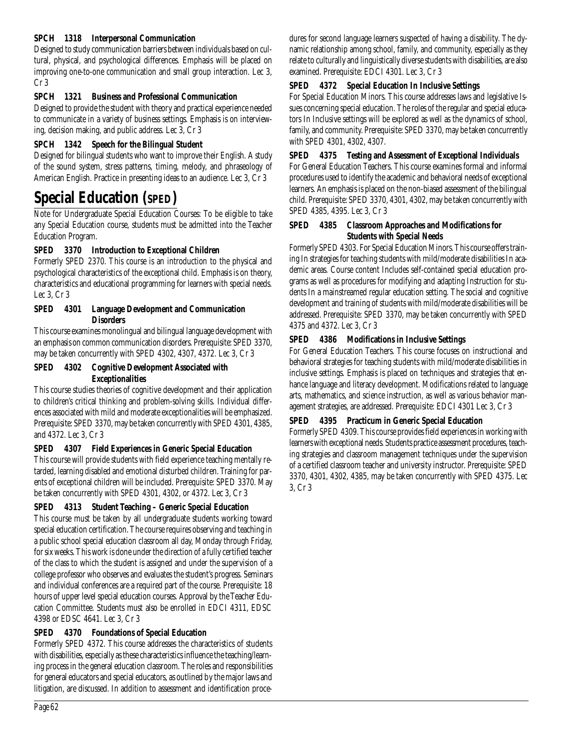**SPCH 1318 Interpersonal Communication**

Designed to study communication barriers between individuals based on cultural, physical, and psychological differences. Emphasis will be placed on improving one-to-one communication and small group interaction. Lec 3, Cr 3

**SPCH 1321 Business and Professional Communication**

Designed to provide the student with theory and practical experience needed to communicate in a variety of business settings. Emphasis is on interviewing, decision making, and public address. Lec 3, Cr 3

**SPCH 1342 Speech for the Bilingual Student**

Designed for bilingual students who want to improve their English. A study of the sound system, stress patterns, timing, melody, and phraseology of American English. Practice in presenting ideas to an audience. Lec 3, Cr 3

# Special Education (SPED)

Note for Undergraduate Special Education Courses: To be eligible to take any Special Education course, students must be admitted into the Teacher Education Program.

**SPED 3370 Introduction to Exceptional Children**

Formerly SPED 2370. This course is an introduction to the physical and psychological characteristics of the exceptional child. Emphasis is on theory, characteristics and educational programming for learners with special needs. Lec 3, Cr 3

**SPED 4301 Language Development and Communication Disorders**

This course examines monolingual and bilingual language development with an emphasis on common communication disorders. Prerequisite: SPED 3370, may be taken concurrently with SPED 4302, 4307, 4372. Lec 3, Cr 3

**SPED 4302 Cognitive Development Associated with Exceptionalities**

This course studies theories of cognitive development and their application to children's critical thinking and problem-solving skills. Individual differences associated with mild and moderate exceptionalities will be emphasized. Prerequisite: SPED 3370, may be taken concurrently with SPED 4301, 4385, and 4372. Lec 3, Cr 3

**SPED 4307 Field Experiences in Generic Special Education**

This course will provide students with field experience teaching mentally retarded, learning disabled and emotional disturbed children. Training for parents of exceptional children will be included. Prerequisite: SPED 3370. May be taken concurrently with SPED 4301, 4302, or 4372. Lec 3, Cr 3

**SPED 4313 Student Teaching – Generic Special Education**

This course must be taken by all undergraduate students working toward special education certification. The course requires observing and teaching in a public school special education classroom all day, Monday through Friday, for six weeks. This work is done under the direction of a fully certified teacher of the class to which the student is assigned and under the supervision of a college professor who observes and evaluates the student's progress. Seminars and individual conferences are a required part of the course. Prerequisite: 18 hours of upper level special education courses. Approval by the Teacher Education Committee. Students must also be enrolled in EDCI 4311, EDSC 4398 or EDSC 4641. Lec 3, Cr 3

**SPED 4370 Foundations of Special Education**

Formerly SPED 4372. This course addresses the characteristics of students with disabilities, especially as these characteristics influence the teaching/learning process in the general education classroom. The roles and responsibilities for general educators and special educators, as outlined by the major laws and litigation, are discussed. In addition to assessment and identification procedures for second language learners suspected of having a disability. The dynamic relationship among school, family, and community, especially as they relate to culturally and linguistically diverse students with disabilities, are also examined. Prerequisite: EDCI 4301. Lec 3, Cr 3

**SPED 4372 Special Education In Inclusive Settings**

For Special Education Minors. This course addresses laws and legislative Issues concerning special education. The roles of the regular and special educators In Inclusive settings will be explored as well as the dynamics of school, family, and community. Prerequisite: SPED 3370, may be taken concurrently with SPED 4301, 4302, 4307.

**SPED 4375 Testing and Assessment of Exceptional Individuals**

For General Education Teachers. This course examines formal and informal procedures used to identify the academic and behavioral needs of exceptional learners. An emphasis is placed on the non-biased assessment of the bilingual child. Prerequisite: SPED 3370, 4301, 4302, may be taken concurrently with SPED 4385, 4395. Lec 3, Cr 3

**SPED 4385 Classroom Approaches and Modifications for Students with Special Needs**

Formerly SPED 4303. For Special Education Minors. This course offers training In strategies for teaching students with mild/moderate disabilities In academic areas. Course content Includes self-contained special education programs as well as procedures for modifying and adapting Instruction for students In a mainstreamed regular education setting. The social and cognitive development and training of students with mild/moderate disabilities will be addressed. Prerequisite: SPED 3370, may be taken concurrently with SPED 4375 and 4372. Lec 3, Cr 3

**SPED 4386 Modifications in Inclusive Settings**

For General Education Teachers. This course focuses on instructional and behavioral strategies for teaching students with mild/moderate disabilities in inclusive settings. Emphasis is placed on techniques and strategies that enhance language and literacy development. Modifications related to language arts, mathematics, and science instruction, as well as various behavior management strategies, are addressed. Prerequisite: EDCI 4301 Lec 3, Cr 3

**SPED 4395 Practicum in Generic Special Education**

Formerly SPED 4309. This course provides field experiences in working with learners with exceptional needs. Students practice assessment procedures, teaching strategies and classroom management techniques under the supervision of a certified classroom teacher and university instructor. Prerequisite: SPED 3370, 4301, 4302, 4385, may be taken concurrently with SPED 4375. Lec 3, Cr 3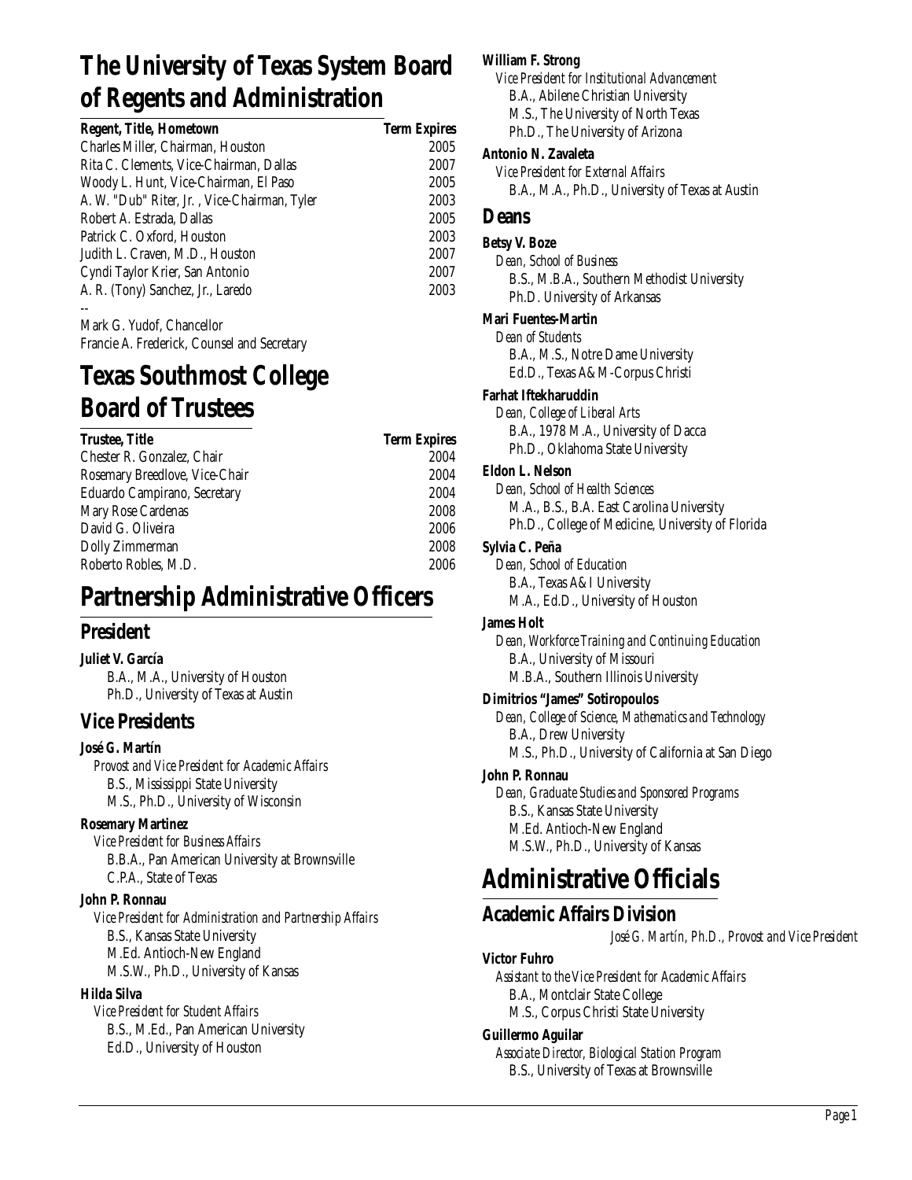# The University of Texas System Board of Regents and Administration

| Regent, Title, Hometown | Term Expires |
|---|---|
| Charles Miller, Chairman, Houston | 2005 |
| Rita C. Clements, Vice-Chairman, Dallas | 2007 |
| Woody L. Hunt, Vice-Chairman, El Paso | 2005 |
| A. W. "Dub" Riter, Jr. , Vice-Chairman, Tyler | 2003 |
| Robert A. Estrada, Dallas | 2005 |
| Patrick C. Oxford, Houston | 2003 |
| Judith L. Craven, M.D., Houston | 2007 |
| Cyndi Taylor Krier, San Antonio | 2007 |
| A. R. (Tony) Sanchez, Jr., Laredo | 2003 |

--

Mark G. Yudof, Chancellor
Francie A. Frederick, Counsel and Secretary

# Texas Southmost College Board of Trustees

| Trustee, Title | Term Expires |
|---|---|
| Chester R. Gonzalez, Chair | 2004 |
| Rosemary Breedlove, Vice-Chair | 2004 |
| Eduardo Campirano, Secretary | 2004 |
| Mary Rose Cardenas | 2008 |
| David G. Oliveira | 2006 |
| Dolly Zimmerman | 2008 |
| Roberto Robles, M.D. | 2006 |

# Partnership Administrative Officers

## President

**Juliet V. García**
B.A., M.A., University of Houston
Ph.D., University of Texas at Austin

## Vice Presidents

**José G. Martín**
*Provost and Vice President for Academic Affairs*
B.S., Mississippi State University
M.S., Ph.D., University of Wisconsin

**Rosemary Martinez**
*Vice President for Business Affairs*
B.B.A., Pan American University at Brownsville
C.P.A., State of Texas

**John P. Ronnau**
*Vice President for Administration and Partnership Affairs*
B.S., Kansas State University
M.Ed. Antioch-New England
M.S.W., Ph.D., University of Kansas

**Hilda Silva**
*Vice President for Student Affairs*
B.S., M.Ed., Pan American University
Ed.D., University of Houston

**William F. Strong**
*Vice President for Institutional Advancement*
B.A., Abilene Christian University
M.S., The University of North Texas
Ph.D., The University of Arizona

**Antonio N. Zavaleta**
*Vice President for External Affairs*
B.A., M.A., Ph.D., University of Texas at Austin

## Deans

**Betsy V. Boze**
*Dean, School of Business*
B.S., M.B.A., Southern Methodist University
Ph.D. University of Arkansas

**Mari Fuentes-Martin**
*Dean of Students*
B.A., M.S., Notre Dame University
Ed.D., Texas A&M-Corpus Christi

**Farhat Iftekharuddin**
*Dean, College of Liberal Arts*
B.A., 1978 M.A., University of Dacca
Ph.D., Oklahoma State University

**Eldon L. Nelson**
*Dean, School of Health Sciences*
M.A., B.S., B.A. East Carolina University
Ph.D., College of Medicine, University of Florida

**Sylvia C. Peña**
*Dean, School of Education*
B.A., Texas A&I University
M.A., Ed.D., University of Houston

**James Holt**
*Dean, Workforce Training and Continuing Education*
B.A., University of Missouri
M.B.A., Southern Illinois University

**Dimitrios "James" Sotiropoulos**
*Dean, College of Science, Mathematics and Technology*
B.A., Drew University
M.S., Ph.D., University of California at San Diego

**John P. Ronnau**
*Dean, Graduate Studies and Sponsored Programs*
B.S., Kansas State University
M.Ed. Antioch-New England
M.S.W., Ph.D., University of Kansas

# Administrative Officials

## Academic Affairs Division

*José G. Martín, Ph.D., Provost and Vice President*

**Victor Fuhro**
*Assistant to the Vice President for Academic Affairs*
B.A., Montclair State College
M.S., Corpus Christi State University

**Guillermo Aguilar**
*Associate Director, Biological Station Program*
B.S., University of Texas at Brownsville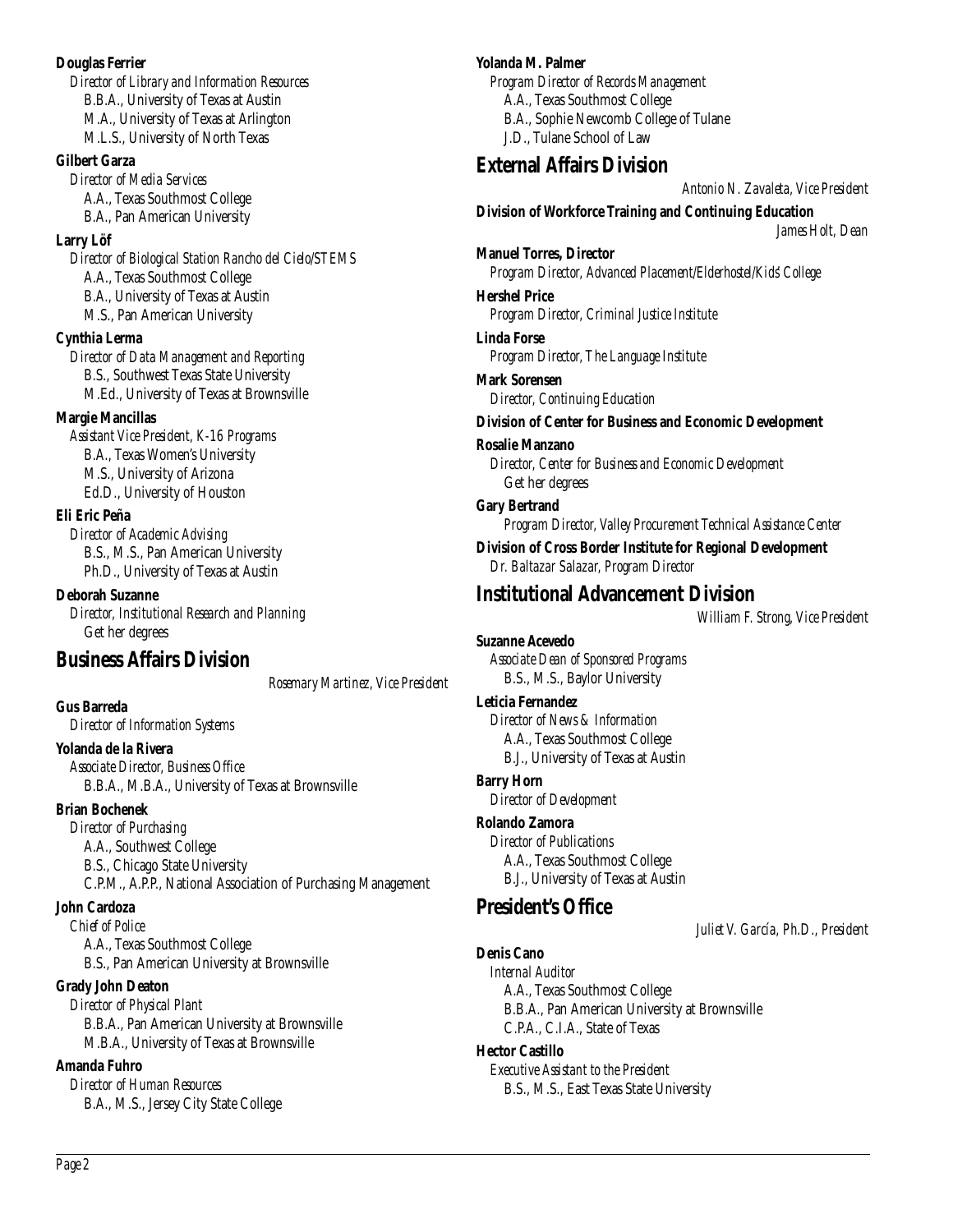**Douglas Ferrier**
*Director of Library and Information Resources*
B.B.A., University of Texas at Austin
M.A., University of Texas at Arlington
M.L.S., University of North Texas

**Gilbert Garza**
*Director of Media Services*
A.A., Texas Southmost College
B.A., Pan American University

**Larry Löf**
*Director of Biological Station Rancho del Cielo/STEMS*
A.A., Texas Southmost College
B.A., University of Texas at Austin
M.S., Pan American University

**Cynthia Lerma**
*Director of Data Management and Reporting*
B.S., Southwest Texas State University
M.Ed., University of Texas at Brownsville

**Margie Mancillas**
*Assistant Vice President, K-16 Programs*
B.A., Texas Women's University
M.S., University of Arizona
Ed.D., University of Houston

**Eli Eric Peña**
*Director of Academic Advising*
B.S., M.S., Pan American University
Ph.D., University of Texas at Austin

**Deborah Suzanne**
*Director, Institutional Research and Planning*
Get her degrees

## Business Affairs Division

*Rosemary Martinez, Vice President*

**Gus Barreda**
*Director of Information Systems*

**Yolanda de la Rivera**
*Associate Director, Business Office*
B.B.A., M.B.A., University of Texas at Brownsville

**Brian Bochenek**
*Director of Purchasing*
A.A., Southwest College
B.S., Chicago State University
C.P.M., A.P.P., National Association of Purchasing Management

**John Cardoza**
*Chief of Police*
A.A., Texas Southmost College
B.S., Pan American University at Brownsville

**Grady John Deaton**
*Director of Physical Plant*
B.B.A., Pan American University at Brownsville
M.B.A., University of Texas at Brownsville

**Amanda Fuhro**
*Director of Human Resources*
B.A., M.S., Jersey City State College

**Yolanda M. Palmer**
*Program Director of Records Management*
A.A., Texas Southmost College
B.A., Sophie Newcomb College of Tulane
J.D., Tulane School of Law

## External Affairs Division

*Antonio N. Zavaleta, Vice President*

**Division of Workforce Training and Continuing Education**
*James Holt, Dean*

**Manuel Torres, Director**
*Program Director, Advanced Placement/Elderhostel/Kids' College*

**Hershel Price**
*Program Director, Criminal Justice Institute*

**Linda Forse**
*Program Director, The Language Institute*

**Mark Sorensen**
*Director, Continuing Education*

**Division of Center for Business and Economic Development**

**Rosalie Manzano**
*Director, Center for Business and Economic Development*
Get her degrees

**Gary Bertrand**
*Program Director, Valley Procurement Technical Assistance Center*

**Division of Cross Border Institute for Regional Development**
*Dr. Baltazar Salazar, Program Director*

## Institutional Advancement Division

*William F. Strong, Vice President*

**Suzanne Acevedo**
*Associate Dean of Sponsored Programs*
B.S., M.S., Baylor University

**Leticia Fernandez**
*Director of News & Information*
A.A., Texas Southmost College
B.J., University of Texas at Austin

**Barry Horn**
*Director of Development*

**Rolando Zamora**
*Director of Publications*
A.A., Texas Southmost College
B.J., University of Texas at Austin

## President's Office

*Juliet V. García, Ph.D., President*

**Denis Cano**
*Internal Auditor*
A.A., Texas Southmost College
B.B.A., Pan American University at Brownsville
C.P.A., C.I.A., State of Texas

**Hector Castillo**
*Executive Assistant to the President*
B.S., M.S., East Texas State University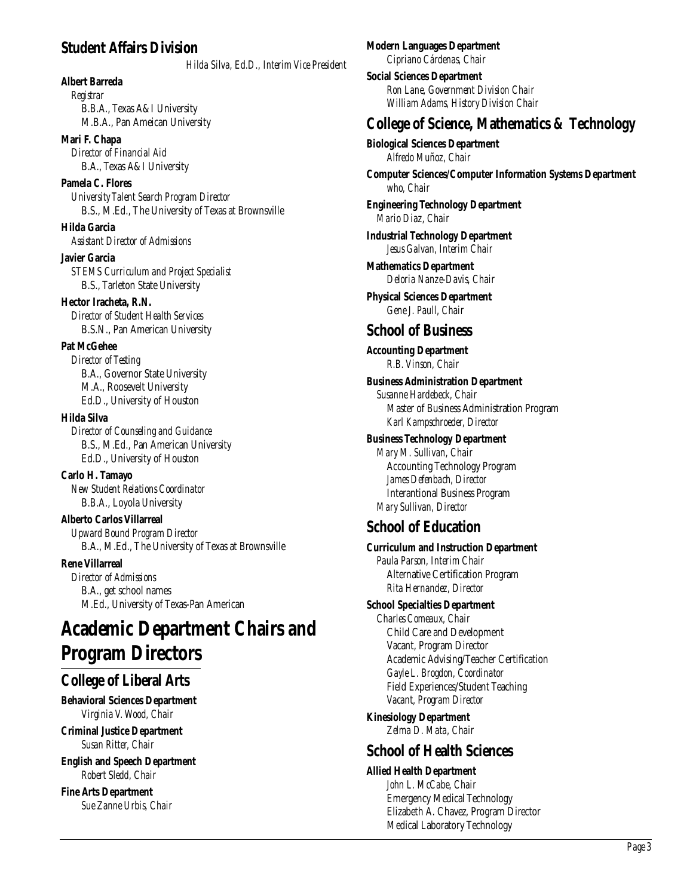## Student Affairs Division

*Hilda Silva, Ed.D., Interim Vice President*

**Albert Barreda**
*Registrar*
B.B.A., Texas A&I University
M.B.A., Pan Ameican University

**Mari F. Chapa**
*Director of Financial Aid*
B.A., Texas A&I University

**Pamela C. Flores**
*University Talent Search Program Director*
B.S., M.Ed., The University of Texas at Brownsville

**Hilda Garcia**
*Assistant Director of Admissions*

**Javier Garcia**
*STEMS Curriculum and Project Specialist*
B.S., Tarleton State University

**Hector Iracheta, R.N.**
*Director of Student Health Services*
B.S.N., Pan American University

**Pat McGehee**
*Director of Testing*
B.A., Governor State University
M.A., Roosevelt University
Ed.D., University of Houston

**Hilda Silva**
*Director of Counseling and Guidance*
B.S., M.Ed., Pan American University
Ed.D., University of Houston

**Carlo H. Tamayo**
*New Student Relations Coordinator*
B.B.A., Loyola University

**Alberto Carlos Villarreal**
*Upward Bound Program Director*
B.A., M.Ed., The University of Texas at Brownsville

**Rene Villarreal**
*Director of Admissions*
B.A., get school names
M.Ed., University of Texas-Pan American

# Academic Department Chairs and Program Directors

## College of Liberal Arts

**Behavioral Sciences Department**
*Virginia V. Wood, Chair*

**Criminal Justice Department**
*Susan Ritter, Chair*

**English and Speech Department**
*Robert Sledd, Chair*

**Fine Arts Department**
*Sue Zanne Urbis, Chair*

**Modern Languages Department**
*Cipriano Cárdenas, Chair*

**Social Sciences Department**
*Ron Lane, Government Division Chair*
*William Adams, History Division Chair*

## College of Science, Mathematics & Technology

**Biological Sciences Department**
*Alfredo Muñoz, Chair*

**Computer Sciences/Computer Information Systems Department**
*who, Chair*

**Engineering Technology Department**
*Mario Diaz, Chair*

**Industrial Technology Department**
*Jesus Galvan, Interim Chair*

**Mathematics Department**
*Deloria Nanze-Davis, Chair*

**Physical Sciences Department**
*Gene J. Paull, Chair*

## School of Business

**Accounting Department**
*R.B. Vinson, Chair*

**Business Administration Department**
*Susanne Hardebeck, Chair*
Master of Business Administration Program
*Karl Kampschroeder, Director*

**Business Technology Department**
*Mary M. Sullivan, Chair*
Accounting Technology Program
*James Defenbach, Director*
Interantional Business Program
*Mary Sullivan, Director*

## School of Education

**Curriculum and Instruction Department**
*Paula Parson, Interim Chair*
Alternative Certification Program
*Rita Hernandez, Director*

**School Specialties Department**
*Charles Comeaux, Chair*
Child Care and Development
Vacant, Program Director
Academic Advising/Teacher Certification
*Gayle L. Brogdon, Coordinator*
Field Experiences/Student Teaching
*Vacant, Program Director*

**Kinesiology Department**
*Zelma D. Mata, Chair*

## School of Health Sciences

**Allied Health Department**
*John L. McCabe, Chair*
Emergency Medical Technology
Elizabeth A. Chavez, Program Director
Medical Laboratory Technology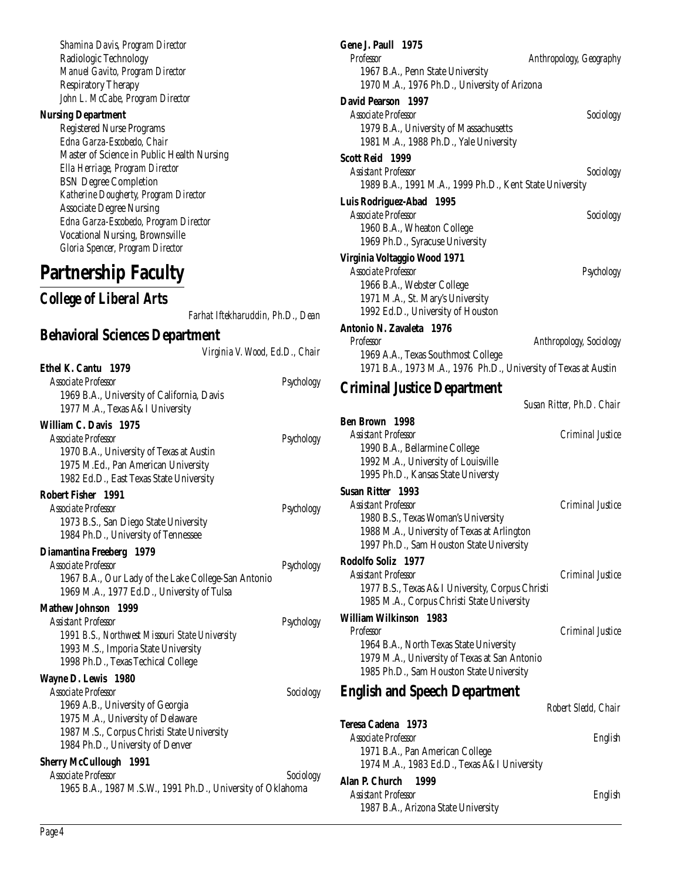*Shamina Davis, Program Director*
Radiologic Technology
*Manuel Gavito, Program Director*
Respiratory Therapy
*John L. McCabe, Program Director*

**Nursing Department**
Registered Nurse Programs
*Edna Garza-Escobedo, Chair*
Master of Science in Public Health Nursing
*Ella Herriage, Program Director*
BSN Degree Completion
*Katherine Dougherty, Program Director*
Associate Degree Nursing
*Edna Garza-Escobedo, Program Director*
Vocational Nursing, Brownsville
*Gloria Spencer, Program Director*

# Partnership Faculty

## College of Liberal Arts

*Farhat Iftekharuddin, Ph.D., Dean*

## Behavioral Sciences Department

*Virginia V. Wood, Ed.D., Chair*

**Ethel K. Cantu 1979**
*Associate Professor* — *Psychology*
1969 B.A., University of California, Davis
1977 M.A., Texas A&I University

**William C. Davis 1975**
*Associate Professor* — *Psychology*
1970 B.A., University of Texas at Austin
1975 M.Ed., Pan American University
1982 Ed.D., East Texas State University

**Robert Fisher 1991**
*Associate Professor* — *Psychology*
1973 B.S., San Diego State University
1984 Ph.D., University of Tennessee

**Diamantina Freeberg 1979**
*Associate Professor* — *Psychology*
1967 B.A., Our Lady of the Lake College-San Antonio
1969 M.A., 1977 Ed.D., University of Tulsa

**Mathew Johnson 1999**
*Assistant Professor* — *Psychology*
*1991 B.S., Northwest Missouri State University*
1993 M.S., Imporia State University
1998 Ph.D., Texas Techical College

**Wayne D. Lewis 1980**
*Associate Professor* — *Sociology*
1969 A.B., University of Georgia
1975 M.A., University of Delaware
1987 M.S., Corpus Christi State University
1984 Ph.D., University of Denver

**Sherry McCullough 1991**
*Associate Professor* — *Sociology*
1965 B.A., 1987 M.S.W., 1991 Ph.D., University of Oklahoma

**Gene J. Paull 1975**
*Professor* — *Anthropology, Geography*
1967 B.A., Penn State University
1970 M.A., 1976 Ph.D., University of Arizona

**David Pearson 1997**
*Associate Professor* — *Sociology*
1979 B.A., University of Massachusetts
1981 M.A., 1988 Ph.D., Yale University

**Scott Reid 1999**
*Assistant Professor* — *Sociology*
1989 B.A., 1991 M.A., 1999 Ph.D., Kent State University

**Luis Rodriguez-Abad 1995**
*Associate Professor* — *Sociology*
1960 B.A., Wheaton College
1969 Ph.D., Syracuse University

**Virginia Voltaggio Wood 1971**
*Associate Professor* — *Psychology*
1966 B.A., Webster College
1971 M.A., St. Mary's University
1992 Ed.D., University of Houston

**Antonio N. Zavaleta 1976**
*Professor* — *Anthropology, Sociology*
1969 A.A., Texas Southmost College
1971 B.A., 1973 M.A., 1976 Ph.D., University of Texas at Austin

## Criminal Justice Department

*Susan Ritter, Ph.D. Chair*

**Ben Brown 1998**
*Assistant Professor* — *Criminal Justice*
1990 B.A., Bellarmine College
1992 M.A., University of Louisville
1995 Ph.D., Kansas State Universty

**Susan Ritter 1993**
*Assistant Professor* — *Criminal Justice*
1980 B.S., Texas Woman's University
1988 M.A., University of Texas at Arlington
1997 Ph.D., Sam Houston State University

**Rodolfo Soliz 1977**
*Assistant Professor* — *Criminal Justice*
1977 B.S., Texas A&I University, Corpus Christi
1985 M.A., Corpus Christi State University

**William Wilkinson 1983**
*Professor* — *Criminal Justice*
1964 B.A., North Texas State University
1979 M.A., University of Texas at San Antonio
1985 Ph.D., Sam Houston State University

## English and Speech Department

*Robert Sledd, Chair*

**Teresa Cadena 1973**
*Associate Professor* — *English*
1971 B.A., Pan American College
1974 M.A., 1983 Ed.D., Texas A&I University

**Alan P. Church 1999**
*Assistant Professor* — *English*
1987 B.A., Arizona State University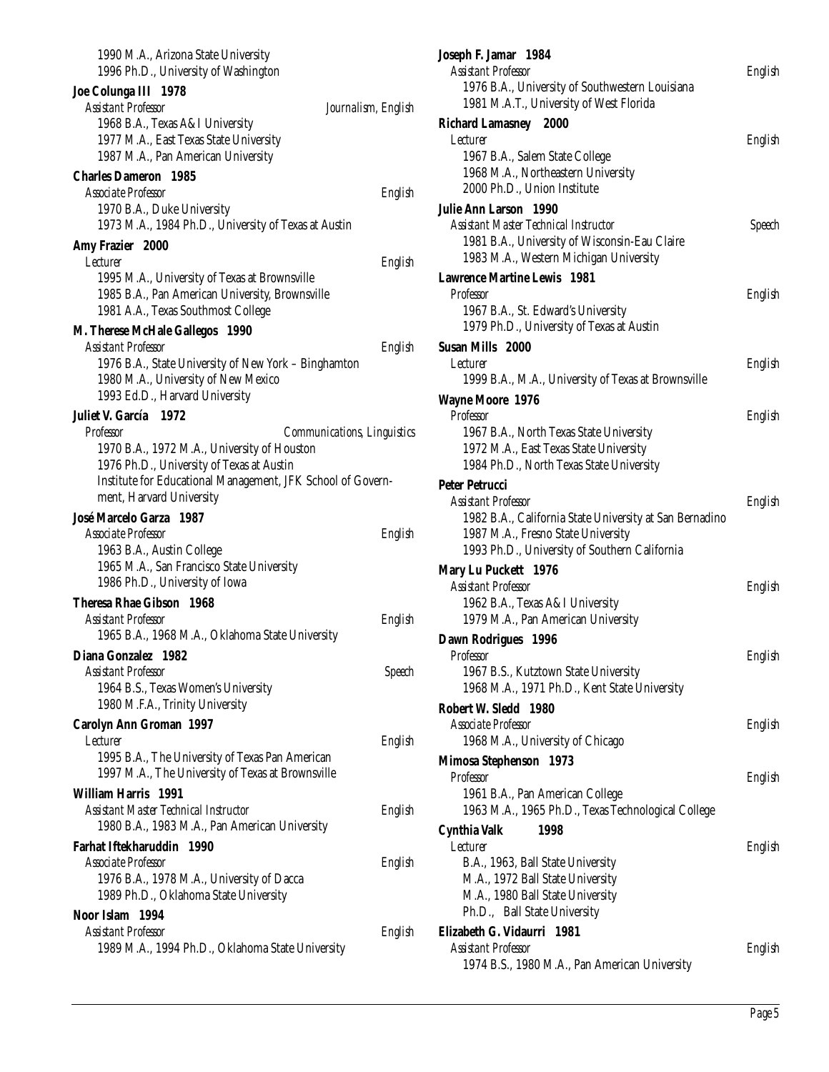1990 M.A., Arizona State University
1996 Ph.D., University of Washington

**Joe Colunga III 1978**
*Assistant Professor* — *Journalism, English*
1968 B.A., Texas A&I University
1977 M.A., East Texas State University
1987 M.A., Pan American University

**Charles Dameron 1985**
*Associate Professor* — *English*
1970 B.A., Duke University
1973 M.A., 1984 Ph.D., University of Texas at Austin

**Amy Frazier 2000**
*Lecturer* — *English*
1995 M.A., University of Texas at Brownsville
1985 B.A., Pan American University, Brownsville
1981 A.A., Texas Southmost College

**M. Therese McHale Gallegos 1990**
*Assistant Professor* — *English*
1976 B.A., State University of New York – Binghamton
1980 M.A., University of New Mexico
1993 Ed.D., Harvard University

**Juliet V. García 1972**
*Professor* — *Communications, Linguistics*
1970 B.A., 1972 M.A., University of Houston
1976 Ph.D., University of Texas at Austin
Institute for Educational Management, JFK School of Government, Harvard University

**José Marcelo Garza 1987**
*Associate Professor* — *English*
1963 B.A., Austin College
1965 M.A., San Francisco State University
1986 Ph.D., University of Iowa

**Theresa Rhae Gibson 1968**
*Assistant Professor* — *English*
1965 B.A., 1968 M.A., Oklahoma State University

**Diana Gonzalez 1982**
*Assistant Professor* — *Speech*
1964 B.S., Texas Women's University
1980 M.F.A., Trinity University

**Carolyn Ann Groman 1997**
*Lecturer* — *English*
1995 B.A., The University of Texas Pan American
1997 M.A., The University of Texas at Brownsville

**William Harris 1991**
*Assistant Master Technical Instructor* — *English*
1980 B.A., 1983 M.A., Pan American University

**Farhat Iftekharuddin 1990**
*Associate Professor* — *English*
1976 B.A., 1978 M.A., University of Dacca
1989 Ph.D., Oklahoma State University

**Noor Islam 1994**
*Assistant Professor* — *English*
1989 M.A., 1994 Ph.D., Oklahoma State University

**Joseph F. Jamar 1984**
*Assistant Professor* — *English*
1976 B.A., University of Southwestern Louisiana
1981 M.A.T., University of West Florida

**Richard Lamasney 2000**
*Lecturer* — *English*
1967 B.A., Salem State College
1968 M.A., Northeastern University
2000 Ph.D., Union Institute

**Julie Ann Larson 1990**
*Assistant Master Technical Instructor* — *Speech*
1981 B.A., University of Wisconsin-Eau Claire
1983 M.A., Western Michigan University

**Lawrence Martine Lewis 1981**
*Professor* — *English*
1967 B.A., St. Edward's University
1979 Ph.D., University of Texas at Austin

**Susan Mills 2000**
*Lecturer* — *English*
1999 B.A., M.A., University of Texas at Brownsville

**Wayne Moore 1976**
*Professor* — *English*
1967 B.A., North Texas State University
1972 M.A., East Texas State University
1984 Ph.D., North Texas State University

**Peter Petrucci**
*Assistant Professor* — *English*
1982 B.A., California State University at San Bernadino
1987 M.A., Fresno State University
1993 Ph.D., University of Southern California

**Mary Lu Puckett 1976**
*Assistant Professor* — *English*
1962 B.A., Texas A&I University
1979 M.A., Pan American University

**Dawn Rodrigues 1996**
*Professor* — *English*
1967 B.S., Kutztown State University
1968 M.A., 1971 Ph.D., Kent State University

**Robert W. Sledd 1980**
*Associate Professor* — *English*
1968 M.A., University of Chicago

**Mimosa Stephenson 1973**
*Professor* — *English*
1961 B.A., Pan American College
1963 M.A., 1965 Ph.D., Texas Technological College

**Cynthia Valk 1998**
*Lecturer* — *English*
B.A., 1963, Ball State University
M.A., 1972 Ball State University
M.A., 1980 Ball State University
Ph.D., Ball State University

**Elizabeth G. Vidaurri 1981**
*Assistant Professor* — *English*
1974 B.S., 1980 M.A., Pan American University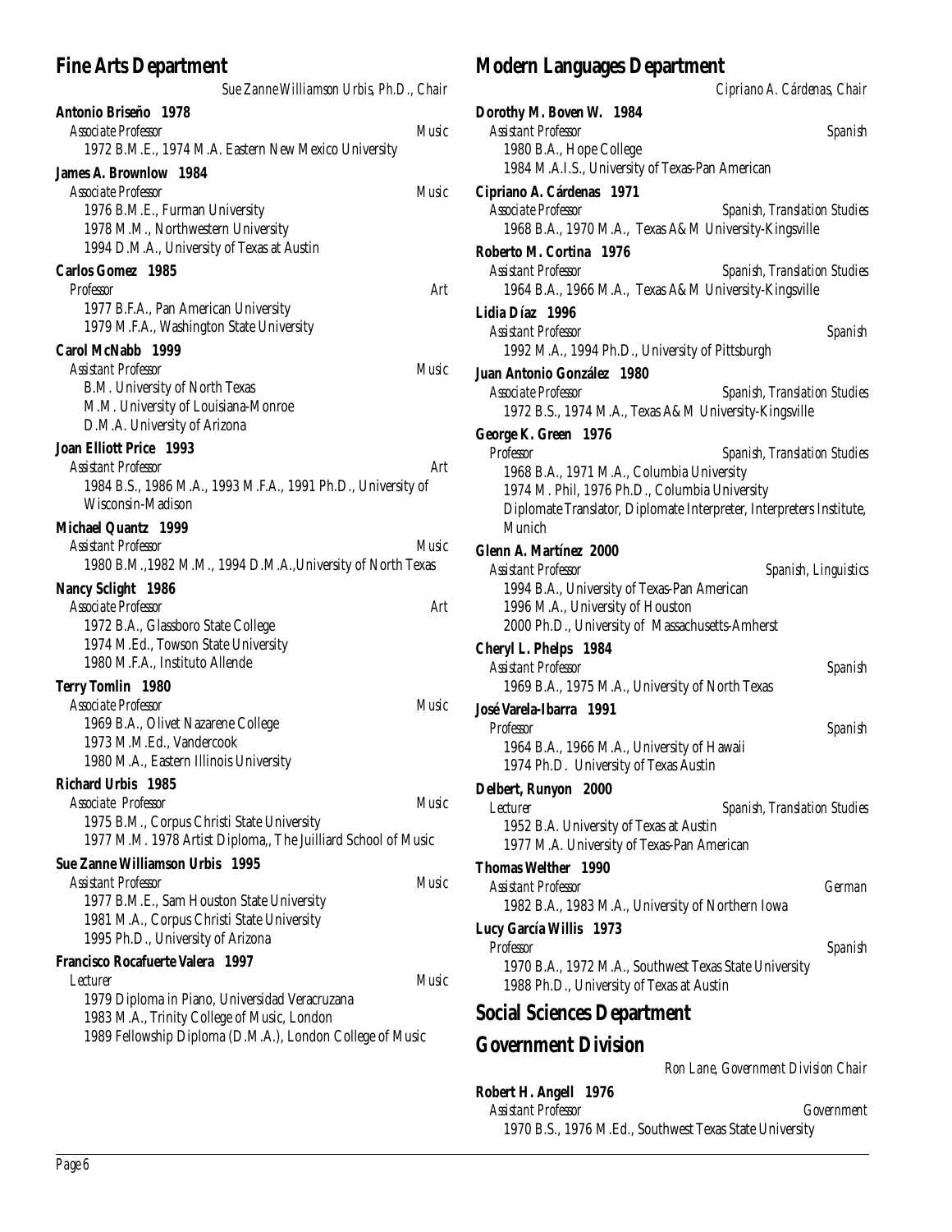## Fine Arts Department

*Sue Zanne Williamson Urbis, Ph.D., Chair*

**Antonio Briseño 1978**
*Associate Professor* — *Music*
1972 B.M.E., 1974 M.A. Eastern New Mexico University

**James A. Brownlow 1984**
*Associate Professor* — *Music*
1976 B.M.E., Furman University
1978 M.M., Northwestern University
1994 D.M.A., University of Texas at Austin

**Carlos Gomez 1985**
*Professor* — *Art*
1977 B.F.A., Pan American University
1979 M.F.A., Washington State University

**Carol McNabb 1999**
*Assistant Professor* — *Music*
B.M. University of North Texas
M.M. University of Louisiana-Monroe
D.M.A. University of Arizona

**Joan Elliott Price 1993**
*Assistant Professor* — *Art*
1984 B.S., 1986 M.A., 1993 M.F.A., 1991 Ph.D., University of Wisconsin-Madison

**Michael Quantz 1999**
*Assistant Professor* — *Music*
1980 B.M.,1982 M.M., 1994 D.M.A.,University of North Texas

**Nancy Sclight 1986**
*Associate Professor* — *Art*
1972 B.A., Glassboro State College
1974 M.Ed., Towson State University
1980 M.F.A., Instituto Allende

**Terry Tomlin 1980**
*Associate Professor* — *Music*
1969 B.A., Olivet Nazarene College
1973 M.M.Ed., Vandercook
1980 M.A., Eastern Illinois University

**Richard Urbis 1985**
*Associate Professor* — *Music*
1975 B.M., Corpus Christi State University
1977 M.M. 1978 Artist Diploma,, The Juilliard School of Music

**Sue Zanne Williamson Urbis 1995**
*Assistant Professor* — *Music*
1977 B.M.E., Sam Houston State University
1981 M.A., Corpus Christi State University
1995 Ph.D., University of Arizona

**Francisco Rocafuerte Valera 1997**
*Lecturer* — *Music*
1979 Diploma in Piano, Universidad Veracruzana
1983 M.A., Trinity College of Music, London
1989 Fellowship Diploma (D.M.A.), London College of Music

## Modern Languages Department

*Cipriano A. Cárdenas, Chair*

**Dorothy M. Boven W. 1984**
*Assistant Professor* — *Spanish*
1980 B.A., Hope College
1984 M.A.I.S., University of Texas-Pan American

**Cipriano A. Cárdenas 1971**
*Associate Professor* — *Spanish, Translation Studies*
1968 B.A., 1970 M.A., Texas A&M University-Kingsville

**Roberto M. Cortina 1976**
*Assistant Professor* — *Spanish, Translation Studies*
1964 B.A., 1966 M.A., Texas A&M University-Kingsville

**Lidia Díaz 1996**
*Assistant Professor* — *Spanish*
1992 M.A., 1994 Ph.D., University of Pittsburgh

**Juan Antonio González 1980**
*Associate Professor* — *Spanish, Translation Studies*
1972 B.S., 1974 M.A., Texas A&M University-Kingsville

**George K. Green 1976**
*Professor* — *Spanish, Translation Studies*
1968 B.A., 1971 M.A., Columbia University
1974 M. Phil, 1976 Ph.D., Columbia University
Diplomate Translator, Diplomate Interpreter, Interpreters Institute, Munich

**Glenn A. Martínez 2000**
*Assistant Professor* — *Spanish, Linguistics*
1994 B.A., University of Texas-Pan American
1996 M.A., University of Houston
2000 Ph.D., University of Massachusetts-Amherst

**Cheryl L. Phelps 1984**
*Assistant Professor* — *Spanish*
1969 B.A., 1975 M.A., University of North Texas

**José Varela-Ibarra 1991**
*Professor* — *Spanish*
1964 B.A., 1966 M.A., University of Hawaii
1974 Ph.D. University of Texas Austin

**Delbert, Runyon 2000**
*Lecturer* — *Spanish, Translation Studies*
1952 B.A. University of Texas at Austin
1977 M.A. University of Texas-Pan American

**Thomas Welther 1990**
*Assistant Professor* — *German*
1982 B.A., 1983 M.A., University of Northern Iowa

**Lucy García Willis 1973**
*Professor* — *Spanish*
1970 B.A., 1972 M.A., Southwest Texas State University
1988 Ph.D., University of Texas at Austin

## Social Sciences Department

## Government Division

*Ron Lane, Government Division Chair*

**Robert H. Angell 1976**
*Assistant Professor* — *Government*
1970 B.S., 1976 M.Ed., Southwest Texas State University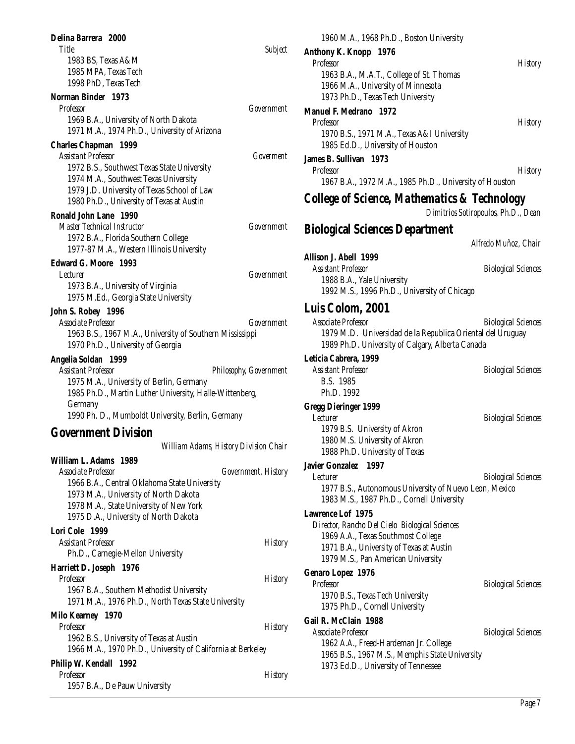**Delina Barrera 2000**
*Title* — *Subject*
1983 BS, Texas A&M
1985 MPA, Texas Tech
1998 PhD, Texas Tech

**Norman Binder 1973**
*Professor* — *Government*
1969 B.A., University of North Dakota
1971 M.A., 1974 Ph.D., University of Arizona

**Charles Chapman 1999**
*Assistant Professor* — *Goverment*
1972 B.S., Southwest Texas State University
1974 M.A., Southwest Texas University
1979 J.D. University of Texas School of Law
1980 Ph.D., University of Texas at Austin

**Ronald John Lane 1990**
*Master Technical Instructor* — *Government*
1972 B.A., Florida Southern College
1977-87 M.A., Western Illinois University

**Edward G. Moore 1993**
*Lecturer* — *Government*
1973 B.A., University of Virginia
1975 M.Ed., Georgia State University

**John S. Robey 1996**
*Associate Professor* — *Government*
1963 B.S., 1967 M.A., University of Southern Mississippi
1970 Ph.D., University of Georgia

**Angelia Soldan 1999**
*Assistant Professor* — *Philosophy, Government*
1975 M.A., University of Berlin, Germany
1985 Ph.D., Martin Luther University, Halle-Wittenberg, Germany
1990 Ph. D., Mumboldt University, Berlin, Germany

## Government Division

*William Adams, History Division Chair*

**William L. Adams 1989**
*Associate Professor* — *Government, History*
1966 B.A., Central Oklahoma State University
1973 M.A., University of North Dakota
1978 M.A., State University of New York
1975 D.A., University of North Dakota

**Lori Cole 1999**
*Assistant Professor* — *History*
Ph.D., Carnegie-Mellon University

**Harriett D. Joseph 1976**
*Professor* — *History*
1967 B.A., Southern Methodist University
1971 M.A., 1976 Ph.D., North Texas State University

**Milo Kearney 1970**
*Professor* — *History*
1962 B.S., University of Texas at Austin
1966 M.A., 1970 Ph.D., University of California at Berkeley

**Philip W. Kendall 1992**
*Professor* — *History*
1957 B.A., De Pauw University
1960 M.A., 1968 Ph.D., Boston University

**Anthony K. Knopp 1976**
*Professor* — *History*
1963 B.A., M.A.T., College of St. Thomas
1966 M.A., University of Minnesota
1973 Ph.D., Texas Tech University

**Manuel F. Medrano 1972**
*Professor* — *History*
1970 B.S., 1971 M.A., Texas A&I University
1985 Ed.D., University of Houston

**James B. Sullivan 1973**
*Professor* — *History*
1967 B.A., 1972 M.A., 1985 Ph.D., University of Houston

## *College of Science, Mathematics & Technology*

*Dimitrios Sotiropoulos, Ph.D., Dean*

## Biological Sciences Department

*Alfredo Muñoz, Chair*

**Allison J. Abell 1999**
*Assistant Professor* — *Biological Sciences*
1988 B.A., Yale University
1992 M.S., 1996 Ph.D., University of Chicago

## Luis Colom, 2001

*Associate Professor* — *Biological Sciences*
1979 M.D. Universidad de la Republica Oriental del Uruguay
1989 Ph.D. University of Calgary, Alberta Canada

**Leticia Cabrera, 1999**
*Assistant Professor* — *Biological Sciences*
B.S. 1985
Ph.D. 1992

**Gregg Dieringer 1999**
*Lecturer* — *Biological Sciences*
1979 B.S. University of Akron
1980 M.S. University of Akron
1988 Ph.D. University of Texas

**Javier Gonzalez 1997**
*Lecturer* — *Biological Sciences*
1977 B.S., Autonomous University of Nuevo Leon, Mexico
1983 M.S., 1987 Ph.D., Cornell University

**Lawrence Lof 1975**
*Director, Rancho Del Cielo Biological Sciences*
1969 A.A., Texas Southmost College
1971 B.A., University of Texas at Austin
1979 M.S., Pan American University

**Genaro Lopez 1976**
*Professor* — *Biological Sciences*
1970 B.S., Texas Tech University
1975 Ph.D., Cornell University

**Gail R. McClain 1988**
*Associate Professor* — *Biological Sciences*
1962 A.A., Freed-Hardeman Jr. College
1965 B.S., 1967 M.S., Memphis State University
1973 Ed.D., University of Tennessee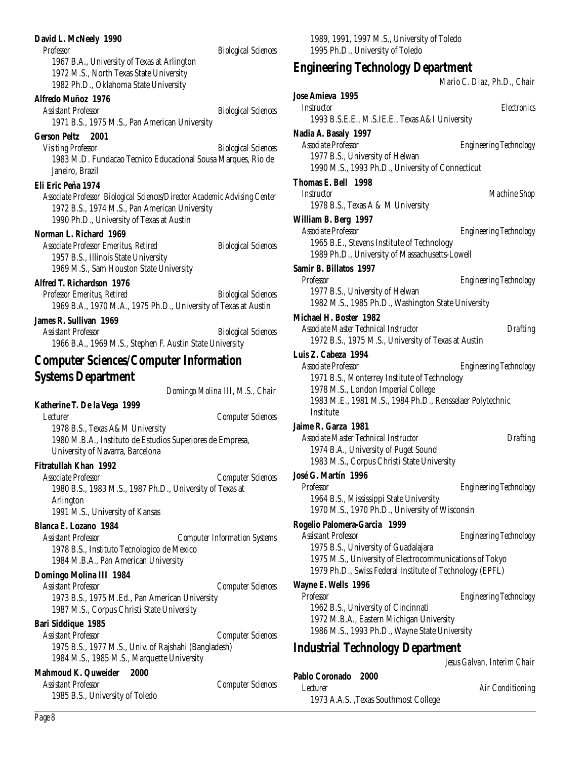**David L. McNeely 1990**
*Professor* *Biological Sciences*
1967 B.A., University of Texas at Arlington
1972 M.S., North Texas State University
1982 Ph.D., Oklahoma State University

**Alfredo Muñoz 1976**
*Assistant Professor* *Biological Sciences*
1971 B.S., 1975 M.S., Pan American University

**Gerson Peltz 2001**
*Visiting Professor* *Biological Sciences*
1983 M.D. Fundacao Tecnico Educacional Sousa Marques, Rio de Janeiro, Brazil

**Eli Eric Peña 1974**
*Associate Professor Biological Sciences/Director Academic Advising Center*
1972 B.S., 1974 M.S., Pan American University
1990 Ph.D., University of Texas at Austin

**Norman L. Richard 1969**
*Associate Professor Emeritus, Retired* *Biological Sciences*
1957 B.S., Illinois State University
1969 M.S., Sam Houston State University

**Alfred T. Richardson 1976**
*Professor Emeritus, Retired* *Biological Sciences*
1969 B.A., 1970 M.A., 1975 Ph.D., University of Texas at Austin

**James R. Sullivan 1969**
*Assistant Professor* *Biological Sciences*
1966 B.A., 1969 M.S., Stephen F. Austin State University

## Computer Sciences/Computer Information Systems Department

*Domingo Molina III, M.S., Chair*

**Katherine T. De la Vega 1999**
*Lecturer* *Computer Sciences*
1978 B.S., Texas A&M University
1980 M.B.A., Instituto de Estudios Superiores de Empresa, University of Navarra, Barcelona

**Fitratullah Khan 1992**
*Associate Professor* *Computer Sciences*
1980 B.S., 1983 M.S., 1987 Ph.D., University of Texas at Arlington
1991 M.S., University of Kansas

**Blanca E. Lozano 1984**
*Assistant Professor* *Computer Information Systems*
1978 B.S., Instituto Tecnologico de Mexico
1984 M.B.A., Pan American University

**Domingo Molina III 1984**
*Assistant Professor* *Computer Sciences*
1973 B.S., 1975 M.Ed., Pan American University
1987 M.S., Corpus Christi State University

**Bari Siddique 1985**
*Assistant Professor* *Computer Sciences*
1975 B.S., 1977 M.S., Univ. of Rajshahi (Bangladesh)
1984 M.S., 1985 M.S., Marquette University

**Mahmoud K. Quweider 2000**
*Assistant Professor* *Computer Sciences*
1985 B.S., University of Toledo
1989, 1991, 1997 M.S., University of Toledo
1995 Ph.D., University of Toledo

## Engineering Technology Department

*Mario C. Diaz, Ph.D., Chair*

**Jose Amieva 1995**
*Instructor* *Electronics*
1993 B.S.E.E., M.S.IE.E., Texas A&I University

**Nadia A. Basaly 1997**
*Associate Professor* *Engineering Technology*
1977 B.S., University of Helwan
1990 M.S., 1993 Ph.D., University of Connecticut

**Thomas E. Bell 1998**
*Instructor* *Machine Shop*
1978 B.S., Texas A & M University

**William B. Berg 1997**
*Associate Professor* *Engineering Technology*
1965 B.E., Stevens Institute of Technology
1989 Ph.D., University of Massachusetts-Lowell

**Samir B. Billatos 1997**
*Professor* *Engineering Technology*
1977 B.S., University of Helwan
1982 M.S., 1985 Ph.D., Washington State University

**Michael H. Boster 1982**
*Associate Master Technical Instructor* *Drafting*
1972 B.S., 1975 M.S., University of Texas at Austin

**Luis Z. Cabeza 1994**
*Associate Professor* *Engineering Technology*
1971 B.S., Monterrey Institute of Technology
1978 M.S., London Imperial College
1983 M.E., 1981 M.S., 1984 Ph.D., Rensselaer Polytechnic Institute

**Jaime R. Garza 1981**
*Associate Master Technical Instructor* *Drafting*
1974 B.A., University of Puget Sound
1983 M.S., Corpus Christi State University

**José G. Martín 1996**
*Professor* *Engineering Technology*
1964 B.S., Mississippi State University
1970 M.S., 1970 Ph.D., University of Wisconsin

**Rogelio Palomera-Garcia 1999**
*Assistant Professor* *Engineering Technology*
1975 B.S., University of Guadalajara
1975 M.S., University of Electrocommunications of Tokyo
1979 Ph.D., Swiss Federal Institute of Technology (EPFL)

**Wayne E. Wells 1996**
*Professor* *Engineering Technology*
1962 B.S., University of Cincinnati
1972 M.B.A., Eastern Michigan University
1986 M.S., 1993 Ph.D., Wayne State University

## Industrial Technology Department

*Jesus Galvan, Interim Chair*

**Pablo Coronado 2000**
*Lecturer* *Air Conditioning*
1973 A.A.S. ,Texas Southmost College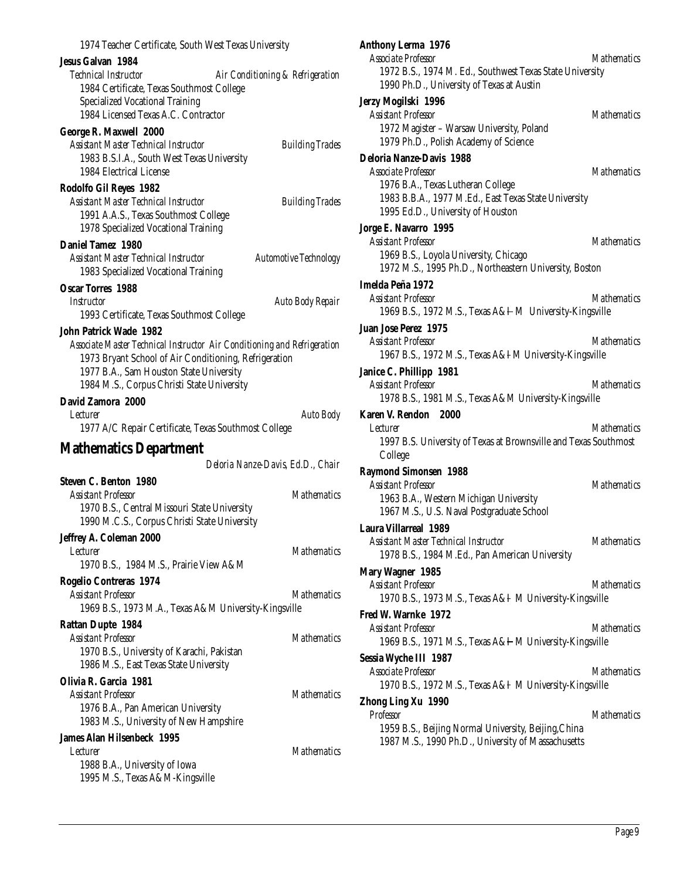1974 Teacher Certificate, South West Texas University

**Jesus Galvan 1984**
*Technical Instructor* — *Air Conditioning & Refrigeration*
1984 Certificate, Texas Southmost College
Specialized Vocational Training
1984 Licensed Texas A.C. Contractor

**George R. Maxwell 2000**
*Assistant Master Technical Instructor* — *Building Trades*
1983 B.S.I.A., South West Texas University
1984 Electrical License

**Rodolfo Gil Reyes 1982**
*Assistant Master Technical Instructor* — *Building Trades*
1991 A.A.S., Texas Southmost College
1978 Specialized Vocational Training

**Daniel Tamez 1980**
*Assistant Master Technical Instructor* — *Automotive Technology*
1983 Specialized Vocational Training

**Oscar Torres 1988**
*Instructor* — *Auto Body Repair*
1993 Certificate, Texas Southmost College

**John Patrick Wade 1982**
*Associate Master Technical Instructor* — *Air Conditioning and Refrigeration*
1973 Bryant School of Air Conditioning, Refrigeration
1977 B.A., Sam Houston State University
1984 M.S., Corpus Christi State University

**David Zamora 2000**
*Lecturer* — *Auto Body*
1977 A/C Repair Certificate, Texas Southmost College

## Mathematics Department

*Deloria Nanze-Davis, Ed.D., Chair*

**Steven C. Benton 1980**
*Assistant Professor* — *Mathematics*
1970 B.S., Central Missouri State University
1990 M.C.S., Corpus Christi State University

**Jeffrey A. Coleman 2000**
*Lecturer* — *Mathematics*
1970 B.S., 1984 M.S., Prairie View A&M

**Rogelio Contreras 1974**
*Assistant Professor* — *Mathematics*
1969 B.S., 1973 M.A., Texas A&M University-Kingsville

**Rattan Dupte 1984**
*Assistant Professor* — *Mathematics*
1970 B.S., University of Karachi, Pakistan
1986 M.S., East Texas State University

**Olivia R. Garcia 1981**
*Assistant Professor* — *Mathematics*
1976 B.A., Pan American University
1983 M.S., University of New Hampshire

**James Alan Hilsenbeck 1995**
*Lecturer* — *Mathematics*
1988 B.A., University of Iowa
1995 M.S., Texas A&M-Kingsville

**Anthony Lerma 1976**
*Associate Professor* — *Mathematics*
1972 B.S., 1974 M. Ed., Southwest Texas State University
1990 Ph.D., University of Texas at Austin

**Jerzy Mogilski 1996**
*Assistant Professor* — *Mathematics*
1972 Magister – Warsaw University, Poland
1979 Ph.D., Polish Academy of Science

**Deloria Nanze-Davis 1988**
*Associate Professor* — *Mathematics*
1976 B.A., Texas Lutheran College
1983 B.B.A., 1977 M.Ed., East Texas State University
1995 Ed.D., University of Houston

**Jorge E. Navarro 1995**
*Assistant Professor* — *Mathematics*
1969 B.S., Loyola University, Chicago
1972 M.S., 1995 Ph.D., Northeastern University, Boston

**Imelda Peña 1972**
*Assistant Professor* — *Mathematics*
1969 B.S., 1972 M.S., Texas A&I–M University-Kingsville

**Juan Jose Perez 1975**
*Assistant Professor* — *Mathematics*
1967 B.S., 1972 M.S., Texas A&I-M University-Kingsville

**Janice C. Phillipp 1981**
*Assistant Professor* — *Mathematics*
1978 B.S., 1981 M.S., Texas A&M University-Kingsville

**Karen V. Rendon 2000**
*Lecturer* — *Mathematics*
1997 B.S. University of Texas at Brownsville and Texas Southmost College

**Raymond Simonsen 1988**
*Assistant Professor* — *Mathematics*
1963 B.A., Western Michigan University
1967 M.S., U.S. Naval Postgraduate School

**Laura Villarreal 1989**
*Assistant Master Technical Instructor* — *Mathematics*
1978 B.S., 1984 M.Ed., Pan American University

**Mary Wagner 1985**
*Assistant Professor* — *Mathematics*
1970 B.S., 1973 M.S., Texas A&I- M University-Kingsville

**Fred W. Warnke 1972**
*Assistant Professor* — *Mathematics*
1969 B.S., 1971 M.S., Texas A&I–M University-Kingsville

**Sessia Wyche III 1987**
*Associate Professor* — *Mathematics*
1970 B.S., 1972 M.S., Texas A&I- M University-Kingsville

**Zhong Ling Xu 1990**
*Professor* — *Mathematics*
1959 B.S., Beijing Normal University, Beijing,China
1987 M.S., 1990 Ph.D., University of Massachusetts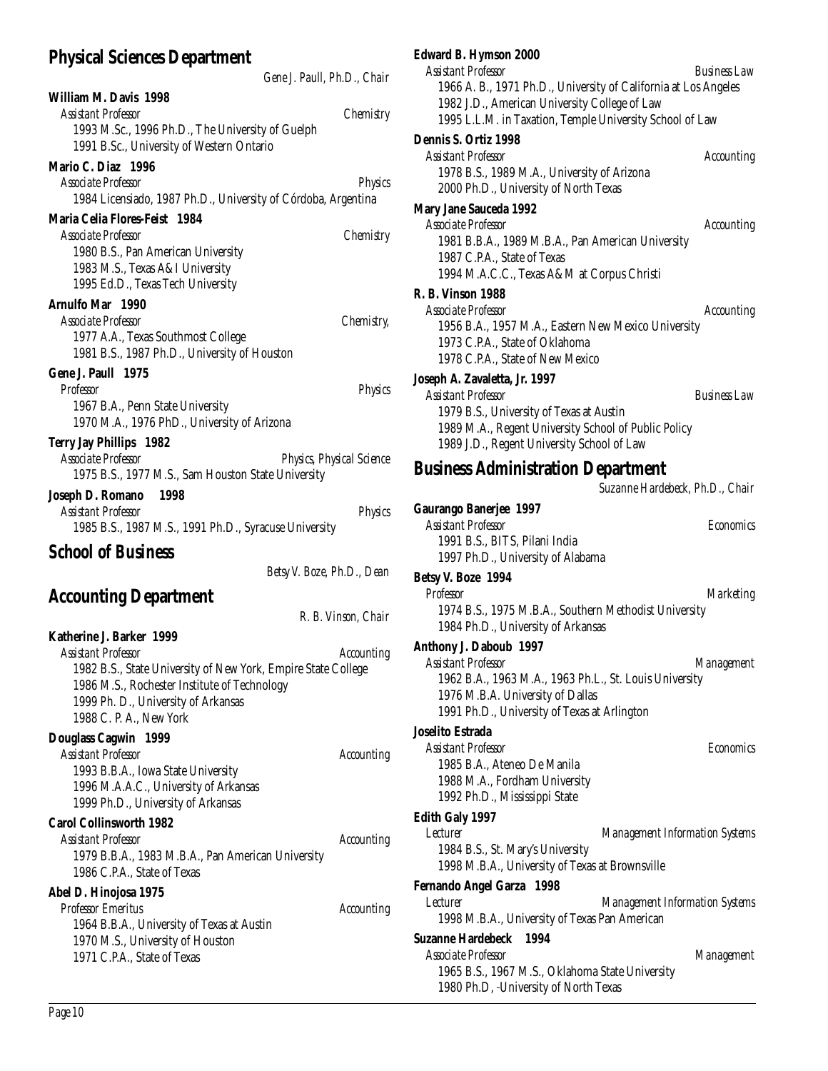## Physical Sciences Department

*Gene J. Paull, Ph.D., Chair*

**William M. Davis 1998**
*Assistant Professor* — *Chemistry*
1993 M.Sc., 1996 Ph.D., The University of Guelph
1991 B.Sc., University of Western Ontario

**Mario C. Diaz 1996**
*Associate Professor* — *Physics*
1984 Licensiado, 1987 Ph.D., University of Córdoba, Argentina

**Maria Celia Flores-Feist 1984**
*Associate Professor* — *Chemistry*
1980 B.S., Pan American University
1983 M.S., Texas A&I University
1995 Ed.D., Texas Tech University

**Arnulfo Mar 1990**
*Associate Professor* — *Chemistry,*
1977 A.A., Texas Southmost College
1981 B.S., 1987 Ph.D., University of Houston

**Gene J. Paull 1975**
*Professor* — *Physics*
1967 B.A., Penn State University
1970 M.A., 1976 PhD., University of Arizona

**Terry Jay Phillips 1982**
*Associate Professor* — *Physics, Physical Science*
1975 B.S., 1977 M.S., Sam Houston State University

**Joseph D. Romano 1998**
*Assistant Professor* — *Physics*
1985 B.S., 1987 M.S., 1991 Ph.D., Syracuse University

## School of Business

*Betsy V. Boze, Ph.D., Dean*

## Accounting Department

*R. B. Vinson, Chair*

**Katherine J. Barker 1999**
*Assistant Professor* — *Accounting*
1982 B.S., State University of New York, Empire State College
1986 M.S., Rochester Institute of Technology
1999 Ph. D., University of Arkansas
1988 C. P. A., New York

**Douglass Cagwin 1999**
*Assistant Professor* — *Accounting*
1993 B.B.A., Iowa State University
1996 M.A.A.C., University of Arkansas
1999 Ph.D., University of Arkansas

**Carol Collinsworth 1982**
*Assistant Professor* — *Accounting*
1979 B.B.A., 1983 M.B.A., Pan American University
1986 C.P.A., State of Texas

**Abel D. Hinojosa 1975**
*Professor Emeritus* — *Accounting*
1964 B.B.A., University of Texas at Austin
1970 M.S., University of Houston
1971 C.P.A., State of Texas

**Edward B. Hymson 2000**
*Assistant Professor* — *Business Law*
1966 A. B., 1971 Ph.D., University of California at Los Angeles
1982 J.D., American University College of Law
1995 L.L.M. in Taxation, Temple University School of Law

**Dennis S. Ortiz 1998**
*Assistant Professor* — *Accounting*
1978 B.S., 1989 M.A., University of Arizona
2000 Ph.D., University of North Texas

**Mary Jane Sauceda 1992**
*Associate Professor* — *Accounting*
1981 B.B.A., 1989 M.B.A., Pan American University
1987 C.P.A., State of Texas
1994 M.A.C.C., Texas A&M at Corpus Christi

**R. B. Vinson 1988**
*Associate Professor* — *Accounting*
1956 B.A., 1957 M.A., Eastern New Mexico University
1973 C.P.A., State of Oklahoma
1978 C.P.A., State of New Mexico

**Joseph A. Zavaletta, Jr. 1997**
*Assistant Professor* — *Business Law*
1979 B.S., University of Texas at Austin
1989 M.A., Regent University School of Public Policy
1989 J.D., Regent University School of Law

## Business Administration Department

*Suzanne Hardebeck, Ph.D., Chair*

**Gaurango Banerjee 1997**
*Assistant Professor* — *Economics*
1991 B.S., BITS, Pilani India
1997 Ph.D., University of Alabama

**Betsy V. Boze 1994**
*Professor* — *Marketing*
1974 B.S., 1975 M.B.A., Southern Methodist University
1984 Ph.D., University of Arkansas

**Anthony J. Daboub 1997**
*Assistant Professor* — *Management*
1962 B.A., 1963 M.A., 1963 Ph.L., St. Louis University
1976 M.B.A. University of Dallas
1991 Ph.D., University of Texas at Arlington

**Joselito Estrada**
*Assistant Professor* — *Economics*
1985 B.A., Ateneo De Manila
1988 M.A., Fordham University
1992 Ph.D., Mississippi State

**Edith Galy 1997**
*Lecturer* — *Management Information Systems*
1984 B.S., St. Mary's University
1998 M.B.A., University of Texas at Brownsville

**Fernando Angel Garza 1998**
*Lecturer* — *Management Information Systems*
1998 M.B.A., University of Texas Pan American

**Suzanne Hardebeck 1994**
*Associate Professor* — *Management*
1965 B.S., 1967 M.S., Oklahoma State University
1980 Ph.D, -University of North Texas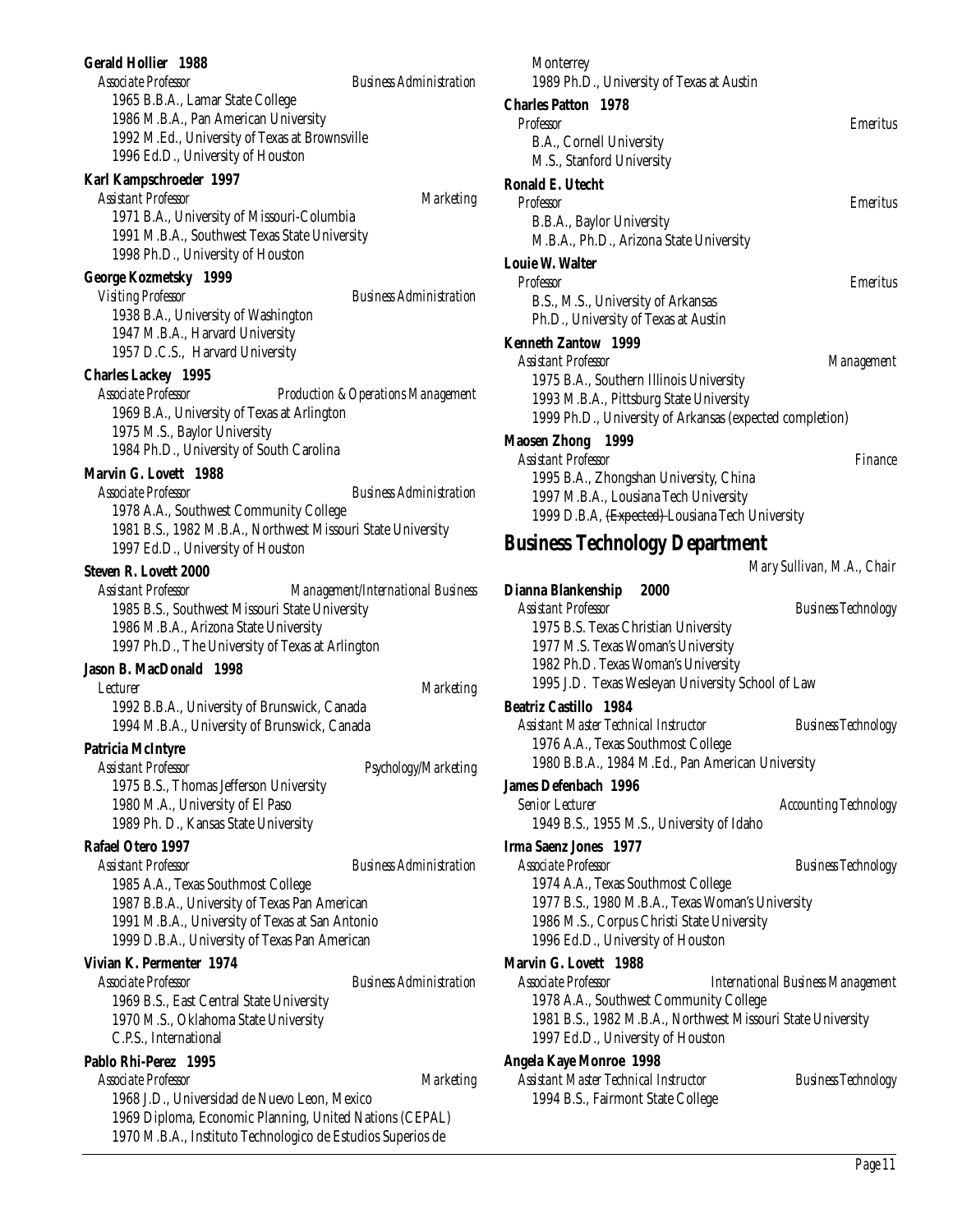**Gerald Hollier 1988**
*Associate Professor* — *Business Administration*
1965 B.B.A., Lamar State College
1986 M.B.A., Pan American University
1992 M.Ed., University of Texas at Brownsville
1996 Ed.D., University of Houston

**Karl Kampschroeder 1997**
*Assistant Professor* — *Marketing*
1971 B.A., University of Missouri-Columbia
1991 M.B.A., Southwest Texas State University
1998 Ph.D., University of Houston

**George Kozmetsky 1999**
*Visiting Professor* — *Business Administration*
1938 B.A., University of Washington
1947 M.B.A., Harvard University
1957 D.C.S., Harvard University

**Charles Lackey 1995**
*Associate Professor* — *Production & Operations Management*
1969 B.A., University of Texas at Arlington
1975 M.S., Baylor University
1984 Ph.D., University of South Carolina

**Marvin G. Lovett 1988**
*Associate Professor* — *Business Administration*
1978 A.A., Southwest Community College
1981 B.S., 1982 M.B.A., Northwest Missouri State University
1997 Ed.D., University of Houston

**Steven R. Lovett 2000**
*Assistant Professor* — *Management/International Business*
1985 B.S., Southwest Missouri State University
1986 M.B.A., Arizona State University
1997 Ph.D., The University of Texas at Arlington

**Jason B. MacDonald 1998**
*Lecturer* — *Marketing*
1992 B.B.A., University of Brunswick, Canada
1994 M.B.A., University of Brunswick, Canada

**Patricia McIntyre**
*Assistant Professor* — *Psychology/Marketing*
1975 B.S., Thomas Jefferson University
1980 M.A., University of El Paso
1989 Ph. D., Kansas State University

**Rafael Otero 1997**
*Assistant Professor* — *Business Administration*
1985 A.A., Texas Southmost College
1987 B.B.A., University of Texas Pan American
1991 M.B.A., University of Texas at San Antonio
1999 D.B.A., University of Texas Pan American

**Vivian K. Permenter 1974**
*Associate Professor* — *Business Administration*
1969 B.S., East Central State University
1970 M.S., Oklahoma State University
C.P.S., International

**Pablo Rhi-Perez 1995**
*Associate Professor* — *Marketing*
1968 J.D., Universidad de Nuevo Leon, Mexico
1969 Diploma, Economic Planning, United Nations (CEPAL)
1970 M.B.A., Instituto Technologico de Estudios Superios de Monterrey
1989 Ph.D., University of Texas at Austin

**Charles Patton 1978**
*Professor* — *Emeritus*
B.A., Cornell University
M.S., Stanford University

**Ronald E. Utecht**
*Professor* — *Emeritus*
B.B.A., Baylor University
M.B.A., Ph.D., Arizona State University

**Louie W. Walter**
*Professor* — *Emeritus*
B.S., M.S., University of Arkansas
Ph.D., University of Texas at Austin

**Kenneth Zantow 1999**
*Assistant Professor* — *Management*
1975 B.A., Southern Illinois University
1993 M.B.A., Pittsburg State University
1999 Ph.D., University of Arkansas (expected completion)

**Maosen Zhong 1999**
*Assistant Professor* — *Finance*
1995 B.A., Zhongshan University, China
1997 M.B.A., Lousiana Tech University
1999 D.B.A, ~~(Expected)~~ Lousiana Tech University

## Business Technology Department

*Mary Sullivan, M.A., Chair*

**Dianna Blankenship 2000**
*Assistant Professor* — *Business Technology*
1975 B.S. Texas Christian University
1977 M.S. Texas Woman's University
1982 Ph.D. Texas Woman's University
1995 J.D. Texas Wesleyan University School of Law

**Beatriz Castillo 1984**
*Assistant Master Technical Instructor* — *Business Technology*
1976 A.A., Texas Southmost College
1980 B.B.A., 1984 M.Ed., Pan American University

**James Defenbach 1996**
*Senior Lecturer* — *Accounting Technology*
1949 B.S., 1955 M.S., University of Idaho

**Irma Saenz Jones 1977**
*Associate Professor* — *Business Technology*
1974 A.A., Texas Southmost College
1977 B.S., 1980 M.B.A., Texas Woman's University
1986 M.S., Corpus Christi State University
1996 Ed.D., University of Houston

**Marvin G. Lovett 1988**
*Associate Professor* — *International Business Management*
1978 A.A., Southwest Community College
1981 B.S., 1982 M.B.A., Northwest Missouri State University
1997 Ed.D., University of Houston

**Angela Kaye Monroe 1998**
*Assistant Master Technical Instructor* — *Business Technology*
1994 B.S., Fairmont State College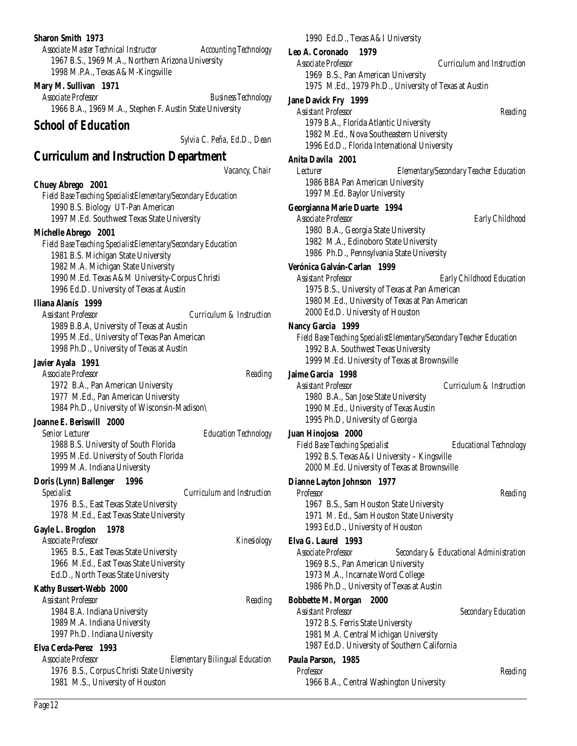**Sharon Smith 1973**
*Associate Master Technical Instructor* — *Accounting Technology*
1967 B.S., 1969 M.A., Northern Arizona University
1998 M.P.A., Texas A&M-Kingsville

**Mary M. Sullivan 1971**
*Associate Professor* — *Business Technology*
1966 B.A., 1969 M.A., Stephen F. Austin State University

## School of Education

*Sylvia C. Peña, Ed.D., Dean*

## Curriculum and Instruction Department

*Vacancy, Chair*

**Chuey Abrego 2001**
*Field Base Teaching SpecialistElementary/Secondary Education*
1990 B.S. Biology UT-Pan American
1997 M.Ed. Southwest Texas State University

**Michelle Abrego 2001**
*Field Base Teaching SpecialistElementary/Secondary Education*
1981 B.S. Michigan State University
1982 M.A. Michigan State University
1990 M.Ed. Texas A&M University-Corpus Christi
1996 Ed.D. University of Texas at Austin

**Iliana Alanís 1999**
*Assistant Professor* — *Curriculum & Instruction*
1989 B.B.A, University of Texas at Austin
1995 M.Ed., University of Texas Pan American
1998 Ph.D., University of Texas at Austin

**Javier Ayala 1991**
*Associate Professor* — *Reading*
1972 B.A., Pan American University
1977 M.Ed., Pan American University
1984 Ph.D., University of Wisconsin-Madison\

**Joanne E. Beriswill 2000**
*Senior Lecturer* — *Education Technology*
1988 B.S. University of South Florida
1995 M.Ed. University of South Florida
1999 M.A. Indiana University

**Doris (Lynn) Ballenger 1996**
*Specialist* — *Curriculum and Instruction*
1976 B.S., East Texas State University
1978 M.Ed., East Texas State University

**Gayle L. Brogdon 1978**
*Associate Professor* — *Kinesiology*
1965 B.S., East Texas State University
1966 M.Ed., East Texas State University
Ed.D., North Texas State University

**Kathy Bussert-Webb 2000**
*Assistant Professor* — *Reading*
1984 B.A. Indiana University
1989 M.A. Indiana University
1997 Ph.D. Indiana University

**Elva Cerda-Perez 1993**
*Associate Professor* — *Elementary Bilingual Education*
1976 B.S., Corpus Christi State University
1981 M.S., University of Houston
1990 Ed.D., Texas A&I University

**Leo A. Coronado 1979**
*Associate Professor* — *Curriculum and Instruction*
1969 B.S., Pan American University
1975 M.Ed., 1979 Ph.D., University of Texas at Austin

**Jane Davick Fry 1999**
*Assistant Professor* — *Reading*
1979 B.A., Florida Atlantic University
1982 M.Ed., Nova Southeastern University
1996 Ed.D., Florida International University

**Anita Davila 2001**
*Lecturer* — *Elementary/Secondary Teacher Education*
1986 BBA Pan American University
1997 M.Ed. Baylor University

**Georgianna Marie Duarte 1994**
*Associate Professor* — *Early Childhood*
1980 B.A., Georgia State University
1982 M.A., Edinoboro State University
1986 Ph.D., Pennsylvania State University

**Verónica Galván-Carlan 1999**
*Assistant Professor* — *Early Childhood Education*
1975 B.S., University of Texas at Pan American
1980 M.Ed., University of Texas at Pan American
2000 Ed.D. University of Houston

**Nancy Garcia 1999**
*Field Base Teaching SpecialistElementary/Secondary Teacher Education*
1992 B.A. Southwest Texas University
1999 M.Ed. University of Texas at Brownsville

**Jaime Garcia 1998**
*Assistant Professor* — *Curriculum & Instruction*
1980 B.A., San Jose State University
1990 M.Ed., University of Texas Austin
1995 Ph.D, University of Georgia

**Juan Hinojosa 2000**
*Field Base Teaching Specialist* — *Educational Technology*
1992 B.S. Texas A&I University – Kingsville
2000 M.Ed. University of Texas at Brownsville

**Dianne Layton Johnson 1977**
*Professor* — *Reading*
1967 B.S., Sam Houston State University
1971 M. Ed., Sam Houston State University
1993 Ed.D., University of Houston

**Elva G. Laurel 1993**
*Associate Professor* — *Secondary & Educational Administration*
1969 B.S., Pan American University
1973 M.A., Incarnate Word College
1986 Ph.D., University of Texas at Austin

**Bobbette M. Morgan 2000**
*Assistant Professor* — *Secondary Education*
1972 B.S. Ferris State University
1981 M.A. Central Michigan University
1987 Ed.D. University of Southern California

**Paula Parson, 1985**
*Professor* — *Reading*
1966 B.A., Central Washington University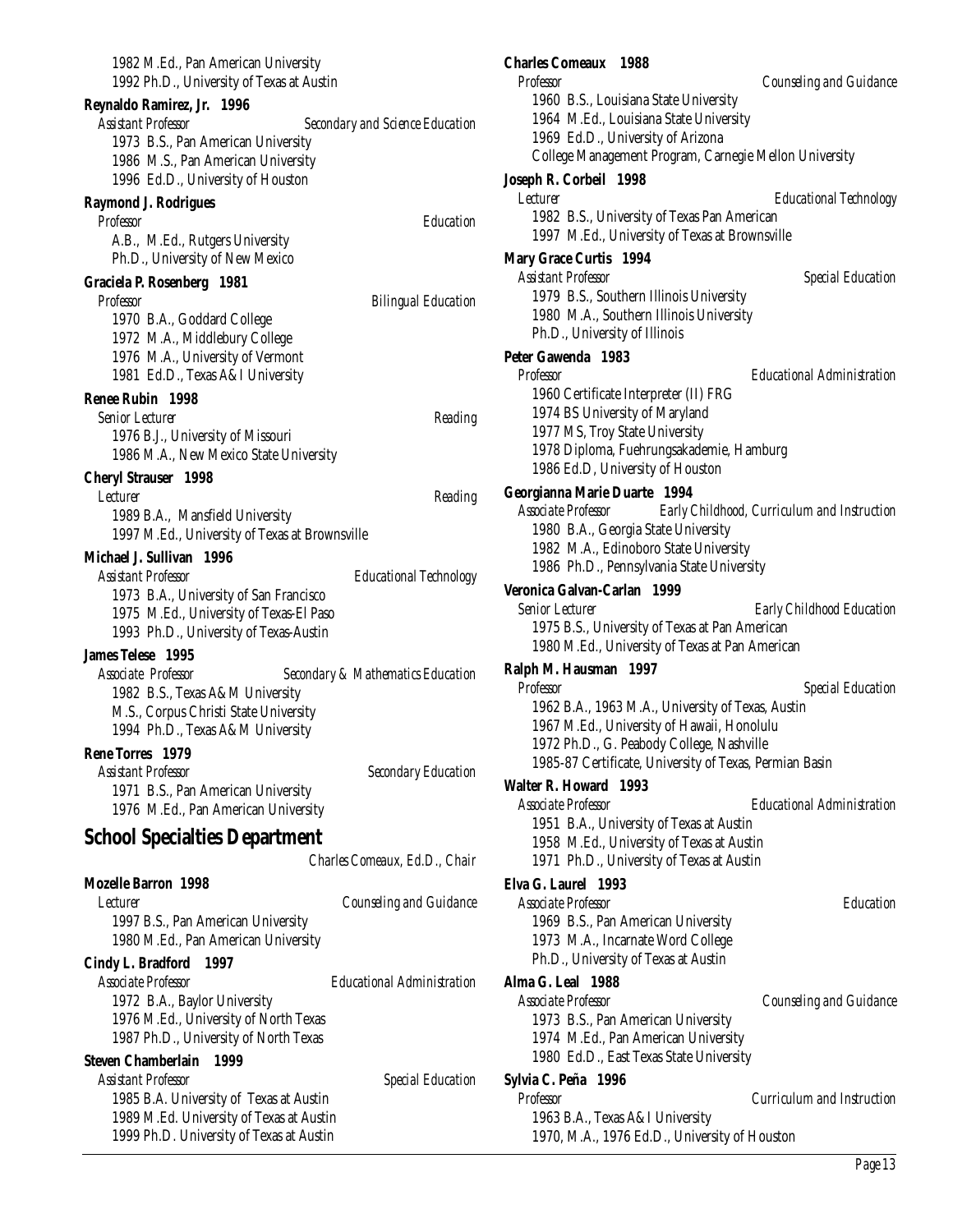1982 M.Ed., Pan American University
1992 Ph.D., University of Texas at Austin

**Reynaldo Ramirez, Jr. 1996**
*Assistant Professor* — *Secondary and Science Education*
1973 B.S., Pan American University
1986 M.S., Pan American University
1996 Ed.D., University of Houston

**Raymond J. Rodrigues**
*Professor* — *Education*
A.B., M.Ed., Rutgers University
Ph.D., University of New Mexico

**Graciela P. Rosenberg 1981**
*Professor* — *Bilingual Education*
1970 B.A., Goddard College
1972 M.A., Middlebury College
1976 M.A., University of Vermont
1981 Ed.D., Texas A&I University

**Renee Rubin 1998**
*Senior Lecturer* — *Reading*
1976 B.J., University of Missouri
1986 M.A., New Mexico State University

**Cheryl Strauser 1998**
*Lecturer* — *Reading*
1989 B.A., Mansfield University
1997 M.Ed., University of Texas at Brownsville

**Michael J. Sullivan 1996**
*Assistant Professor* — *Educational Technology*
1973 B.A., University of San Francisco
1975 M.Ed., University of Texas-El Paso
1993 Ph.D., University of Texas-Austin

**James Telese 1995**
*Associate Professor* — *Secondary & Mathematics Education*
1982 B.S., Texas A&M University
M.S., Corpus Christi State University
1994 Ph.D., Texas A&M University

**Rene Torres 1979**
*Assistant Professor* — *Secondary Education*
1971 B.S., Pan American University
1976 M.Ed., Pan American University

## School Specialties Department

*Charles Comeaux, Ed.D., Chair*

**Mozelle Barron 1998**
*Lecturer* — *Counseling and Guidance*
1997 B.S., Pan American University
1980 M.Ed., Pan American University

**Cindy L. Bradford 1997**
*Associate Professor* — *Educational Administration*
1972 B.A., Baylor University
1976 M.Ed., University of North Texas
1987 Ph.D., University of North Texas

**Steven Chamberlain 1999**
*Assistant Professor* — *Special Education*
1985 B.A. University of Texas at Austin
1989 M.Ed. University of Texas at Austin
1999 Ph.D. University of Texas at Austin

**Charles Comeaux 1988**
*Professor* — *Counseling and Guidance*
1960 B.S., Louisiana State University
1964 M.Ed., Louisiana State University
1969 Ed.D., University of Arizona
College Management Program, Carnegie Mellon University

**Joseph R. Corbeil 1998**
*Lecturer* — *Educational Technology*
1982 B.S., University of Texas Pan American
1997 M.Ed., University of Texas at Brownsville

**Mary Grace Curtis 1994**
*Assistant Professor* — *Special Education*
1979 B.S., Southern Illinois University
1980 M.A., Southern Illinois University
Ph.D., University of Illinois

**Peter Gawenda 1983**
*Professor* — *Educational Administration*
1960 Certificate Interpreter (II) FRG
1974 BS University of Maryland
1977 MS, Troy State University
1978 Diploma, Fuehrungsakademie, Hamburg
1986 Ed.D, University of Houston

**Georgianna Marie Duarte 1994**
*Associate Professor* — *Early Childhood, Curriculum and Instruction*
1980 B.A., Georgia State University
1982 M.A., Edinoboro State University
1986 Ph.D., Pennsylvania State University

**Veronica Galvan-Carlan 1999**
*Senior Lecturer* — *Early Childhood Education*
1975 B.S., University of Texas at Pan American
1980 M.Ed., University of Texas at Pan American

**Ralph M. Hausman 1997**
*Professor* — *Special Education*
1962 B.A., 1963 M.A., University of Texas, Austin
1967 M.Ed., University of Hawaii, Honolulu
1972 Ph.D., G. Peabody College, Nashville
1985-87 Certificate, University of Texas, Permian Basin

**Walter R. Howard 1993**
*Associate Professor* — *Educational Administration*
1951 B.A., University of Texas at Austin
1958 M.Ed., University of Texas at Austin
1971 Ph.D., University of Texas at Austin

**Elva G. Laurel 1993**
*Associate Professor* — *Education*
1969 B.S., Pan American University
1973 M.A., Incarnate Word College
Ph.D., University of Texas at Austin

**Alma G. Leal 1988**
*Associate Professor* — *Counseling and Guidance*
1973 B.S., Pan American University
1974 M.Ed., Pan American University
1980 Ed.D., East Texas State University

**Sylvia C. Peña 1996**
*Professor* — *Curriculum and Instruction*
1963 B.A., Texas A&I University
1970, M.A., 1976 Ed.D., University of Houston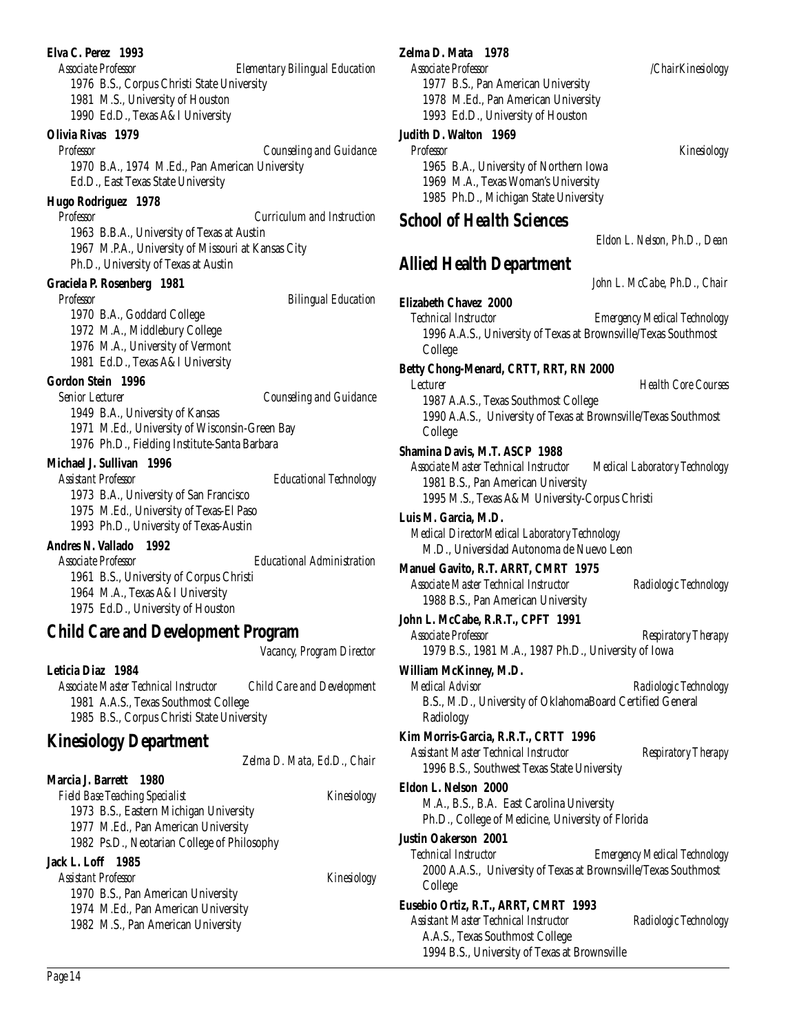**Elva C. Perez 1993**
*Associate Professor* — *Elementary Bilingual Education*
1976 B.S., Corpus Christi State University
1981 M.S., University of Houston
1990 Ed.D., Texas A&I University

**Olivia Rivas 1979**
*Professor* — *Counseling and Guidance*
1970 B.A., 1974 M.Ed., Pan American University
Ed.D., East Texas State University

**Hugo Rodriguez 1978**
*Professor* — *Curriculum and Instruction*
1963 B.B.A., University of Texas at Austin
1967 M.P.A., University of Missouri at Kansas City
Ph.D., University of Texas at Austin

**Graciela P. Rosenberg 1981**
*Professor* — *Bilingual Education*
1970 B.A., Goddard College
1972 M.A., Middlebury College
1976 M.A., University of Vermont
1981 Ed.D., Texas A&I University

**Gordon Stein 1996**
*Senior Lecturer* — *Counseling and Guidance*
1949 B.A., University of Kansas
1971 M.Ed., University of Wisconsin-Green Bay
1976 Ph.D., Fielding Institute-Santa Barbara

**Michael J. Sullivan 1996**
*Assistant Professor* — *Educational Technology*
1973 B.A., University of San Francisco
1975 M.Ed., University of Texas-El Paso
1993 Ph.D., University of Texas-Austin

**Andres N. Vallado 1992**
*Associate Professor* — *Educational Administration*
1961 B.S., University of Corpus Christi
1964 M.A., Texas A&I University
1975 Ed.D., University of Houston

## Child Care and Development Program

*Vacancy, Program Director*

**Leticia Diaz 1984**
*Associate Master Technical Instructor* — *Child Care and Development*
1981 A.A.S., Texas Southmost College
1985 B.S., Corpus Christi State University

## Kinesiology Department

*Zelma D. Mata, Ed.D., Chair*

**Marcia J. Barrett 1980**
*Field Base Teaching Specialist* — *Kinesiology*
1973 B.S., Eastern Michigan University
1977 M.Ed., Pan American University
1982 Ps.D., Neotarian College of Philosophy

**Jack L. Loff 1985**
*Assistant Professor* — *Kinesiology*
1970 B.S., Pan American University
1974 M.Ed., Pan American University
1982 M.S., Pan American University

**Zelma D. Mata 1978**
*Associate Professor* — */ChairKinesiology*
1977 B.S., Pan American University
1978 M.Ed., Pan American University
1993 Ed.D., University of Houston

**Judith D. Walton 1969**
*Professor* — *Kinesiology*
1965 B.A., University of Northern Iowa
1969 M.A., Texas Woman's University
1985 Ph.D., Michigan State University

# School of Health Sciences

*Eldon L. Nelson, Ph.D., Dean*

## Allied Health Department

*John L. McCabe, Ph.D., Chair*

**Elizabeth Chavez 2000**
*Technical Instructor* — *Emergency Medical Technology*
1996 A.A.S., University of Texas at Brownsville/Texas Southmost College

**Betty Chong-Menard, CRTT, RRT, RN 2000**
*Lecturer* — *Health Core Courses*
1987 A.A.S., Texas Southmost College
1990 A.A.S., University of Texas at Brownsville/Texas Southmost College

**Shamina Davis, M.T. ASCP 1988**
*Associate Master Technical Instructor* — *Medical Laboratory Technology*
1981 B.S., Pan American University
1995 M.S., Texas A&M University-Corpus Christi

**Luis M. Garcia, M.D.**
*Medical DirectorMedical Laboratory Technology*
M.D., Universidad Autonoma de Nuevo Leon

**Manuel Gavito, R.T. ARRT, CMRT 1975**
*Associate Master Technical Instructor* — *Radiologic Technology*
1988 B.S., Pan American University

**John L. McCabe, R.R.T., CPFT 1991**
*Associate Professor* — *Respiratory Therapy*
1979 B.S., 1981 M.A., 1987 Ph.D., University of Iowa

**William McKinney, M.D.**
*Medical Advisor* — *Radiologic Technology*
B.S., M.D., University of OklahomaBoard Certified General Radiology

**Kim Morris-Garcia, R.R.T., CRTT 1996**
*Assistant Master Technical Instructor* — *Respiratory Therapy*
1996 B.S., Southwest Texas State University

**Eldon L. Nelson 2000**
M.A., B.S., B.A. East Carolina University
Ph.D., College of Medicine, University of Florida

**Justin Oakerson 2001**
*Technical Instructor* — *Emergency Medical Technology*
2000 A.A.S., University of Texas at Brownsville/Texas Southmost College

**Eusebio Ortiz, R.T., ARRT, CMRT 1993**
*Assistant Master Technical Instructor* — *Radiologic Technology*
A.A.S., Texas Southmost College
1994 B.S., University of Texas at Brownsville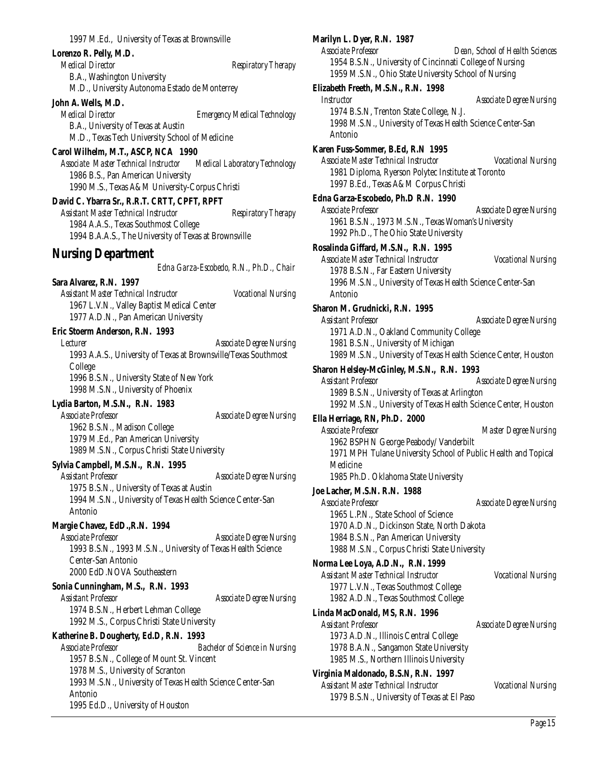1997 M.Ed., University of Texas at Brownsville

**Lorenzo R. Pelly, M.D.**
*Medical Director* *Respiratory Therapy*
B.A., Washington University
M.D., University Autonoma Estado de Monterrey

**John A. Wells, M.D.**
*Medical Director* *Emergency Medical Technology*
B.A., University of Texas at Austin
M.D., Texas Tech University School of Medicine

**Carol Wilhelm, M.T., ASCP, NCA 1990**
*Associate Master Technical Instructor* *Medical Laboratory Technology*
1986 B.S., Pan American University
1990 M.S., Texas A&M University-Corpus Christi

**David C. Ybarra Sr., R.R.T. CRTT, CPFT, RPFT**
*Assistant Master Technical Instructor* *Respiratory Therapy*
1984 A.A.S., Texas Southmost College
1994 B.A.A.S., The University of Texas at Brownsville

## Nursing Department

*Edna Garza-Escobedo, R.N., Ph.D., Chair*

**Sara Alvarez, R.N. 1997**
*Assistant Master Technical Instructor* *Vocational Nursing*
1967 L.V.N., Valley Baptist Medical Center
1977 A.D.N., Pan American University

**Eric Stoerm Anderson, R.N. 1993**
*Lecturer* *Associate Degree Nursing*
1993 A.A.S., University of Texas at Brownsville/Texas Southmost College
1996 B.S.N., University State of New York
1998 M.S.N., University of Phoenix

**Lydia Barton, M.S.N., R.N. 1983**
*Associate Professor* *Associate Degree Nursing*
1962 B.S.N., Madison College
1979 M.Ed., Pan American University
1989 M.S.N., Corpus Christi State University

**Sylvia Campbell, M.S.N., R.N. 1995**
*Assistant Professor* *Associate Degree Nursing*
1975 B.S.N., University of Texas at Austin
1994 M.S.N., University of Texas Health Science Center-San Antonio

**Margie Chavez, EdD.,R.N. 1994**
*Associate Professor* *Associate Degree Nursing*
1993 B.S.N., 1993 M.S.N., University of Texas Health Science Center-San Antonio
2000 EdD.NOVA Southeastern

**Sonia Cunningham, M.S., R.N. 1993**
*Assistant Professor* *Associate Degree Nursing*
1974 B.S.N., Herbert Lehman College
1992 M.S., Corpus Christi State University

**Katherine B. Dougherty, Ed.D, R.N. 1993**
*Associate Professor* *Bachelor of Science in Nursing*
1957 B.S.N., College of Mount St. Vincent
1978 M.S., University of Scranton
1993 M.S.N., University of Texas Health Science Center-San Antonio
1995 Ed.D., University of Houston

**Marilyn L. Dyer, R.N. 1987**
*Associate Professor* *Dean, School of Health Sciences*
1954 B.S.N., University of Cincinnati College of Nursing
1959 M.S.N., Ohio State University School of Nursing

**Elizabeth Freeth, M.S.N., R.N. 1998**
*Instructor* *Associate Degree Nursing*
1974 B.S.N, Trenton State College, N.J.
1998 M.S.N., University of Texas Health Science Center-San Antonio

**Karen Fuss-Sommer, B.Ed, R.N 1995**
*Associate Master Technical Instructor* *Vocational Nursing*
1981 Diploma, Ryerson Polytec Institute at Toronto
1997 B.Ed., Texas A&M Corpus Christi

**Edna Garza-Escobedo, Ph.D R.N. 1990**
*Associate Professor* *Associate Degree Nursing*
1961 B.S.N., 1973 M.S.N., Texas Woman's University
1992 Ph.D., The Ohio State University

**Rosalinda Giffard, M.S.N., R.N. 1995**
*Associate Master Technical Instructor* *Vocational Nursing*
1978 B.S.N., Far Eastern University
1996 M.S.N., University of Texas Health Science Center-San Antonio

**Sharon M. Grudnicki, R.N. 1995**
*Assistant Professor* *Associate Degree Nursing*
1971 A.D.N., Oakland Community College
1981 B.S.N., University of Michigan
1989 M.S.N., University of Texas Health Science Center, Houston

**Sharon Helsley-McGinley, M.S.N., R.N. 1993**
*Assistant Professor* *Associate Degree Nursing*
1989 B.S.N., University of Texas at Arlington
1992 M.S.N., University of Texas Health Science Center, Houston

**Ella Herriage, RN, Ph.D. 2000**
*Associate Professor* *Master Degree Nursing*
1962 BSPHN George Peabody/ Vanderbilt
1971 MPH Tulane University School of Public Health and Topical Medicine
1985 Ph.D. Oklahoma State University

**Joe Lacher, M.S.N. R.N. 1988**
*Associate Professor* *Associate Degree Nursing*
1965 L.P.N., State School of Science
1970 A.D.N., Dickinson State, North Dakota
1984 B.S.N., Pan American University
1988 M.S.N., Corpus Christi State University

**Norma Lee Loya, A.D.N., R.N. 1999**
*Assistant Master Technical Instructor* *Vocational Nursing*
1977 L.V.N., Texas Southmost College
1982 A.D.N., Texas Southmost College

**Linda MacDonald, MS, R.N. 1996**
*Assistant Professor* *Associate Degree Nursing*
1973 A.D.N., Illinois Central College
1978 B.A.N., Sangamon State University
1985 M.S., Northern Illinois University

**Virginia Maldonado, B.S.N, R.N. 1997**
*Assistant Master Technical Instructor* *Vocational Nursing*
1979 B.S.N., University of Texas at El Paso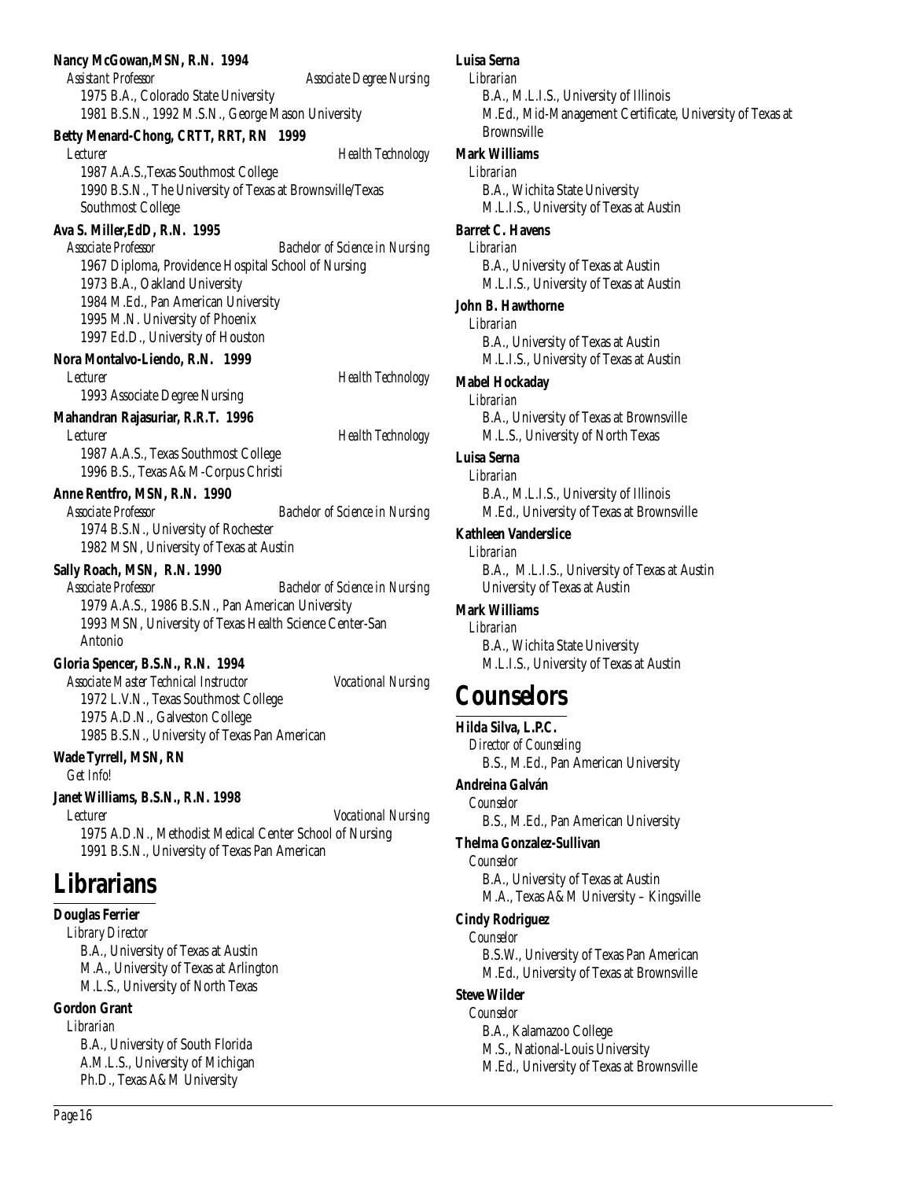**Nancy McGowan,MSN, R.N. 1994**
*Assistant Professor* *Associate Degree Nursing*
1975 B.A., Colorado State University
1981 B.S.N., 1992 M.S.N., George Mason University

**Betty Menard-Chong, CRTT, RRT, RN 1999**
*Lecturer* *Health Technology*
1987 A.A.S.,Texas Southmost College
1990 B.S.N., The University of Texas at Brownsville/Texas Southmost College

**Ava S. Miller,EdD, R.N. 1995**
*Associate Professor* *Bachelor of Science in Nursing*
1967 Diploma, Providence Hospital School of Nursing
1973 B.A., Oakland University
1984 M.Ed., Pan American University
1995 M.N. University of Phoenix
1997 Ed.D., University of Houston

**Nora Montalvo-Liendo, R.N. 1999**
*Lecturer* *Health Technology*
1993 Associate Degree Nursing

**Mahandran Rajasuriar, R.R.T. 1996**
*Lecturer* *Health Technology*
1987 A.A.S., Texas Southmost College
1996 B.S., Texas A&M-Corpus Christi

**Anne Rentfro, MSN, R.N. 1990**
*Associate Professor* *Bachelor of Science in Nursing*
1974 B.S.N., University of Rochester
1982 MSN, University of Texas at Austin

**Sally Roach, MSN, R.N. 1990**
*Associate Professor* *Bachelor of Science in Nursing*
1979 A.A.S., 1986 B.S.N., Pan American University
1993 MSN, University of Texas Health Science Center-San Antonio

**Gloria Spencer, B.S.N., R.N. 1994**
*Associate Master Technical Instructor* *Vocational Nursing*
1972 L.V.N., Texas Southmost College
1975 A.D.N., Galveston College
1985 B.S.N., University of Texas Pan American

**Wade Tyrrell, MSN, RN**
*Get Info!*

**Janet Williams, B.S.N., R.N. 1998**
*Lecturer* *Vocational Nursing*
1975 A.D.N., Methodist Medical Center School of Nursing
1991 B.S.N., University of Texas Pan American

# Librarians

**Douglas Ferrier**
*Library Director*
B.A., University of Texas at Austin
M.A., University of Texas at Arlington
M.L.S., University of North Texas

**Gordon Grant**
*Librarian*
B.A., University of South Florida
A.M.L.S., University of Michigan
Ph.D., Texas A&M University

**Luisa Serna**
*Librarian*
B.A., M.L.I.S., University of Illinois
M.Ed., Mid-Management Certificate, University of Texas at Brownsville

**Mark Williams**
*Librarian*
B.A., Wichita State University
M.L.I.S., University of Texas at Austin

**Barret C. Havens**
*Librarian*
B.A., University of Texas at Austin
M.L.I.S., University of Texas at Austin

**John B. Hawthorne**
*Librarian*
B.A., University of Texas at Austin
M.L.I.S., University of Texas at Austin

**Mabel Hockaday**
*Librarian*
B.A., University of Texas at Brownsville
M.L.S., University of North Texas

**Luisa Serna**
*Librarian*
B.A., M.L.I.S., University of Illinois
M.Ed., University of Texas at Brownsville

**Kathleen Vanderslice**
*Librarian*
B.A., M.L.I.S., University of Texas at Austin
University of Texas at Austin

**Mark Williams**
*Librarian*
B.A., Wichita State University
M.L.I.S., University of Texas at Austin

# Counselors

**Hilda Silva, L.P.C.**
*Director of Counseling*
B.S., M.Ed., Pan American University

**Andreina Galván**
*Counselor*
B.S., M.Ed., Pan American University

**Thelma Gonzalez-Sullivan**
*Counselor*
B.A., University of Texas at Austin
M.A., Texas A&M University – Kingsville

**Cindy Rodriguez**
*Counselor*
B.S.W., University of Texas Pan American
M.Ed., University of Texas at Brownsville

**Steve Wilder**
*Counselor*
B.A., Kalamazoo College
M.S., National-Louis University
M.Ed., University of Texas at Brownsville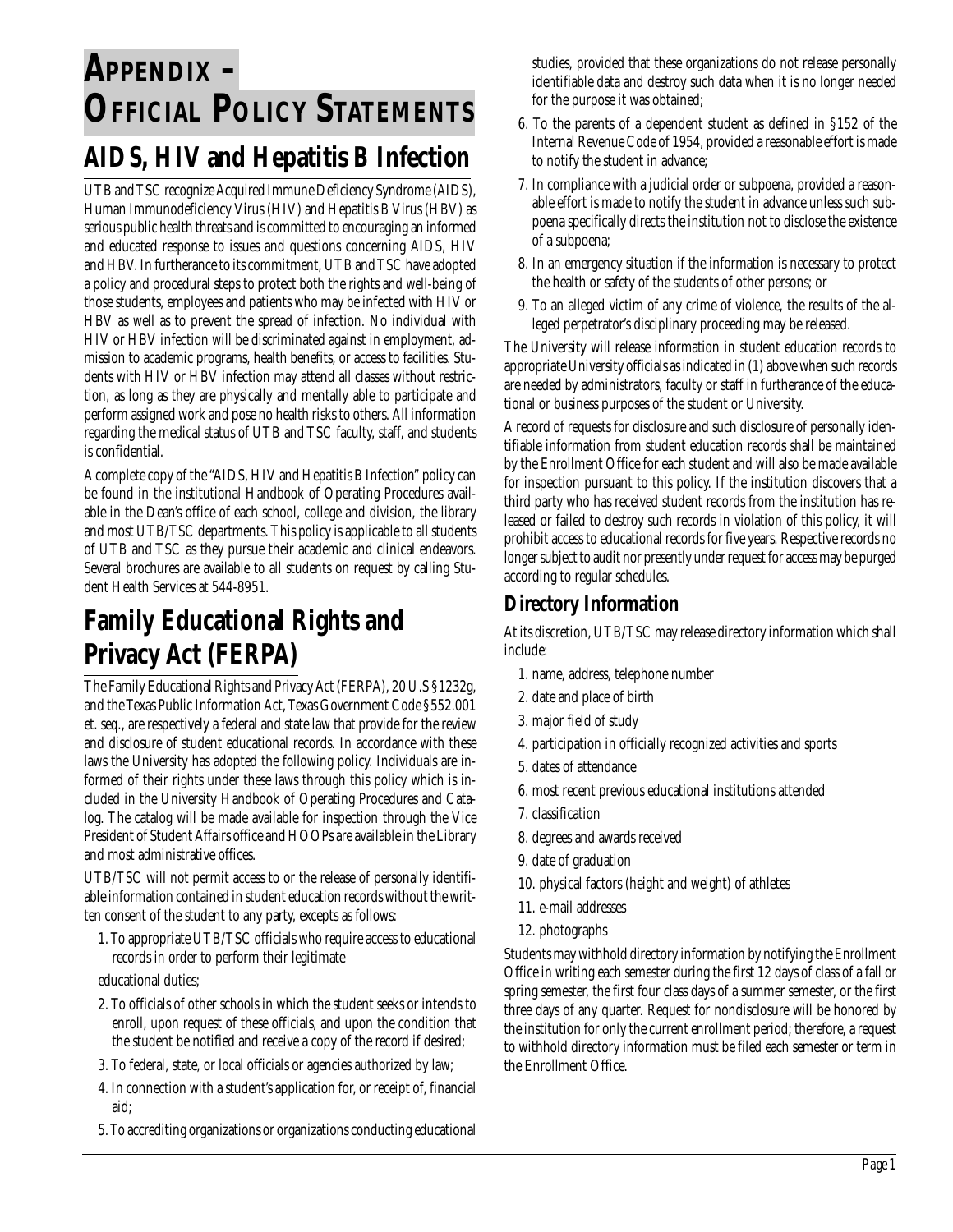# APPENDIX – OFFICIAL POLICY STATEMENTS

## AIDS, HIV and Hepatitis B Infection

UTB and TSC recognize Acquired Immune Deficiency Syndrome (AIDS), Human Immunodeficiency Virus (HIV) and Hepatitis B Virus (HBV) as serious public health threats and is committed to encouraging an informed and educated response to issues and questions concerning AIDS, HIV and HBV. In furtherance to its commitment, UTB and TSC have adopted a policy and procedural steps to protect both the rights and well-being of those students, employees and patients who may be infected with HIV or HBV as well as to prevent the spread of infection. No individual with HIV or HBV infection will be discriminated against in employment, admission to academic programs, health benefits, or access to facilities. Students with HIV or HBV infection may attend all classes without restriction, as long as they are physically and mentally able to participate and perform assigned work and pose no health risks to others. All information regarding the medical status of UTB and TSC faculty, staff, and students is confidential.

A complete copy of the "AIDS, HIV and Hepatitis B Infection" policy can be found in the institutional Handbook of Operating Procedures available in the Dean's office of each school, college and division, the library and most UTB/TSC departments. This policy is applicable to all students of UTB and TSC as they pursue their academic and clinical endeavors. Several brochures are available to all students on request by calling Student Health Services at 544-8951.

## Family Educational Rights and Privacy Act (FERPA)

The Family Educational Rights and Privacy Act (FERPA), 20 U.S §1232g, and the Texas Public Information Act, Texas Government Code §552.001 et. seq., are respectively a federal and state law that provide for the review and disclosure of student educational records. In accordance with these laws the University has adopted the following policy. Individuals are informed of their rights under these laws through this policy which is included in the University Handbook of Operating Procedures and Catalog. The catalog will be made available for inspection through the Vice President of Student Affairs office and HOOPs are available in the Library and most administrative offices.

UTB/TSC will not permit access to or the release of personally identifiable information contained in student education records without the written consent of the student to any party, excepts as follows:

1. To appropriate UTB/TSC officials who require access to educational records in order to perform their legitimate educational duties;
2. To officials of other schools in which the student seeks or intends to enroll, upon request of these officials, and upon the condition that the student be notified and receive a copy of the record if desired;
3. To federal, state, or local officials or agencies authorized by law;
4. In connection with a student's application for, or receipt of, financial aid;
5. To accrediting organizations or organizations conducting educational studies, provided that these organizations do not release personally identifiable data and destroy such data when it is no longer needed for the purpose it was obtained;
6. To the parents of a dependent student as defined in §152 of the Internal Revenue Code of 1954, provided a reasonable effort is made to notify the student in advance;
7. In compliance with a judicial order or subpoena, provided a reasonable effort is made to notify the student in advance unless such subpoena specifically directs the institution not to disclose the existence of a subpoena;
8. In an emergency situation if the information is necessary to protect the health or safety of the students of other persons; or
9. To an alleged victim of any crime of violence, the results of the alleged perpetrator's disciplinary proceeding may be released.

The University will release information in student education records to appropriate University officials as indicated in (1) above when such records are needed by administrators, faculty or staff in furtherance of the educational or business purposes of the student or University.

A record of requests for disclosure and such disclosure of personally identifiable information from student education records shall be maintained by the Enrollment Office for each student and will also be made available for inspection pursuant to this policy. If the institution discovers that a third party who has received student records from the institution has released or failed to destroy such records in violation of this policy, it will prohibit access to educational records for five years. Respective records no longer subject to audit nor presently under request for access may be purged according to regular schedules.

### Directory Information

At its discretion, UTB/TSC may release directory information which shall include:

1. name, address, telephone number
2. date and place of birth
3. major field of study
4. participation in officially recognized activities and sports
5. dates of attendance
6. most recent previous educational institutions attended
7. classification
8. degrees and awards received
9. date of graduation
10. physical factors (height and weight) of athletes
11. e-mail addresses
12. photographs

Students may withhold directory information by notifying the Enrollment Office in writing each semester during the first 12 days of class of a fall or spring semester, the first four class days of a summer semester, or the first three days of any quarter. Request for nondisclosure will be honored by the institution for only the current enrollment period; therefore, a request to withhold directory information must be filed each semester or term in the Enrollment Office.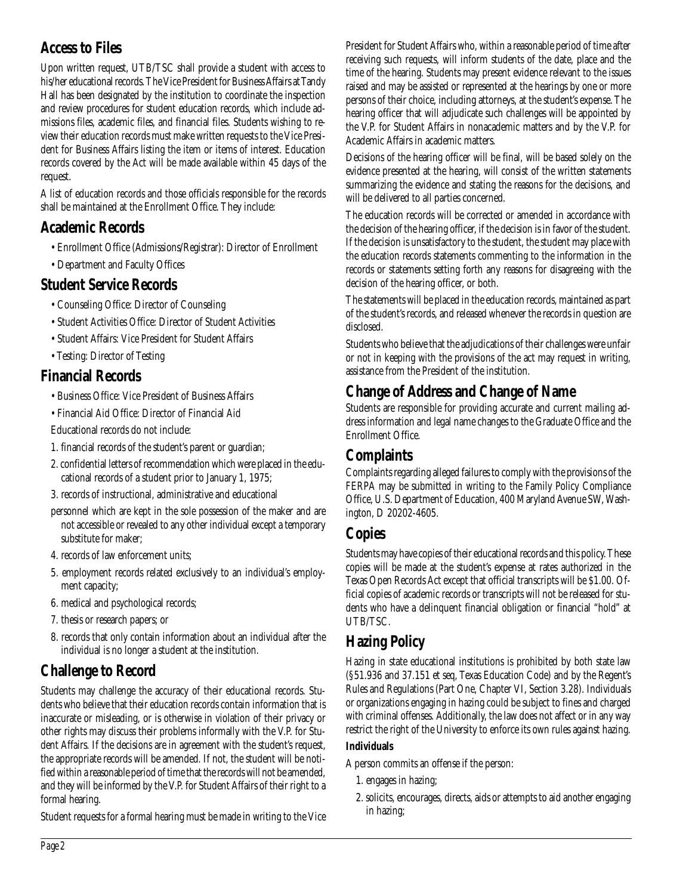## Access to Files

Upon written request, UTB/TSC shall provide a student with access to his/her educational records. The Vice President for Business Affairs at Tandy Hall has been designated by the institution to coordinate the inspection and review procedures for student education records, which include admissions files, academic files, and financial files. Students wishing to review their education records must make written requests to the Vice President for Business Affairs listing the item or items of interest. Education records covered by the Act will be made available within 45 days of the request.

A list of education records and those officials responsible for the records shall be maintained at the Enrollment Office. They include:

## Academic Records

- Enrollment Office (Admissions/Registrar): Director of Enrollment
- Department and Faculty Offices

## Student Service Records

- Counseling Office: Director of Counseling
- Student Activities Office: Director of Student Activities
- Student Affairs: Vice President for Student Affairs
- Testing: Director of Testing

## Financial Records

- Business Office: Vice President of Business Affairs
- Financial Aid Office: Director of Financial Aid

Educational records do not include:

1. financial records of the student's parent or guardian;
2. confidential letters of recommendation which were placed in the educational records of a student prior to January 1, 1975;
3. records of instructional, administrative and educational personnel which are kept in the sole possession of the maker and are not accessible or revealed to any other individual except a temporary substitute for maker;
4. records of law enforcement units;
5. employment records related exclusively to an individual's employment capacity;
6. medical and psychological records;
7. thesis or research papers; or
8. records that only contain information about an individual after the individual is no longer a student at the institution.

## Challenge to Record

Students may challenge the accuracy of their educational records. Students who believe that their education records contain information that is inaccurate or misleading, or is otherwise in violation of their privacy or other rights may discuss their problems informally with the V.P. for Student Affairs. If the decisions are in agreement with the student's request, the appropriate records will be amended. If not, the student will be notified within a reasonable period of time that the records will not be amended, and they will be informed by the V.P. for Student Affairs of their right to a formal hearing.

Student requests for a formal hearing must be made in writing to the Vice President for Student Affairs who, within a reasonable period of time after receiving such requests, will inform students of the date, place and the time of the hearing. Students may present evidence relevant to the issues raised and may be assisted or represented at the hearings by one or more persons of their choice, including attorneys, at the student's expense. The hearing officer that will adjudicate such challenges will be appointed by the V.P. for Student Affairs in nonacademic matters and by the V.P. for Academic Affairs in academic matters.

Decisions of the hearing officer will be final, will be based solely on the evidence presented at the hearing, will consist of the written statements summarizing the evidence and stating the reasons for the decisions, and will be delivered to all parties concerned.

The education records will be corrected or amended in accordance with the decision of the hearing officer, if the decision is in favor of the student. If the decision is unsatisfactory to the student, the student may place with the education records statements commenting to the information in the records or statements setting forth any reasons for disagreeing with the decision of the hearing officer, or both.

The statements will be placed in the education records, maintained as part of the student's records, and released whenever the records in question are disclosed.

Students who believe that the adjudications of their challenges were unfair or not in keeping with the provisions of the act may request in writing, assistance from the President of the institution.

## Change of Address and Change of Name

Students are responsible for providing accurate and current mailing address information and legal name changes to the Graduate Office and the Enrollment Office.

## Complaints

Complaints regarding alleged failures to comply with the provisions of the FERPA may be submitted in writing to the Family Policy Compliance Office, U.S. Department of Education, 400 Maryland Avenue SW, Washington, D 20202-4605.

## Copies

Students may have copies of their educational records and this policy. These copies will be made at the student's expense at rates authorized in the Texas Open Records Act except that official transcripts will be $1.00. Official copies of academic records or transcripts will not be released for students who have a delinquent financial obligation or financial "hold" at UTB/TSC.

## Hazing Policy

Hazing in state educational institutions is prohibited by both state law (§51.936 and 37.151 et seq, Texas Education Code) and by the Regent's Rules and Regulations (Part One, Chapter VI, Section 3.28). Individuals or organizations engaging in hazing could be subject to fines and charged with criminal offenses. Additionally, the law does not affect or in any way restrict the right of the University to enforce its own rules against hazing.

### Individuals

A person commits an offense if the person:

1. engages in hazing;
2. solicits, encourages, directs, aids or attempts to aid another engaging in hazing;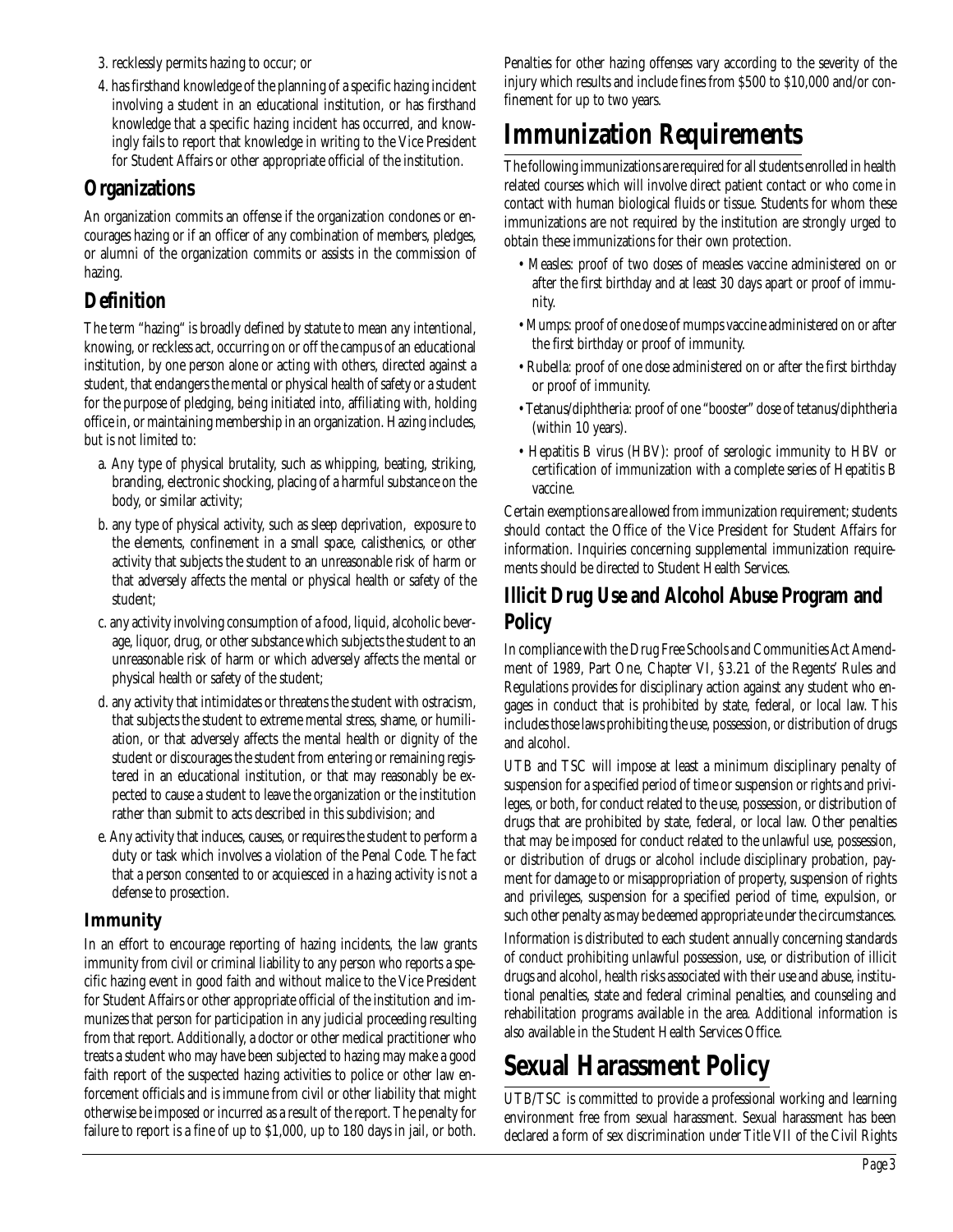3. recklessly permits hazing to occur; or
4. has firsthand knowledge of the planning of a specific hazing incident involving a student in an educational institution, or has firsthand knowledge that a specific hazing incident has occurred, and knowingly fails to report that knowledge in writing to the Vice President for Student Affairs or other appropriate official of the institution.

## Organizations

An organization commits an offense if the organization condones or encourages hazing or if an officer of any combination of members, pledges, or alumni of the organization commits or assists in the commission of hazing.

## Definition

The term "hazing" is broadly defined by statute to mean any intentional, knowing, or reckless act, occurring on or off the campus of an educational institution, by one person alone or acting with others, directed against a student, that endangers the mental or physical health of safety or a student for the purpose of pledging, being initiated into, affiliating with, holding office in, or maintaining membership in an organization. Hazing includes, but is not limited to:

a. Any type of physical brutality, such as whipping, beating, striking, branding, electronic shocking, placing of a harmful substance on the body, or similar activity;

b. any type of physical activity, such as sleep deprivation, exposure to the elements, confinement in a small space, calisthenics, or other activity that subjects the student to an unreasonable risk of harm or that adversely affects the mental or physical health or safety of the student;

c. any activity involving consumption of a food, liquid, alcoholic beverage, liquor, drug, or other substance which subjects the student to an unreasonable risk of harm or which adversely affects the mental or physical health or safety of the student;

d. any activity that intimidates or threatens the student with ostracism, that subjects the student to extreme mental stress, shame, or humiliation, or that adversely affects the mental health or dignity of the student or discourages the student from entering or remaining registered in an educational institution, or that may reasonably be expected to cause a student to leave the organization or the institution rather than submit to acts described in this subdivision; and

e. Any activity that induces, causes, or requires the student to perform a duty or task which involves a violation of the Penal Code. The fact that a person consented to or acquiesced in a hazing activity is not a defense to prosecution.

### Immunity

In an effort to encourage reporting of hazing incidents, the law grants immunity from civil or criminal liability to any person who reports a specific hazing event in good faith and without malice to the Vice President for Student Affairs or other appropriate official of the institution and immunizes that person for participation in any judicial proceeding resulting from that report. Additionally, a doctor or other medical practitioner who treats a student who may have been subjected to hazing may make a good faith report of the suspected hazing activities to police or other law enforcement officials and is immune from civil or other liability that might otherwise be imposed or incurred as a result of the report. The penalty for failure to report is a fine of up to $1,000, up to 180 days in jail, or both. Penalties for other hazing offenses vary according to the severity of the injury which results and include fines from $500 to $10,000 and/or confinement for up to two years.

# Immunization Requirements

The following immunizations are required for all students enrolled in health related courses which will involve direct patient contact or who come in contact with human biological fluids or tissue. Students for whom these immunizations are not required by the institution are strongly urged to obtain these immunizations for their own protection.

- Measles: proof of two doses of measles vaccine administered on or after the first birthday and at least 30 days apart or proof of immunity.
- Mumps: proof of one dose of mumps vaccine administered on or after the first birthday or proof of immunity.
- Rubella: proof of one dose administered on or after the first birthday or proof of immunity.
- Tetanus/diphtheria: proof of one "booster" dose of tetanus/diphtheria (within 10 years).
- Hepatitis B virus (HBV): proof of serologic immunity to HBV or certification of immunization with a complete series of Hepatitis B vaccine.

Certain exemptions are allowed from immunization requirement; students should contact the Office of the Vice President for Student Affairs for information. Inquiries concerning supplemental immunization requirements should be directed to Student Health Services.

## Illicit Drug Use and Alcohol Abuse Program and Policy

In compliance with the Drug Free Schools and Communities Act Amendment of 1989, Part One, Chapter VI, §3.21 of the Regents' Rules and Regulations provides for disciplinary action against any student who engages in conduct that is prohibited by state, federal, or local law. This includes those laws prohibiting the use, possession, or distribution of drugs and alcohol.

UTB and TSC will impose at least a minimum disciplinary penalty of suspension for a specified period of time or suspension or rights and privileges, or both, for conduct related to the use, possession, or distribution of drugs that are prohibited by state, federal, or local law. Other penalties that may be imposed for conduct related to the unlawful use, possession, or distribution of drugs or alcohol include disciplinary probation, payment for damage to or misappropriation of property, suspension of rights and privileges, suspension for a specified period of time, expulsion, or such other penalty as may be deemed appropriate under the circumstances.

Information is distributed to each student annually concerning standards of conduct prohibiting unlawful possession, use, or distribution of illicit drugs and alcohol, health risks associated with their use and abuse, institutional penalties, state and federal criminal penalties, and counseling and rehabilitation programs available in the area. Additional information is also available in the Student Health Services Office.

# Sexual Harassment Policy

UTB/TSC is committed to provide a professional working and learning environment free from sexual harassment. Sexual harassment has been declared a form of sex discrimination under Title VII of the Civil Rights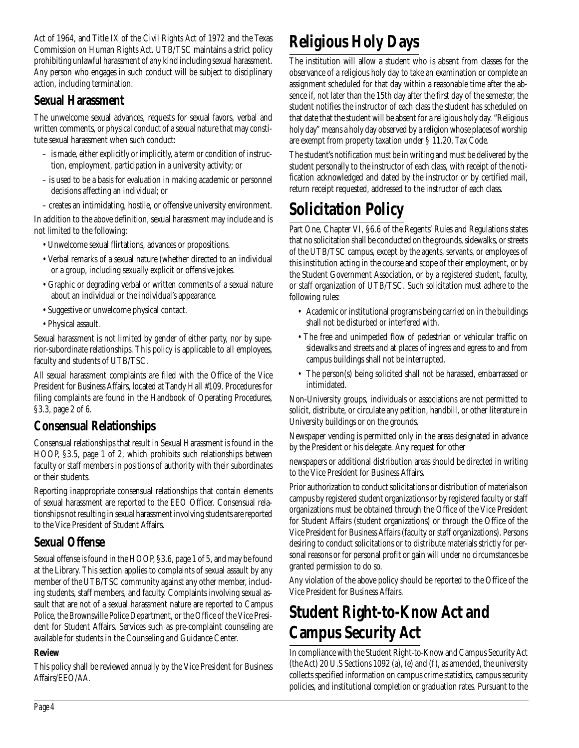Act of 1964, and Title IX of the Civil Rights Act of 1972 and the Texas Commission on Human Rights Act. UTB/TSC maintains a strict policy prohibiting unlawful harassment of any kind including sexual harassment. Any person who engages in such conduct will be subject to disciplinary action, including termination.

### Sexual Harassment

The unwelcome sexual advances, requests for sexual favors, verbal and written comments, or physical conduct of a sexual nature that may constitute sexual harassment when such conduct:

- is made, either explicitly or implicitly, a term or condition of instruction, employment, participation in a university activity; or
- is used to be a basis for evaluation in making academic or personnel decisions affecting an individual; or
- creates an intimidating, hostile, or offensive university environment.

In addition to the above definition, sexual harassment may include and is not limited to the following:

- Unwelcome sexual flirtations, advances or propositions.
- Verbal remarks of a sexual nature (whether directed to an individual or a group, including sexually explicit or offensive jokes.
- Graphic or degrading verbal or written comments of a sexual nature about an individual or the individual's appearance.
- Suggestive or unwelcome physical contact.
- Physical assault.

Sexual harassment is not limited by gender of either party, nor by superior-subordinate relationships. This policy is applicable to all employees, faculty and students of UTB/TSC.

All sexual harassment complaints are filed with the Office of the Vice President for Business Affairs, located at Tandy Hall #109. Procedures for filing complaints are found in the Handbook of Operating Procedures, §3.3, page 2 of 6.

### Consensual Relationships

Consensual relationships that result in Sexual Harassment is found in the HOOP, §3.5, page 1 of 2, which prohibits such relationships between faculty or staff members in positions of authority with their subordinates or their students.

Reporting inappropriate consensual relationships that contain elements of sexual harassment are reported to the EEO Officer. Consensual relationships not resulting in sexual harassment involving students are reported to the Vice President of Student Affairs.

### Sexual Offense

Sexual offense is found in the HOOP, §3.6, page 1 of 5, and may be found at the Library. This section applies to complaints of sexual assault by any member of the UTB/TSC community against any other member, including students, staff members, and faculty. Complaints involving sexual assault that are not of a sexual harassment nature are reported to Campus Police, the Brownsville Police Department, or the Office of the Vice President for Student Affairs. Services such as pre-complaint counseling are available for students in the Counseling and Guidance Center.

#### Review

This policy shall be reviewed annually by the Vice President for Business Affairs/EEO/AA.

## Religious Holy Days

The institution will allow a student who is absent from classes for the observance of a religious holy day to take an examination or complete an assignment scheduled for that day within a reasonable time after the absence if, not later than the 15th day after the first day of the semester, the student notifies the instructor of each class the student has scheduled on that date that the student will be absent for a religious holy day. "Religious holy day" means a holy day observed by a religion whose places of worship are exempt from property taxation under § 11.20, Tax Code.

The student's notification must be in writing and must be delivered by the student personally to the instructor of each class, with receipt of the notification acknowledged and dated by the instructor or by certified mail, return receipt requested, addressed to the instructor of each class.

## Solicitation Policy

Part One, Chapter VI, §6.6 of the Regents' Rules and Regulations states that no solicitation shall be conducted on the grounds, sidewalks, or streets of the UTB/TSC campus, except by the agents, servants, or employees of this institution acting in the course and scope of their employment, or by the Student Government Association, or by a registered student, faculty, or staff organization of UTB/TSC. Such solicitation must adhere to the following rules:

- Academic or institutional programs being carried on in the buildings shall not be disturbed or interfered with.
- The free and unimpeded flow of pedestrian or vehicular traffic on sidewalks and streets and at places of ingress and egress to and from campus buildings shall not be interrupted.
- The person(s) being solicited shall not be harassed, embarrassed or intimidated.

Non-University groups, individuals or associations are not permitted to solicit, distribute, or circulate any petition, handbill, or other literature in University buildings or on the grounds.

Newspaper vending is permitted only in the areas designated in advance by the President or his delegate. Any request for other

newspapers or additional distribution areas should be directed in writing to the Vice President for Business Affairs.

Prior authorization to conduct solicitations or distribution of materials on campus by registered student organizations or by registered faculty or staff organizations must be obtained through the Office of the Vice President for Student Affairs (student organizations) or through the Office of the Vice President for Business Affairs (faculty or staff organizations). Persons desiring to conduct solicitations or to distribute materials strictly for personal reasons or for personal profit or gain will under no circumstances be granted permission to do so.

Any violation of the above policy should be reported to the Office of the Vice President for Business Affairs.

## Student Right-to-Know Act and Campus Security Act

In compliance with the Student Right-to-Know and Campus Security Act (the Act) 20 U.S Sections 1092 (a), (e) and (f), as amended, the university collects specified information on campus crime statistics, campus security policies, and institutional completion or graduation rates. Pursuant to the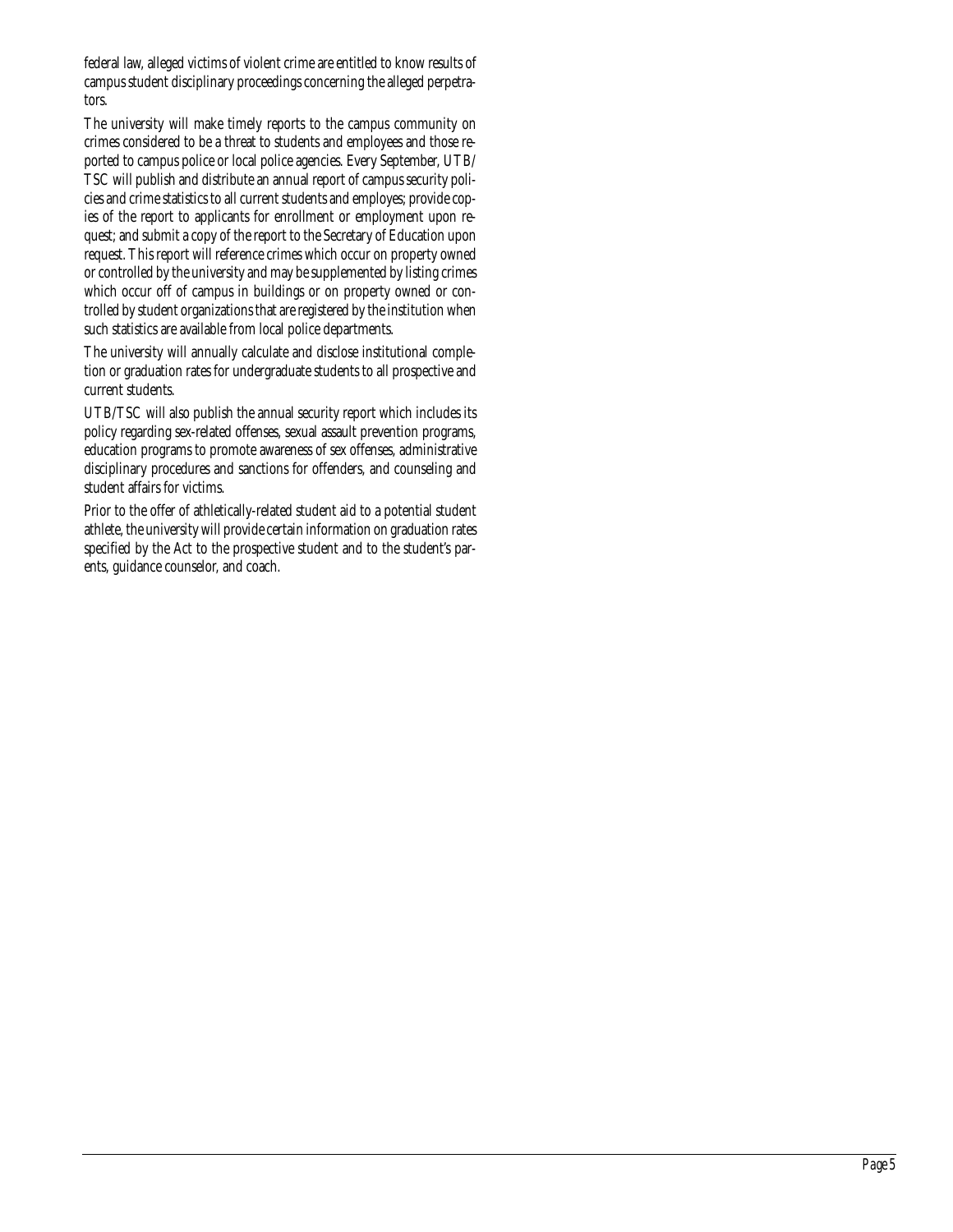federal law, alleged victims of violent crime are entitled to know results of campus student disciplinary proceedings concerning the alleged perpetrators.

The university will make timely reports to the campus community on crimes considered to be a threat to students and employees and those reported to campus police or local police agencies. Every September, UTB/TSC will publish and distribute an annual report of campus security policies and crime statistics to all current students and employes; provide copies of the report to applicants for enrollment or employment upon request; and submit a copy of the report to the Secretary of Education upon request. This report will reference crimes which occur on property owned or controlled by the university and may be supplemented by listing crimes which occur off of campus in buildings or on property owned or controlled by student organizations that are registered by the institution when such statistics are available from local police departments.

The university will annually calculate and disclose institutional completion or graduation rates for undergraduate students to all prospective and current students.

UTB/TSC will also publish the annual security report which includes its policy regarding sex-related offenses, sexual assault prevention programs, education programs to promote awareness of sex offenses, administrative disciplinary procedures and sanctions for offenders, and counseling and student affairs for victims.

Prior to the offer of athletically-related student aid to a potential student athlete, the university will provide certain information on graduation rates specified by the Act to the prospective student and to the student's parents, guidance counselor, and coach.